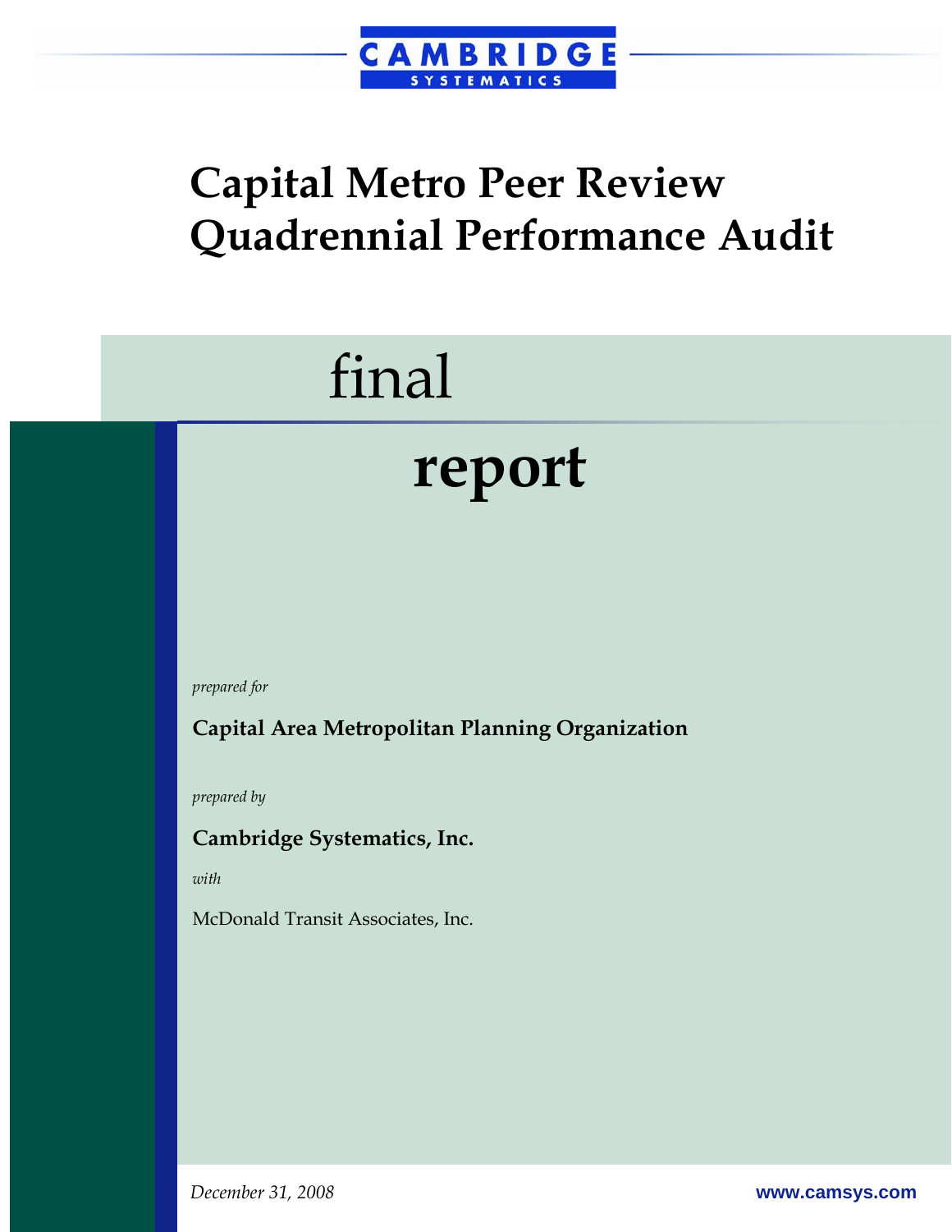CAMBRIDGE SYSTEMATICS

# Capital Metro Peer Review Quadrennial Performance Audit

final

# report

*prepared for*

**Capital Area Metropolitan Planning Organization**

*prepared by*

**Cambridge Systematics, Inc.**

*with*

McDonald Transit Associates, Inc.

*December 31, 2008*

**www.camsys.com**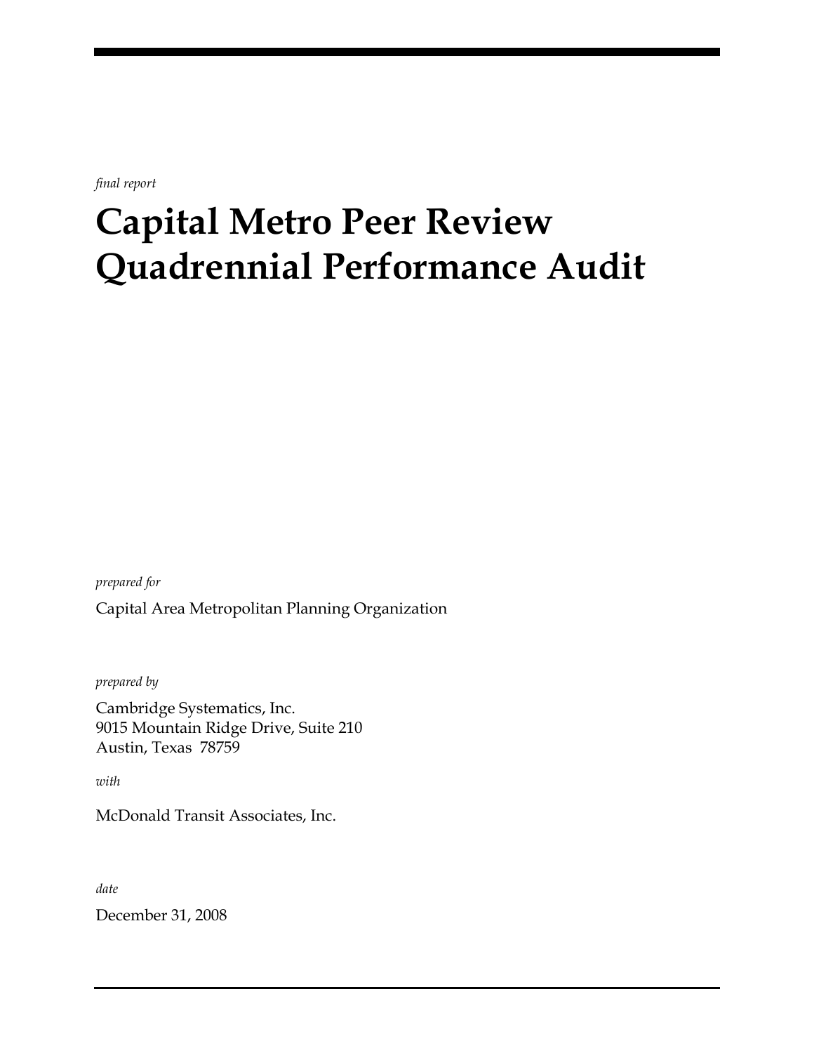*final report*

# Capital Metro Peer Review Quadrennial Performance Audit

*prepared for*

Capital Area Metropolitan Planning Organization

*prepared by*

Cambridge Systematics, Inc.
9015 Mountain Ridge Drive, Suite 210
Austin, Texas 78759

*with*

McDonald Transit Associates, Inc.

*date*

December 31, 2008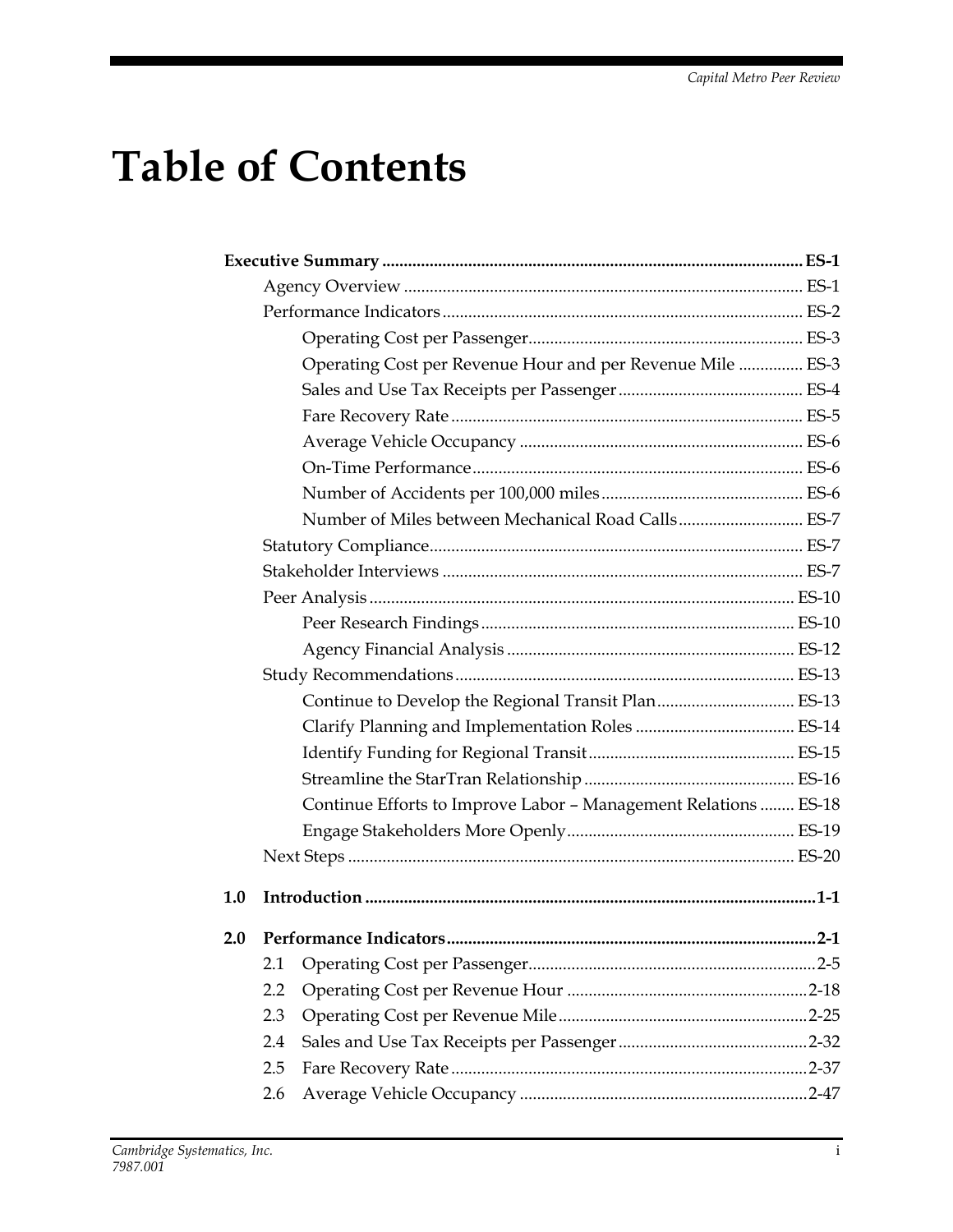# Table of Contents

**Executive Summary** .................................................................................................. **ES-1**

- Agency Overview ............................................................................................ ES-1
- Performance Indicators ................................................................................... ES-2
  - Operating Cost per Passenger ................................................................ ES-3
  - Operating Cost per Revenue Hour and per Revenue Mile ............... ES-3
  - Sales and Use Tax Receipts per Passenger ........................................... ES-4
  - Fare Recovery Rate .................................................................................. ES-5
  - Average Vehicle Occupancy .................................................................. ES-6
  - On-Time Performance ............................................................................. ES-6
  - Number of Accidents per 100,000 miles ............................................... ES-6
  - Number of Miles between Mechanical Road Calls ............................. ES-7
- Statutory Compliance ....................................................................................... ES-7
- Stakeholder Interviews .................................................................................... ES-7
- Peer Analysis .................................................................................................. ES-10
  - Peer Research Findings ......................................................................... ES-10
  - Agency Financial Analysis ................................................................... ES-12
- Study Recommendations ............................................................................... ES-13
  - Continue to Develop the Regional Transit Plan ................................. ES-13
  - Clarify Planning and Implementation Roles ..................................... ES-14
  - Identify Funding for Regional Transit ................................................ ES-15
  - Streamline the StarTran Relationship ................................................. ES-16
  - Continue Efforts to Improve Labor – Management Relations ........ ES-18
  - Engage Stakeholders More Openly ..................................................... ES-19
- Next Steps ....................................................................................................... ES-20

**1.0 Introduction** ........................................................................................................ **1-1**

**2.0 Performance Indicators** ...................................................................................... **2-1**

- 2.1 Operating Cost per Passenger ................................................................... 2-5
- 2.2 Operating Cost per Revenue Hour ........................................................ 2-18
- 2.3 Operating Cost per Revenue Mile .......................................................... 2-25
- 2.4 Sales and Use Tax Receipts per Passenger ............................................ 2-32
- 2.5 Fare Recovery Rate .................................................................................. 2-37
- 2.6 Average Vehicle Occupancy ................................................................... 2-47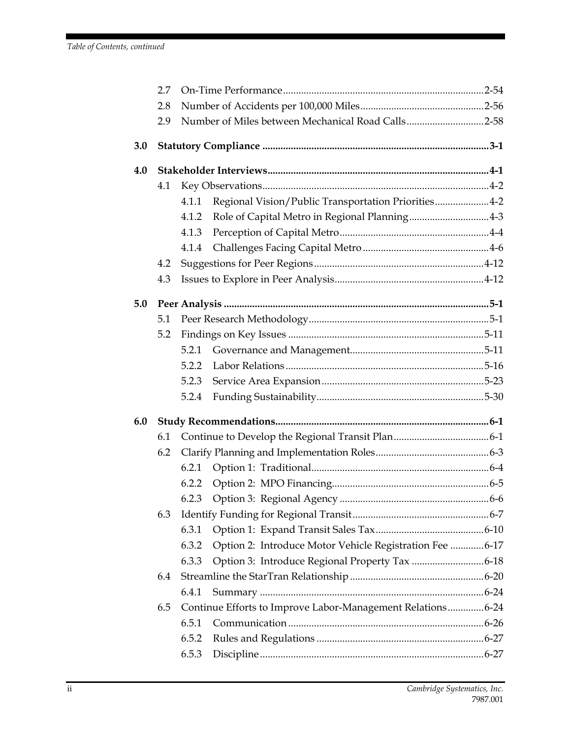| | | | |
|---|---|---|---|
| 2.7 | On-Time Performance | | 2-54 |
| 2.8 | Number of Accidents per 100,000 Miles | | 2-56 |
| 2.9 | Number of Miles between Mechanical Road Calls | | 2-58 |
| **3.0** | **Statutory Compliance** | | **3-1** |
| **4.0** | **Stakeholder Interviews** | | **4-1** |
| 4.1 | Key Observations | | 4-2 |
| | 4.1.1 | Regional Vision/Public Transportation Priorities | 4-2 |
| | 4.1.2 | Role of Capital Metro in Regional Planning | 4-3 |
| | 4.1.3 | Perception of Capital Metro | 4-4 |
| | 4.1.4 | Challenges Facing Capital Metro | 4-6 |
| 4.2 | Suggestions for Peer Regions | | 4-12 |
| 4.3 | Issues to Explore in Peer Analysis | | 4-12 |
| **5.0** | **Peer Analysis** | | **5-1** |
| 5.1 | Peer Research Methodology | | 5-1 |
| 5.2 | Findings on Key Issues | | 5-11 |
| | 5.2.1 | Governance and Management | 5-11 |
| | 5.2.2 | Labor Relations | 5-16 |
| | 5.2.3 | Service Area Expansion | 5-23 |
| | 5.2.4 | Funding Sustainability | 5-30 |
| **6.0** | **Study Recommendations** | | **6-1** |
| 6.1 | Continue to Develop the Regional Transit Plan | | 6-1 |
| 6.2 | Clarify Planning and Implementation Roles | | 6-3 |
| | 6.2.1 | Option 1: Traditional | 6-4 |
| | 6.2.2 | Option 2: MPO Financing | 6-5 |
| | 6.2.3 | Option 3: Regional Agency | 6-6 |
| 6.3 | Identify Funding for Regional Transit | | 6-7 |
| | 6.3.1 | Option 1: Expand Transit Sales Tax | 6-10 |
| | 6.3.2 | Option 2: Introduce Motor Vehicle Registration Fee | 6-17 |
| | 6.3.3 | Option 3: Introduce Regional Property Tax | 6-18 |
| 6.4 | Streamline the StarTran Relationship | | 6-20 |
| | 6.4.1 | Summary | 6-24 |
| 6.5 | Continue Efforts to Improve Labor-Management Relations | | 6-24 |
| | 6.5.1 | Communication | 6-26 |
| | 6.5.2 | Rules and Regulations | 6-27 |
| | 6.5.3 | Discipline | 6-27 |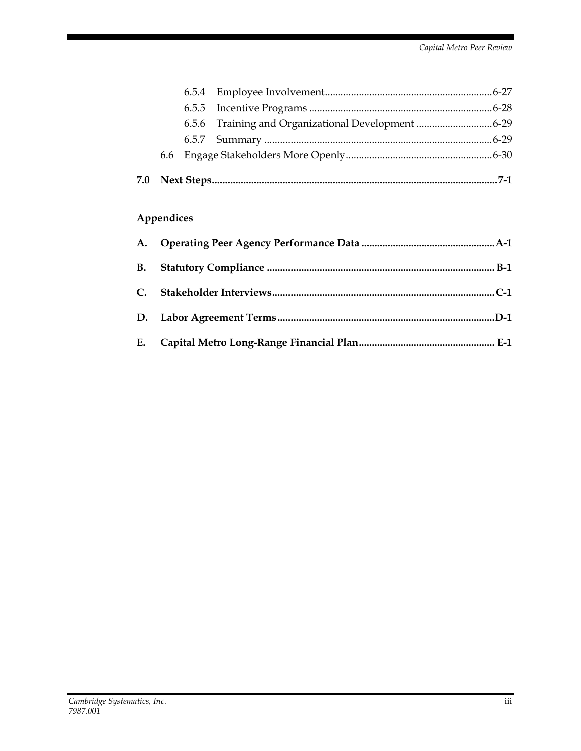6.5.4 Employee Involvement ........................................................ 6-27

6.5.5 Incentive Programs ........................................................ 6-28

6.5.6 Training and Organizational Development ........................................................ 6-29

6.5.7 Summary ........................................................ 6-29

6.6 Engage Stakeholders More Openly ........................................................ 6-30

**7.0 Next Steps ........................................................ 7-1**

**Appendices**

**A. Operating Peer Agency Performance Data ........................................................ A-1**

**B. Statutory Compliance ........................................................ B-1**

**C. Stakeholder Interviews ........................................................ C-1**

**D. Labor Agreement Terms ........................................................ D-1**

**E. Capital Metro Long-Range Financial Plan ........................................................ E-1**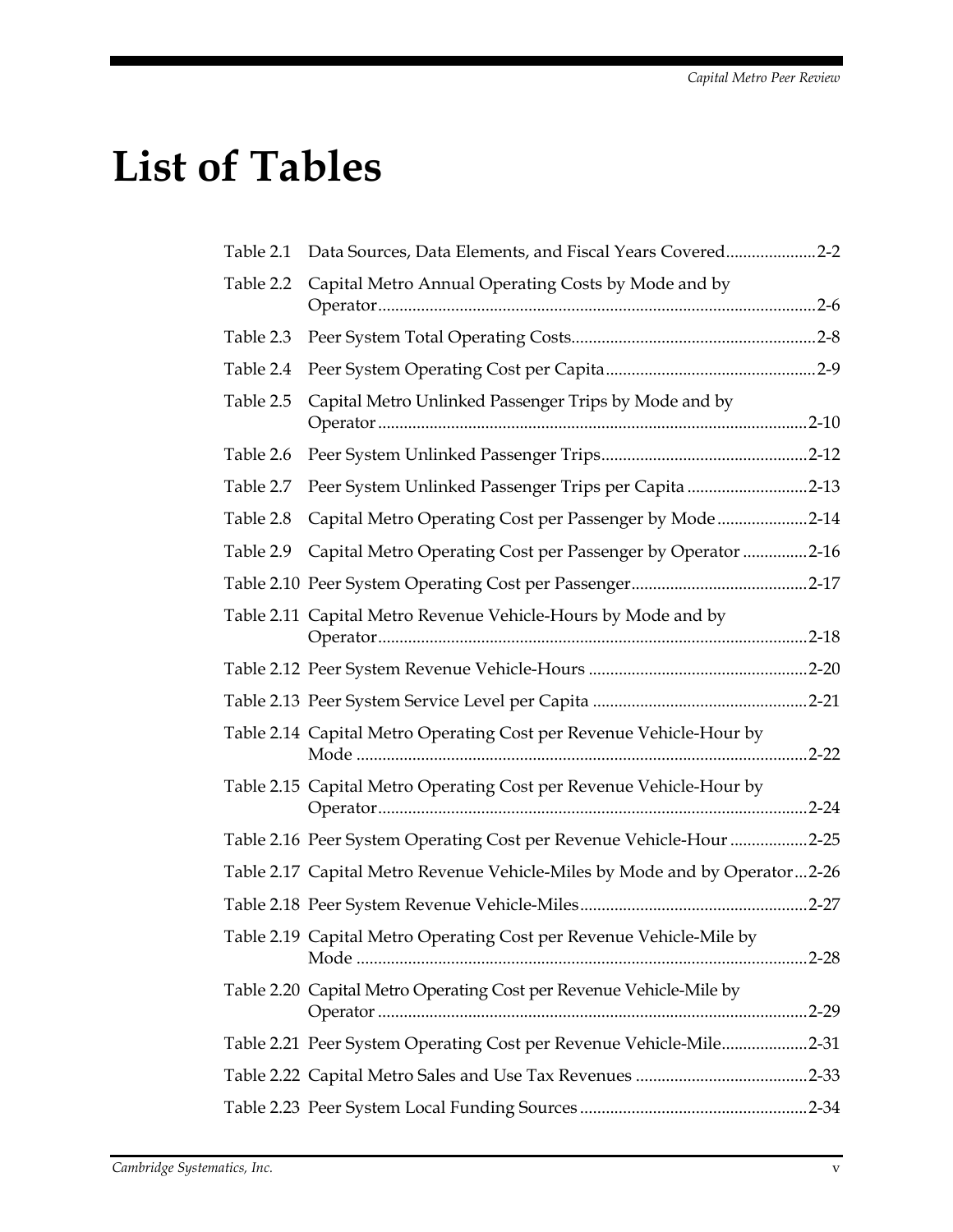# List of Tables

Table 2.1 Data Sources, Data Elements, and Fiscal Years Covered.....................2-2

Table 2.2 Capital Metro Annual Operating Costs by Mode and by Operator.....................................................................................................2-6

Table 2.3 Peer System Total Operating Costs.........................................................2-8

Table 2.4 Peer System Operating Cost per Capita.................................................2-9

Table 2.5 Capital Metro Unlinked Passenger Trips by Mode and by Operator...................................................................................................2-10

Table 2.6 Peer System Unlinked Passenger Trips................................................2-12

Table 2.7 Peer System Unlinked Passenger Trips per Capita ............................2-13

Table 2.8 Capital Metro Operating Cost per Passenger by Mode.....................2-14

Table 2.9 Capital Metro Operating Cost per Passenger by Operator ...............2-16

Table 2.10 Peer System Operating Cost per Passenger.........................................2-17

Table 2.11 Capital Metro Revenue Vehicle-Hours by Mode and by Operator...................................................................................................2-18

Table 2.12 Peer System Revenue Vehicle-Hours ..................................................2-20

Table 2.13 Peer System Service Level per Capita .................................................2-21

Table 2.14 Capital Metro Operating Cost per Revenue Vehicle-Hour by Mode ........................................................................................................2-22

Table 2.15 Capital Metro Operating Cost per Revenue Vehicle-Hour by Operator...................................................................................................2-24

Table 2.16 Peer System Operating Cost per Revenue Vehicle-Hour ..................2-25

Table 2.17 Capital Metro Revenue Vehicle-Miles by Mode and by Operator...2-26

Table 2.18 Peer System Revenue Vehicle-Miles.....................................................2-27

Table 2.19 Capital Metro Operating Cost per Revenue Vehicle-Mile by Mode ........................................................................................................2-28

Table 2.20 Capital Metro Operating Cost per Revenue Vehicle-Mile by Operator ...................................................................................................2-29

Table 2.21 Peer System Operating Cost per Revenue Vehicle-Mile....................2-31

Table 2.22 Capital Metro Sales and Use Tax Revenues ........................................2-33

Table 2.23 Peer System Local Funding Sources .....................................................2-34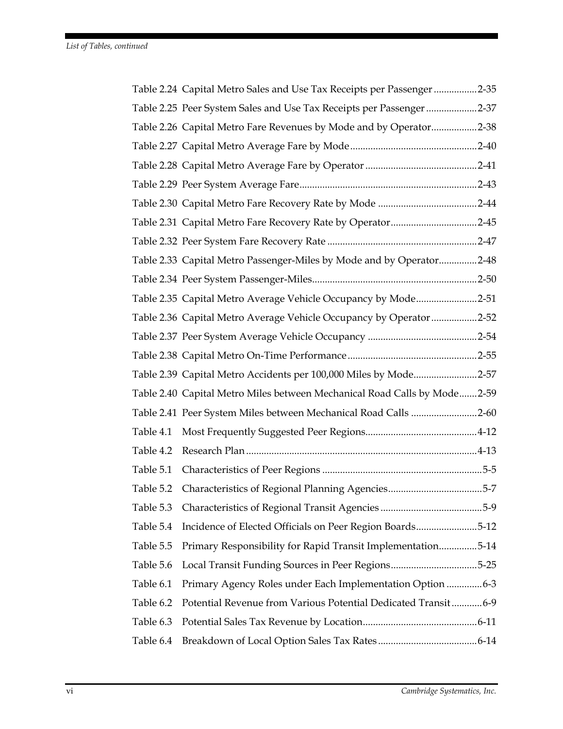*List of Tables, continued*

Table 2.24 Capital Metro Sales and Use Tax Receipts per Passenger .................2-35

Table 2.25 Peer System Sales and Use Tax Receipts per Passenger ....................2-37

Table 2.26 Capital Metro Fare Revenues by Mode and by Operator..................2-38

Table 2.27 Capital Metro Average Fare by Mode..................................................2-40

Table 2.28 Capital Metro Average Fare by Operator ............................................2-41

Table 2.29 Peer System Average Fare......................................................................2-43

Table 2.30 Capital Metro Fare Recovery Rate by Mode .......................................2-44

Table 2.31 Capital Metro Fare Recovery Rate by Operator..................................2-45

Table 2.32 Peer System Fare Recovery Rate ...........................................................2-47

Table 2.33 Capital Metro Passenger-Miles by Mode and by Operator...............2-48

Table 2.34 Peer System Passenger-Miles.................................................................2-50

Table 2.35 Capital Metro Average Vehicle Occupancy by Mode........................2-51

Table 2.36 Capital Metro Average Vehicle Occupancy by Operator..................2-52

Table 2.37 Peer System Average Vehicle Occupancy ...........................................2-54

Table 2.38 Capital Metro On-Time Performance...................................................2-55

Table 2.39 Capital Metro Accidents per 100,000 Miles by Mode.........................2-57

Table 2.40 Capital Metro Miles between Mechanical Road Calls by Mode.......2-59

Table 2.41 Peer System Miles between Mechanical Road Calls ..........................2-60

Table 4.1 Most Frequently Suggested Peer Regions............................................4-12

Table 4.2 Research Plan...........................................................................................4-13

Table 5.1 Characteristics of Peer Regions ...............................................................5-5

Table 5.2 Characteristics of Regional Planning Agencies.....................................5-7

Table 5.3 Characteristics of Regional Transit Agencies ........................................5-9

Table 5.4 Incidence of Elected Officials on Peer Region Boards........................5-12

Table 5.5 Primary Responsibility for Rapid Transit Implementation...............5-14

Table 5.6 Local Transit Funding Sources in Peer Regions..................................5-25

Table 6.1 Primary Agency Roles under Each Implementation Option ..............6-3

Table 6.2 Potential Revenue from Various Potential Dedicated Transit............6-9

Table 6.3 Potential Sales Tax Revenue by Location.............................................6-11

Table 6.4 Breakdown of Local Option Sales Tax Rates .......................................6-14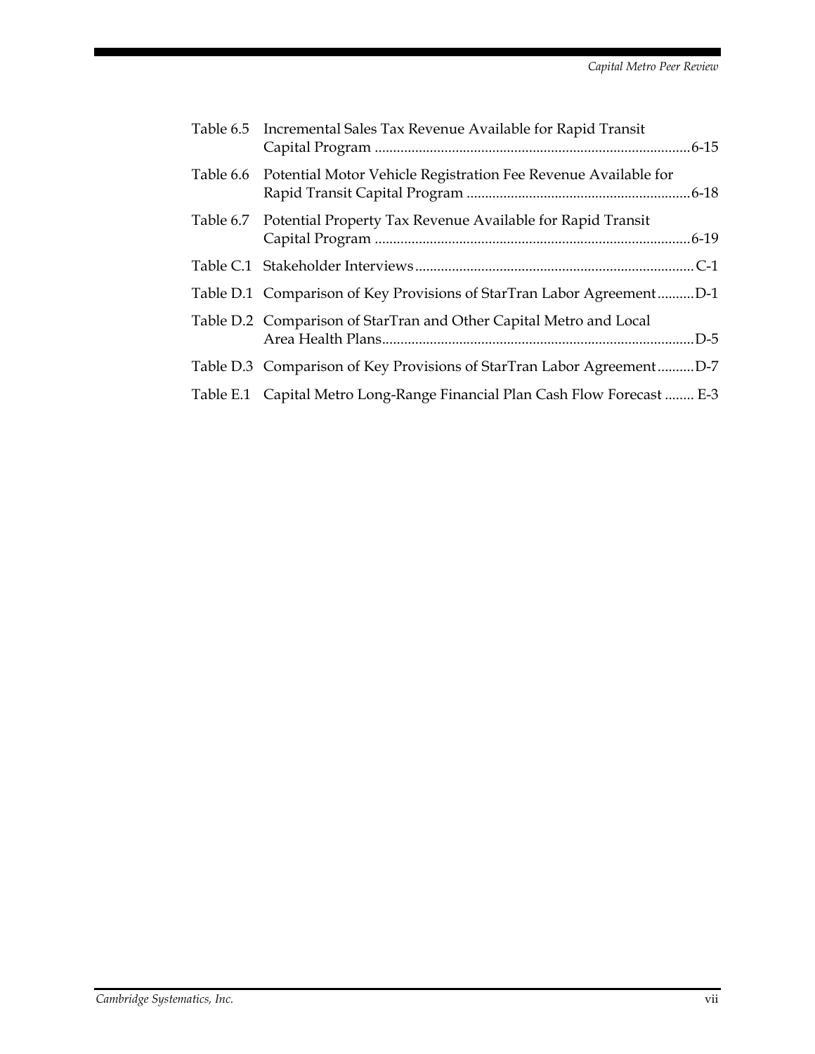Table 6.5 Incremental Sales Tax Revenue Available for Rapid Transit Capital Program ..................................................................................... 6-15

Table 6.6 Potential Motor Vehicle Registration Fee Revenue Available for Rapid Transit Capital Program ............................................................. 6-18

Table 6.7 Potential Property Tax Revenue Available for Rapid Transit Capital Program ..................................................................................... 6-19

Table C.1 Stakeholder Interviews ........................................................................... C-1

Table D.1 Comparison of Key Provisions of StarTran Labor Agreement .......... D-1

Table D.2 Comparison of StarTran and Other Capital Metro and Local Area Health Plans ..................................................................................... D-5

Table D.3 Comparison of Key Provisions of StarTran Labor Agreement .......... D-7

Table E.1 Capital Metro Long-Range Financial Plan Cash Flow Forecast ........ E-3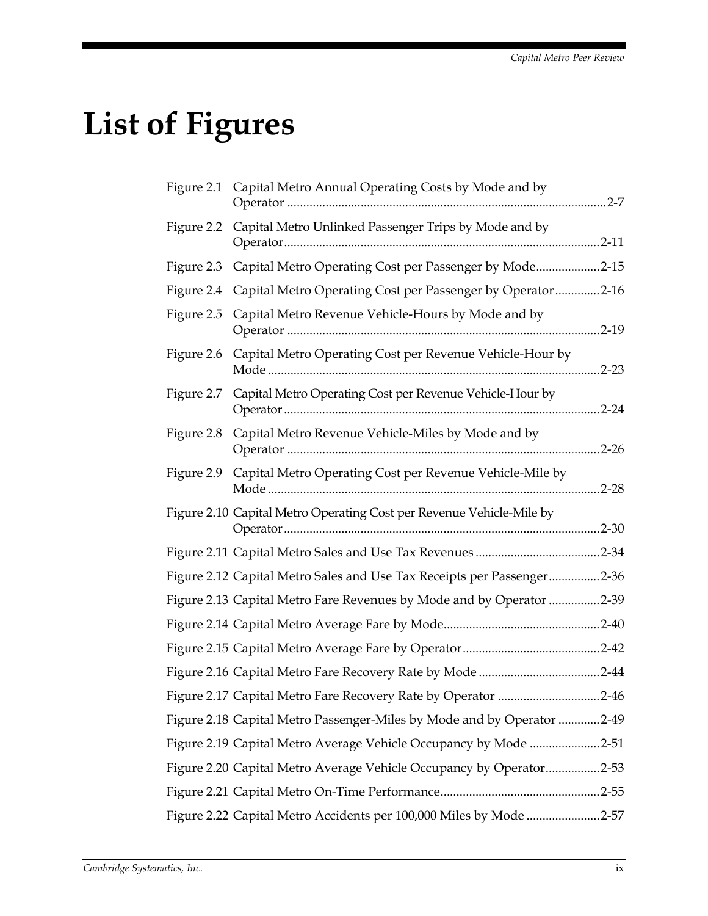# List of Figures

Figure 2.1 Capital Metro Annual Operating Costs by Mode and by Operator ....2-7

Figure 2.2 Capital Metro Unlinked Passenger Trips by Mode and by Operator....2-11

Figure 2.3 Capital Metro Operating Cost per Passenger by Mode....2-15

Figure 2.4 Capital Metro Operating Cost per Passenger by Operator....2-16

Figure 2.5 Capital Metro Revenue Vehicle-Hours by Mode and by Operator ....2-19

Figure 2.6 Capital Metro Operating Cost per Revenue Vehicle-Hour by Mode ....2-23

Figure 2.7 Capital Metro Operating Cost per Revenue Vehicle-Hour by Operator....2-24

Figure 2.8 Capital Metro Revenue Vehicle-Miles by Mode and by Operator ....2-26

Figure 2.9 Capital Metro Operating Cost per Revenue Vehicle-Mile by Mode ....2-28

Figure 2.10 Capital Metro Operating Cost per Revenue Vehicle-Mile by Operator....2-30

Figure 2.11 Capital Metro Sales and Use Tax Revenues ....2-34

Figure 2.12 Capital Metro Sales and Use Tax Receipts per Passenger....2-36

Figure 2.13 Capital Metro Fare Revenues by Mode and by Operator ....2-39

Figure 2.14 Capital Metro Average Fare by Mode....2-40

Figure 2.15 Capital Metro Average Fare by Operator....2-42

Figure 2.16 Capital Metro Fare Recovery Rate by Mode ....2-44

Figure 2.17 Capital Metro Fare Recovery Rate by Operator ....2-46

Figure 2.18 Capital Metro Passenger-Miles by Mode and by Operator ....2-49

Figure 2.19 Capital Metro Average Vehicle Occupancy by Mode ....2-51

Figure 2.20 Capital Metro Average Vehicle Occupancy by Operator....2-53

Figure 2.21 Capital Metro On-Time Performance....2-55

Figure 2.22 Capital Metro Accidents per 100,000 Miles by Mode ....2-57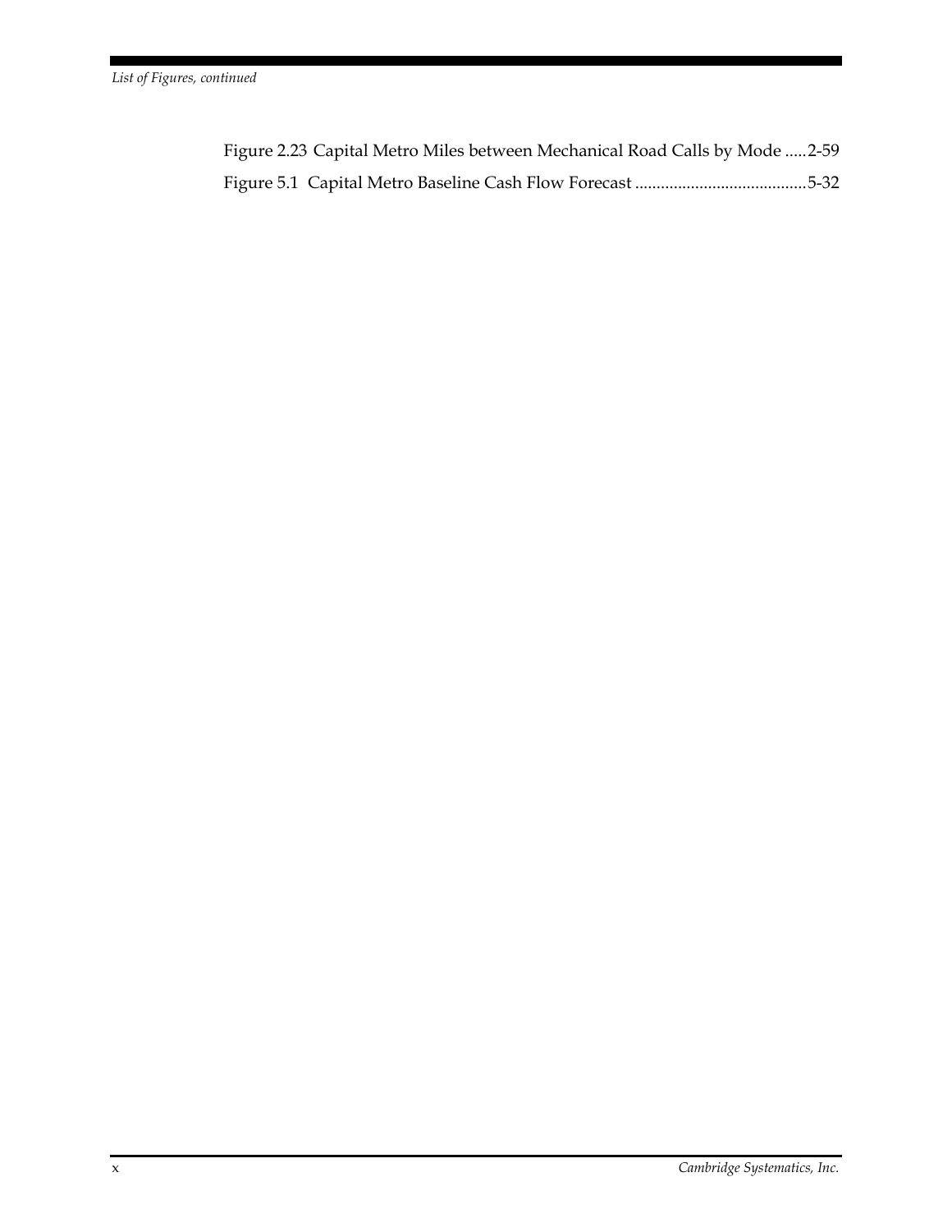Figure 2.23 Capital Metro Miles between Mechanical Road Calls by Mode .....2-59

Figure 5.1 Capital Metro Baseline Cash Flow Forecast ........................................5-32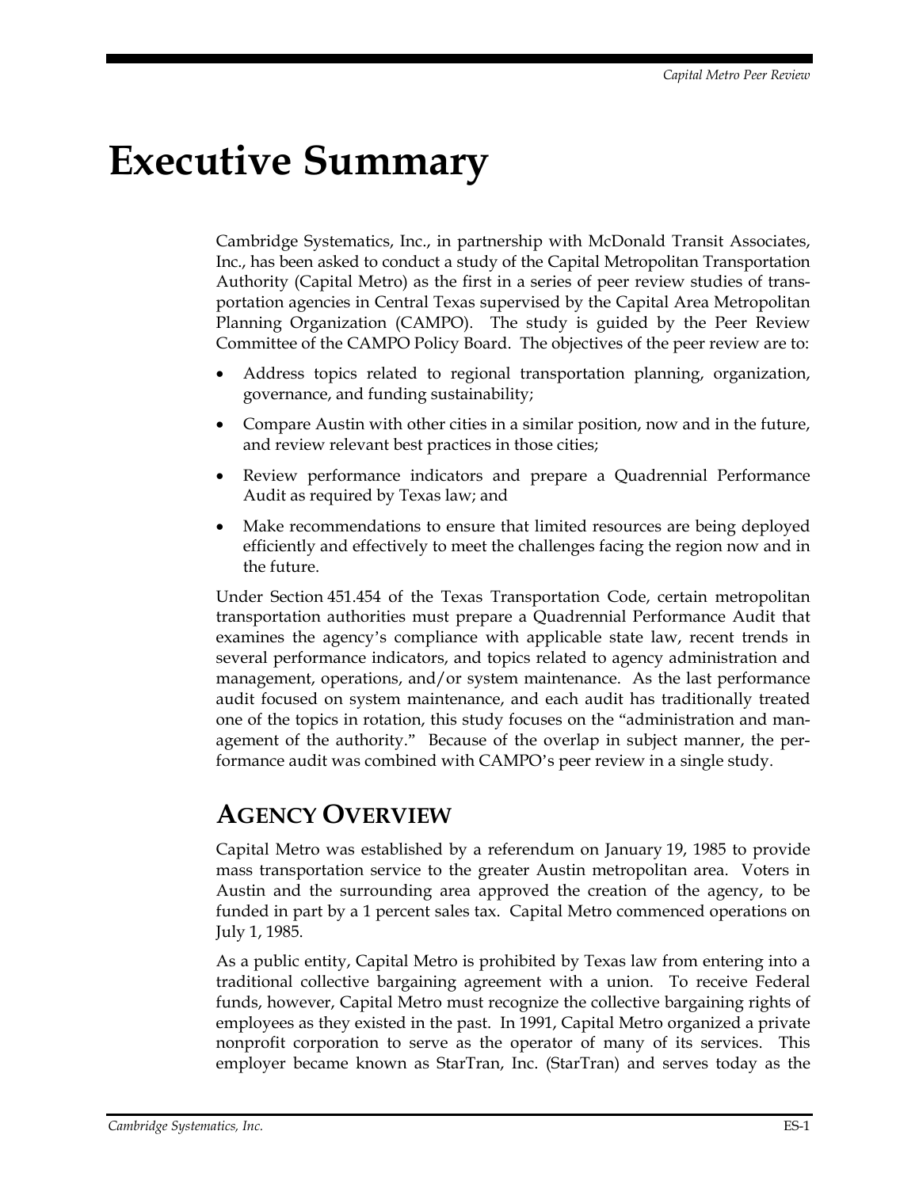# Executive Summary

Cambridge Systematics, Inc., in partnership with McDonald Transit Associates, Inc., has been asked to conduct a study of the Capital Metropolitan Transportation Authority (Capital Metro) as the first in a series of peer review studies of transportation agencies in Central Texas supervised by the Capital Area Metropolitan Planning Organization (CAMPO). The study is guided by the Peer Review Committee of the CAMPO Policy Board. The objectives of the peer review are to:

- Address topics related to regional transportation planning, organization, governance, and funding sustainability;
- Compare Austin with other cities in a similar position, now and in the future, and review relevant best practices in those cities;
- Review performance indicators and prepare a Quadrennial Performance Audit as required by Texas law; and
- Make recommendations to ensure that limited resources are being deployed efficiently and effectively to meet the challenges facing the region now and in the future.

Under Section 451.454 of the Texas Transportation Code, certain metropolitan transportation authorities must prepare a Quadrennial Performance Audit that examines the agency's compliance with applicable state law, recent trends in several performance indicators, and topics related to agency administration and management, operations, and/or system maintenance. As the last performance audit focused on system maintenance, and each audit has traditionally treated one of the topics in rotation, this study focuses on the "administration and management of the authority." Because of the overlap in subject manner, the performance audit was combined with CAMPO's peer review in a single study.

## Agency Overview

Capital Metro was established by a referendum on January 19, 1985 to provide mass transportation service to the greater Austin metropolitan area. Voters in Austin and the surrounding area approved the creation of the agency, to be funded in part by a 1 percent sales tax. Capital Metro commenced operations on July 1, 1985.

As a public entity, Capital Metro is prohibited by Texas law from entering into a traditional collective bargaining agreement with a union. To receive Federal funds, however, Capital Metro must recognize the collective bargaining rights of employees as they existed in the past. In 1991, Capital Metro organized a private nonprofit corporation to serve as the operator of many of its services. This employer became known as StarTran, Inc. (StarTran) and serves today as the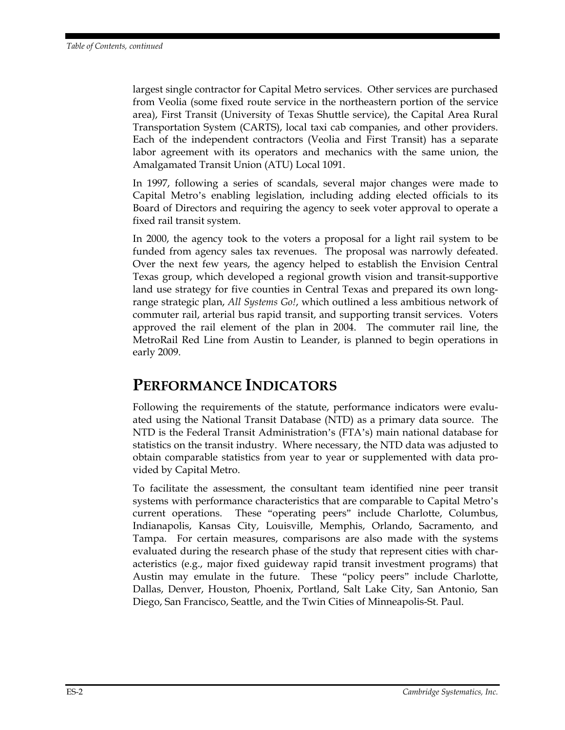largest single contractor for Capital Metro services. Other services are purchased from Veolia (some fixed route service in the northeastern portion of the service area), First Transit (University of Texas Shuttle service), the Capital Area Rural Transportation System (CARTS), local taxi cab companies, and other providers. Each of the independent contractors (Veolia and First Transit) has a separate labor agreement with its operators and mechanics with the same union, the Amalgamated Transit Union (ATU) Local 1091.

In 1997, following a series of scandals, several major changes were made to Capital Metro's enabling legislation, including adding elected officials to its Board of Directors and requiring the agency to seek voter approval to operate a fixed rail transit system.

In 2000, the agency took to the voters a proposal for a light rail system to be funded from agency sales tax revenues. The proposal was narrowly defeated. Over the next few years, the agency helped to establish the Envision Central Texas group, which developed a regional growth vision and transit-supportive land use strategy for five counties in Central Texas and prepared its own long-range strategic plan, *All Systems Go!*, which outlined a less ambitious network of commuter rail, arterial bus rapid transit, and supporting transit services. Voters approved the rail element of the plan in 2004. The commuter rail line, the MetroRail Red Line from Austin to Leander, is planned to begin operations in early 2009.

## PERFORMANCE INDICATORS

Following the requirements of the statute, performance indicators were evaluated using the National Transit Database (NTD) as a primary data source. The NTD is the Federal Transit Administration's (FTA's) main national database for statistics on the transit industry. Where necessary, the NTD data was adjusted to obtain comparable statistics from year to year or supplemented with data provided by Capital Metro.

To facilitate the assessment, the consultant team identified nine peer transit systems with performance characteristics that are comparable to Capital Metro's current operations. These "operating peers" include Charlotte, Columbus, Indianapolis, Kansas City, Louisville, Memphis, Orlando, Sacramento, and Tampa. For certain measures, comparisons are also made with the systems evaluated during the research phase of the study that represent cities with characteristics (e.g., major fixed guideway rapid transit investment programs) that Austin may emulate in the future. These "policy peers" include Charlotte, Dallas, Denver, Houston, Phoenix, Portland, Salt Lake City, San Antonio, San Diego, San Francisco, Seattle, and the Twin Cities of Minneapolis-St. Paul.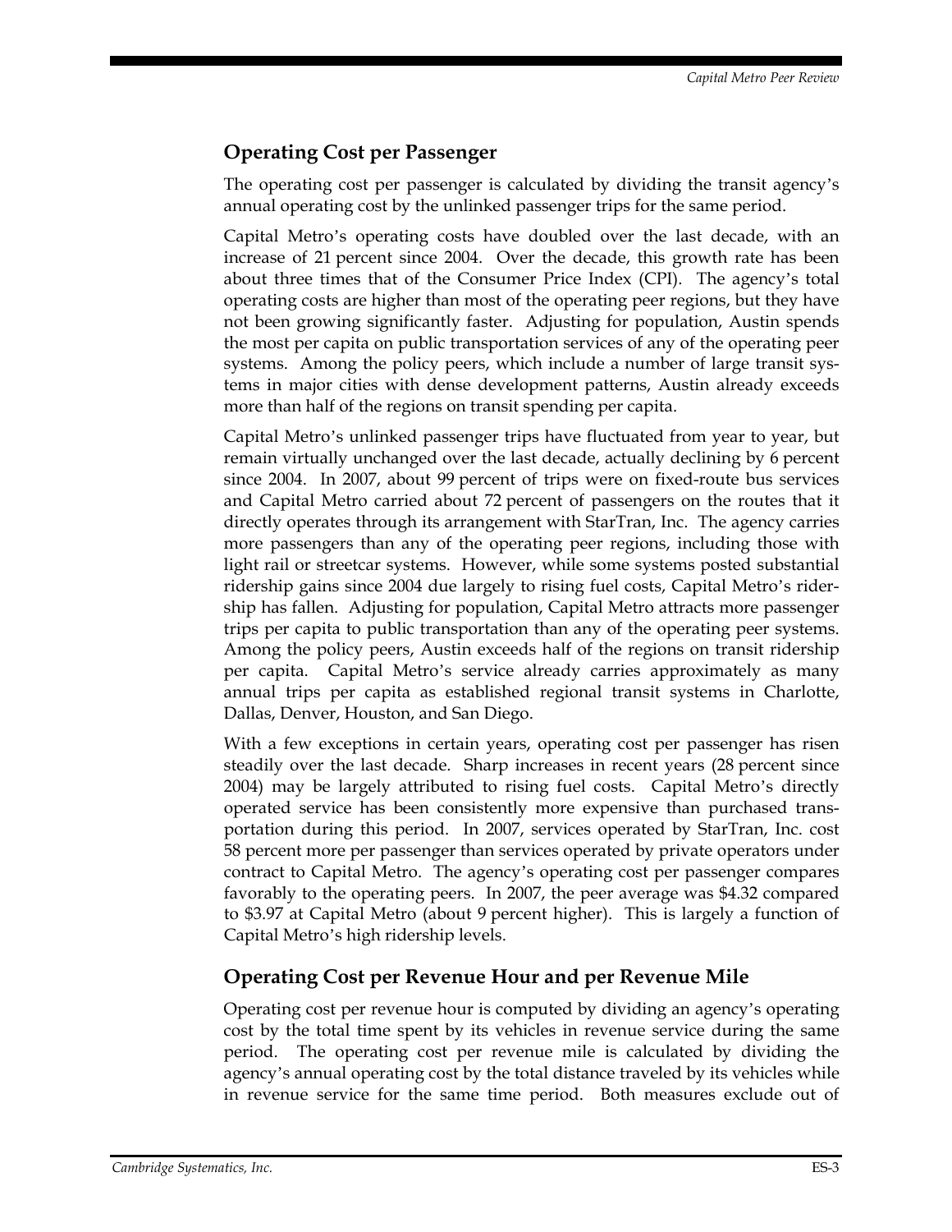## Operating Cost per Passenger

The operating cost per passenger is calculated by dividing the transit agency's annual operating cost by the unlinked passenger trips for the same period.

Capital Metro's operating costs have doubled over the last decade, with an increase of 21 percent since 2004. Over the decade, this growth rate has been about three times that of the Consumer Price Index (CPI). The agency's total operating costs are higher than most of the operating peer regions, but they have not been growing significantly faster. Adjusting for population, Austin spends the most per capita on public transportation services of any of the operating peer systems. Among the policy peers, which include a number of large transit systems in major cities with dense development patterns, Austin already exceeds more than half of the regions on transit spending per capita.

Capital Metro's unlinked passenger trips have fluctuated from year to year, but remain virtually unchanged over the last decade, actually declining by 6 percent since 2004. In 2007, about 99 percent of trips were on fixed-route bus services and Capital Metro carried about 72 percent of passengers on the routes that it directly operates through its arrangement with StarTran, Inc. The agency carries more passengers than any of the operating peer regions, including those with light rail or streetcar systems. However, while some systems posted substantial ridership gains since 2004 due largely to rising fuel costs, Capital Metro's ridership has fallen. Adjusting for population, Capital Metro attracts more passenger trips per capita to public transportation than any of the operating peer systems. Among the policy peers, Austin exceeds half of the regions on transit ridership per capita. Capital Metro's service already carries approximately as many annual trips per capita as established regional transit systems in Charlotte, Dallas, Denver, Houston, and San Diego.

With a few exceptions in certain years, operating cost per passenger has risen steadily over the last decade. Sharp increases in recent years (28 percent since 2004) may be largely attributed to rising fuel costs. Capital Metro's directly operated service has been consistently more expensive than purchased transportation during this period. In 2007, services operated by StarTran, Inc. cost 58 percent more per passenger than services operated by private operators under contract to Capital Metro. The agency's operating cost per passenger compares favorably to the operating peers. In 2007, the peer average was $4.32 compared to $3.97 at Capital Metro (about 9 percent higher). This is largely a function of Capital Metro's high ridership levels.

## Operating Cost per Revenue Hour and per Revenue Mile

Operating cost per revenue hour is computed by dividing an agency's operating cost by the total time spent by its vehicles in revenue service during the same period. The operating cost per revenue mile is calculated by dividing the agency's annual operating cost by the total distance traveled by its vehicles while in revenue service for the same time period. Both measures exclude out of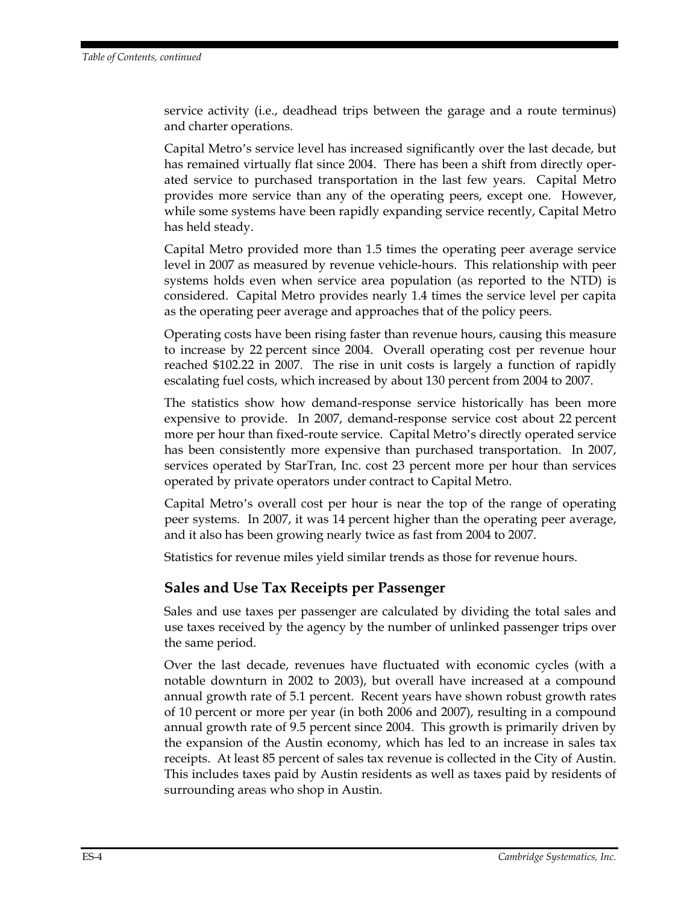service activity (i.e., deadhead trips between the garage and a route terminus) and charter operations.

Capital Metro's service level has increased significantly over the last decade, but has remained virtually flat since 2004. There has been a shift from directly operated service to purchased transportation in the last few years. Capital Metro provides more service than any of the operating peers, except one. However, while some systems have been rapidly expanding service recently, Capital Metro has held steady.

Capital Metro provided more than 1.5 times the operating peer average service level in 2007 as measured by revenue vehicle-hours. This relationship with peer systems holds even when service area population (as reported to the NTD) is considered. Capital Metro provides nearly 1.4 times the service level per capita as the operating peer average and approaches that of the policy peers.

Operating costs have been rising faster than revenue hours, causing this measure to increase by 22 percent since 2004. Overall operating cost per revenue hour reached $102.22 in 2007. The rise in unit costs is largely a function of rapidly escalating fuel costs, which increased by about 130 percent from 2004 to 2007.

The statistics show how demand-response service historically has been more expensive to provide. In 2007, demand-response service cost about 22 percent more per hour than fixed-route service. Capital Metro's directly operated service has been consistently more expensive than purchased transportation. In 2007, services operated by StarTran, Inc. cost 23 percent more per hour than services operated by private operators under contract to Capital Metro.

Capital Metro's overall cost per hour is near the top of the range of operating peer systems. In 2007, it was 14 percent higher than the operating peer average, and it also has been growing nearly twice as fast from 2004 to 2007.

Statistics for revenue miles yield similar trends as those for revenue hours.

## Sales and Use Tax Receipts per Passenger

Sales and use taxes per passenger are calculated by dividing the total sales and use taxes received by the agency by the number of unlinked passenger trips over the same period.

Over the last decade, revenues have fluctuated with economic cycles (with a notable downturn in 2002 to 2003), but overall have increased at a compound annual growth rate of 5.1 percent. Recent years have shown robust growth rates of 10 percent or more per year (in both 2006 and 2007), resulting in a compound annual growth rate of 9.5 percent since 2004. This growth is primarily driven by the expansion of the Austin economy, which has led to an increase in sales tax receipts. At least 85 percent of sales tax revenue is collected in the City of Austin. This includes taxes paid by Austin residents as well as taxes paid by residents of surrounding areas who shop in Austin.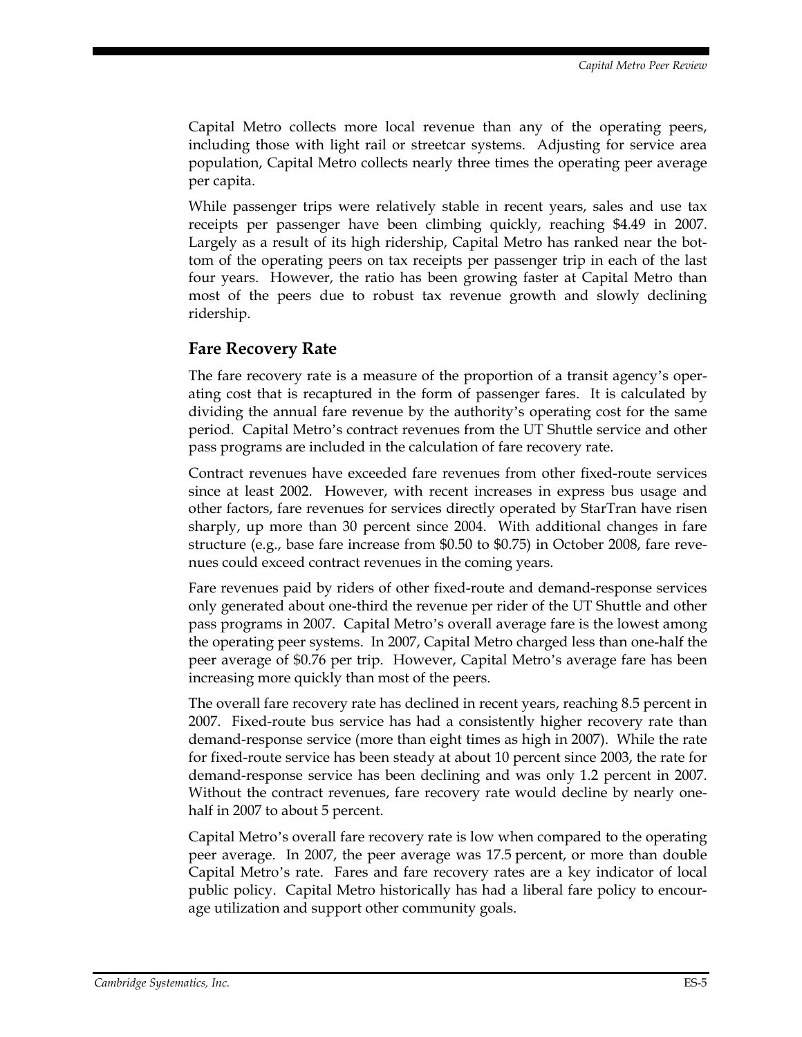Capital Metro collects more local revenue than any of the operating peers, including those with light rail or streetcar systems. Adjusting for service area population, Capital Metro collects nearly three times the operating peer average per capita.

While passenger trips were relatively stable in recent years, sales and use tax receipts per passenger have been climbing quickly, reaching $4.49 in 2007. Largely as a result of its high ridership, Capital Metro has ranked near the bottom of the operating peers on tax receipts per passenger trip in each of the last four years. However, the ratio has been growing faster at Capital Metro than most of the peers due to robust tax revenue growth and slowly declining ridership.

### Fare Recovery Rate

The fare recovery rate is a measure of the proportion of a transit agency's operating cost that is recaptured in the form of passenger fares. It is calculated by dividing the annual fare revenue by the authority's operating cost for the same period. Capital Metro's contract revenues from the UT Shuttle service and other pass programs are included in the calculation of fare recovery rate.

Contract revenues have exceeded fare revenues from other fixed-route services since at least 2002. However, with recent increases in express bus usage and other factors, fare revenues for services directly operated by StarTran have risen sharply, up more than 30 percent since 2004. With additional changes in fare structure (e.g., base fare increase from $0.50 to $0.75) in October 2008, fare revenues could exceed contract revenues in the coming years.

Fare revenues paid by riders of other fixed-route and demand-response services only generated about one-third the revenue per rider of the UT Shuttle and other pass programs in 2007. Capital Metro's overall average fare is the lowest among the operating peer systems. In 2007, Capital Metro charged less than one-half the peer average of $0.76 per trip. However, Capital Metro's average fare has been increasing more quickly than most of the peers.

The overall fare recovery rate has declined in recent years, reaching 8.5 percent in 2007. Fixed-route bus service has had a consistently higher recovery rate than demand-response service (more than eight times as high in 2007). While the rate for fixed-route service has been steady at about 10 percent since 2003, the rate for demand-response service has been declining and was only 1.2 percent in 2007. Without the contract revenues, fare recovery rate would decline by nearly one-half in 2007 to about 5 percent.

Capital Metro's overall fare recovery rate is low when compared to the operating peer average. In 2007, the peer average was 17.5 percent, or more than double Capital Metro's rate. Fares and fare recovery rates are a key indicator of local public policy. Capital Metro historically has had a liberal fare policy to encourage utilization and support other community goals.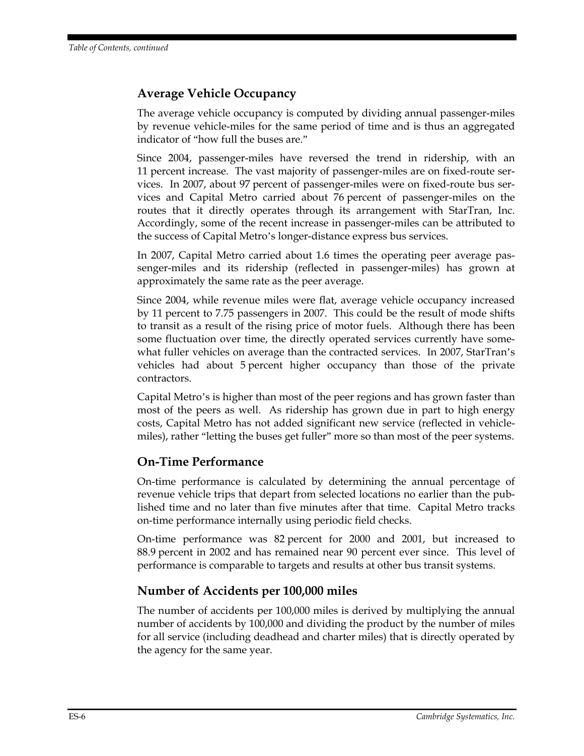## Average Vehicle Occupancy

The average vehicle occupancy is computed by dividing annual passenger-miles by revenue vehicle-miles for the same period of time and is thus an aggregated indicator of "how full the buses are."

Since 2004, passenger-miles have reversed the trend in ridership, with an 11 percent increase. The vast majority of passenger-miles are on fixed-route services. In 2007, about 97 percent of passenger-miles were on fixed-route bus services and Capital Metro carried about 76 percent of passenger-miles on the routes that it directly operates through its arrangement with StarTran, Inc. Accordingly, some of the recent increase in passenger-miles can be attributed to the success of Capital Metro's longer-distance express bus services.

In 2007, Capital Metro carried about 1.6 times the operating peer average passenger-miles and its ridership (reflected in passenger-miles) has grown at approximately the same rate as the peer average.

Since 2004, while revenue miles were flat, average vehicle occupancy increased by 11 percent to 7.75 passengers in 2007. This could be the result of mode shifts to transit as a result of the rising price of motor fuels. Although there has been some fluctuation over time, the directly operated services currently have somewhat fuller vehicles on average than the contracted services. In 2007, StarTran's vehicles had about 5 percent higher occupancy than those of the private contractors.

Capital Metro's is higher than most of the peer regions and has grown faster than most of the peers as well. As ridership has grown due in part to high energy costs, Capital Metro has not added significant new service (reflected in vehicle-miles), rather "letting the buses get fuller" more so than most of the peer systems.

## On-Time Performance

On-time performance is calculated by determining the annual percentage of revenue vehicle trips that depart from selected locations no earlier than the published time and no later than five minutes after that time. Capital Metro tracks on-time performance internally using periodic field checks.

On-time performance was 82 percent for 2000 and 2001, but increased to 88.9 percent in 2002 and has remained near 90 percent ever since. This level of performance is comparable to targets and results at other bus transit systems.

## Number of Accidents per 100,000 miles

The number of accidents per 100,000 miles is derived by multiplying the annual number of accidents by 100,000 and dividing the product by the number of miles for all service (including deadhead and charter miles) that is directly operated by the agency for the same year.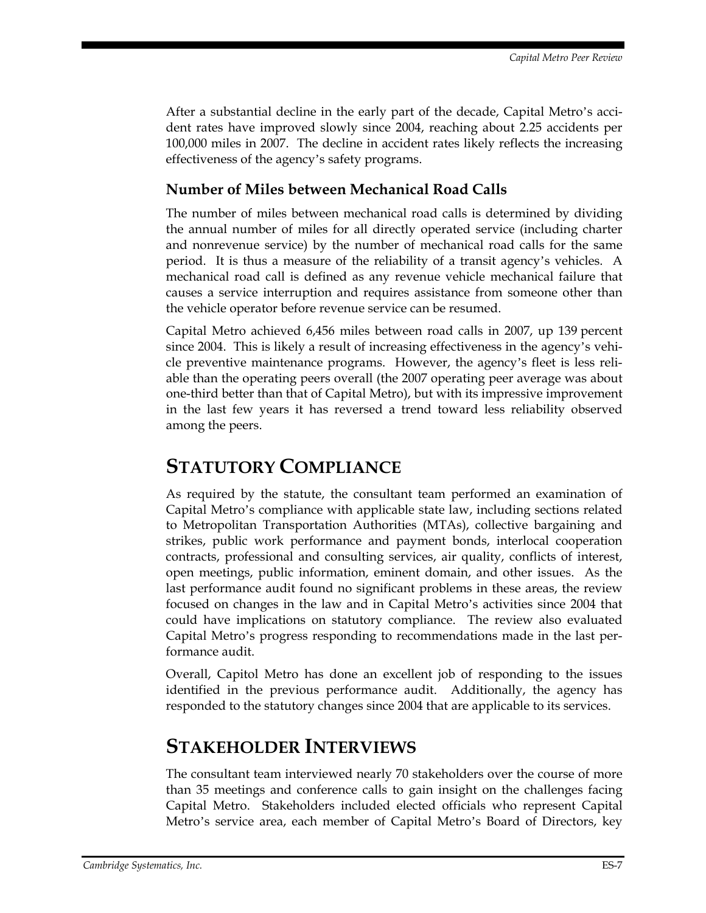After a substantial decline in the early part of the decade, Capital Metro's accident rates have improved slowly since 2004, reaching about 2.25 accidents per 100,000 miles in 2007. The decline in accident rates likely reflects the increasing effectiveness of the agency's safety programs.

### Number of Miles between Mechanical Road Calls

The number of miles between mechanical road calls is determined by dividing the annual number of miles for all directly operated service (including charter and nonrevenue service) by the number of mechanical road calls for the same period. It is thus a measure of the reliability of a transit agency's vehicles. A mechanical road call is defined as any revenue vehicle mechanical failure that causes a service interruption and requires assistance from someone other than the vehicle operator before revenue service can be resumed.

Capital Metro achieved 6,456 miles between road calls in 2007, up 139 percent since 2004. This is likely a result of increasing effectiveness in the agency's vehicle preventive maintenance programs. However, the agency's fleet is less reliable than the operating peers overall (the 2007 operating peer average was about one-third better than that of Capital Metro), but with its impressive improvement in the last few years it has reversed a trend toward less reliability observed among the peers.

## Statutory Compliance

As required by the statute, the consultant team performed an examination of Capital Metro's compliance with applicable state law, including sections related to Metropolitan Transportation Authorities (MTAs), collective bargaining and strikes, public work performance and payment bonds, interlocal cooperation contracts, professional and consulting services, air quality, conflicts of interest, open meetings, public information, eminent domain, and other issues. As the last performance audit found no significant problems in these areas, the review focused on changes in the law and in Capital Metro's activities since 2004 that could have implications on statutory compliance. The review also evaluated Capital Metro's progress responding to recommendations made in the last performance audit.

Overall, Capitol Metro has done an excellent job of responding to the issues identified in the previous performance audit. Additionally, the agency has responded to the statutory changes since 2004 that are applicable to its services.

## Stakeholder Interviews

The consultant team interviewed nearly 70 stakeholders over the course of more than 35 meetings and conference calls to gain insight on the challenges facing Capital Metro. Stakeholders included elected officials who represent Capital Metro's service area, each member of Capital Metro's Board of Directors, key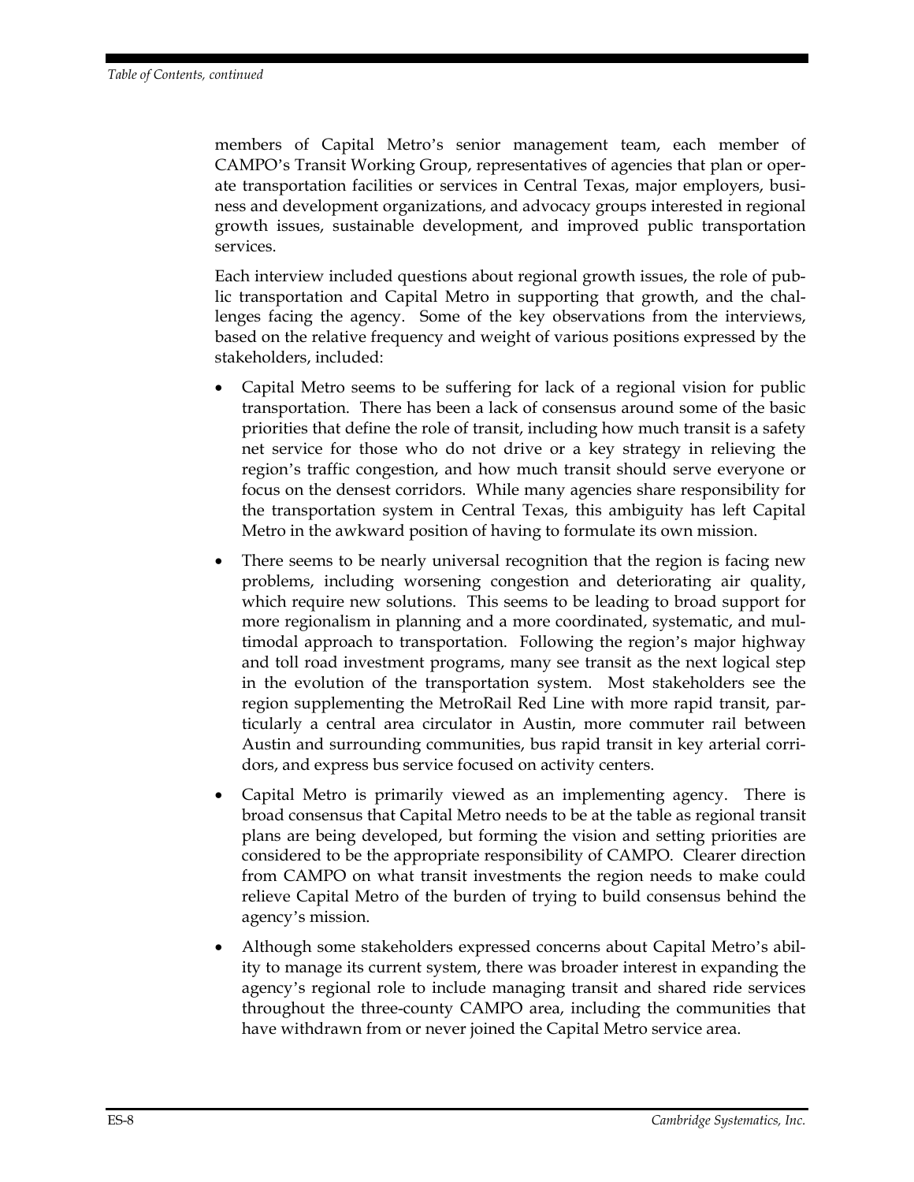members of Capital Metro's senior management team, each member of CAMPO's Transit Working Group, representatives of agencies that plan or operate transportation facilities or services in Central Texas, major employers, business and development organizations, and advocacy groups interested in regional growth issues, sustainable development, and improved public transportation services.

Each interview included questions about regional growth issues, the role of public transportation and Capital Metro in supporting that growth, and the challenges facing the agency. Some of the key observations from the interviews, based on the relative frequency and weight of various positions expressed by the stakeholders, included:

- Capital Metro seems to be suffering for lack of a regional vision for public transportation. There has been a lack of consensus around some of the basic priorities that define the role of transit, including how much transit is a safety net service for those who do not drive or a key strategy in relieving the region's traffic congestion, and how much transit should serve everyone or focus on the densest corridors. While many agencies share responsibility for the transportation system in Central Texas, this ambiguity has left Capital Metro in the awkward position of having to formulate its own mission.
- There seems to be nearly universal recognition that the region is facing new problems, including worsening congestion and deteriorating air quality, which require new solutions. This seems to be leading to broad support for more regionalism in planning and a more coordinated, systematic, and multimodal approach to transportation. Following the region's major highway and toll road investment programs, many see transit as the next logical step in the evolution of the transportation system. Most stakeholders see the region supplementing the MetroRail Red Line with more rapid transit, particularly a central area circulator in Austin, more commuter rail between Austin and surrounding communities, bus rapid transit in key arterial corridors, and express bus service focused on activity centers.
- Capital Metro is primarily viewed as an implementing agency. There is broad consensus that Capital Metro needs to be at the table as regional transit plans are being developed, but forming the vision and setting priorities are considered to be the appropriate responsibility of CAMPO. Clearer direction from CAMPO on what transit investments the region needs to make could relieve Capital Metro of the burden of trying to build consensus behind the agency's mission.
- Although some stakeholders expressed concerns about Capital Metro's ability to manage its current system, there was broader interest in expanding the agency's regional role to include managing transit and shared ride services throughout the three-county CAMPO area, including the communities that have withdrawn from or never joined the Capital Metro service area.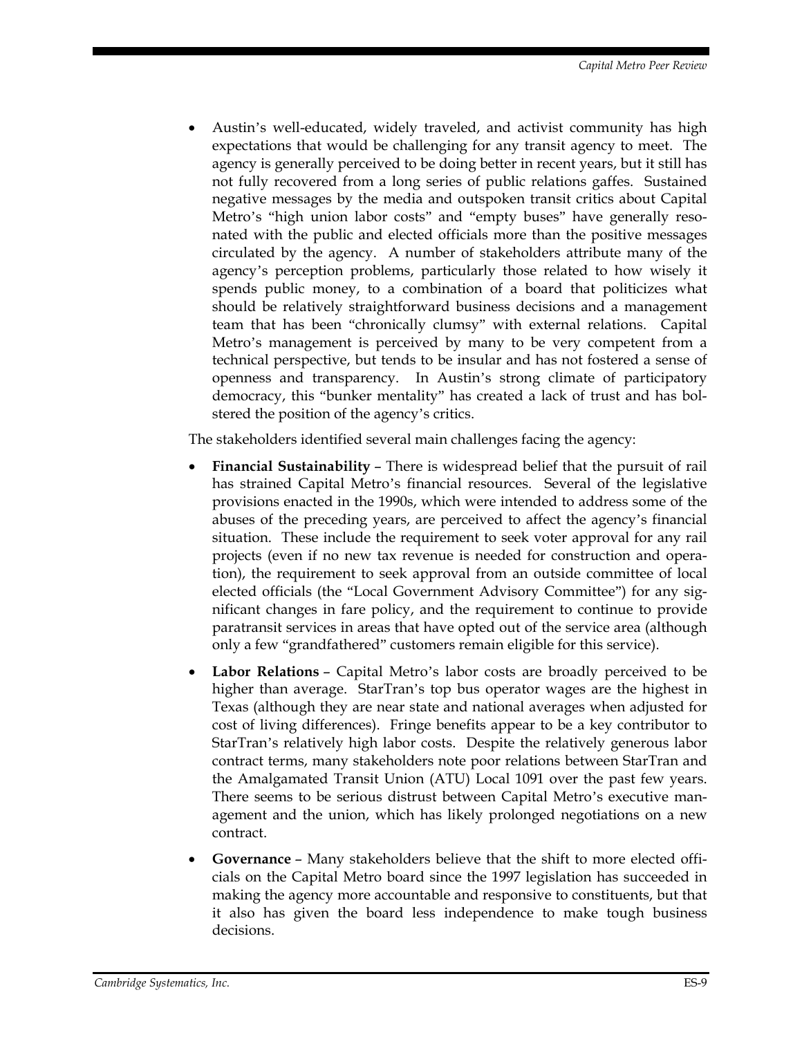- Austin's well-educated, widely traveled, and activist community has high expectations that would be challenging for any transit agency to meet. The agency is generally perceived to be doing better in recent years, but it still has not fully recovered from a long series of public relations gaffes. Sustained negative messages by the media and outspoken transit critics about Capital Metro's "high union labor costs" and "empty buses" have generally resonated with the public and elected officials more than the positive messages circulated by the agency. A number of stakeholders attribute many of the agency's perception problems, particularly those related to how wisely it spends public money, to a combination of a board that politicizes what should be relatively straightforward business decisions and a management team that has been "chronically clumsy" with external relations. Capital Metro's management is perceived by many to be very competent from a technical perspective, but tends to be insular and has not fostered a sense of openness and transparency. In Austin's strong climate of participatory democracy, this "bunker mentality" has created a lack of trust and has bolstered the position of the agency's critics.

The stakeholders identified several main challenges facing the agency:

- **Financial Sustainability** – There is widespread belief that the pursuit of rail has strained Capital Metro's financial resources. Several of the legislative provisions enacted in the 1990s, which were intended to address some of the abuses of the preceding years, are perceived to affect the agency's financial situation. These include the requirement to seek voter approval for any rail projects (even if no new tax revenue is needed for construction and operation), the requirement to seek approval from an outside committee of local elected officials (the "Local Government Advisory Committee") for any significant changes in fare policy, and the requirement to continue to provide paratransit services in areas that have opted out of the service area (although only a few "grandfathered" customers remain eligible for this service).
- **Labor Relations** – Capital Metro's labor costs are broadly perceived to be higher than average. StarTran's top bus operator wages are the highest in Texas (although they are near state and national averages when adjusted for cost of living differences). Fringe benefits appear to be a key contributor to StarTran's relatively high labor costs. Despite the relatively generous labor contract terms, many stakeholders note poor relations between StarTran and the Amalgamated Transit Union (ATU) Local 1091 over the past few years. There seems to be serious distrust between Capital Metro's executive management and the union, which has likely prolonged negotiations on a new contract.
- **Governance** – Many stakeholders believe that the shift to more elected officials on the Capital Metro board since the 1997 legislation has succeeded in making the agency more accountable and responsive to constituents, but that it also has given the board less independence to make tough business decisions.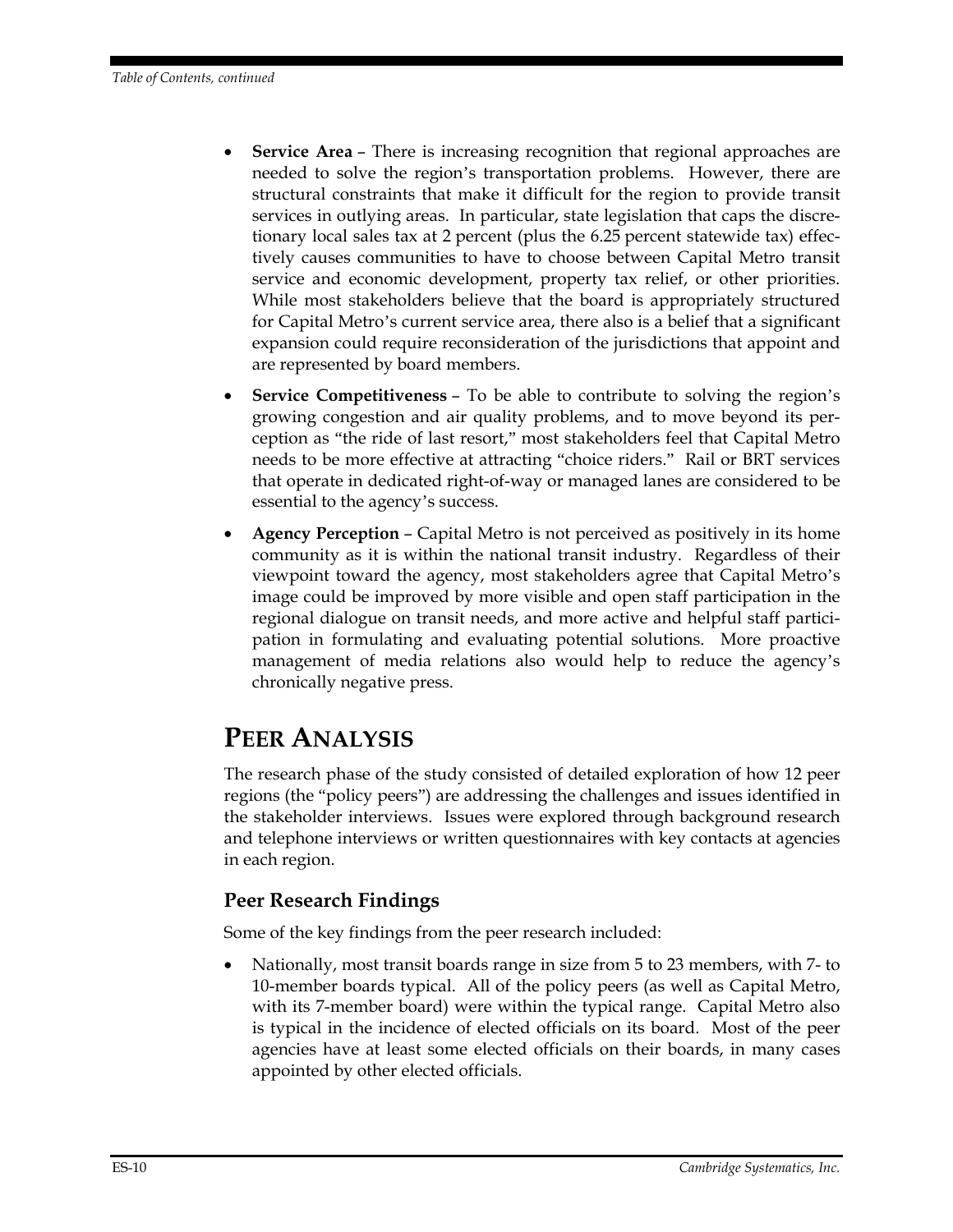- **Service Area** – There is increasing recognition that regional approaches are needed to solve the region's transportation problems. However, there are structural constraints that make it difficult for the region to provide transit services in outlying areas. In particular, state legislation that caps the discretionary local sales tax at 2 percent (plus the 6.25 percent statewide tax) effectively causes communities to have to choose between Capital Metro transit service and economic development, property tax relief, or other priorities. While most stakeholders believe that the board is appropriately structured for Capital Metro's current service area, there also is a belief that a significant expansion could require reconsideration of the jurisdictions that appoint and are represented by board members.
- **Service Competitiveness** – To be able to contribute to solving the region's growing congestion and air quality problems, and to move beyond its perception as "the ride of last resort," most stakeholders feel that Capital Metro needs to be more effective at attracting "choice riders." Rail or BRT services that operate in dedicated right-of-way or managed lanes are considered to be essential to the agency's success.
- **Agency Perception** – Capital Metro is not perceived as positively in its home community as it is within the national transit industry. Regardless of their viewpoint toward the agency, most stakeholders agree that Capital Metro's image could be improved by more visible and open staff participation in the regional dialogue on transit needs, and more active and helpful staff participation in formulating and evaluating potential solutions. More proactive management of media relations also would help to reduce the agency's chronically negative press.

# Peer Analysis

The research phase of the study consisted of detailed exploration of how 12 peer regions (the "policy peers") are addressing the challenges and issues identified in the stakeholder interviews. Issues were explored through background research and telephone interviews or written questionnaires with key contacts at agencies in each region.

## Peer Research Findings

Some of the key findings from the peer research included:

- Nationally, most transit boards range in size from 5 to 23 members, with 7- to 10-member boards typical. All of the policy peers (as well as Capital Metro, with its 7-member board) were within the typical range. Capital Metro also is typical in the incidence of elected officials on its board. Most of the peer agencies have at least some elected officials on their boards, in many cases appointed by other elected officials.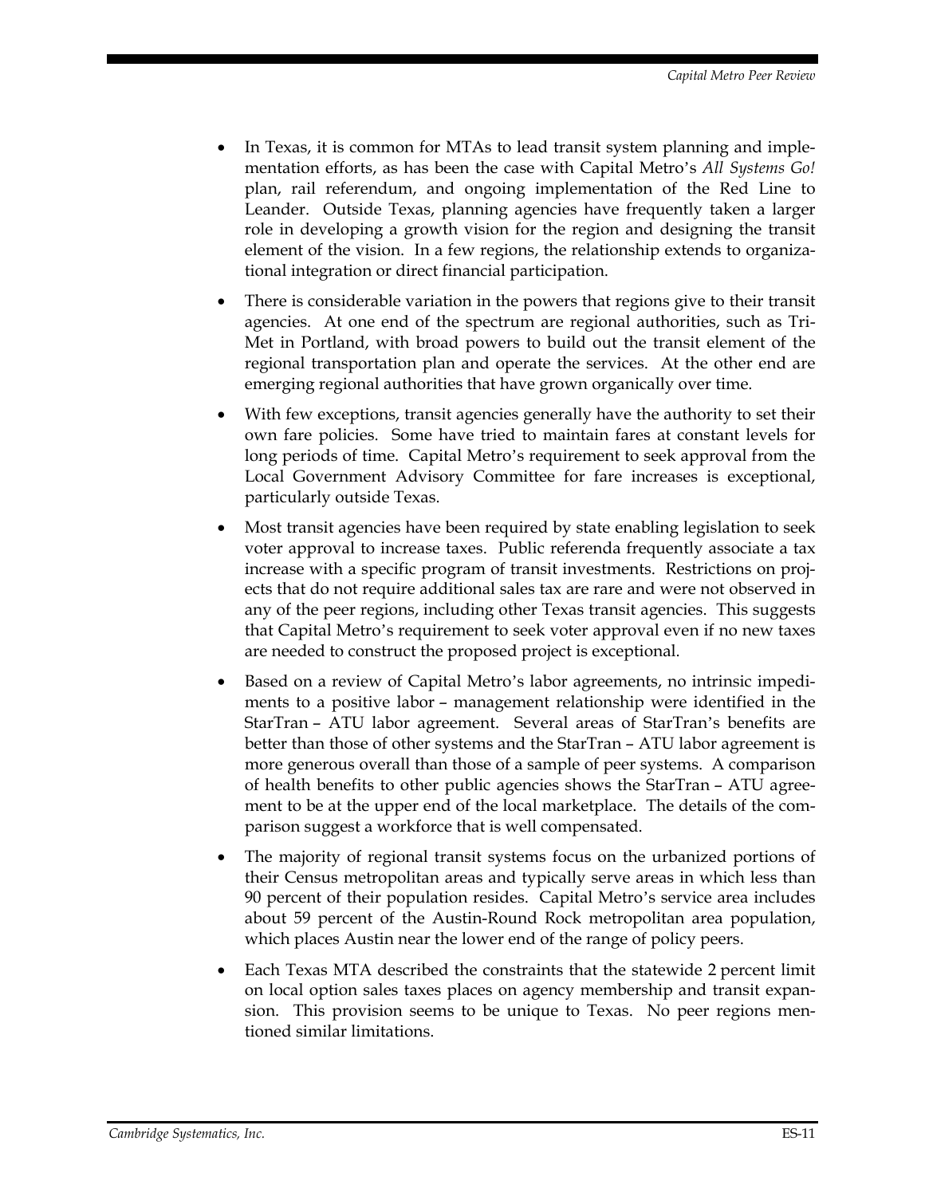- In Texas, it is common for MTAs to lead transit system planning and implementation efforts, as has been the case with Capital Metro's *All Systems Go!* plan, rail referendum, and ongoing implementation of the Red Line to Leander. Outside Texas, planning agencies have frequently taken a larger role in developing a growth vision for the region and designing the transit element of the vision. In a few regions, the relationship extends to organizational integration or direct financial participation.
- There is considerable variation in the powers that regions give to their transit agencies. At one end of the spectrum are regional authorities, such as Tri-Met in Portland, with broad powers to build out the transit element of the regional transportation plan and operate the services. At the other end are emerging regional authorities that have grown organically over time.
- With few exceptions, transit agencies generally have the authority to set their own fare policies. Some have tried to maintain fares at constant levels for long periods of time. Capital Metro's requirement to seek approval from the Local Government Advisory Committee for fare increases is exceptional, particularly outside Texas.
- Most transit agencies have been required by state enabling legislation to seek voter approval to increase taxes. Public referenda frequently associate a tax increase with a specific program of transit investments. Restrictions on projects that do not require additional sales tax are rare and were not observed in any of the peer regions, including other Texas transit agencies. This suggests that Capital Metro's requirement to seek voter approval even if no new taxes are needed to construct the proposed project is exceptional.
- Based on a review of Capital Metro's labor agreements, no intrinsic impediments to a positive labor – management relationship were identified in the StarTran – ATU labor agreement. Several areas of StarTran's benefits are better than those of other systems and the StarTran – ATU labor agreement is more generous overall than those of a sample of peer systems. A comparison of health benefits to other public agencies shows the StarTran – ATU agreement to be at the upper end of the local marketplace. The details of the comparison suggest a workforce that is well compensated.
- The majority of regional transit systems focus on the urbanized portions of their Census metropolitan areas and typically serve areas in which less than 90 percent of their population resides. Capital Metro's service area includes about 59 percent of the Austin-Round Rock metropolitan area population, which places Austin near the lower end of the range of policy peers.
- Each Texas MTA described the constraints that the statewide 2 percent limit on local option sales taxes places on agency membership and transit expansion. This provision seems to be unique to Texas. No peer regions mentioned similar limitations.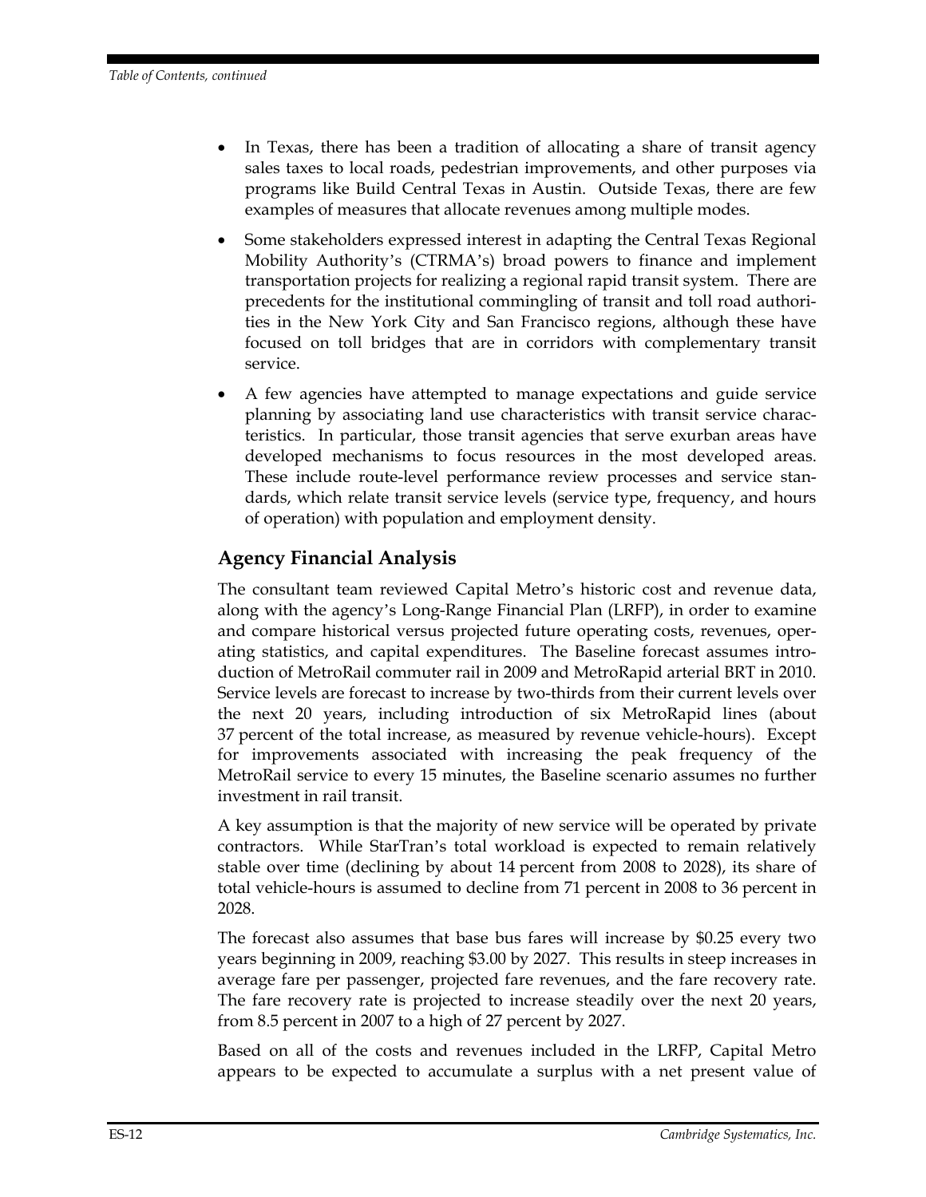- In Texas, there has been a tradition of allocating a share of transit agency sales taxes to local roads, pedestrian improvements, and other purposes via programs like Build Central Texas in Austin. Outside Texas, there are few examples of measures that allocate revenues among multiple modes.
- Some stakeholders expressed interest in adapting the Central Texas Regional Mobility Authority's (CTRMA's) broad powers to finance and implement transportation projects for realizing a regional rapid transit system. There are precedents for the institutional commingling of transit and toll road authorities in the New York City and San Francisco regions, although these have focused on toll bridges that are in corridors with complementary transit service.
- A few agencies have attempted to manage expectations and guide service planning by associating land use characteristics with transit service characteristics. In particular, those transit agencies that serve exurban areas have developed mechanisms to focus resources in the most developed areas. These include route-level performance review processes and service standards, which relate transit service levels (service type, frequency, and hours of operation) with population and employment density.

## Agency Financial Analysis

The consultant team reviewed Capital Metro's historic cost and revenue data, along with the agency's Long-Range Financial Plan (LRFP), in order to examine and compare historical versus projected future operating costs, revenues, operating statistics, and capital expenditures. The Baseline forecast assumes introduction of MetroRail commuter rail in 2009 and MetroRapid arterial BRT in 2010. Service levels are forecast to increase by two-thirds from their current levels over the next 20 years, including introduction of six MetroRapid lines (about 37 percent of the total increase, as measured by revenue vehicle-hours). Except for improvements associated with increasing the peak frequency of the MetroRail service to every 15 minutes, the Baseline scenario assumes no further investment in rail transit.

A key assumption is that the majority of new service will be operated by private contractors. While StarTran's total workload is expected to remain relatively stable over time (declining by about 14 percent from 2008 to 2028), its share of total vehicle-hours is assumed to decline from 71 percent in 2008 to 36 percent in 2028.

The forecast also assumes that base bus fares will increase by $0.25 every two years beginning in 2009, reaching $3.00 by 2027. This results in steep increases in average fare per passenger, projected fare revenues, and the fare recovery rate. The fare recovery rate is projected to increase steadily over the next 20 years, from 8.5 percent in 2007 to a high of 27 percent by 2027.

Based on all of the costs and revenues included in the LRFP, Capital Metro appears to be expected to accumulate a surplus with a net present value of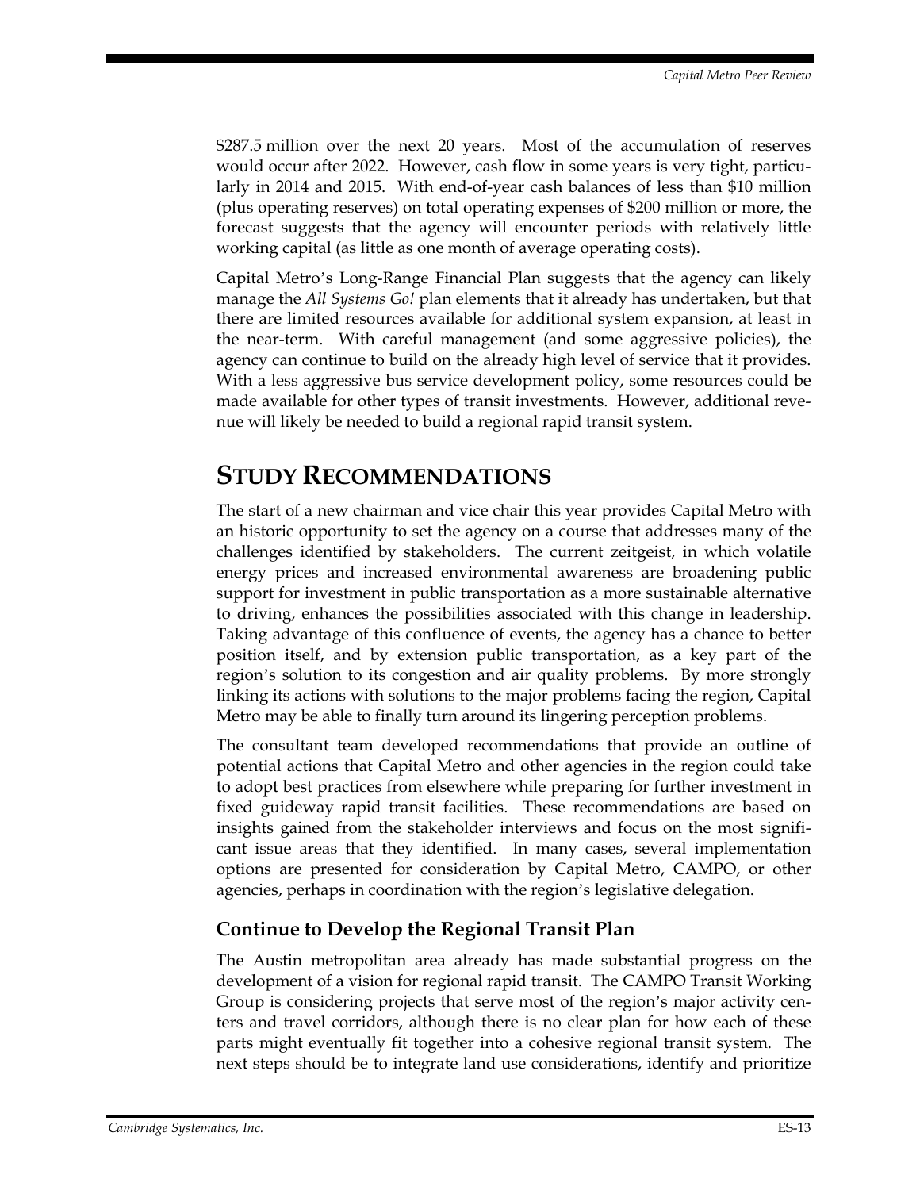$287.5 million over the next 20 years. Most of the accumulation of reserves would occur after 2022. However, cash flow in some years is very tight, particularly in 2014 and 2015. With end-of-year cash balances of less than $10 million (plus operating reserves) on total operating expenses of $200 million or more, the forecast suggests that the agency will encounter periods with relatively little working capital (as little as one month of average operating costs).

Capital Metro's Long-Range Financial Plan suggests that the agency can likely manage the *All Systems Go!* plan elements that it already has undertaken, but that there are limited resources available for additional system expansion, at least in the near-term. With careful management (and some aggressive policies), the agency can continue to build on the already high level of service that it provides. With a less aggressive bus service development policy, some resources could be made available for other types of transit investments. However, additional revenue will likely be needed to build a regional rapid transit system.

## STUDY RECOMMENDATIONS

The start of a new chairman and vice chair this year provides Capital Metro with an historic opportunity to set the agency on a course that addresses many of the challenges identified by stakeholders. The current zeitgeist, in which volatile energy prices and increased environmental awareness are broadening public support for investment in public transportation as a more sustainable alternative to driving, enhances the possibilities associated with this change in leadership. Taking advantage of this confluence of events, the agency has a chance to better position itself, and by extension public transportation, as a key part of the region's solution to its congestion and air quality problems. By more strongly linking its actions with solutions to the major problems facing the region, Capital Metro may be able to finally turn around its lingering perception problems.

The consultant team developed recommendations that provide an outline of potential actions that Capital Metro and other agencies in the region could take to adopt best practices from elsewhere while preparing for further investment in fixed guideway rapid transit facilities. These recommendations are based on insights gained from the stakeholder interviews and focus on the most significant issue areas that they identified. In many cases, several implementation options are presented for consideration by Capital Metro, CAMPO, or other agencies, perhaps in coordination with the region's legislative delegation.

### Continue to Develop the Regional Transit Plan

The Austin metropolitan area already has made substantial progress on the development of a vision for regional rapid transit. The CAMPO Transit Working Group is considering projects that serve most of the region's major activity centers and travel corridors, although there is no clear plan for how each of these parts might eventually fit together into a cohesive regional transit system. The next steps should be to integrate land use considerations, identify and prioritize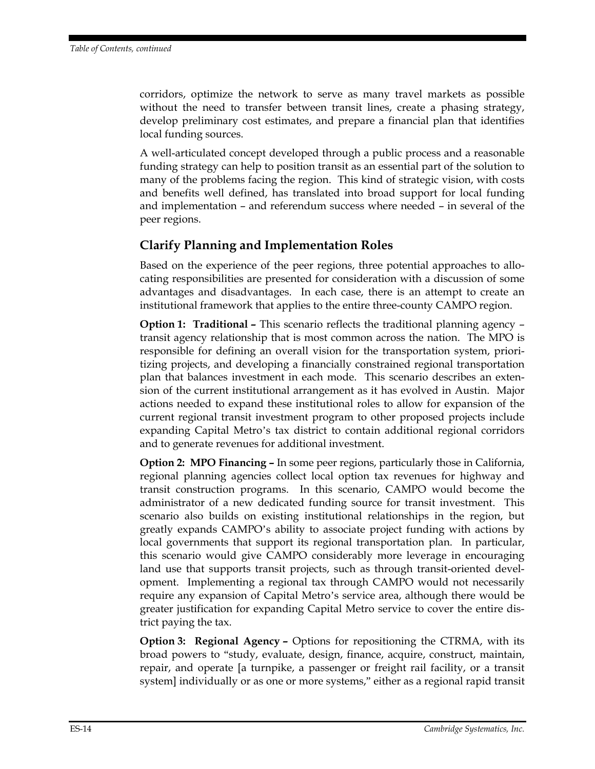corridors, optimize the network to serve as many travel markets as possible without the need to transfer between transit lines, create a phasing strategy, develop preliminary cost estimates, and prepare a financial plan that identifies local funding sources.

A well-articulated concept developed through a public process and a reasonable funding strategy can help to position transit as an essential part of the solution to many of the problems facing the region. This kind of strategic vision, with costs and benefits well defined, has translated into broad support for local funding and implementation – and referendum success where needed – in several of the peer regions.

## Clarify Planning and Implementation Roles

Based on the experience of the peer regions, three potential approaches to allocating responsibilities are presented for consideration with a discussion of some advantages and disadvantages. In each case, there is an attempt to create an institutional framework that applies to the entire three-county CAMPO region.

**Option 1: Traditional –** This scenario reflects the traditional planning agency – transit agency relationship that is most common across the nation. The MPO is responsible for defining an overall vision for the transportation system, prioritizing projects, and developing a financially constrained regional transportation plan that balances investment in each mode. This scenario describes an extension of the current institutional arrangement as it has evolved in Austin. Major actions needed to expand these institutional roles to allow for expansion of the current regional transit investment program to other proposed projects include expanding Capital Metro's tax district to contain additional regional corridors and to generate revenues for additional investment.

**Option 2: MPO Financing –** In some peer regions, particularly those in California, regional planning agencies collect local option tax revenues for highway and transit construction programs. In this scenario, CAMPO would become the administrator of a new dedicated funding source for transit investment. This scenario also builds on existing institutional relationships in the region, but greatly expands CAMPO's ability to associate project funding with actions by local governments that support its regional transportation plan. In particular, this scenario would give CAMPO considerably more leverage in encouraging land use that supports transit projects, such as through transit-oriented development. Implementing a regional tax through CAMPO would not necessarily require any expansion of Capital Metro's service area, although there would be greater justification for expanding Capital Metro service to cover the entire district paying the tax.

**Option 3: Regional Agency –** Options for repositioning the CTRMA, with its broad powers to "study, evaluate, design, finance, acquire, construct, maintain, repair, and operate [a turnpike, a passenger or freight rail facility, or a transit system] individually or as one or more systems," either as a regional rapid transit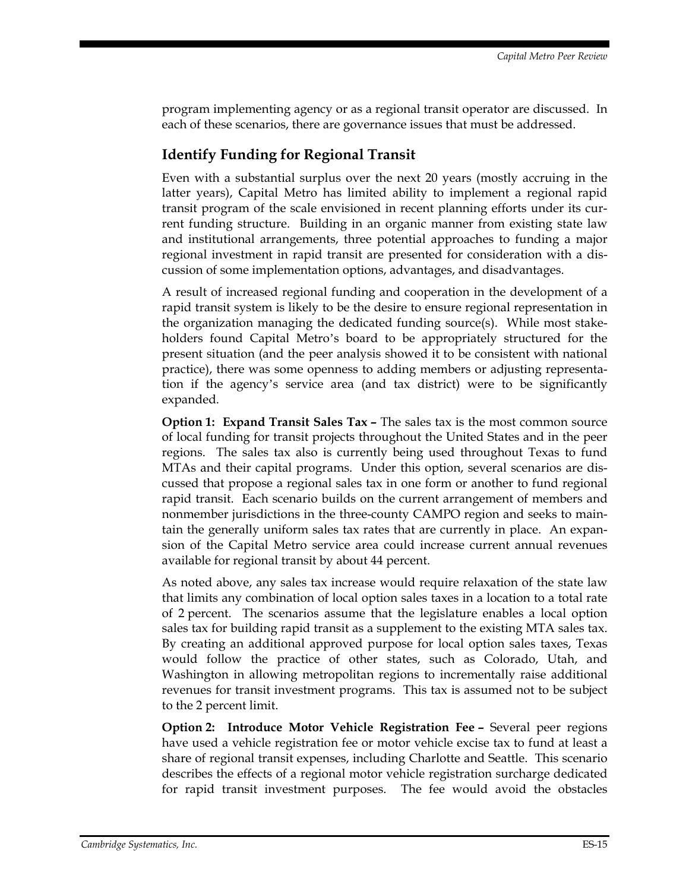program implementing agency or as a regional transit operator are discussed. In each of these scenarios, there are governance issues that must be addressed.

## Identify Funding for Regional Transit

Even with a substantial surplus over the next 20 years (mostly accruing in the latter years), Capital Metro has limited ability to implement a regional rapid transit program of the scale envisioned in recent planning efforts under its current funding structure. Building in an organic manner from existing state law and institutional arrangements, three potential approaches to funding a major regional investment in rapid transit are presented for consideration with a discussion of some implementation options, advantages, and disadvantages.

A result of increased regional funding and cooperation in the development of a rapid transit system is likely to be the desire to ensure regional representation in the organization managing the dedicated funding source(s). While most stakeholders found Capital Metro's board to be appropriately structured for the present situation (and the peer analysis showed it to be consistent with national practice), there was some openness to adding members or adjusting representation if the agency's service area (and tax district) were to be significantly expanded.

**Option 1: Expand Transit Sales Tax –** The sales tax is the most common source of local funding for transit projects throughout the United States and in the peer regions. The sales tax also is currently being used throughout Texas to fund MTAs and their capital programs. Under this option, several scenarios are discussed that propose a regional sales tax in one form or another to fund regional rapid transit. Each scenario builds on the current arrangement of members and nonmember jurisdictions in the three-county CAMPO region and seeks to maintain the generally uniform sales tax rates that are currently in place. An expansion of the Capital Metro service area could increase current annual revenues available for regional transit by about 44 percent.

As noted above, any sales tax increase would require relaxation of the state law that limits any combination of local option sales taxes in a location to a total rate of 2 percent. The scenarios assume that the legislature enables a local option sales tax for building rapid transit as a supplement to the existing MTA sales tax. By creating an additional approved purpose for local option sales taxes, Texas would follow the practice of other states, such as Colorado, Utah, and Washington in allowing metropolitan regions to incrementally raise additional revenues for transit investment programs. This tax is assumed not to be subject to the 2 percent limit.

**Option 2: Introduce Motor Vehicle Registration Fee –** Several peer regions have used a vehicle registration fee or motor vehicle excise tax to fund at least a share of regional transit expenses, including Charlotte and Seattle. This scenario describes the effects of a regional motor vehicle registration surcharge dedicated for rapid transit investment purposes. The fee would avoid the obstacles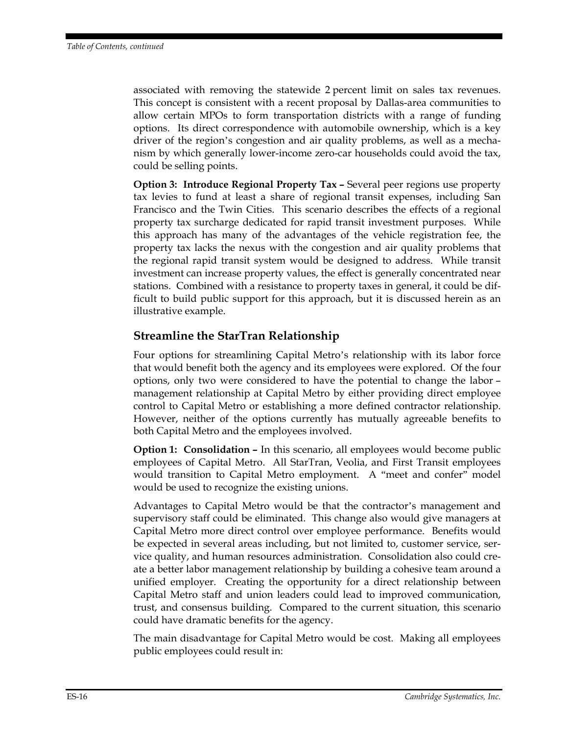associated with removing the statewide 2 percent limit on sales tax revenues. This concept is consistent with a recent proposal by Dallas-area communities to allow certain MPOs to form transportation districts with a range of funding options. Its direct correspondence with automobile ownership, which is a key driver of the region's congestion and air quality problems, as well as a mechanism by which generally lower-income zero-car households could avoid the tax, could be selling points.

**Option 3: Introduce Regional Property Tax –** Several peer regions use property tax levies to fund at least a share of regional transit expenses, including San Francisco and the Twin Cities. This scenario describes the effects of a regional property tax surcharge dedicated for rapid transit investment purposes. While this approach has many of the advantages of the vehicle registration fee, the property tax lacks the nexus with the congestion and air quality problems that the regional rapid transit system would be designed to address. While transit investment can increase property values, the effect is generally concentrated near stations. Combined with a resistance to property taxes in general, it could be difficult to build public support for this approach, but it is discussed herein as an illustrative example.

## Streamline the StarTran Relationship

Four options for streamlining Capital Metro's relationship with its labor force that would benefit both the agency and its employees were explored. Of the four options, only two were considered to have the potential to change the labor – management relationship at Capital Metro by either providing direct employee control to Capital Metro or establishing a more defined contractor relationship. However, neither of the options currently has mutually agreeable benefits to both Capital Metro and the employees involved.

**Option 1: Consolidation –** In this scenario, all employees would become public employees of Capital Metro. All StarTran, Veolia, and First Transit employees would transition to Capital Metro employment. A "meet and confer" model would be used to recognize the existing unions.

Advantages to Capital Metro would be that the contractor's management and supervisory staff could be eliminated. This change also would give managers at Capital Metro more direct control over employee performance. Benefits would be expected in several areas including, but not limited to, customer service, service quality, and human resources administration. Consolidation also could create a better labor management relationship by building a cohesive team around a unified employer. Creating the opportunity for a direct relationship between Capital Metro staff and union leaders could lead to improved communication, trust, and consensus building. Compared to the current situation, this scenario could have dramatic benefits for the agency.

The main disadvantage for Capital Metro would be cost. Making all employees public employees could result in: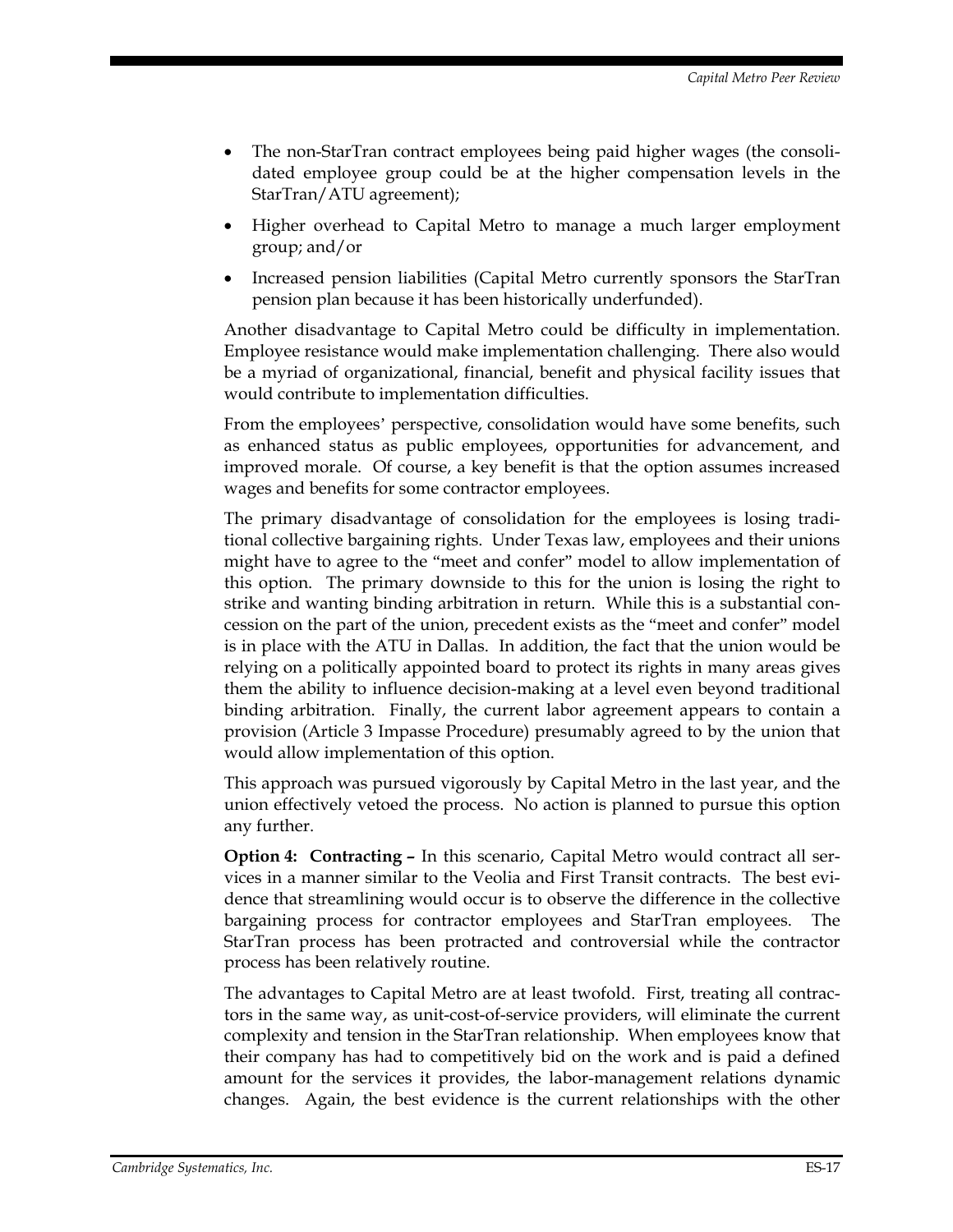- The non-StarTran contract employees being paid higher wages (the consolidated employee group could be at the higher compensation levels in the StarTran/ATU agreement);
- Higher overhead to Capital Metro to manage a much larger employment group; and/or
- Increased pension liabilities (Capital Metro currently sponsors the StarTran pension plan because it has been historically underfunded).

Another disadvantage to Capital Metro could be difficulty in implementation. Employee resistance would make implementation challenging. There also would be a myriad of organizational, financial, benefit and physical facility issues that would contribute to implementation difficulties.

From the employees' perspective, consolidation would have some benefits, such as enhanced status as public employees, opportunities for advancement, and improved morale. Of course, a key benefit is that the option assumes increased wages and benefits for some contractor employees.

The primary disadvantage of consolidation for the employees is losing traditional collective bargaining rights. Under Texas law, employees and their unions might have to agree to the "meet and confer" model to allow implementation of this option. The primary downside to this for the union is losing the right to strike and wanting binding arbitration in return. While this is a substantial concession on the part of the union, precedent exists as the "meet and confer" model is in place with the ATU in Dallas. In addition, the fact that the union would be relying on a politically appointed board to protect its rights in many areas gives them the ability to influence decision-making at a level even beyond traditional binding arbitration. Finally, the current labor agreement appears to contain a provision (Article 3 Impasse Procedure) presumably agreed to by the union that would allow implementation of this option.

This approach was pursued vigorously by Capital Metro in the last year, and the union effectively vetoed the process. No action is planned to pursue this option any further.

**Option 4: Contracting –** In this scenario, Capital Metro would contract all services in a manner similar to the Veolia and First Transit contracts. The best evidence that streamlining would occur is to observe the difference in the collective bargaining process for contractor employees and StarTran employees. The StarTran process has been protracted and controversial while the contractor process has been relatively routine.

The advantages to Capital Metro are at least twofold. First, treating all contractors in the same way, as unit-cost-of-service providers, will eliminate the current complexity and tension in the StarTran relationship. When employees know that their company has had to competitively bid on the work and is paid a defined amount for the services it provides, the labor-management relations dynamic changes. Again, the best evidence is the current relationships with the other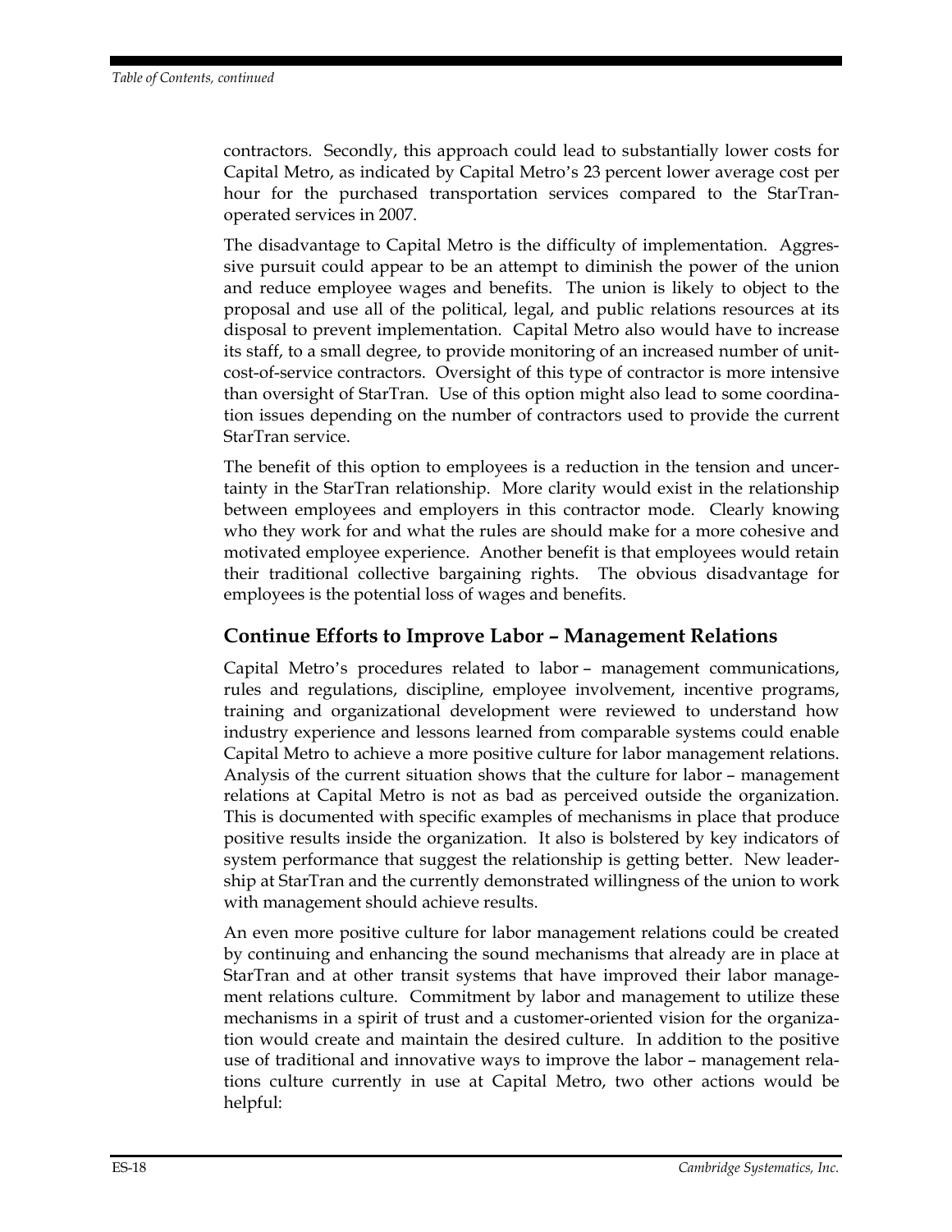contractors. Secondly, this approach could lead to substantially lower costs for Capital Metro, as indicated by Capital Metro's 23 percent lower average cost per hour for the purchased transportation services compared to the StarTran-operated services in 2007.

The disadvantage to Capital Metro is the difficulty of implementation. Aggressive pursuit could appear to be an attempt to diminish the power of the union and reduce employee wages and benefits. The union is likely to object to the proposal and use all of the political, legal, and public relations resources at its disposal to prevent implementation. Capital Metro also would have to increase its staff, to a small degree, to provide monitoring of an increased number of unit-cost-of-service contractors. Oversight of this type of contractor is more intensive than oversight of StarTran. Use of this option might also lead to some coordination issues depending on the number of contractors used to provide the current StarTran service.

The benefit of this option to employees is a reduction in the tension and uncertainty in the StarTran relationship. More clarity would exist in the relationship between employees and employers in this contractor mode. Clearly knowing who they work for and what the rules are should make for a more cohesive and motivated employee experience. Another benefit is that employees would retain their traditional collective bargaining rights. The obvious disadvantage for employees is the potential loss of wages and benefits.

## Continue Efforts to Improve Labor – Management Relations

Capital Metro's procedures related to labor – management communications, rules and regulations, discipline, employee involvement, incentive programs, training and organizational development were reviewed to understand how industry experience and lessons learned from comparable systems could enable Capital Metro to achieve a more positive culture for labor management relations. Analysis of the current situation shows that the culture for labor – management relations at Capital Metro is not as bad as perceived outside the organization. This is documented with specific examples of mechanisms in place that produce positive results inside the organization. It also is bolstered by key indicators of system performance that suggest the relationship is getting better. New leadership at StarTran and the currently demonstrated willingness of the union to work with management should achieve results.

An even more positive culture for labor management relations could be created by continuing and enhancing the sound mechanisms that already are in place at StarTran and at other transit systems that have improved their labor management relations culture. Commitment by labor and management to utilize these mechanisms in a spirit of trust and a customer-oriented vision for the organization would create and maintain the desired culture. In addition to the positive use of traditional and innovative ways to improve the labor – management relations culture currently in use at Capital Metro, two other actions would be helpful: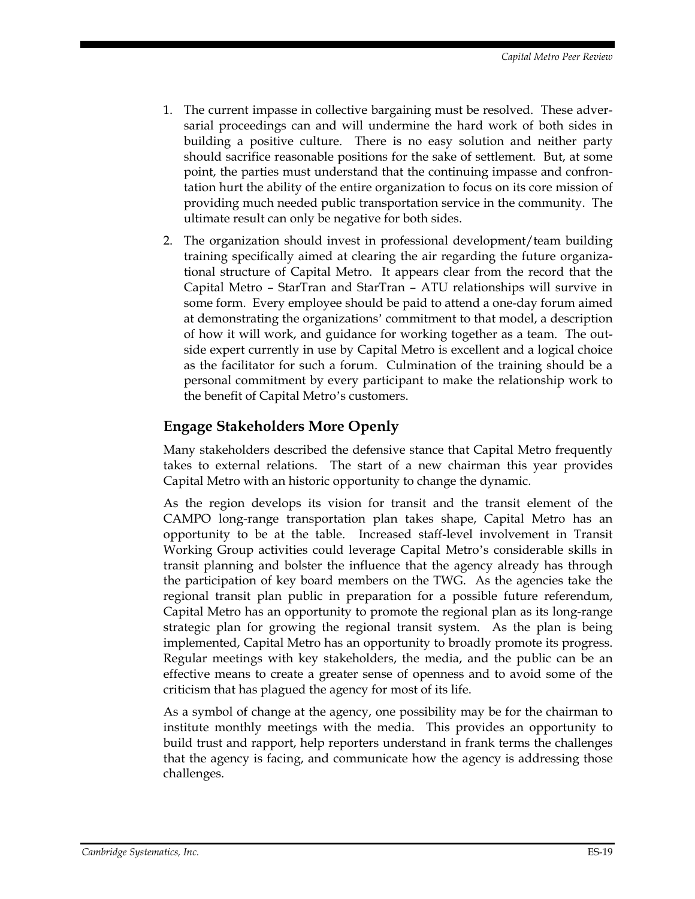1. The current impasse in collective bargaining must be resolved. These adversarial proceedings can and will undermine the hard work of both sides in building a positive culture. There is no easy solution and neither party should sacrifice reasonable positions for the sake of settlement. But, at some point, the parties must understand that the continuing impasse and confrontation hurt the ability of the entire organization to focus on its core mission of providing much needed public transportation service in the community. The ultimate result can only be negative for both sides.

2. The organization should invest in professional development/team building training specifically aimed at clearing the air regarding the future organizational structure of Capital Metro. It appears clear from the record that the Capital Metro – StarTran and StarTran – ATU relationships will survive in some form. Every employee should be paid to attend a one-day forum aimed at demonstrating the organizations' commitment to that model, a description of how it will work, and guidance for working together as a team. The outside expert currently in use by Capital Metro is excellent and a logical choice as the facilitator for such a forum. Culmination of the training should be a personal commitment by every participant to make the relationship work to the benefit of Capital Metro's customers.

## Engage Stakeholders More Openly

Many stakeholders described the defensive stance that Capital Metro frequently takes to external relations. The start of a new chairman this year provides Capital Metro with an historic opportunity to change the dynamic.

As the region develops its vision for transit and the transit element of the CAMPO long-range transportation plan takes shape, Capital Metro has an opportunity to be at the table. Increased staff-level involvement in Transit Working Group activities could leverage Capital Metro's considerable skills in transit planning and bolster the influence that the agency already has through the participation of key board members on the TWG. As the agencies take the regional transit plan public in preparation for a possible future referendum, Capital Metro has an opportunity to promote the regional plan as its long-range strategic plan for growing the regional transit system. As the plan is being implemented, Capital Metro has an opportunity to broadly promote its progress. Regular meetings with key stakeholders, the media, and the public can be an effective means to create a greater sense of openness and to avoid some of the criticism that has plagued the agency for most of its life.

As a symbol of change at the agency, one possibility may be for the chairman to institute monthly meetings with the media. This provides an opportunity to build trust and rapport, help reporters understand in frank terms the challenges that the agency is facing, and communicate how the agency is addressing those challenges.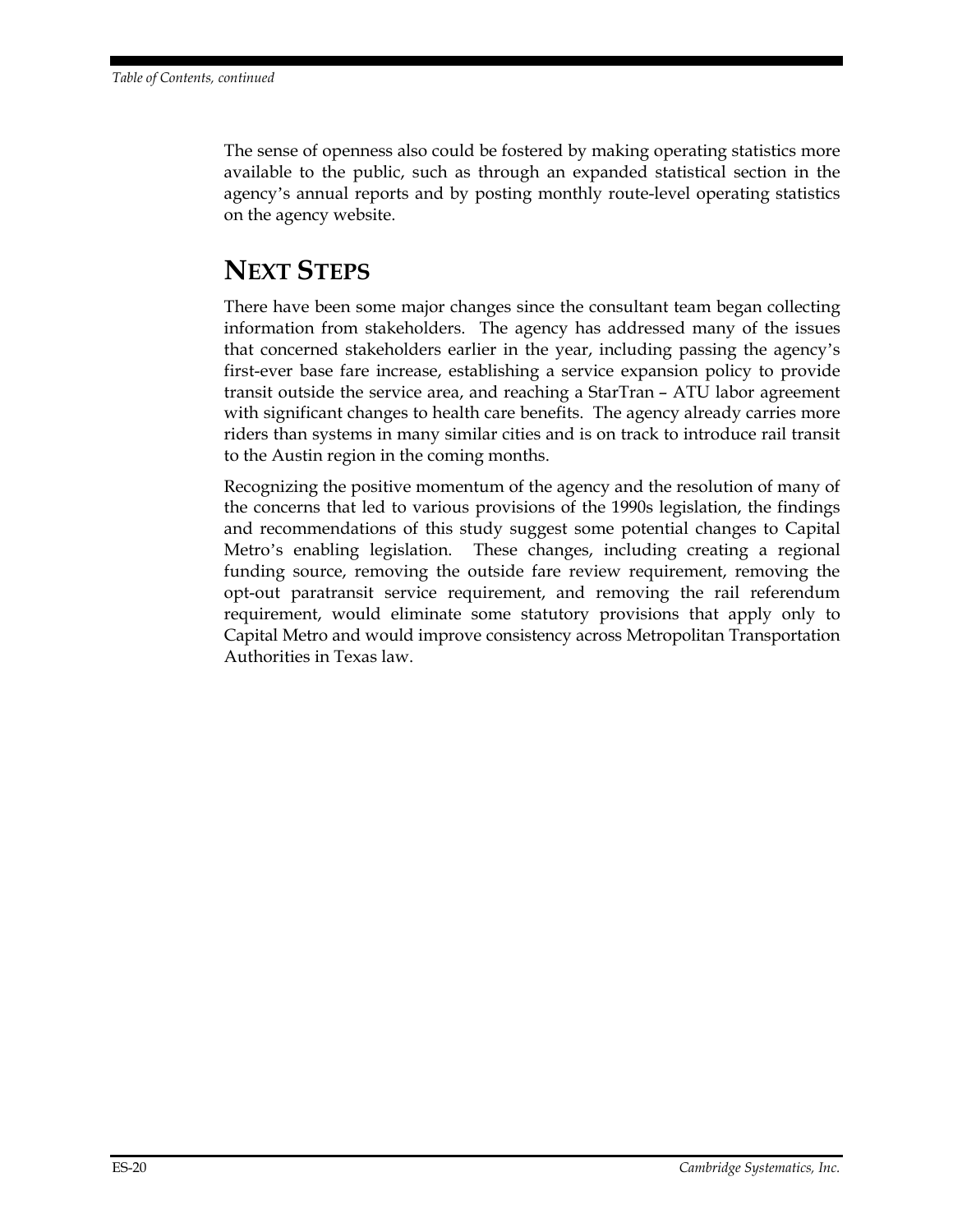The sense of openness also could be fostered by making operating statistics more available to the public, such as through an expanded statistical section in the agency's annual reports and by posting monthly route-level operating statistics on the agency website.

## NEXT STEPS

There have been some major changes since the consultant team began collecting information from stakeholders. The agency has addressed many of the issues that concerned stakeholders earlier in the year, including passing the agency's first-ever base fare increase, establishing a service expansion policy to provide transit outside the service area, and reaching a StarTran – ATU labor agreement with significant changes to health care benefits. The agency already carries more riders than systems in many similar cities and is on track to introduce rail transit to the Austin region in the coming months.

Recognizing the positive momentum of the agency and the resolution of many of the concerns that led to various provisions of the 1990s legislation, the findings and recommendations of this study suggest some potential changes to Capital Metro's enabling legislation. These changes, including creating a regional funding source, removing the outside fare review requirement, removing the opt-out paratransit service requirement, and removing the rail referendum requirement, would eliminate some statutory provisions that apply only to Capital Metro and would improve consistency across Metropolitan Transportation Authorities in Texas law.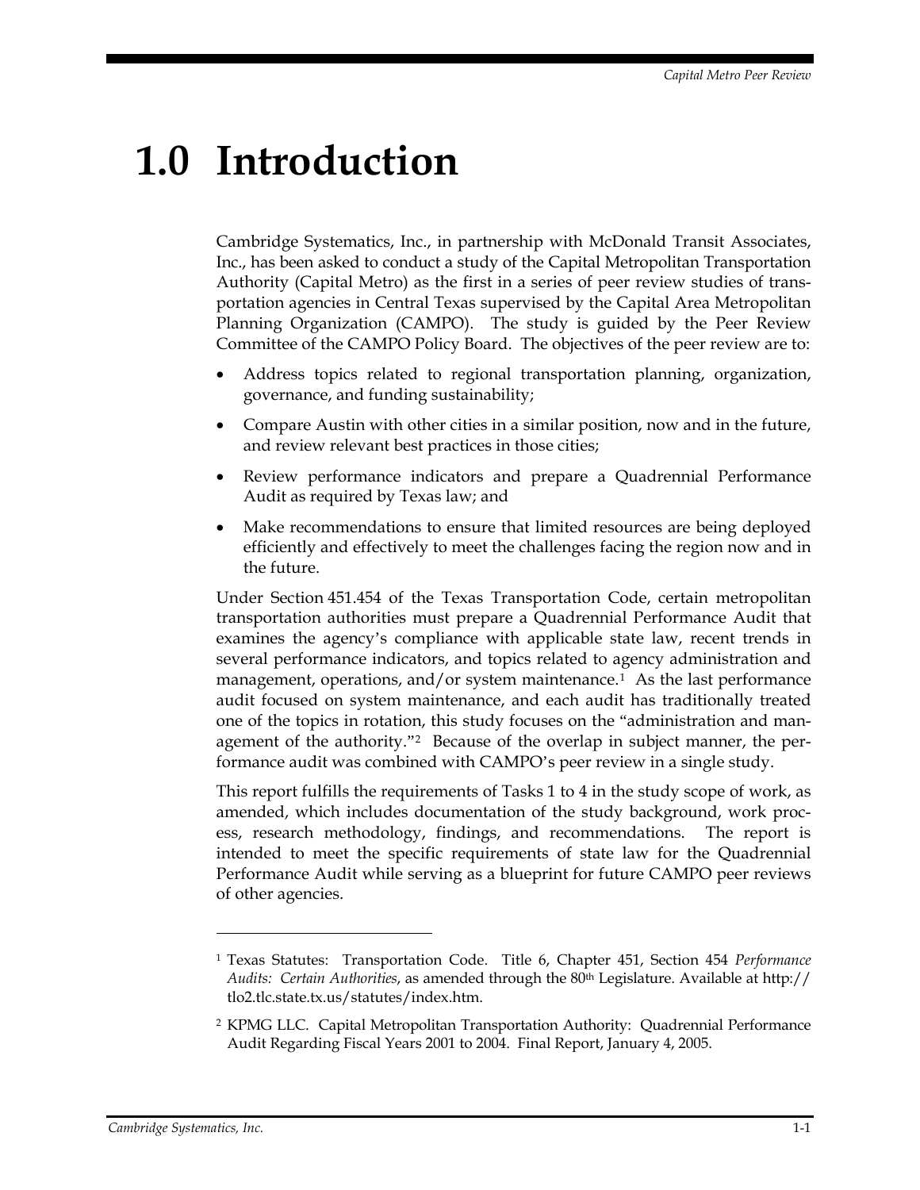# 1.0 Introduction

Cambridge Systematics, Inc., in partnership with McDonald Transit Associates, Inc., has been asked to conduct a study of the Capital Metropolitan Transportation Authority (Capital Metro) as the first in a series of peer review studies of transportation agencies in Central Texas supervised by the Capital Area Metropolitan Planning Organization (CAMPO). The study is guided by the Peer Review Committee of the CAMPO Policy Board. The objectives of the peer review are to:

- Address topics related to regional transportation planning, organization, governance, and funding sustainability;
- Compare Austin with other cities in a similar position, now and in the future, and review relevant best practices in those cities;
- Review performance indicators and prepare a Quadrennial Performance Audit as required by Texas law; and
- Make recommendations to ensure that limited resources are being deployed efficiently and effectively to meet the challenges facing the region now and in the future.

Under Section 451.454 of the Texas Transportation Code, certain metropolitan transportation authorities must prepare a Quadrennial Performance Audit that examines the agency's compliance with applicable state law, recent trends in several performance indicators, and topics related to agency administration and management, operations, and/or system maintenance.[1] As the last performance audit focused on system maintenance, and each audit has traditionally treated one of the topics in rotation, this study focuses on the "administration and management of the authority."[2] Because of the overlap in subject manner, the performance audit was combined with CAMPO's peer review in a single study.

This report fulfills the requirements of Tasks 1 to 4 in the study scope of work, as amended, which includes documentation of the study background, work process, research methodology, findings, and recommendations. The report is intended to meet the specific requirements of state law for the Quadrennial Performance Audit while serving as a blueprint for future CAMPO peer reviews of other agencies.

---

[1] Texas Statutes: Transportation Code. Title 6, Chapter 451, Section 454 *Performance Audits: Certain Authorities*, as amended through the 80th Legislature. Available at http://tlo2.tlc.state.tx.us/statutes/index.htm.

[2] KPMG LLC. Capital Metropolitan Transportation Authority: Quadrennial Performance Audit Regarding Fiscal Years 2001 to 2004. Final Report, January 4, 2005.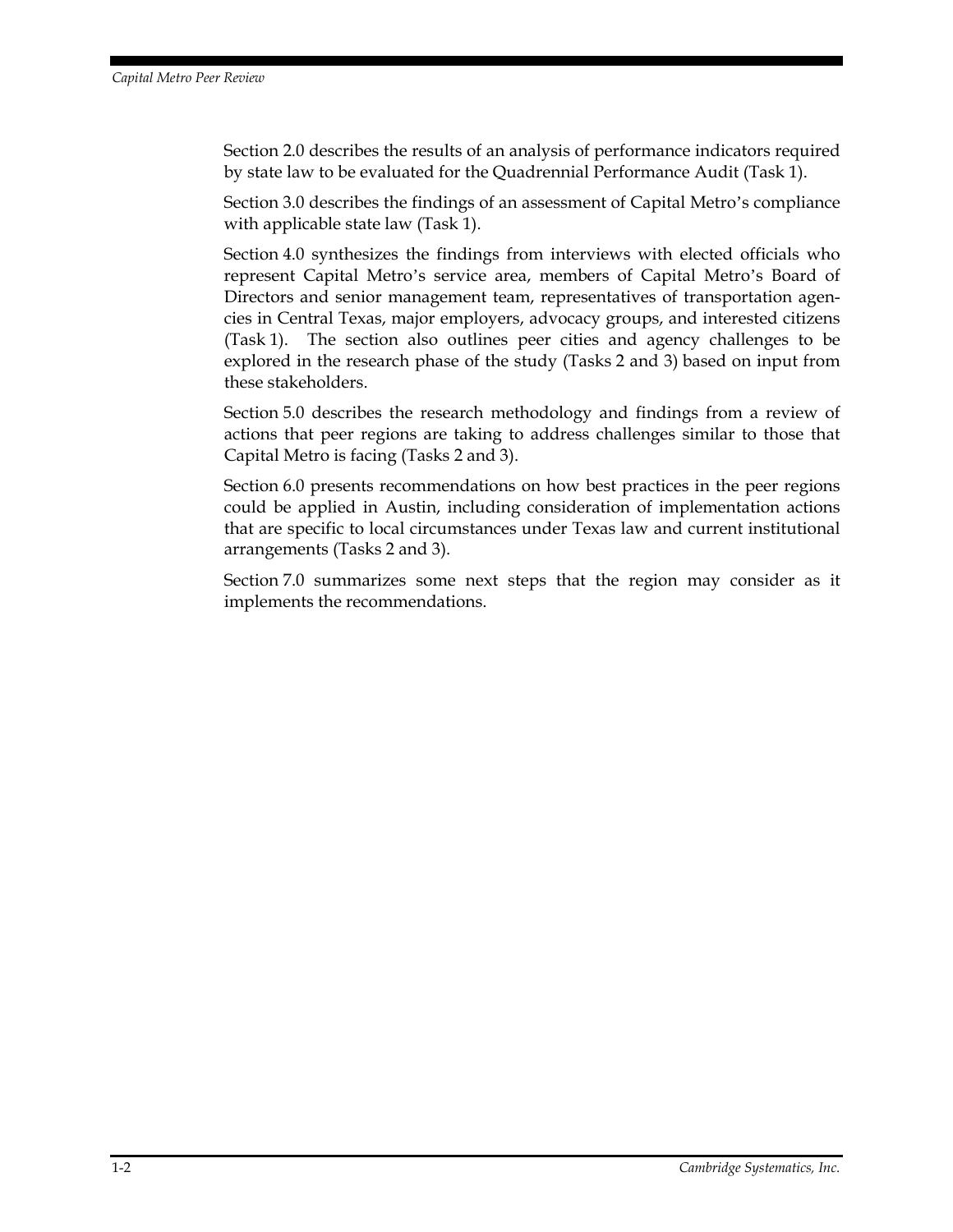Section 2.0 describes the results of an analysis of performance indicators required by state law to be evaluated for the Quadrennial Performance Audit (Task 1).

Section 3.0 describes the findings of an assessment of Capital Metro's compliance with applicable state law (Task 1).

Section 4.0 synthesizes the findings from interviews with elected officials who represent Capital Metro's service area, members of Capital Metro's Board of Directors and senior management team, representatives of transportation agencies in Central Texas, major employers, advocacy groups, and interested citizens (Task 1). The section also outlines peer cities and agency challenges to be explored in the research phase of the study (Tasks 2 and 3) based on input from these stakeholders.

Section 5.0 describes the research methodology and findings from a review of actions that peer regions are taking to address challenges similar to those that Capital Metro is facing (Tasks 2 and 3).

Section 6.0 presents recommendations on how best practices in the peer regions could be applied in Austin, including consideration of implementation actions that are specific to local circumstances under Texas law and current institutional arrangements (Tasks 2 and 3).

Section 7.0 summarizes some next steps that the region may consider as it implements the recommendations.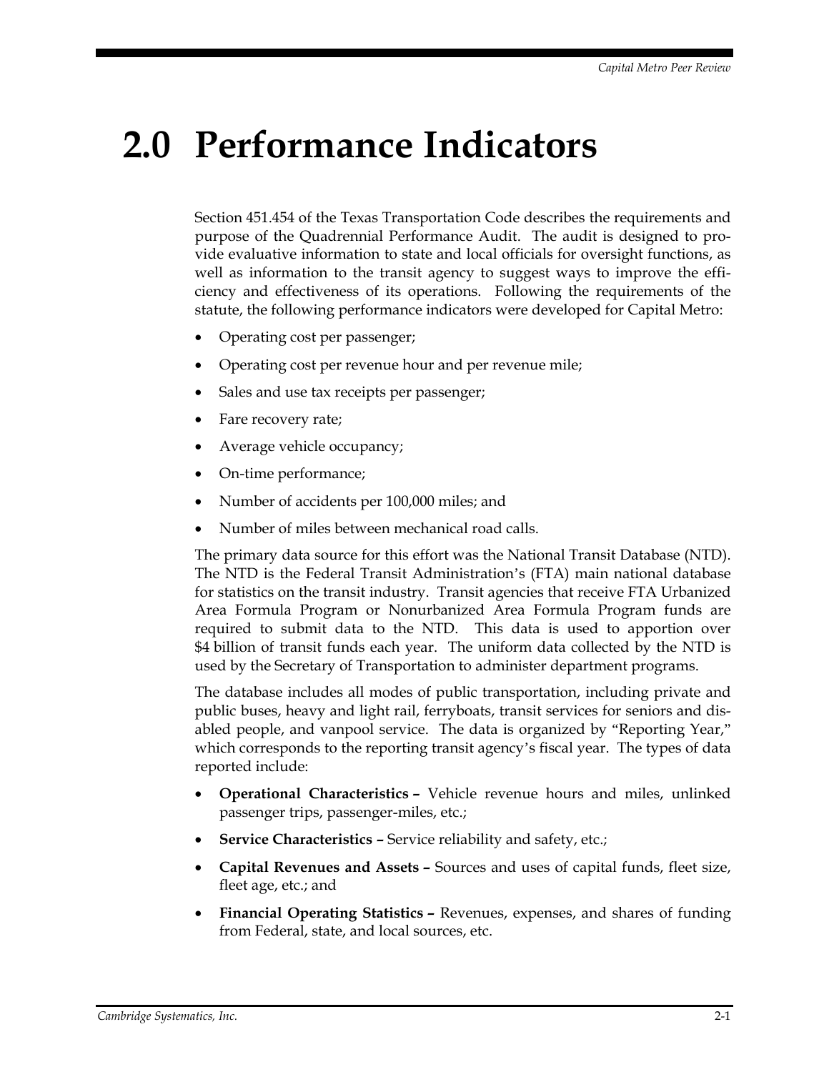# 2.0 Performance Indicators

Section 451.454 of the Texas Transportation Code describes the requirements and purpose of the Quadrennial Performance Audit. The audit is designed to provide evaluative information to state and local officials for oversight functions, as well as information to the transit agency to suggest ways to improve the efficiency and effectiveness of its operations. Following the requirements of the statute, the following performance indicators were developed for Capital Metro:

- Operating cost per passenger;
- Operating cost per revenue hour and per revenue mile;
- Sales and use tax receipts per passenger;
- Fare recovery rate;
- Average vehicle occupancy;
- On-time performance;
- Number of accidents per 100,000 miles; and
- Number of miles between mechanical road calls.

The primary data source for this effort was the National Transit Database (NTD). The NTD is the Federal Transit Administration's (FTA) main national database for statistics on the transit industry. Transit agencies that receive FTA Urbanized Area Formula Program or Nonurbanized Area Formula Program funds are required to submit data to the NTD. This data is used to apportion over $4 billion of transit funds each year. The uniform data collected by the NTD is used by the Secretary of Transportation to administer department programs.

The database includes all modes of public transportation, including private and public buses, heavy and light rail, ferryboats, transit services for seniors and disabled people, and vanpool service. The data is organized by "Reporting Year," which corresponds to the reporting transit agency's fiscal year. The types of data reported include:

- **Operational Characteristics –** Vehicle revenue hours and miles, unlinked passenger trips, passenger-miles, etc.;
- **Service Characteristics –** Service reliability and safety, etc.;
- **Capital Revenues and Assets –** Sources and uses of capital funds, fleet size, fleet age, etc.; and
- **Financial Operating Statistics –** Revenues, expenses, and shares of funding from Federal, state, and local sources, etc.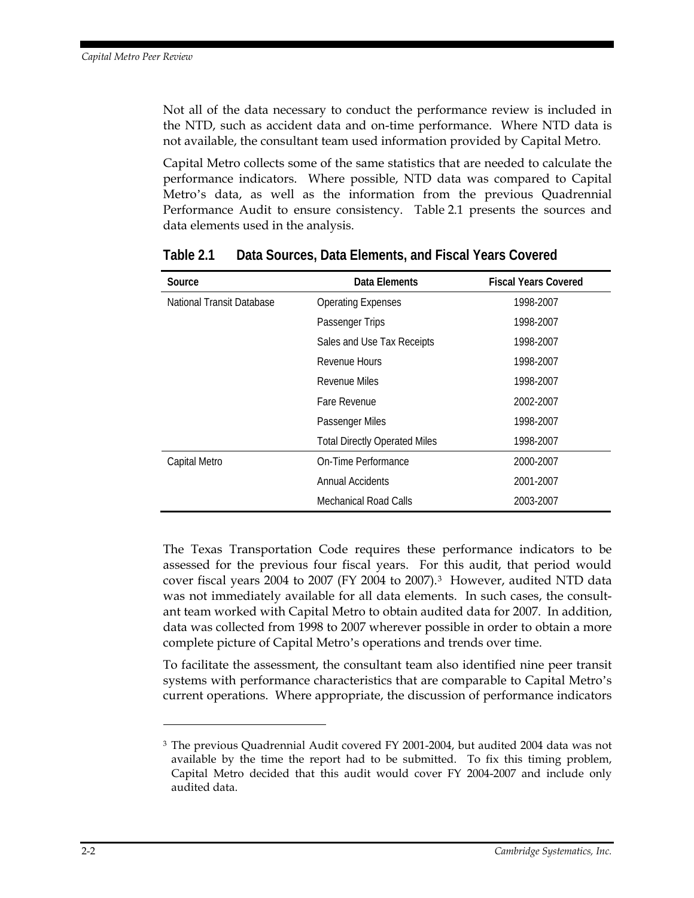Not all of the data necessary to conduct the performance review is included in the NTD, such as accident data and on-time performance. Where NTD data is not available, the consultant team used information provided by Capital Metro.

Capital Metro collects some of the same statistics that are needed to calculate the performance indicators. Where possible, NTD data was compared to Capital Metro's data, as well as the information from the previous Quadrennial Performance Audit to ensure consistency. Table 2.1 presents the sources and data elements used in the analysis.

**Table 2.1 Data Sources, Data Elements, and Fiscal Years Covered**

| Source | Data Elements | Fiscal Years Covered |
|---|---|---|
| National Transit Database | Operating Expenses | 1998-2007 |
| | Passenger Trips | 1998-2007 |
| | Sales and Use Tax Receipts | 1998-2007 |
| | Revenue Hours | 1998-2007 |
| | Revenue Miles | 1998-2007 |
| | Fare Revenue | 2002-2007 |
| | Passenger Miles | 1998-2007 |
| | Total Directly Operated Miles | 1998-2007 |
| Capital Metro | On-Time Performance | 2000-2007 |
| | Annual Accidents | 2001-2007 |
| | Mechanical Road Calls | 2003-2007 |

The Texas Transportation Code requires these performance indicators to be assessed for the previous four fiscal years. For this audit, that period would cover fiscal years 2004 to 2007 (FY 2004 to 2007).[3] However, audited NTD data was not immediately available for all data elements. In such cases, the consultant team worked with Capital Metro to obtain audited data for 2007. In addition, data was collected from 1998 to 2007 wherever possible in order to obtain a more complete picture of Capital Metro's operations and trends over time.

To facilitate the assessment, the consultant team also identified nine peer transit systems with performance characteristics that are comparable to Capital Metro's current operations. Where appropriate, the discussion of performance indicators

[3] The previous Quadrennial Audit covered FY 2001-2004, but audited 2004 data was not available by the time the report had to be submitted. To fix this timing problem, Capital Metro decided that this audit would cover FY 2004-2007 and include only audited data.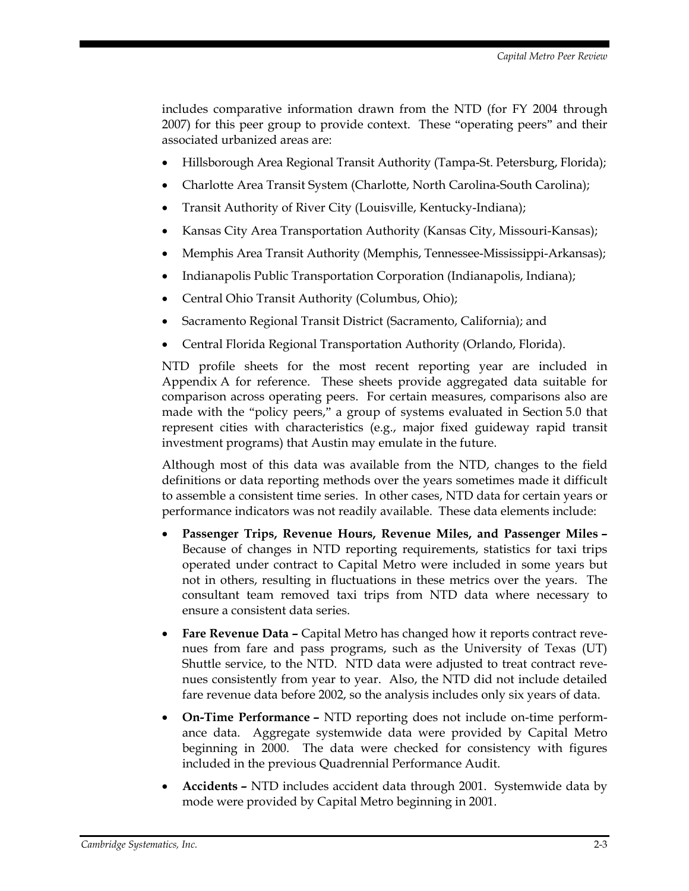includes comparative information drawn from the NTD (for FY 2004 through 2007) for this peer group to provide context. These "operating peers" and their associated urbanized areas are:

- Hillsborough Area Regional Transit Authority (Tampa-St. Petersburg, Florida);
- Charlotte Area Transit System (Charlotte, North Carolina-South Carolina);
- Transit Authority of River City (Louisville, Kentucky-Indiana);
- Kansas City Area Transportation Authority (Kansas City, Missouri-Kansas);
- Memphis Area Transit Authority (Memphis, Tennessee-Mississippi-Arkansas);
- Indianapolis Public Transportation Corporation (Indianapolis, Indiana);
- Central Ohio Transit Authority (Columbus, Ohio);
- Sacramento Regional Transit District (Sacramento, California); and
- Central Florida Regional Transportation Authority (Orlando, Florida).

NTD profile sheets for the most recent reporting year are included in Appendix A for reference. These sheets provide aggregated data suitable for comparison across operating peers. For certain measures, comparisons also are made with the "policy peers," a group of systems evaluated in Section 5.0 that represent cities with characteristics (e.g., major fixed guideway rapid transit investment programs) that Austin may emulate in the future.

Although most of this data was available from the NTD, changes to the field definitions or data reporting methods over the years sometimes made it difficult to assemble a consistent time series. In other cases, NTD data for certain years or performance indicators was not readily available. These data elements include:

- **Passenger Trips, Revenue Hours, Revenue Miles, and Passenger Miles –** Because of changes in NTD reporting requirements, statistics for taxi trips operated under contract to Capital Metro were included in some years but not in others, resulting in fluctuations in these metrics over the years. The consultant team removed taxi trips from NTD data where necessary to ensure a consistent data series.
- **Fare Revenue Data –** Capital Metro has changed how it reports contract revenues from fare and pass programs, such as the University of Texas (UT) Shuttle service, to the NTD. NTD data were adjusted to treat contract revenues consistently from year to year. Also, the NTD did not include detailed fare revenue data before 2002, so the analysis includes only six years of data.
- **On-Time Performance –** NTD reporting does not include on-time performance data. Aggregate systemwide data were provided by Capital Metro beginning in 2000. The data were checked for consistency with figures included in the previous Quadrennial Performance Audit.
- **Accidents –** NTD includes accident data through 2001. Systemwide data by mode were provided by Capital Metro beginning in 2001.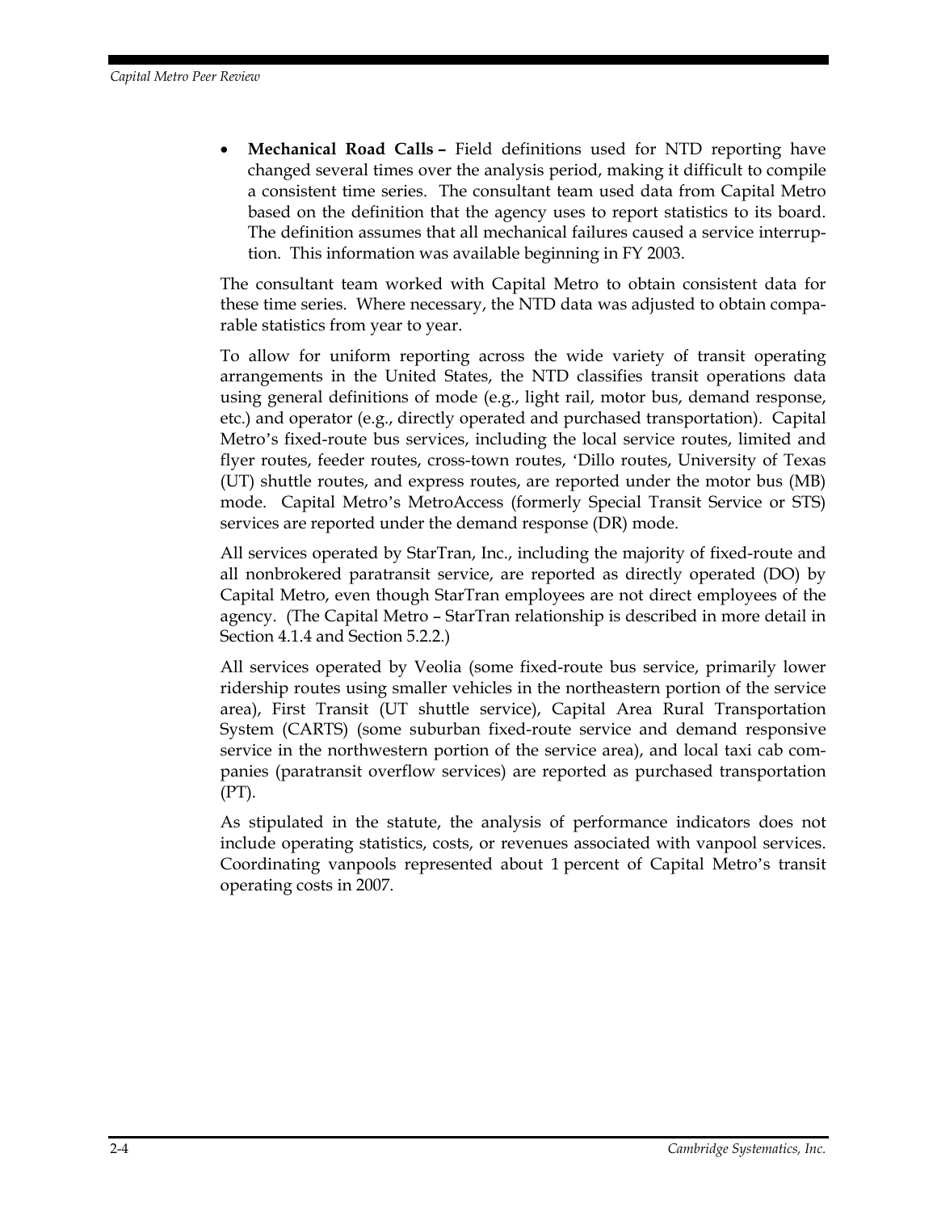- **Mechanical Road Calls –** Field definitions used for NTD reporting have changed several times over the analysis period, making it difficult to compile a consistent time series. The consultant team used data from Capital Metro based on the definition that the agency uses to report statistics to its board. The definition assumes that all mechanical failures caused a service interruption. This information was available beginning in FY 2003.

The consultant team worked with Capital Metro to obtain consistent data for these time series. Where necessary, the NTD data was adjusted to obtain comparable statistics from year to year.

To allow for uniform reporting across the wide variety of transit operating arrangements in the United States, the NTD classifies transit operations data using general definitions of mode (e.g., light rail, motor bus, demand response, etc.) and operator (e.g., directly operated and purchased transportation). Capital Metro's fixed-route bus services, including the local service routes, limited and flyer routes, feeder routes, cross-town routes, 'Dillo routes, University of Texas (UT) shuttle routes, and express routes, are reported under the motor bus (MB) mode. Capital Metro's MetroAccess (formerly Special Transit Service or STS) services are reported under the demand response (DR) mode.

All services operated by StarTran, Inc., including the majority of fixed-route and all nonbrokered paratransit service, are reported as directly operated (DO) by Capital Metro, even though StarTran employees are not direct employees of the agency. (The Capital Metro – StarTran relationship is described in more detail in Section 4.1.4 and Section 5.2.2.)

All services operated by Veolia (some fixed-route bus service, primarily lower ridership routes using smaller vehicles in the northeastern portion of the service area), First Transit (UT shuttle service), Capital Area Rural Transportation System (CARTS) (some suburban fixed-route service and demand responsive service in the northwestern portion of the service area), and local taxi cab companies (paratransit overflow services) are reported as purchased transportation (PT).

As stipulated in the statute, the analysis of performance indicators does not include operating statistics, costs, or revenues associated with vanpool services. Coordinating vanpools represented about 1 percent of Capital Metro's transit operating costs in 2007.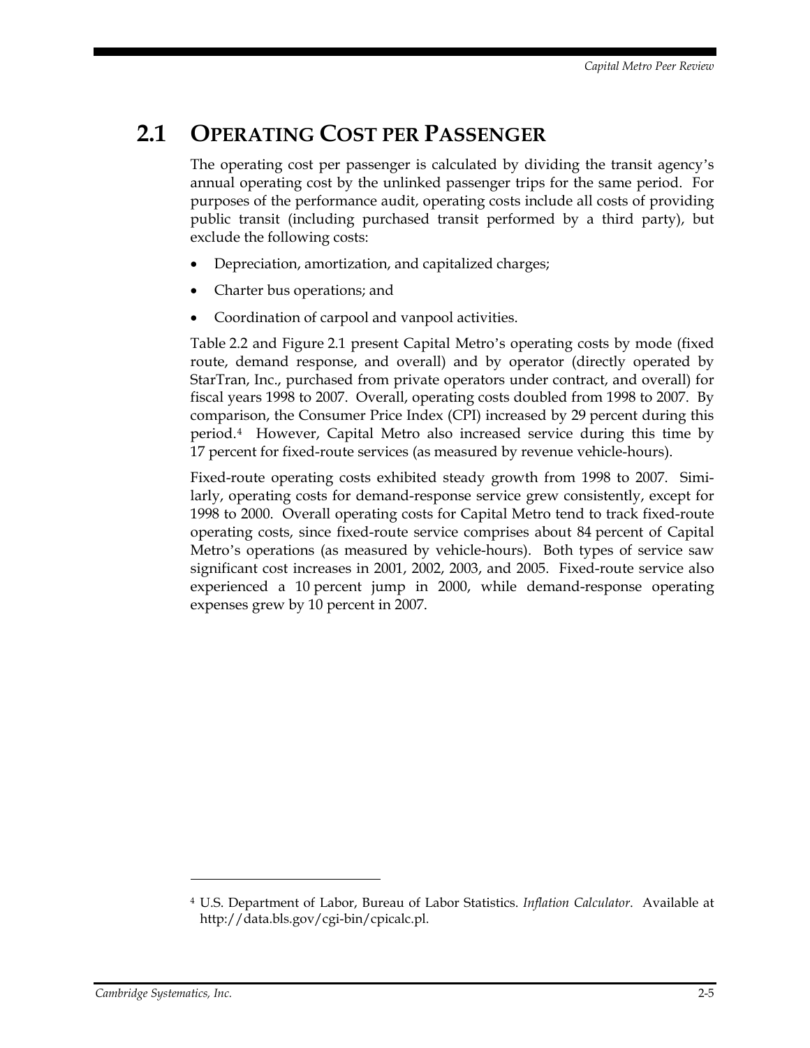## 2.1 OPERATING COST PER PASSENGER

The operating cost per passenger is calculated by dividing the transit agency's annual operating cost by the unlinked passenger trips for the same period. For purposes of the performance audit, operating costs include all costs of providing public transit (including purchased transit performed by a third party), but exclude the following costs:

- Depreciation, amortization, and capitalized charges;
- Charter bus operations; and
- Coordination of carpool and vanpool activities.

Table 2.2 and Figure 2.1 present Capital Metro's operating costs by mode (fixed route, demand response, and overall) and by operator (directly operated by StarTran, Inc., purchased from private operators under contract, and overall) for fiscal years 1998 to 2007. Overall, operating costs doubled from 1998 to 2007. By comparison, the Consumer Price Index (CPI) increased by 29 percent during this period.[4] However, Capital Metro also increased service during this time by 17 percent for fixed-route services (as measured by revenue vehicle-hours).

Fixed-route operating costs exhibited steady growth from 1998 to 2007. Similarly, operating costs for demand-response service grew consistently, except for 1998 to 2000. Overall operating costs for Capital Metro tend to track fixed-route operating costs, since fixed-route service comprises about 84 percent of Capital Metro's operations (as measured by vehicle-hours). Both types of service saw significant cost increases in 2001, 2002, 2003, and 2005. Fixed-route service also experienced a 10 percent jump in 2000, while demand-response operating expenses grew by 10 percent in 2007.

---

[4] U.S. Department of Labor, Bureau of Labor Statistics. *Inflation Calculator*. Available at http://data.bls.gov/cgi-bin/cpicalc.pl.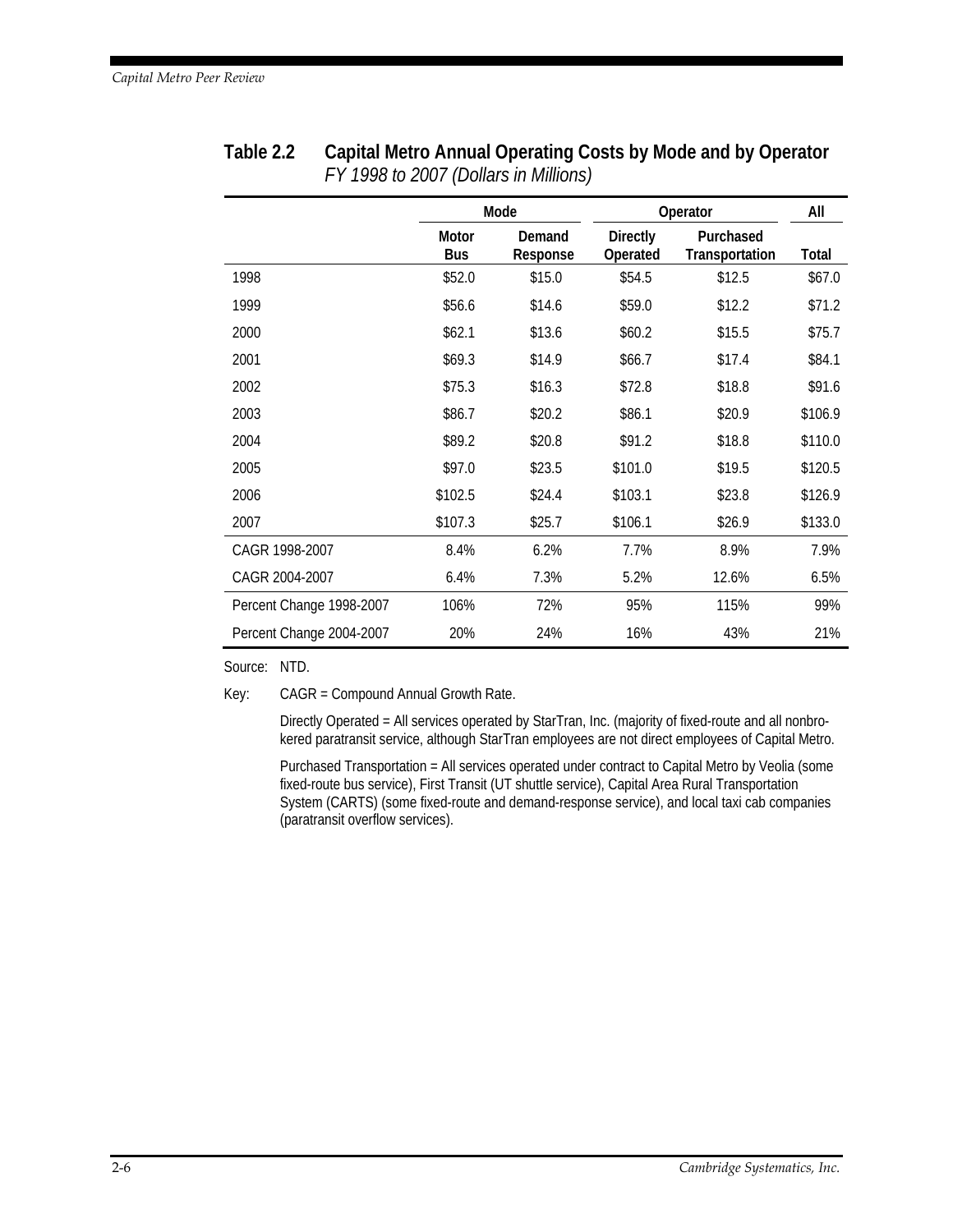**Table 2.2 Capital Metro Annual Operating Costs by Mode and by Operator**
*FY 1998 to 2007 (Dollars in Millions)*

| | Mode | | Operator | | All |
|---|---|---|---|---|---|
| | Motor Bus | Demand Response | Directly Operated | Purchased Transportation | Total |
| 1998 | $52.0 | $15.0 | $54.5 | $12.5 | $67.0 |
| 1999 | $56.6 | $14.6 | $59.0 | $12.2 | $71.2 |
| 2000 | $62.1 | $13.6 | $60.2 | $15.5 | $75.7 |
| 2001 | $69.3 | $14.9 | $66.7 | $17.4 | $84.1 |
| 2002 | $75.3 | $16.3 | $72.8 | $18.8 | $91.6 |
| 2003 | $86.7 | $20.2 | $86.1 | $20.9 | $106.9 |
| 2004 | $89.2 | $20.8 | $91.2 | $18.8 | $110.0 |
| 2005 | $97.0 | $23.5 | $101.0 | $19.5 | $120.5 |
| 2006 | $102.5 | $24.4 | $103.1 | $23.8 | $126.9 |
| 2007 | $107.3 | $25.7 | $106.1 | $26.9 | $133.0 |
| CAGR 1998-2007 | 8.4% | 6.2% | 7.7% | 8.9% | 7.9% |
| CAGR 2004-2007 | 6.4% | 7.3% | 5.2% | 12.6% | 6.5% |
| Percent Change 1998-2007 | 106% | 72% | 95% | 115% | 99% |
| Percent Change 2004-2007 | 20% | 24% | 16% | 43% | 21% |

Source: NTD.

Key: CAGR = Compound Annual Growth Rate.

Directly Operated = All services operated by StarTran, Inc. (majority of fixed-route and all nonbrokered paratransit service, although StarTran employees are not direct employees of Capital Metro.

Purchased Transportation = All services operated under contract to Capital Metro by Veolia (some fixed-route bus service), First Transit (UT shuttle service), Capital Area Rural Transportation System (CARTS) (some fixed-route and demand-response service), and local taxi cab companies (paratransit overflow services).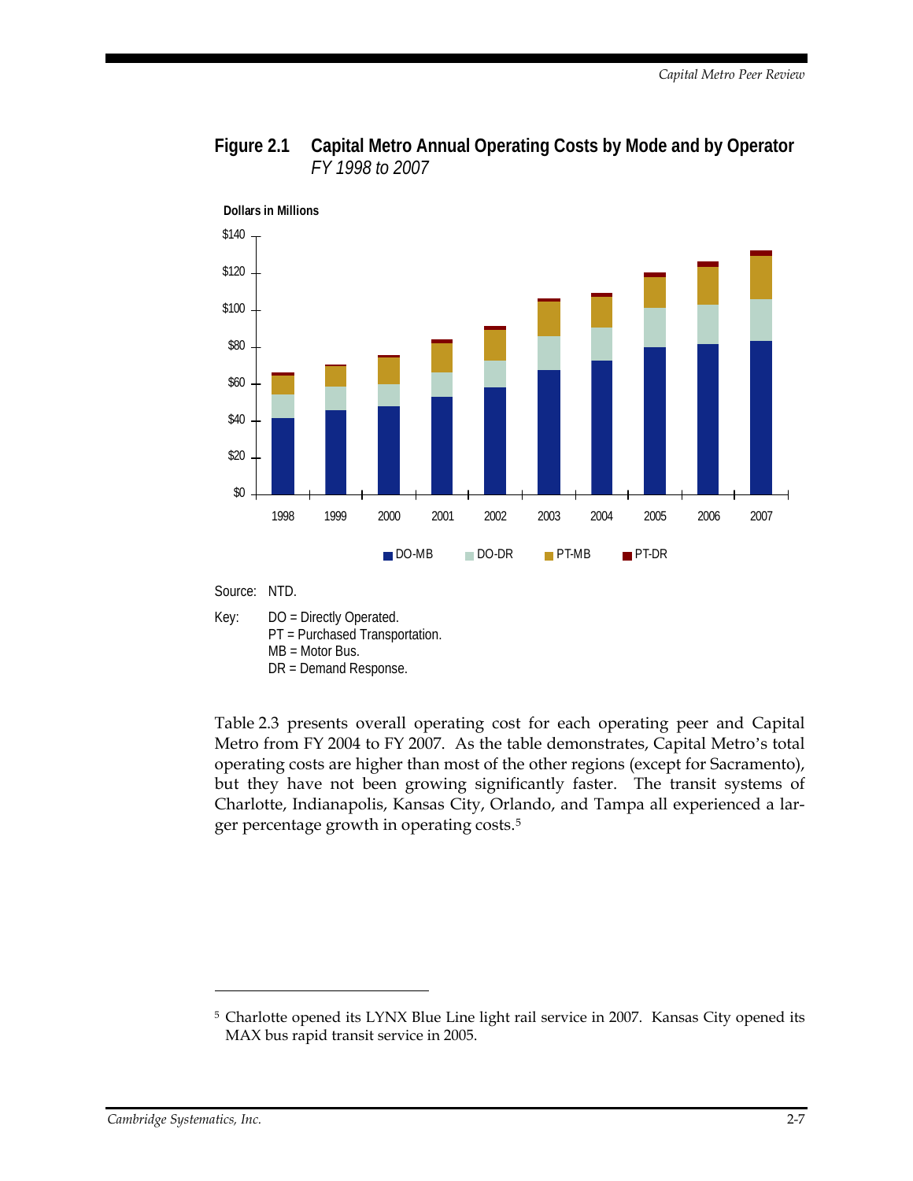**Figure 2.1 Capital Metro Annual Operating Costs by Mode and by Operator**
*FY 1998 to 2007*

Dollars in Millions

$140
$120
$100
$80
$60
$40
$20
$0

1998 1999 2000 2001 2002 2003 2004 2005 2006 2007

DO-MB DO-DR PT-MB PT-DR

Source: NTD.

Key: DO = Directly Operated.
PT = Purchased Transportation.
MB = Motor Bus.
DR = Demand Response.

Table 2.3 presents overall operating cost for each operating peer and Capital Metro from FY 2004 to FY 2007. As the table demonstrates, Capital Metro's total operating costs are higher than most of the other regions (except for Sacramento), but they have not been growing significantly faster. The transit systems of Charlotte, Indianapolis, Kansas City, Orlando, and Tampa all experienced a larger percentage growth in operating costs.[5]

---

[5] Charlotte opened its LYNX Blue Line light rail service in 2007. Kansas City opened its MAX bus rapid transit service in 2005.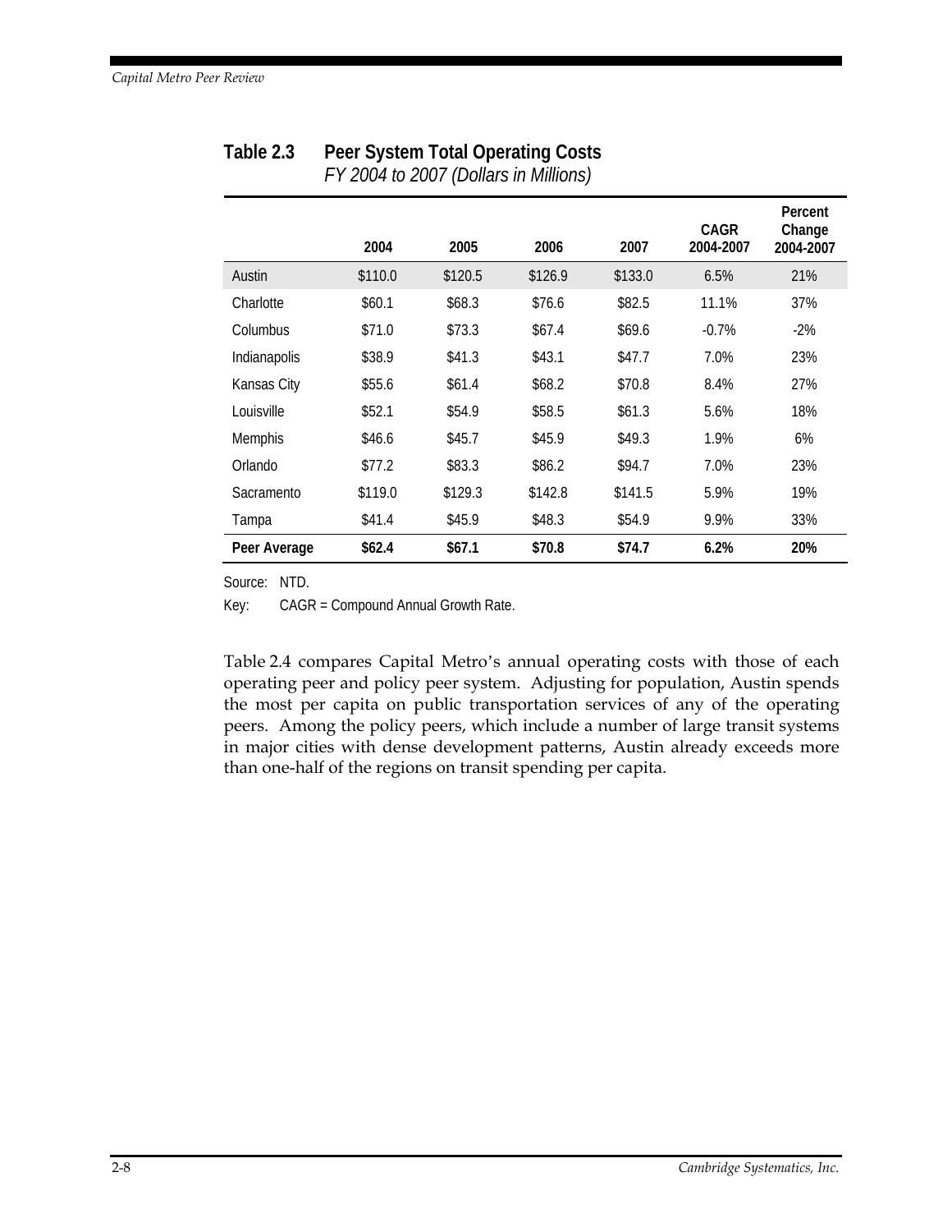**Table 2.3 Peer System Total Operating Costs**
*FY 2004 to 2007 (Dollars in Millions)*

| | 2004 | 2005 | 2006 | 2007 | CAGR 2004-2007 | Percent Change 2004-2007 |
|---|---|---|---|---|---|---|
| Austin | $110.0 | $120.5 | $126.9 | $133.0 | 6.5% | 21% |
| Charlotte | $60.1 | $68.3 | $76.6 | $82.5 | 11.1% | 37% |
| Columbus | $71.0 | $73.3 | $67.4 | $69.6 | -0.7% | -2% |
| Indianapolis | $38.9 | $41.3 | $43.1 | $47.7 | 7.0% | 23% |
| Kansas City | $55.6 | $61.4 | $68.2 | $70.8 | 8.4% | 27% |
| Louisville | $52.1 | $54.9 | $58.5 | $61.3 | 5.6% | 18% |
| Memphis | $46.6 | $45.7 | $45.9 | $49.3 | 1.9% | 6% |
| Orlando | $77.2 | $83.3 | $86.2 | $94.7 | 7.0% | 23% |
| Sacramento | $119.0 | $129.3 | $142.8 | $141.5 | 5.9% | 19% |
| Tampa | $41.4 | $45.9 | $48.3 | $54.9 | 9.9% | 33% |
| **Peer Average** | **$62.4** | **$67.1** | **$70.8** | **$74.7** | **6.2%** | **20%** |

Source: NTD.

Key: CAGR = Compound Annual Growth Rate.

Table 2.4 compares Capital Metro's annual operating costs with those of each operating peer and policy peer system. Adjusting for population, Austin spends the most per capita on public transportation services of any of the operating peers. Among the policy peers, which include a number of large transit systems in major cities with dense development patterns, Austin already exceeds more than one-half of the regions on transit spending per capita.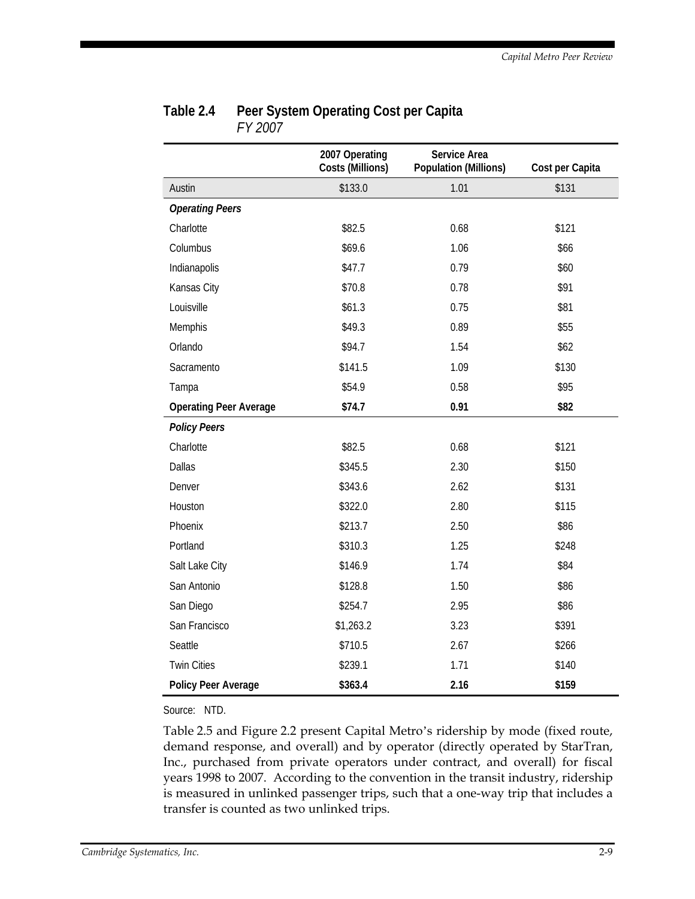## Table 2.4 Peer System Operating Cost per Capita

*FY 2007*

| | 2007 Operating Costs (Millions) | Service Area Population (Millions) | Cost per Capita |
|---|---|---|---|
| Austin | $133.0 | 1.01 | $131 |
| ***Operating Peers*** | | | |
| Charlotte | $82.5 | 0.68 | $121 |
| Columbus | $69.6 | 1.06 | $66 |
| Indianapolis | $47.7 | 0.79 | $60 |
| Kansas City | $70.8 | 0.78 | $91 |
| Louisville | $61.3 | 0.75 | $81 |
| Memphis | $49.3 | 0.89 | $55 |
| Orlando | $94.7 | 1.54 | $62 |
| Sacramento | $141.5 | 1.09 | $130 |
| Tampa | $54.9 | 0.58 | $95 |
| **Operating Peer Average** | **$74.7** | **0.91** | **$82** |
| ***Policy Peers*** | | | |
| Charlotte | $82.5 | 0.68 | $121 |
| Dallas | $345.5 | 2.30 | $150 |
| Denver | $343.6 | 2.62 | $131 |
| Houston | $322.0 | 2.80 | $115 |
| Phoenix | $213.7 | 2.50 | $86 |
| Portland | $310.3 | 1.25 | $248 |
| Salt Lake City | $146.9 | 1.74 | $84 |
| San Antonio | $128.8 | 1.50 | $86 |
| San Diego | $254.7 | 2.95 | $86 |
| San Francisco | $1,263.2 | 3.23 | $391 |
| Seattle | $710.5 | 2.67 | $266 |
| Twin Cities | $239.1 | 1.71 | $140 |
| **Policy Peer Average** | **$363.4** | **2.16** | **$159** |

Source: NTD.

Table 2.5 and Figure 2.2 present Capital Metro's ridership by mode (fixed route, demand response, and overall) and by operator (directly operated by StarTran, Inc., purchased from private operators under contract, and overall) for fiscal years 1998 to 2007. According to the convention in the transit industry, ridership is measured in unlinked passenger trips, such that a one-way trip that includes a transfer is counted as two unlinked trips.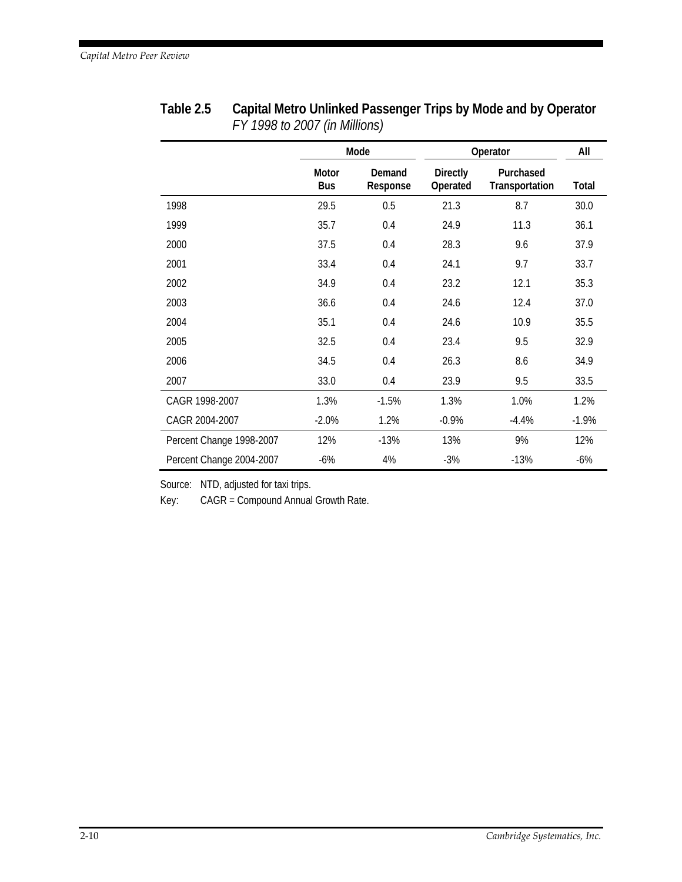**Table 2.5 Capital Metro Unlinked Passenger Trips by Mode and by Operator**
*FY 1998 to 2007 (in Millions)*

| | Mode | | Operator | | All |
|---|---|---|---|---|---|
| | Motor Bus | Demand Response | Directly Operated | Purchased Transportation | Total |
| 1998 | 29.5 | 0.5 | 21.3 | 8.7 | 30.0 |
| 1999 | 35.7 | 0.4 | 24.9 | 11.3 | 36.1 |
| 2000 | 37.5 | 0.4 | 28.3 | 9.6 | 37.9 |
| 2001 | 33.4 | 0.4 | 24.1 | 9.7 | 33.7 |
| 2002 | 34.9 | 0.4 | 23.2 | 12.1 | 35.3 |
| 2003 | 36.6 | 0.4 | 24.6 | 12.4 | 37.0 |
| 2004 | 35.1 | 0.4 | 24.6 | 10.9 | 35.5 |
| 2005 | 32.5 | 0.4 | 23.4 | 9.5 | 32.9 |
| 2006 | 34.5 | 0.4 | 26.3 | 8.6 | 34.9 |
| 2007 | 33.0 | 0.4 | 23.9 | 9.5 | 33.5 |
| CAGR 1998-2007 | 1.3% | -1.5% | 1.3% | 1.0% | 1.2% |
| CAGR 2004-2007 | -2.0% | 1.2% | -0.9% | -4.4% | -1.9% |
| Percent Change 1998-2007 | 12% | -13% | 13% | 9% | 12% |
| Percent Change 2004-2007 | -6% | 4% | -3% | -13% | -6% |

Source: NTD, adjusted for taxi trips.

Key: CAGR = Compound Annual Growth Rate.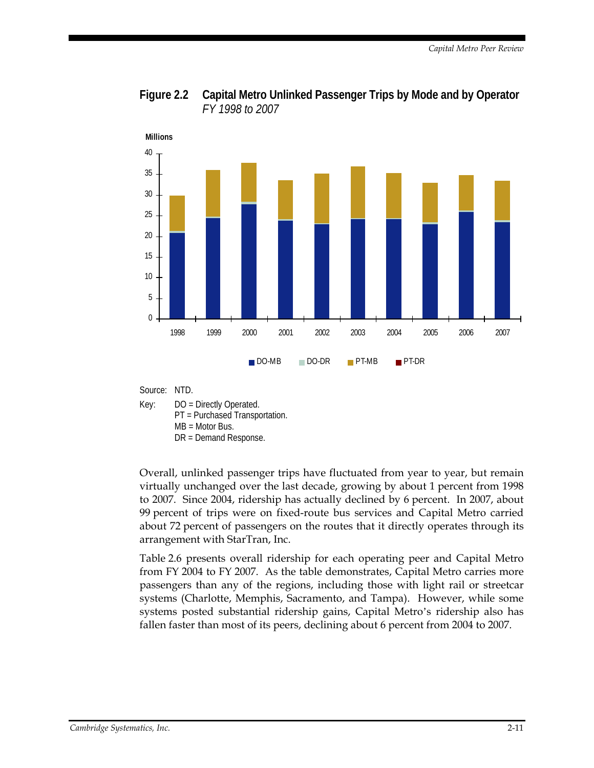**Figure 2.2 Capital Metro Unlinked Passenger Trips by Mode and by Operator**
*FY 1998 to 2007*

Millions

40
35
30
25
20
15
10
5
0

1998 1999 2000 2001 2002 2003 2004 2005 2006 2007

DO-MB DO-DR PT-MB PT-DR

Source: NTD.

Key: DO = Directly Operated.
PT = Purchased Transportation.
MB = Motor Bus.
DR = Demand Response.

Overall, unlinked passenger trips have fluctuated from year to year, but remain virtually unchanged over the last decade, growing by about 1 percent from 1998 to 2007. Since 2004, ridership has actually declined by 6 percent. In 2007, about 99 percent of trips were on fixed-route bus services and Capital Metro carried about 72 percent of passengers on the routes that it directly operates through its arrangement with StarTran, Inc.

Table 2.6 presents overall ridership for each operating peer and Capital Metro from FY 2004 to FY 2007. As the table demonstrates, Capital Metro carries more passengers than any of the regions, including those with light rail or streetcar systems (Charlotte, Memphis, Sacramento, and Tampa). However, while some systems posted substantial ridership gains, Capital Metro's ridership also has fallen faster than most of its peers, declining about 6 percent from 2004 to 2007.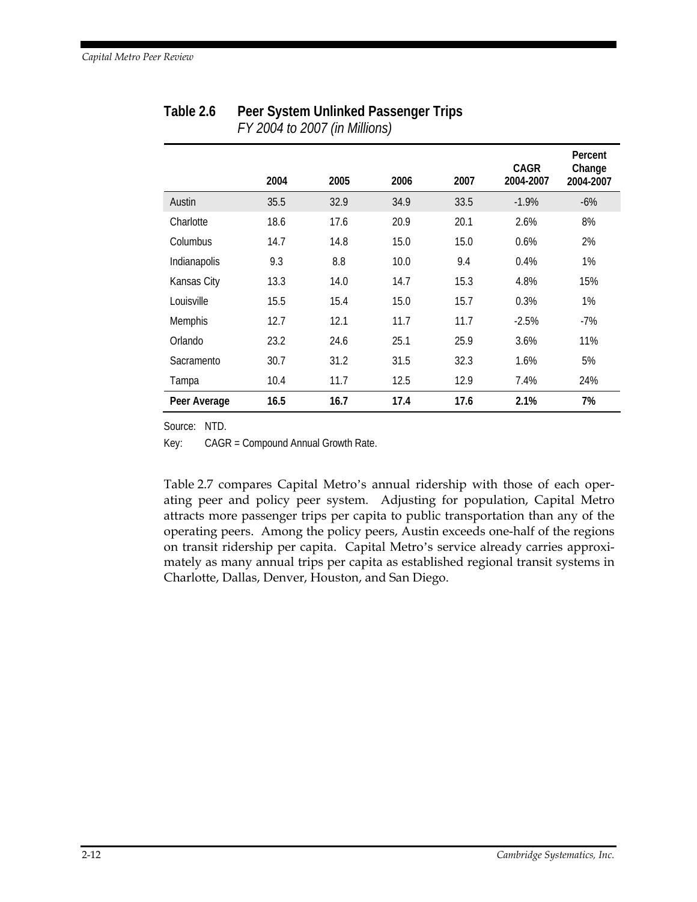**Table 2.6 Peer System Unlinked Passenger Trips**
*FY 2004 to 2007 (in Millions)*

| | 2004 | 2005 | 2006 | 2007 | CAGR 2004-2007 | Percent Change 2004-2007 |
|---|---|---|---|---|---|---|
| Austin | 35.5 | 32.9 | 34.9 | 33.5 | -1.9% | -6% |
| Charlotte | 18.6 | 17.6 | 20.9 | 20.1 | 2.6% | 8% |
| Columbus | 14.7 | 14.8 | 15.0 | 15.0 | 0.6% | 2% |
| Indianapolis | 9.3 | 8.8 | 10.0 | 9.4 | 0.4% | 1% |
| Kansas City | 13.3 | 14.0 | 14.7 | 15.3 | 4.8% | 15% |
| Louisville | 15.5 | 15.4 | 15.0 | 15.7 | 0.3% | 1% |
| Memphis | 12.7 | 12.1 | 11.7 | 11.7 | -2.5% | -7% |
| Orlando | 23.2 | 24.6 | 25.1 | 25.9 | 3.6% | 11% |
| Sacramento | 30.7 | 31.2 | 31.5 | 32.3 | 1.6% | 5% |
| Tampa | 10.4 | 11.7 | 12.5 | 12.9 | 7.4% | 24% |
| **Peer Average** | **16.5** | **16.7** | **17.4** | **17.6** | **2.1%** | **7%** |

Source: NTD.

Key: CAGR = Compound Annual Growth Rate.

Table 2.7 compares Capital Metro's annual ridership with those of each operating peer and policy peer system. Adjusting for population, Capital Metro attracts more passenger trips per capita to public transportation than any of the operating peers. Among the policy peers, Austin exceeds one-half of the regions on transit ridership per capita. Capital Metro's service already carries approximately as many annual trips per capita as established regional transit systems in Charlotte, Dallas, Denver, Houston, and San Diego.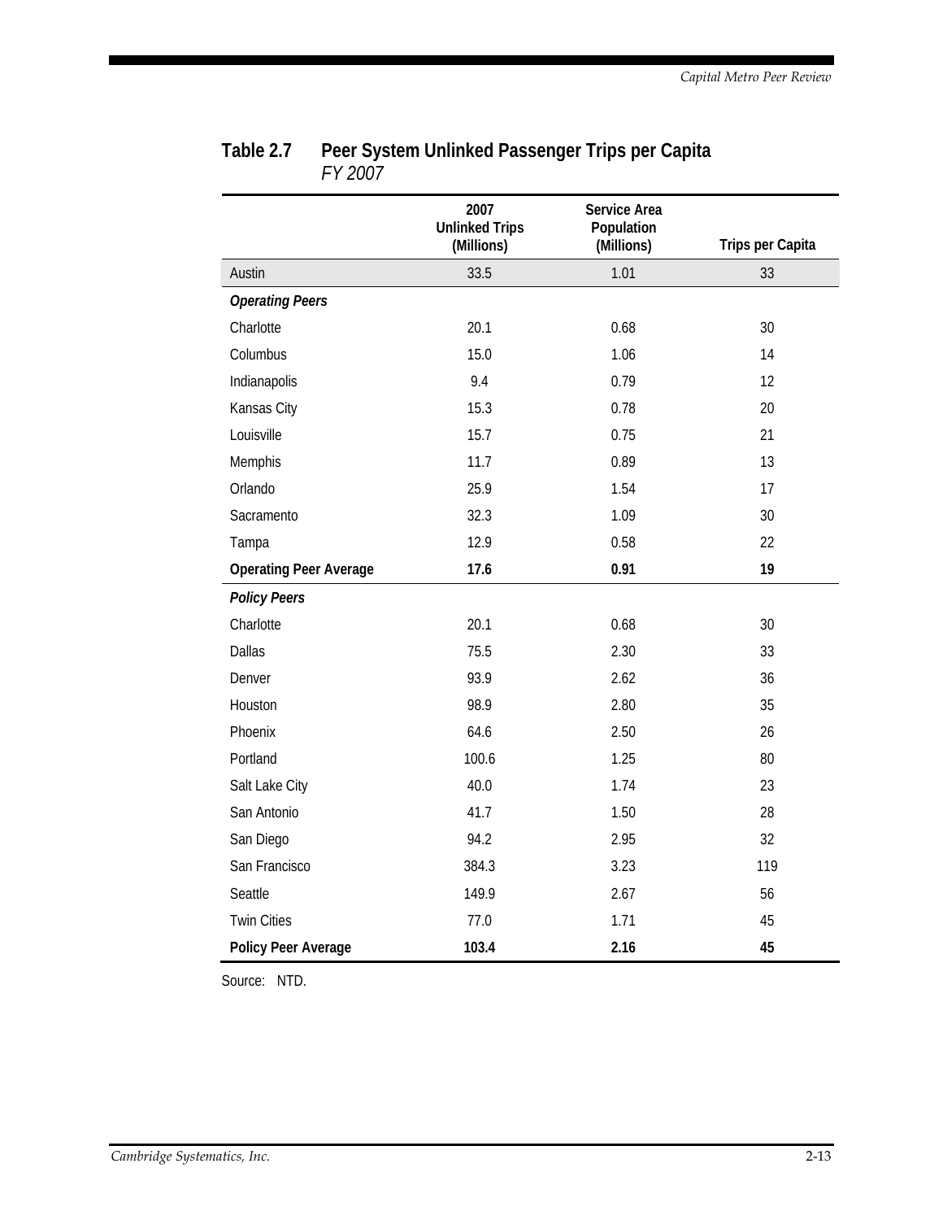**Table 2.7 Peer System Unlinked Passenger Trips per Capita**
*FY 2007*

| | 2007 Unlinked Trips (Millions) | Service Area Population (Millions) | Trips per Capita |
|---|---|---|---|
| Austin | 33.5 | 1.01 | 33 |
| ***Operating Peers*** | | | |
| Charlotte | 20.1 | 0.68 | 30 |
| Columbus | 15.0 | 1.06 | 14 |
| Indianapolis | 9.4 | 0.79 | 12 |
| Kansas City | 15.3 | 0.78 | 20 |
| Louisville | 15.7 | 0.75 | 21 |
| Memphis | 11.7 | 0.89 | 13 |
| Orlando | 25.9 | 1.54 | 17 |
| Sacramento | 32.3 | 1.09 | 30 |
| Tampa | 12.9 | 0.58 | 22 |
| **Operating Peer Average** | **17.6** | **0.91** | **19** |
| ***Policy Peers*** | | | |
| Charlotte | 20.1 | 0.68 | 30 |
| Dallas | 75.5 | 2.30 | 33 |
| Denver | 93.9 | 2.62 | 36 |
| Houston | 98.9 | 2.80 | 35 |
| Phoenix | 64.6 | 2.50 | 26 |
| Portland | 100.6 | 1.25 | 80 |
| Salt Lake City | 40.0 | 1.74 | 23 |
| San Antonio | 41.7 | 1.50 | 28 |
| San Diego | 94.2 | 2.95 | 32 |
| San Francisco | 384.3 | 3.23 | 119 |
| Seattle | 149.9 | 2.67 | 56 |
| Twin Cities | 77.0 | 1.71 | 45 |
| **Policy Peer Average** | **103.4** | **2.16** | **45** |

Source: NTD.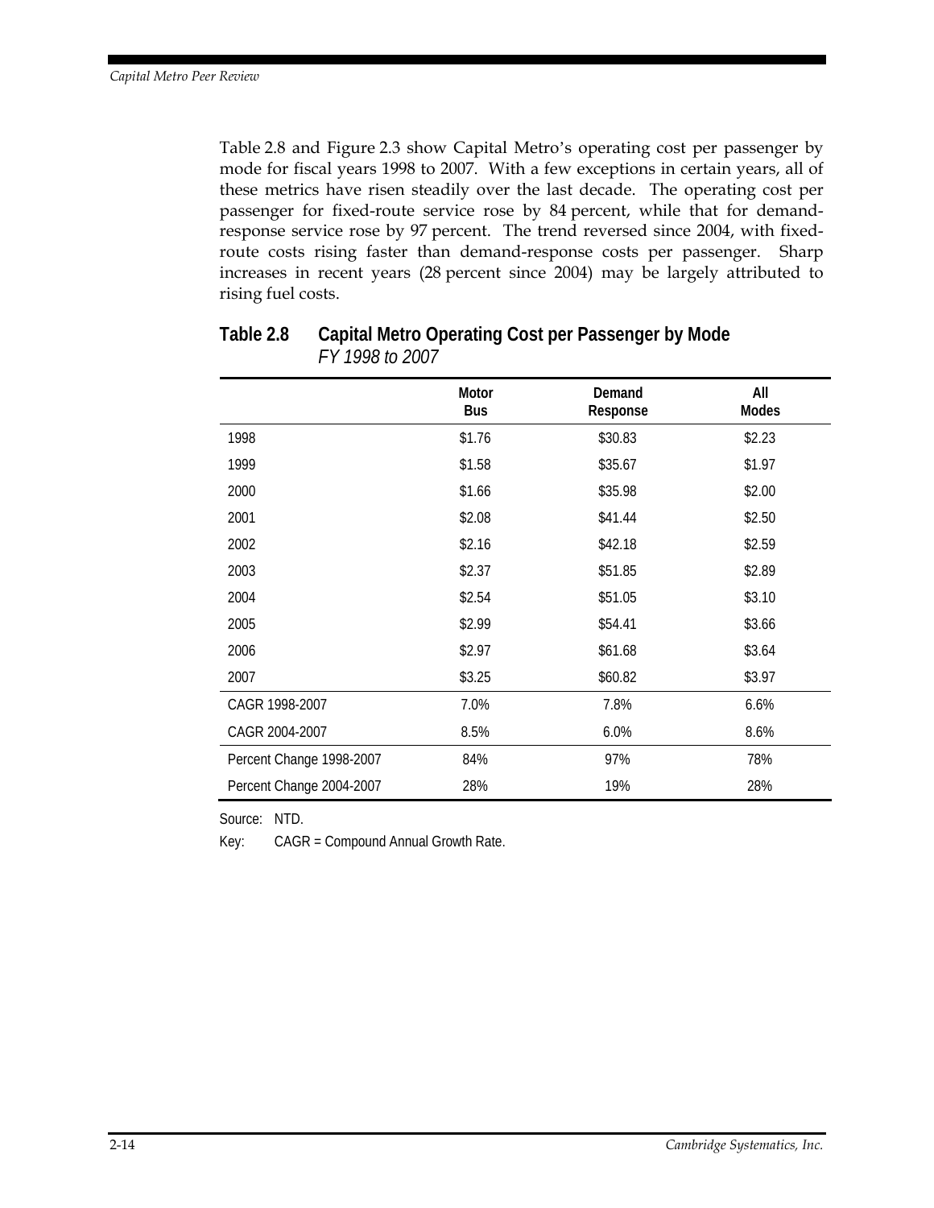Table 2.8 and Figure 2.3 show Capital Metro's operating cost per passenger by mode for fiscal years 1998 to 2007. With a few exceptions in certain years, all of these metrics have risen steadily over the last decade. The operating cost per passenger for fixed-route service rose by 84 percent, while that for demand-response service rose by 97 percent. The trend reversed since 2004, with fixed-route costs rising faster than demand-response costs per passenger. Sharp increases in recent years (28 percent since 2004) may be largely attributed to rising fuel costs.

**Table 2.8 Capital Metro Operating Cost per Passenger by Mode**
*FY 1998 to 2007*

| | Motor Bus | Demand Response | All Modes |
|---|---|---|---|
| 1998 | $1.76 | $30.83 | $2.23 |
| 1999 | $1.58 | $35.67 | $1.97 |
| 2000 | $1.66 | $35.98 | $2.00 |
| 2001 | $2.08 | $41.44 | $2.50 |
| 2002 | $2.16 | $42.18 | $2.59 |
| 2003 | $2.37 | $51.85 | $2.89 |
| 2004 | $2.54 | $51.05 | $3.10 |
| 2005 | $2.99 | $54.41 | $3.66 |
| 2006 | $2.97 | $61.68 | $3.64 |
| 2007 | $3.25 | $60.82 | $3.97 |
| CAGR 1998-2007 | 7.0% | 7.8% | 6.6% |
| CAGR 2004-2007 | 8.5% | 6.0% | 8.6% |
| Percent Change 1998-2007 | 84% | 97% | 78% |
| Percent Change 2004-2007 | 28% | 19% | 28% |

Source: NTD.

Key: CAGR = Compound Annual Growth Rate.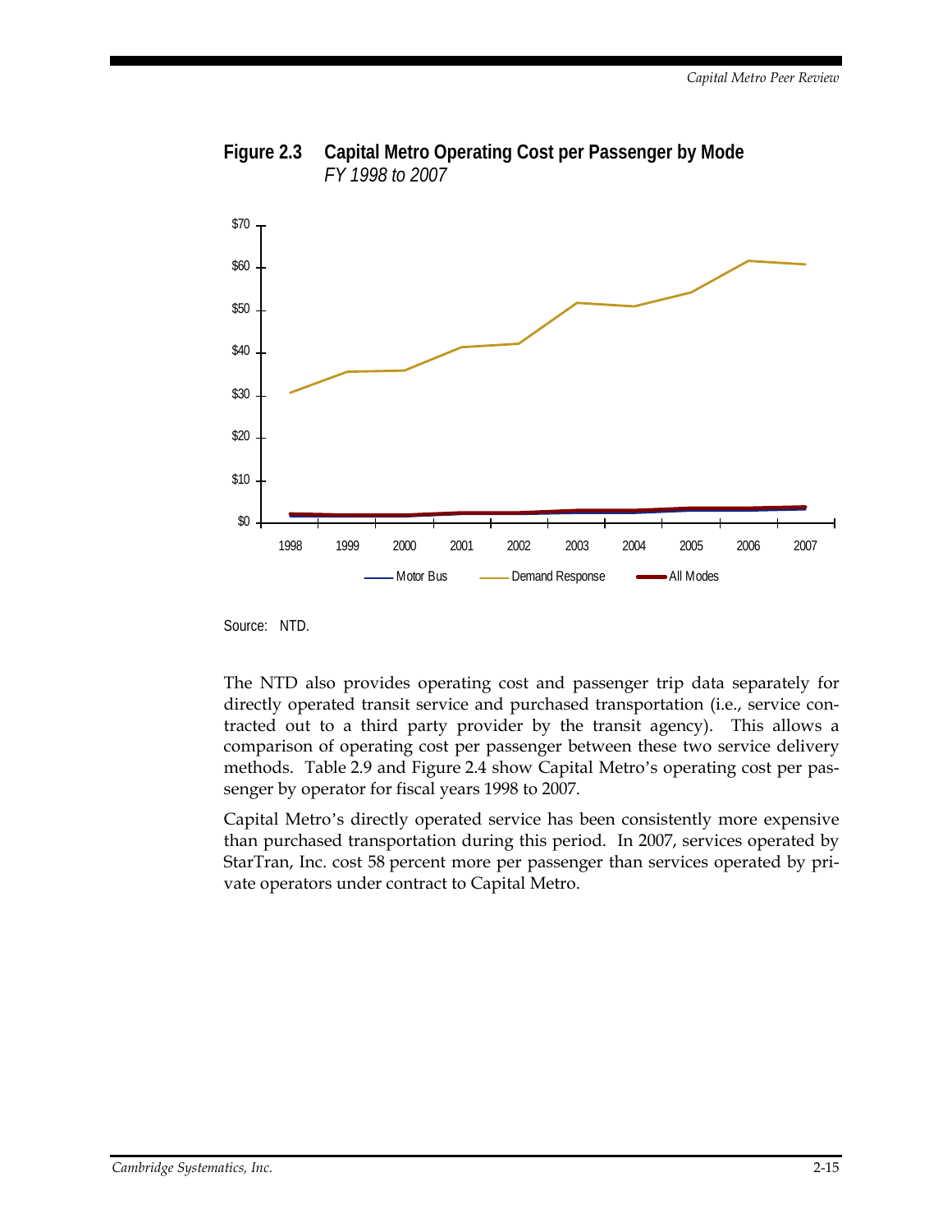**Figure 2.3 Capital Metro Operating Cost per Passenger by Mode**
*FY 1998 to 2007*

$70
$60
$50
$40
$30
$20
$10
$0

1998 1999 2000 2001 2002 2003 2004 2005 2006 2007

Motor Bus
Demand Response
All Modes

Source: NTD.

The NTD also provides operating cost and passenger trip data separately for directly operated transit service and purchased transportation (i.e., service contracted out to a third party provider by the transit agency). This allows a comparison of operating cost per passenger between these two service delivery methods. Table 2.9 and Figure 2.4 show Capital Metro's operating cost per passenger by operator for fiscal years 1998 to 2007.

Capital Metro's directly operated service has been consistently more expensive than purchased transportation during this period. In 2007, services operated by StarTran, Inc. cost 58 percent more per passenger than services operated by private operators under contract to Capital Metro.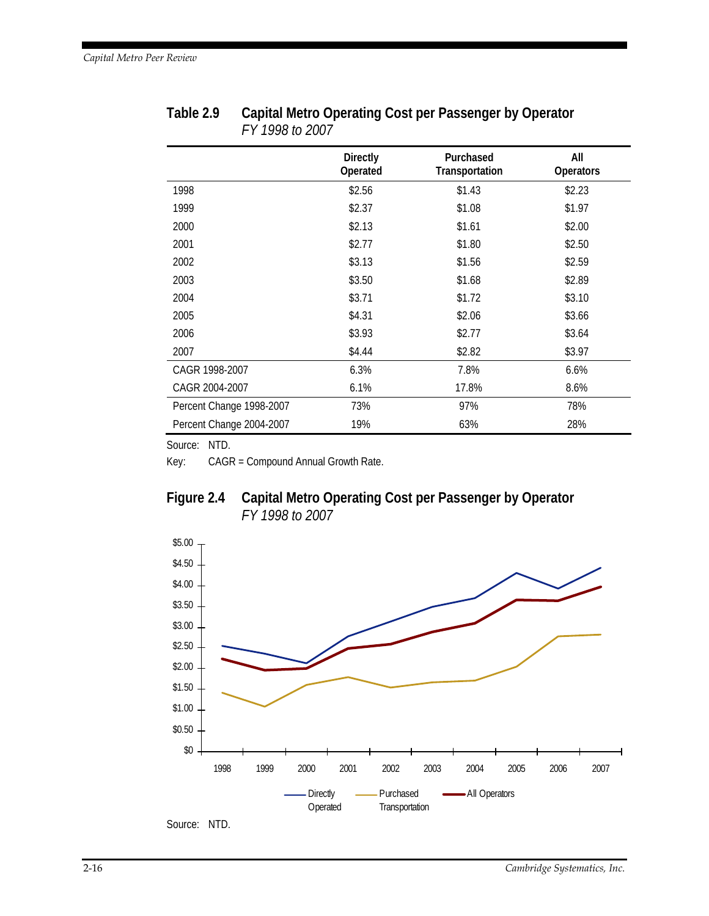**Table 2.9 Capital Metro Operating Cost per Passenger by Operator**
*FY 1998 to 2007*

| | Directly Operated | Purchased Transportation | All Operators |
|---|---|---|---|
| 1998 | $2.56 | $1.43 | $2.23 |
| 1999 | $2.37 | $1.08 | $1.97 |
| 2000 | $2.13 | $1.61 | $2.00 |
| 2001 | $2.77 | $1.80 | $2.50 |
| 2002 | $3.13 | $1.56 | $2.59 |
| 2003 | $3.50 | $1.68 | $2.89 |
| 2004 | $3.71 | $1.72 | $3.10 |
| 2005 | $4.31 | $2.06 | $3.66 |
| 2006 | $3.93 | $2.77 | $3.64 |
| 2007 | $4.44 | $2.82 | $3.97 |
| CAGR 1998-2007 | 6.3% | 7.8% | 6.6% |
| CAGR 2004-2007 | 6.1% | 17.8% | 8.6% |
| Percent Change 1998-2007 | 73% | 97% | 78% |
| Percent Change 2004-2007 | 19% | 63% | 28% |

Source: NTD.

Key: CAGR = Compound Annual Growth Rate.

**Figure 2.4 Capital Metro Operating Cost per Passenger by Operator**
*FY 1998 to 2007*

$5.00
$4.50
$4.00
$3.50
$3.00
$2.50
$2.00
$1.50
$1.00
$0.50
$0

1998 1999 2000 2001 2002 2003 2004 2005 2006 2007

Directly Operated
Purchased Transportation
All Operators

Source: NTD.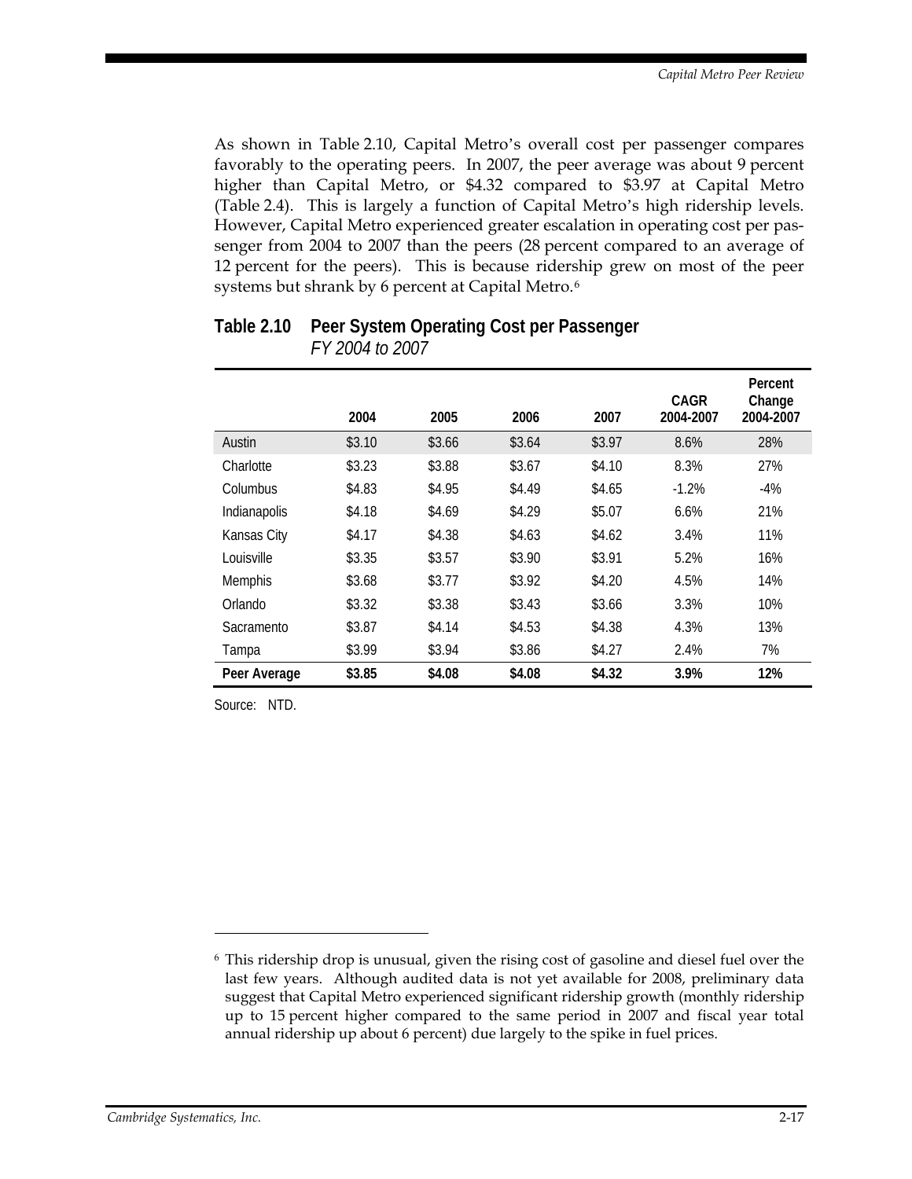As shown in Table 2.10, Capital Metro's overall cost per passenger compares favorably to the operating peers. In 2007, the peer average was about 9 percent higher than Capital Metro, or $4.32 compared to $3.97 at Capital Metro (Table 2.4). This is largely a function of Capital Metro's high ridership levels. However, Capital Metro experienced greater escalation in operating cost per passenger from 2004 to 2007 than the peers (28 percent compared to an average of 12 percent for the peers). This is because ridership grew on most of the peer systems but shrank by 6 percent at Capital Metro.[6]

**Table 2.10 Peer System Operating Cost per Passenger**
*FY 2004 to 2007*

| | 2004 | 2005 | 2006 | 2007 | CAGR 2004-2007 | Percent Change 2004-2007 |
|---|---|---|---|---|---|---|
| Austin | $3.10 | $3.66 | $3.64 | $3.97 | 8.6% | 28% |
| Charlotte | $3.23 | $3.88 | $3.67 | $4.10 | 8.3% | 27% |
| Columbus | $4.83 | $4.95 | $4.49 | $4.65 | -1.2% | -4% |
| Indianapolis | $4.18 | $4.69 | $4.29 | $5.07 | 6.6% | 21% |
| Kansas City | $4.17 | $4.38 | $4.63 | $4.62 | 3.4% | 11% |
| Louisville | $3.35 | $3.57 | $3.90 | $3.91 | 5.2% | 16% |
| Memphis | $3.68 | $3.77 | $3.92 | $4.20 | 4.5% | 14% |
| Orlando | $3.32 | $3.38 | $3.43 | $3.66 | 3.3% | 10% |
| Sacramento | $3.87 | $4.14 | $4.53 | $4.38 | 4.3% | 13% |
| Tampa | $3.99 | $3.94 | $3.86 | $4.27 | 2.4% | 7% |
| **Peer Average** | **$3.85** | **$4.08** | **$4.08** | **$4.32** | **3.9%** | **12%** |

Source: NTD.

[6] This ridership drop is unusual, given the rising cost of gasoline and diesel fuel over the last few years. Although audited data is not yet available for 2008, preliminary data suggest that Capital Metro experienced significant ridership growth (monthly ridership up to 15 percent higher compared to the same period in 2007 and fiscal year total annual ridership up about 6 percent) due largely to the spike in fuel prices.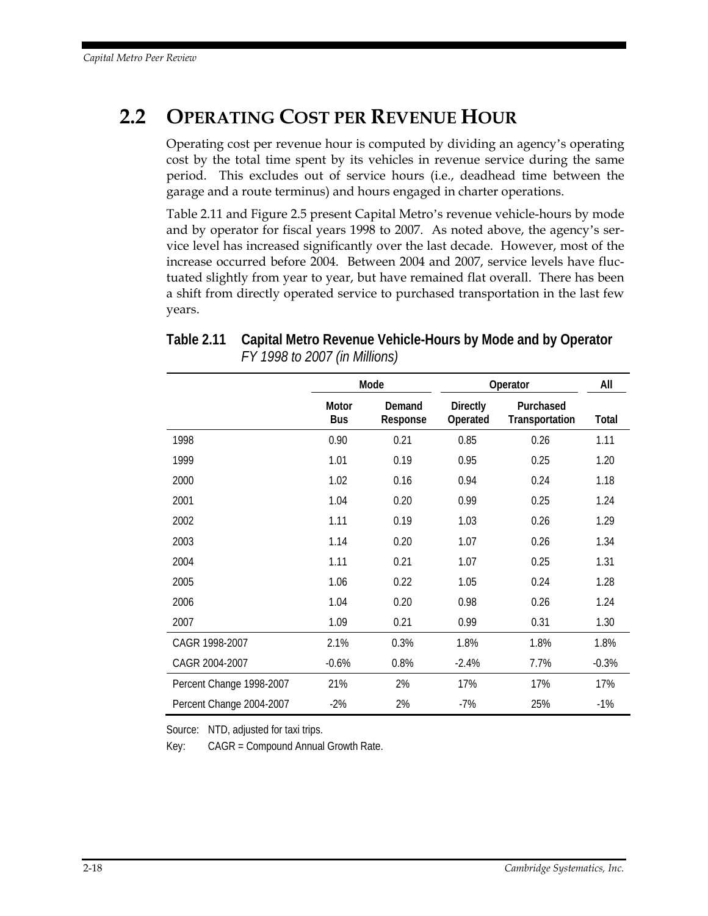## 2.2 OPERATING COST PER REVENUE HOUR

Operating cost per revenue hour is computed by dividing an agency's operating cost by the total time spent by its vehicles in revenue service during the same period. This excludes out of service hours (i.e., deadhead time between the garage and a route terminus) and hours engaged in charter operations.

Table 2.11 and Figure 2.5 present Capital Metro's revenue vehicle-hours by mode and by operator for fiscal years 1998 to 2007. As noted above, the agency's service level has increased significantly over the last decade. However, most of the increase occurred before 2004. Between 2004 and 2007, service levels have fluctuated slightly from year to year, but have remained flat overall. There has been a shift from directly operated service to purchased transportation in the last few years.

**Table 2.11 Capital Metro Revenue Vehicle-Hours by Mode and by Operator**
*FY 1998 to 2007 (in Millions)*

| | Mode | | Operator | | All |
|---|---|---|---|---|---|
| | Motor Bus | Demand Response | Directly Operated | Purchased Transportation | Total |
| 1998 | 0.90 | 0.21 | 0.85 | 0.26 | 1.11 |
| 1999 | 1.01 | 0.19 | 0.95 | 0.25 | 1.20 |
| 2000 | 1.02 | 0.16 | 0.94 | 0.24 | 1.18 |
| 2001 | 1.04 | 0.20 | 0.99 | 0.25 | 1.24 |
| 2002 | 1.11 | 0.19 | 1.03 | 0.26 | 1.29 |
| 2003 | 1.14 | 0.20 | 1.07 | 0.26 | 1.34 |
| 2004 | 1.11 | 0.21 | 1.07 | 0.25 | 1.31 |
| 2005 | 1.06 | 0.22 | 1.05 | 0.24 | 1.28 |
| 2006 | 1.04 | 0.20 | 0.98 | 0.26 | 1.24 |
| 2007 | 1.09 | 0.21 | 0.99 | 0.31 | 1.30 |
| CAGR 1998-2007 | 2.1% | 0.3% | 1.8% | 1.8% | 1.8% |
| CAGR 2004-2007 | -0.6% | 0.8% | -2.4% | 7.7% | -0.3% |
| Percent Change 1998-2007 | 21% | 2% | 17% | 17% | 17% |
| Percent Change 2004-2007 | -2% | 2% | -7% | 25% | -1% |

Source: NTD, adjusted for taxi trips.

Key: CAGR = Compound Annual Growth Rate.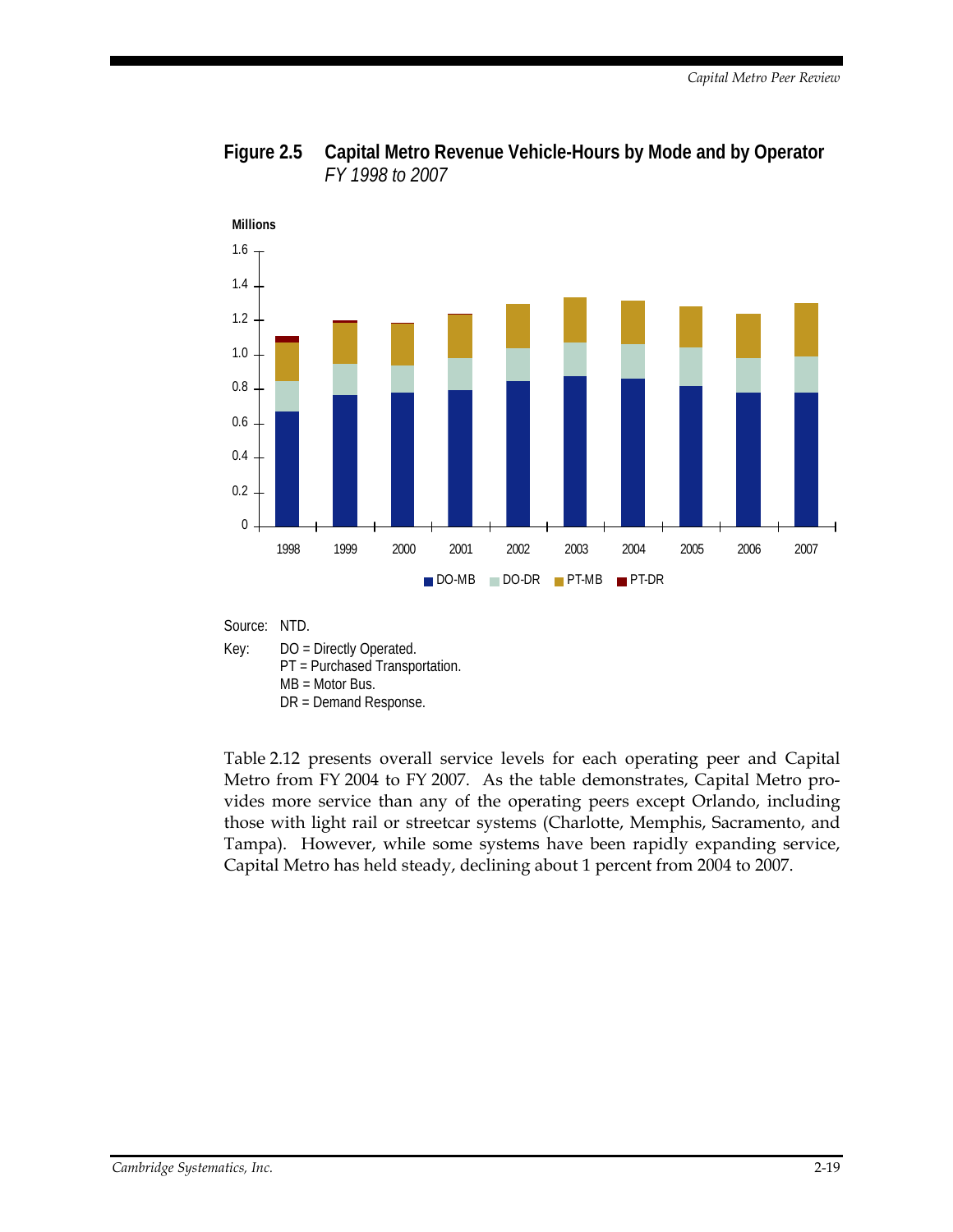**Figure 2.5 Capital Metro Revenue Vehicle-Hours by Mode and by Operator**
*FY 1998 to 2007*

Millions

1.6
1.4
1.2
1.0
0.8
0.6
0.4
0.2
0

1998 1999 2000 2001 2002 2003 2004 2005 2006 2007

DO-MB DO-DR PT-MB PT-DR

Source: NTD.

Key: DO = Directly Operated.
PT = Purchased Transportation.
MB = Motor Bus.
DR = Demand Response.

Table 2.12 presents overall service levels for each operating peer and Capital Metro from FY 2004 to FY 2007. As the table demonstrates, Capital Metro provides more service than any of the operating peers except Orlando, including those with light rail or streetcar systems (Charlotte, Memphis, Sacramento, and Tampa). However, while some systems have been rapidly expanding service, Capital Metro has held steady, declining about 1 percent from 2004 to 2007.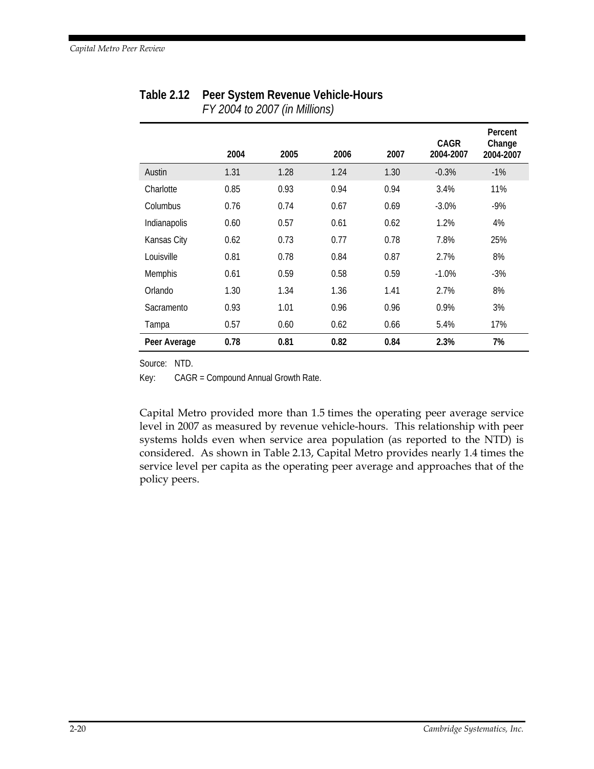**Table 2.12 Peer System Revenue Vehicle-Hours**
*FY 2004 to 2007 (in Millions)*

| | 2004 | 2005 | 2006 | 2007 | CAGR 2004-2007 | Percent Change 2004-2007 |
|---|---|---|---|---|---|---|
| Austin | 1.31 | 1.28 | 1.24 | 1.30 | -0.3% | -1% |
| Charlotte | 0.85 | 0.93 | 0.94 | 0.94 | 3.4% | 11% |
| Columbus | 0.76 | 0.74 | 0.67 | 0.69 | -3.0% | -9% |
| Indianapolis | 0.60 | 0.57 | 0.61 | 0.62 | 1.2% | 4% |
| Kansas City | 0.62 | 0.73 | 0.77 | 0.78 | 7.8% | 25% |
| Louisville | 0.81 | 0.78 | 0.84 | 0.87 | 2.7% | 8% |
| Memphis | 0.61 | 0.59 | 0.58 | 0.59 | -1.0% | -3% |
| Orlando | 1.30 | 1.34 | 1.36 | 1.41 | 2.7% | 8% |
| Sacramento | 0.93 | 1.01 | 0.96 | 0.96 | 0.9% | 3% |
| Tampa | 0.57 | 0.60 | 0.62 | 0.66 | 5.4% | 17% |
| **Peer Average** | **0.78** | **0.81** | **0.82** | **0.84** | **2.3%** | **7%** |

Source: NTD.

Key: CAGR = Compound Annual Growth Rate.

Capital Metro provided more than 1.5 times the operating peer average service level in 2007 as measured by revenue vehicle-hours. This relationship with peer systems holds even when service area population (as reported to the NTD) is considered. As shown in Table 2.13, Capital Metro provides nearly 1.4 times the service level per capita as the operating peer average and approaches that of the policy peers.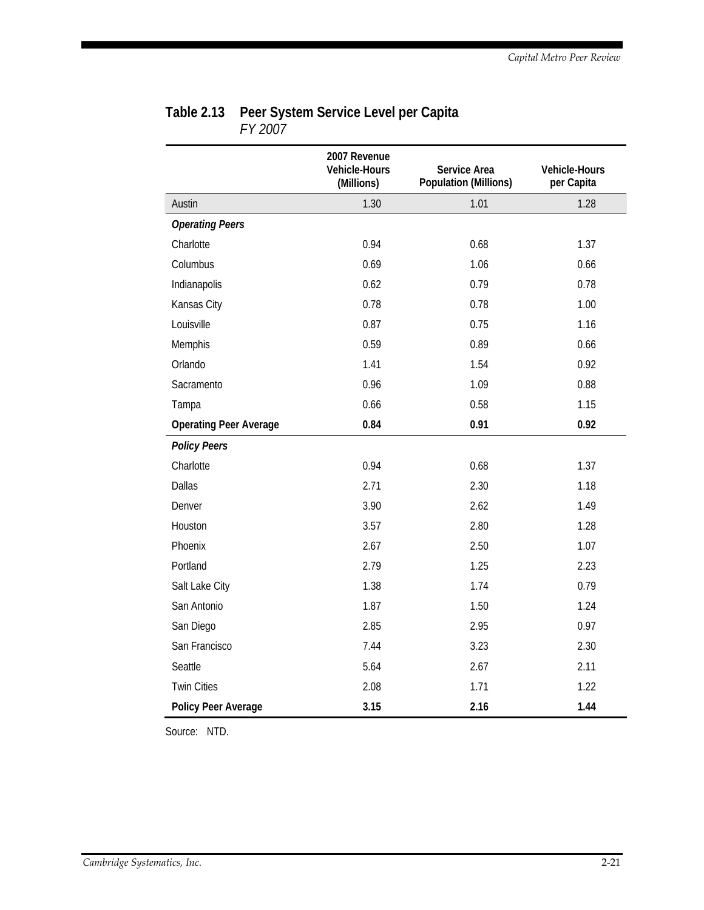**Table 2.13 Peer System Service Level per Capita**
*FY 2007*

| | 2007 Revenue Vehicle-Hours (Millions) | Service Area Population (Millions) | Vehicle-Hours per Capita |
|---|---|---|---|
| Austin | 1.30 | 1.01 | 1.28 |
| ***Operating Peers*** | | | |
| Charlotte | 0.94 | 0.68 | 1.37 |
| Columbus | 0.69 | 1.06 | 0.66 |
| Indianapolis | 0.62 | 0.79 | 0.78 |
| Kansas City | 0.78 | 0.78 | 1.00 |
| Louisville | 0.87 | 0.75 | 1.16 |
| Memphis | 0.59 | 0.89 | 0.66 |
| Orlando | 1.41 | 1.54 | 0.92 |
| Sacramento | 0.96 | 1.09 | 0.88 |
| Tampa | 0.66 | 0.58 | 1.15 |
| **Operating Peer Average** | **0.84** | **0.91** | **0.92** |
| ***Policy Peers*** | | | |
| Charlotte | 0.94 | 0.68 | 1.37 |
| Dallas | 2.71 | 2.30 | 1.18 |
| Denver | 3.90 | 2.62 | 1.49 |
| Houston | 3.57 | 2.80 | 1.28 |
| Phoenix | 2.67 | 2.50 | 1.07 |
| Portland | 2.79 | 1.25 | 2.23 |
| Salt Lake City | 1.38 | 1.74 | 0.79 |
| San Antonio | 1.87 | 1.50 | 1.24 |
| San Diego | 2.85 | 2.95 | 0.97 |
| San Francisco | 7.44 | 3.23 | 2.30 |
| Seattle | 5.64 | 2.67 | 2.11 |
| Twin Cities | 2.08 | 1.71 | 1.22 |
| **Policy Peer Average** | **3.15** | **2.16** | **1.44** |

Source: NTD.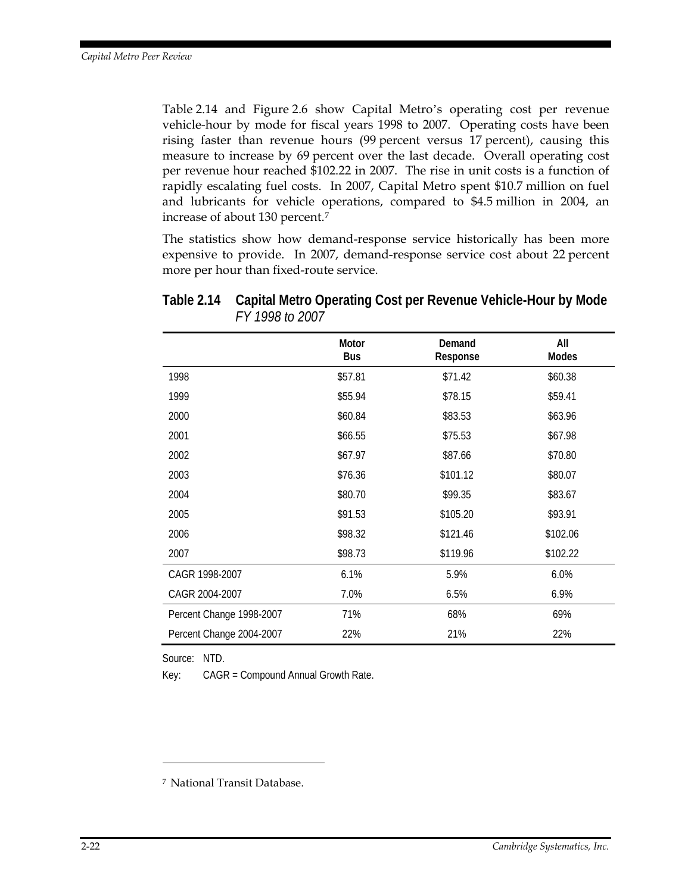Table 2.14 and Figure 2.6 show Capital Metro's operating cost per revenue vehicle-hour by mode for fiscal years 1998 to 2007. Operating costs have been rising faster than revenue hours (99 percent versus 17 percent), causing this measure to increase by 69 percent over the last decade. Overall operating cost per revenue hour reached $102.22 in 2007. The rise in unit costs is a function of rapidly escalating fuel costs. In 2007, Capital Metro spent $10.7 million on fuel and lubricants for vehicle operations, compared to $4.5 million in 2004, an increase of about 130 percent.[7]

The statistics show how demand-response service historically has been more expensive to provide. In 2007, demand-response service cost about 22 percent more per hour than fixed-route service.

**Table 2.14 Capital Metro Operating Cost per Revenue Vehicle-Hour by Mode**
*FY 1998 to 2007*

| | Motor Bus | Demand Response | All Modes |
|---|---|---|---|
| 1998 | $57.81 | $71.42 | $60.38 |
| 1999 | $55.94 | $78.15 | $59.41 |
| 2000 | $60.84 | $83.53 | $63.96 |
| 2001 | $66.55 | $75.53 | $67.98 |
| 2002 | $67.97 | $87.66 | $70.80 |
| 2003 | $76.36 | $101.12 | $80.07 |
| 2004 | $80.70 | $99.35 | $83.67 |
| 2005 | $91.53 | $105.20 | $93.91 |
| 2006 | $98.32 | $121.46 | $102.06 |
| 2007 | $98.73 | $119.96 | $102.22 |
| CAGR 1998-2007 | 6.1% | 5.9% | 6.0% |
| CAGR 2004-2007 | 7.0% | 6.5% | 6.9% |
| Percent Change 1998-2007 | 71% | 68% | 69% |
| Percent Change 2004-2007 | 22% | 21% | 22% |

Source: NTD.

Key: CAGR = Compound Annual Growth Rate.

[7] National Transit Database.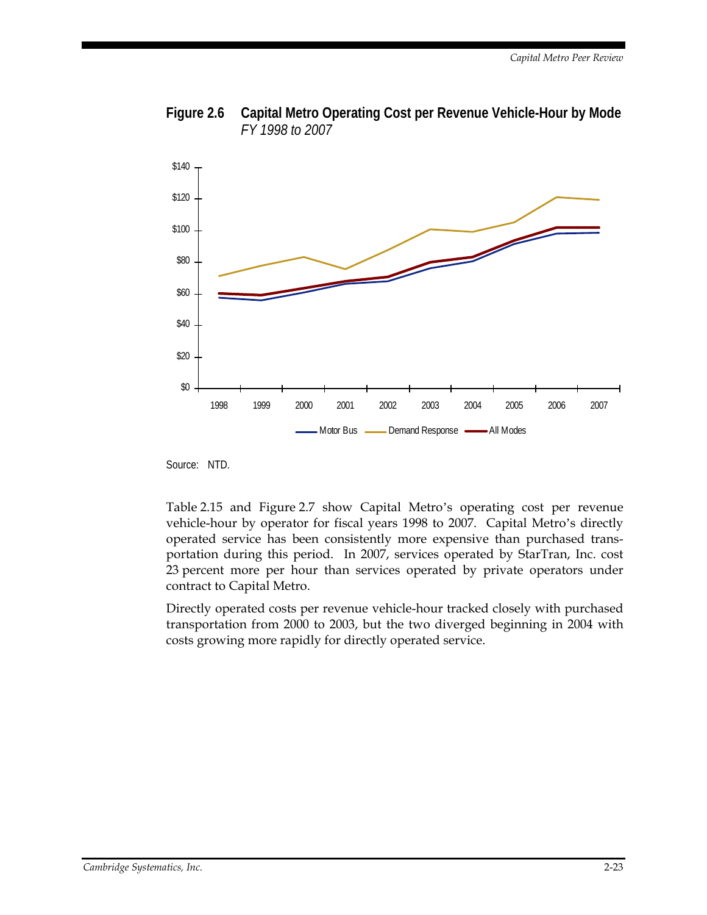**Figure 2.6 Capital Metro Operating Cost per Revenue Vehicle-Hour by Mode**
*FY 1998 to 2007*

$140
$120
$100
$80
$60
$40
$20
$0

1998 1999 2000 2001 2002 2003 2004 2005 2006 2007

Motor Bus
Demand Response
All Modes

Source: NTD.

Table 2.15 and Figure 2.7 show Capital Metro's operating cost per revenue vehicle-hour by operator for fiscal years 1998 to 2007. Capital Metro's directly operated service has been consistently more expensive than purchased transportation during this period. In 2007, services operated by StarTran, Inc. cost 23 percent more per hour than services operated by private operators under contract to Capital Metro.

Directly operated costs per revenue vehicle-hour tracked closely with purchased transportation from 2000 to 2003, but the two diverged beginning in 2004 with costs growing more rapidly for directly operated service.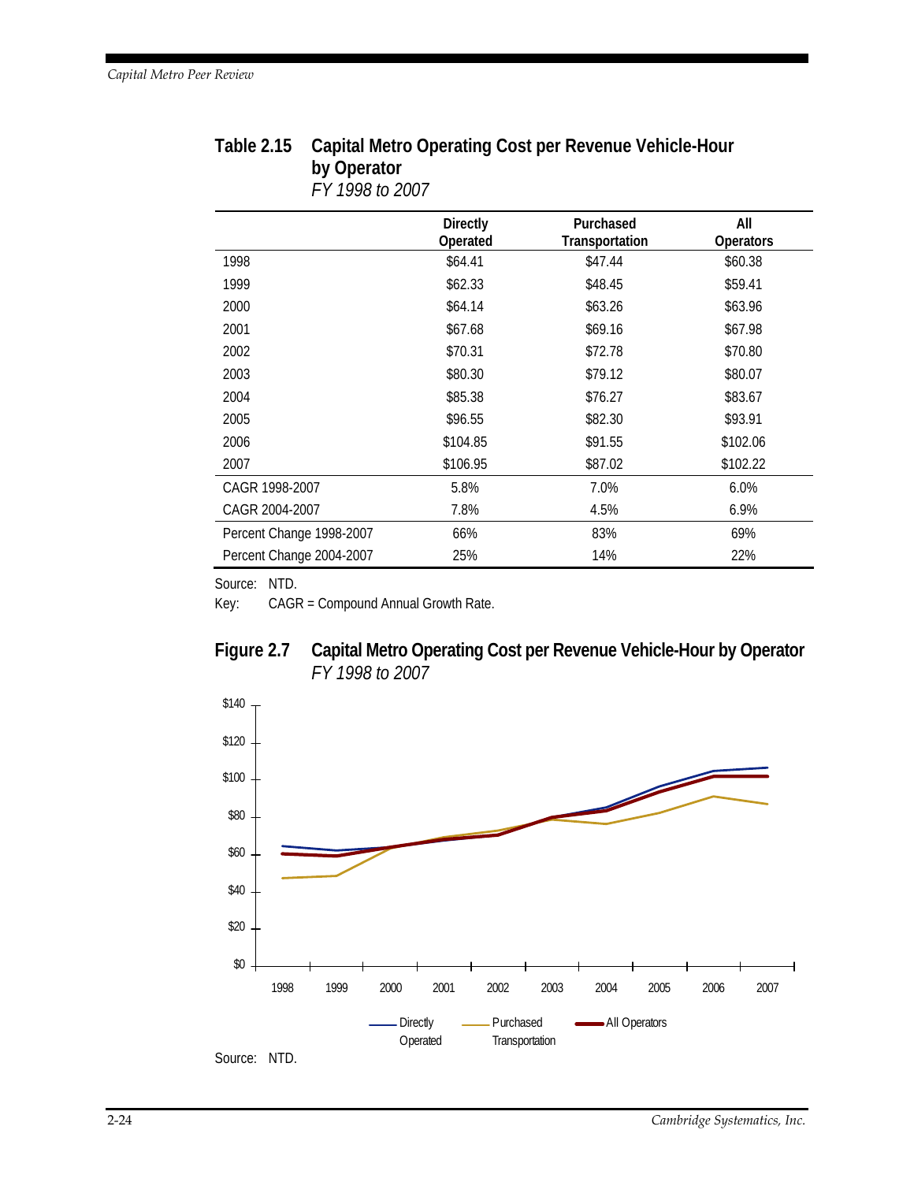**Table 2.15 Capital Metro Operating Cost per Revenue Vehicle-Hour by Operator**
*FY 1998 to 2007*

| | Directly Operated | Purchased Transportation | All Operators |
|---|---|---|---|
| 1998 | $64.41 | $47.44 | $60.38 |
| 1999 | $62.33 | $48.45 | $59.41 |
| 2000 | $64.14 | $63.26 | $63.96 |
| 2001 | $67.68 | $69.16 | $67.98 |
| 2002 | $70.31 | $72.78 | $70.80 |
| 2003 | $80.30 | $79.12 | $80.07 |
| 2004 | $85.38 | $76.27 | $83.67 |
| 2005 | $96.55 | $82.30 | $93.91 |
| 2006 | $104.85 | $91.55 | $102.06 |
| 2007 | $106.95 | $87.02 | $102.22 |
| CAGR 1998-2007 | 5.8% | 7.0% | 6.0% |
| CAGR 2004-2007 | 7.8% | 4.5% | 6.9% |
| Percent Change 1998-2007 | 66% | 83% | 69% |
| Percent Change 2004-2007 | 25% | 14% | 22% |

Source: NTD.
Key: CAGR = Compound Annual Growth Rate.

**Figure 2.7 Capital Metro Operating Cost per Revenue Vehicle-Hour by Operator**
*FY 1998 to 2007*

$140
$120
$100
$80
$60
$40
$20
$0

1998 1999 2000 2001 2002 2003 2004 2005 2006 2007

Directly Operated
Purchased Transportation
All Operators

Source: NTD.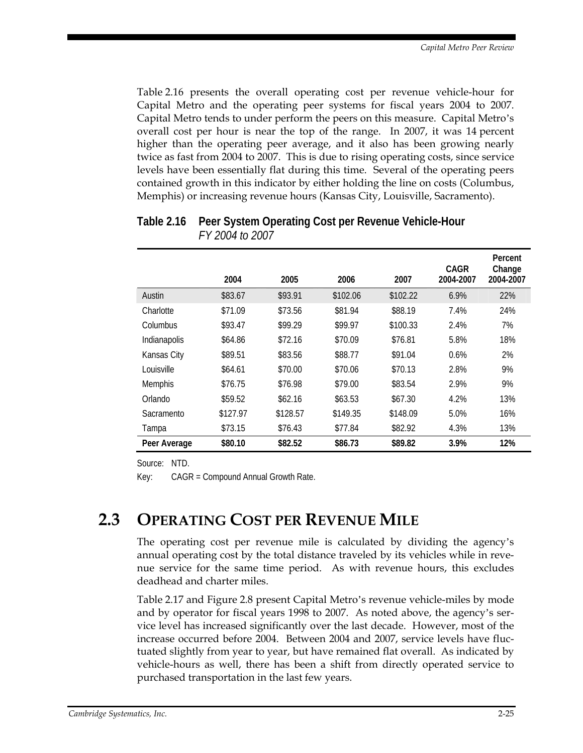Table 2.16 presents the overall operating cost per revenue vehicle-hour for Capital Metro and the operating peer systems for fiscal years 2004 to 2007. Capital Metro tends to under perform the peers on this measure. Capital Metro's overall cost per hour is near the top of the range. In 2007, it was 14 percent higher than the operating peer average, and it also has been growing nearly twice as fast from 2004 to 2007. This is due to rising operating costs, since service levels have been essentially flat during this time. Several of the operating peers contained growth in this indicator by either holding the line on costs (Columbus, Memphis) or increasing revenue hours (Kansas City, Louisville, Sacramento).

**Table 2.16 Peer System Operating Cost per Revenue Vehicle-Hour**
*FY 2004 to 2007*

| | 2004 | 2005 | 2006 | 2007 | CAGR 2004-2007 | Percent Change 2004-2007 |
|---|---|---|---|---|---|---|
| Austin | $83.67 | $93.91 | $102.06 | $102.22 | 6.9% | 22% |
| Charlotte | $71.09 | $73.56 | $81.94 | $88.19 | 7.4% | 24% |
| Columbus | $93.47 | $99.29 | $99.97 | $100.33 | 2.4% | 7% |
| Indianapolis | $64.86 | $72.16 | $70.09 | $76.81 | 5.8% | 18% |
| Kansas City | $89.51 | $83.56 | $88.77 | $91.04 | 0.6% | 2% |
| Louisville | $64.61 | $70.00 | $70.06 | $70.13 | 2.8% | 9% |
| Memphis | $76.75 | $76.98 | $79.00 | $83.54 | 2.9% | 9% |
| Orlando | $59.52 | $62.16 | $63.53 | $67.30 | 4.2% | 13% |
| Sacramento | $127.97 | $128.57 | $149.35 | $148.09 | 5.0% | 16% |
| Tampa | $73.15 | $76.43 | $77.84 | $82.92 | 4.3% | 13% |
| **Peer Average** | **$80.10** | **$82.52** | **$86.73** | **$89.82** | **3.9%** | **12%** |

Source: NTD.

Key: CAGR = Compound Annual Growth Rate.

## 2.3 Operating Cost per Revenue Mile

The operating cost per revenue mile is calculated by dividing the agency's annual operating cost by the total distance traveled by its vehicles while in revenue service for the same time period. As with revenue hours, this excludes deadhead and charter miles.

Table 2.17 and Figure 2.8 present Capital Metro's revenue vehicle-miles by mode and by operator for fiscal years 1998 to 2007. As noted above, the agency's service level has increased significantly over the last decade. However, most of the increase occurred before 2004. Between 2004 and 2007, service levels have fluctuated slightly from year to year, but have remained flat overall. As indicated by vehicle-hours as well, there has been a shift from directly operated service to purchased transportation in the last few years.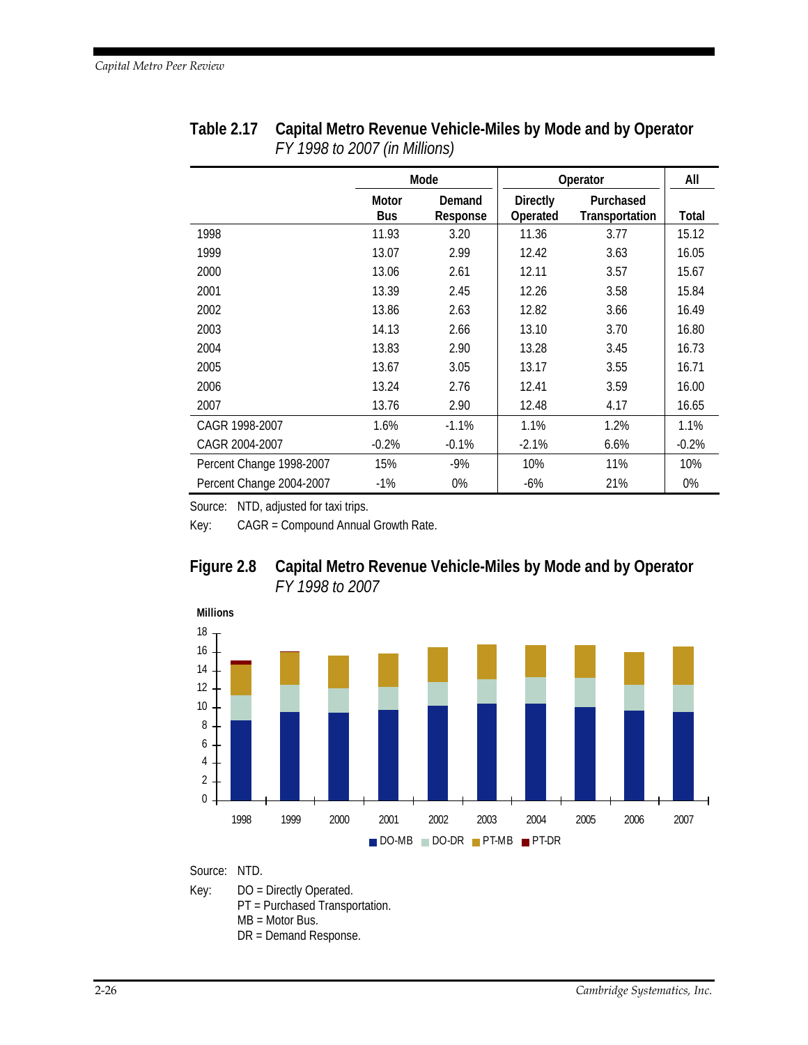**Table 2.17 Capital Metro Revenue Vehicle-Miles by Mode and by Operator**
*FY 1998 to 2007 (in Millions)*

| | Mode | | Operator | | All |
|---|---|---|---|---|---|
| | Motor Bus | Demand Response | Directly Operated | Purchased Transportation | Total |
| 1998 | 11.93 | 3.20 | 11.36 | 3.77 | 15.12 |
| 1999 | 13.07 | 2.99 | 12.42 | 3.63 | 16.05 |
| 2000 | 13.06 | 2.61 | 12.11 | 3.57 | 15.67 |
| 2001 | 13.39 | 2.45 | 12.26 | 3.58 | 15.84 |
| 2002 | 13.86 | 2.63 | 12.82 | 3.66 | 16.49 |
| 2003 | 14.13 | 2.66 | 13.10 | 3.70 | 16.80 |
| 2004 | 13.83 | 2.90 | 13.28 | 3.45 | 16.73 |
| 2005 | 13.67 | 3.05 | 13.17 | 3.55 | 16.71 |
| 2006 | 13.24 | 2.76 | 12.41 | 3.59 | 16.00 |
| 2007 | 13.76 | 2.90 | 12.48 | 4.17 | 16.65 |
| CAGR 1998-2007 | 1.6% | -1.1% | 1.1% | 1.2% | 1.1% |
| CAGR 2004-2007 | -0.2% | -0.1% | -2.1% | 6.6% | -0.2% |
| Percent Change 1998-2007 | 15% | -9% | 10% | 11% | 10% |
| Percent Change 2004-2007 | -1% | 0% | -6% | 21% | 0% |

Source: NTD, adjusted for taxi trips.

Key: CAGR = Compound Annual Growth Rate.

**Figure 2.8 Capital Metro Revenue Vehicle-Miles by Mode and by Operator**
*FY 1998 to 2007*

Millions

18
16
14
12
10
8
6
4
2
0

1998 1999 2000 2001 2002 2003 2004 2005 2006 2007

DO-MB DO-DR PT-MB PT-DR

Source: NTD.

Key: DO = Directly Operated.
PT = Purchased Transportation.
MB = Motor Bus.
DR = Demand Response.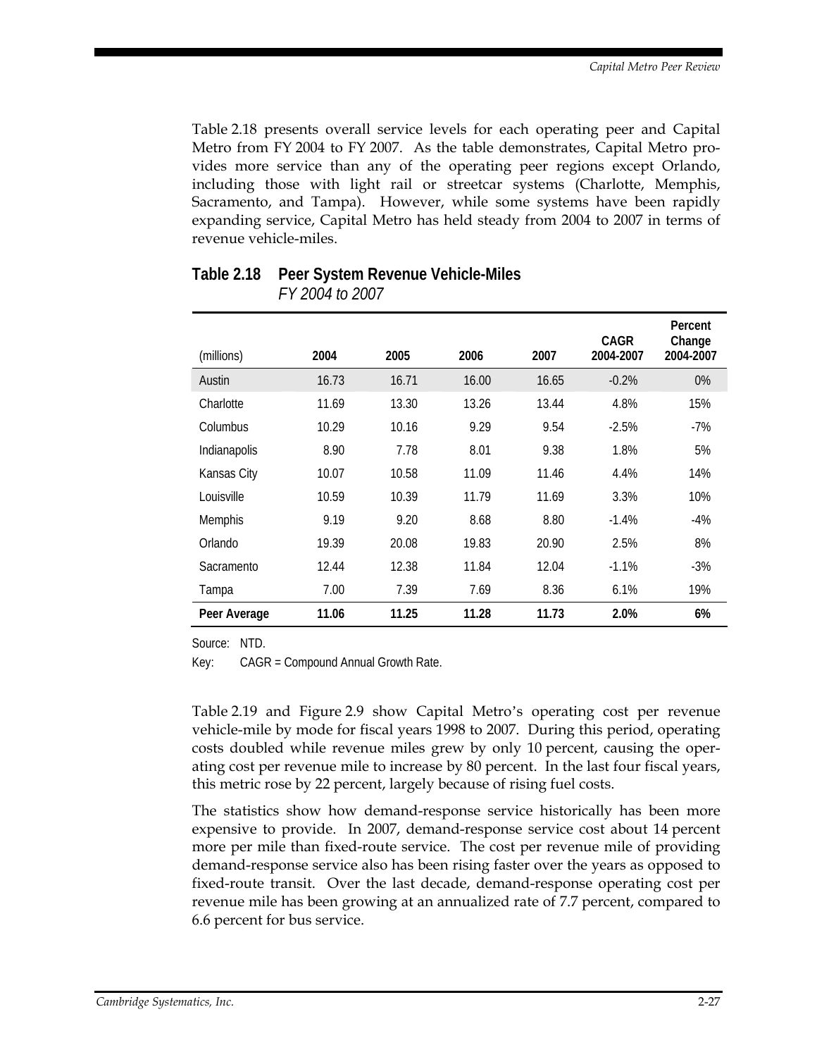Table 2.18 presents overall service levels for each operating peer and Capital Metro from FY 2004 to FY 2007. As the table demonstrates, Capital Metro provides more service than any of the operating peer regions except Orlando, including those with light rail or streetcar systems (Charlotte, Memphis, Sacramento, and Tampa). However, while some systems have been rapidly expanding service, Capital Metro has held steady from 2004 to 2007 in terms of revenue vehicle-miles.

**Table 2.18 Peer System Revenue Vehicle-Miles**
*FY 2004 to 2007*

| (millions) | 2004 | 2005 | 2006 | 2007 | CAGR 2004-2007 | Percent Change 2004-2007 |
|---|---|---|---|---|---|---|
| Austin | 16.73 | 16.71 | 16.00 | 16.65 | -0.2% | 0% |
| Charlotte | 11.69 | 13.30 | 13.26 | 13.44 | 4.8% | 15% |
| Columbus | 10.29 | 10.16 | 9.29 | 9.54 | -2.5% | -7% |
| Indianapolis | 8.90 | 7.78 | 8.01 | 9.38 | 1.8% | 5% |
| Kansas City | 10.07 | 10.58 | 11.09 | 11.46 | 4.4% | 14% |
| Louisville | 10.59 | 10.39 | 11.79 | 11.69 | 3.3% | 10% |
| Memphis | 9.19 | 9.20 | 8.68 | 8.80 | -1.4% | -4% |
| Orlando | 19.39 | 20.08 | 19.83 | 20.90 | 2.5% | 8% |
| Sacramento | 12.44 | 12.38 | 11.84 | 12.04 | -1.1% | -3% |
| Tampa | 7.00 | 7.39 | 7.69 | 8.36 | 6.1% | 19% |
| **Peer Average** | **11.06** | **11.25** | **11.28** | **11.73** | **2.0%** | **6%** |

Source: NTD.

Key: CAGR = Compound Annual Growth Rate.

Table 2.19 and Figure 2.9 show Capital Metro's operating cost per revenue vehicle-mile by mode for fiscal years 1998 to 2007. During this period, operating costs doubled while revenue miles grew by only 10 percent, causing the operating cost per revenue mile to increase by 80 percent. In the last four fiscal years, this metric rose by 22 percent, largely because of rising fuel costs.

The statistics show how demand-response service historically has been more expensive to provide. In 2007, demand-response service cost about 14 percent more per mile than fixed-route service. The cost per revenue mile of providing demand-response service also has been rising faster over the years as opposed to fixed-route transit. Over the last decade, demand-response operating cost per revenue mile has been growing at an annualized rate of 7.7 percent, compared to 6.6 percent for bus service.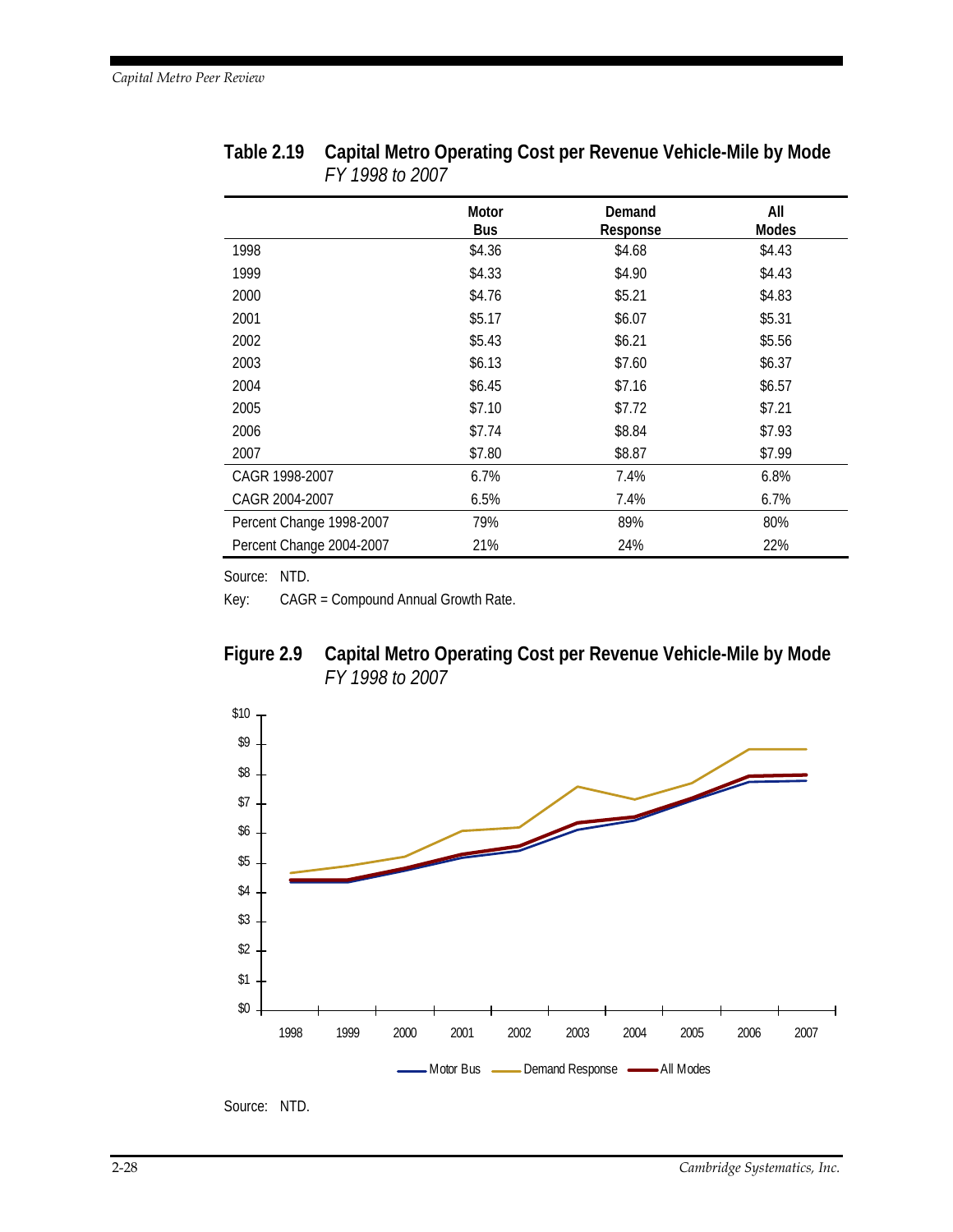**Table 2.19 Capital Metro Operating Cost per Revenue Vehicle-Mile by Mode**
*FY 1998 to 2007*

| | Motor Bus | Demand Response | All Modes |
|---|---|---|---|
| 1998 | $4.36 | $4.68 | $4.43 |
| 1999 | $4.33 | $4.90 | $4.43 |
| 2000 | $4.76 | $5.21 | $4.83 |
| 2001 | $5.17 | $6.07 | $5.31 |
| 2002 | $5.43 | $6.21 | $5.56 |
| 2003 | $6.13 | $7.60 | $6.37 |
| 2004 | $6.45 | $7.16 | $6.57 |
| 2005 | $7.10 | $7.72 | $7.21 |
| 2006 | $7.74 | $8.84 | $7.93 |
| 2007 | $7.80 | $8.87 | $7.99 |
| CAGR 1998-2007 | 6.7% | 7.4% | 6.8% |
| CAGR 2004-2007 | 6.5% | 7.4% | 6.7% |
| Percent Change 1998-2007 | 79% | 89% | 80% |
| Percent Change 2004-2007 | 21% | 24% | 22% |

Source: NTD.

Key: CAGR = Compound Annual Growth Rate.

**Figure 2.9 Capital Metro Operating Cost per Revenue Vehicle-Mile by Mode**
*FY 1998 to 2007*

$10
$9
$8
$7
$6
$5
$4
$3
$2
$1
$0

1998 1999 2000 2001 2002 2003 2004 2005 2006 2007

Motor Bus, Demand Response, All Modes

Source: NTD.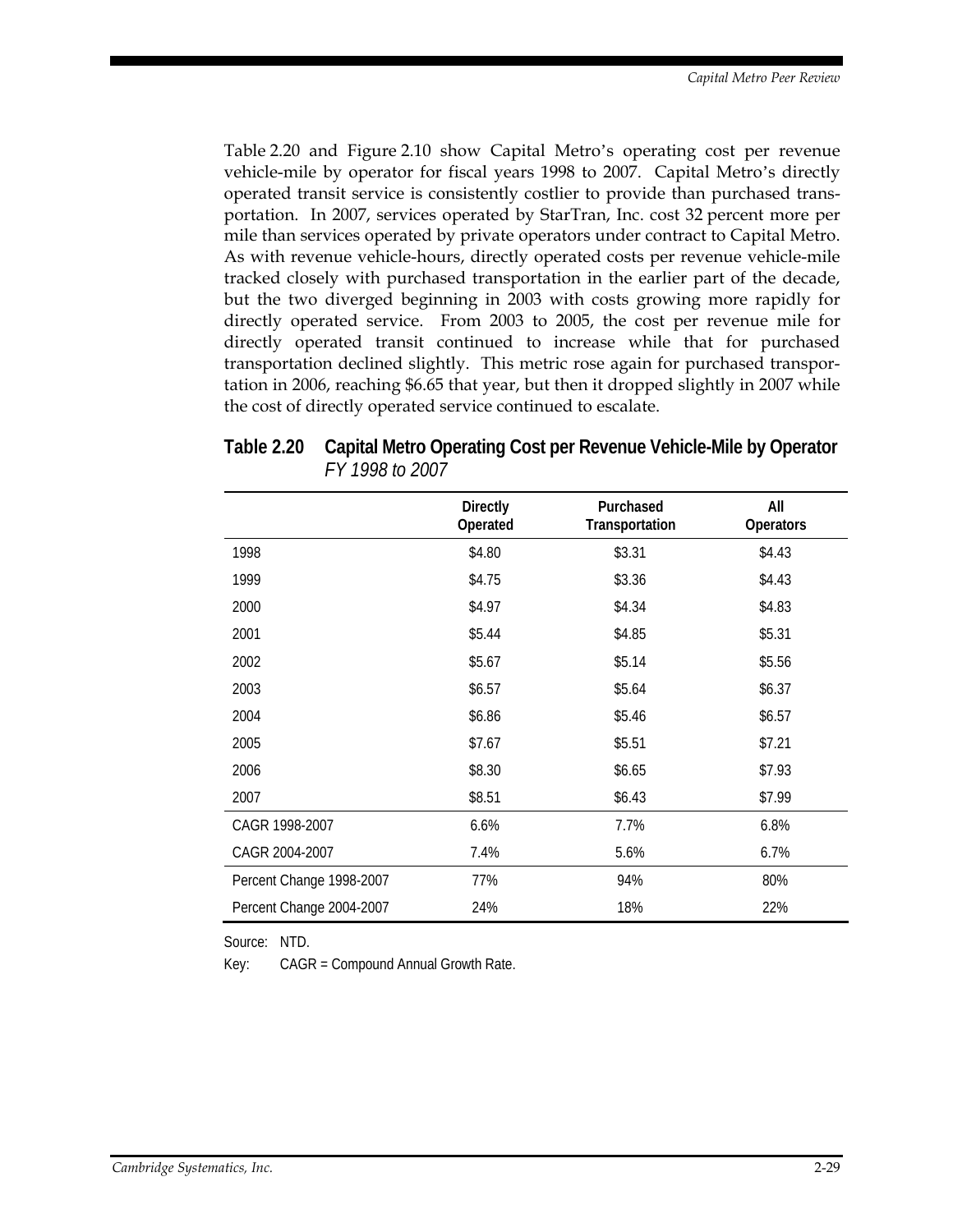Table 2.20 and Figure 2.10 show Capital Metro's operating cost per revenue vehicle-mile by operator for fiscal years 1998 to 2007. Capital Metro's directly operated transit service is consistently costlier to provide than purchased transportation. In 2007, services operated by StarTran, Inc. cost 32 percent more per mile than services operated by private operators under contract to Capital Metro. As with revenue vehicle-hours, directly operated costs per revenue vehicle-mile tracked closely with purchased transportation in the earlier part of the decade, but the two diverged beginning in 2003 with costs growing more rapidly for directly operated service. From 2003 to 2005, the cost per revenue mile for directly operated transit continued to increase while that for purchased transportation declined slightly. This metric rose again for purchased transportation in 2006, reaching $6.65 that year, but then it dropped slightly in 2007 while the cost of directly operated service continued to escalate.

**Table 2.20 Capital Metro Operating Cost per Revenue Vehicle-Mile by Operator**
*FY 1998 to 2007*

| | Directly Operated | Purchased Transportation | All Operators |
|---|---|---|---|
| 1998 | $4.80 | $3.31 | $4.43 |
| 1999 | $4.75 | $3.36 | $4.43 |
| 2000 | $4.97 | $4.34 | $4.83 |
| 2001 | $5.44 | $4.85 | $5.31 |
| 2002 | $5.67 | $5.14 | $5.56 |
| 2003 | $6.57 | $5.64 | $6.37 |
| 2004 | $6.86 | $5.46 | $6.57 |
| 2005 | $7.67 | $5.51 | $7.21 |
| 2006 | $8.30 | $6.65 | $7.93 |
| 2007 | $8.51 | $6.43 | $7.99 |
| CAGR 1998-2007 | 6.6% | 7.7% | 6.8% |
| CAGR 2004-2007 | 7.4% | 5.6% | 6.7% |
| Percent Change 1998-2007 | 77% | 94% | 80% |
| Percent Change 2004-2007 | 24% | 18% | 22% |

Source: NTD.

Key: CAGR = Compound Annual Growth Rate.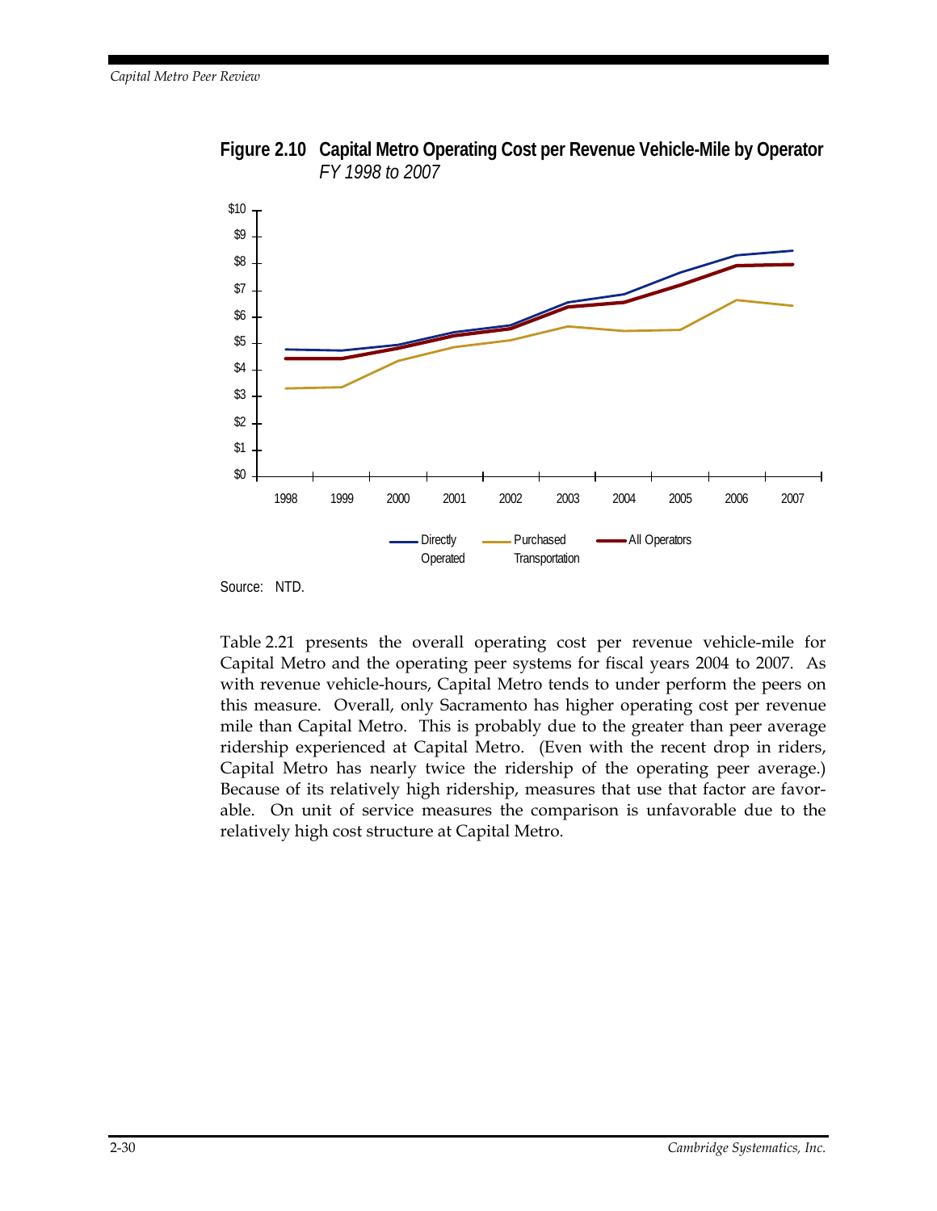**Figure 2.10 Capital Metro Operating Cost per Revenue Vehicle-Mile by Operator**
*FY 1998 to 2007*

$10
$9
$8
$7
$6
$5
$4
$3
$2
$1
$0

1998 1999 2000 2001 2002 2003 2004 2005 2006 2007

Directly Operated
Purchased Transportation
All Operators

Source: NTD.

Table 2.21 presents the overall operating cost per revenue vehicle-mile for Capital Metro and the operating peer systems for fiscal years 2004 to 2007. As with revenue vehicle-hours, Capital Metro tends to under perform the peers on this measure. Overall, only Sacramento has higher operating cost per revenue mile than Capital Metro. This is probably due to the greater than peer average ridership experienced at Capital Metro. (Even with the recent drop in riders, Capital Metro has nearly twice the ridership of the operating peer average.) Because of its relatively high ridership, measures that use that factor are favorable. On unit of service measures the comparison is unfavorable due to the relatively high cost structure at Capital Metro.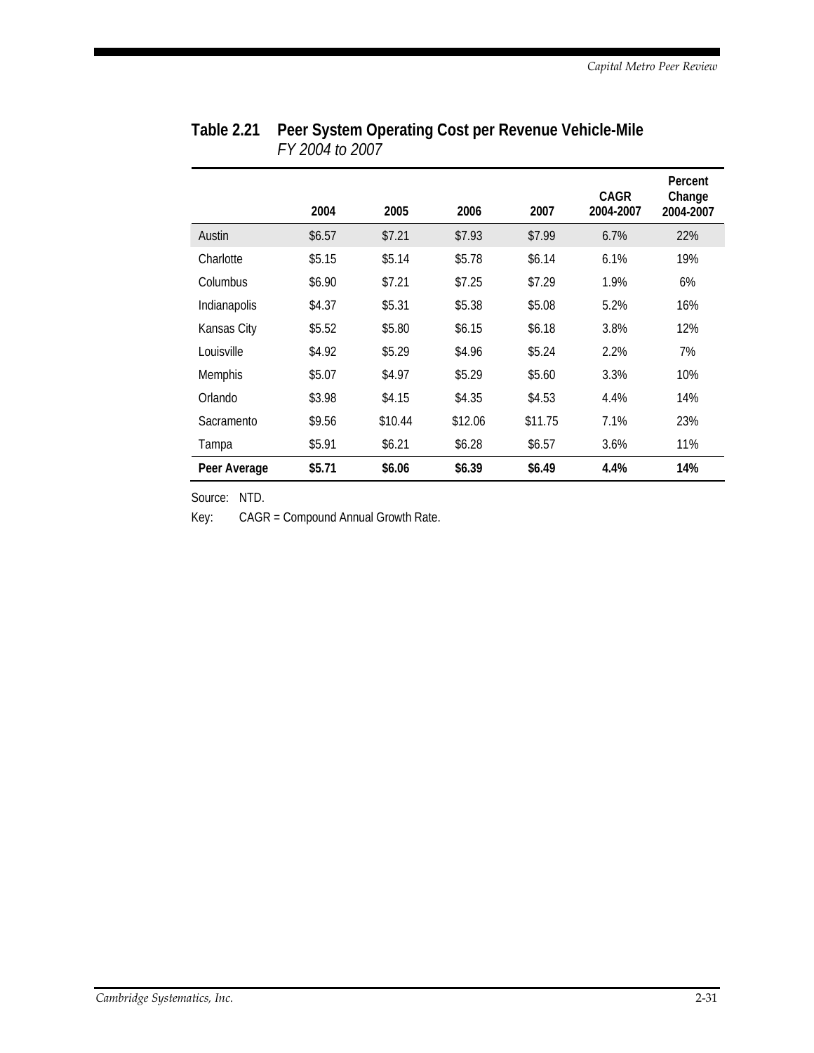**Table 2.21 Peer System Operating Cost per Revenue Vehicle-Mile**
*FY 2004 to 2007*

| | 2004 | 2005 | 2006 | 2007 | CAGR 2004-2007 | Percent Change 2004-2007 |
|---|---|---|---|---|---|---|
| Austin | $6.57 | $7.21 | $7.93 | $7.99 | 6.7% | 22% |
| Charlotte | $5.15 | $5.14 | $5.78 | $6.14 | 6.1% | 19% |
| Columbus | $6.90 | $7.21 | $7.25 | $7.29 | 1.9% | 6% |
| Indianapolis | $4.37 | $5.31 | $5.38 | $5.08 | 5.2% | 16% |
| Kansas City | $5.52 | $5.80 | $6.15 | $6.18 | 3.8% | 12% |
| Louisville | $4.92 | $5.29 | $4.96 | $5.24 | 2.2% | 7% |
| Memphis | $5.07 | $4.97 | $5.29 | $5.60 | 3.3% | 10% |
| Orlando | $3.98 | $4.15 | $4.35 | $4.53 | 4.4% | 14% |
| Sacramento | $9.56 | $10.44 | $12.06 | $11.75 | 7.1% | 23% |
| Tampa | $5.91 | $6.21 | $6.28 | $6.57 | 3.6% | 11% |
| **Peer Average** | **$5.71** | **$6.06** | **$6.39** | **$6.49** | **4.4%** | **14%** |

Source: NTD.

Key: CAGR = Compound Annual Growth Rate.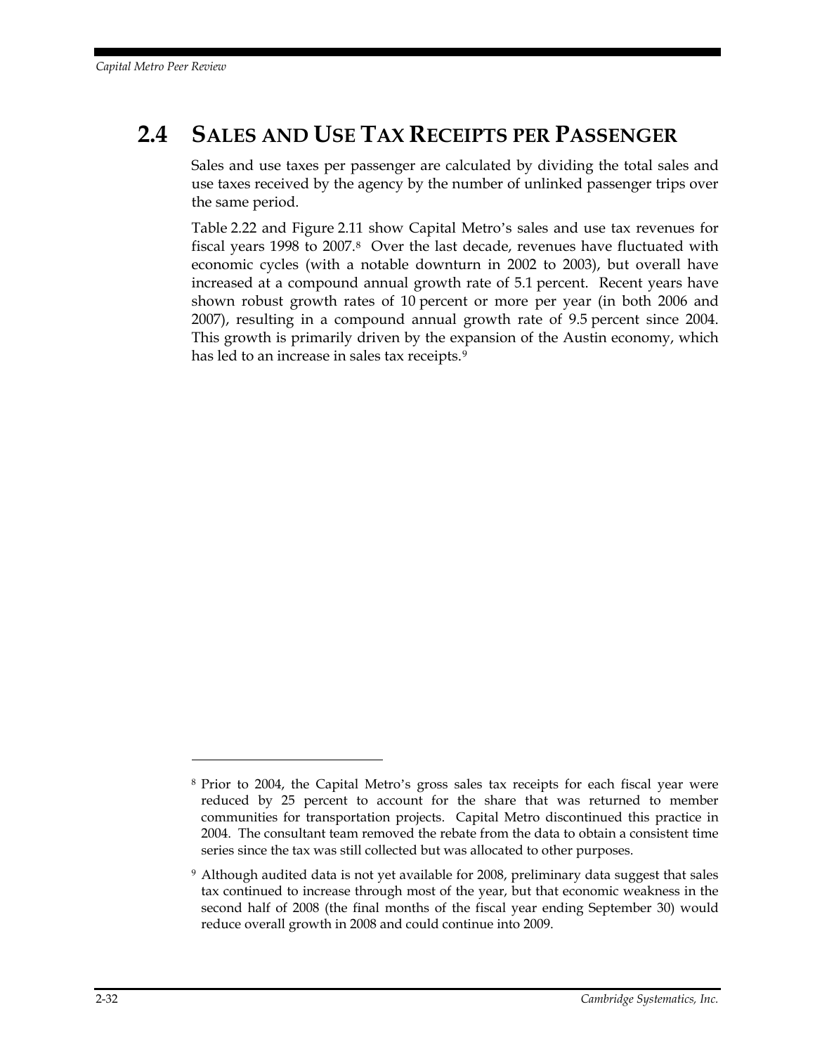## 2.4 Sales and Use Tax Receipts per Passenger

Sales and use taxes per passenger are calculated by dividing the total sales and use taxes received by the agency by the number of unlinked passenger trips over the same period.

Table 2.22 and Figure 2.11 show Capital Metro's sales and use tax revenues for fiscal years 1998 to 2007.[8] Over the last decade, revenues have fluctuated with economic cycles (with a notable downturn in 2002 to 2003), but overall have increased at a compound annual growth rate of 5.1 percent. Recent years have shown robust growth rates of 10 percent or more per year (in both 2006 and 2007), resulting in a compound annual growth rate of 9.5 percent since 2004. This growth is primarily driven by the expansion of the Austin economy, which has led to an increase in sales tax receipts.[9]

---

[8] Prior to 2004, the Capital Metro's gross sales tax receipts for each fiscal year were reduced by 25 percent to account for the share that was returned to member communities for transportation projects. Capital Metro discontinued this practice in 2004. The consultant team removed the rebate from the data to obtain a consistent time series since the tax was still collected but was allocated to other purposes.

[9] Although audited data is not yet available for 2008, preliminary data suggest that sales tax continued to increase through most of the year, but that economic weakness in the second half of 2008 (the final months of the fiscal year ending September 30) would reduce overall growth in 2008 and could continue into 2009.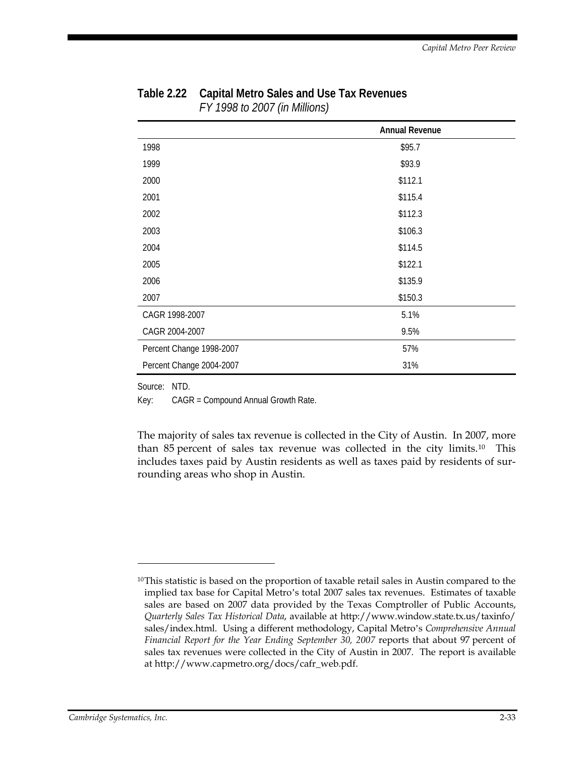**Table 2.22 Capital Metro Sales and Use Tax Revenues**
*FY 1998 to 2007 (in Millions)*

| | Annual Revenue |
|---|---|
| 1998 | $95.7 |
| 1999 | $93.9 |
| 2000 | $112.1 |
| 2001 | $115.4 |
| 2002 | $112.3 |
| 2003 | $106.3 |
| 2004 | $114.5 |
| 2005 | $122.1 |
| 2006 | $135.9 |
| 2007 | $150.3 |
| CAGR 1998-2007 | 5.1% |
| CAGR 2004-2007 | 9.5% |
| Percent Change 1998-2007 | 57% |
| Percent Change 2004-2007 | 31% |

Source: NTD.

Key: CAGR = Compound Annual Growth Rate.

The majority of sales tax revenue is collected in the City of Austin. In 2007, more than 85 percent of sales tax revenue was collected in the city limits.[10] This includes taxes paid by Austin residents as well as taxes paid by residents of surrounding areas who shop in Austin.

[10] This statistic is based on the proportion of taxable retail sales in Austin compared to the implied tax base for Capital Metro's total 2007 sales tax revenues. Estimates of taxable sales are based on 2007 data provided by the Texas Comptroller of Public Accounts, *Quarterly Sales Tax Historical Data*, available at http://www.window.state.tx.us/taxinfo/sales/index.html. Using a different methodology, Capital Metro's *Comprehensive Annual Financial Report for the Year Ending September 30, 2007* reports that about 97 percent of sales tax revenues were collected in the City of Austin in 2007. The report is available at http://www.capmetro.org/docs/cafr_web.pdf.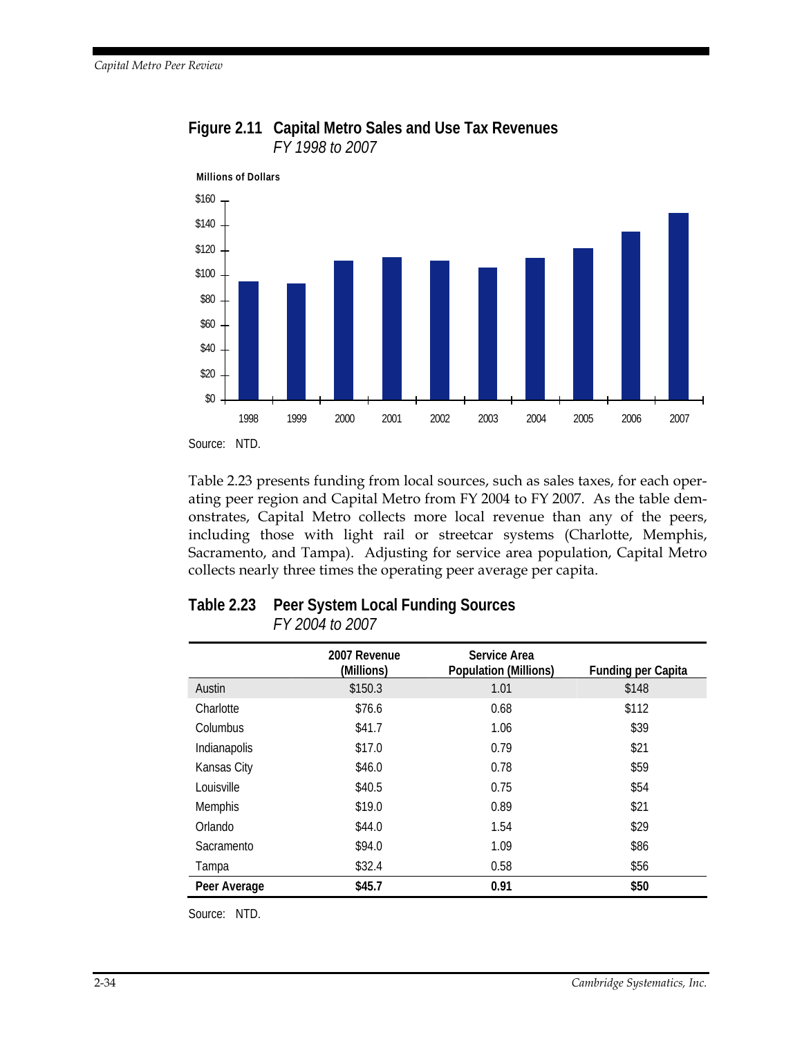**Figure 2.11 Capital Metro Sales and Use Tax Revenues**
*FY 1998 to 2007*

Millions of Dollars

$160
$140
$120
$100
$80
$60
$40
$20
$0

1998 1999 2000 2001 2002 2003 2004 2005 2006 2007

Source: NTD.

Table 2.23 presents funding from local sources, such as sales taxes, for each operating peer region and Capital Metro from FY 2004 to FY 2007. As the table demonstrates, Capital Metro collects more local revenue than any of the peers, including those with light rail or streetcar systems (Charlotte, Memphis, Sacramento, and Tampa). Adjusting for service area population, Capital Metro collects nearly three times the operating peer average per capita.

**Table 2.23 Peer System Local Funding Sources**
*FY 2004 to 2007*

| | 2007 Revenue (Millions) | Service Area Population (Millions) | Funding per Capita |
|---|---|---|---|
| Austin | $150.3 | 1.01 | $148 |
| Charlotte | $76.6 | 0.68 | $112 |
| Columbus | $41.7 | 1.06 | $39 |
| Indianapolis | $17.0 | 0.79 | $21 |
| Kansas City | $46.0 | 0.78 | $59 |
| Louisville | $40.5 | 0.75 | $54 |
| Memphis | $19.0 | 0.89 | $21 |
| Orlando | $44.0 | 1.54 | $29 |
| Sacramento | $94.0 | 1.09 | $86 |
| Tampa | $32.4 | 0.58 | $56 |
| **Peer Average** | **$45.7** | **0.91** | **$50** |

Source: NTD.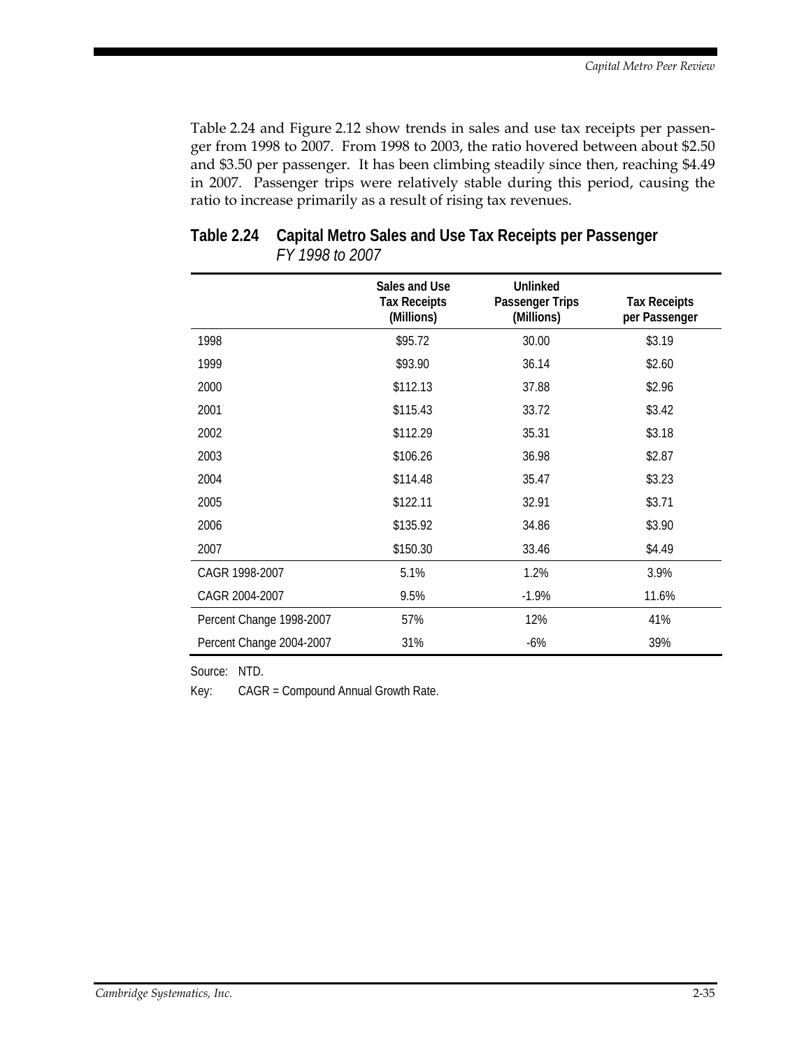Table 2.24 and Figure 2.12 show trends in sales and use tax receipts per passenger from 1998 to 2007. From 1998 to 2003, the ratio hovered between about \$2.50 and \$3.50 per passenger. It has been climbing steadily since then, reaching \$4.49 in 2007. Passenger trips were relatively stable during this period, causing the ratio to increase primarily as a result of rising tax revenues.

**Table 2.24 Capital Metro Sales and Use Tax Receipts per Passenger**
*FY 1998 to 2007*

| | Sales and Use Tax Receipts (Millions) | Unlinked Passenger Trips (Millions) | Tax Receipts per Passenger |
|---|---|---|---|
| 1998 | \$95.72 | 30.00 | \$3.19 |
| 1999 | \$93.90 | 36.14 | \$2.60 |
| 2000 | \$112.13 | 37.88 | \$2.96 |
| 2001 | \$115.43 | 33.72 | \$3.42 |
| 2002 | \$112.29 | 35.31 | \$3.18 |
| 2003 | \$106.26 | 36.98 | \$2.87 |
| 2004 | \$114.48 | 35.47 | \$3.23 |
| 2005 | \$122.11 | 32.91 | \$3.71 |
| 2006 | \$135.92 | 34.86 | \$3.90 |
| 2007 | \$150.30 | 33.46 | \$4.49 |
| CAGR 1998-2007 | 5.1% | 1.2% | 3.9% |
| CAGR 2004-2007 | 9.5% | -1.9% | 11.6% |
| Percent Change 1998-2007 | 57% | 12% | 41% |
| Percent Change 2004-2007 | 31% | -6% | 39% |

Source: NTD.

Key: CAGR = Compound Annual Growth Rate.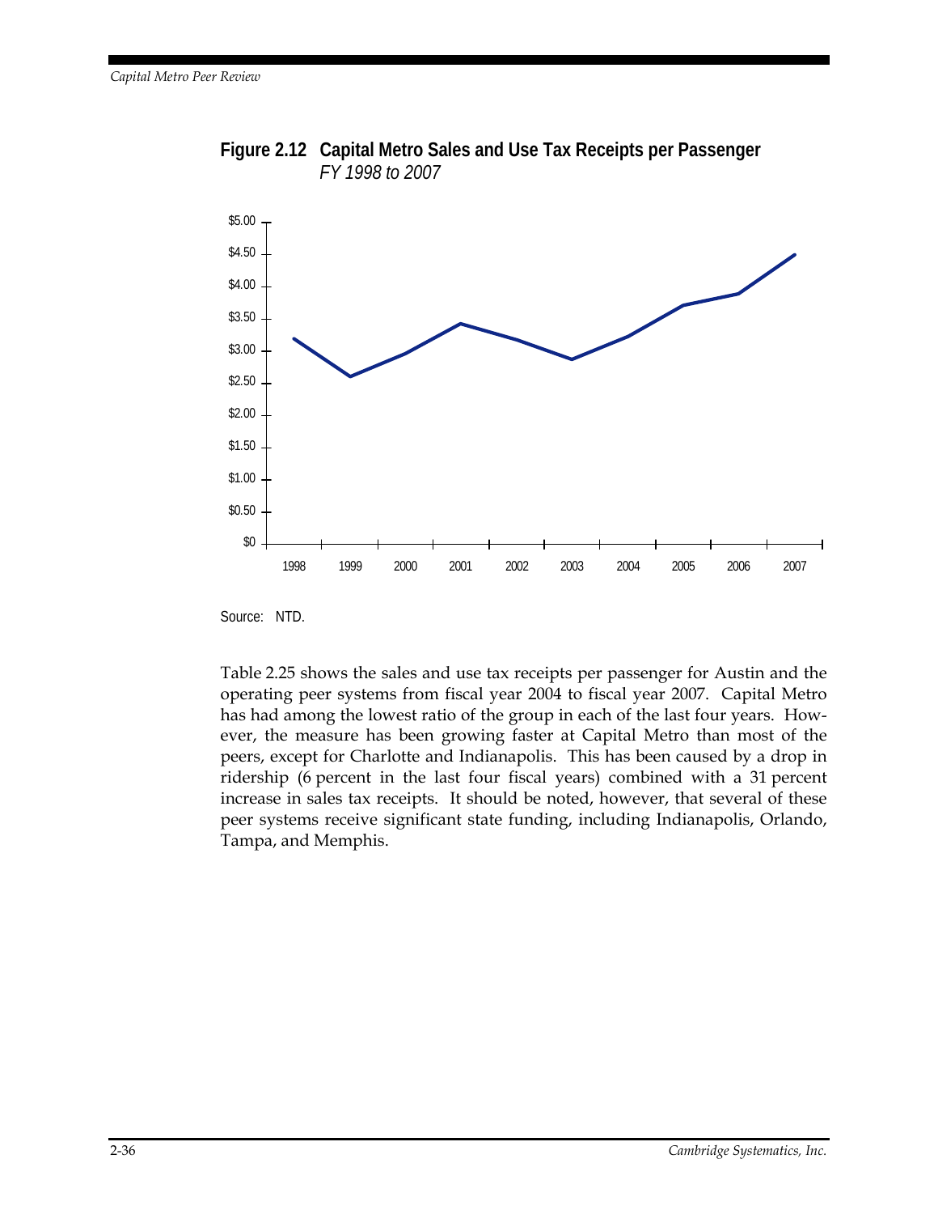**Figure 2.12 Capital Metro Sales and Use Tax Receipts per Passenger**
*FY 1998 to 2007*

$5.00
$4.50
$4.00
$3.50
$3.00
$2.50
$2.00
$1.50
$1.00
$0.50
$0

1998 1999 2000 2001 2002 2003 2004 2005 2006 2007

Source: NTD.

Table 2.25 shows the sales and use tax receipts per passenger for Austin and the operating peer systems from fiscal year 2004 to fiscal year 2007. Capital Metro has had among the lowest ratio of the group in each of the last four years. However, the measure has been growing faster at Capital Metro than most of the peers, except for Charlotte and Indianapolis. This has been caused by a drop in ridership (6 percent in the last four fiscal years) combined with a 31 percent increase in sales tax receipts. It should be noted, however, that several of these peer systems receive significant state funding, including Indianapolis, Orlando, Tampa, and Memphis.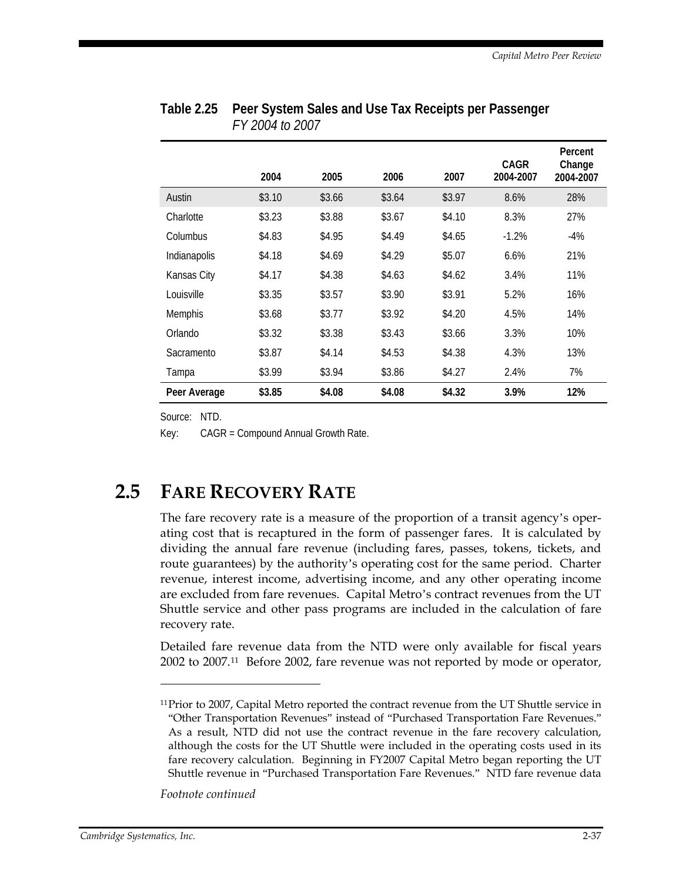**Table 2.25 Peer System Sales and Use Tax Receipts per Passenger**
*FY 2004 to 2007*

| | 2004 | 2005 | 2006 | 2007 | CAGR 2004-2007 | Percent Change 2004-2007 |
|---|---|---|---|---|---|---|
| Austin | $3.10 | $3.66 | $3.64 | $3.97 | 8.6% | 28% |
| Charlotte | $3.23 | $3.88 | $3.67 | $4.10 | 8.3% | 27% |
| Columbus | $4.83 | $4.95 | $4.49 | $4.65 | -1.2% | -4% |
| Indianapolis | $4.18 | $4.69 | $4.29 | $5.07 | 6.6% | 21% |
| Kansas City | $4.17 | $4.38 | $4.63 | $4.62 | 3.4% | 11% |
| Louisville | $3.35 | $3.57 | $3.90 | $3.91 | 5.2% | 16% |
| Memphis | $3.68 | $3.77 | $3.92 | $4.20 | 4.5% | 14% |
| Orlando | $3.32 | $3.38 | $3.43 | $3.66 | 3.3% | 10% |
| Sacramento | $3.87 | $4.14 | $4.53 | $4.38 | 4.3% | 13% |
| Tampa | $3.99 | $3.94 | $3.86 | $4.27 | 2.4% | 7% |
| **Peer Average** | **$3.85** | **$4.08** | **$4.08** | **$4.32** | **3.9%** | **12%** |

Source: NTD.

Key: CAGR = Compound Annual Growth Rate.

## 2.5 Fare Recovery Rate

The fare recovery rate is a measure of the proportion of a transit agency's operating cost that is recaptured in the form of passenger fares. It is calculated by dividing the annual fare revenue (including fares, passes, tokens, tickets, and route guarantees) by the authority's operating cost for the same period. Charter revenue, interest income, advertising income, and any other operating income are excluded from fare revenues. Capital Metro's contract revenues from the UT Shuttle service and other pass programs are included in the calculation of fare recovery rate.

Detailed fare revenue data from the NTD were only available for fiscal years 2002 to 2007.[11] Before 2002, fare revenue was not reported by mode or operator,

---

[11] Prior to 2007, Capital Metro reported the contract revenue from the UT Shuttle service in "Other Transportation Revenues" instead of "Purchased Transportation Fare Revenues." As a result, NTD did not use the contract revenue in the fare recovery calculation, although the costs for the UT Shuttle were included in the operating costs used in its fare recovery calculation. Beginning in FY2007 Capital Metro began reporting the UT Shuttle revenue in "Purchased Transportation Fare Revenues." NTD fare revenue data

*Footnote continued*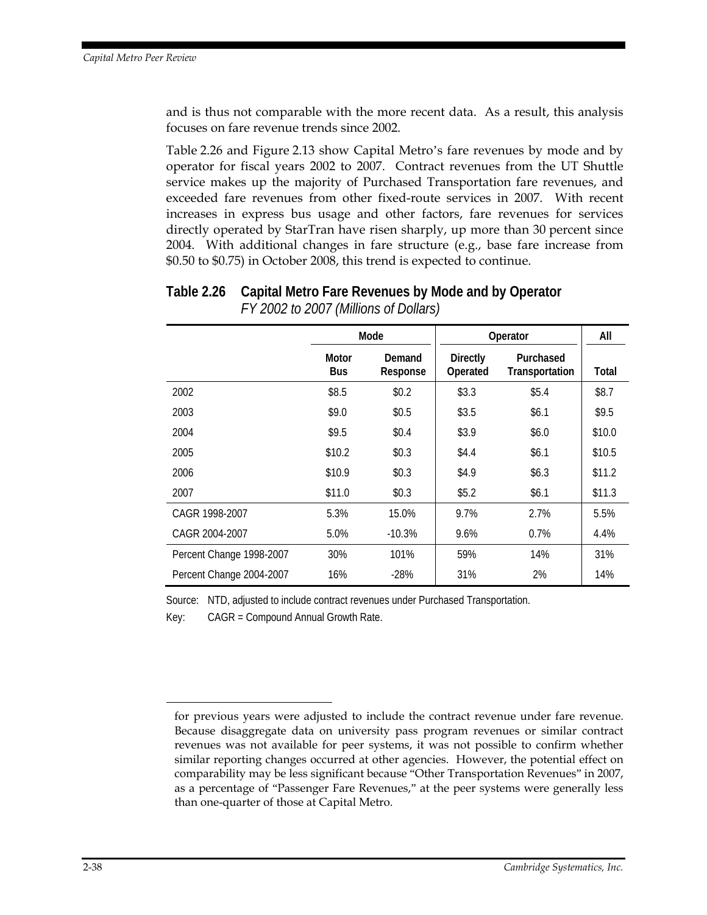and is thus not comparable with the more recent data. As a result, this analysis focuses on fare revenue trends since 2002.

Table 2.26 and Figure 2.13 show Capital Metro's fare revenues by mode and by operator for fiscal years 2002 to 2007. Contract revenues from the UT Shuttle service makes up the majority of Purchased Transportation fare revenues, and exceeded fare revenues from other fixed-route services in 2007. With recent increases in express bus usage and other factors, fare revenues for services directly operated by StarTran have risen sharply, up more than 30 percent since 2004. With additional changes in fare structure (e.g., base fare increase from $0.50 to $0.75) in October 2008, this trend is expected to continue.

**Table 2.26 Capital Metro Fare Revenues by Mode and by Operator**
*FY 2002 to 2007 (Millions of Dollars)*

| | Mode | | Operator | | All |
|---|---|---|---|---|---|
| | Motor Bus | Demand Response | Directly Operated | Purchased Transportation | Total |
| 2002 | $8.5 | $0.2 | $3.3 | $5.4 | $8.7 |
| 2003 | $9.0 | $0.5 | $3.5 | $6.1 | $9.5 |
| 2004 | $9.5 | $0.4 | $3.9 | $6.0 | $10.0 |
| 2005 | $10.2 | $0.3 | $4.4 | $6.1 | $10.5 |
| 2006 | $10.9 | $0.3 | $4.9 | $6.3 | $11.2 |
| 2007 | $11.0 | $0.3 | $5.2 | $6.1 | $11.3 |
| CAGR 1998-2007 | 5.3% | 15.0% | 9.7% | 2.7% | 5.5% |
| CAGR 2004-2007 | 5.0% | -10.3% | 9.6% | 0.7% | 4.4% |
| Percent Change 1998-2007 | 30% | 101% | 59% | 14% | 31% |
| Percent Change 2004-2007 | 16% | -28% | 31% | 2% | 14% |

Source: NTD, adjusted to include contract revenues under Purchased Transportation.

Key: CAGR = Compound Annual Growth Rate.

---

for previous years were adjusted to include the contract revenue under fare revenue. Because disaggregate data on university pass program revenues or similar contract revenues was not available for peer systems, it was not possible to confirm whether similar reporting changes occurred at other agencies. However, the potential effect on comparability may be less significant because "Other Transportation Revenues" in 2007, as a percentage of "Passenger Fare Revenues," at the peer systems were generally less than one-quarter of those at Capital Metro.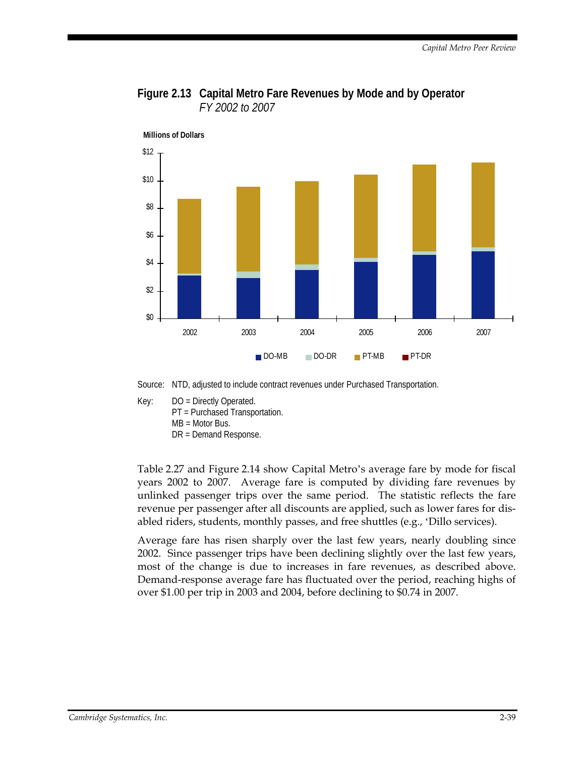**Figure 2.13 Capital Metro Fare Revenues by Mode and by Operator**
*FY 2002 to 2007*

Millions of Dollars

$12
$10
$8
$6
$4
$2
$0

2002 2003 2004 2005 2006 2007

DO-MB DO-DR PT-MB PT-DR

Source: NTD, adjusted to include contract revenues under Purchased Transportation.

Key: DO = Directly Operated.
PT = Purchased Transportation.
MB = Motor Bus.
DR = Demand Response.

Table 2.27 and Figure 2.14 show Capital Metro's average fare by mode for fiscal years 2002 to 2007. Average fare is computed by dividing fare revenues by unlinked passenger trips over the same period. The statistic reflects the fare revenue per passenger after all discounts are applied, such as lower fares for disabled riders, students, monthly passes, and free shuttles (e.g., 'Dillo services).

Average fare has risen sharply over the last few years, nearly doubling since 2002. Since passenger trips have been declining slightly over the last few years, most of the change is due to increases in fare revenues, as described above. Demand-response average fare has fluctuated over the period, reaching highs of over $1.00 per trip in 2003 and 2004, before declining to $0.74 in 2007.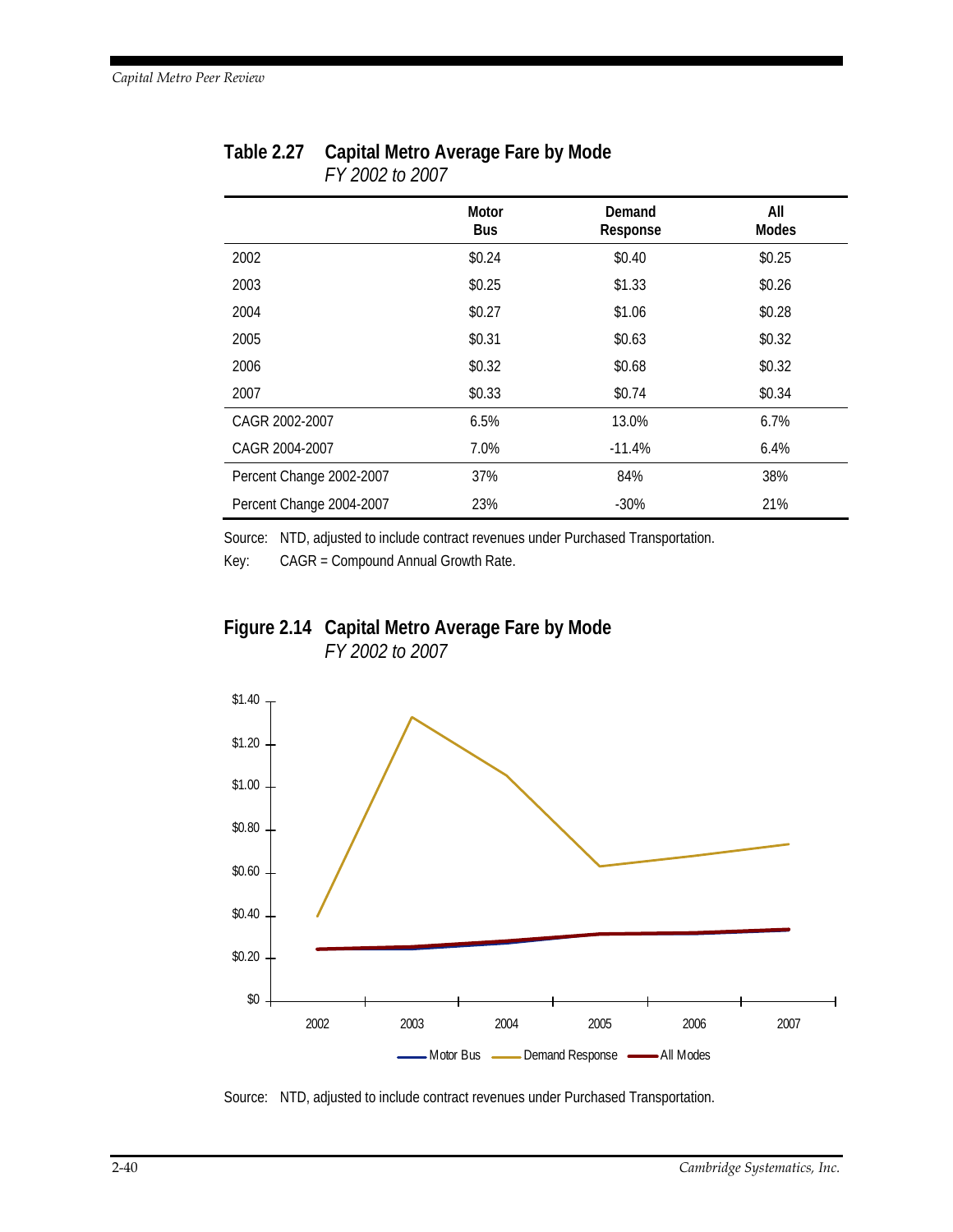**Table 2.27 Capital Metro Average Fare by Mode**
*FY 2002 to 2007*

| | Motor Bus | Demand Response | All Modes |
|---|---|---|---|
| 2002 | $0.24 | $0.40 | $0.25 |
| 2003 | $0.25 | $1.33 | $0.26 |
| 2004 | $0.27 | $1.06 | $0.28 |
| 2005 | $0.31 | $0.63 | $0.32 |
| 2006 | $0.32 | $0.68 | $0.32 |
| 2007 | $0.33 | $0.74 | $0.34 |
| CAGR 2002-2007 | 6.5% | 13.0% | 6.7% |
| CAGR 2004-2007 | 7.0% | -11.4% | 6.4% |
| Percent Change 2002-2007 | 37% | 84% | 38% |
| Percent Change 2004-2007 | 23% | -30% | 21% |

Source: NTD, adjusted to include contract revenues under Purchased Transportation.

Key: CAGR = Compound Annual Growth Rate.

**Figure 2.14 Capital Metro Average Fare by Mode**
*FY 2002 to 2007*

$1.40
$1.20
$1.00
$0.80
$0.60
$0.40
$0.20
$0

2002 2003 2004 2005 2006 2007

Motor Bus
Demand Response
All Modes

Source: NTD, adjusted to include contract revenues under Purchased Transportation.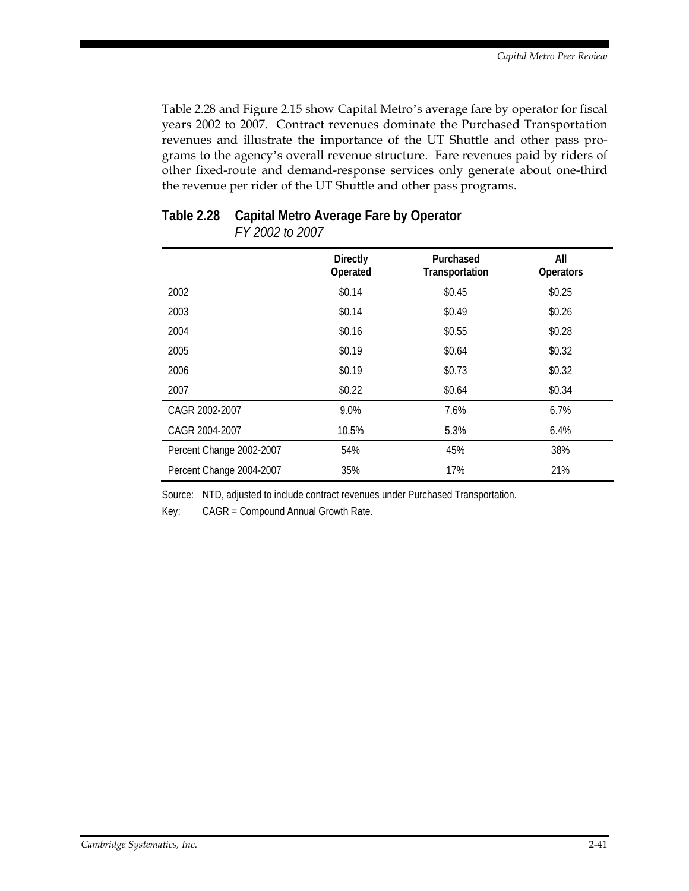Table 2.28 and Figure 2.15 show Capital Metro's average fare by operator for fiscal years 2002 to 2007. Contract revenues dominate the Purchased Transportation revenues and illustrate the importance of the UT Shuttle and other pass programs to the agency's overall revenue structure. Fare revenues paid by riders of other fixed-route and demand-response services only generate about one-third the revenue per rider of the UT Shuttle and other pass programs.

**Table 2.28 Capital Metro Average Fare by Operator**
*FY 2002 to 2007*

| | Directly Operated | Purchased Transportation | All Operators |
|---|---|---|---|
| 2002 | $0.14 | $0.45 | $0.25 |
| 2003 | $0.14 | $0.49 | $0.26 |
| 2004 | $0.16 | $0.55 | $0.28 |
| 2005 | $0.19 | $0.64 | $0.32 |
| 2006 | $0.19 | $0.73 | $0.32 |
| 2007 | $0.22 | $0.64 | $0.34 |
| CAGR 2002-2007 | 9.0% | 7.6% | 6.7% |
| CAGR 2004-2007 | 10.5% | 5.3% | 6.4% |
| Percent Change 2002-2007 | 54% | 45% | 38% |
| Percent Change 2004-2007 | 35% | 17% | 21% |

Source: NTD, adjusted to include contract revenues under Purchased Transportation.

Key: CAGR = Compound Annual Growth Rate.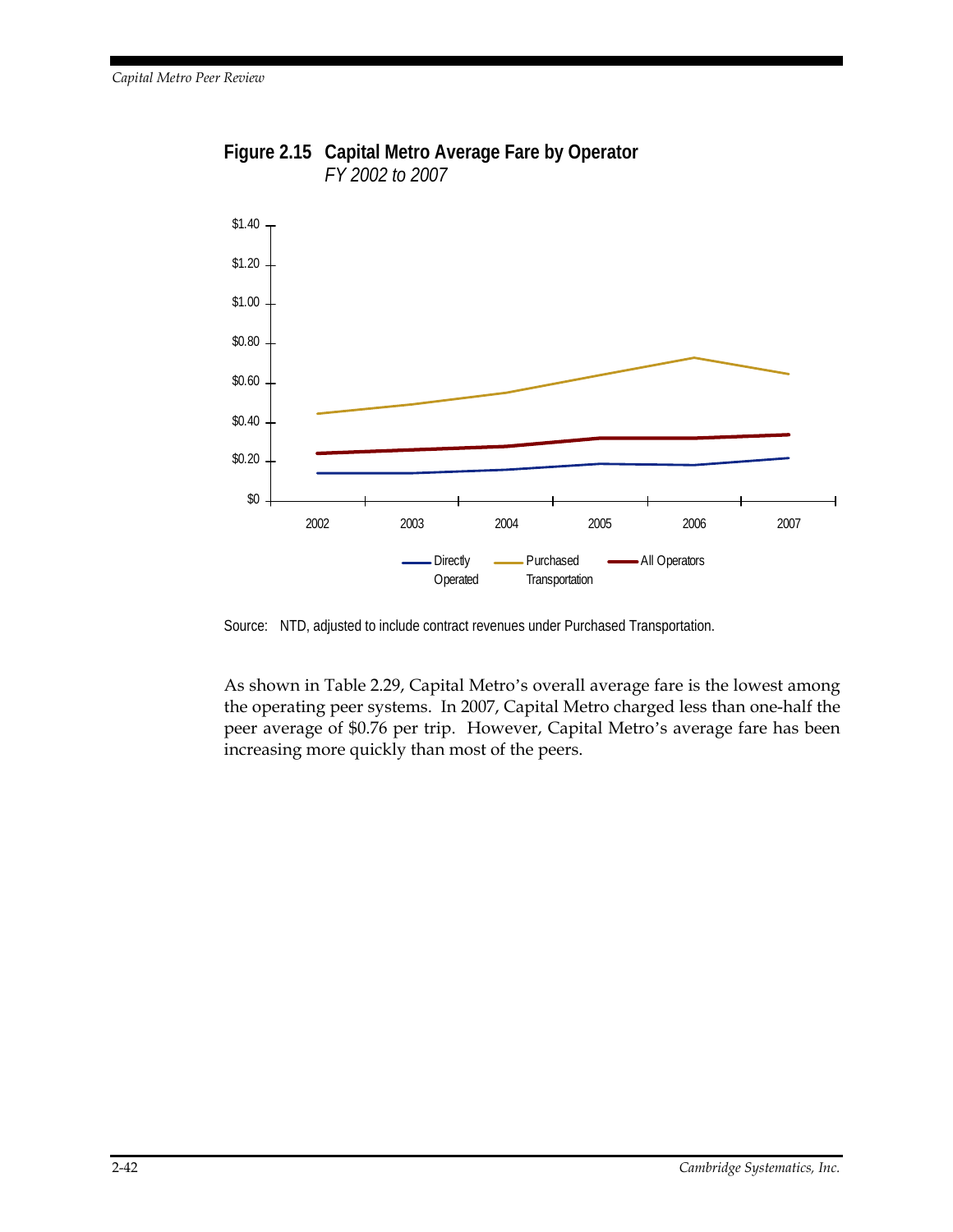**Figure 2.15 Capital Metro Average Fare by Operator**
*FY 2002 to 2007*

$1.40
$1.20
$1.00
$0.80
$0.60
$0.40
$0.20
$0

2002
2003
2004
2005
2006
2007

Directly Operated
Purchased Transportation
All Operators

Source: NTD, adjusted to include contract revenues under Purchased Transportation.

As shown in Table 2.29, Capital Metro's overall average fare is the lowest among the operating peer systems. In 2007, Capital Metro charged less than one-half the peer average of $0.76 per trip. However, Capital Metro's average fare has been increasing more quickly than most of the peers.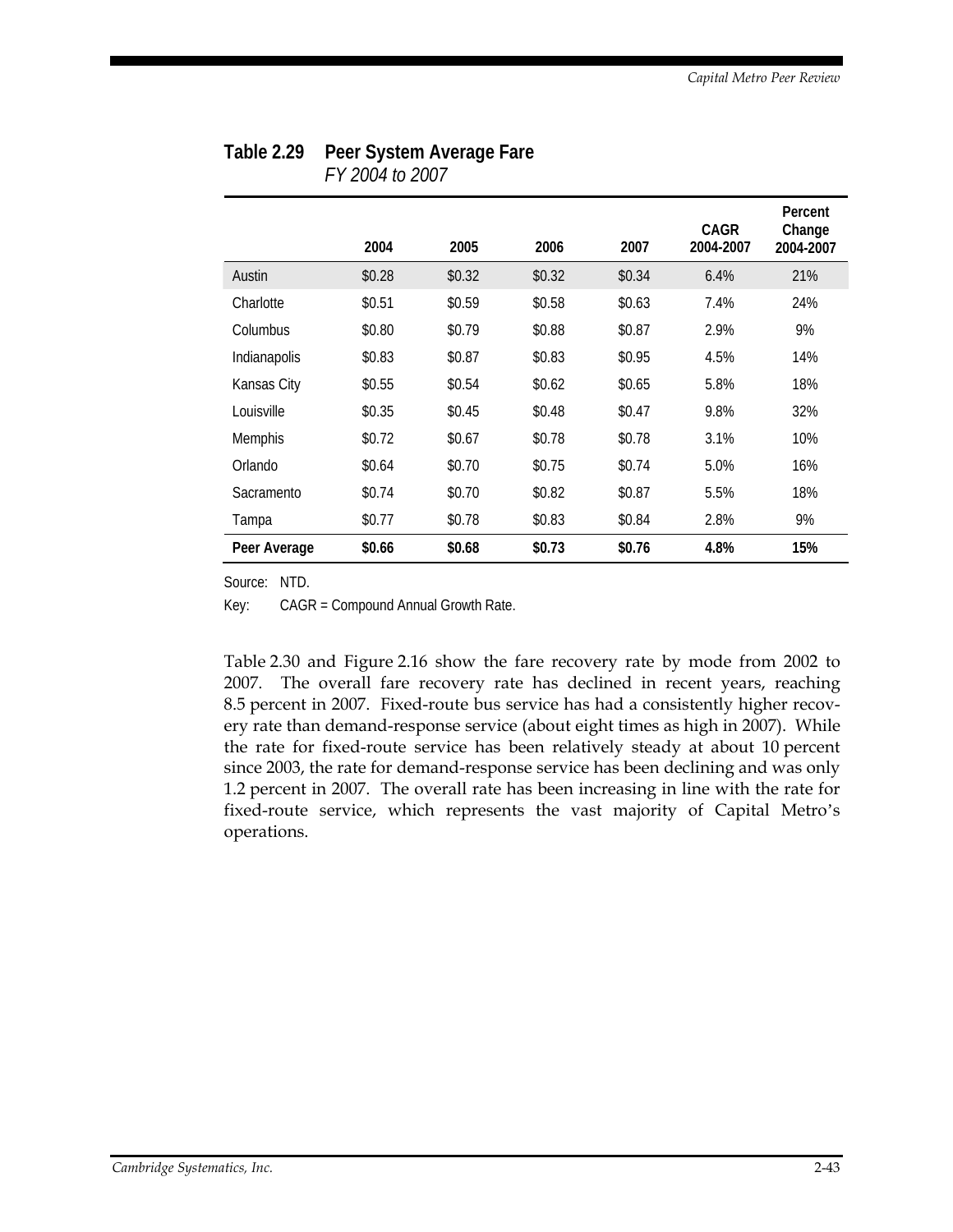**Table 2.29 Peer System Average Fare**
*FY 2004 to 2007*

| | 2004 | 2005 | 2006 | 2007 | CAGR 2004-2007 | Percent Change 2004-2007 |
|---|---|---|---|---|---|---|
| Austin | $0.28 | $0.32 | $0.32 | $0.34 | 6.4% | 21% |
| Charlotte | $0.51 | $0.59 | $0.58 | $0.63 | 7.4% | 24% |
| Columbus | $0.80 | $0.79 | $0.88 | $0.87 | 2.9% | 9% |
| Indianapolis | $0.83 | $0.87 | $0.83 | $0.95 | 4.5% | 14% |
| Kansas City | $0.55 | $0.54 | $0.62 | $0.65 | 5.8% | 18% |
| Louisville | $0.35 | $0.45 | $0.48 | $0.47 | 9.8% | 32% |
| Memphis | $0.72 | $0.67 | $0.78 | $0.78 | 3.1% | 10% |
| Orlando | $0.64 | $0.70 | $0.75 | $0.74 | 5.0% | 16% |
| Sacramento | $0.74 | $0.70 | $0.82 | $0.87 | 5.5% | 18% |
| Tampa | $0.77 | $0.78 | $0.83 | $0.84 | 2.8% | 9% |
| **Peer Average** | **$0.66** | **$0.68** | **$0.73** | **$0.76** | **4.8%** | **15%** |

Source: NTD.

Key: CAGR = Compound Annual Growth Rate.

Table 2.30 and Figure 2.16 show the fare recovery rate by mode from 2002 to 2007. The overall fare recovery rate has declined in recent years, reaching 8.5 percent in 2007. Fixed-route bus service has had a consistently higher recovery rate than demand-response service (about eight times as high in 2007). While the rate for fixed-route service has been relatively steady at about 10 percent since 2003, the rate for demand-response service has been declining and was only 1.2 percent in 2007. The overall rate has been increasing in line with the rate for fixed-route service, which represents the vast majority of Capital Metro's operations.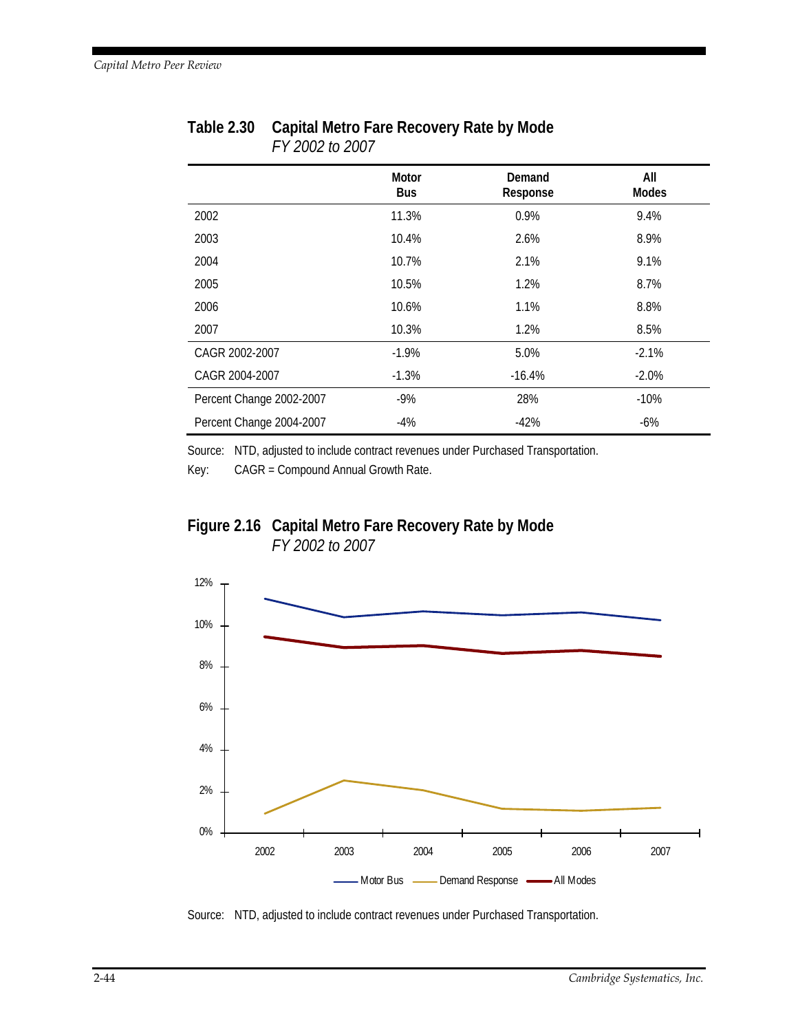## Table 2.30 Capital Metro Fare Recovery Rate by Mode

*FY 2002 to 2007*

| | Motor Bus | Demand Response | All Modes |
|---|---|---|---|
| 2002 | 11.3% | 0.9% | 9.4% |
| 2003 | 10.4% | 2.6% | 8.9% |
| 2004 | 10.7% | 2.1% | 9.1% |
| 2005 | 10.5% | 1.2% | 8.7% |
| 2006 | 10.6% | 1.1% | 8.8% |
| 2007 | 10.3% | 1.2% | 8.5% |
| CAGR 2002-2007 | -1.9% | 5.0% | -2.1% |
| CAGR 2004-2007 | -1.3% | -16.4% | -2.0% |
| Percent Change 2002-2007 | -9% | 28% | -10% |
| Percent Change 2004-2007 | -4% | -42% | -6% |

Source: NTD, adjusted to include contract revenues under Purchased Transportation.

Key: CAGR = Compound Annual Growth Rate.

## Figure 2.16 Capital Metro Fare Recovery Rate by Mode

*FY 2002 to 2007*

12%
10%
8%
6%
4%
2%
0%

2002 2003 2004 2005 2006 2007

Motor Bus, Demand Response, All Modes

Source: NTD, adjusted to include contract revenues under Purchased Transportation.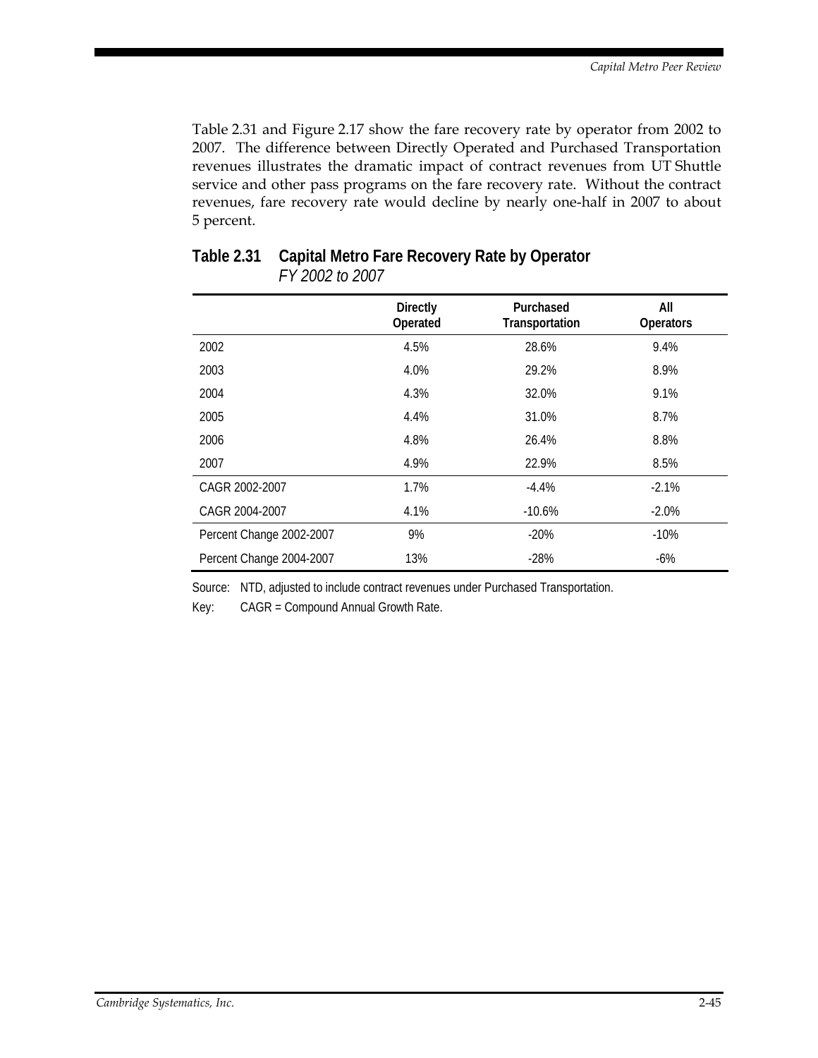Table 2.31 and Figure 2.17 show the fare recovery rate by operator from 2002 to 2007. The difference between Directly Operated and Purchased Transportation revenues illustrates the dramatic impact of contract revenues from UT Shuttle service and other pass programs on the fare recovery rate. Without the contract revenues, fare recovery rate would decline by nearly one-half in 2007 to about 5 percent.

**Table 2.31 Capital Metro Fare Recovery Rate by Operator**
*FY 2002 to 2007*

| | Directly Operated | Purchased Transportation | All Operators |
|---|---|---|---|
| 2002 | 4.5% | 28.6% | 9.4% |
| 2003 | 4.0% | 29.2% | 8.9% |
| 2004 | 4.3% | 32.0% | 9.1% |
| 2005 | 4.4% | 31.0% | 8.7% |
| 2006 | 4.8% | 26.4% | 8.8% |
| 2007 | 4.9% | 22.9% | 8.5% |
| CAGR 2002-2007 | 1.7% | -4.4% | -2.1% |
| CAGR 2004-2007 | 4.1% | -10.6% | -2.0% |
| Percent Change 2002-2007 | 9% | -20% | -10% |
| Percent Change 2004-2007 | 13% | -28% | -6% |

Source: NTD, adjusted to include contract revenues under Purchased Transportation.

Key: CAGR = Compound Annual Growth Rate.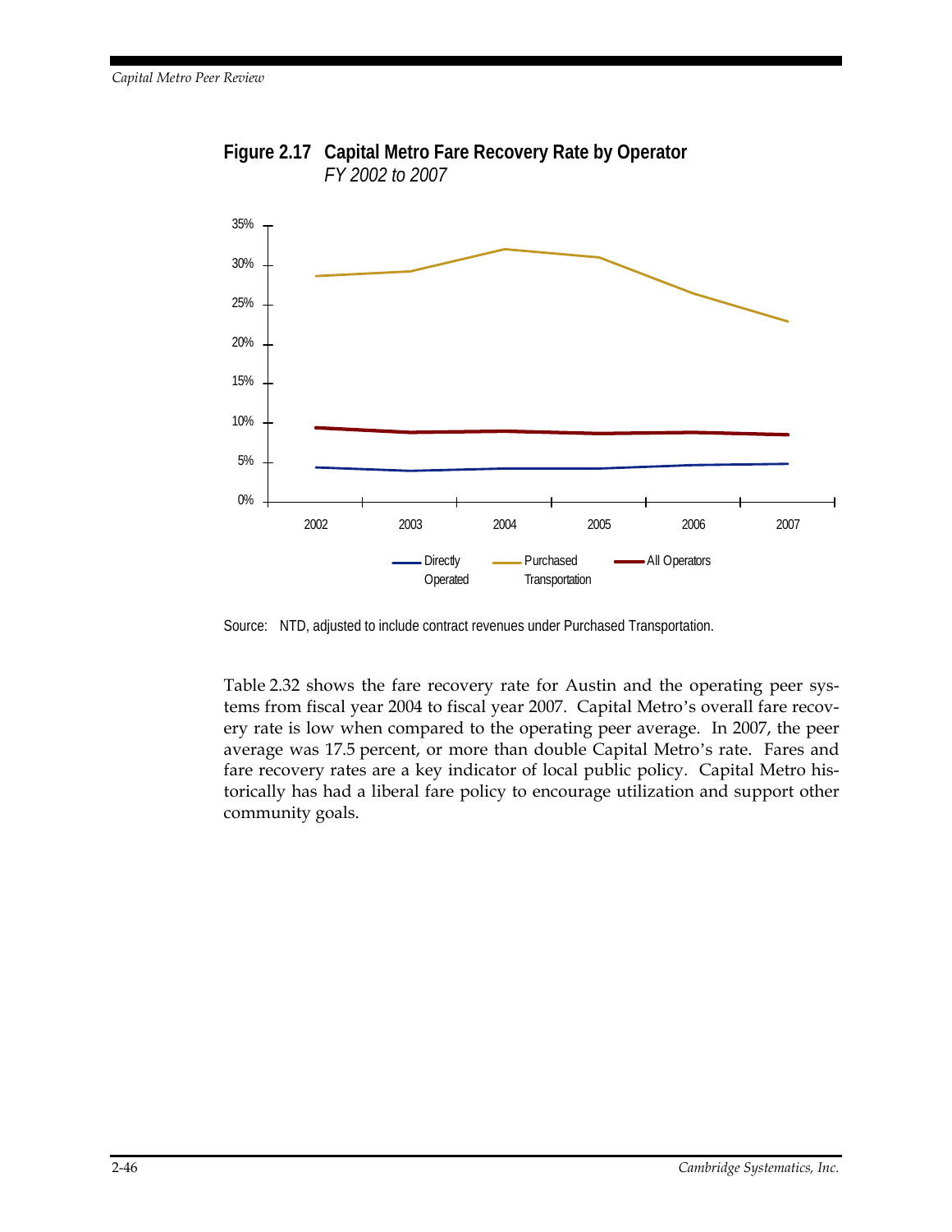**Figure 2.17 Capital Metro Fare Recovery Rate by Operator**
*FY 2002 to 2007*

35%
30%
25%
20%
15%
10%
5%
0%

2002 2003 2004 2005 2006 2007

Directly Operated
Purchased Transportation
All Operators

Source: NTD, adjusted to include contract revenues under Purchased Transportation.

Table 2.32 shows the fare recovery rate for Austin and the operating peer systems from fiscal year 2004 to fiscal year 2007. Capital Metro's overall fare recovery rate is low when compared to the operating peer average. In 2007, the peer average was 17.5 percent, or more than double Capital Metro's rate. Fares and fare recovery rates are a key indicator of local public policy. Capital Metro historically has had a liberal fare policy to encourage utilization and support other community goals.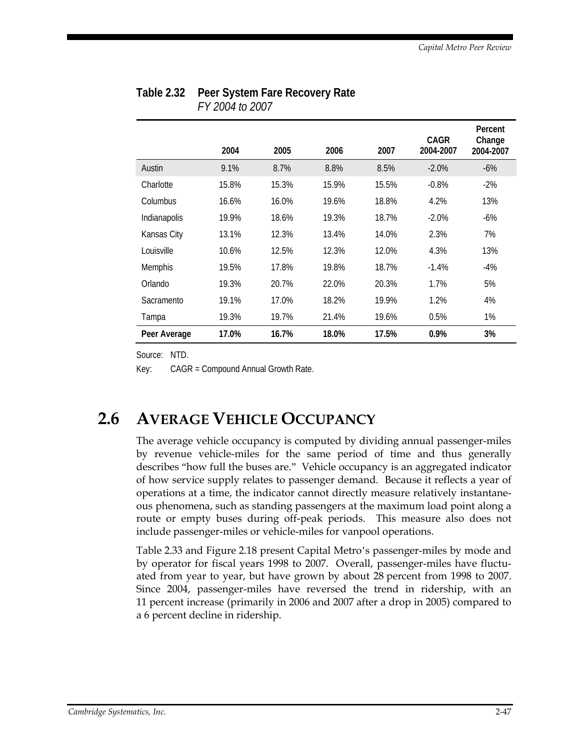**Table 2.32 Peer System Fare Recovery Rate**
*FY 2004 to 2007*

| | 2004 | 2005 | 2006 | 2007 | CAGR 2004-2007 | Percent Change 2004-2007 |
|---|---|---|---|---|---|---|
| Austin | 9.1% | 8.7% | 8.8% | 8.5% | -2.0% | -6% |
| Charlotte | 15.8% | 15.3% | 15.9% | 15.5% | -0.8% | -2% |
| Columbus | 16.6% | 16.0% | 19.6% | 18.8% | 4.2% | 13% |
| Indianapolis | 19.9% | 18.6% | 19.3% | 18.7% | -2.0% | -6% |
| Kansas City | 13.1% | 12.3% | 13.4% | 14.0% | 2.3% | 7% |
| Louisville | 10.6% | 12.5% | 12.3% | 12.0% | 4.3% | 13% |
| Memphis | 19.5% | 17.8% | 19.8% | 18.7% | -1.4% | -4% |
| Orlando | 19.3% | 20.7% | 22.0% | 20.3% | 1.7% | 5% |
| Sacramento | 19.1% | 17.0% | 18.2% | 19.9% | 1.2% | 4% |
| Tampa | 19.3% | 19.7% | 21.4% | 19.6% | 0.5% | 1% |
| **Peer Average** | **17.0%** | **16.7%** | **18.0%** | **17.5%** | **0.9%** | **3%** |

Source: NTD.

Key: CAGR = Compound Annual Growth Rate.

## 2.6 Average Vehicle Occupancy

The average vehicle occupancy is computed by dividing annual passenger-miles by revenue vehicle-miles for the same period of time and thus generally describes "how full the buses are." Vehicle occupancy is an aggregated indicator of how service supply relates to passenger demand. Because it reflects a year of operations at a time, the indicator cannot directly measure relatively instantaneous phenomena, such as standing passengers at the maximum load point along a route or empty buses during off-peak periods. This measure also does not include passenger-miles or vehicle-miles for vanpool operations.

Table 2.33 and Figure 2.18 present Capital Metro's passenger-miles by mode and by operator for fiscal years 1998 to 2007. Overall, passenger-miles have fluctuated from year to year, but have grown by about 28 percent from 1998 to 2007. Since 2004, passenger-miles have reversed the trend in ridership, with an 11 percent increase (primarily in 2006 and 2007 after a drop in 2005) compared to a 6 percent decline in ridership.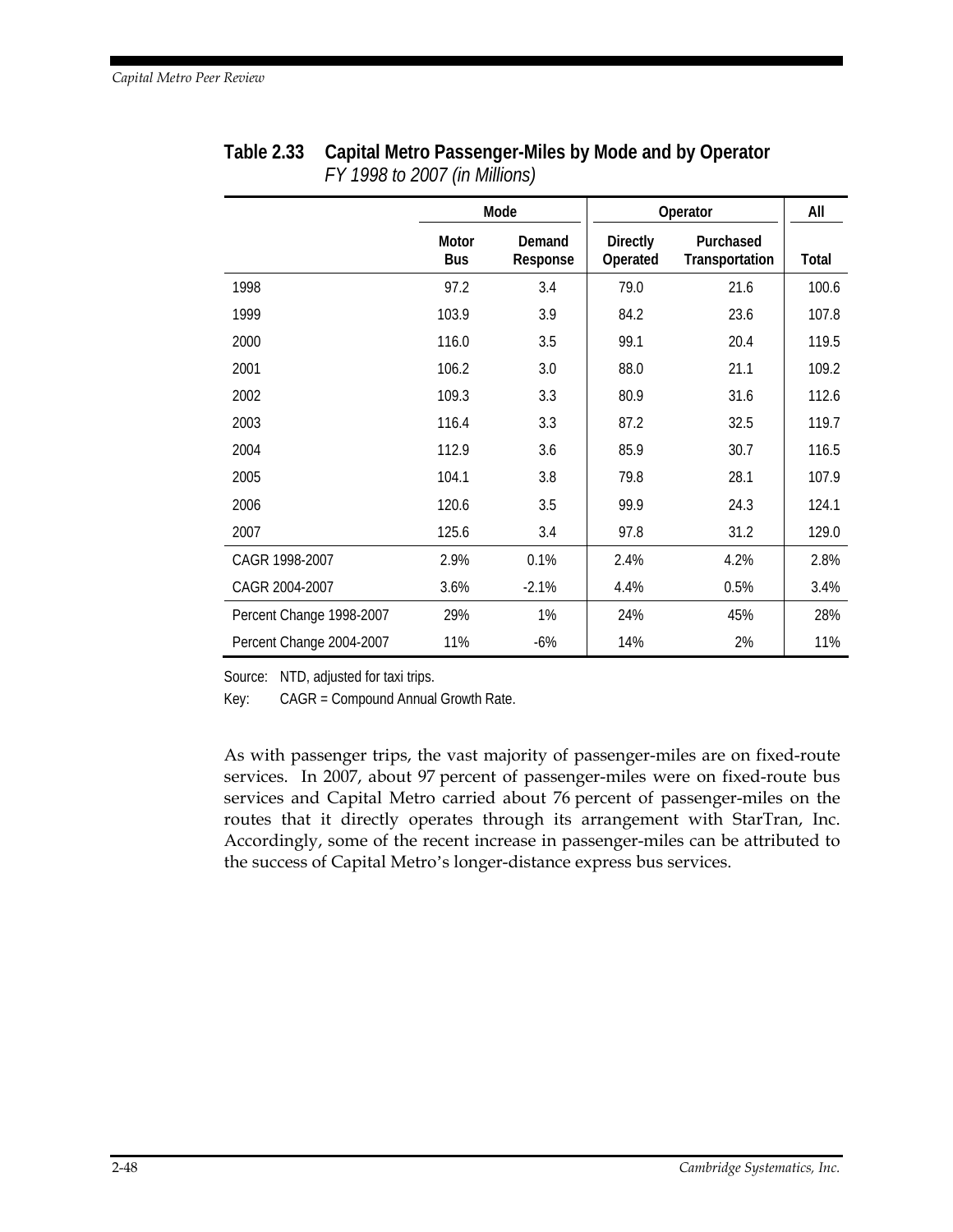**Table 2.33 Capital Metro Passenger-Miles by Mode and by Operator**
*FY 1998 to 2007 (in Millions)*

| | Mode | | Operator | | All |
|---|---|---|---|---|---|
| | Motor Bus | Demand Response | Directly Operated | Purchased Transportation | Total |
| 1998 | 97.2 | 3.4 | 79.0 | 21.6 | 100.6 |
| 1999 | 103.9 | 3.9 | 84.2 | 23.6 | 107.8 |
| 2000 | 116.0 | 3.5 | 99.1 | 20.4 | 119.5 |
| 2001 | 106.2 | 3.0 | 88.0 | 21.1 | 109.2 |
| 2002 | 109.3 | 3.3 | 80.9 | 31.6 | 112.6 |
| 2003 | 116.4 | 3.3 | 87.2 | 32.5 | 119.7 |
| 2004 | 112.9 | 3.6 | 85.9 | 30.7 | 116.5 |
| 2005 | 104.1 | 3.8 | 79.8 | 28.1 | 107.9 |
| 2006 | 120.6 | 3.5 | 99.9 | 24.3 | 124.1 |
| 2007 | 125.6 | 3.4 | 97.8 | 31.2 | 129.0 |
| CAGR 1998-2007 | 2.9% | 0.1% | 2.4% | 4.2% | 2.8% |
| CAGR 2004-2007 | 3.6% | -2.1% | 4.4% | 0.5% | 3.4% |
| Percent Change 1998-2007 | 29% | 1% | 24% | 45% | 28% |
| Percent Change 2004-2007 | 11% | -6% | 14% | 2% | 11% |

Source: NTD, adjusted for taxi trips.

Key: CAGR = Compound Annual Growth Rate.

As with passenger trips, the vast majority of passenger-miles are on fixed-route services. In 2007, about 97 percent of passenger-miles were on fixed-route bus services and Capital Metro carried about 76 percent of passenger-miles on the routes that it directly operates through its arrangement with StarTran, Inc. Accordingly, some of the recent increase in passenger-miles can be attributed to the success of Capital Metro's longer-distance express bus services.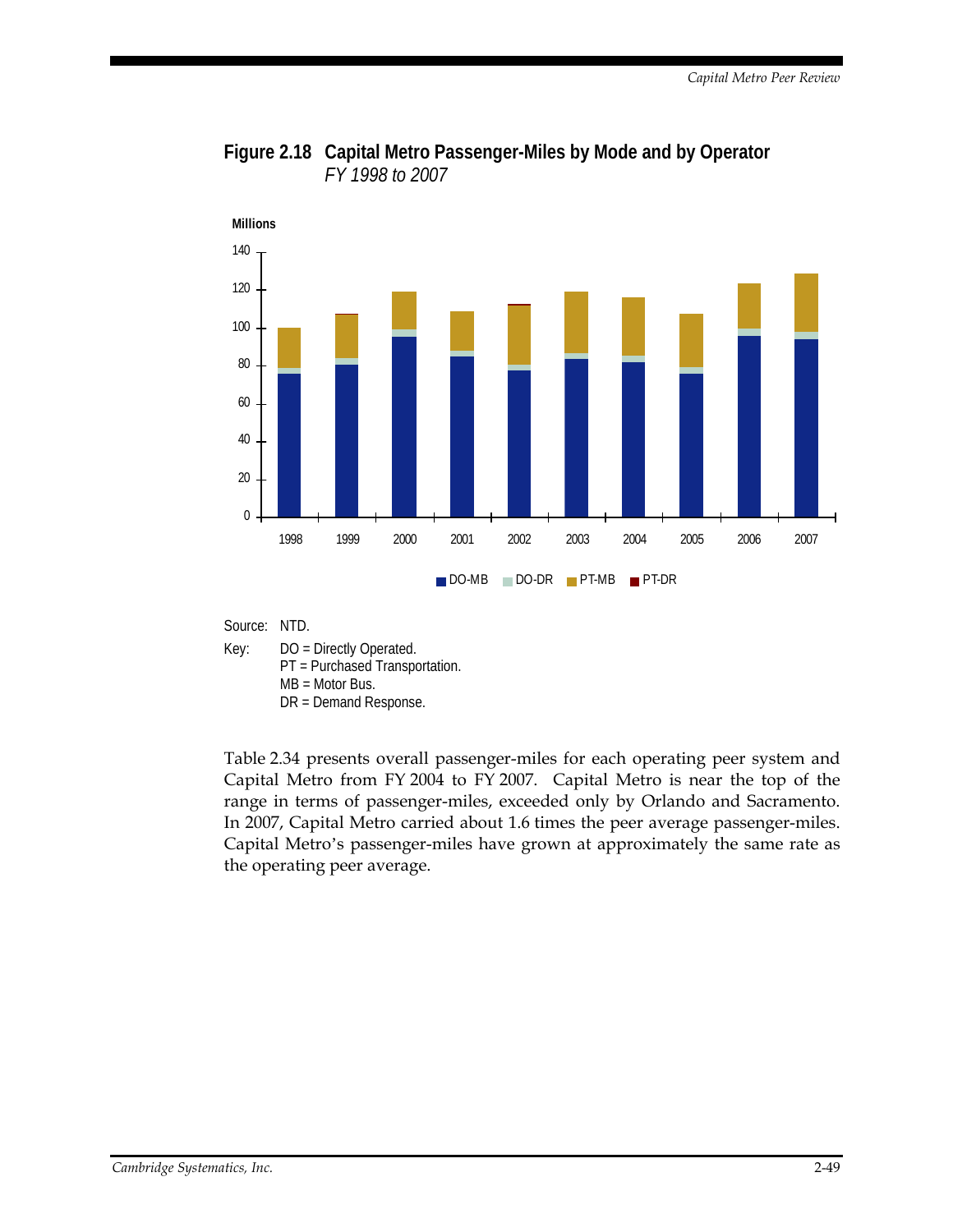**Figure 2.18 Capital Metro Passenger-Miles by Mode and by Operator**
*FY 1998 to 2007*

Millions

140
120
100
80
60
40
20
0

1998 1999 2000 2001 2002 2003 2004 2005 2006 2007

DO-MB DO-DR PT-MB PT-DR

Source: NTD.

Key: DO = Directly Operated.
PT = Purchased Transportation.
MB = Motor Bus.
DR = Demand Response.

Table 2.34 presents overall passenger-miles for each operating peer system and Capital Metro from FY 2004 to FY 2007. Capital Metro is near the top of the range in terms of passenger-miles, exceeded only by Orlando and Sacramento. In 2007, Capital Metro carried about 1.6 times the peer average passenger-miles. Capital Metro's passenger-miles have grown at approximately the same rate as the operating peer average.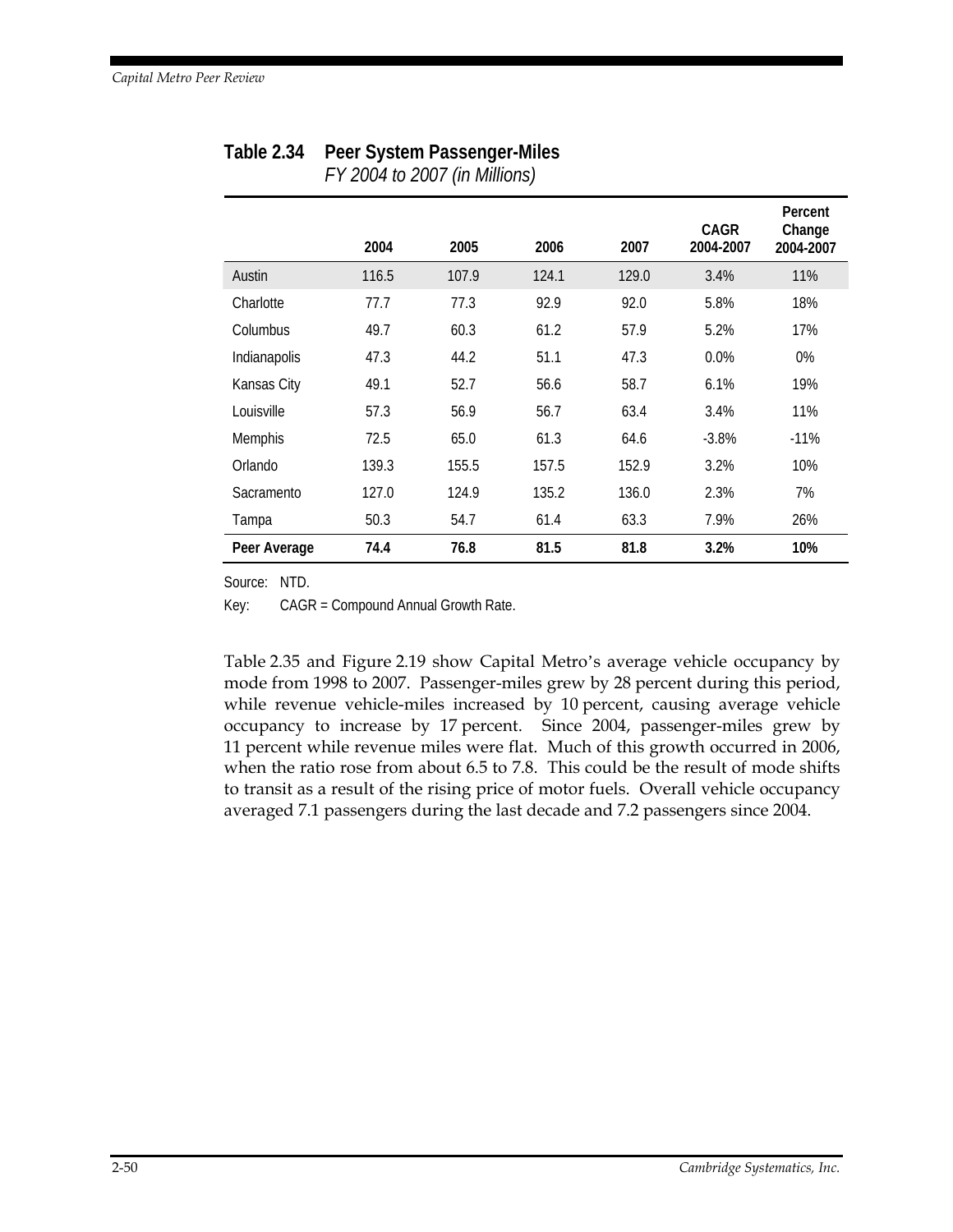**Table 2.34 Peer System Passenger-Miles**
*FY 2004 to 2007 (in Millions)*

| | 2004 | 2005 | 2006 | 2007 | CAGR 2004-2007 | Percent Change 2004-2007 |
|---|---|---|---|---|---|---|
| Austin | 116.5 | 107.9 | 124.1 | 129.0 | 3.4% | 11% |
| Charlotte | 77.7 | 77.3 | 92.9 | 92.0 | 5.8% | 18% |
| Columbus | 49.7 | 60.3 | 61.2 | 57.9 | 5.2% | 17% |
| Indianapolis | 47.3 | 44.2 | 51.1 | 47.3 | 0.0% | 0% |
| Kansas City | 49.1 | 52.7 | 56.6 | 58.7 | 6.1% | 19% |
| Louisville | 57.3 | 56.9 | 56.7 | 63.4 | 3.4% | 11% |
| Memphis | 72.5 | 65.0 | 61.3 | 64.6 | -3.8% | -11% |
| Orlando | 139.3 | 155.5 | 157.5 | 152.9 | 3.2% | 10% |
| Sacramento | 127.0 | 124.9 | 135.2 | 136.0 | 2.3% | 7% |
| Tampa | 50.3 | 54.7 | 61.4 | 63.3 | 7.9% | 26% |
| **Peer Average** | **74.4** | **76.8** | **81.5** | **81.8** | **3.2%** | **10%** |

Source: NTD.

Key: CAGR = Compound Annual Growth Rate.

Table 2.35 and Figure 2.19 show Capital Metro's average vehicle occupancy by mode from 1998 to 2007. Passenger-miles grew by 28 percent during this period, while revenue vehicle-miles increased by 10 percent, causing average vehicle occupancy to increase by 17 percent. Since 2004, passenger-miles grew by 11 percent while revenue miles were flat. Much of this growth occurred in 2006, when the ratio rose from about 6.5 to 7.8. This could be the result of mode shifts to transit as a result of the rising price of motor fuels. Overall vehicle occupancy averaged 7.1 passengers during the last decade and 7.2 passengers since 2004.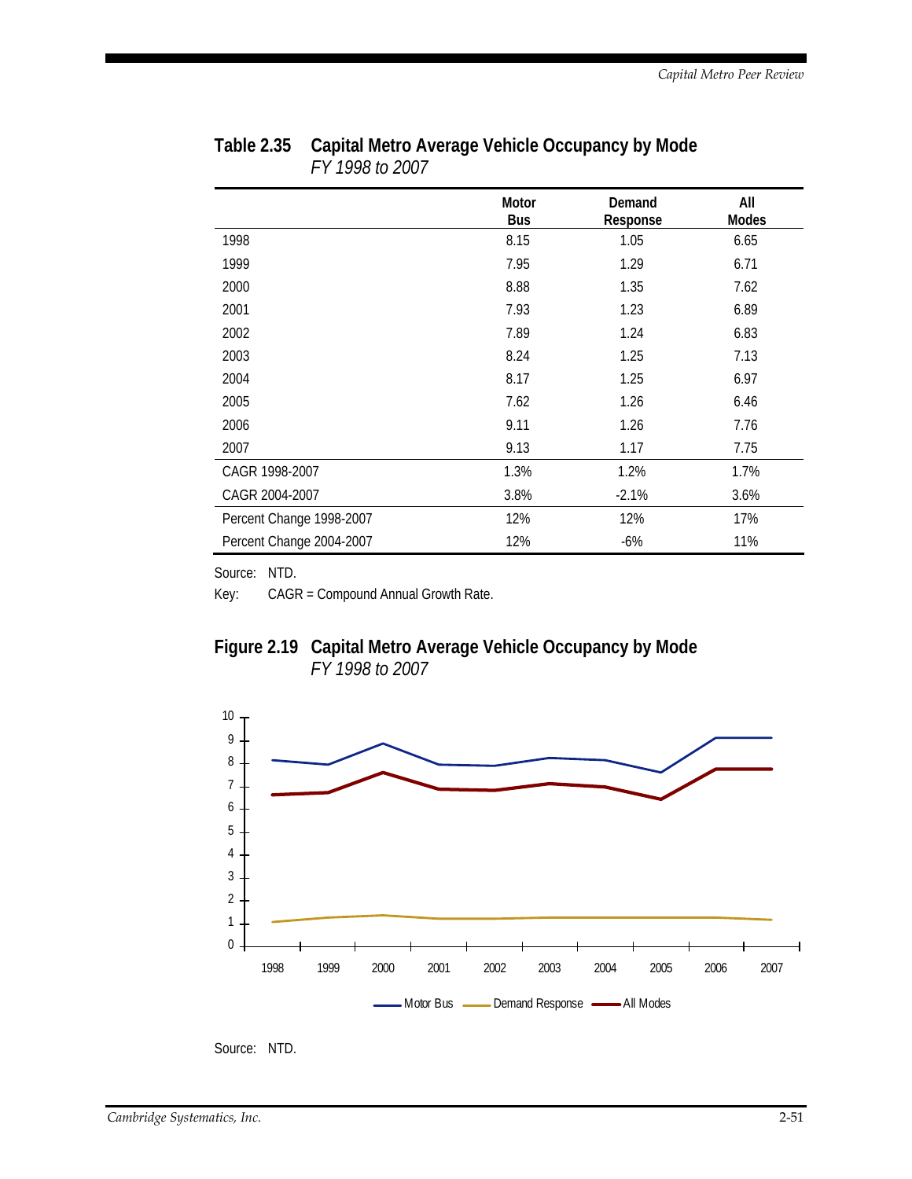**Table 2.35 Capital Metro Average Vehicle Occupancy by Mode**
*FY 1998 to 2007*

| | Motor Bus | Demand Response | All Modes |
|---|---|---|---|
| 1998 | 8.15 | 1.05 | 6.65 |
| 1999 | 7.95 | 1.29 | 6.71 |
| 2000 | 8.88 | 1.35 | 7.62 |
| 2001 | 7.93 | 1.23 | 6.89 |
| 2002 | 7.89 | 1.24 | 6.83 |
| 2003 | 8.24 | 1.25 | 7.13 |
| 2004 | 8.17 | 1.25 | 6.97 |
| 2005 | 7.62 | 1.26 | 6.46 |
| 2006 | 9.11 | 1.26 | 7.76 |
| 2007 | 9.13 | 1.17 | 7.75 |
| CAGR 1998-2007 | 1.3% | 1.2% | 1.7% |
| CAGR 2004-2007 | 3.8% | -2.1% | 3.6% |
| Percent Change 1998-2007 | 12% | 12% | 17% |
| Percent Change 2004-2007 | 12% | -6% | 11% |

Source: NTD.

Key: CAGR = Compound Annual Growth Rate.

**Figure 2.19 Capital Metro Average Vehicle Occupancy by Mode**
*FY 1998 to 2007*

10
9
8
7
6
5
4
3
2
1
0

1998 1999 2000 2001 2002 2003 2004 2005 2006 2007

Motor Bus
Demand Response
All Modes

Source: NTD.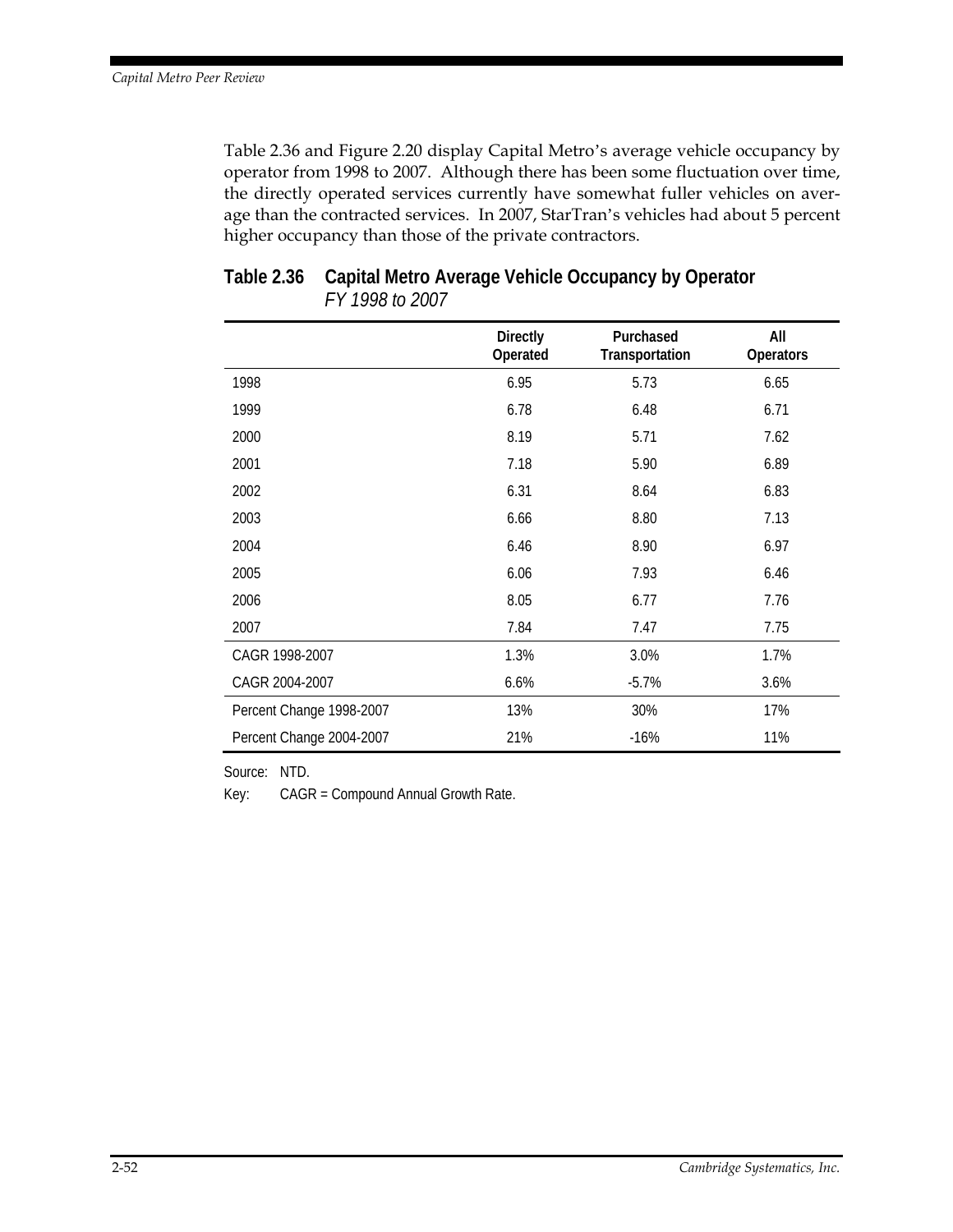Table 2.36 and Figure 2.20 display Capital Metro's average vehicle occupancy by operator from 1998 to 2007. Although there has been some fluctuation over time, the directly operated services currently have somewhat fuller vehicles on average than the contracted services. In 2007, StarTran's vehicles had about 5 percent higher occupancy than those of the private contractors.

**Table 2.36 Capital Metro Average Vehicle Occupancy by Operator**
*FY 1998 to 2007*

| | Directly Operated | Purchased Transportation | All Operators |
|---|---|---|---|
| 1998 | 6.95 | 5.73 | 6.65 |
| 1999 | 6.78 | 6.48 | 6.71 |
| 2000 | 8.19 | 5.71 | 7.62 |
| 2001 | 7.18 | 5.90 | 6.89 |
| 2002 | 6.31 | 8.64 | 6.83 |
| 2003 | 6.66 | 8.80 | 7.13 |
| 2004 | 6.46 | 8.90 | 6.97 |
| 2005 | 6.06 | 7.93 | 6.46 |
| 2006 | 8.05 | 6.77 | 7.76 |
| 2007 | 7.84 | 7.47 | 7.75 |
| CAGR 1998-2007 | 1.3% | 3.0% | 1.7% |
| CAGR 2004-2007 | 6.6% | -5.7% | 3.6% |
| Percent Change 1998-2007 | 13% | 30% | 17% |
| Percent Change 2004-2007 | 21% | -16% | 11% |

Source: NTD.

Key: CAGR = Compound Annual Growth Rate.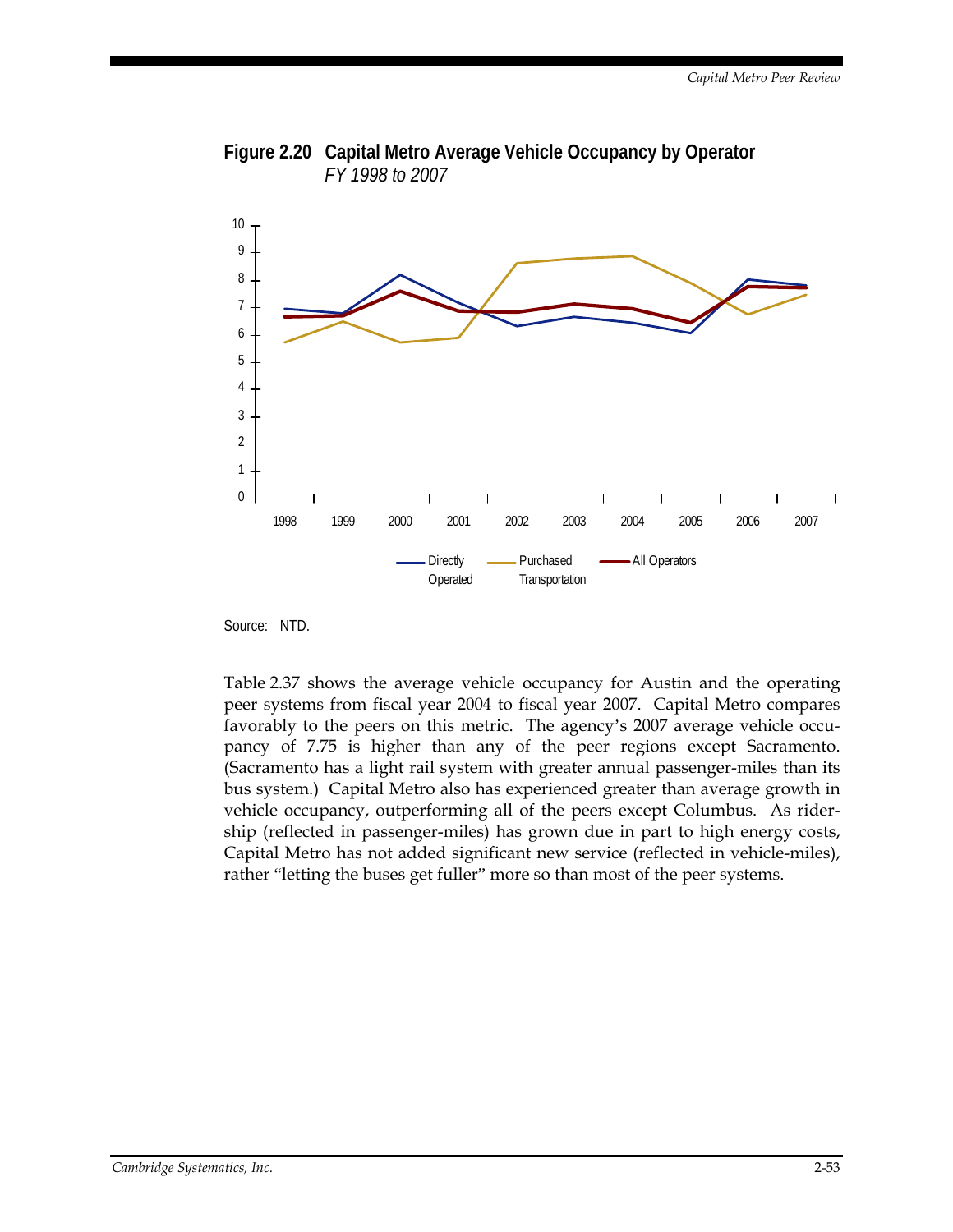**Figure 2.20 Capital Metro Average Vehicle Occupancy by Operator**
*FY 1998 to 2007*

10
9
8
7
6
5
4
3
2
1
0

1998 1999 2000 2001 2002 2003 2004 2005 2006 2007

Directly Operated
Purchased Transportation
All Operators

Source: NTD.

Table 2.37 shows the average vehicle occupancy for Austin and the operating peer systems from fiscal year 2004 to fiscal year 2007. Capital Metro compares favorably to the peers on this metric. The agency's 2007 average vehicle occupancy of 7.75 is higher than any of the peer regions except Sacramento. (Sacramento has a light rail system with greater annual passenger-miles than its bus system.) Capital Metro also has experienced greater than average growth in vehicle occupancy, outperforming all of the peers except Columbus. As ridership (reflected in passenger-miles) has grown due in part to high energy costs, Capital Metro has not added significant new service (reflected in vehicle-miles), rather "letting the buses get fuller" more so than most of the peer systems.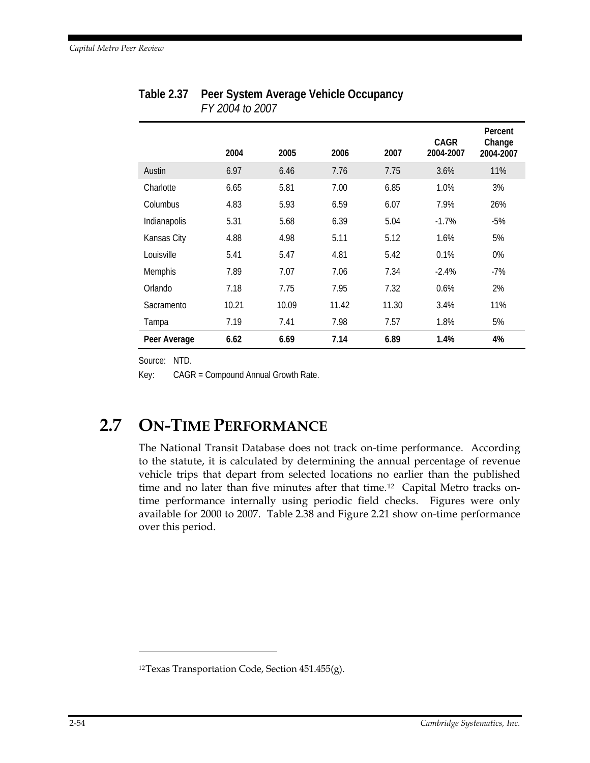**Table 2.37 Peer System Average Vehicle Occupancy**
*FY 2004 to 2007*

| | 2004 | 2005 | 2006 | 2007 | CAGR 2004-2007 | Percent Change 2004-2007 |
|---|---|---|---|---|---|---|
| Austin | 6.97 | 6.46 | 7.76 | 7.75 | 3.6% | 11% |
| Charlotte | 6.65 | 5.81 | 7.00 | 6.85 | 1.0% | 3% |
| Columbus | 4.83 | 5.93 | 6.59 | 6.07 | 7.9% | 26% |
| Indianapolis | 5.31 | 5.68 | 6.39 | 5.04 | -1.7% | -5% |
| Kansas City | 4.88 | 4.98 | 5.11 | 5.12 | 1.6% | 5% |
| Louisville | 5.41 | 5.47 | 4.81 | 5.42 | 0.1% | 0% |
| Memphis | 7.89 | 7.07 | 7.06 | 7.34 | -2.4% | -7% |
| Orlando | 7.18 | 7.75 | 7.95 | 7.32 | 0.6% | 2% |
| Sacramento | 10.21 | 10.09 | 11.42 | 11.30 | 3.4% | 11% |
| Tampa | 7.19 | 7.41 | 7.98 | 7.57 | 1.8% | 5% |
| **Peer Average** | **6.62** | **6.69** | **7.14** | **6.89** | **1.4%** | **4%** |

Source: NTD.

Key: CAGR = Compound Annual Growth Rate.

## 2.7 ON-TIME PERFORMANCE

The National Transit Database does not track on-time performance. According to the statute, it is calculated by determining the annual percentage of revenue vehicle trips that depart from selected locations no earlier than the published time and no later than five minutes after that time.[12] Capital Metro tracks on-time performance internally using periodic field checks. Figures were only available for 2000 to 2007. Table 2.38 and Figure 2.21 show on-time performance over this period.

[12]Texas Transportation Code, Section 451.455(g).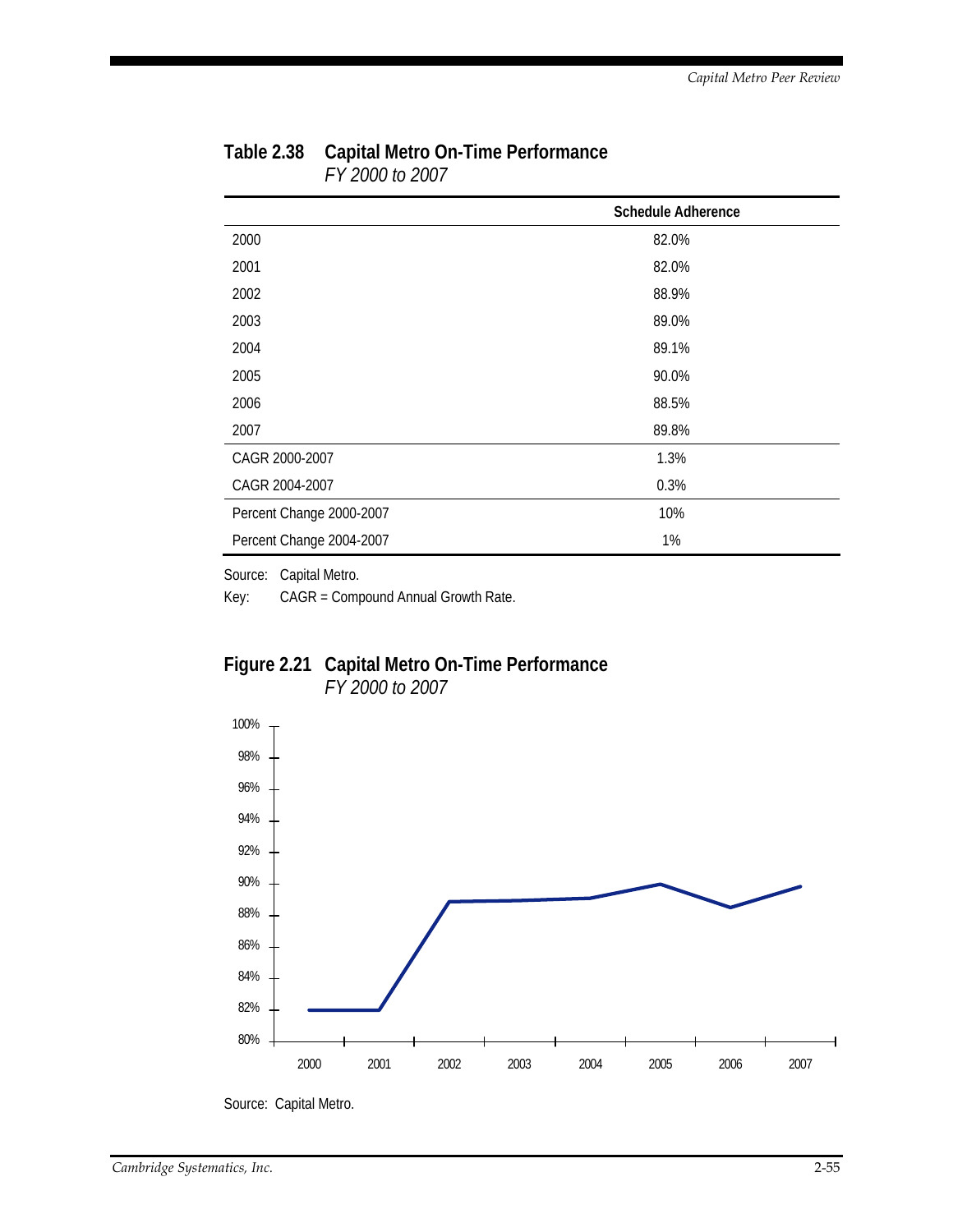**Table 2.38 Capital Metro On-Time Performance**
*FY 2000 to 2007*

| | Schedule Adherence |
|---|---|
| 2000 | 82.0% |
| 2001 | 82.0% |
| 2002 | 88.9% |
| 2003 | 89.0% |
| 2004 | 89.1% |
| 2005 | 90.0% |
| 2006 | 88.5% |
| 2007 | 89.8% |
| CAGR 2000-2007 | 1.3% |
| CAGR 2004-2007 | 0.3% |
| Percent Change 2000-2007 | 10% |
| Percent Change 2004-2007 | 1% |

Source: Capital Metro.

Key: CAGR = Compound Annual Growth Rate.

**Figure 2.21 Capital Metro On-Time Performance**
*FY 2000 to 2007*

100%
98%
96%
94%
92%
90%
88%
86%
84%
82%
80%

2000 2001 2002 2003 2004 2005 2006 2007

Source: Capital Metro.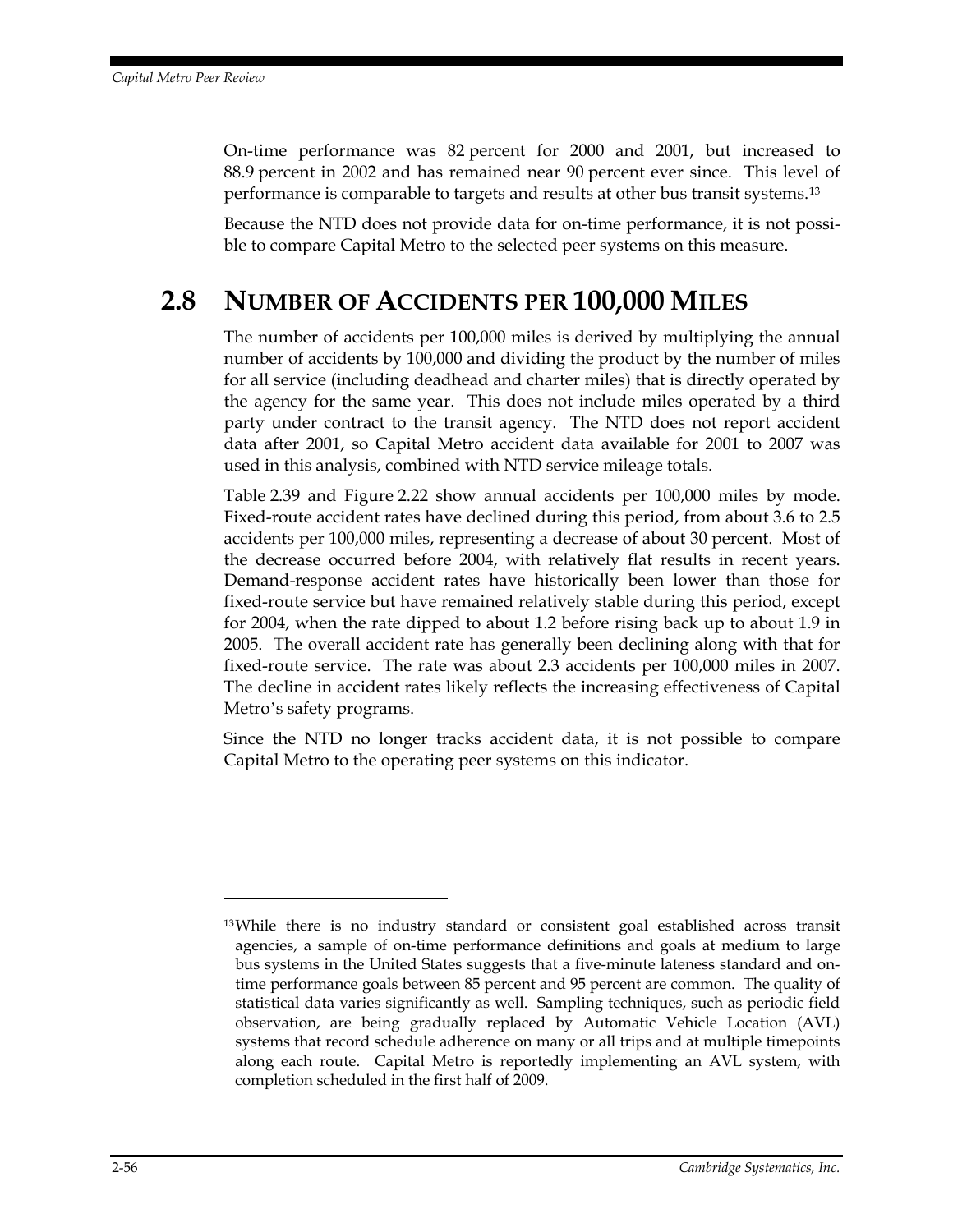On-time performance was 82 percent for 2000 and 2001, but increased to 88.9 percent in 2002 and has remained near 90 percent ever since. This level of performance is comparable to targets and results at other bus transit systems.[13]

Because the NTD does not provide data for on-time performance, it is not possible to compare Capital Metro to the selected peer systems on this measure.

## 2.8 NUMBER OF ACCIDENTS PER 100,000 MILES

The number of accidents per 100,000 miles is derived by multiplying the annual number of accidents by 100,000 and dividing the product by the number of miles for all service (including deadhead and charter miles) that is directly operated by the agency for the same year. This does not include miles operated by a third party under contract to the transit agency. The NTD does not report accident data after 2001, so Capital Metro accident data available for 2001 to 2007 was used in this analysis, combined with NTD service mileage totals.

Table 2.39 and Figure 2.22 show annual accidents per 100,000 miles by mode. Fixed-route accident rates have declined during this period, from about 3.6 to 2.5 accidents per 100,000 miles, representing a decrease of about 30 percent. Most of the decrease occurred before 2004, with relatively flat results in recent years. Demand-response accident rates have historically been lower than those for fixed-route service but have remained relatively stable during this period, except for 2004, when the rate dipped to about 1.2 before rising back up to about 1.9 in 2005. The overall accident rate has generally been declining along with that for fixed-route service. The rate was about 2.3 accidents per 100,000 miles in 2007. The decline in accident rates likely reflects the increasing effectiveness of Capital Metro's safety programs.

Since the NTD no longer tracks accident data, it is not possible to compare Capital Metro to the operating peer systems on this indicator.

---

[13] While there is no industry standard or consistent goal established across transit agencies, a sample of on-time performance definitions and goals at medium to large bus systems in the United States suggests that a five-minute lateness standard and on-time performance goals between 85 percent and 95 percent are common. The quality of statistical data varies significantly as well. Sampling techniques, such as periodic field observation, are being gradually replaced by Automatic Vehicle Location (AVL) systems that record schedule adherence on many or all trips and at multiple timepoints along each route. Capital Metro is reportedly implementing an AVL system, with completion scheduled in the first half of 2009.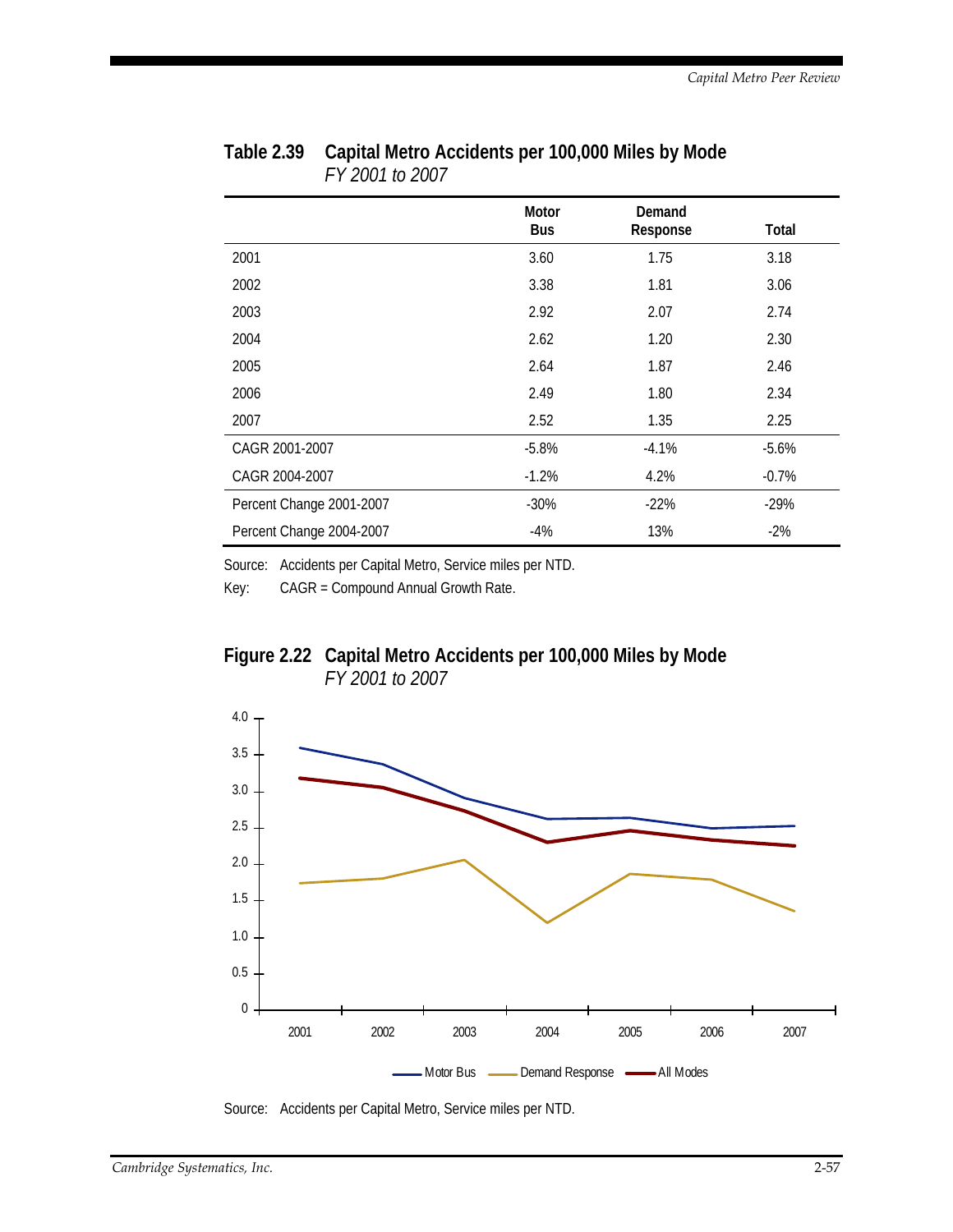**Table 2.39 Capital Metro Accidents per 100,000 Miles by Mode**
*FY 2001 to 2007*

| | Motor Bus | Demand Response | Total |
|---|---|---|---|
| 2001 | 3.60 | 1.75 | 3.18 |
| 2002 | 3.38 | 1.81 | 3.06 |
| 2003 | 2.92 | 2.07 | 2.74 |
| 2004 | 2.62 | 1.20 | 2.30 |
| 2005 | 2.64 | 1.87 | 2.46 |
| 2006 | 2.49 | 1.80 | 2.34 |
| 2007 | 2.52 | 1.35 | 2.25 |
| CAGR 2001-2007 | -5.8% | -4.1% | -5.6% |
| CAGR 2004-2007 | -1.2% | 4.2% | -0.7% |
| Percent Change 2001-2007 | -30% | -22% | -29% |
| Percent Change 2004-2007 | -4% | 13% | -2% |

Source: Accidents per Capital Metro, Service miles per NTD.

Key: CAGR = Compound Annual Growth Rate.

**Figure 2.22 Capital Metro Accidents per 100,000 Miles by Mode**
*FY 2001 to 2007*

4.0
3.5
3.0
2.5
2.0
1.5
1.0
0.5
0

2001 2002 2003 2004 2005 2006 2007

Motor Bus Demand Response All Modes

Source: Accidents per Capital Metro, Service miles per NTD.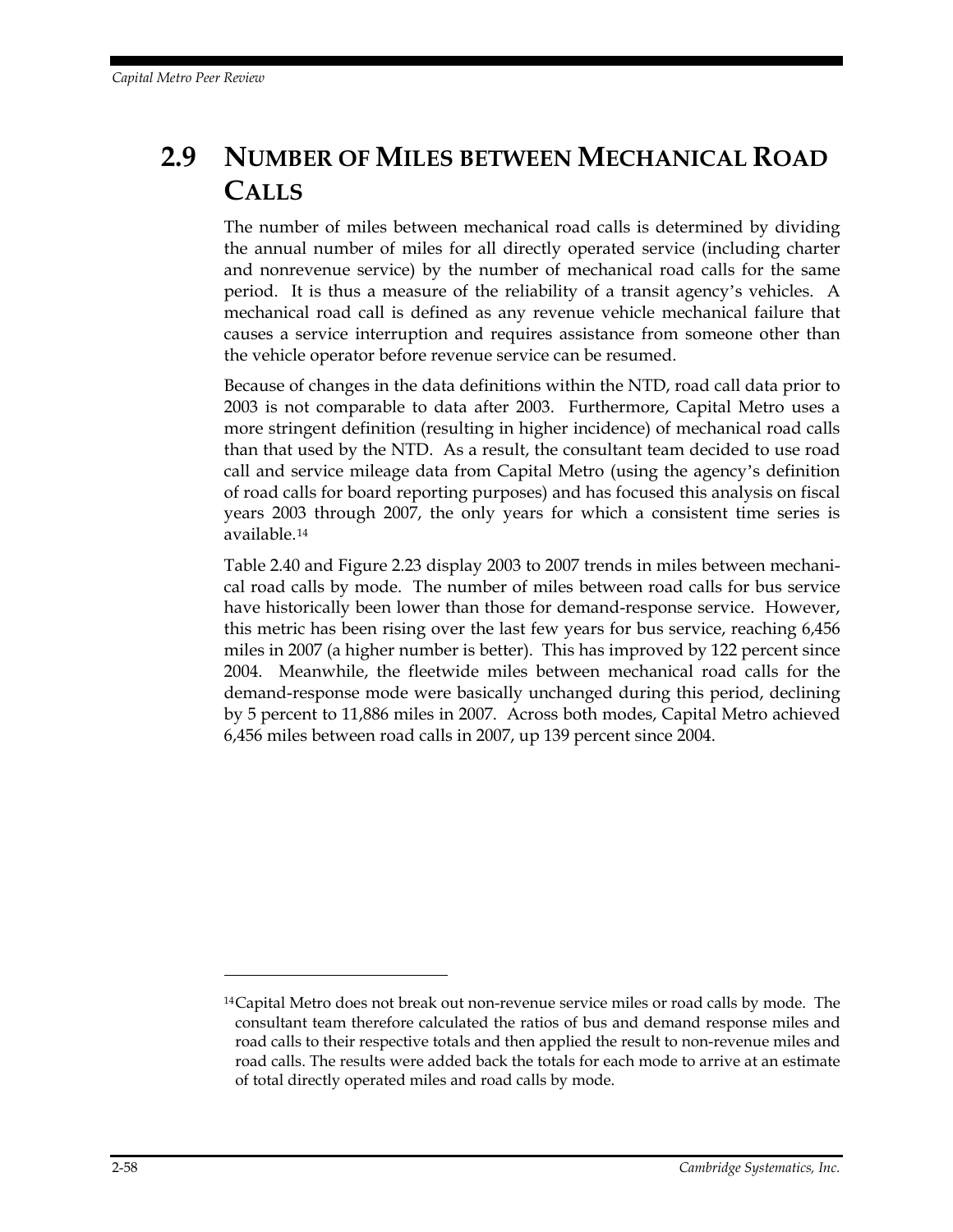## 2.9 NUMBER OF MILES BETWEEN MECHANICAL ROAD CALLS

The number of miles between mechanical road calls is determined by dividing the annual number of miles for all directly operated service (including charter and nonrevenue service) by the number of mechanical road calls for the same period. It is thus a measure of the reliability of a transit agency's vehicles. A mechanical road call is defined as any revenue vehicle mechanical failure that causes a service interruption and requires assistance from someone other than the vehicle operator before revenue service can be resumed.

Because of changes in the data definitions within the NTD, road call data prior to 2003 is not comparable to data after 2003. Furthermore, Capital Metro uses a more stringent definition (resulting in higher incidence) of mechanical road calls than that used by the NTD. As a result, the consultant team decided to use road call and service mileage data from Capital Metro (using the agency's definition of road calls for board reporting purposes) and has focused this analysis on fiscal years 2003 through 2007, the only years for which a consistent time series is available.[14]

Table 2.40 and Figure 2.23 display 2003 to 2007 trends in miles between mechanical road calls by mode. The number of miles between road calls for bus service have historically been lower than those for demand-response service. However, this metric has been rising over the last few years for bus service, reaching 6,456 miles in 2007 (a higher number is better). This has improved by 122 percent since 2004. Meanwhile, the fleetwide miles between mechanical road calls for the demand-response mode were basically unchanged during this period, declining by 5 percent to 11,886 miles in 2007. Across both modes, Capital Metro achieved 6,456 miles between road calls in 2007, up 139 percent since 2004.

---

[14] Capital Metro does not break out non-revenue service miles or road calls by mode. The consultant team therefore calculated the ratios of bus and demand response miles and road calls to their respective totals and then applied the result to non-revenue miles and road calls. The results were added back the totals for each mode to arrive at an estimate of total directly operated miles and road calls by mode.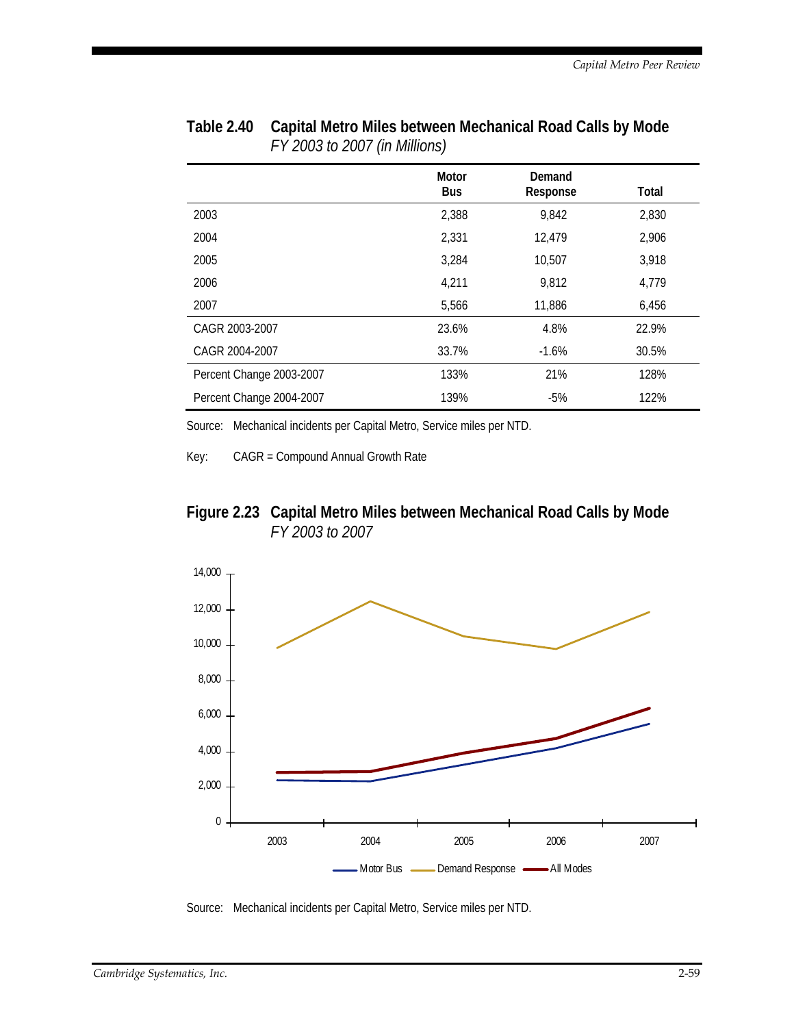**Table 2.40 Capital Metro Miles between Mechanical Road Calls by Mode**
*FY 2003 to 2007 (in Millions)*

| | Motor Bus | Demand Response | Total |
|---|---|---|---|
| 2003 | 2,388 | 9,842 | 2,830 |
| 2004 | 2,331 | 12,479 | 2,906 |
| 2005 | 3,284 | 10,507 | 3,918 |
| 2006 | 4,211 | 9,812 | 4,779 |
| 2007 | 5,566 | 11,886 | 6,456 |
| CAGR 2003-2007 | 23.6% | 4.8% | 22.9% |
| CAGR 2004-2007 | 33.7% | -1.6% | 30.5% |
| Percent Change 2003-2007 | 133% | 21% | 128% |
| Percent Change 2004-2007 | 139% | -5% | 122% |

Source: Mechanical incidents per Capital Metro, Service miles per NTD.

Key: CAGR = Compound Annual Growth Rate

**Figure 2.23 Capital Metro Miles between Mechanical Road Calls by Mode**
*FY 2003 to 2007*

14,000
12,000
10,000
8,000
6,000
4,000
2,000
0

2003 2004 2005 2006 2007

Motor Bus Demand Response All Modes

Source: Mechanical incidents per Capital Metro, Service miles per NTD.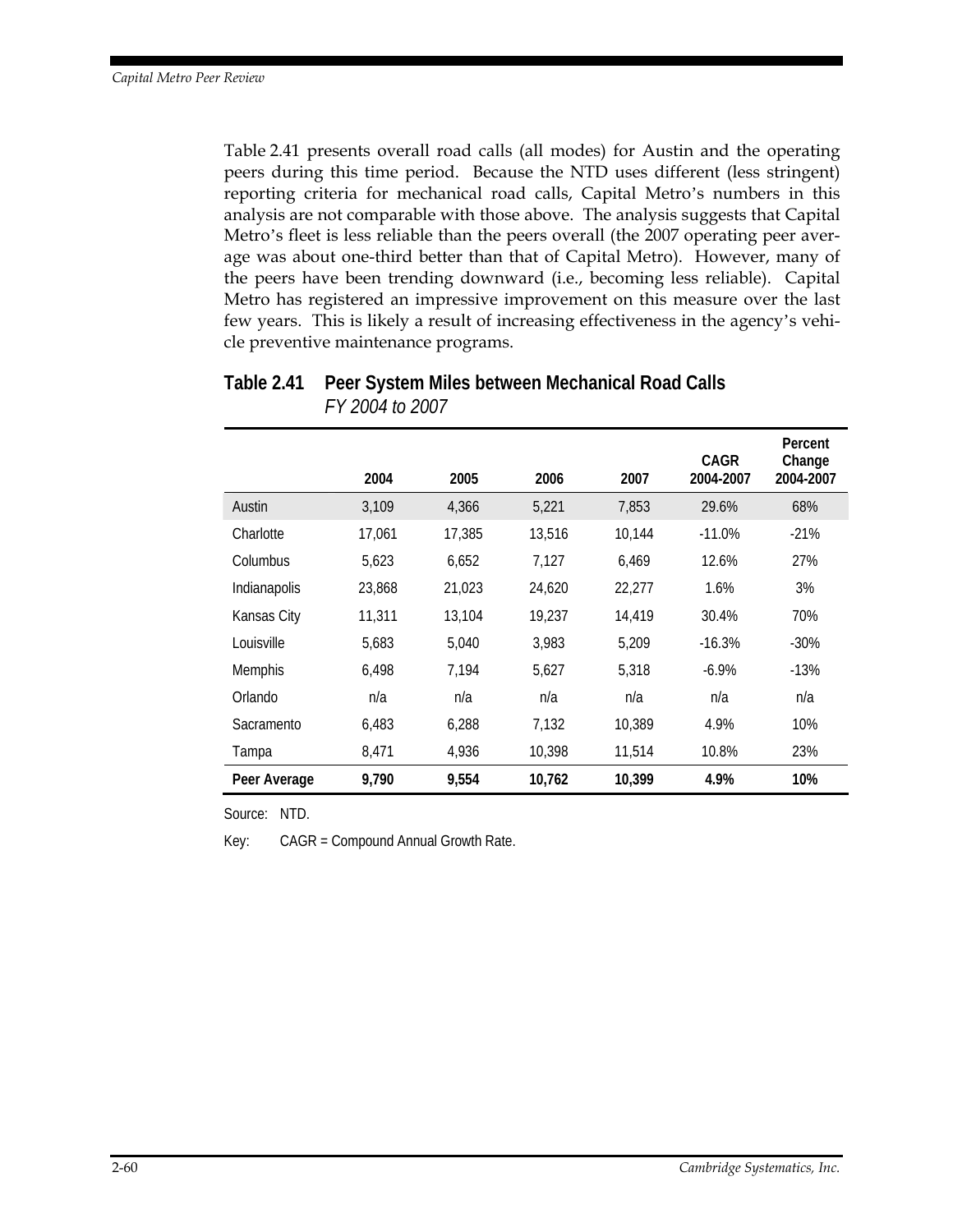Table 2.41 presents overall road calls (all modes) for Austin and the operating peers during this time period. Because the NTD uses different (less stringent) reporting criteria for mechanical road calls, Capital Metro's numbers in this analysis are not comparable with those above. The analysis suggests that Capital Metro's fleet is less reliable than the peers overall (the 2007 operating peer average was about one-third better than that of Capital Metro). However, many of the peers have been trending downward (i.e., becoming less reliable). Capital Metro has registered an impressive improvement on this measure over the last few years. This is likely a result of increasing effectiveness in the agency's vehicle preventive maintenance programs.

**Table 2.41 Peer System Miles between Mechanical Road Calls**
*FY 2004 to 2007*

| | 2004 | 2005 | 2006 | 2007 | CAGR 2004-2007 | Percent Change 2004-2007 |
|---|---|---|---|---|---|---|
| Austin | 3,109 | 4,366 | 5,221 | 7,853 | 29.6% | 68% |
| Charlotte | 17,061 | 17,385 | 13,516 | 10,144 | -11.0% | -21% |
| Columbus | 5,623 | 6,652 | 7,127 | 6,469 | 12.6% | 27% |
| Indianapolis | 23,868 | 21,023 | 24,620 | 22,277 | 1.6% | 3% |
| Kansas City | 11,311 | 13,104 | 19,237 | 14,419 | 30.4% | 70% |
| Louisville | 5,683 | 5,040 | 3,983 | 5,209 | -16.3% | -30% |
| Memphis | 6,498 | 7,194 | 5,627 | 5,318 | -6.9% | -13% |
| Orlando | n/a | n/a | n/a | n/a | n/a | n/a |
| Sacramento | 6,483 | 6,288 | 7,132 | 10,389 | 4.9% | 10% |
| Tampa | 8,471 | 4,936 | 10,398 | 11,514 | 10.8% | 23% |
| **Peer Average** | **9,790** | **9,554** | **10,762** | **10,399** | **4.9%** | **10%** |

Source: NTD.

Key: CAGR = Compound Annual Growth Rate.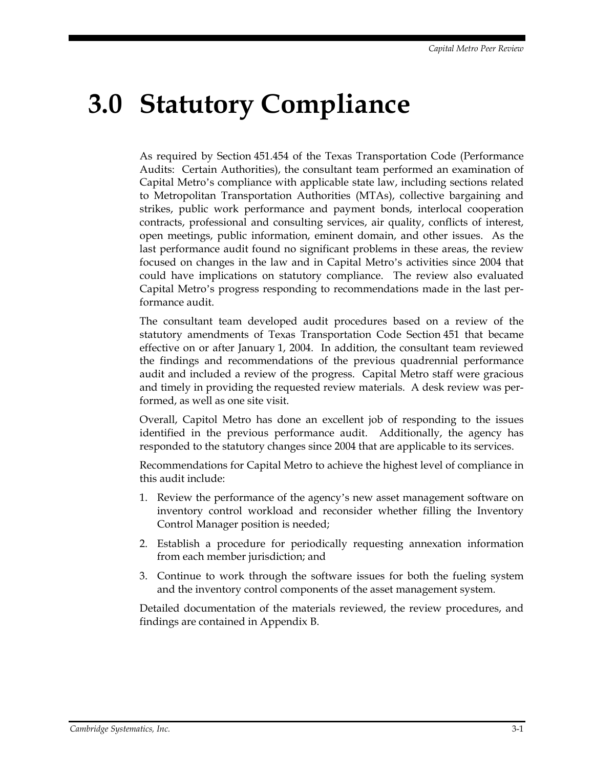# 3.0 Statutory Compliance

As required by Section 451.454 of the Texas Transportation Code (Performance Audits: Certain Authorities), the consultant team performed an examination of Capital Metro's compliance with applicable state law, including sections related to Metropolitan Transportation Authorities (MTAs), collective bargaining and strikes, public work performance and payment bonds, interlocal cooperation contracts, professional and consulting services, air quality, conflicts of interest, open meetings, public information, eminent domain, and other issues. As the last performance audit found no significant problems in these areas, the review focused on changes in the law and in Capital Metro's activities since 2004 that could have implications on statutory compliance. The review also evaluated Capital Metro's progress responding to recommendations made in the last performance audit.

The consultant team developed audit procedures based on a review of the statutory amendments of Texas Transportation Code Section 451 that became effective on or after January 1, 2004. In addition, the consultant team reviewed the findings and recommendations of the previous quadrennial performance audit and included a review of the progress. Capital Metro staff were gracious and timely in providing the requested review materials. A desk review was performed, as well as one site visit.

Overall, Capitol Metro has done an excellent job of responding to the issues identified in the previous performance audit. Additionally, the agency has responded to the statutory changes since 2004 that are applicable to its services.

Recommendations for Capital Metro to achieve the highest level of compliance in this audit include:

1. Review the performance of the agency's new asset management software on inventory control workload and reconsider whether filling the Inventory Control Manager position is needed;
2. Establish a procedure for periodically requesting annexation information from each member jurisdiction; and
3. Continue to work through the software issues for both the fueling system and the inventory control components of the asset management system.

Detailed documentation of the materials reviewed, the review procedures, and findings are contained in Appendix B.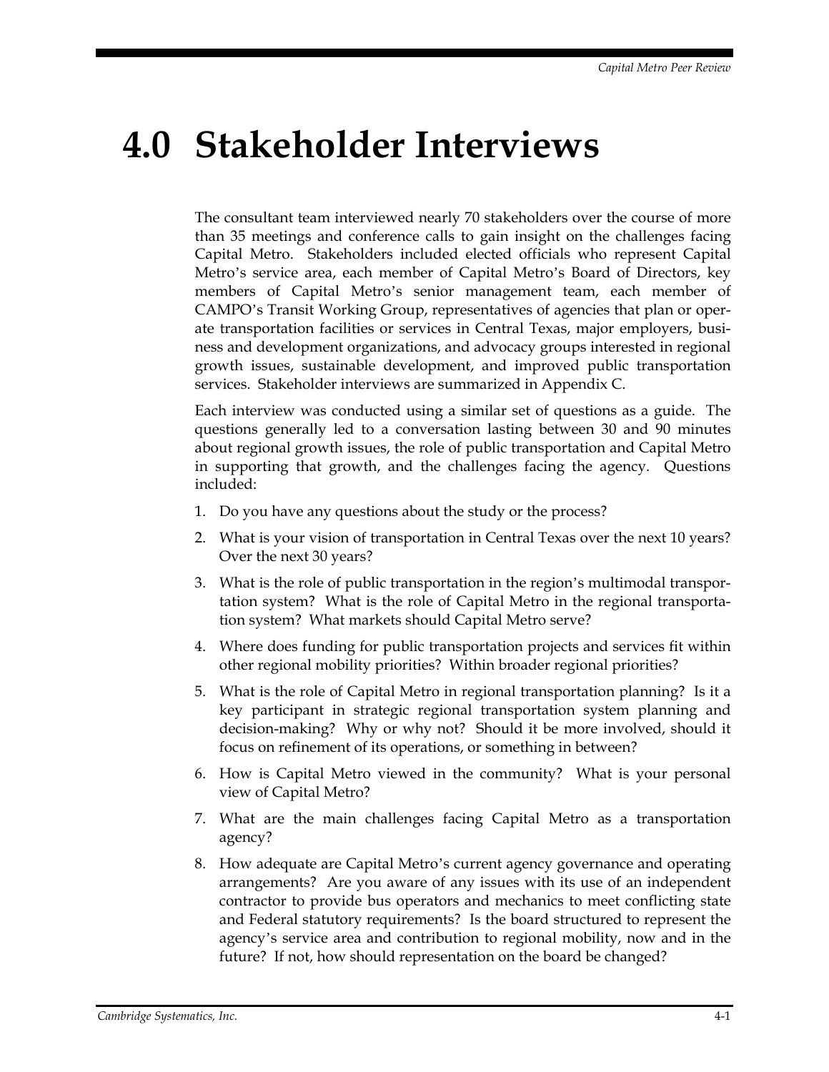# 4.0 Stakeholder Interviews

The consultant team interviewed nearly 70 stakeholders over the course of more than 35 meetings and conference calls to gain insight on the challenges facing Capital Metro. Stakeholders included elected officials who represent Capital Metro's service area, each member of Capital Metro's Board of Directors, key members of Capital Metro's senior management team, each member of CAMPO's Transit Working Group, representatives of agencies that plan or operate transportation facilities or services in Central Texas, major employers, business and development organizations, and advocacy groups interested in regional growth issues, sustainable development, and improved public transportation services. Stakeholder interviews are summarized in Appendix C.

Each interview was conducted using a similar set of questions as a guide. The questions generally led to a conversation lasting between 30 and 90 minutes about regional growth issues, the role of public transportation and Capital Metro in supporting that growth, and the challenges facing the agency. Questions included:

1. Do you have any questions about the study or the process?
2. What is your vision of transportation in Central Texas over the next 10 years? Over the next 30 years?
3. What is the role of public transportation in the region's multimodal transportation system? What is the role of Capital Metro in the regional transportation system? What markets should Capital Metro serve?
4. Where does funding for public transportation projects and services fit within other regional mobility priorities? Within broader regional priorities?
5. What is the role of Capital Metro in regional transportation planning? Is it a key participant in strategic regional transportation system planning and decision-making? Why or why not? Should it be more involved, should it focus on refinement of its operations, or something in between?
6. How is Capital Metro viewed in the community? What is your personal view of Capital Metro?
7. What are the main challenges facing Capital Metro as a transportation agency?
8. How adequate are Capital Metro's current agency governance and operating arrangements? Are you aware of any issues with its use of an independent contractor to provide bus operators and mechanics to meet conflicting state and Federal statutory requirements? Is the board structured to represent the agency's service area and contribution to regional mobility, now and in the future? If not, how should representation on the board be changed?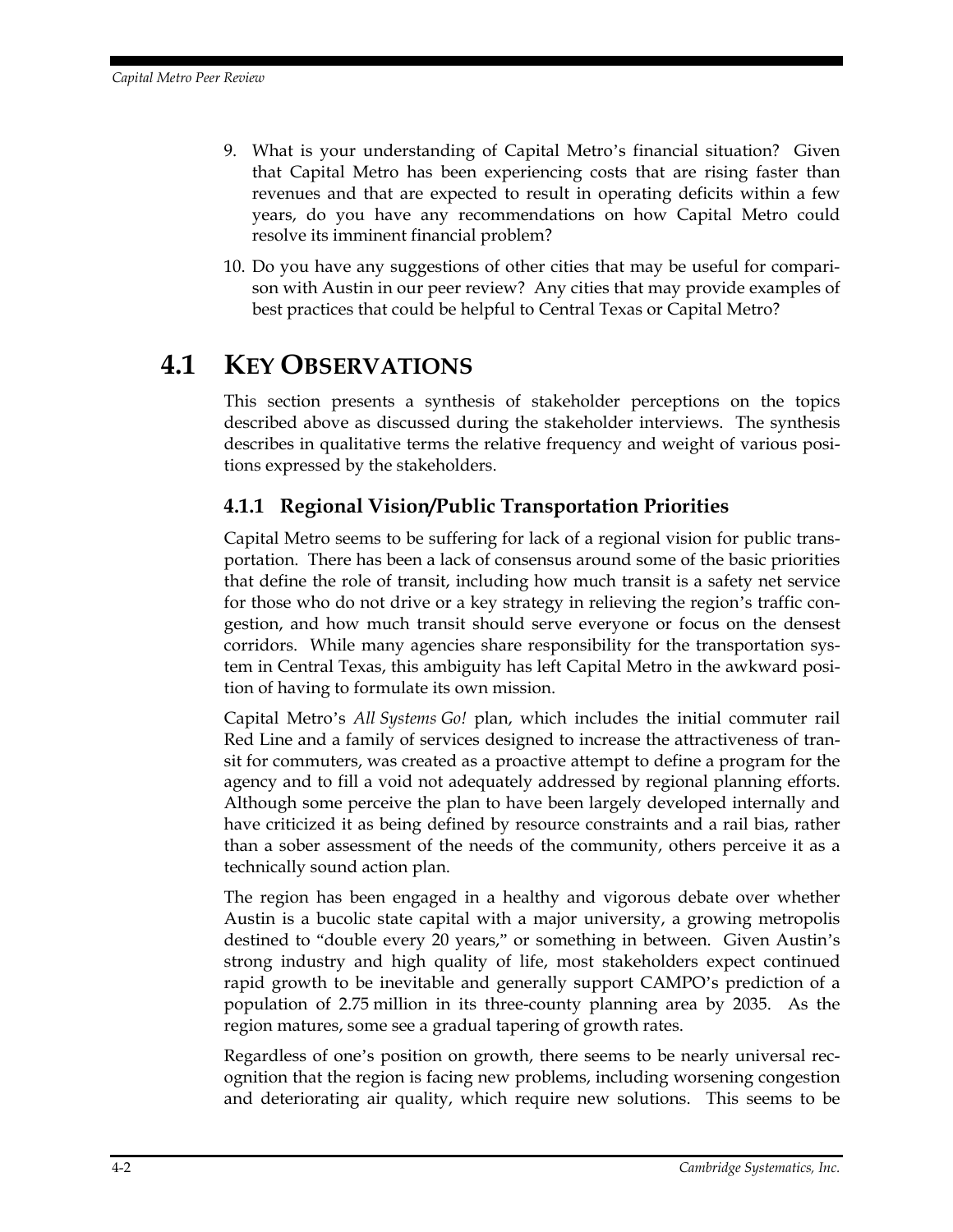9. What is your understanding of Capital Metro's financial situation? Given that Capital Metro has been experiencing costs that are rising faster than revenues and that are expected to result in operating deficits within a few years, do you have any recommendations on how Capital Metro could resolve its imminent financial problem?

10. Do you have any suggestions of other cities that may be useful for comparison with Austin in our peer review? Any cities that may provide examples of best practices that could be helpful to Central Texas or Capital Metro?

## 4.1 KEY OBSERVATIONS

This section presents a synthesis of stakeholder perceptions on the topics described above as discussed during the stakeholder interviews. The synthesis describes in qualitative terms the relative frequency and weight of various positions expressed by the stakeholders.

### 4.1.1 Regional Vision/Public Transportation Priorities

Capital Metro seems to be suffering for lack of a regional vision for public transportation. There has been a lack of consensus around some of the basic priorities that define the role of transit, including how much transit is a safety net service for those who do not drive or a key strategy in relieving the region's traffic congestion, and how much transit should serve everyone or focus on the densest corridors. While many agencies share responsibility for the transportation system in Central Texas, this ambiguity has left Capital Metro in the awkward position of having to formulate its own mission.

Capital Metro's *All Systems Go!* plan, which includes the initial commuter rail Red Line and a family of services designed to increase the attractiveness of transit for commuters, was created as a proactive attempt to define a program for the agency and to fill a void not adequately addressed by regional planning efforts. Although some perceive the plan to have been largely developed internally and have criticized it as being defined by resource constraints and a rail bias, rather than a sober assessment of the needs of the community, others perceive it as a technically sound action plan.

The region has been engaged in a healthy and vigorous debate over whether Austin is a bucolic state capital with a major university, a growing metropolis destined to "double every 20 years," or something in between. Given Austin's strong industry and high quality of life, most stakeholders expect continued rapid growth to be inevitable and generally support CAMPO's prediction of a population of 2.75 million in its three-county planning area by 2035. As the region matures, some see a gradual tapering of growth rates.

Regardless of one's position on growth, there seems to be nearly universal recognition that the region is facing new problems, including worsening congestion and deteriorating air quality, which require new solutions. This seems to be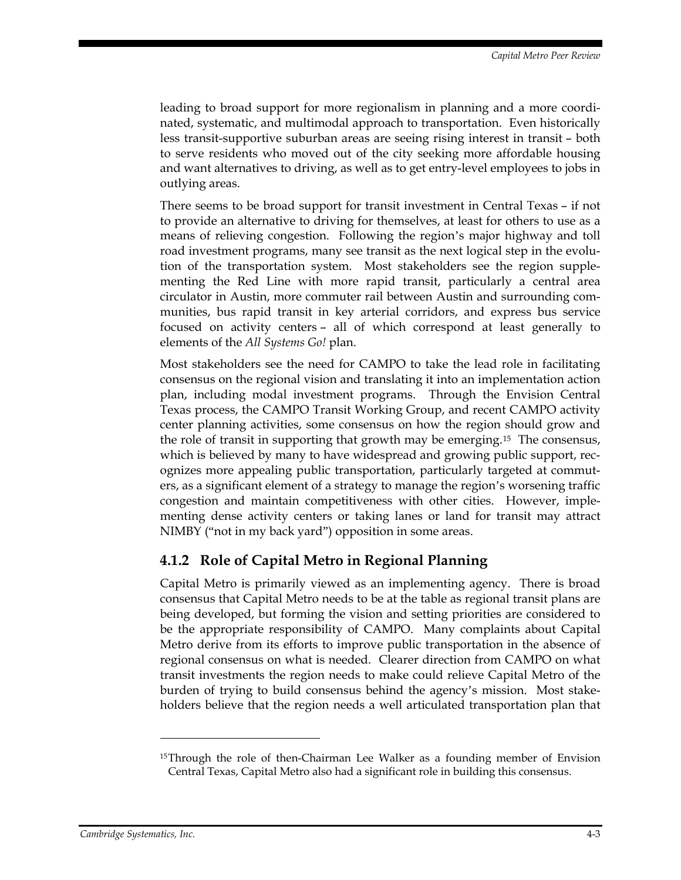leading to broad support for more regionalism in planning and a more coordinated, systematic, and multimodal approach to transportation. Even historically less transit-supportive suburban areas are seeing rising interest in transit – both to serve residents who moved out of the city seeking more affordable housing and want alternatives to driving, as well as to get entry-level employees to jobs in outlying areas.

There seems to be broad support for transit investment in Central Texas – if not to provide an alternative to driving for themselves, at least for others to use as a means of relieving congestion. Following the region's major highway and toll road investment programs, many see transit as the next logical step in the evolution of the transportation system. Most stakeholders see the region supplementing the Red Line with more rapid transit, particularly a central area circulator in Austin, more commuter rail between Austin and surrounding communities, bus rapid transit in key arterial corridors, and express bus service focused on activity centers – all of which correspond at least generally to elements of the *All Systems Go!* plan.

Most stakeholders see the need for CAMPO to take the lead role in facilitating consensus on the regional vision and translating it into an implementation action plan, including modal investment programs. Through the Envision Central Texas process, the CAMPO Transit Working Group, and recent CAMPO activity center planning activities, some consensus on how the region should grow and the role of transit in supporting that growth may be emerging.[15] The consensus, which is believed by many to have widespread and growing public support, recognizes more appealing public transportation, particularly targeted at commuters, as a significant element of a strategy to manage the region's worsening traffic congestion and maintain competitiveness with other cities. However, implementing dense activity centers or taking lanes or land for transit may attract NIMBY ("not in my back yard") opposition in some areas.

### 4.1.2 Role of Capital Metro in Regional Planning

Capital Metro is primarily viewed as an implementing agency. There is broad consensus that Capital Metro needs to be at the table as regional transit plans are being developed, but forming the vision and setting priorities are considered to be the appropriate responsibility of CAMPO. Many complaints about Capital Metro derive from its efforts to improve public transportation in the absence of regional consensus on what is needed. Clearer direction from CAMPO on what transit investments the region needs to make could relieve Capital Metro of the burden of trying to build consensus behind the agency's mission. Most stakeholders believe that the region needs a well articulated transportation plan that

[15] Through the role of then-Chairman Lee Walker as a founding member of Envision Central Texas, Capital Metro also had a significant role in building this consensus.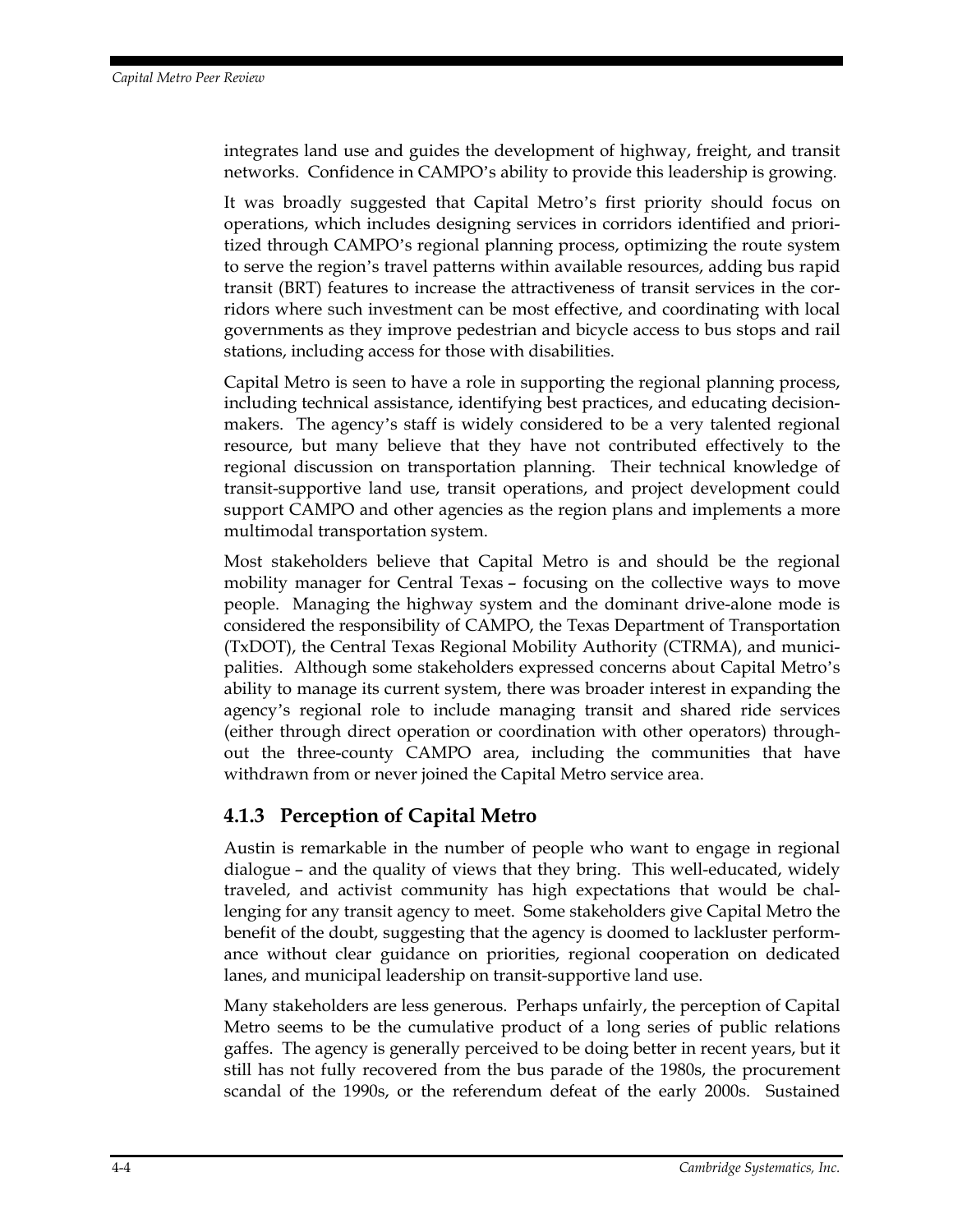integrates land use and guides the development of highway, freight, and transit networks. Confidence in CAMPO's ability to provide this leadership is growing.

It was broadly suggested that Capital Metro's first priority should focus on operations, which includes designing services in corridors identified and prioritized through CAMPO's regional planning process, optimizing the route system to serve the region's travel patterns within available resources, adding bus rapid transit (BRT) features to increase the attractiveness of transit services in the corridors where such investment can be most effective, and coordinating with local governments as they improve pedestrian and bicycle access to bus stops and rail stations, including access for those with disabilities.

Capital Metro is seen to have a role in supporting the regional planning process, including technical assistance, identifying best practices, and educating decision-makers. The agency's staff is widely considered to be a very talented regional resource, but many believe that they have not contributed effectively to the regional discussion on transportation planning. Their technical knowledge of transit-supportive land use, transit operations, and project development could support CAMPO and other agencies as the region plans and implements a more multimodal transportation system.

Most stakeholders believe that Capital Metro is and should be the regional mobility manager for Central Texas – focusing on the collective ways to move people. Managing the highway system and the dominant drive-alone mode is considered the responsibility of CAMPO, the Texas Department of Transportation (TxDOT), the Central Texas Regional Mobility Authority (CTRMA), and municipalities. Although some stakeholders expressed concerns about Capital Metro's ability to manage its current system, there was broader interest in expanding the agency's regional role to include managing transit and shared ride services (either through direct operation or coordination with other operators) throughout the three-county CAMPO area, including the communities that have withdrawn from or never joined the Capital Metro service area.

### 4.1.3 Perception of Capital Metro

Austin is remarkable in the number of people who want to engage in regional dialogue – and the quality of views that they bring. This well-educated, widely traveled, and activist community has high expectations that would be challenging for any transit agency to meet. Some stakeholders give Capital Metro the benefit of the doubt, suggesting that the agency is doomed to lackluster performance without clear guidance on priorities, regional cooperation on dedicated lanes, and municipal leadership on transit-supportive land use.

Many stakeholders are less generous. Perhaps unfairly, the perception of Capital Metro seems to be the cumulative product of a long series of public relations gaffes. The agency is generally perceived to be doing better in recent years, but it still has not fully recovered from the bus parade of the 1980s, the procurement scandal of the 1990s, or the referendum defeat of the early 2000s. Sustained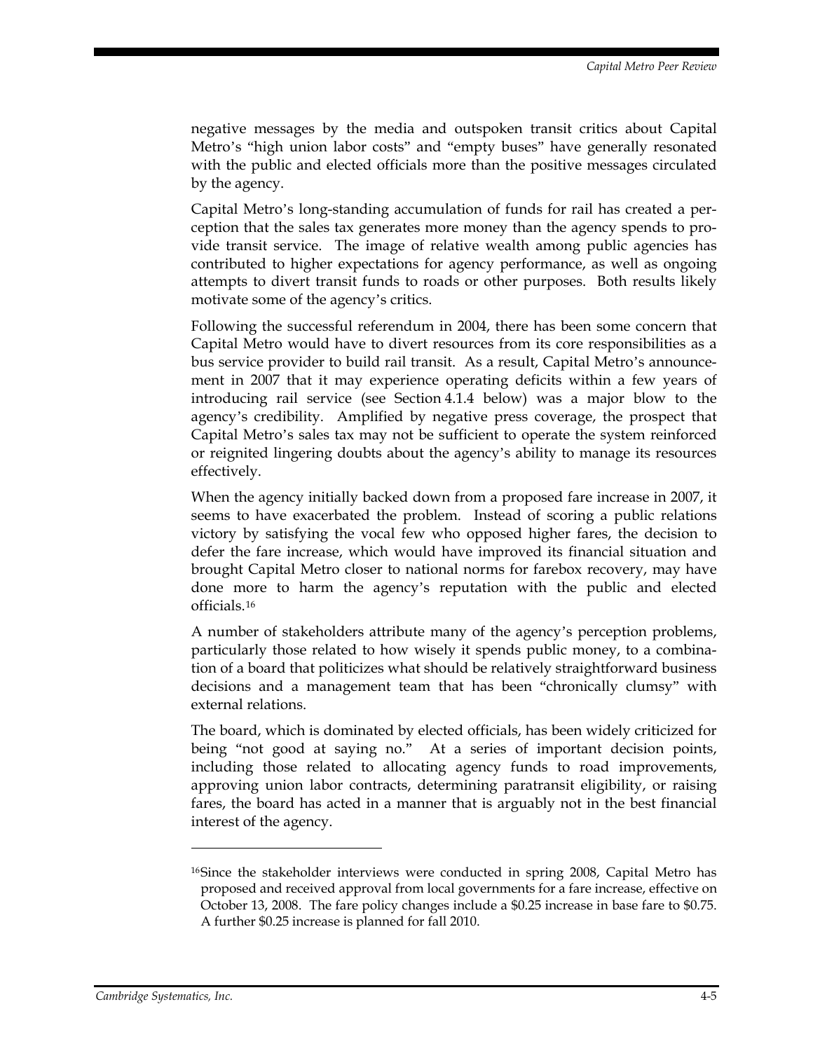negative messages by the media and outspoken transit critics about Capital Metro's "high union labor costs" and "empty buses" have generally resonated with the public and elected officials more than the positive messages circulated by the agency.

Capital Metro's long-standing accumulation of funds for rail has created a perception that the sales tax generates more money than the agency spends to provide transit service. The image of relative wealth among public agencies has contributed to higher expectations for agency performance, as well as ongoing attempts to divert transit funds to roads or other purposes. Both results likely motivate some of the agency's critics.

Following the successful referendum in 2004, there has been some concern that Capital Metro would have to divert resources from its core responsibilities as a bus service provider to build rail transit. As a result, Capital Metro's announcement in 2007 that it may experience operating deficits within a few years of introducing rail service (see Section 4.1.4 below) was a major blow to the agency's credibility. Amplified by negative press coverage, the prospect that Capital Metro's sales tax may not be sufficient to operate the system reinforced or reignited lingering doubts about the agency's ability to manage its resources effectively.

When the agency initially backed down from a proposed fare increase in 2007, it seems to have exacerbated the problem. Instead of scoring a public relations victory by satisfying the vocal few who opposed higher fares, the decision to defer the fare increase, which would have improved its financial situation and brought Capital Metro closer to national norms for farebox recovery, may have done more to harm the agency's reputation with the public and elected officials.[16]

A number of stakeholders attribute many of the agency's perception problems, particularly those related to how wisely it spends public money, to a combination of a board that politicizes what should be relatively straightforward business decisions and a management team that has been "chronically clumsy" with external relations.

The board, which is dominated by elected officials, has been widely criticized for being "not good at saying no." At a series of important decision points, including those related to allocating agency funds to road improvements, approving union labor contracts, determining paratransit eligibility, or raising fares, the board has acted in a manner that is arguably not in the best financial interest of the agency.

[16]Since the stakeholder interviews were conducted in spring 2008, Capital Metro has proposed and received approval from local governments for a fare increase, effective on October 13, 2008. The fare policy changes include a $0.25 increase in base fare to $0.75. A further $0.25 increase is planned for fall 2010.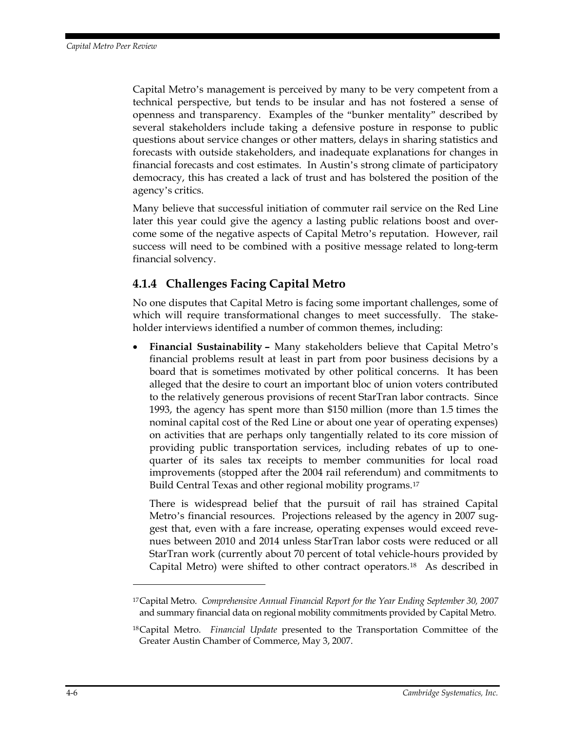Capital Metro's management is perceived by many to be very competent from a technical perspective, but tends to be insular and has not fostered a sense of openness and transparency. Examples of the "bunker mentality" described by several stakeholders include taking a defensive posture in response to public questions about service changes or other matters, delays in sharing statistics and forecasts with outside stakeholders, and inadequate explanations for changes in financial forecasts and cost estimates. In Austin's strong climate of participatory democracy, this has created a lack of trust and has bolstered the position of the agency's critics.

Many believe that successful initiation of commuter rail service on the Red Line later this year could give the agency a lasting public relations boost and overcome some of the negative aspects of Capital Metro's reputation. However, rail success will need to be combined with a positive message related to long-term financial solvency.

### 4.1.4 Challenges Facing Capital Metro

No one disputes that Capital Metro is facing some important challenges, some of which will require transformational changes to meet successfully. The stakeholder interviews identified a number of common themes, including:

- **Financial Sustainability –** Many stakeholders believe that Capital Metro's financial problems result at least in part from poor business decisions by a board that is sometimes motivated by other political concerns. It has been alleged that the desire to court an important bloc of union voters contributed to the relatively generous provisions of recent StarTran labor contracts. Since 1993, the agency has spent more than $150 million (more than 1.5 times the nominal capital cost of the Red Line or about one year of operating expenses) on activities that are perhaps only tangentially related to its core mission of providing public transportation services, including rebates of up to one-quarter of its sales tax receipts to member communities for local road improvements (stopped after the 2004 rail referendum) and commitments to Build Central Texas and other regional mobility programs.[17]

  There is widespread belief that the pursuit of rail has strained Capital Metro's financial resources. Projections released by the agency in 2007 suggest that, even with a fare increase, operating expenses would exceed revenues between 2010 and 2014 unless StarTran labor costs were reduced or all StarTran work (currently about 70 percent of total vehicle-hours provided by Capital Metro) were shifted to other contract operators.[18] As described in

[17] Capital Metro. *Comprehensive Annual Financial Report for the Year Ending September 30, 2007* and summary financial data on regional mobility commitments provided by Capital Metro.

[18] Capital Metro. *Financial Update* presented to the Transportation Committee of the Greater Austin Chamber of Commerce, May 3, 2007.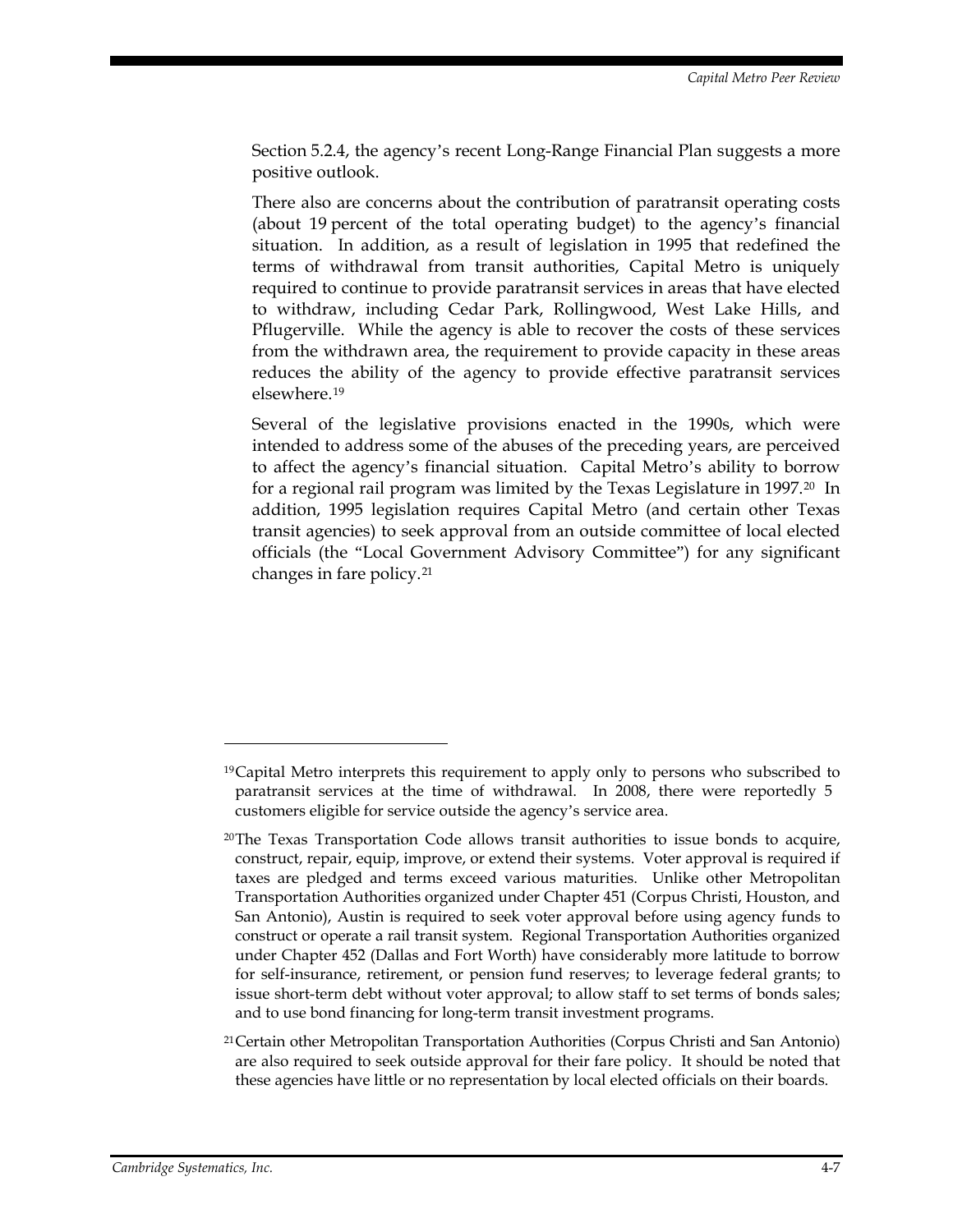Section 5.2.4, the agency's recent Long-Range Financial Plan suggests a more positive outlook.

There also are concerns about the contribution of paratransit operating costs (about 19 percent of the total operating budget) to the agency's financial situation. In addition, as a result of legislation in 1995 that redefined the terms of withdrawal from transit authorities, Capital Metro is uniquely required to continue to provide paratransit services in areas that have elected to withdraw, including Cedar Park, Rollingwood, West Lake Hills, and Pflugerville. While the agency is able to recover the costs of these services from the withdrawn area, the requirement to provide capacity in these areas reduces the ability of the agency to provide effective paratransit services elsewhere.[19]

Several of the legislative provisions enacted in the 1990s, which were intended to address some of the abuses of the preceding years, are perceived to affect the agency's financial situation. Capital Metro's ability to borrow for a regional rail program was limited by the Texas Legislature in 1997.[20] In addition, 1995 legislation requires Capital Metro (and certain other Texas transit agencies) to seek approval from an outside committee of local elected officials (the "Local Government Advisory Committee") for any significant changes in fare policy.[21]

---

[19] Capital Metro interprets this requirement to apply only to persons who subscribed to paratransit services at the time of withdrawal. In 2008, there were reportedly 5 customers eligible for service outside the agency's service area.

[20] The Texas Transportation Code allows transit authorities to issue bonds to acquire, construct, repair, equip, improve, or extend their systems. Voter approval is required if taxes are pledged and terms exceed various maturities. Unlike other Metropolitan Transportation Authorities organized under Chapter 451 (Corpus Christi, Houston, and San Antonio), Austin is required to seek voter approval before using agency funds to construct or operate a rail transit system. Regional Transportation Authorities organized under Chapter 452 (Dallas and Fort Worth) have considerably more latitude to borrow for self-insurance, retirement, or pension fund reserves; to leverage federal grants; to issue short-term debt without voter approval; to allow staff to set terms of bonds sales; and to use bond financing for long-term transit investment programs.

[21] Certain other Metropolitan Transportation Authorities (Corpus Christi and San Antonio) are also required to seek outside approval for their fare policy. It should be noted that these agencies have little or no representation by local elected officials on their boards.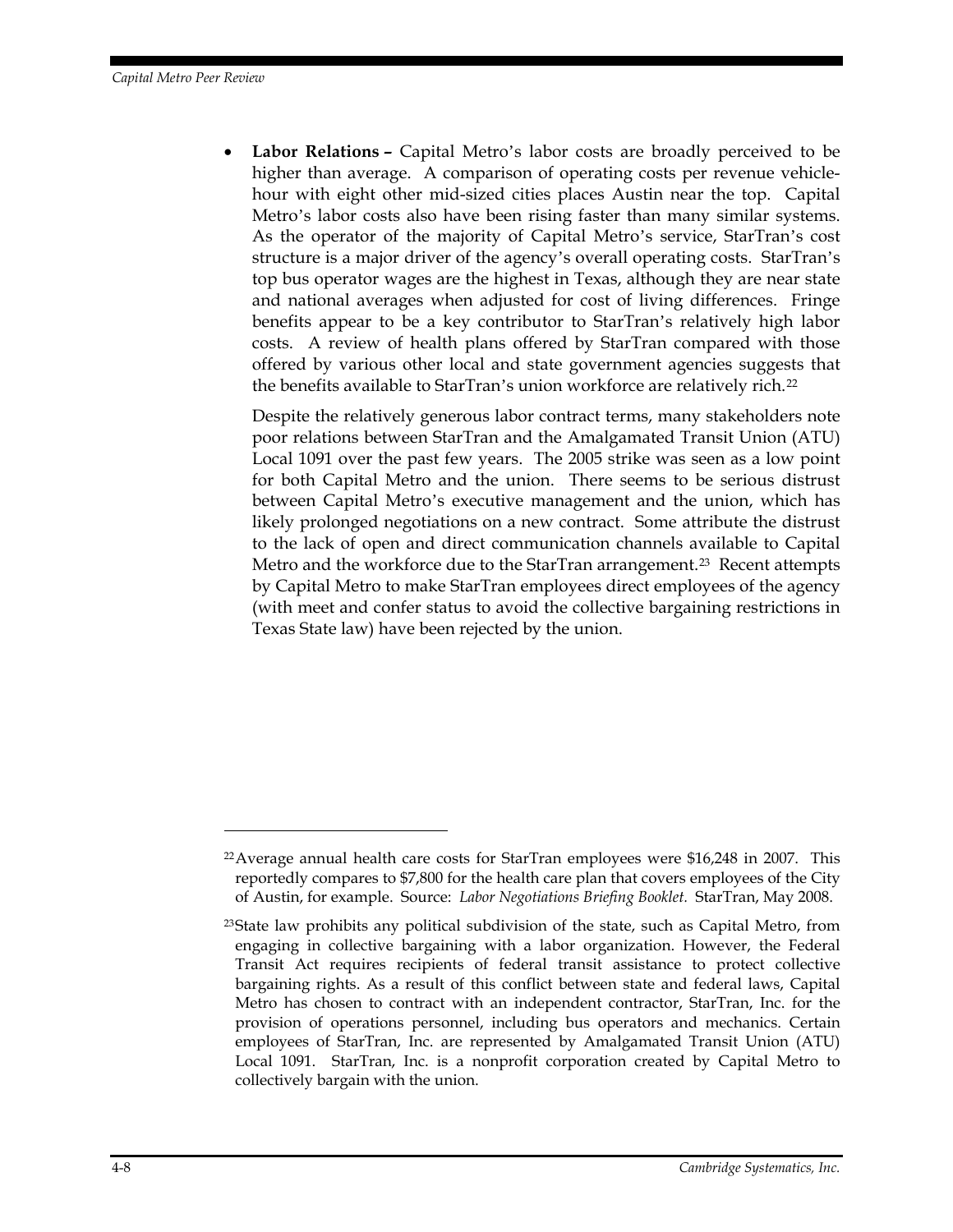- **Labor Relations –** Capital Metro's labor costs are broadly perceived to be higher than average. A comparison of operating costs per revenue vehicle-hour with eight other mid-sized cities places Austin near the top. Capital Metro's labor costs also have been rising faster than many similar systems. As the operator of the majority of Capital Metro's service, StarTran's cost structure is a major driver of the agency's overall operating costs. StarTran's top bus operator wages are the highest in Texas, although they are near state and national averages when adjusted for cost of living differences. Fringe benefits appear to be a key contributor to StarTran's relatively high labor costs. A review of health plans offered by StarTran compared with those offered by various other local and state government agencies suggests that the benefits available to StarTran's union workforce are relatively rich.[22]

  Despite the relatively generous labor contract terms, many stakeholders note poor relations between StarTran and the Amalgamated Transit Union (ATU) Local 1091 over the past few years. The 2005 strike was seen as a low point for both Capital Metro and the union. There seems to be serious distrust between Capital Metro's executive management and the union, which has likely prolonged negotiations on a new contract. Some attribute the distrust to the lack of open and direct communication channels available to Capital Metro and the workforce due to the StarTran arrangement.[23] Recent attempts by Capital Metro to make StarTran employees direct employees of the agency (with meet and confer status to avoid the collective bargaining restrictions in Texas State law) have been rejected by the union.

---

[22] Average annual health care costs for StarTran employees were $16,248 in 2007. This reportedly compares to $7,800 for the health care plan that covers employees of the City of Austin, for example. Source: *Labor Negotiations Briefing Booklet.* StarTran, May 2008.

[23] State law prohibits any political subdivision of the state, such as Capital Metro, from engaging in collective bargaining with a labor organization. However, the Federal Transit Act requires recipients of federal transit assistance to protect collective bargaining rights. As a result of this conflict between state and federal laws, Capital Metro has chosen to contract with an independent contractor, StarTran, Inc. for the provision of operations personnel, including bus operators and mechanics. Certain employees of StarTran, Inc. are represented by Amalgamated Transit Union (ATU) Local 1091. StarTran, Inc. is a nonprofit corporation created by Capital Metro to collectively bargain with the union.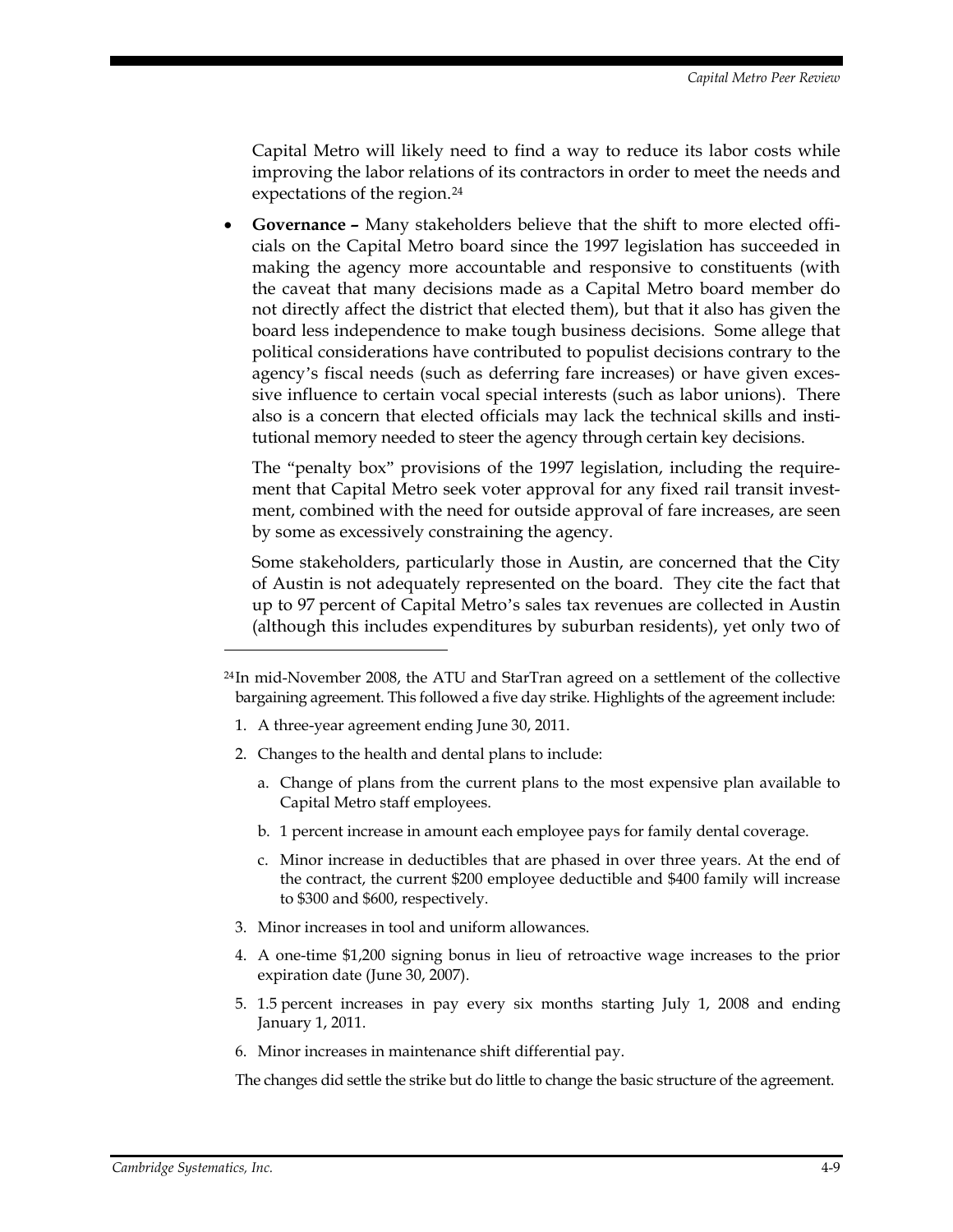Capital Metro will likely need to find a way to reduce its labor costs while improving the labor relations of its contractors in order to meet the needs and expectations of the region.[24]

- **Governance –** Many stakeholders believe that the shift to more elected officials on the Capital Metro board since the 1997 legislation has succeeded in making the agency more accountable and responsive to constituents (with the caveat that many decisions made as a Capital Metro board member do not directly affect the district that elected them), but that it also has given the board less independence to make tough business decisions. Some allege that political considerations have contributed to populist decisions contrary to the agency's fiscal needs (such as deferring fare increases) or have given excessive influence to certain vocal special interests (such as labor unions). There also is a concern that elected officials may lack the technical skills and institutional memory needed to steer the agency through certain key decisions.

  The "penalty box" provisions of the 1997 legislation, including the requirement that Capital Metro seek voter approval for any fixed rail transit investment, combined with the need for outside approval of fare increases, are seen by some as excessively constraining the agency.

  Some stakeholders, particularly those in Austin, are concerned that the City of Austin is not adequately represented on the board. They cite the fact that up to 97 percent of Capital Metro's sales tax revenues are collected in Austin (although this includes expenditures by suburban residents), yet only two of

---

[24] In mid-November 2008, the ATU and StarTran agreed on a settlement of the collective bargaining agreement. This followed a five day strike. Highlights of the agreement include:

1. A three-year agreement ending June 30, 2011.
2. Changes to the health and dental plans to include:
   a. Change of plans from the current plans to the most expensive plan available to Capital Metro staff employees.
   b. 1 percent increase in amount each employee pays for family dental coverage.
   c. Minor increase in deductibles that are phased in over three years. At the end of the contract, the current $200 employee deductible and $400 family will increase to $300 and $600, respectively.
3. Minor increases in tool and uniform allowances.
4. A one-time $1,200 signing bonus in lieu of retroactive wage increases to the prior expiration date (June 30, 2007).
5. 1.5 percent increases in pay every six months starting July 1, 2008 and ending January 1, 2011.
6. Minor increases in maintenance shift differential pay.

The changes did settle the strike but do little to change the basic structure of the agreement.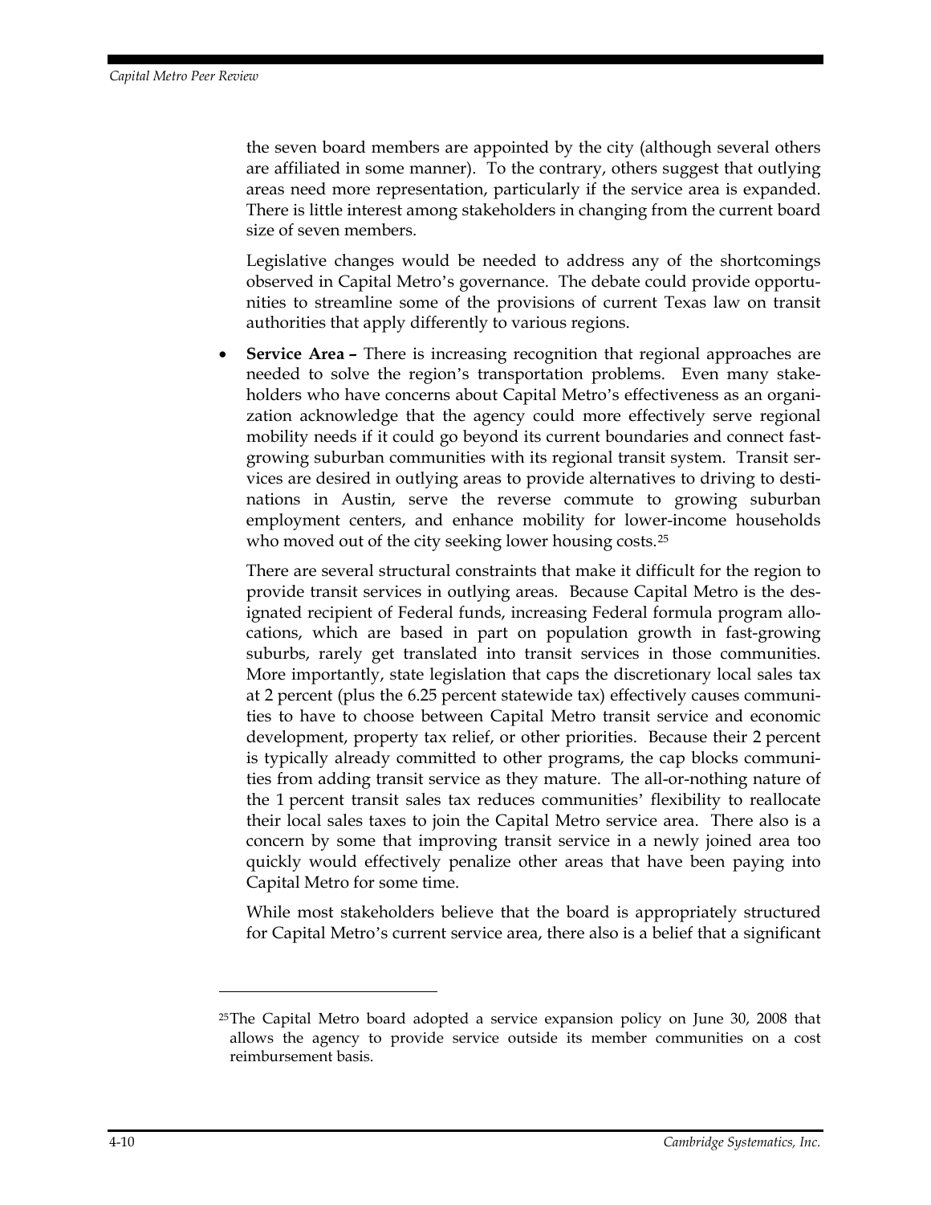the seven board members are appointed by the city (although several others are affiliated in some manner). To the contrary, others suggest that outlying areas need more representation, particularly if the service area is expanded. There is little interest among stakeholders in changing from the current board size of seven members.

Legislative changes would be needed to address any of the shortcomings observed in Capital Metro's governance. The debate could provide opportunities to streamline some of the provisions of current Texas law on transit authorities that apply differently to various regions.

- **Service Area –** There is increasing recognition that regional approaches are needed to solve the region's transportation problems. Even many stakeholders who have concerns about Capital Metro's effectiveness as an organization acknowledge that the agency could more effectively serve regional mobility needs if it could go beyond its current boundaries and connect fast-growing suburban communities with its regional transit system. Transit services are desired in outlying areas to provide alternatives to driving to destinations in Austin, serve the reverse commute to growing suburban employment centers, and enhance mobility for lower-income households who moved out of the city seeking lower housing costs.[25]

  There are several structural constraints that make it difficult for the region to provide transit services in outlying areas. Because Capital Metro is the designated recipient of Federal funds, increasing Federal formula program allocations, which are based in part on population growth in fast-growing suburbs, rarely get translated into transit services in those communities. More importantly, state legislation that caps the discretionary local sales tax at 2 percent (plus the 6.25 percent statewide tax) effectively causes communities to have to choose between Capital Metro transit service and economic development, property tax relief, or other priorities. Because their 2 percent is typically already committed to other programs, the cap blocks communities from adding transit service as they mature. The all-or-nothing nature of the 1 percent transit sales tax reduces communities' flexibility to reallocate their local sales taxes to join the Capital Metro service area. There also is a concern by some that improving transit service in a newly joined area too quickly would effectively penalize other areas that have been paying into Capital Metro for some time.

  While most stakeholders believe that the board is appropriately structured for Capital Metro's current service area, there also is a belief that a significant

[25] The Capital Metro board adopted a service expansion policy on June 30, 2008 that allows the agency to provide service outside its member communities on a cost reimbursement basis.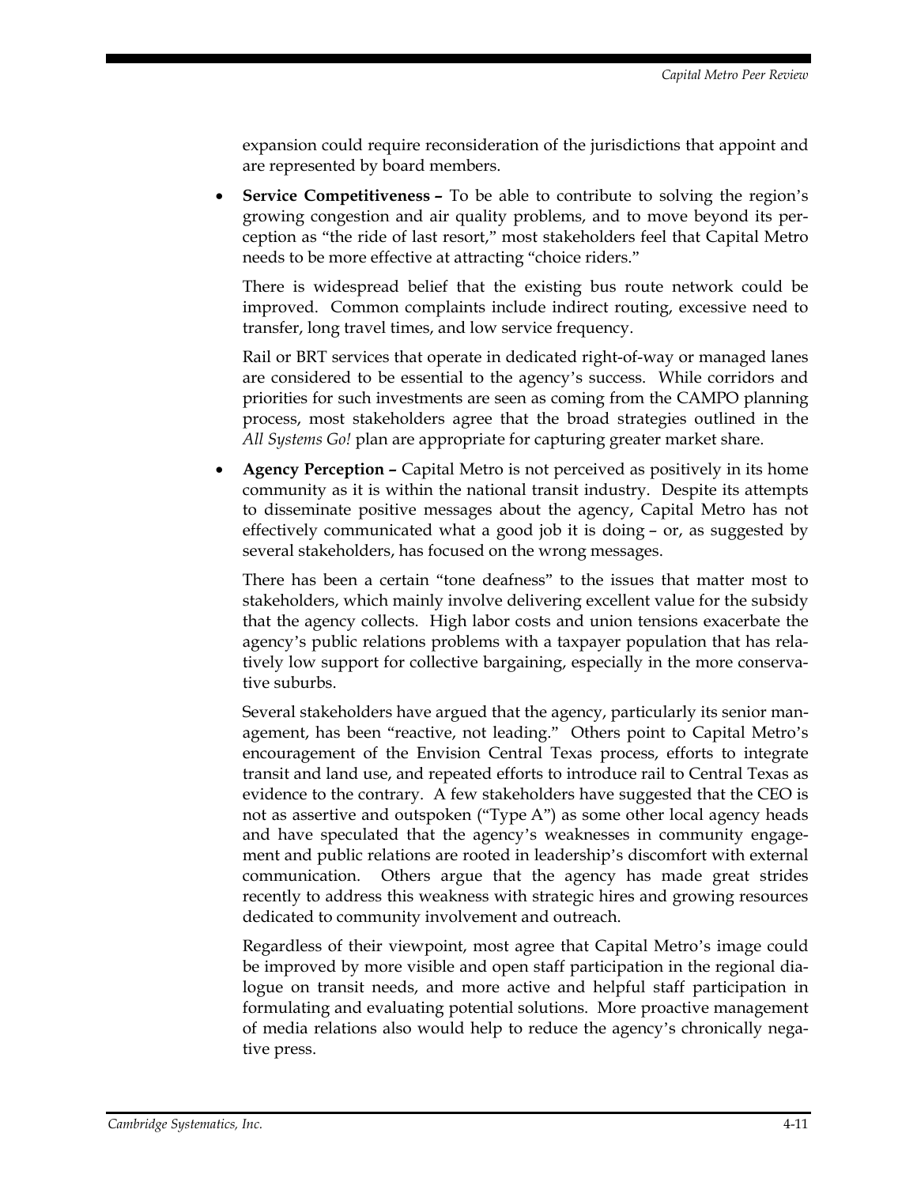expansion could require reconsideration of the jurisdictions that appoint and are represented by board members.

- **Service Competitiveness –** To be able to contribute to solving the region's growing congestion and air quality problems, and to move beyond its perception as "the ride of last resort," most stakeholders feel that Capital Metro needs to be more effective at attracting "choice riders."

  There is widespread belief that the existing bus route network could be improved. Common complaints include indirect routing, excessive need to transfer, long travel times, and low service frequency.

  Rail or BRT services that operate in dedicated right-of-way or managed lanes are considered to be essential to the agency's success. While corridors and priorities for such investments are seen as coming from the CAMPO planning process, most stakeholders agree that the broad strategies outlined in the *All Systems Go!* plan are appropriate for capturing greater market share.

- **Agency Perception –** Capital Metro is not perceived as positively in its home community as it is within the national transit industry. Despite its attempts to disseminate positive messages about the agency, Capital Metro has not effectively communicated what a good job it is doing – or, as suggested by several stakeholders, has focused on the wrong messages.

  There has been a certain "tone deafness" to the issues that matter most to stakeholders, which mainly involve delivering excellent value for the subsidy that the agency collects. High labor costs and union tensions exacerbate the agency's public relations problems with a taxpayer population that has relatively low support for collective bargaining, especially in the more conservative suburbs.

  Several stakeholders have argued that the agency, particularly its senior management, has been "reactive, not leading." Others point to Capital Metro's encouragement of the Envision Central Texas process, efforts to integrate transit and land use, and repeated efforts to introduce rail to Central Texas as evidence to the contrary. A few stakeholders have suggested that the CEO is not as assertive and outspoken ("Type A") as some other local agency heads and have speculated that the agency's weaknesses in community engagement and public relations are rooted in leadership's discomfort with external communication. Others argue that the agency has made great strides recently to address this weakness with strategic hires and growing resources dedicated to community involvement and outreach.

  Regardless of their viewpoint, most agree that Capital Metro's image could be improved by more visible and open staff participation in the regional dialogue on transit needs, and more active and helpful staff participation in formulating and evaluating potential solutions. More proactive management of media relations also would help to reduce the agency's chronically negative press.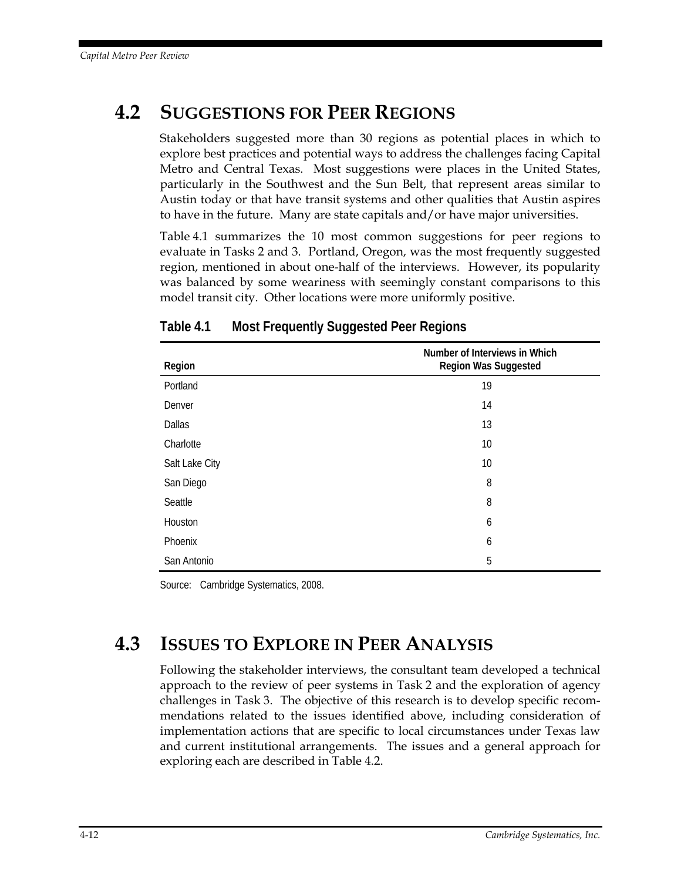## 4.2 SUGGESTIONS FOR PEER REGIONS

Stakeholders suggested more than 30 regions as potential places in which to explore best practices and potential ways to address the challenges facing Capital Metro and Central Texas. Most suggestions were places in the United States, particularly in the Southwest and the Sun Belt, that represent areas similar to Austin today or that have transit systems and other qualities that Austin aspires to have in the future. Many are state capitals and/or have major universities.

Table 4.1 summarizes the 10 most common suggestions for peer regions to evaluate in Tasks 2 and 3. Portland, Oregon, was the most frequently suggested region, mentioned in about one-half of the interviews. However, its popularity was balanced by some weariness with seemingly constant comparisons to this model transit city. Other locations were more uniformly positive.

**Table 4.1 Most Frequently Suggested Peer Regions**

| Region | Number of Interviews in Which Region Was Suggested |
|---|---|
| Portland | 19 |
| Denver | 14 |
| Dallas | 13 |
| Charlotte | 10 |
| Salt Lake City | 10 |
| San Diego | 8 |
| Seattle | 8 |
| Houston | 6 |
| Phoenix | 6 |
| San Antonio | 5 |

Source: Cambridge Systematics, 2008.

## 4.3 ISSUES TO EXPLORE IN PEER ANALYSIS

Following the stakeholder interviews, the consultant team developed a technical approach to the review of peer systems in Task 2 and the exploration of agency challenges in Task 3. The objective of this research is to develop specific recommendations related to the issues identified above, including consideration of implementation actions that are specific to local circumstances under Texas law and current institutional arrangements. The issues and a general approach for exploring each are described in Table 4.2.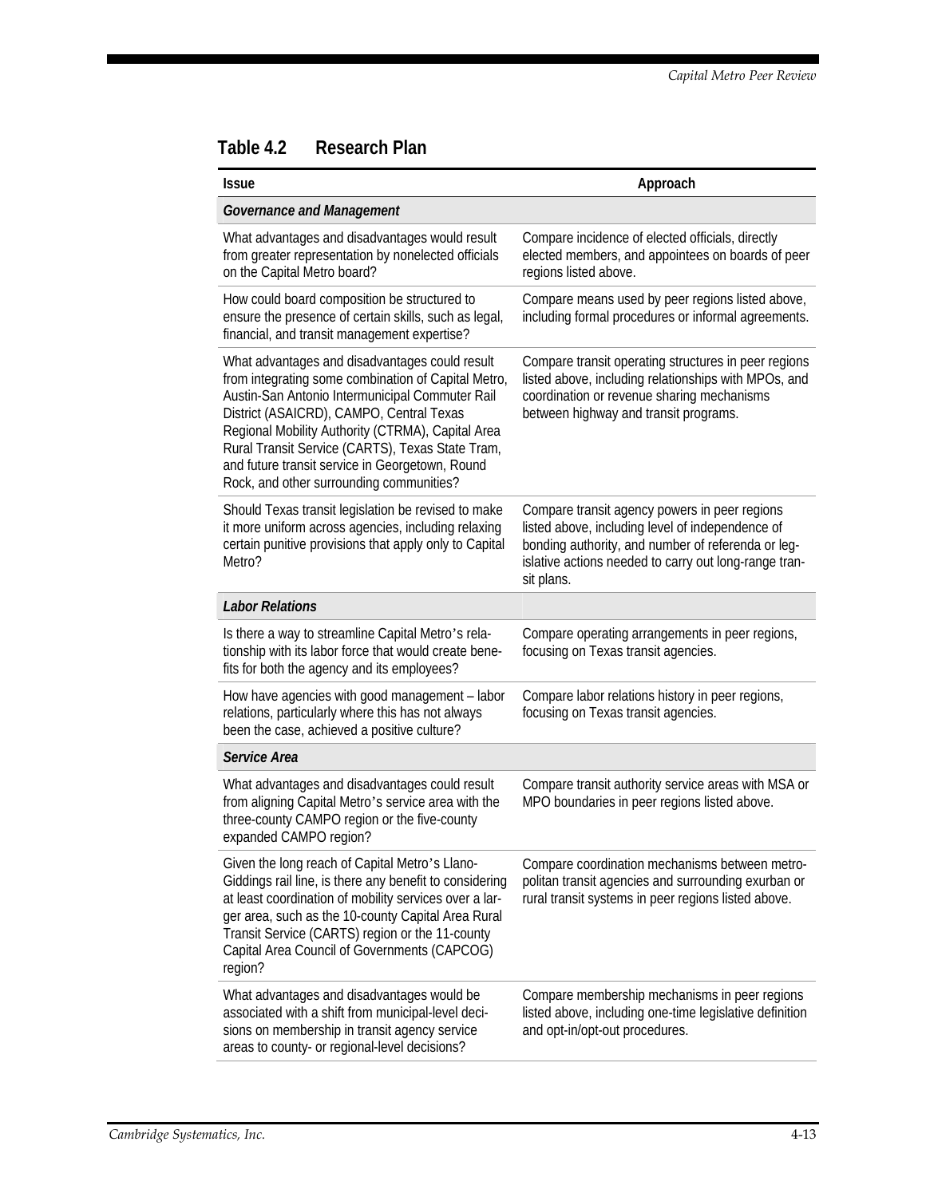## Table 4.2 Research Plan

| Issue | Approach |
|---|---|
| ***Governance and Management*** | |
| What advantages and disadvantages would result from greater representation by nonelected officials on the Capital Metro board? | Compare incidence of elected officials, directly elected members, and appointees on boards of peer regions listed above. |
| How could board composition be structured to ensure the presence of certain skills, such as legal, financial, and transit management expertise? | Compare means used by peer regions listed above, including formal procedures or informal agreements. |
| What advantages and disadvantages could result from integrating some combination of Capital Metro, Austin-San Antonio Intermunicipal Commuter Rail District (ASAICRD), CAMPO, Central Texas Regional Mobility Authority (CTRMA), Capital Area Rural Transit Service (CARTS), Texas State Tram, and future transit service in Georgetown, Round Rock, and other surrounding communities? | Compare transit operating structures in peer regions listed above, including relationships with MPOs, and coordination or revenue sharing mechanisms between highway and transit programs. |
| Should Texas transit legislation be revised to make it more uniform across agencies, including relaxing certain punitive provisions that apply only to Capital Metro? | Compare transit agency powers in peer regions listed above, including level of independence of bonding authority, and number of referenda or legislative actions needed to carry out long-range transit plans. |
| ***Labor Relations*** | |
| Is there a way to streamline Capital Metro's relationship with its labor force that would create benefits for both the agency and its employees? | Compare operating arrangements in peer regions, focusing on Texas transit agencies. |
| How have agencies with good management – labor relations, particularly where this has not always been the case, achieved a positive culture? | Compare labor relations history in peer regions, focusing on Texas transit agencies. |
| ***Service Area*** | |
| What advantages and disadvantages could result from aligning Capital Metro's service area with the three-county CAMPO region or the five-county expanded CAMPO region? | Compare transit authority service areas with MSA or MPO boundaries in peer regions listed above. |
| Given the long reach of Capital Metro's Llano-Giddings rail line, is there any benefit to considering at least coordination of mobility services over a larger area, such as the 10-county Capital Area Rural Transit Service (CARTS) region or the 11-county Capital Area Council of Governments (CAPCOG) region? | Compare coordination mechanisms between metropolitan transit agencies and surrounding exurban or rural transit systems in peer regions listed above. |
| What advantages and disadvantages would be associated with a shift from municipal-level decisions on membership in transit agency service areas to county- or regional-level decisions? | Compare membership mechanisms in peer regions listed above, including one-time legislative definition and opt-in/opt-out procedures. |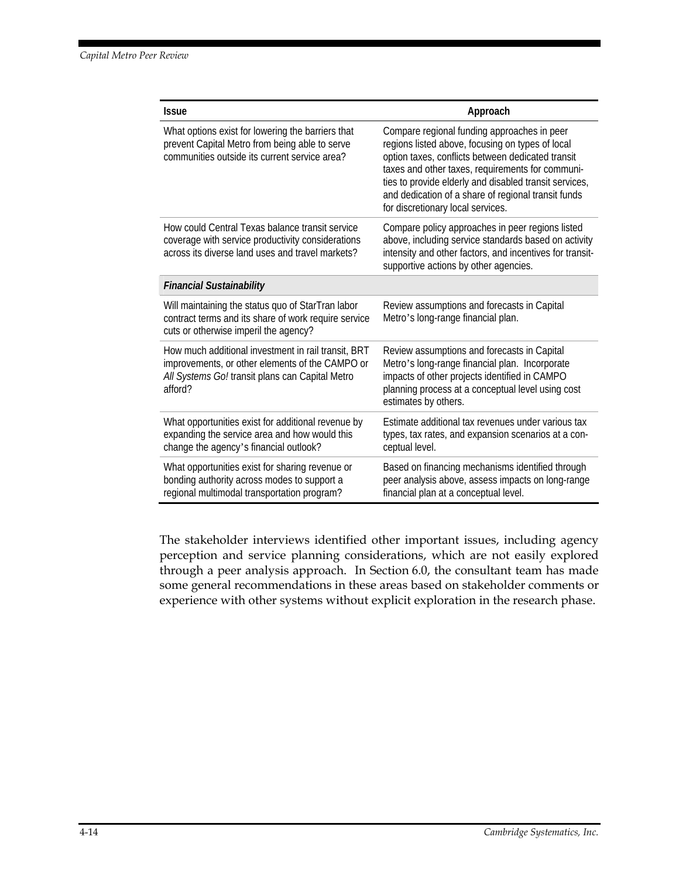| Issue | Approach |
|---|---|
| What options exist for lowering the barriers that prevent Capital Metro from being able to serve communities outside its current service area? | Compare regional funding approaches in peer regions listed above, focusing on types of local option taxes, conflicts between dedicated transit taxes and other taxes, requirements for communities to provide elderly and disabled transit services, and dedication of a share of regional transit funds for discretionary local services. |
| How could Central Texas balance transit service coverage with service productivity considerations across its diverse land uses and travel markets? | Compare policy approaches in peer regions listed above, including service standards based on activity intensity and other factors, and incentives for transit-supportive actions by other agencies. |
| ***Financial Sustainability*** | |
| Will maintaining the status quo of StarTran labor contract terms and its share of work require service cuts or otherwise imperil the agency? | Review assumptions and forecasts in Capital Metro's long-range financial plan. |
| How much additional investment in rail transit, BRT improvements, or other elements of the CAMPO or *All Systems Go!* transit plans can Capital Metro afford? | Review assumptions and forecasts in Capital Metro's long-range financial plan. Incorporate impacts of other projects identified in CAMPO planning process at a conceptual level using cost estimates by others. |
| What opportunities exist for additional revenue by expanding the service area and how would this change the agency's financial outlook? | Estimate additional tax revenues under various tax types, tax rates, and expansion scenarios at a conceptual level. |
| What opportunities exist for sharing revenue or bonding authority across modes to support a regional multimodal transportation program? | Based on financing mechanisms identified through peer analysis above, assess impacts on long-range financial plan at a conceptual level. |

The stakeholder interviews identified other important issues, including agency perception and service planning considerations, which are not easily explored through a peer analysis approach. In Section 6.0, the consultant team has made some general recommendations in these areas based on stakeholder comments or experience with other systems without explicit exploration in the research phase.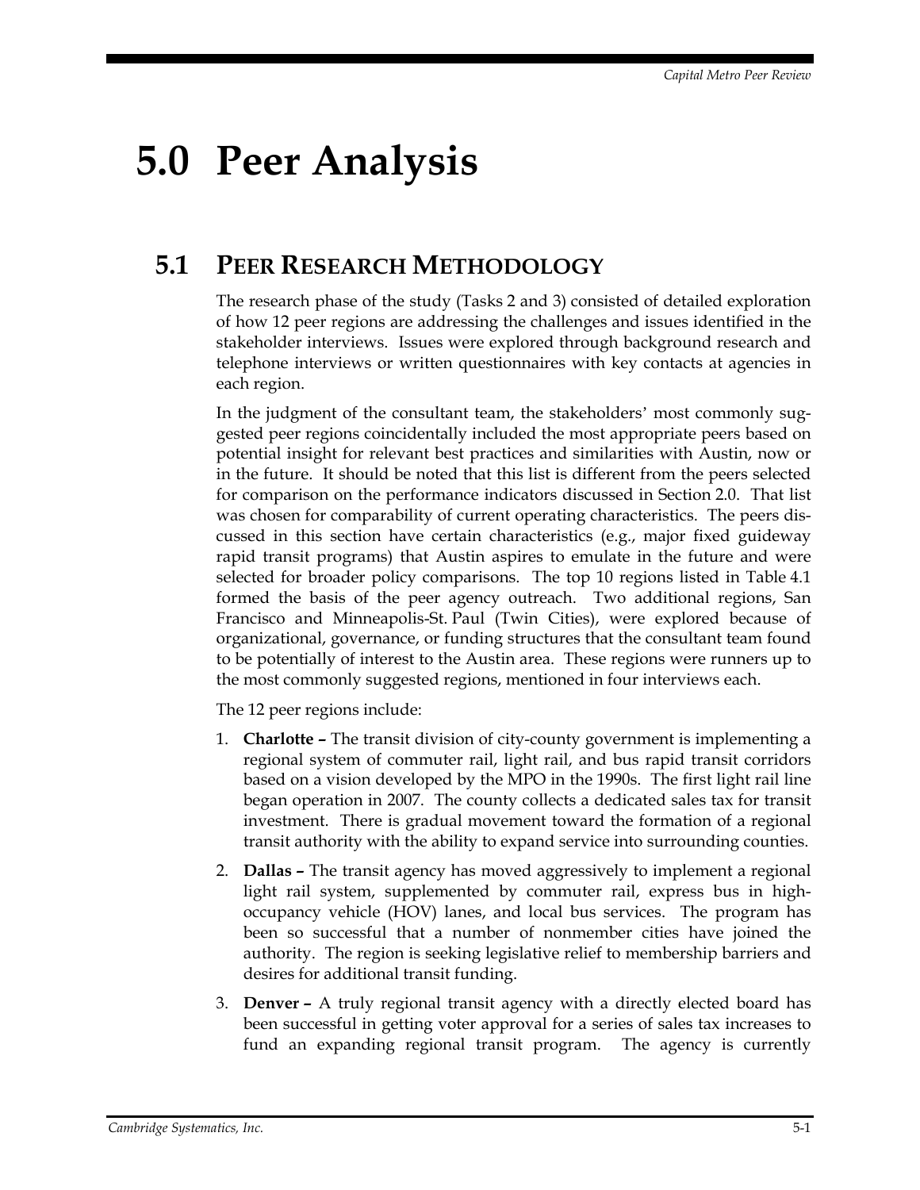# 5.0 Peer Analysis

## 5.1 Peer Research Methodology

The research phase of the study (Tasks 2 and 3) consisted of detailed exploration of how 12 peer regions are addressing the challenges and issues identified in the stakeholder interviews. Issues were explored through background research and telephone interviews or written questionnaires with key contacts at agencies in each region.

In the judgment of the consultant team, the stakeholders' most commonly suggested peer regions coincidentally included the most appropriate peers based on potential insight for relevant best practices and similarities with Austin, now or in the future. It should be noted that this list is different from the peers selected for comparison on the performance indicators discussed in Section 2.0. That list was chosen for comparability of current operating characteristics. The peers discussed in this section have certain characteristics (e.g., major fixed guideway rapid transit programs) that Austin aspires to emulate in the future and were selected for broader policy comparisons. The top 10 regions listed in Table 4.1 formed the basis of the peer agency outreach. Two additional regions, San Francisco and Minneapolis-St. Paul (Twin Cities), were explored because of organizational, governance, or funding structures that the consultant team found to be potentially of interest to the Austin area. These regions were runners up to the most commonly suggested regions, mentioned in four interviews each.

The 12 peer regions include:

1. **Charlotte –** The transit division of city-county government is implementing a regional system of commuter rail, light rail, and bus rapid transit corridors based on a vision developed by the MPO in the 1990s. The first light rail line began operation in 2007. The county collects a dedicated sales tax for transit investment. There is gradual movement toward the formation of a regional transit authority with the ability to expand service into surrounding counties.
2. **Dallas –** The transit agency has moved aggressively to implement a regional light rail system, supplemented by commuter rail, express bus in high-occupancy vehicle (HOV) lanes, and local bus services. The program has been so successful that a number of nonmember cities have joined the authority. The region is seeking legislative relief to membership barriers and desires for additional transit funding.
3. **Denver –** A truly regional transit agency with a directly elected board has been successful in getting voter approval for a series of sales tax increases to fund an expanding regional transit program. The agency is currently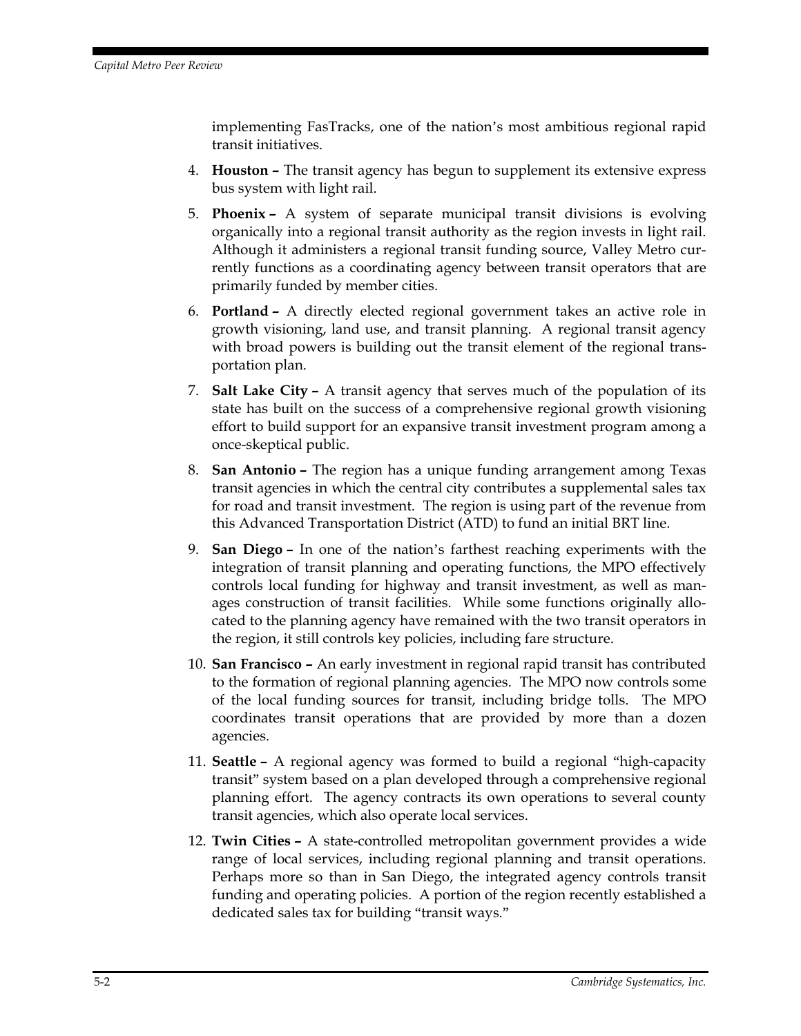implementing FasTracks, one of the nation's most ambitious regional rapid transit initiatives.

4. **Houston –** The transit agency has begun to supplement its extensive express bus system with light rail.

5. **Phoenix –** A system of separate municipal transit divisions is evolving organically into a regional transit authority as the region invests in light rail. Although it administers a regional transit funding source, Valley Metro currently functions as a coordinating agency between transit operators that are primarily funded by member cities.

6. **Portland –** A directly elected regional government takes an active role in growth visioning, land use, and transit planning. A regional transit agency with broad powers is building out the transit element of the regional transportation plan.

7. **Salt Lake City –** A transit agency that serves much of the population of its state has built on the success of a comprehensive regional growth visioning effort to build support for an expansive transit investment program among a once-skeptical public.

8. **San Antonio –** The region has a unique funding arrangement among Texas transit agencies in which the central city contributes a supplemental sales tax for road and transit investment. The region is using part of the revenue from this Advanced Transportation District (ATD) to fund an initial BRT line.

9. **San Diego –** In one of the nation's farthest reaching experiments with the integration of transit planning and operating functions, the MPO effectively controls local funding for highway and transit investment, as well as manages construction of transit facilities. While some functions originally allocated to the planning agency have remained with the two transit operators in the region, it still controls key policies, including fare structure.

10. **San Francisco –** An early investment in regional rapid transit has contributed to the formation of regional planning agencies. The MPO now controls some of the local funding sources for transit, including bridge tolls. The MPO coordinates transit operations that are provided by more than a dozen agencies.

11. **Seattle –** A regional agency was formed to build a regional "high-capacity transit" system based on a plan developed through a comprehensive regional planning effort. The agency contracts its own operations to several county transit agencies, which also operate local services.

12. **Twin Cities –** A state-controlled metropolitan government provides a wide range of local services, including regional planning and transit operations. Perhaps more so than in San Diego, the integrated agency controls transit funding and operating policies. A portion of the region recently established a dedicated sales tax for building "transit ways."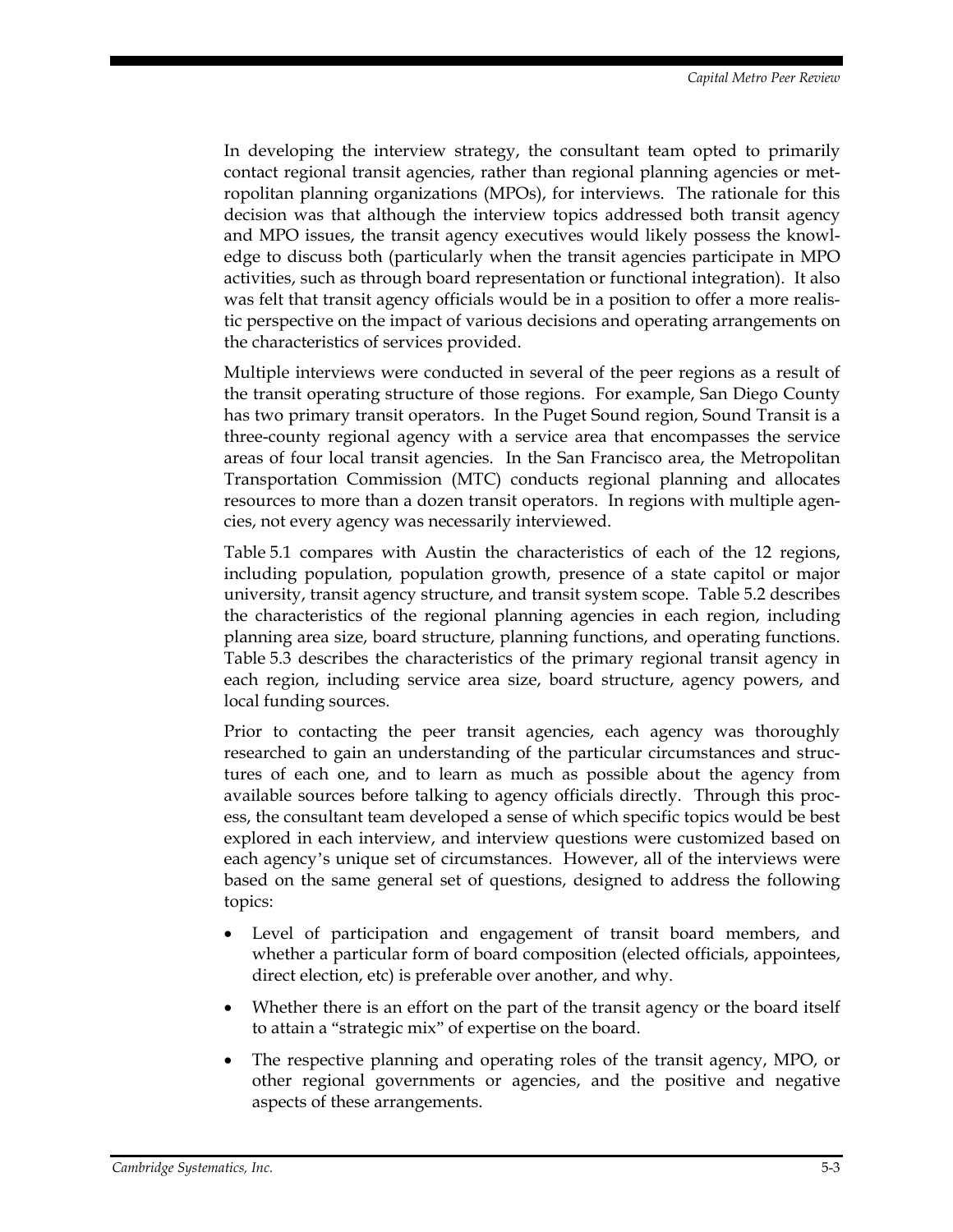In developing the interview strategy, the consultant team opted to primarily contact regional transit agencies, rather than regional planning agencies or metropolitan planning organizations (MPOs), for interviews. The rationale for this decision was that although the interview topics addressed both transit agency and MPO issues, the transit agency executives would likely possess the knowledge to discuss both (particularly when the transit agencies participate in MPO activities, such as through board representation or functional integration). It also was felt that transit agency officials would be in a position to offer a more realistic perspective on the impact of various decisions and operating arrangements on the characteristics of services provided.

Multiple interviews were conducted in several of the peer regions as a result of the transit operating structure of those regions. For example, San Diego County has two primary transit operators. In the Puget Sound region, Sound Transit is a three-county regional agency with a service area that encompasses the service areas of four local transit agencies. In the San Francisco area, the Metropolitan Transportation Commission (MTC) conducts regional planning and allocates resources to more than a dozen transit operators. In regions with multiple agencies, not every agency was necessarily interviewed.

Table 5.1 compares with Austin the characteristics of each of the 12 regions, including population, population growth, presence of a state capitol or major university, transit agency structure, and transit system scope. Table 5.2 describes the characteristics of the regional planning agencies in each region, including planning area size, board structure, planning functions, and operating functions. Table 5.3 describes the characteristics of the primary regional transit agency in each region, including service area size, board structure, agency powers, and local funding sources.

Prior to contacting the peer transit agencies, each agency was thoroughly researched to gain an understanding of the particular circumstances and structures of each one, and to learn as much as possible about the agency from available sources before talking to agency officials directly. Through this process, the consultant team developed a sense of which specific topics would be best explored in each interview, and interview questions were customized based on each agency's unique set of circumstances. However, all of the interviews were based on the same general set of questions, designed to address the following topics:

- Level of participation and engagement of transit board members, and whether a particular form of board composition (elected officials, appointees, direct election, etc) is preferable over another, and why.
- Whether there is an effort on the part of the transit agency or the board itself to attain a "strategic mix" of expertise on the board.
- The respective planning and operating roles of the transit agency, MPO, or other regional governments or agencies, and the positive and negative aspects of these arrangements.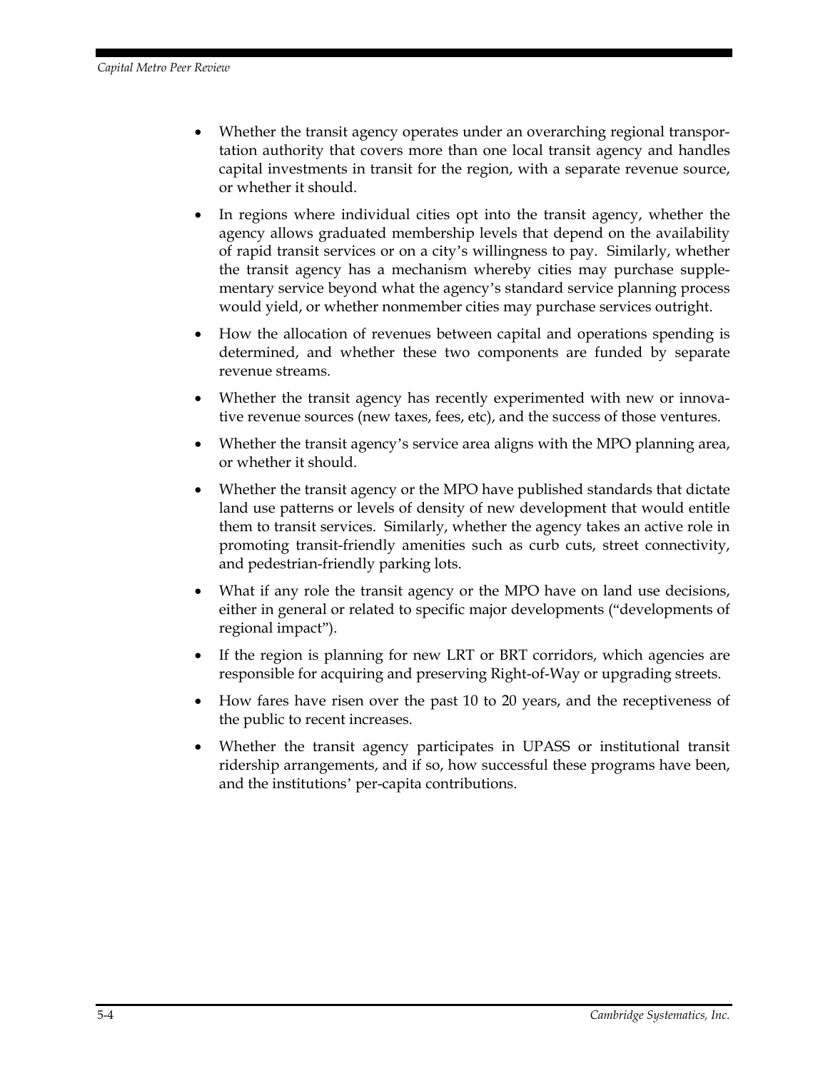- Whether the transit agency operates under an overarching regional transportation authority that covers more than one local transit agency and handles capital investments in transit for the region, with a separate revenue source, or whether it should.
- In regions where individual cities opt into the transit agency, whether the agency allows graduated membership levels that depend on the availability of rapid transit services or on a city's willingness to pay. Similarly, whether the transit agency has a mechanism whereby cities may purchase supplementary service beyond what the agency's standard service planning process would yield, or whether nonmember cities may purchase services outright.
- How the allocation of revenues between capital and operations spending is determined, and whether these two components are funded by separate revenue streams.
- Whether the transit agency has recently experimented with new or innovative revenue sources (new taxes, fees, etc), and the success of those ventures.
- Whether the transit agency's service area aligns with the MPO planning area, or whether it should.
- Whether the transit agency or the MPO have published standards that dictate land use patterns or levels of density of new development that would entitle them to transit services. Similarly, whether the agency takes an active role in promoting transit-friendly amenities such as curb cuts, street connectivity, and pedestrian-friendly parking lots.
- What if any role the transit agency or the MPO have on land use decisions, either in general or related to specific major developments ("developments of regional impact").
- If the region is planning for new LRT or BRT corridors, which agencies are responsible for acquiring and preserving Right-of-Way or upgrading streets.
- How fares have risen over the past 10 to 20 years, and the receptiveness of the public to recent increases.
- Whether the transit agency participates in UPASS or institutional transit ridership arrangements, and if so, how successful these programs have been, and the institutions' per-capita contributions.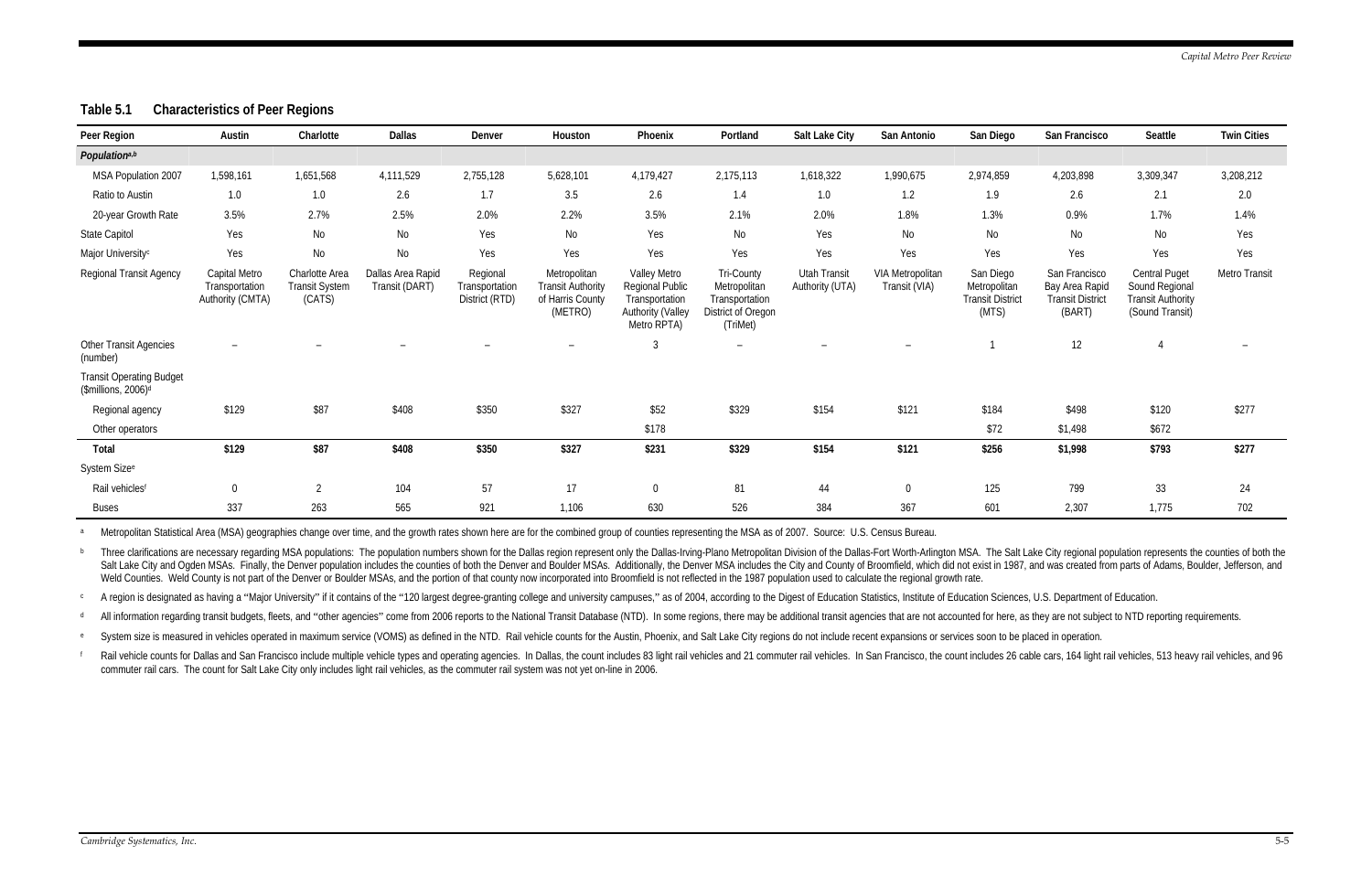**Table 5.1 Characteristics of Peer Regions**

| Peer Region | Austin | Charlotte | Dallas | Denver | Houston | Phoenix | Portland | Salt Lake City | San Antonio | San Diego | San Francisco | Seattle | Twin Cities |
|---|---|---|---|---|---|---|---|---|---|---|---|---|---|
| ***Population[a,b]*** | | | | | | | | | | | | | |
| MSA Population 2007 | 1,598,161 | 1,651,568 | 4,111,529 | 2,755,128 | 5,628,101 | 4,179,427 | 2,175,113 | 1,618,322 | 1,990,675 | 2,974,859 | 4,203,898 | 3,309,347 | 3,208,212 |
| Ratio to Austin | 1.0 | 1.0 | 2.6 | 1.7 | 3.5 | 2.6 | 1.4 | 1.0 | 1.2 | 1.9 | 2.6 | 2.1 | 2.0 |
| 20-year Growth Rate | 3.5% | 2.7% | 2.5% | 2.0% | 2.2% | 3.5% | 2.1% | 2.0% | 1.8% | 1.3% | 0.9% | 1.7% | 1.4% |
| State Capitol | Yes | No | No | Yes | No | Yes | No | Yes | No | No | No | No | Yes |
| Major University[c] | Yes | No | No | Yes | Yes | Yes | Yes | Yes | Yes | Yes | Yes | Yes | Yes |
| Regional Transit Agency | Capital Metro Transportation Authority (CMTA) | Charlotte Area Transit System (CATS) | Dallas Area Rapid Transit (DART) | Regional Transportation District (RTD) | Metropolitan Transit Authority of Harris County (METRO) | Valley Metro Regional Public Transportation Authority (Valley Metro RPTA) | Tri-County Metropolitan Transportation District of Oregon (TriMet) | Utah Transit Authority (UTA) | VIA Metropolitan Transit (VIA) | San Diego Metropolitan Transit District (MTS) | San Francisco Bay Area Rapid Transit District (BART) | Central Puget Sound Regional Transit Authority (Sound Transit) | Metro Transit |
| Other Transit Agencies (number) | – | – | – | – | – | 3 | – | – | – | 1 | 12 | 4 | – |
| Transit Operating Budget ($millions, 2006)[d] | | | | | | | | | | | | | |
| Regional agency | $129 | $87 | $408 | $350 | $327 | $52 | $329 | $154 | $121 | $184 | $498 | $120 | $277 |
| Other operators | | | | | | $178 | | | | $72 | $1,498 | $672 | |
| **Total** | **$129** | **$87** | **$408** | **$350** | **$327** | **$231** | **$329** | **$154** | **$121** | **$256** | **$1,998** | **$793** | **$277** |
| System Size[e] | | | | | | | | | | | | | |
| Rail vehicles[f] | 0 | 2 | 104 | 57 | 17 | 0 | 81 | 44 | 0 | 125 | 799 | 33 | 24 |
| Buses | 337 | 263 | 565 | 921 | 1,106 | 630 | 526 | 384 | 367 | 601 | 2,307 | 1,775 | 702 |

[a] Metropolitan Statistical Area (MSA) geographies change over time, and the growth rates shown here are for the combined group of counties representing the MSA as of 2007. Source: U.S. Census Bureau.

[b] Three clarifications are necessary regarding MSA populations: The population numbers shown for the Dallas region represent only the Dallas-Irving-Plano Metropolitan Division of the Dallas-Fort Worth-Arlington MSA. The Salt Lake City regional population represents the counties of both the Salt Lake City and Ogden MSAs. Finally, the Denver population includes the counties of both the Denver and Boulder MSAs. Additionally, the Denver MSA includes the City and County of Broomfield, which did not exist in 1987, and was created from parts of Adams, Boulder, Jefferson, and Weld Counties. Weld County is not part of the Denver or Boulder MSAs, and the portion of that county now incorporated into Broomfield is not reflected in the 1987 population used to calculate the regional growth rate.

[c] A region is designated as having a "Major University" if it contains of the "120 largest degree-granting college and university campuses," as of 2004, according to the Digest of Education Statistics, Institute of Education Sciences, U.S. Department of Education.

[d] All information regarding transit budgets, fleets, and "other agencies" come from 2006 reports to the National Transit Database (NTD). In some regions, there may be additional transit agencies that are not accounted for here, as they are not subject to NTD reporting requirements.

[e] System size is measured in vehicles operated in maximum service (VOMS) as defined in the NTD. Rail vehicle counts for the Austin, Phoenix, and Salt Lake City regions do not include recent expansions or services soon to be placed in operation.

[f] Rail vehicle counts for Dallas and San Francisco include multiple vehicle types and operating agencies. In Dallas, the count includes 83 light rail vehicles and 21 commuter rail vehicles. In San Francisco, the count includes 26 cable cars, 164 light rail vehicles, 513 heavy rail vehicles, and 96 commuter rail cars. The count for Salt Lake City only includes light rail vehicles, as the commuter rail system was not yet on-line in 2006.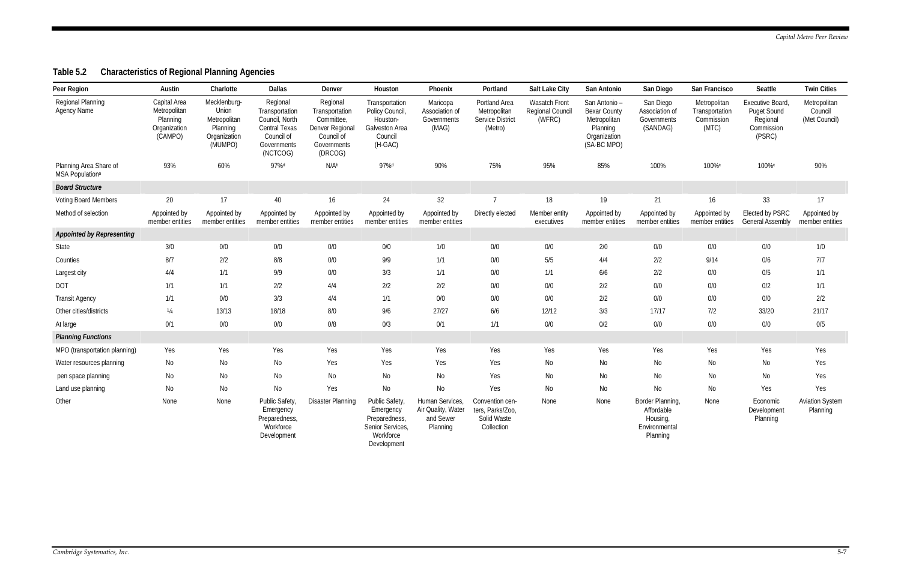## Table 5.2 Characteristics of Regional Planning Agencies

| Peer Region | Austin | Charlotte | Dallas | Denver | Houston | Phoenix | Portland | Salt Lake City | San Antonio | San Diego | San Francisco | Seattle | Twin Cities |
|---|---|---|---|---|---|---|---|---|---|---|---|---|---|
| Regional Planning Agency Name | Capital Area Metropolitan Planning Organization (CAMPO) | Mecklenburg-Union Metropolitan Planning Organization (MUMPO) | Regional Transportation Council, North Central Texas Council of Governments (NCTCOG) | Regional Transportation Committee, Denver Regional Council of Governments (DRCOG) | Transportation Policy Council, Houston-Galveston Area Council (H-GAC) | Maricopa Association of Governments (MAG) | Portland Area Metropolitan Service District (Metro) | Wasatch Front Regional Council (WFRC) | San Antonio – Bexar County Metropolitan Planning Organization (SA-BC MPO) | San Diego Association of Governments (SANDAG) | Metropolitan Transportation Commission (MTC) | Executive Board, Puget Sound Regional Commission (PSRC) | Metropolitan Council (Met Council) |
| Planning Area Share of MSA Population[a] | 93% | 60% | 97%[d] | N/A[b] | 97%[d] | 90% | 75% | 95% | 85% | 100% | 100%[c] | 100%[c] | 90% |
| ***Board Structure*** | | | | | | | | | | | | | |
| Voting Board Members | 20 | 17 | 40 | 16 | 24 | 32 | 7 | 18 | 19 | 21 | 16 | 33 | 17 |
| Method of selection | Appointed by member entities | Appointed by member entities | Appointed by member entities | Appointed by member entities | Appointed by member entities | Appointed by member entities | Directly elected | Member entity executives | Appointed by member entities | Appointed by member entities | Appointed by member entities | Elected by PSRC General Assembly | Appointed by member entities |
| ***Appointed by Representing*** | | | | | | | | | | | | | |
| State | 3/0 | 0/0 | 0/0 | 0/0 | 0/0 | 1/0 | 0/0 | 0/0 | 2/0 | 0/0 | 0/0 | 0/0 | 1/0 |
| Counties | 8/7 | 2/2 | 8/8 | 0/0 | 9/9 | 1/1 | 0/0 | 5/5 | 4/4 | 2/2 | 9/14 | 0/6 | 7/7 |
| Largest city | 4/4 | 1/1 | 9/9 | 0/0 | 3/3 | 1/1 | 0/0 | 1/1 | 6/6 | 2/2 | 0/0 | 0/5 | 1/1 |
| DOT | 1/1 | 1/1 | 2/2 | 4/4 | 2/2 | 2/2 | 0/0 | 0/0 | 2/2 | 0/0 | 0/0 | 0/2 | 1/1 |
| Transit Agency | 1/1 | 0/0 | 3/3 | 4/4 | 1/1 | 0/0 | 0/0 | 0/0 | 2/2 | 0/0 | 0/0 | 0/0 | 2/2 |
| Other cities/districts | ¼ | 13/13 | 18/18 | 8/0 | 9/6 | 27/27 | 6/6 | 12/12 | 3/3 | 17/17 | 7/2 | 33/20 | 21/17 |
| At large | 0/1 | 0/0 | 0/0 | 0/8 | 0/3 | 0/1 | 1/1 | 0/0 | 0/2 | 0/0 | 0/0 | 0/0 | 0/5 |
| ***Planning Functions*** | | | | | | | | | | | | | |
| MPO (transportation planning) | Yes | Yes | Yes | Yes | Yes | Yes | Yes | Yes | Yes | Yes | Yes | Yes | Yes |
| Water resources planning | No | No | No | Yes | Yes | Yes | Yes | No | No | No | No | No | Yes |
| pen space planning | No | No | No | No | No | No | Yes | No | No | No | No | No | Yes |
| Land use planning | No | No | No | Yes | No | No | Yes | No | No | No | No | Yes | Yes |
| Other | None | None | Public Safety, Emergency Preparedness, Workforce Development | Disaster Planning | Public Safety, Emergency Preparedness, Senior Services, Workforce Development | Human Services, Air Quality, Water and Sewer Planning | Convention centers, Parks/Zoo, Solid Waste Collection | None | None | Border Planning, Affordable Housing, Environmental Planning | None | Economic Development Planning | Aviation System Planning |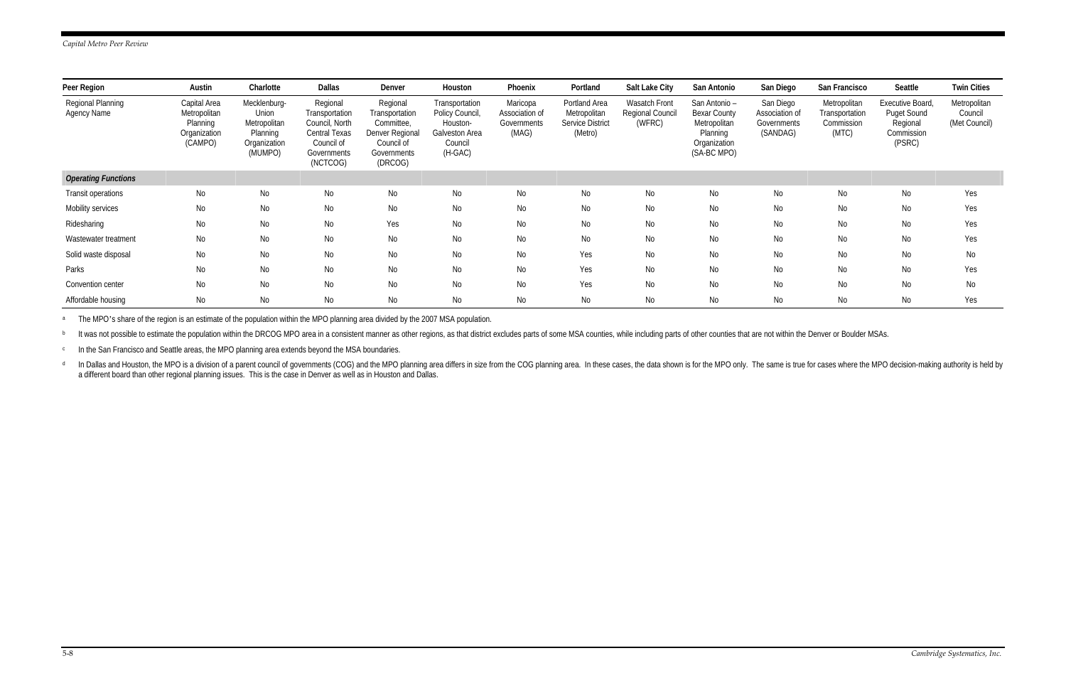| Peer Region | Austin | Charlotte | Dallas | Denver | Houston | Phoenix | Portland | Salt Lake City | San Antonio | San Diego | San Francisco | Seattle | Twin Cities |
|---|---|---|---|---|---|---|---|---|---|---|---|---|---|
| Regional Planning Agency Name | Capital Area Metropolitan Planning Organization (CAMPO) | Mecklenburg-Union Metropolitan Planning Organization (MUMPO) | Regional Transportation Council, North Central Texas Council of Governments (NCTCOG) | Regional Transportation Committee, Denver Regional Council of Governments (DRCOG) | Transportation Policy Council, Houston-Galveston Area Council (H-GAC) | Maricopa Association of Governments (MAG) | Portland Area Metropolitan Service District (Metro) | Wasatch Front Regional Council (WFRC) | San Antonio – Bexar County Metropolitan Planning Organization (SA-BC MPO) | San Diego Association of Governments (SANDAG) | Metropolitan Transportation Commission (MTC) | Executive Board, Puget Sound Regional Commission (PSRC) | Metropolitan Council (Met Council) |
| ***Operating Functions*** | | | | | | | | | | | | | |
| Transit operations | No | No | No | No | No | No | No | No | No | No | No | No | Yes |
| Mobility services | No | No | No | No | No | No | No | No | No | No | No | No | Yes |
| Ridesharing | No | No | No | Yes | No | No | No | No | No | No | No | No | Yes |
| Wastewater treatment | No | No | No | No | No | No | No | No | No | No | No | No | Yes |
| Solid waste disposal | No | No | No | No | No | No | Yes | No | No | No | No | No | No |
| Parks | No | No | No | No | No | No | Yes | No | No | No | No | No | Yes |
| Convention center | No | No | No | No | No | No | Yes | No | No | No | No | No | No |
| Affordable housing | No | No | No | No | No | No | No | No | No | No | No | No | Yes |

[a] The MPO's share of the region is an estimate of the population within the MPO planning area divided by the 2007 MSA population.

[b] It was not possible to estimate the population within the DRCOG MPO area in a consistent manner as other regions, as that district excludes parts of some MSA counties, while including parts of other counties that are not within the Denver or Boulder MSAs.

[c] In the San Francisco and Seattle areas, the MPO planning area extends beyond the MSA boundaries.

[d] In Dallas and Houston, the MPO is a division of a parent council of governments (COG) and the MPO planning area differs in size from the COG planning area. In these cases, the data shown is for the MPO only. The same is true for cases where the MPO decision-making authority is held by a different board than other regional planning issues. This is the case in Denver as well as in Houston and Dallas.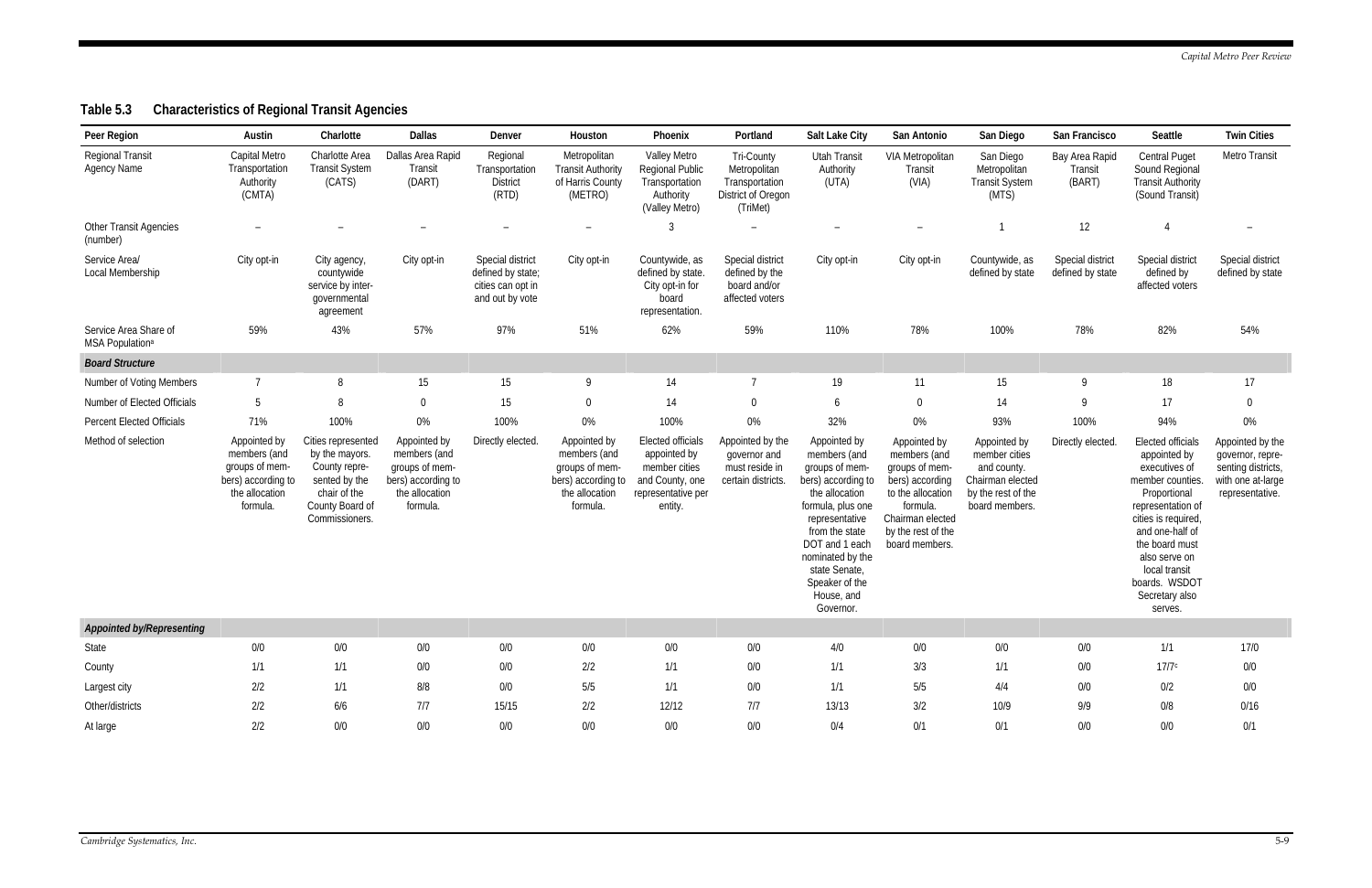**Table 5.3 Characteristics of Regional Transit Agencies**

| Peer Region | Austin | Charlotte | Dallas | Denver | Houston | Phoenix | Portland | Salt Lake City | San Antonio | San Diego | San Francisco | Seattle | Twin Cities |
|---|---|---|---|---|---|---|---|---|---|---|---|---|---|
| Regional Transit Agency Name | Capital Metro Transportation Authority (CMTA) | Charlotte Area Transit System (CATS) | Dallas Area Rapid Transit (DART) | Regional Transportation District (RTD) | Metropolitan Transit Authority of Harris County (METRO) | Valley Metro Regional Public Transportation Authority (Valley Metro) | Tri-County Metropolitan Transportation District of Oregon (TriMet) | Utah Transit Authority (UTA) | VIA Metropolitan Transit (VIA) | San Diego Metropolitan Transit System (MTS) | Bay Area Rapid Transit (BART) | Central Puget Sound Regional Transit Authority (Sound Transit) | Metro Transit |
| Other Transit Agencies (number) | – | – | – | – | – | 3 | – | – | – | 1 | 12 | 4 | – |
| Service Area/ Local Membership | City opt-in | City agency, countywide service by inter-governmental agreement | City opt-in | Special district defined by state; cities can opt in and out by vote | City opt-in | Countywide, as defined by state. City opt-in for board representation. | Special district defined by the board and/or affected voters | City opt-in | City opt-in | Countywide, as defined by state | Special district defined by state | Special district defined by affected voters | Special district defined by state |
| Service Area Share of MSA Population[a] | 59% | 43% | 57% | 97% | 51% | 62% | 59% | 110% | 78% | 100% | 78% | 82% | 54% |
| ***Board Structure*** | | | | | | | | | | | | | |
| Number of Voting Members | 7 | 8 | 15 | 15 | 9 | 14 | 7 | 19 | 11 | 15 | 9 | 18 | 17 |
| Number of Elected Officials | 5 | 8 | 0 | 15 | 0 | 14 | 0 | 6 | 0 | 14 | 9 | 17 | 0 |
| Percent Elected Officials | 71% | 100% | 0% | 100% | 0% | 100% | 0% | 32% | 0% | 93% | 100% | 94% | 0% |
| Method of selection | Appointed by members (and groups of members) according to the allocation formula. | Cities represented by the mayors. County represented by the chair of the County Board of Commissioners. | Appointed by members (and groups of members) according to the allocation formula. | Directly elected. | Appointed by members (and groups of members) according to the allocation formula. | Elected officials appointed by member cities and County, one representative per entity. | Appointed by the governor and must reside in certain districts. | Appointed by members (and groups of members) according to the allocation formula, plus one representative from the state DOT and 1 each nominated by the state Senate, Speaker of the House, and Governor. | Appointed by members (and groups of members) according to the allocation formula. Chairman elected by the rest of the board members. | Appointed by member cities and county. Chairman elected by the rest of the board members. | Directly elected. | Elected officials appointed by executives of member counties. Proportional representation of cities is required, and one-half of the board must also serve on local transit boards. WSDOT Secretary also serves. | Appointed by the governor, representing districts, with one at-large representative. |
| ***Appointed by/Representing*** | | | | | | | | | | | | | |
| State | 0/0 | 0/0 | 0/0 | 0/0 | 0/0 | 0/0 | 0/0 | 4/0 | 0/0 | 0/0 | 0/0 | 1/1 | 17/0 |
| County | 1/1 | 1/1 | 0/0 | 0/0 | 2/2 | 1/1 | 0/0 | 1/1 | 3/3 | 1/1 | 0/0 | 17/7[c] | 0/0 |
| Largest city | 2/2 | 1/1 | 8/8 | 0/0 | 5/5 | 1/1 | 0/0 | 1/1 | 5/5 | 4/4 | 0/0 | 0/2 | 0/0 |
| Other/districts | 2/2 | 6/6 | 7/7 | 15/15 | 2/2 | 12/12 | 7/7 | 13/13 | 3/2 | 10/9 | 9/9 | 0/8 | 0/16 |
| At large | 2/2 | 0/0 | 0/0 | 0/0 | 0/0 | 0/0 | 0/0 | 0/4 | 0/1 | 0/1 | 0/0 | 0/0 | 0/1 |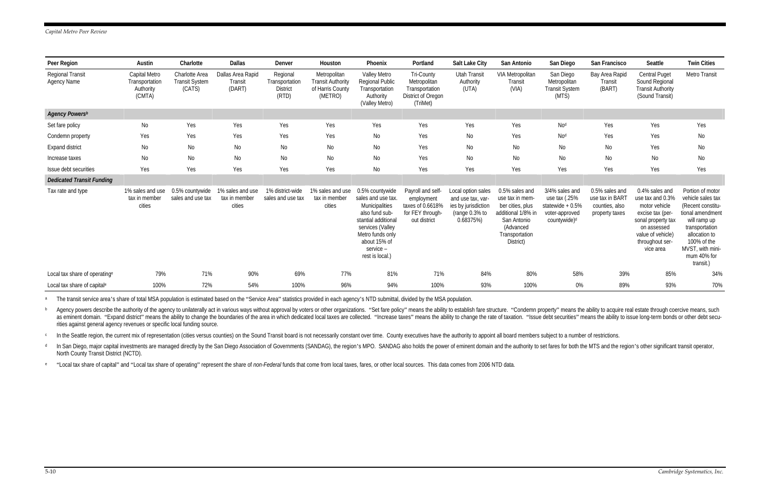| Peer Region | Austin | Charlotte | Dallas | Denver | Houston | Phoenix | Portland | Salt Lake City | San Antonio | San Diego | San Francisco | Seattle | Twin Cities |
|---|---|---|---|---|---|---|---|---|---|---|---|---|---|
| Regional Transit Agency Name | Capital Metro Transportation Authority (CMTA) | Charlotte Area Transit System (CATS) | Dallas Area Rapid Transit (DART) | Regional Transportation District (RTD) | Metropolitan Transit Authority of Harris County (METRO) | Valley Metro Regional Public Transportation Authority (Valley Metro) | Tri-County Metropolitan Transportation District of Oregon (TriMet) | Utah Transit Authority (UTA) | VIA Metropolitan Transit (VIA) | San Diego Metropolitan Transit System (MTS) | Bay Area Rapid Transit (BART) | Central Puget Sound Regional Transit Authority (Sound Transit) | Metro Transit |
| ***Agency Powers***[b] | | | | | | | | | | | | | |
| Set fare policy | No | Yes | Yes | Yes | Yes | Yes | Yes | Yes | Yes | No[d] | Yes | Yes | Yes |
| Condemn property | Yes | Yes | Yes | Yes | Yes | No | Yes | No | Yes | No[d] | Yes | Yes | No |
| Expand district | No | No | No | No | No | No | Yes | No | No | No | No | Yes | No |
| Increase taxes | No | No | No | No | No | No | Yes | No | No | No | No | No | No |
| Issue debt securities | Yes | Yes | Yes | Yes | Yes | No | Yes | Yes | Yes | Yes | Yes | Yes | Yes |
| ***Dedicated Transit Funding*** | | | | | | | | | | | | | |
| Tax rate and type | 1% sales and use tax in member cities | 0.5% countywide sales and use tax | 1% sales and use tax in member cities | 1% district-wide sales and use tax | 1% sales and use tax in member cities | 0.5% countywide sales and use tax. Municipalities also fund substantial additional services (Valley Metro funds only about 15% of service – rest is local.) | Payroll and self-employment taxes of 0.6618% for FEY throughout district | Local option sales and use tax, varies by jurisdiction (range 0.3% to 0.68375%) | 0.5% sales and use tax in member cities, plus additional 1/8% in San Antonio (Advanced Transportation District) | 3/4% sales and use tax (.25% statewide + 0.5% voter-approved countywide)[d] | 0.5% sales and use tax in BART counties, also property taxes | 0.4% sales and use tax and 0.3% motor vehicle excise tax (personal property tax on assessed value of vehicle) throughout service area | Portion of motor vehicle sales tax (Recent constitutional amendment will ramp up transportation allocation to 100% of the MVST, with minimum 40% for transit.) |
| Local tax share of operating[e] | 79% | 71% | 90% | 69% | 77% | 81% | 71% | 84% | 80% | 58% | 39% | 85% | 34% |
| Local tax share of capital[e] | 100% | 72% | 54% | 100% | 96% | 94% | 100% | 93% | 100% | 0% | 89% | 93% | 70% |

[a] The transit service area's share of total MSA population is estimated based on the "Service Area" statistics provided in each agency's NTD submittal, divided by the MSA population.

[b] Agency powers describe the authority of the agency to unilaterally act in various ways without approval by voters or other organizations. "Set fare policy" means the ability to establish fare structure. "Condemn property" means the ability to acquire real estate through coercive means, such as eminent domain. "Expand district" means the ability to change the boundaries of the area in which dedicated local taxes are collected. "Increase taxes" means the ability to change the rate of taxation. "Issue debt securities" means the ability to issue long-term bonds or other debt securities against general agency revenues or specific local funding source.

[c] In the Seattle region, the current mix of representation (cities versus counties) on the Sound Transit board is not necessarily constant over time. County executives have the authority to appoint all board members subject to a number of restrictions.

[d] In San Diego, major capital investments are managed directly by the San Diego Association of Governments (SANDAG), the region's MPO. SANDAG also holds the power of eminent domain and the authority to set fares for both the MTS and the region's other significant transit operator, North County Transit District (NCTD).

[e] "Local tax share of capital" and "Local tax share of operating" represent the share of *non-Federal* funds that come from local taxes, fares, or other local sources. This data comes from 2006 NTD data.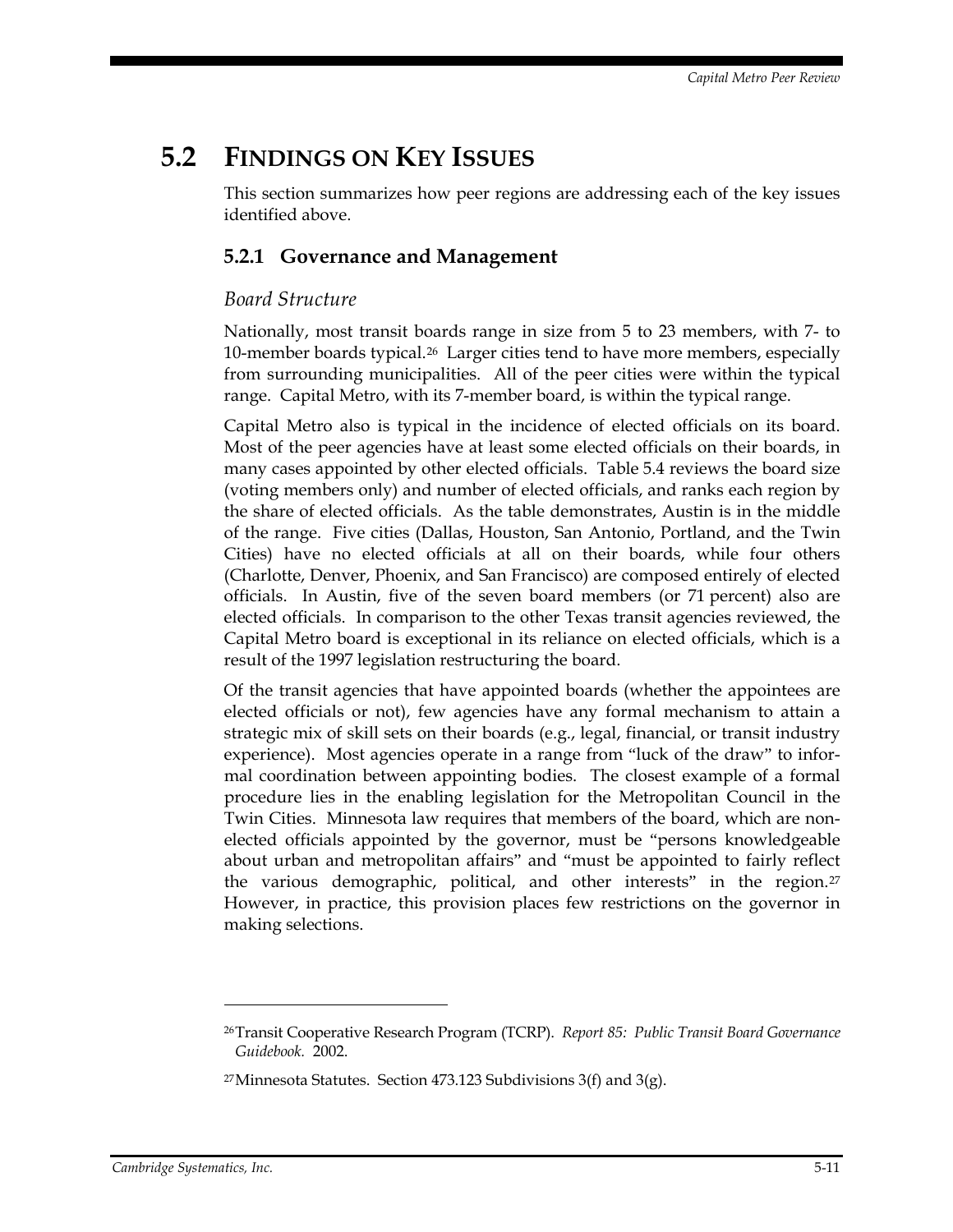## 5.2 Findings on Key Issues

This section summarizes how peer regions are addressing each of the key issues identified above.

### 5.2.1 Governance and Management

*Board Structure*

Nationally, most transit boards range in size from 5 to 23 members, with 7- to 10-member boards typical.[26] Larger cities tend to have more members, especially from surrounding municipalities. All of the peer cities were within the typical range. Capital Metro, with its 7-member board, is within the typical range.

Capital Metro also is typical in the incidence of elected officials on its board. Most of the peer agencies have at least some elected officials on their boards, in many cases appointed by other elected officials. Table 5.4 reviews the board size (voting members only) and number of elected officials, and ranks each region by the share of elected officials. As the table demonstrates, Austin is in the middle of the range. Five cities (Dallas, Houston, San Antonio, Portland, and the Twin Cities) have no elected officials at all on their boards, while four others (Charlotte, Denver, Phoenix, and San Francisco) are composed entirely of elected officials. In Austin, five of the seven board members (or 71 percent) also are elected officials. In comparison to the other Texas transit agencies reviewed, the Capital Metro board is exceptional in its reliance on elected officials, which is a result of the 1997 legislation restructuring the board.

Of the transit agencies that have appointed boards (whether the appointees are elected officials or not), few agencies have any formal mechanism to attain a strategic mix of skill sets on their boards (e.g., legal, financial, or transit industry experience). Most agencies operate in a range from "luck of the draw" to informal coordination between appointing bodies. The closest example of a formal procedure lies in the enabling legislation for the Metropolitan Council in the Twin Cities. Minnesota law requires that members of the board, which are non-elected officials appointed by the governor, must be "persons knowledgeable about urban and metropolitan affairs" and "must be appointed to fairly reflect the various demographic, political, and other interests" in the region.[27] However, in practice, this provision places few restrictions on the governor in making selections.

---

[26] Transit Cooperative Research Program (TCRP). *Report 85: Public Transit Board Governance Guidebook.* 2002.

[27] Minnesota Statutes. Section 473.123 Subdivisions 3(f) and 3(g).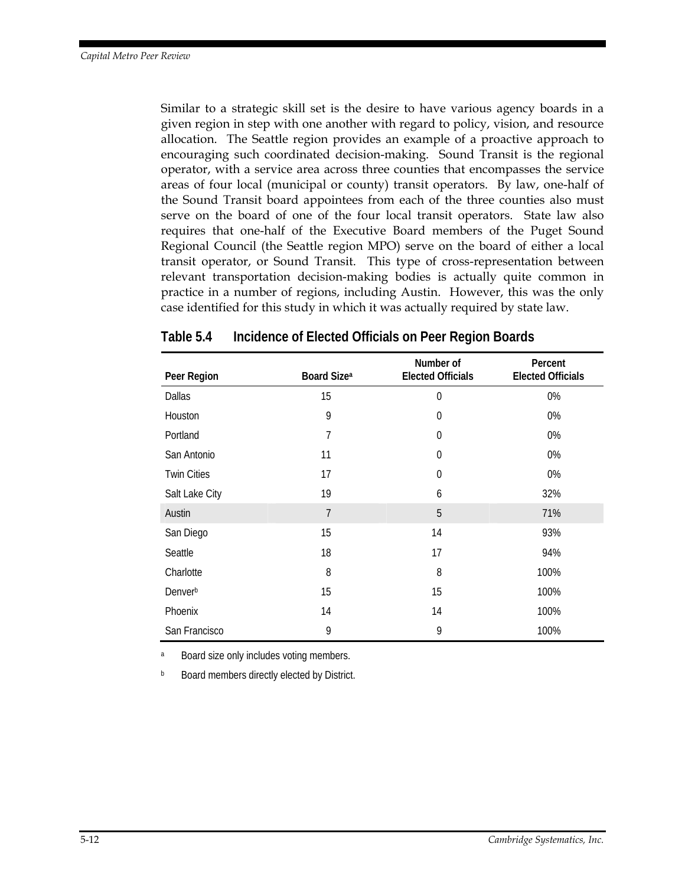Similar to a strategic skill set is the desire to have various agency boards in a given region in step with one another with regard to policy, vision, and resource allocation. The Seattle region provides an example of a proactive approach to encouraging such coordinated decision-making. Sound Transit is the regional operator, with a service area across three counties that encompasses the service areas of four local (municipal or county) transit operators. By law, one-half of the Sound Transit board appointees from each of the three counties also must serve on the board of one of the four local transit operators. State law also requires that one-half of the Executive Board members of the Puget Sound Regional Council (the Seattle region MPO) serve on the board of either a local transit operator, or Sound Transit. This type of cross-representation between relevant transportation decision-making bodies is actually quite common in practice in a number of regions, including Austin. However, this was the only case identified for this study in which it was actually required by state law.

**Table 5.4 Incidence of Elected Officials on Peer Region Boards**

| Peer Region | Board Size[a] | Number of Elected Officials | Percent Elected Officials |
|---|---|---|---|
| Dallas | 15 | 0 | 0% |
| Houston | 9 | 0 | 0% |
| Portland | 7 | 0 | 0% |
| San Antonio | 11 | 0 | 0% |
| Twin Cities | 17 | 0 | 0% |
| Salt Lake City | 19 | 6 | 32% |
| Austin | 7 | 5 | 71% |
| San Diego | 15 | 14 | 93% |
| Seattle | 18 | 17 | 94% |
| Charlotte | 8 | 8 | 100% |
| Denver[b] | 15 | 15 | 100% |
| Phoenix | 14 | 14 | 100% |
| San Francisco | 9 | 9 | 100% |

[a] Board size only includes voting members.

[b] Board members directly elected by District.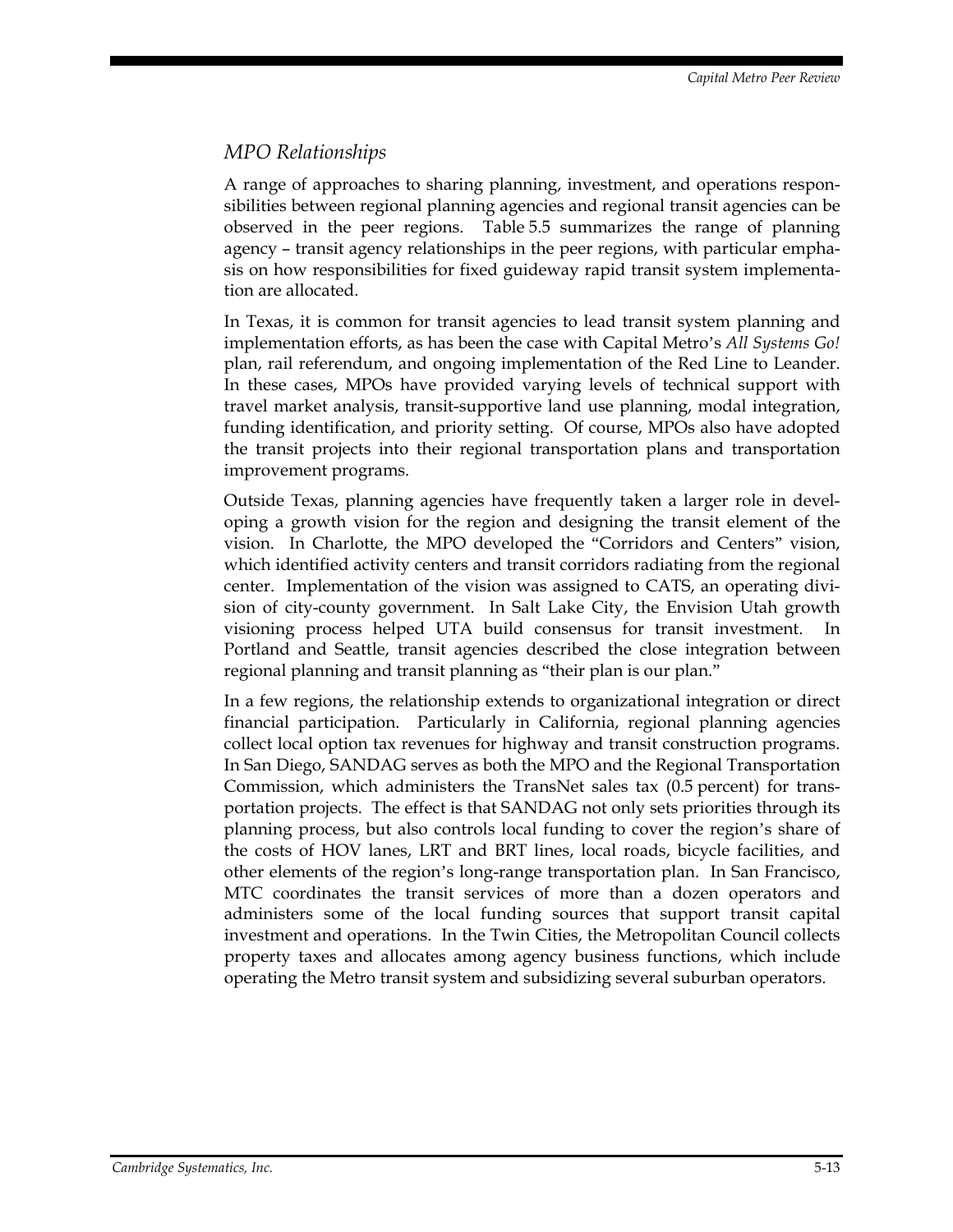## *MPO Relationships*

A range of approaches to sharing planning, investment, and operations responsibilities between regional planning agencies and regional transit agencies can be observed in the peer regions. Table 5.5 summarizes the range of planning agency – transit agency relationships in the peer regions, with particular emphasis on how responsibilities for fixed guideway rapid transit system implementation are allocated.

In Texas, it is common for transit agencies to lead transit system planning and implementation efforts, as has been the case with Capital Metro's *All Systems Go!* plan, rail referendum, and ongoing implementation of the Red Line to Leander. In these cases, MPOs have provided varying levels of technical support with travel market analysis, transit-supportive land use planning, modal integration, funding identification, and priority setting. Of course, MPOs also have adopted the transit projects into their regional transportation plans and transportation improvement programs.

Outside Texas, planning agencies have frequently taken a larger role in developing a growth vision for the region and designing the transit element of the vision. In Charlotte, the MPO developed the "Corridors and Centers" vision, which identified activity centers and transit corridors radiating from the regional center. Implementation of the vision was assigned to CATS, an operating division of city-county government. In Salt Lake City, the Envision Utah growth visioning process helped UTA build consensus for transit investment. In Portland and Seattle, transit agencies described the close integration between regional planning and transit planning as "their plan is our plan."

In a few regions, the relationship extends to organizational integration or direct financial participation. Particularly in California, regional planning agencies collect local option tax revenues for highway and transit construction programs. In San Diego, SANDAG serves as both the MPO and the Regional Transportation Commission, which administers the TransNet sales tax (0.5 percent) for transportation projects. The effect is that SANDAG not only sets priorities through its planning process, but also controls local funding to cover the region's share of the costs of HOV lanes, LRT and BRT lines, local roads, bicycle facilities, and other elements of the region's long-range transportation plan. In San Francisco, MTC coordinates the transit services of more than a dozen operators and administers some of the local funding sources that support transit capital investment and operations. In the Twin Cities, the Metropolitan Council collects property taxes and allocates among agency business functions, which include operating the Metro transit system and subsidizing several suburban operators.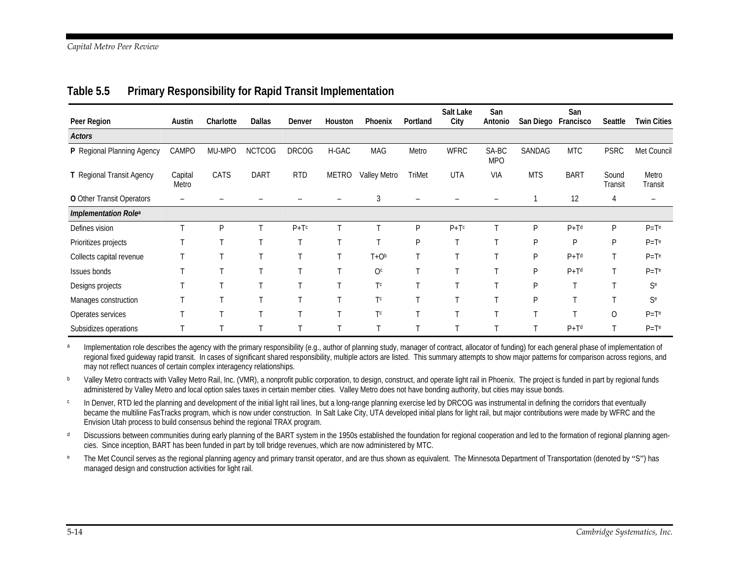## Table 5.5 Primary Responsibility for Rapid Transit Implementation

| Peer Region | Austin | Charlotte | Dallas | Denver | Houston | Phoenix | Portland | Salt Lake City | San Antonio | San Diego | San Francisco | Seattle | Twin Cities |
|---|---|---|---|---|---|---|---|---|---|---|---|---|---|
| ***Actors*** | | | | | | | | | | | | | |
| **P** Regional Planning Agency | CAMPO | MU-MPO | NCTCOG | DRCOG | H-GAC | MAG | Metro | WFRC | SA-BC MPO | SANDAG | MTC | PSRC | Met Council |
| **T** Regional Transit Agency | Capital Metro | CATS | DART | RTD | METRO | Valley Metro | TriMet | UTA | VIA | MTS | BART | Sound Transit | Metro Transit |
| **O** Other Transit Operators | – | – | – | – | – | 3 | – | – | – | 1 | 12 | 4 | – |
| ***Implementation Role***[a] | | | | | | | | | | | | | |
| Defines vision | T | P | T | P+T[c] | T | T | P | P+T[c] | T | P | P+T[d] | P | P=T[e] |
| Prioritizes projects | T | T | T | T | T | T | P | T | T | P | P | P | P=T[e] |
| Collects capital revenue | T | T | T | T | T | T+O[b] | T | T | T | P | P+T[d] | T | P=T[e] |
| Issues bonds | T | T | T | T | T | O[c] | T | T | T | P | P+T[d] | T | P=T[e] |
| Designs projects | T | T | T | T | T | T[c] | T | T | T | P | T | T | S[e] |
| Manages construction | T | T | T | T | T | T[c] | T | T | T | P | T | T | S[e] |
| Operates services | T | T | T | T | T | T[c] | T | T | T | T | T | O | P=T[e] |
| Subsidizes operations | T | T | T | T | T | T | T | T | T | T | P+T[d] | T | P=T[e] |

[a] Implementation role describes the agency with the primary responsibility (e.g., author of planning study, manager of contract, allocator of funding) for each general phase of implementation of regional fixed guideway rapid transit. In cases of significant shared responsibility, multiple actors are listed. This summary attempts to show major patterns for comparison across regions, and may not reflect nuances of certain complex interagency relationships.

[b] Valley Metro contracts with Valley Metro Rail, Inc. (VMR), a nonprofit public corporation, to design, construct, and operate light rail in Phoenix. The project is funded in part by regional funds administered by Valley Metro and local option sales taxes in certain member cities. Valley Metro does not have bonding authority, but cities may issue bonds.

[c] In Denver, RTD led the planning and development of the initial light rail lines, but a long-range planning exercise led by DRCOG was instrumental in defining the corridors that eventually became the multiline FasTracks program, which is now under construction. In Salt Lake City, UTA developed initial plans for light rail, but major contributions were made by WFRC and the Envision Utah process to build consensus behind the regional TRAX program.

[d] Discussions between communities during early planning of the BART system in the 1950s established the foundation for regional cooperation and led to the formation of regional planning agencies. Since inception, BART has been funded in part by toll bridge revenues, which are now administered by MTC.

[e] The Met Council serves as the regional planning agency and primary transit operator, and are thus shown as equivalent. The Minnesota Department of Transportation (denoted by "S") has managed design and construction activities for light rail.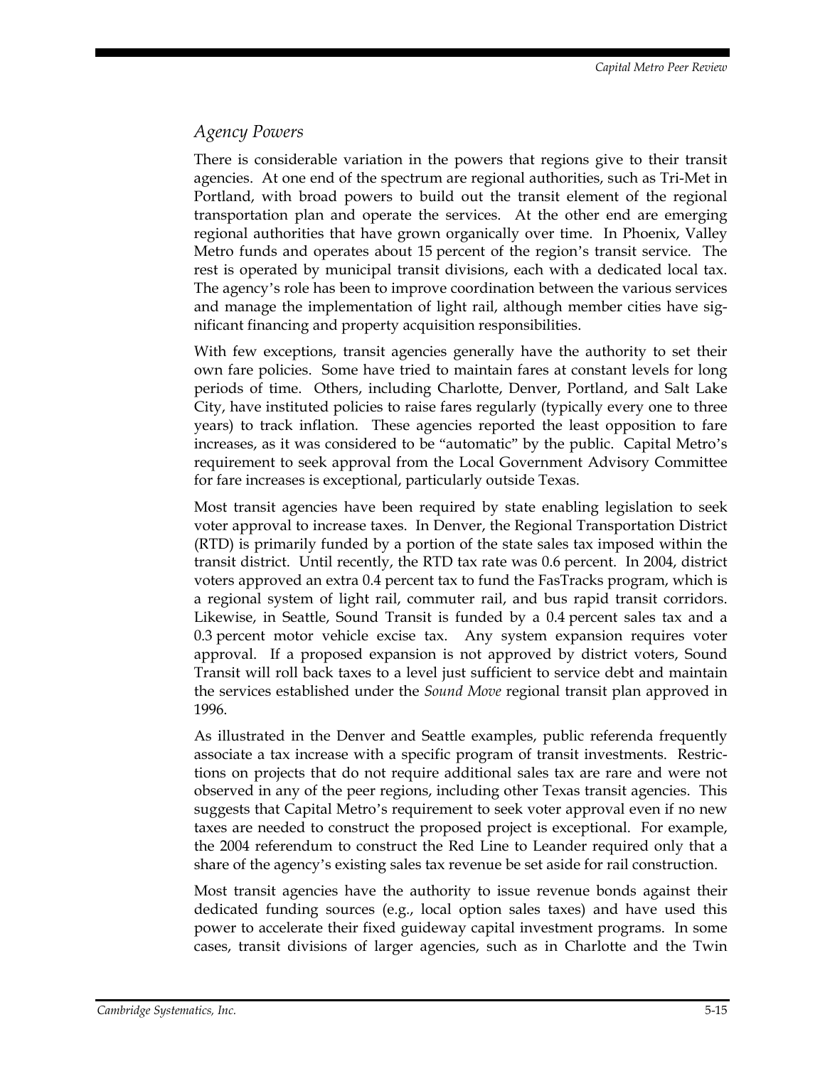## *Agency Powers*

There is considerable variation in the powers that regions give to their transit agencies. At one end of the spectrum are regional authorities, such as Tri-Met in Portland, with broad powers to build out the transit element of the regional transportation plan and operate the services. At the other end are emerging regional authorities that have grown organically over time. In Phoenix, Valley Metro funds and operates about 15 percent of the region's transit service. The rest is operated by municipal transit divisions, each with a dedicated local tax. The agency's role has been to improve coordination between the various services and manage the implementation of light rail, although member cities have significant financing and property acquisition responsibilities.

With few exceptions, transit agencies generally have the authority to set their own fare policies. Some have tried to maintain fares at constant levels for long periods of time. Others, including Charlotte, Denver, Portland, and Salt Lake City, have instituted policies to raise fares regularly (typically every one to three years) to track inflation. These agencies reported the least opposition to fare increases, as it was considered to be "automatic" by the public. Capital Metro's requirement to seek approval from the Local Government Advisory Committee for fare increases is exceptional, particularly outside Texas.

Most transit agencies have been required by state enabling legislation to seek voter approval to increase taxes. In Denver, the Regional Transportation District (RTD) is primarily funded by a portion of the state sales tax imposed within the transit district. Until recently, the RTD tax rate was 0.6 percent. In 2004, district voters approved an extra 0.4 percent tax to fund the FasTracks program, which is a regional system of light rail, commuter rail, and bus rapid transit corridors. Likewise, in Seattle, Sound Transit is funded by a 0.4 percent sales tax and a 0.3 percent motor vehicle excise tax. Any system expansion requires voter approval. If a proposed expansion is not approved by district voters, Sound Transit will roll back taxes to a level just sufficient to service debt and maintain the services established under the *Sound Move* regional transit plan approved in 1996.

As illustrated in the Denver and Seattle examples, public referenda frequently associate a tax increase with a specific program of transit investments. Restrictions on projects that do not require additional sales tax are rare and were not observed in any of the peer regions, including other Texas transit agencies. This suggests that Capital Metro's requirement to seek voter approval even if no new taxes are needed to construct the proposed project is exceptional. For example, the 2004 referendum to construct the Red Line to Leander required only that a share of the agency's existing sales tax revenue be set aside for rail construction.

Most transit agencies have the authority to issue revenue bonds against their dedicated funding sources (e.g., local option sales taxes) and have used this power to accelerate their fixed guideway capital investment programs. In some cases, transit divisions of larger agencies, such as in Charlotte and the Twin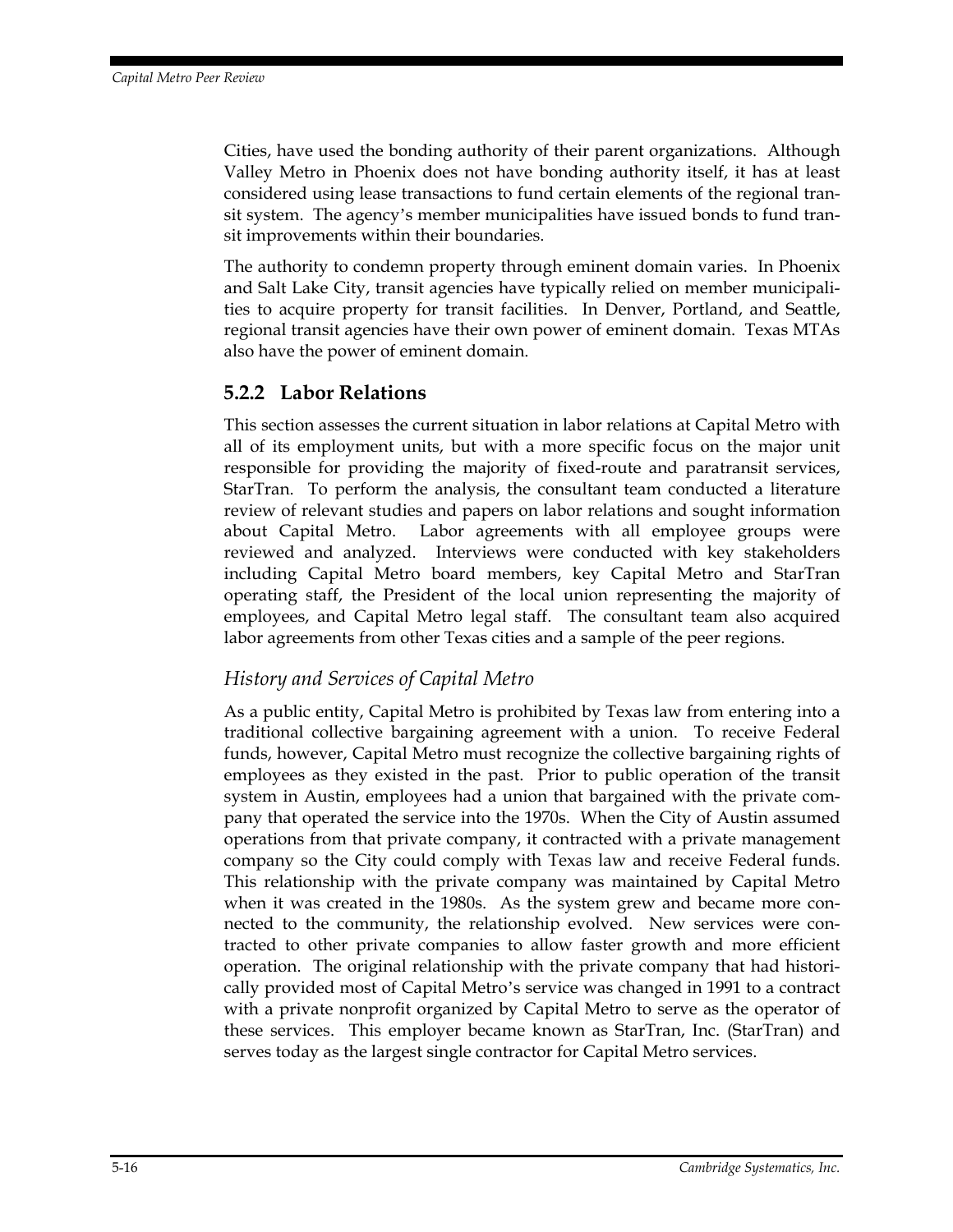Cities, have used the bonding authority of their parent organizations. Although Valley Metro in Phoenix does not have bonding authority itself, it has at least considered using lease transactions to fund certain elements of the regional transit system. The agency's member municipalities have issued bonds to fund transit improvements within their boundaries.

The authority to condemn property through eminent domain varies. In Phoenix and Salt Lake City, transit agencies have typically relied on member municipalities to acquire property for transit facilities. In Denver, Portland, and Seattle, regional transit agencies have their own power of eminent domain. Texas MTAs also have the power of eminent domain.

### 5.2.2 Labor Relations

This section assesses the current situation in labor relations at Capital Metro with all of its employment units, but with a more specific focus on the major unit responsible for providing the majority of fixed-route and paratransit services, StarTran. To perform the analysis, the consultant team conducted a literature review of relevant studies and papers on labor relations and sought information about Capital Metro. Labor agreements with all employee groups were reviewed and analyzed. Interviews were conducted with key stakeholders including Capital Metro board members, key Capital Metro and StarTran operating staff, the President of the local union representing the majority of employees, and Capital Metro legal staff. The consultant team also acquired labor agreements from other Texas cities and a sample of the peer regions.

*History and Services of Capital Metro*

As a public entity, Capital Metro is prohibited by Texas law from entering into a traditional collective bargaining agreement with a union. To receive Federal funds, however, Capital Metro must recognize the collective bargaining rights of employees as they existed in the past. Prior to public operation of the transit system in Austin, employees had a union that bargained with the private company that operated the service into the 1970s. When the City of Austin assumed operations from that private company, it contracted with a private management company so the City could comply with Texas law and receive Federal funds. This relationship with the private company was maintained by Capital Metro when it was created in the 1980s. As the system grew and became more connected to the community, the relationship evolved. New services were contracted to other private companies to allow faster growth and more efficient operation. The original relationship with the private company that had historically provided most of Capital Metro's service was changed in 1991 to a contract with a private nonprofit organized by Capital Metro to serve as the operator of these services. This employer became known as StarTran, Inc. (StarTran) and serves today as the largest single contractor for Capital Metro services.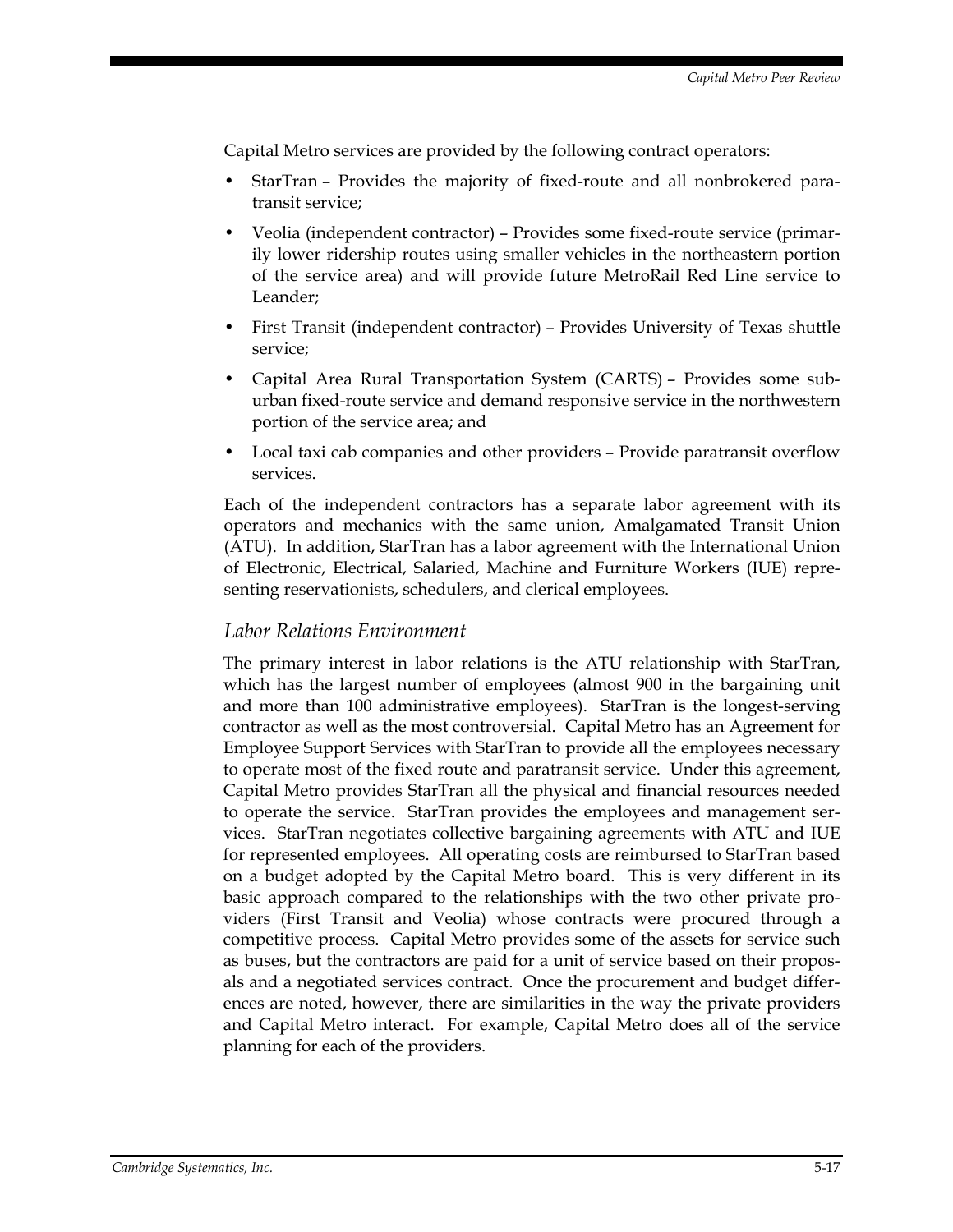Capital Metro services are provided by the following contract operators:

- StarTran – Provides the majority of fixed-route and all nonbrokered paratransit service;
- Veolia (independent contractor) – Provides some fixed-route service (primarily lower ridership routes using smaller vehicles in the northeastern portion of the service area) and will provide future MetroRail Red Line service to Leander;
- First Transit (independent contractor) – Provides University of Texas shuttle service;
- Capital Area Rural Transportation System (CARTS) – Provides some suburban fixed-route service and demand responsive service in the northwestern portion of the service area; and
- Local taxi cab companies and other providers – Provide paratransit overflow services.

Each of the independent contractors has a separate labor agreement with its operators and mechanics with the same union, Amalgamated Transit Union (ATU). In addition, StarTran has a labor agreement with the International Union of Electronic, Electrical, Salaried, Machine and Furniture Workers (IUE) representing reservationists, schedulers, and clerical employees.

### *Labor Relations Environment*

The primary interest in labor relations is the ATU relationship with StarTran, which has the largest number of employees (almost 900 in the bargaining unit and more than 100 administrative employees). StarTran is the longest-serving contractor as well as the most controversial. Capital Metro has an Agreement for Employee Support Services with StarTran to provide all the employees necessary to operate most of the fixed route and paratransit service. Under this agreement, Capital Metro provides StarTran all the physical and financial resources needed to operate the service. StarTran provides the employees and management services. StarTran negotiates collective bargaining agreements with ATU and IUE for represented employees. All operating costs are reimbursed to StarTran based on a budget adopted by the Capital Metro board. This is very different in its basic approach compared to the relationships with the two other private providers (First Transit and Veolia) whose contracts were procured through a competitive process. Capital Metro provides some of the assets for service such as buses, but the contractors are paid for a unit of service based on their proposals and a negotiated services contract. Once the procurement and budget differences are noted, however, there are similarities in the way the private providers and Capital Metro interact. For example, Capital Metro does all of the service planning for each of the providers.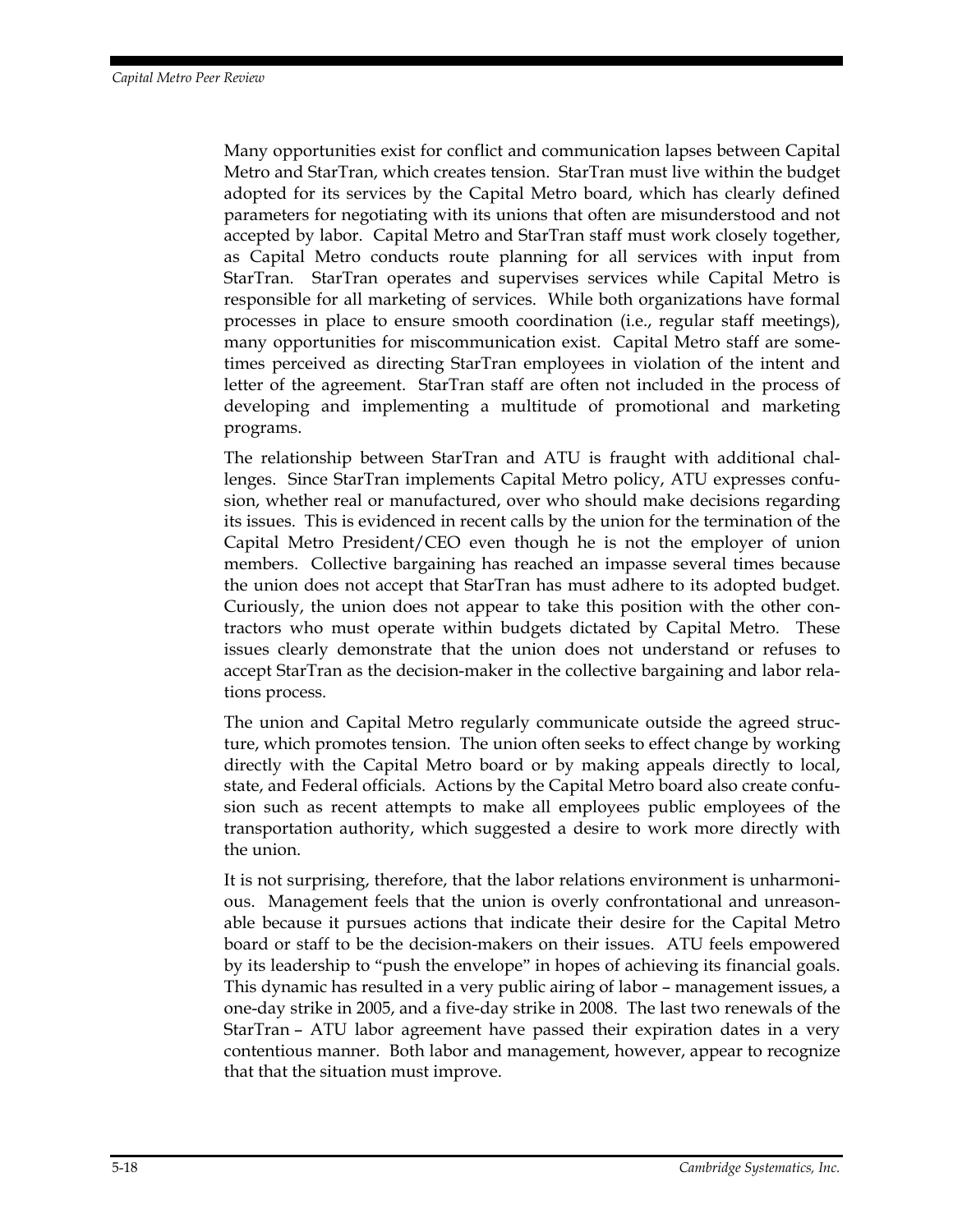Many opportunities exist for conflict and communication lapses between Capital Metro and StarTran, which creates tension. StarTran must live within the budget adopted for its services by the Capital Metro board, which has clearly defined parameters for negotiating with its unions that often are misunderstood and not accepted by labor. Capital Metro and StarTran staff must work closely together, as Capital Metro conducts route planning for all services with input from StarTran. StarTran operates and supervises services while Capital Metro is responsible for all marketing of services. While both organizations have formal processes in place to ensure smooth coordination (i.e., regular staff meetings), many opportunities for miscommunication exist. Capital Metro staff are sometimes perceived as directing StarTran employees in violation of the intent and letter of the agreement. StarTran staff are often not included in the process of developing and implementing a multitude of promotional and marketing programs.

The relationship between StarTran and ATU is fraught with additional challenges. Since StarTran implements Capital Metro policy, ATU expresses confusion, whether real or manufactured, over who should make decisions regarding its issues. This is evidenced in recent calls by the union for the termination of the Capital Metro President/CEO even though he is not the employer of union members. Collective bargaining has reached an impasse several times because the union does not accept that StarTran has must adhere to its adopted budget. Curiously, the union does not appear to take this position with the other contractors who must operate within budgets dictated by Capital Metro. These issues clearly demonstrate that the union does not understand or refuses to accept StarTran as the decision-maker in the collective bargaining and labor relations process.

The union and Capital Metro regularly communicate outside the agreed structure, which promotes tension. The union often seeks to effect change by working directly with the Capital Metro board or by making appeals directly to local, state, and Federal officials. Actions by the Capital Metro board also create confusion such as recent attempts to make all employees public employees of the transportation authority, which suggested a desire to work more directly with the union.

It is not surprising, therefore, that the labor relations environment is unharmonious. Management feels that the union is overly confrontational and unreasonable because it pursues actions that indicate their desire for the Capital Metro board or staff to be the decision-makers on their issues. ATU feels empowered by its leadership to "push the envelope" in hopes of achieving its financial goals. This dynamic has resulted in a very public airing of labor – management issues, a one-day strike in 2005, and a five-day strike in 2008. The last two renewals of the StarTran – ATU labor agreement have passed their expiration dates in a very contentious manner. Both labor and management, however, appear to recognize that that the situation must improve.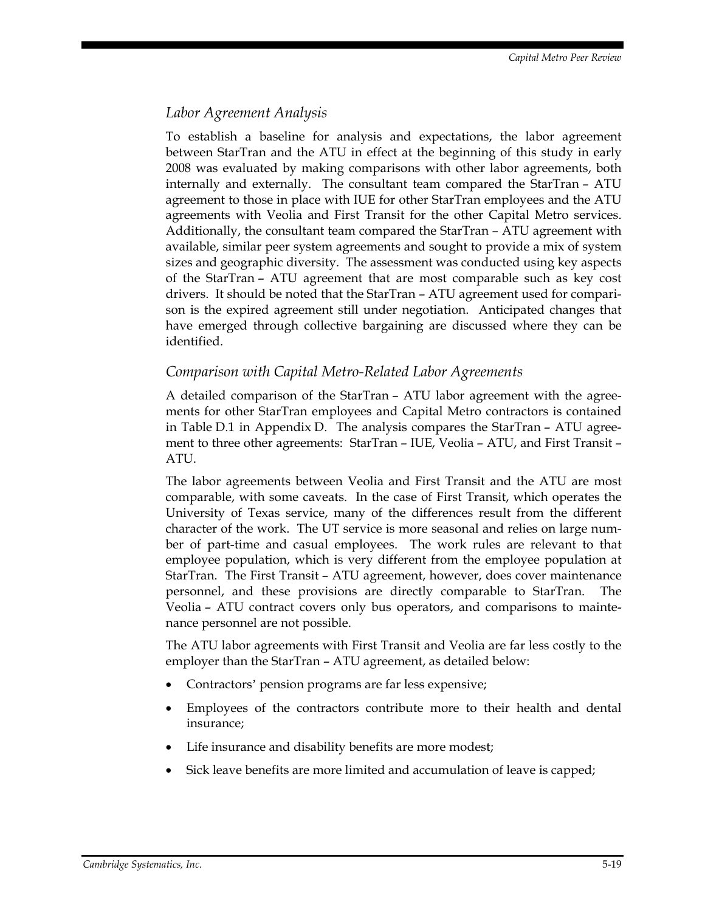### *Labor Agreement Analysis*

To establish a baseline for analysis and expectations, the labor agreement between StarTran and the ATU in effect at the beginning of this study in early 2008 was evaluated by making comparisons with other labor agreements, both internally and externally. The consultant team compared the StarTran – ATU agreement to those in place with IUE for other StarTran employees and the ATU agreements with Veolia and First Transit for the other Capital Metro services. Additionally, the consultant team compared the StarTran – ATU agreement with available, similar peer system agreements and sought to provide a mix of system sizes and geographic diversity. The assessment was conducted using key aspects of the StarTran – ATU agreement that are most comparable such as key cost drivers. It should be noted that the StarTran – ATU agreement used for comparison is the expired agreement still under negotiation. Anticipated changes that have emerged through collective bargaining are discussed where they can be identified.

### *Comparison with Capital Metro-Related Labor Agreements*

A detailed comparison of the StarTran – ATU labor agreement with the agreements for other StarTran employees and Capital Metro contractors is contained in Table D.1 in Appendix D. The analysis compares the StarTran – ATU agreement to three other agreements: StarTran – IUE, Veolia – ATU, and First Transit – ATU.

The labor agreements between Veolia and First Transit and the ATU are most comparable, with some caveats. In the case of First Transit, which operates the University of Texas service, many of the differences result from the different character of the work. The UT service is more seasonal and relies on large number of part-time and casual employees. The work rules are relevant to that employee population, which is very different from the employee population at StarTran. The First Transit – ATU agreement, however, does cover maintenance personnel, and these provisions are directly comparable to StarTran. The Veolia – ATU contract covers only bus operators, and comparisons to maintenance personnel are not possible.

The ATU labor agreements with First Transit and Veolia are far less costly to the employer than the StarTran – ATU agreement, as detailed below:

- Contractors' pension programs are far less expensive;
- Employees of the contractors contribute more to their health and dental insurance;
- Life insurance and disability benefits are more modest;
- Sick leave benefits are more limited and accumulation of leave is capped;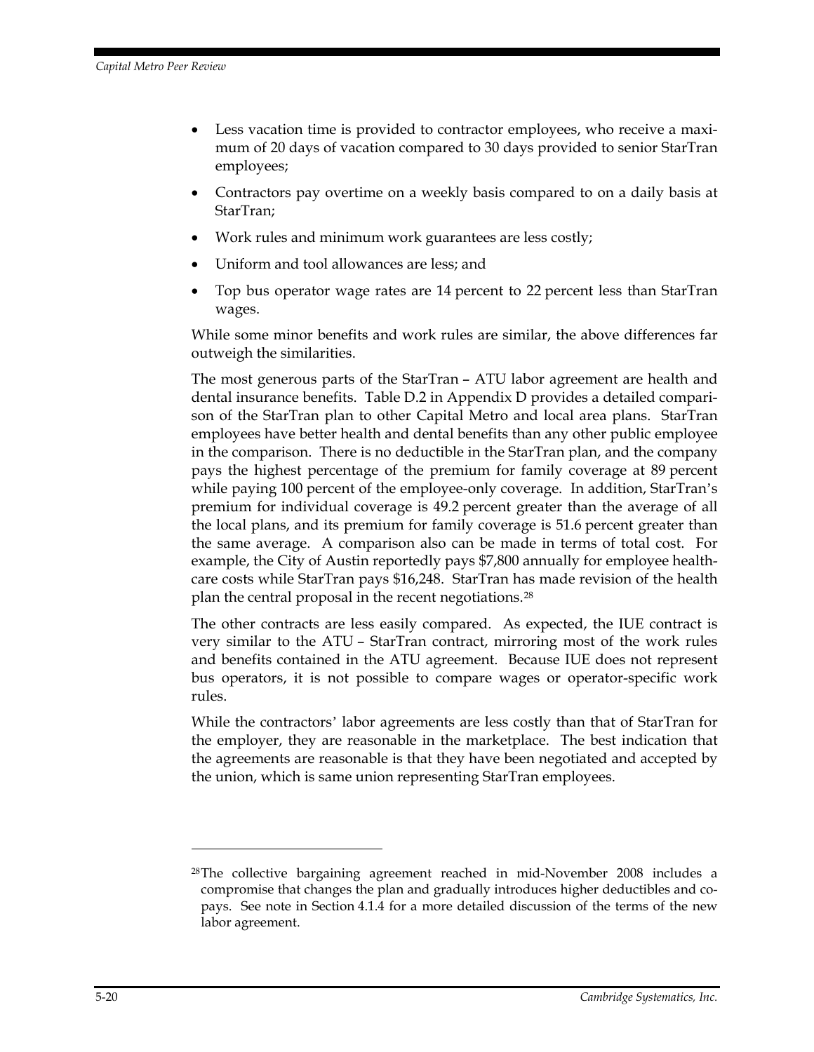- Less vacation time is provided to contractor employees, who receive a maximum of 20 days of vacation compared to 30 days provided to senior StarTran employees;
- Contractors pay overtime on a weekly basis compared to on a daily basis at StarTran;
- Work rules and minimum work guarantees are less costly;
- Uniform and tool allowances are less; and
- Top bus operator wage rates are 14 percent to 22 percent less than StarTran wages.

While some minor benefits and work rules are similar, the above differences far outweigh the similarities.

The most generous parts of the StarTran – ATU labor agreement are health and dental insurance benefits. Table D.2 in Appendix D provides a detailed comparison of the StarTran plan to other Capital Metro and local area plans. StarTran employees have better health and dental benefits than any other public employee in the comparison. There is no deductible in the StarTran plan, and the company pays the highest percentage of the premium for family coverage at 89 percent while paying 100 percent of the employee-only coverage. In addition, StarTran's premium for individual coverage is 49.2 percent greater than the average of all the local plans, and its premium for family coverage is 51.6 percent greater than the same average. A comparison also can be made in terms of total cost. For example, the City of Austin reportedly pays $7,800 annually for employee healthcare costs while StarTran pays $16,248. StarTran has made revision of the health plan the central proposal in the recent negotiations.[28]

The other contracts are less easily compared. As expected, the IUE contract is very similar to the ATU – StarTran contract, mirroring most of the work rules and benefits contained in the ATU agreement. Because IUE does not represent bus operators, it is not possible to compare wages or operator-specific work rules.

While the contractors' labor agreements are less costly than that of StarTran for the employer, they are reasonable in the marketplace. The best indication that the agreements are reasonable is that they have been negotiated and accepted by the union, which is same union representing StarTran employees.

---

[28]The collective bargaining agreement reached in mid-November 2008 includes a compromise that changes the plan and gradually introduces higher deductibles and co-pays. See note in Section 4.1.4 for a more detailed discussion of the terms of the new labor agreement.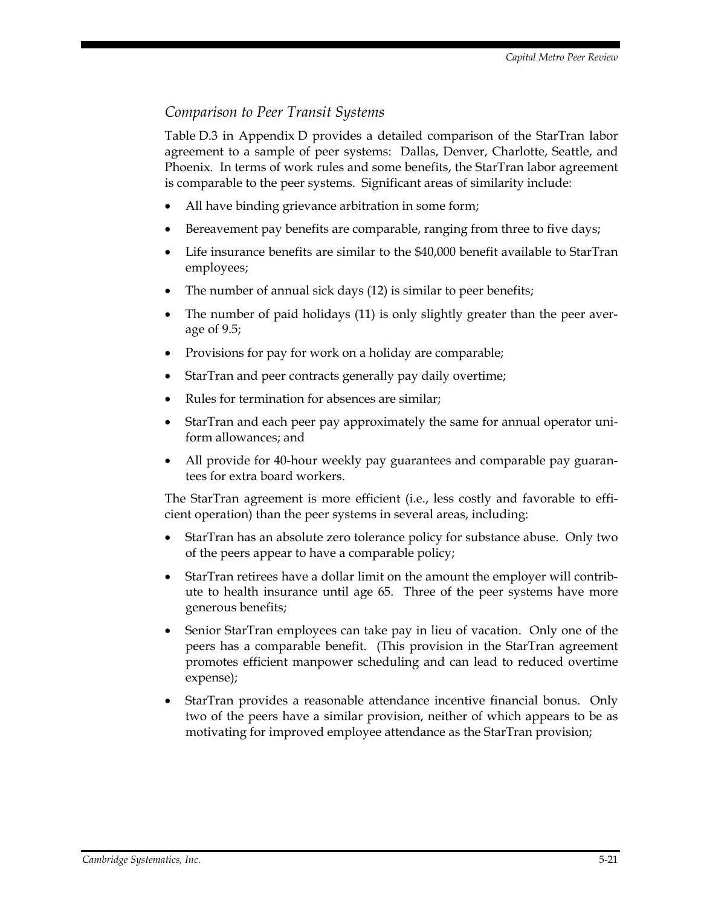*Comparison to Peer Transit Systems*

Table D.3 in Appendix D provides a detailed comparison of the StarTran labor agreement to a sample of peer systems: Dallas, Denver, Charlotte, Seattle, and Phoenix. In terms of work rules and some benefits, the StarTran labor agreement is comparable to the peer systems. Significant areas of similarity include:

- All have binding grievance arbitration in some form;
- Bereavement pay benefits are comparable, ranging from three to five days;
- Life insurance benefits are similar to the $40,000 benefit available to StarTran employees;
- The number of annual sick days (12) is similar to peer benefits;
- The number of paid holidays (11) is only slightly greater than the peer average of 9.5;
- Provisions for pay for work on a holiday are comparable;
- StarTran and peer contracts generally pay daily overtime;
- Rules for termination for absences are similar;
- StarTran and each peer pay approximately the same for annual operator uniform allowances; and
- All provide for 40-hour weekly pay guarantees and comparable pay guarantees for extra board workers.

The StarTran agreement is more efficient (i.e., less costly and favorable to efficient operation) than the peer systems in several areas, including:

- StarTran has an absolute zero tolerance policy for substance abuse. Only two of the peers appear to have a comparable policy;
- StarTran retirees have a dollar limit on the amount the employer will contribute to health insurance until age 65. Three of the peer systems have more generous benefits;
- Senior StarTran employees can take pay in lieu of vacation. Only one of the peers has a comparable benefit. (This provision in the StarTran agreement promotes efficient manpower scheduling and can lead to reduced overtime expense);
- StarTran provides a reasonable attendance incentive financial bonus. Only two of the peers have a similar provision, neither of which appears to be as motivating for improved employee attendance as the StarTran provision;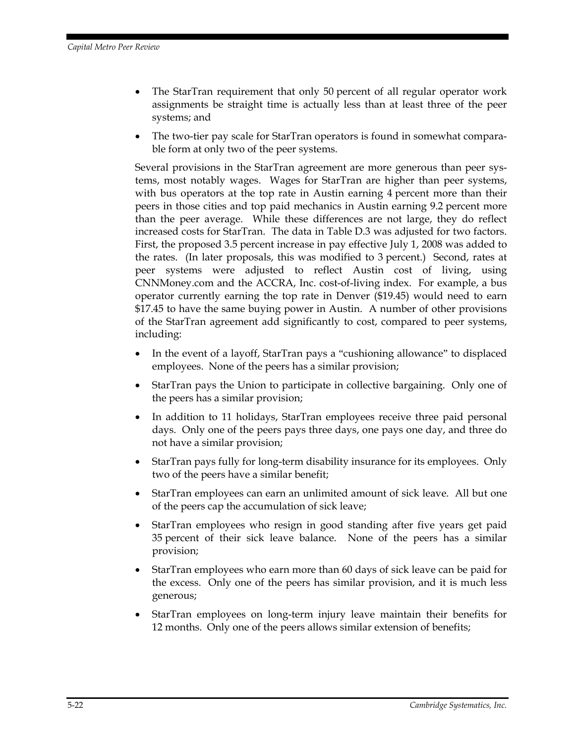- The StarTran requirement that only 50 percent of all regular operator work assignments be straight time is actually less than at least three of the peer systems; and
- The two-tier pay scale for StarTran operators is found in somewhat comparable form at only two of the peer systems.

Several provisions in the StarTran agreement are more generous than peer systems, most notably wages. Wages for StarTran are higher than peer systems, with bus operators at the top rate in Austin earning 4 percent more than their peers in those cities and top paid mechanics in Austin earning 9.2 percent more than the peer average. While these differences are not large, they do reflect increased costs for StarTran. The data in Table D.3 was adjusted for two factors. First, the proposed 3.5 percent increase in pay effective July 1, 2008 was added to the rates. (In later proposals, this was modified to 3 percent.) Second, rates at peer systems were adjusted to reflect Austin cost of living, using CNNMoney.com and the ACCRA, Inc. cost-of-living index. For example, a bus operator currently earning the top rate in Denver ($19.45) would need to earn $17.45 to have the same buying power in Austin. A number of other provisions of the StarTran agreement add significantly to cost, compared to peer systems, including:

- In the event of a layoff, StarTran pays a "cushioning allowance" to displaced employees. None of the peers has a similar provision;
- StarTran pays the Union to participate in collective bargaining. Only one of the peers has a similar provision;
- In addition to 11 holidays, StarTran employees receive three paid personal days. Only one of the peers pays three days, one pays one day, and three do not have a similar provision;
- StarTran pays fully for long-term disability insurance for its employees. Only two of the peers have a similar benefit;
- StarTran employees can earn an unlimited amount of sick leave. All but one of the peers cap the accumulation of sick leave;
- StarTran employees who resign in good standing after five years get paid 35 percent of their sick leave balance. None of the peers has a similar provision;
- StarTran employees who earn more than 60 days of sick leave can be paid for the excess. Only one of the peers has similar provision, and it is much less generous;
- StarTran employees on long-term injury leave maintain their benefits for 12 months. Only one of the peers allows similar extension of benefits;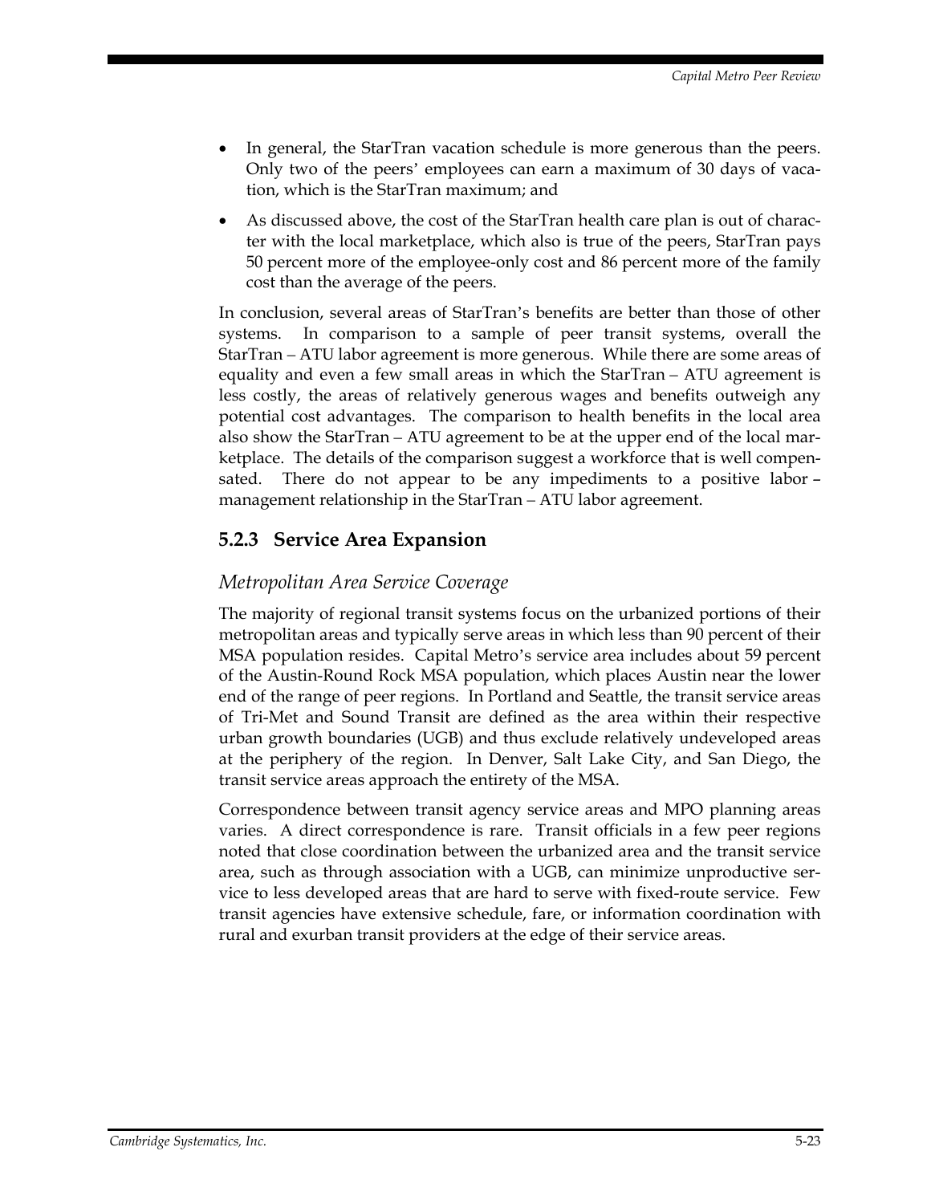- In general, the StarTran vacation schedule is more generous than the peers. Only two of the peers' employees can earn a maximum of 30 days of vacation, which is the StarTran maximum; and
- As discussed above, the cost of the StarTran health care plan is out of character with the local marketplace, which also is true of the peers, StarTran pays 50 percent more of the employee-only cost and 86 percent more of the family cost than the average of the peers.

In conclusion, several areas of StarTran's benefits are better than those of other systems. In comparison to a sample of peer transit systems, overall the StarTran – ATU labor agreement is more generous. While there are some areas of equality and even a few small areas in which the StarTran – ATU agreement is less costly, the areas of relatively generous wages and benefits outweigh any potential cost advantages. The comparison to health benefits in the local area also show the StarTran – ATU agreement to be at the upper end of the local marketplace. The details of the comparison suggest a workforce that is well compensated. There do not appear to be any impediments to a positive labor – management relationship in the StarTran – ATU labor agreement.

### 5.2.3 Service Area Expansion

*Metropolitan Area Service Coverage*

The majority of regional transit systems focus on the urbanized portions of their metropolitan areas and typically serve areas in which less than 90 percent of their MSA population resides. Capital Metro's service area includes about 59 percent of the Austin-Round Rock MSA population, which places Austin near the lower end of the range of peer regions. In Portland and Seattle, the transit service areas of Tri-Met and Sound Transit are defined as the area within their respective urban growth boundaries (UGB) and thus exclude relatively undeveloped areas at the periphery of the region. In Denver, Salt Lake City, and San Diego, the transit service areas approach the entirety of the MSA.

Correspondence between transit agency service areas and MPO planning areas varies. A direct correspondence is rare. Transit officials in a few peer regions noted that close coordination between the urbanized area and the transit service area, such as through association with a UGB, can minimize unproductive service to less developed areas that are hard to serve with fixed-route service. Few transit agencies have extensive schedule, fare, or information coordination with rural and exurban transit providers at the edge of their service areas.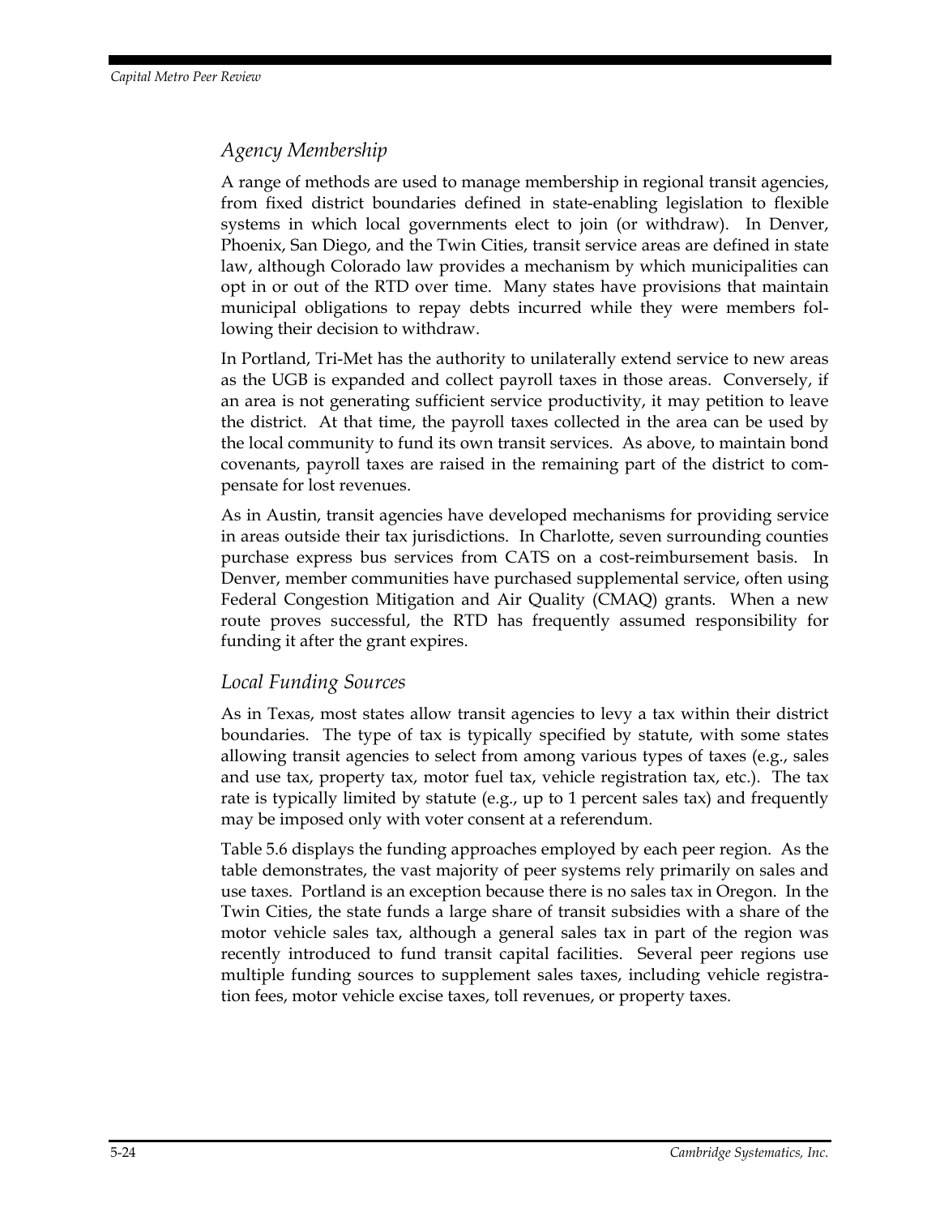### *Agency Membership*

A range of methods are used to manage membership in regional transit agencies, from fixed district boundaries defined in state-enabling legislation to flexible systems in which local governments elect to join (or withdraw). In Denver, Phoenix, San Diego, and the Twin Cities, transit service areas are defined in state law, although Colorado law provides a mechanism by which municipalities can opt in or out of the RTD over time. Many states have provisions that maintain municipal obligations to repay debts incurred while they were members following their decision to withdraw.

In Portland, Tri-Met has the authority to unilaterally extend service to new areas as the UGB is expanded and collect payroll taxes in those areas. Conversely, if an area is not generating sufficient service productivity, it may petition to leave the district. At that time, the payroll taxes collected in the area can be used by the local community to fund its own transit services. As above, to maintain bond covenants, payroll taxes are raised in the remaining part of the district to compensate for lost revenues.

As in Austin, transit agencies have developed mechanisms for providing service in areas outside their tax jurisdictions. In Charlotte, seven surrounding counties purchase express bus services from CATS on a cost-reimbursement basis. In Denver, member communities have purchased supplemental service, often using Federal Congestion Mitigation and Air Quality (CMAQ) grants. When a new route proves successful, the RTD has frequently assumed responsibility for funding it after the grant expires.

### *Local Funding Sources*

As in Texas, most states allow transit agencies to levy a tax within their district boundaries. The type of tax is typically specified by statute, with some states allowing transit agencies to select from among various types of taxes (e.g., sales and use tax, property tax, motor fuel tax, vehicle registration tax, etc.). The tax rate is typically limited by statute (e.g., up to 1 percent sales tax) and frequently may be imposed only with voter consent at a referendum.

Table 5.6 displays the funding approaches employed by each peer region. As the table demonstrates, the vast majority of peer systems rely primarily on sales and use taxes. Portland is an exception because there is no sales tax in Oregon. In the Twin Cities, the state funds a large share of transit subsidies with a share of the motor vehicle sales tax, although a general sales tax in part of the region was recently introduced to fund transit capital facilities. Several peer regions use multiple funding sources to supplement sales taxes, including vehicle registration fees, motor vehicle excise taxes, toll revenues, or property taxes.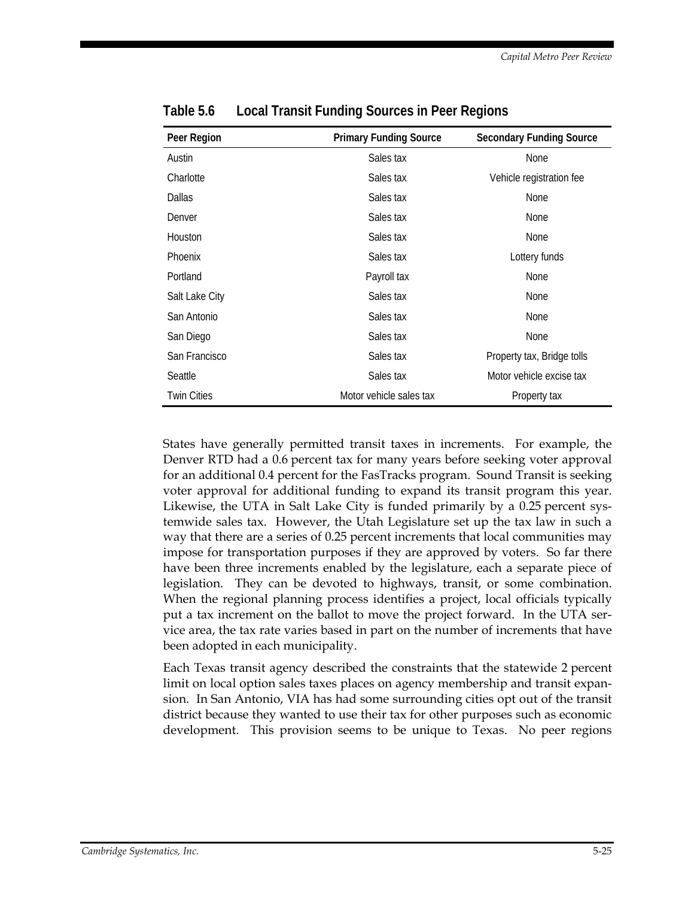**Table 5.6 Local Transit Funding Sources in Peer Regions**

| Peer Region | Primary Funding Source | Secondary Funding Source |
|---|---|---|
| Austin | Sales tax | None |
| Charlotte | Sales tax | Vehicle registration fee |
| Dallas | Sales tax | None |
| Denver | Sales tax | None |
| Houston | Sales tax | None |
| Phoenix | Sales tax | Lottery funds |
| Portland | Payroll tax | None |
| Salt Lake City | Sales tax | None |
| San Antonio | Sales tax | None |
| San Diego | Sales tax | None |
| San Francisco | Sales tax | Property tax, Bridge tolls |
| Seattle | Sales tax | Motor vehicle excise tax |
| Twin Cities | Motor vehicle sales tax | Property tax |

States have generally permitted transit taxes in increments. For example, the Denver RTD had a 0.6 percent tax for many years before seeking voter approval for an additional 0.4 percent for the FasTracks program. Sound Transit is seeking voter approval for additional funding to expand its transit program this year. Likewise, the UTA in Salt Lake City is funded primarily by a 0.25 percent systemwide sales tax. However, the Utah Legislature set up the tax law in such a way that there are a series of 0.25 percent increments that local communities may impose for transportation purposes if they are approved by voters. So far there have been three increments enabled by the legislature, each a separate piece of legislation. They can be devoted to highways, transit, or some combination. When the regional planning process identifies a project, local officials typically put a tax increment on the ballot to move the project forward. In the UTA service area, the tax rate varies based in part on the number of increments that have been adopted in each municipality.

Each Texas transit agency described the constraints that the statewide 2 percent limit on local option sales taxes places on agency membership and transit expansion. In San Antonio, VIA has had some surrounding cities opt out of the transit district because they wanted to use their tax for other purposes such as economic development. This provision seems to be unique to Texas. No peer regions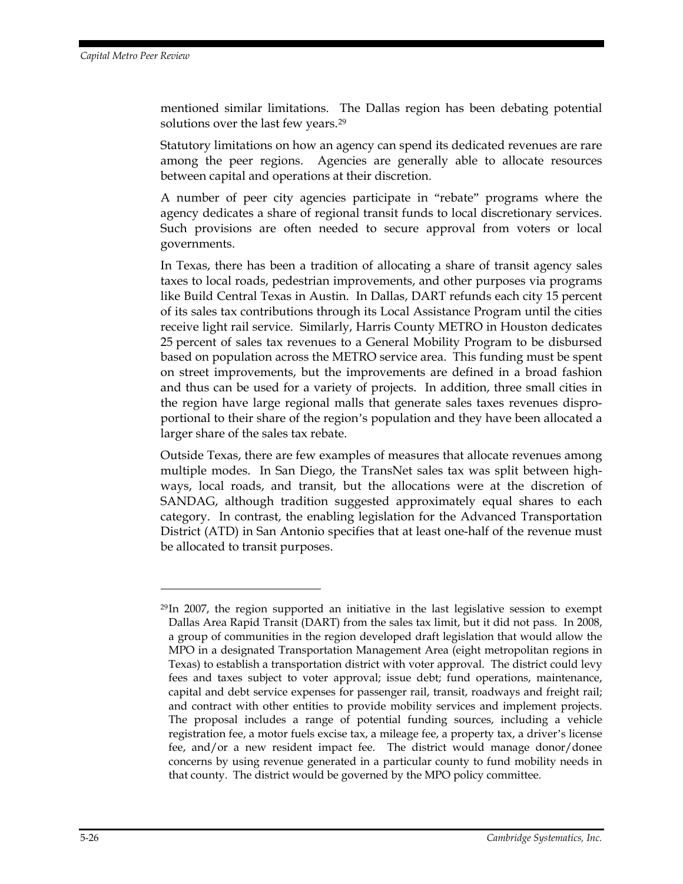mentioned similar limitations. The Dallas region has been debating potential solutions over the last few years.[29]

Statutory limitations on how an agency can spend its dedicated revenues are rare among the peer regions. Agencies are generally able to allocate resources between capital and operations at their discretion.

A number of peer city agencies participate in "rebate" programs where the agency dedicates a share of regional transit funds to local discretionary services. Such provisions are often needed to secure approval from voters or local governments.

In Texas, there has been a tradition of allocating a share of transit agency sales taxes to local roads, pedestrian improvements, and other purposes via programs like Build Central Texas in Austin. In Dallas, DART refunds each city 15 percent of its sales tax contributions through its Local Assistance Program until the cities receive light rail service. Similarly, Harris County METRO in Houston dedicates 25 percent of sales tax revenues to a General Mobility Program to be disbursed based on population across the METRO service area. This funding must be spent on street improvements, but the improvements are defined in a broad fashion and thus can be used for a variety of projects. In addition, three small cities in the region have large regional malls that generate sales taxes revenues disproportional to their share of the region's population and they have been allocated a larger share of the sales tax rebate.

Outside Texas, there are few examples of measures that allocate revenues among multiple modes. In San Diego, the TransNet sales tax was split between highways, local roads, and transit, but the allocations were at the discretion of SANDAG, although tradition suggested approximately equal shares to each category. In contrast, the enabling legislation for the Advanced Transportation District (ATD) in San Antonio specifies that at least one-half of the revenue must be allocated to transit purposes.

---

[29] In 2007, the region supported an initiative in the last legislative session to exempt Dallas Area Rapid Transit (DART) from the sales tax limit, but it did not pass. In 2008, a group of communities in the region developed draft legislation that would allow the MPO in a designated Transportation Management Area (eight metropolitan regions in Texas) to establish a transportation district with voter approval. The district could levy fees and taxes subject to voter approval; issue debt; fund operations, maintenance, capital and debt service expenses for passenger rail, transit, roadways and freight rail; and contract with other entities to provide mobility services and implement projects. The proposal includes a range of potential funding sources, including a vehicle registration fee, a motor fuels excise tax, a mileage fee, a property tax, a driver's license fee, and/or a new resident impact fee. The district would manage donor/donee concerns by using revenue generated in a particular county to fund mobility needs in that county. The district would be governed by the MPO policy committee.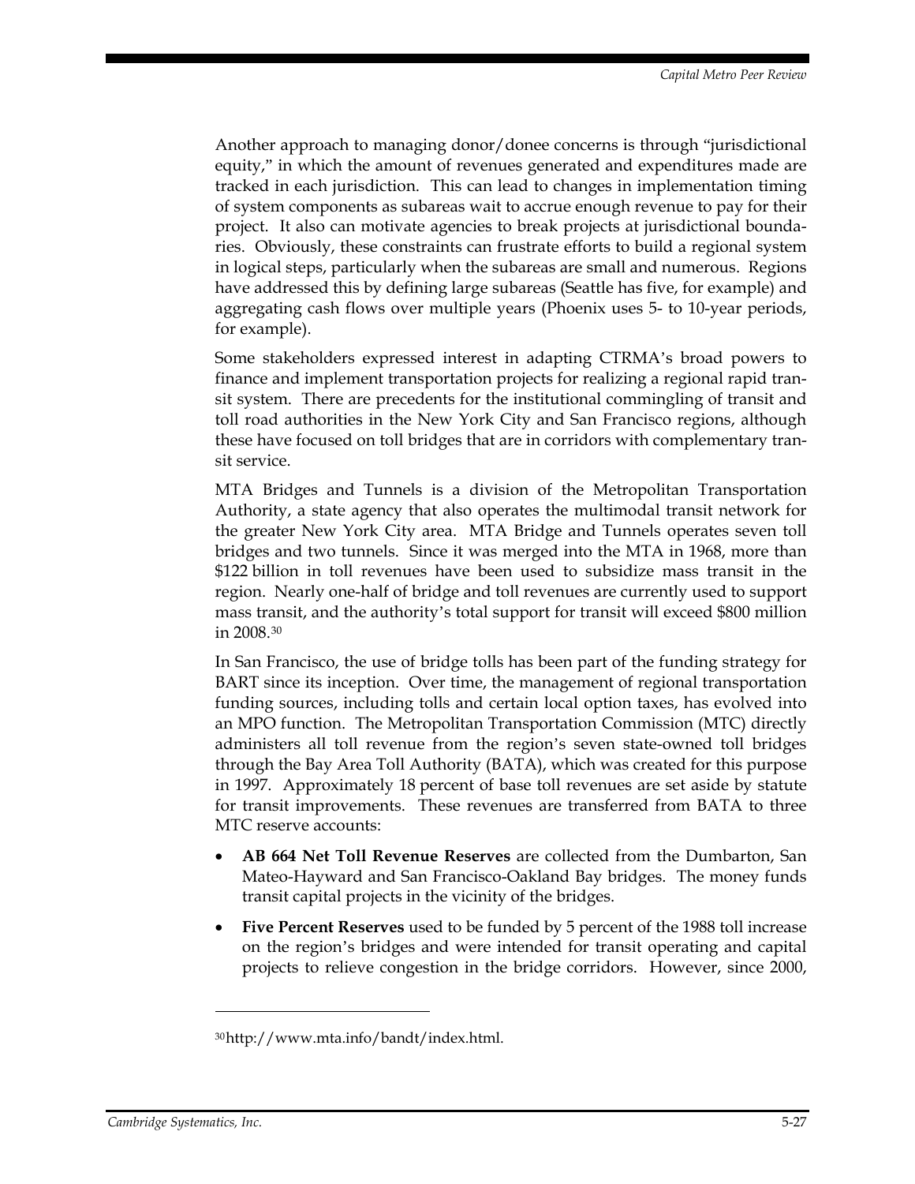Another approach to managing donor/donee concerns is through "jurisdictional equity," in which the amount of revenues generated and expenditures made are tracked in each jurisdiction. This can lead to changes in implementation timing of system components as subareas wait to accrue enough revenue to pay for their project. It also can motivate agencies to break projects at jurisdictional boundaries. Obviously, these constraints can frustrate efforts to build a regional system in logical steps, particularly when the subareas are small and numerous. Regions have addressed this by defining large subareas (Seattle has five, for example) and aggregating cash flows over multiple years (Phoenix uses 5- to 10-year periods, for example).

Some stakeholders expressed interest in adapting CTRMA's broad powers to finance and implement transportation projects for realizing a regional rapid transit system. There are precedents for the institutional commingling of transit and toll road authorities in the New York City and San Francisco regions, although these have focused on toll bridges that are in corridors with complementary transit service.

MTA Bridges and Tunnels is a division of the Metropolitan Transportation Authority, a state agency that also operates the multimodal transit network for the greater New York City area. MTA Bridge and Tunnels operates seven toll bridges and two tunnels. Since it was merged into the MTA in 1968, more than $122 billion in toll revenues have been used to subsidize mass transit in the region. Nearly one-half of bridge and toll revenues are currently used to support mass transit, and the authority's total support for transit will exceed $800 million in 2008.[30]

In San Francisco, the use of bridge tolls has been part of the funding strategy for BART since its inception. Over time, the management of regional transportation funding sources, including tolls and certain local option taxes, has evolved into an MPO function. The Metropolitan Transportation Commission (MTC) directly administers all toll revenue from the region's seven state-owned toll bridges through the Bay Area Toll Authority (BATA), which was created for this purpose in 1997. Approximately 18 percent of base toll revenues are set aside by statute for transit improvements. These revenues are transferred from BATA to three MTC reserve accounts:

- **AB 664 Net Toll Revenue Reserves** are collected from the Dumbarton, San Mateo-Hayward and San Francisco-Oakland Bay bridges. The money funds transit capital projects in the vicinity of the bridges.
- **Five Percent Reserves** used to be funded by 5 percent of the 1988 toll increase on the region's bridges and were intended for transit operating and capital projects to relieve congestion in the bridge corridors. However, since 2000,

[30] http://www.mta.info/bandt/index.html.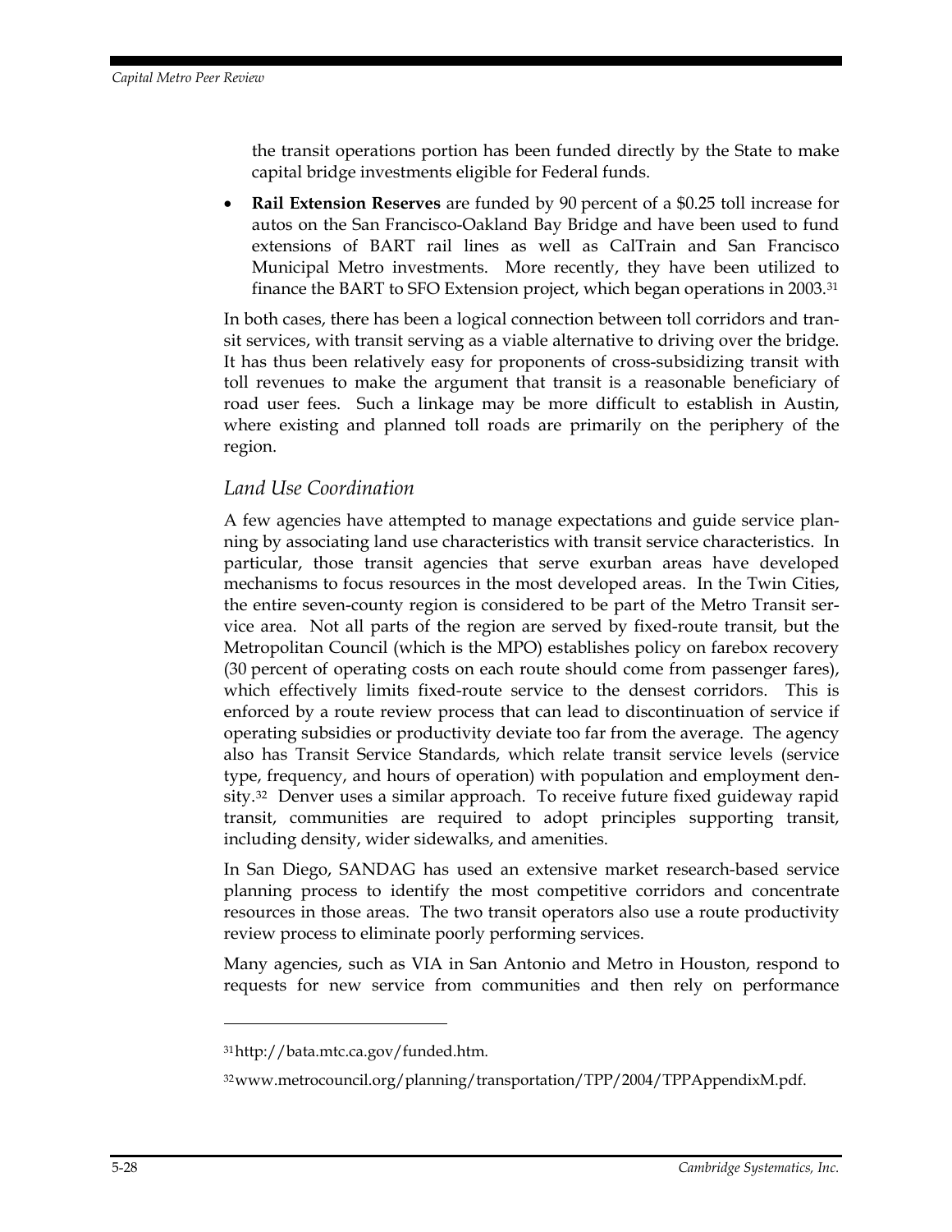the transit operations portion has been funded directly by the State to make capital bridge investments eligible for Federal funds.

- **Rail Extension Reserves** are funded by 90 percent of a $0.25 toll increase for autos on the San Francisco-Oakland Bay Bridge and have been used to fund extensions of BART rail lines as well as CalTrain and San Francisco Municipal Metro investments. More recently, they have been utilized to finance the BART to SFO Extension project, which began operations in 2003.[31]

In both cases, there has been a logical connection between toll corridors and transit services, with transit serving as a viable alternative to driving over the bridge. It has thus been relatively easy for proponents of cross-subsidizing transit with toll revenues to make the argument that transit is a reasonable beneficiary of road user fees. Such a linkage may be more difficult to establish in Austin, where existing and planned toll roads are primarily on the periphery of the region.

### *Land Use Coordination*

A few agencies have attempted to manage expectations and guide service planning by associating land use characteristics with transit service characteristics. In particular, those transit agencies that serve exurban areas have developed mechanisms to focus resources in the most developed areas. In the Twin Cities, the entire seven-county region is considered to be part of the Metro Transit service area. Not all parts of the region are served by fixed-route transit, but the Metropolitan Council (which is the MPO) establishes policy on farebox recovery (30 percent of operating costs on each route should come from passenger fares), which effectively limits fixed-route service to the densest corridors. This is enforced by a route review process that can lead to discontinuation of service if operating subsidies or productivity deviate too far from the average. The agency also has Transit Service Standards, which relate transit service levels (service type, frequency, and hours of operation) with population and employment density.[32] Denver uses a similar approach. To receive future fixed guideway rapid transit, communities are required to adopt principles supporting transit, including density, wider sidewalks, and amenities.

In San Diego, SANDAG has used an extensive market research-based service planning process to identify the most competitive corridors and concentrate resources in those areas. The two transit operators also use a route productivity review process to eliminate poorly performing services.

Many agencies, such as VIA in San Antonio and Metro in Houston, respond to requests for new service from communities and then rely on performance

---

[31] http://bata.mtc.ca.gov/funded.htm.

[32] www.metrocouncil.org/planning/transportation/TPP/2004/TPPAppendixM.pdf.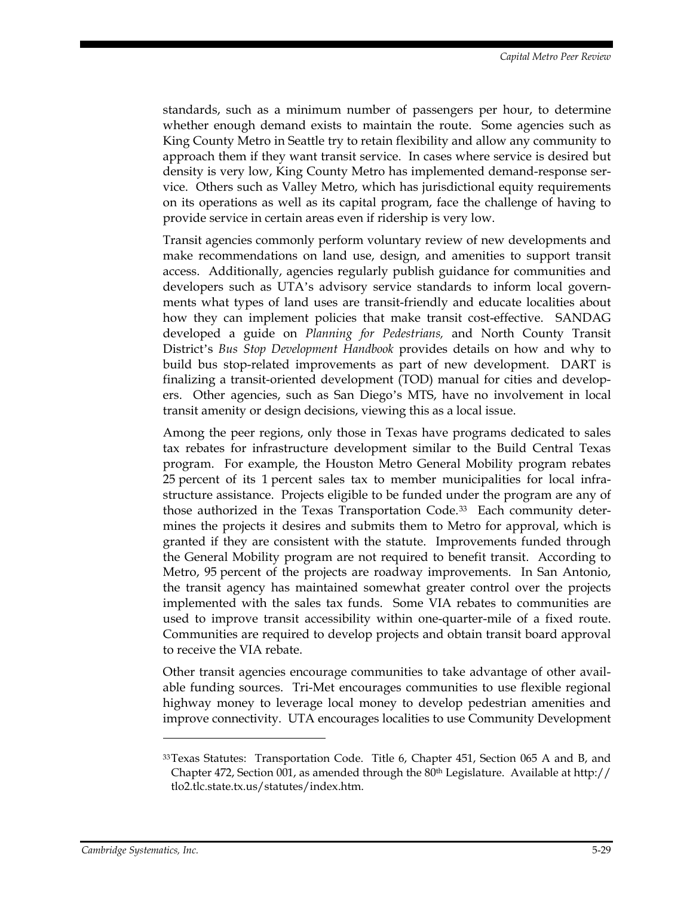standards, such as a minimum number of passengers per hour, to determine whether enough demand exists to maintain the route. Some agencies such as King County Metro in Seattle try to retain flexibility and allow any community to approach them if they want transit service. In cases where service is desired but density is very low, King County Metro has implemented demand-response service. Others such as Valley Metro, which has jurisdictional equity requirements on its operations as well as its capital program, face the challenge of having to provide service in certain areas even if ridership is very low.

Transit agencies commonly perform voluntary review of new developments and make recommendations on land use, design, and amenities to support transit access. Additionally, agencies regularly publish guidance for communities and developers such as UTA's advisory service standards to inform local governments what types of land uses are transit-friendly and educate localities about how they can implement policies that make transit cost-effective. SANDAG developed a guide on *Planning for Pedestrians,* and North County Transit District's *Bus Stop Development Handbook* provides details on how and why to build bus stop-related improvements as part of new development. DART is finalizing a transit-oriented development (TOD) manual for cities and developers. Other agencies, such as San Diego's MTS, have no involvement in local transit amenity or design decisions, viewing this as a local issue.

Among the peer regions, only those in Texas have programs dedicated to sales tax rebates for infrastructure development similar to the Build Central Texas program. For example, the Houston Metro General Mobility program rebates 25 percent of its 1 percent sales tax to member municipalities for local infrastructure assistance. Projects eligible to be funded under the program are any of those authorized in the Texas Transportation Code.[33] Each community determines the projects it desires and submits them to Metro for approval, which is granted if they are consistent with the statute. Improvements funded through the General Mobility program are not required to benefit transit. According to Metro, 95 percent of the projects are roadway improvements. In San Antonio, the transit agency has maintained somewhat greater control over the projects implemented with the sales tax funds. Some VIA rebates to communities are used to improve transit accessibility within one-quarter-mile of a fixed route. Communities are required to develop projects and obtain transit board approval to receive the VIA rebate.

Other transit agencies encourage communities to take advantage of other available funding sources. Tri-Met encourages communities to use flexible regional highway money to leverage local money to develop pedestrian amenities and improve connectivity. UTA encourages localities to use Community Development

---

[33] Texas Statutes: Transportation Code. Title 6, Chapter 451, Section 065 A and B, and Chapter 472, Section 001, as amended through the 80th Legislature. Available at http://tlo2.tlc.state.tx.us/statutes/index.htm.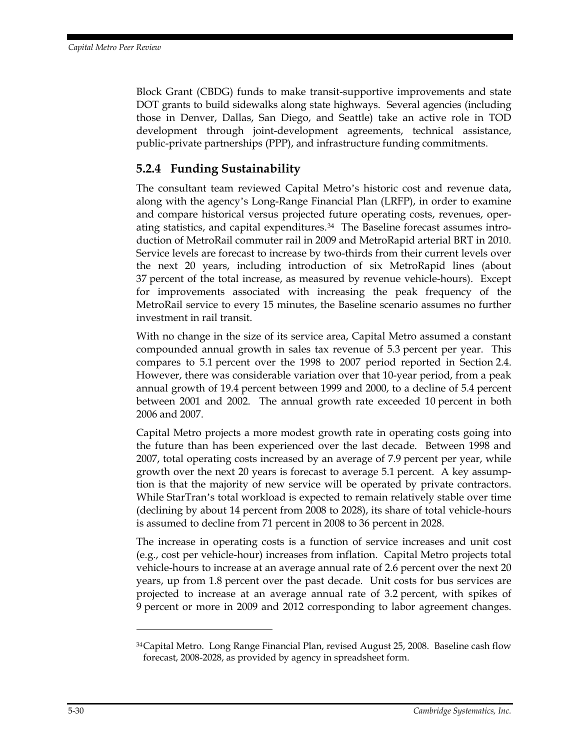Block Grant (CBDG) funds to make transit-supportive improvements and state DOT grants to build sidewalks along state highways. Several agencies (including those in Denver, Dallas, San Diego, and Seattle) take an active role in TOD development through joint-development agreements, technical assistance, public-private partnerships (PPP), and infrastructure funding commitments.

### 5.2.4 Funding Sustainability

The consultant team reviewed Capital Metro's historic cost and revenue data, along with the agency's Long-Range Financial Plan (LRFP), in order to examine and compare historical versus projected future operating costs, revenues, operating statistics, and capital expenditures.[34] The Baseline forecast assumes introduction of MetroRail commuter rail in 2009 and MetroRapid arterial BRT in 2010. Service levels are forecast to increase by two-thirds from their current levels over the next 20 years, including introduction of six MetroRapid lines (about 37 percent of the total increase, as measured by revenue vehicle-hours). Except for improvements associated with increasing the peak frequency of the MetroRail service to every 15 minutes, the Baseline scenario assumes no further investment in rail transit.

With no change in the size of its service area, Capital Metro assumed a constant compounded annual growth in sales tax revenue of 5.3 percent per year. This compares to 5.1 percent over the 1998 to 2007 period reported in Section 2.4. However, there was considerable variation over that 10-year period, from a peak annual growth of 19.4 percent between 1999 and 2000, to a decline of 5.4 percent between 2001 and 2002. The annual growth rate exceeded 10 percent in both 2006 and 2007.

Capital Metro projects a more modest growth rate in operating costs going into the future than has been experienced over the last decade. Between 1998 and 2007, total operating costs increased by an average of 7.9 percent per year, while growth over the next 20 years is forecast to average 5.1 percent. A key assumption is that the majority of new service will be operated by private contractors. While StarTran's total workload is expected to remain relatively stable over time (declining by about 14 percent from 2008 to 2028), its share of total vehicle-hours is assumed to decline from 71 percent in 2008 to 36 percent in 2028.

The increase in operating costs is a function of service increases and unit cost (e.g., cost per vehicle-hour) increases from inflation. Capital Metro projects total vehicle-hours to increase at an average annual rate of 2.6 percent over the next 20 years, up from 1.8 percent over the past decade. Unit costs for bus services are projected to increase at an average annual rate of 3.2 percent, with spikes of 9 percent or more in 2009 and 2012 corresponding to labor agreement changes.

---

[34] Capital Metro. Long Range Financial Plan, revised August 25, 2008. Baseline cash flow forecast, 2008-2028, as provided by agency in spreadsheet form.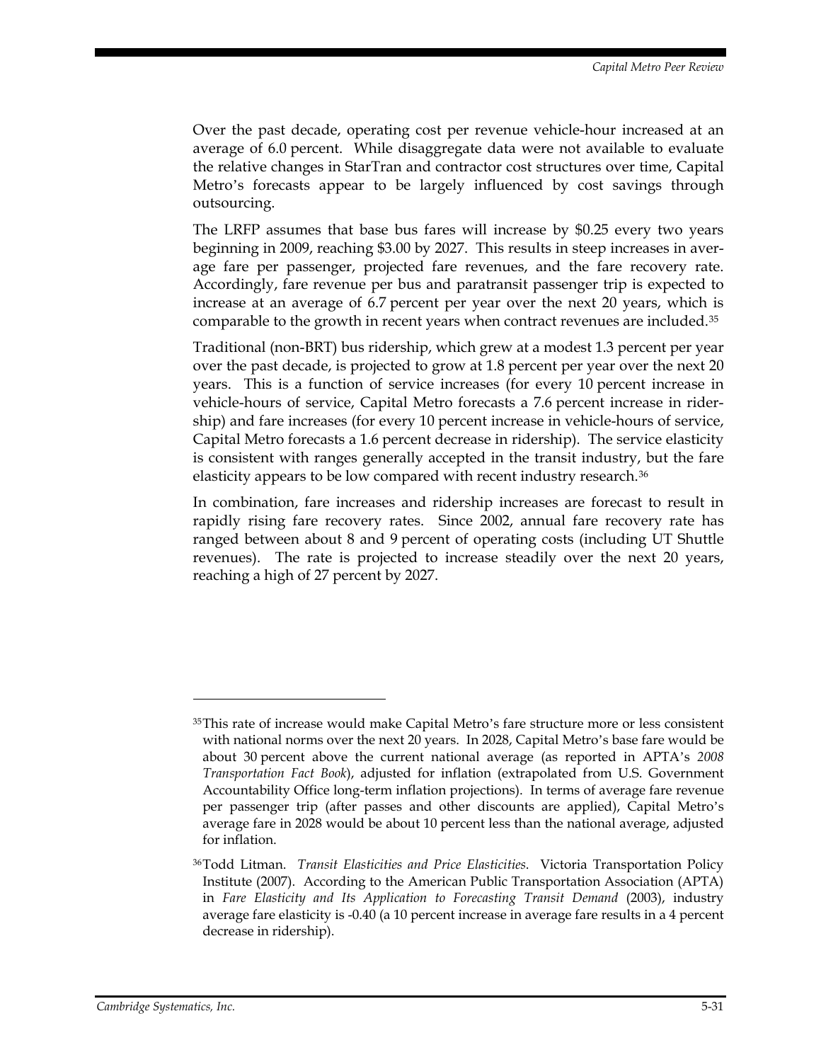Over the past decade, operating cost per revenue vehicle-hour increased at an average of 6.0 percent. While disaggregate data were not available to evaluate the relative changes in StarTran and contractor cost structures over time, Capital Metro's forecasts appear to be largely influenced by cost savings through outsourcing.

The LRFP assumes that base bus fares will increase by $0.25 every two years beginning in 2009, reaching $3.00 by 2027. This results in steep increases in average fare per passenger, projected fare revenues, and the fare recovery rate. Accordingly, fare revenue per bus and paratransit passenger trip is expected to increase at an average of 6.7 percent per year over the next 20 years, which is comparable to the growth in recent years when contract revenues are included.[35]

Traditional (non-BRT) bus ridership, which grew at a modest 1.3 percent per year over the past decade, is projected to grow at 1.8 percent per year over the next 20 years. This is a function of service increases (for every 10 percent increase in vehicle-hours of service, Capital Metro forecasts a 7.6 percent increase in ridership) and fare increases (for every 10 percent increase in vehicle-hours of service, Capital Metro forecasts a 1.6 percent decrease in ridership). The service elasticity is consistent with ranges generally accepted in the transit industry, but the fare elasticity appears to be low compared with recent industry research.[36]

In combination, fare increases and ridership increases are forecast to result in rapidly rising fare recovery rates. Since 2002, annual fare recovery rate has ranged between about 8 and 9 percent of operating costs (including UT Shuttle revenues). The rate is projected to increase steadily over the next 20 years, reaching a high of 27 percent by 2027.

---

[35]This rate of increase would make Capital Metro's fare structure more or less consistent with national norms over the next 20 years. In 2028, Capital Metro's base fare would be about 30 percent above the current national average (as reported in APTA's *2008 Transportation Fact Book*), adjusted for inflation (extrapolated from U.S. Government Accountability Office long-term inflation projections). In terms of average fare revenue per passenger trip (after passes and other discounts are applied), Capital Metro's average fare in 2028 would be about 10 percent less than the national average, adjusted for inflation.

[36]Todd Litman. *Transit Elasticities and Price Elasticities*. Victoria Transportation Policy Institute (2007). According to the American Public Transportation Association (APTA) in *Fare Elasticity and Its Application to Forecasting Transit Demand* (2003), industry average fare elasticity is -0.40 (a 10 percent increase in average fare results in a 4 percent decrease in ridership).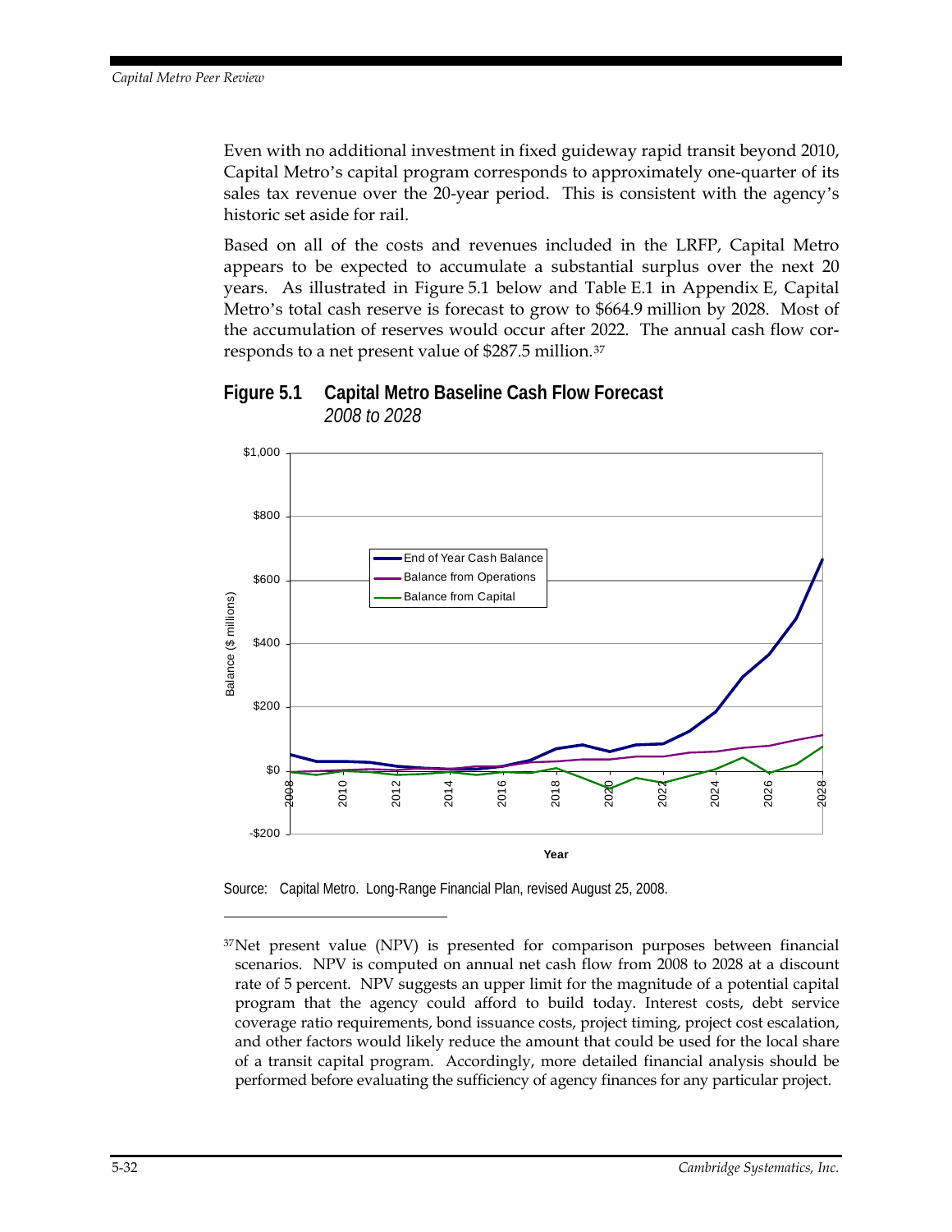Even with no additional investment in fixed guideway rapid transit beyond 2010, Capital Metro's capital program corresponds to approximately one-quarter of its sales tax revenue over the 20-year period. This is consistent with the agency's historic set aside for rail.

Based on all of the costs and revenues included in the LRFP, Capital Metro appears to be expected to accumulate a substantial surplus over the next 20 years. As illustrated in Figure 5.1 below and Table E.1 in Appendix E, Capital Metro's total cash reserve is forecast to grow to $664.9 million by 2028. Most of the accumulation of reserves would occur after 2022. The annual cash flow corresponds to a net present value of $287.5 million.[37]

**Figure 5.1 Capital Metro Baseline Cash Flow Forecast**
*2008 to 2028*

Balance ($ millions)

$1,000
$800
$600
$400
$200
$0
-$200

2008
2010
2012
2014
2016
2018
2020
2022
2024
2026
2028

Year

End of Year Cash Balance
Balance from Operations
Balance from Capital

Source: Capital Metro. Long-Range Financial Plan, revised August 25, 2008.

---

[37] Net present value (NPV) is presented for comparison purposes between financial scenarios. NPV is computed on annual net cash flow from 2008 to 2028 at a discount rate of 5 percent. NPV suggests an upper limit for the magnitude of a potential capital program that the agency could afford to build today. Interest costs, debt service coverage ratio requirements, bond issuance costs, project timing, project cost escalation, and other factors would likely reduce the amount that could be used for the local share of a transit capital program. Accordingly, more detailed financial analysis should be performed before evaluating the sufficiency of agency finances for any particular project.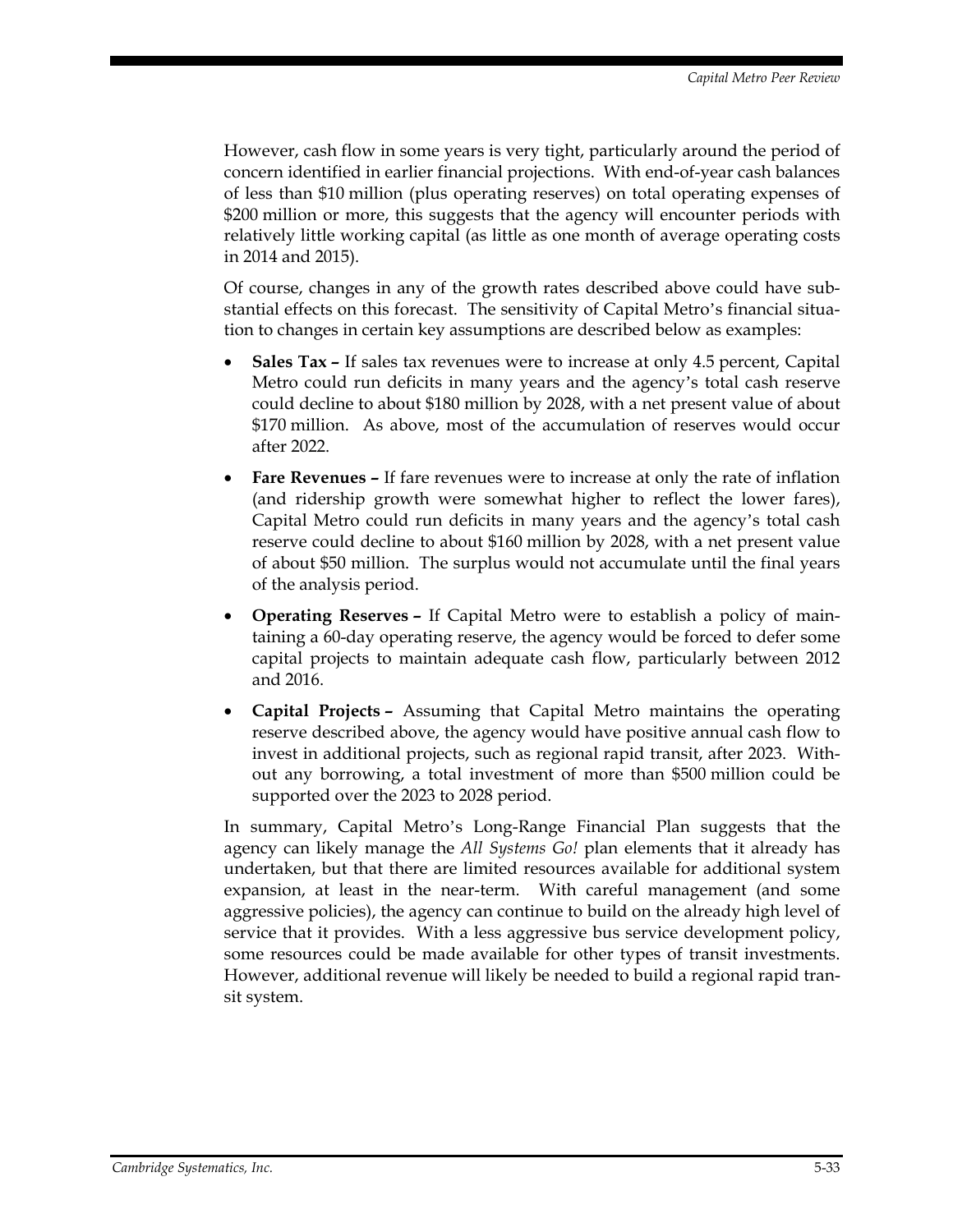However, cash flow in some years is very tight, particularly around the period of concern identified in earlier financial projections. With end-of-year cash balances of less than $10 million (plus operating reserves) on total operating expenses of $200 million or more, this suggests that the agency will encounter periods with relatively little working capital (as little as one month of average operating costs in 2014 and 2015).

Of course, changes in any of the growth rates described above could have substantial effects on this forecast. The sensitivity of Capital Metro's financial situation to changes in certain key assumptions are described below as examples:

- **Sales Tax –** If sales tax revenues were to increase at only 4.5 percent, Capital Metro could run deficits in many years and the agency's total cash reserve could decline to about $180 million by 2028, with a net present value of about $170 million. As above, most of the accumulation of reserves would occur after 2022.
- **Fare Revenues –** If fare revenues were to increase at only the rate of inflation (and ridership growth were somewhat higher to reflect the lower fares), Capital Metro could run deficits in many years and the agency's total cash reserve could decline to about $160 million by 2028, with a net present value of about $50 million. The surplus would not accumulate until the final years of the analysis period.
- **Operating Reserves –** If Capital Metro were to establish a policy of maintaining a 60-day operating reserve, the agency would be forced to defer some capital projects to maintain adequate cash flow, particularly between 2012 and 2016.
- **Capital Projects –** Assuming that Capital Metro maintains the operating reserve described above, the agency would have positive annual cash flow to invest in additional projects, such as regional rapid transit, after 2023. Without any borrowing, a total investment of more than $500 million could be supported over the 2023 to 2028 period.

In summary, Capital Metro's Long-Range Financial Plan suggests that the agency can likely manage the *All Systems Go!* plan elements that it already has undertaken, but that there are limited resources available for additional system expansion, at least in the near-term. With careful management (and some aggressive policies), the agency can continue to build on the already high level of service that it provides. With a less aggressive bus service development policy, some resources could be made available for other types of transit investments. However, additional revenue will likely be needed to build a regional rapid transit system.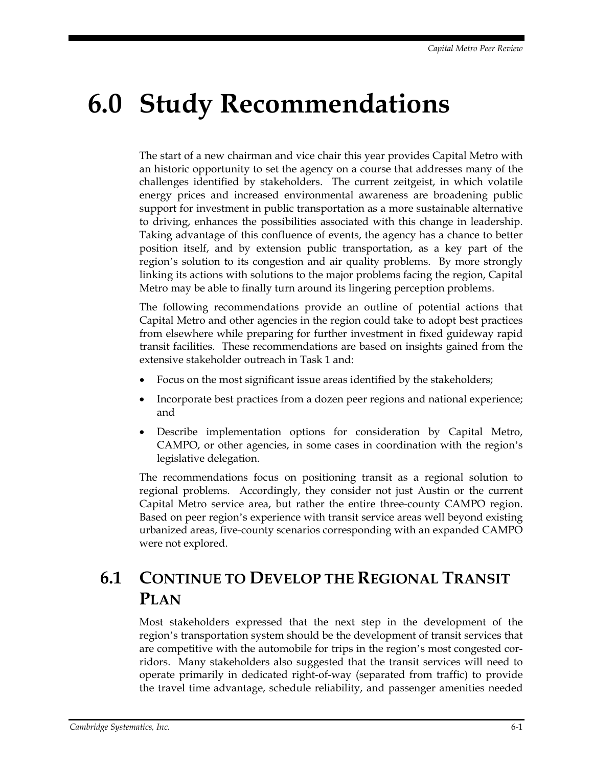# 6.0 Study Recommendations

The start of a new chairman and vice chair this year provides Capital Metro with an historic opportunity to set the agency on a course that addresses many of the challenges identified by stakeholders. The current zeitgeist, in which volatile energy prices and increased environmental awareness are broadening public support for investment in public transportation as a more sustainable alternative to driving, enhances the possibilities associated with this change in leadership. Taking advantage of this confluence of events, the agency has a chance to better position itself, and by extension public transportation, as a key part of the region's solution to its congestion and air quality problems. By more strongly linking its actions with solutions to the major problems facing the region, Capital Metro may be able to finally turn around its lingering perception problems.

The following recommendations provide an outline of potential actions that Capital Metro and other agencies in the region could take to adopt best practices from elsewhere while preparing for further investment in fixed guideway rapid transit facilities. These recommendations are based on insights gained from the extensive stakeholder outreach in Task 1 and:

- Focus on the most significant issue areas identified by the stakeholders;
- Incorporate best practices from a dozen peer regions and national experience; and
- Describe implementation options for consideration by Capital Metro, CAMPO, or other agencies, in some cases in coordination with the region's legislative delegation.

The recommendations focus on positioning transit as a regional solution to regional problems. Accordingly, they consider not just Austin or the current Capital Metro service area, but rather the entire three-county CAMPO region. Based on peer region's experience with transit service areas well beyond existing urbanized areas, five-county scenarios corresponding with an expanded CAMPO were not explored.

## 6.1 Continue to Develop the Regional Transit Plan

Most stakeholders expressed that the next step in the development of the region's transportation system should be the development of transit services that are competitive with the automobile for trips in the region's most congested corridors. Many stakeholders also suggested that the transit services will need to operate primarily in dedicated right-of-way (separated from traffic) to provide the travel time advantage, schedule reliability, and passenger amenities needed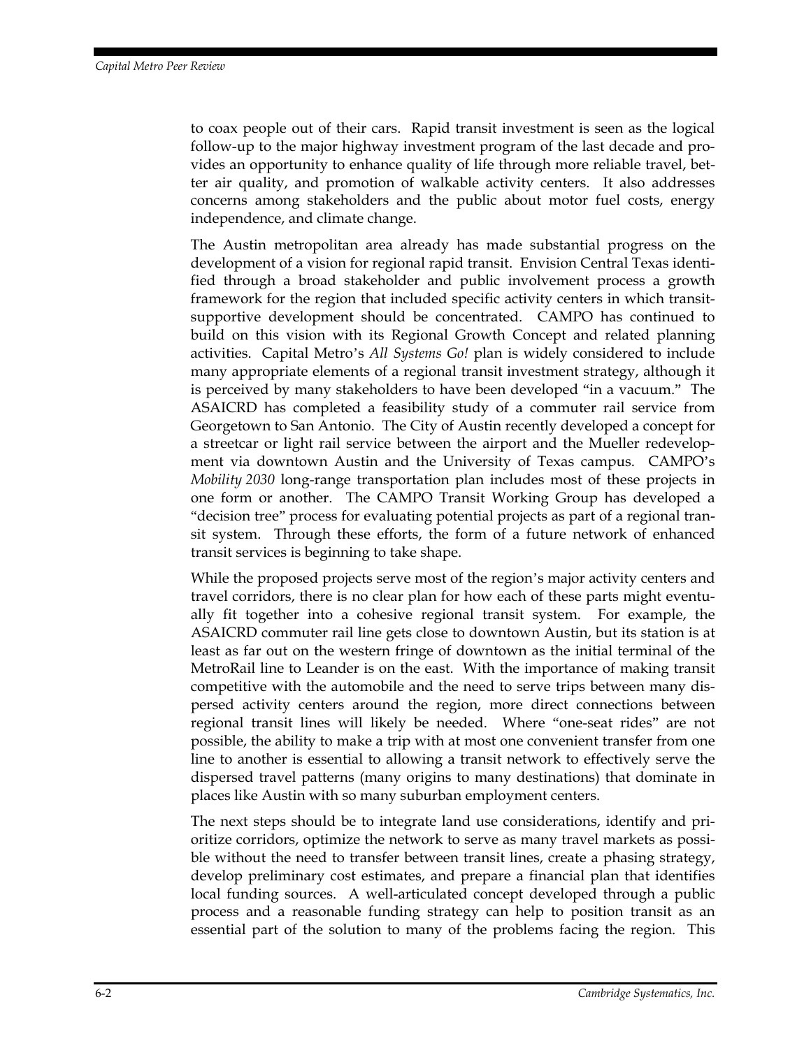to coax people out of their cars. Rapid transit investment is seen as the logical follow-up to the major highway investment program of the last decade and provides an opportunity to enhance quality of life through more reliable travel, better air quality, and promotion of walkable activity centers. It also addresses concerns among stakeholders and the public about motor fuel costs, energy independence, and climate change.

The Austin metropolitan area already has made substantial progress on the development of a vision for regional rapid transit. Envision Central Texas identified through a broad stakeholder and public involvement process a growth framework for the region that included specific activity centers in which transit-supportive development should be concentrated. CAMPO has continued to build on this vision with its Regional Growth Concept and related planning activities. Capital Metro's *All Systems Go!* plan is widely considered to include many appropriate elements of a regional transit investment strategy, although it is perceived by many stakeholders to have been developed "in a vacuum." The ASAICRD has completed a feasibility study of a commuter rail service from Georgetown to San Antonio. The City of Austin recently developed a concept for a streetcar or light rail service between the airport and the Mueller redevelopment via downtown Austin and the University of Texas campus. CAMPO's *Mobility 2030* long-range transportation plan includes most of these projects in one form or another. The CAMPO Transit Working Group has developed a "decision tree" process for evaluating potential projects as part of a regional transit system. Through these efforts, the form of a future network of enhanced transit services is beginning to take shape.

While the proposed projects serve most of the region's major activity centers and travel corridors, there is no clear plan for how each of these parts might eventually fit together into a cohesive regional transit system. For example, the ASAICRD commuter rail line gets close to downtown Austin, but its station is at least as far out on the western fringe of downtown as the initial terminal of the MetroRail line to Leander is on the east. With the importance of making transit competitive with the automobile and the need to serve trips between many dispersed activity centers around the region, more direct connections between regional transit lines will likely be needed. Where "one-seat rides" are not possible, the ability to make a trip with at most one convenient transfer from one line to another is essential to allowing a transit network to effectively serve the dispersed travel patterns (many origins to many destinations) that dominate in places like Austin with so many suburban employment centers.

The next steps should be to integrate land use considerations, identify and prioritize corridors, optimize the network to serve as many travel markets as possible without the need to transfer between transit lines, create a phasing strategy, develop preliminary cost estimates, and prepare a financial plan that identifies local funding sources. A well-articulated concept developed through a public process and a reasonable funding strategy can help to position transit as an essential part of the solution to many of the problems facing the region. This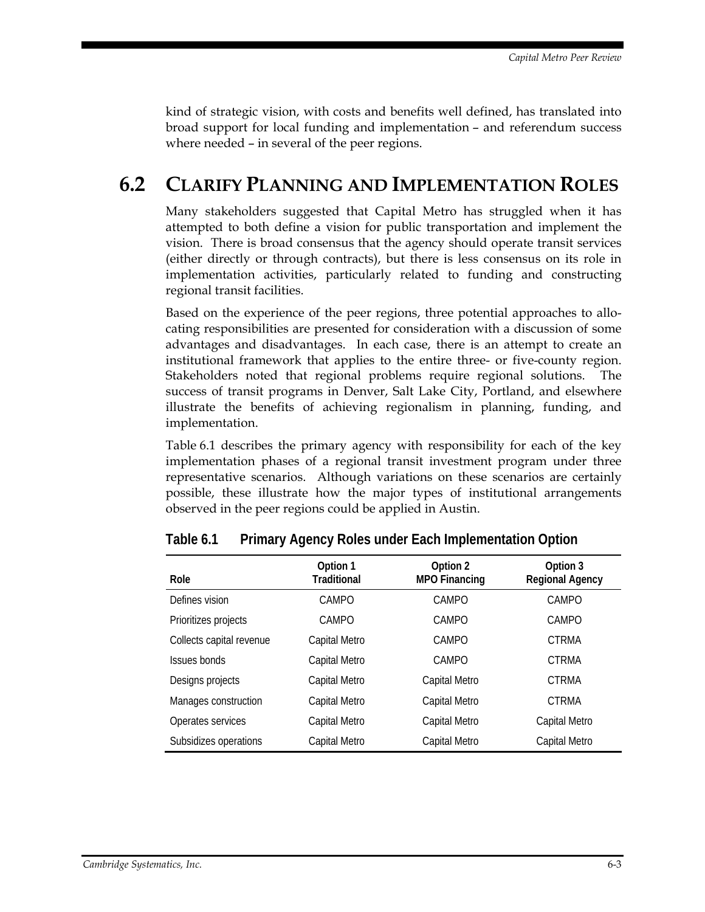kind of strategic vision, with costs and benefits well defined, has translated into broad support for local funding and implementation – and referendum success where needed – in several of the peer regions.

## 6.2 Clarify Planning and Implementation Roles

Many stakeholders suggested that Capital Metro has struggled when it has attempted to both define a vision for public transportation and implement the vision. There is broad consensus that the agency should operate transit services (either directly or through contracts), but there is less consensus on its role in implementation activities, particularly related to funding and constructing regional transit facilities.

Based on the experience of the peer regions, three potential approaches to allocating responsibilities are presented for consideration with a discussion of some advantages and disadvantages. In each case, there is an attempt to create an institutional framework that applies to the entire three- or five-county region. Stakeholders noted that regional problems require regional solutions. The success of transit programs in Denver, Salt Lake City, Portland, and elsewhere illustrate the benefits of achieving regionalism in planning, funding, and implementation.

Table 6.1 describes the primary agency with responsibility for each of the key implementation phases of a regional transit investment program under three representative scenarios. Although variations on these scenarios are certainly possible, these illustrate how the major types of institutional arrangements observed in the peer regions could be applied in Austin.

**Table 6.1 Primary Agency Roles under Each Implementation Option**

| Role | Option 1 Traditional | Option 2 MPO Financing | Option 3 Regional Agency |
|---|---|---|---|
| Defines vision | CAMPO | CAMPO | CAMPO |
| Prioritizes projects | CAMPO | CAMPO | CAMPO |
| Collects capital revenue | Capital Metro | CAMPO | CTRMA |
| Issues bonds | Capital Metro | CAMPO | CTRMA |
| Designs projects | Capital Metro | Capital Metro | CTRMA |
| Manages construction | Capital Metro | Capital Metro | CTRMA |
| Operates services | Capital Metro | Capital Metro | Capital Metro |
| Subsidizes operations | Capital Metro | Capital Metro | Capital Metro |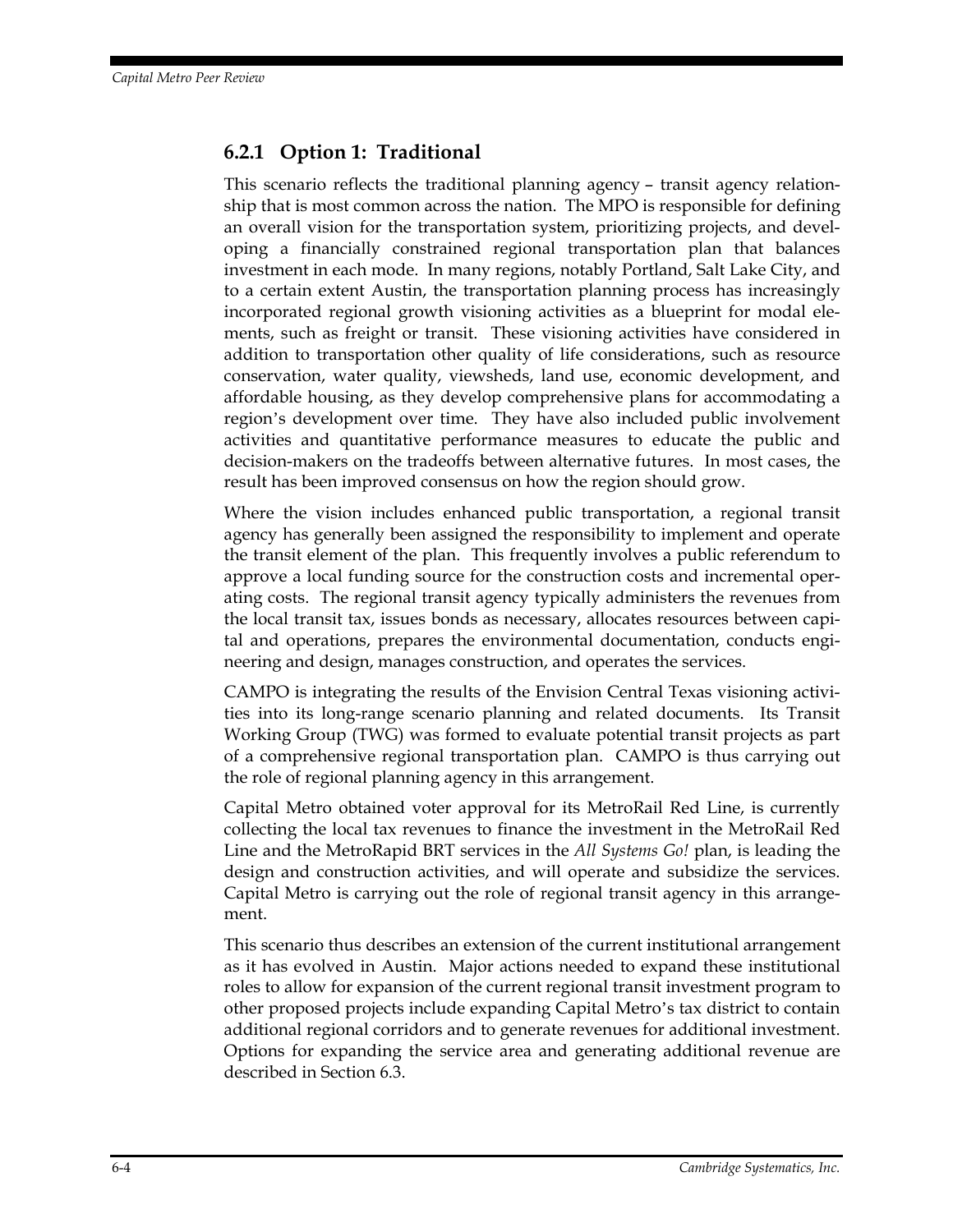### 6.2.1 Option 1: Traditional

This scenario reflects the traditional planning agency – transit agency relationship that is most common across the nation. The MPO is responsible for defining an overall vision for the transportation system, prioritizing projects, and developing a financially constrained regional transportation plan that balances investment in each mode. In many regions, notably Portland, Salt Lake City, and to a certain extent Austin, the transportation planning process has increasingly incorporated regional growth visioning activities as a blueprint for modal elements, such as freight or transit. These visioning activities have considered in addition to transportation other quality of life considerations, such as resource conservation, water quality, viewsheds, land use, economic development, and affordable housing, as they develop comprehensive plans for accommodating a region's development over time. They have also included public involvement activities and quantitative performance measures to educate the public and decision-makers on the tradeoffs between alternative futures. In most cases, the result has been improved consensus on how the region should grow.

Where the vision includes enhanced public transportation, a regional transit agency has generally been assigned the responsibility to implement and operate the transit element of the plan. This frequently involves a public referendum to approve a local funding source for the construction costs and incremental operating costs. The regional transit agency typically administers the revenues from the local transit tax, issues bonds as necessary, allocates resources between capital and operations, prepares the environmental documentation, conducts engineering and design, manages construction, and operates the services.

CAMPO is integrating the results of the Envision Central Texas visioning activities into its long-range scenario planning and related documents. Its Transit Working Group (TWG) was formed to evaluate potential transit projects as part of a comprehensive regional transportation plan. CAMPO is thus carrying out the role of regional planning agency in this arrangement.

Capital Metro obtained voter approval for its MetroRail Red Line, is currently collecting the local tax revenues to finance the investment in the MetroRail Red Line and the MetroRapid BRT services in the *All Systems Go!* plan, is leading the design and construction activities, and will operate and subsidize the services. Capital Metro is carrying out the role of regional transit agency in this arrangement.

This scenario thus describes an extension of the current institutional arrangement as it has evolved in Austin. Major actions needed to expand these institutional roles to allow for expansion of the current regional transit investment program to other proposed projects include expanding Capital Metro's tax district to contain additional regional corridors and to generate revenues for additional investment. Options for expanding the service area and generating additional revenue are described in Section 6.3.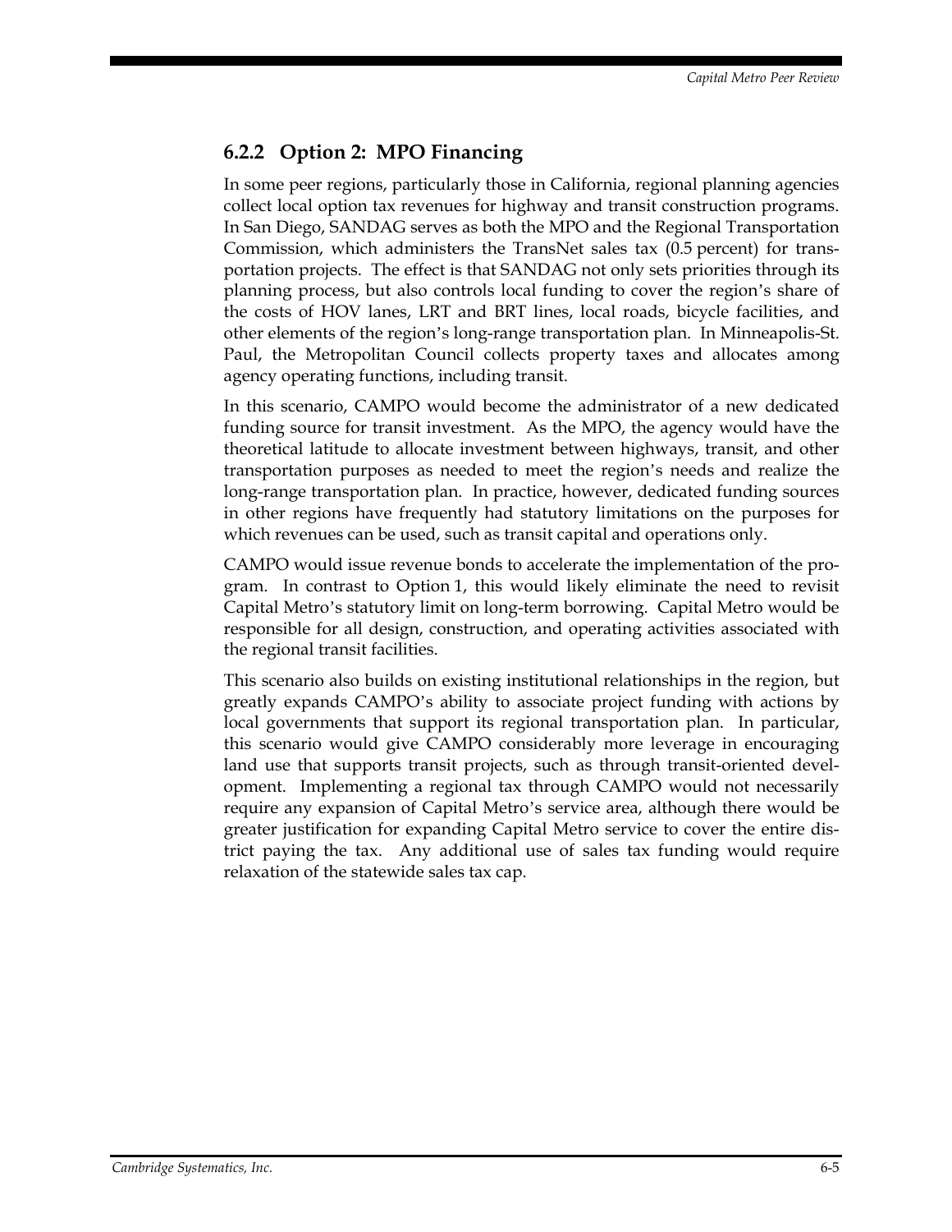### 6.2.2 Option 2: MPO Financing

In some peer regions, particularly those in California, regional planning agencies collect local option tax revenues for highway and transit construction programs. In San Diego, SANDAG serves as both the MPO and the Regional Transportation Commission, which administers the TransNet sales tax (0.5 percent) for transportation projects. The effect is that SANDAG not only sets priorities through its planning process, but also controls local funding to cover the region's share of the costs of HOV lanes, LRT and BRT lines, local roads, bicycle facilities, and other elements of the region's long-range transportation plan. In Minneapolis-St. Paul, the Metropolitan Council collects property taxes and allocates among agency operating functions, including transit.

In this scenario, CAMPO would become the administrator of a new dedicated funding source for transit investment. As the MPO, the agency would have the theoretical latitude to allocate investment between highways, transit, and other transportation purposes as needed to meet the region's needs and realize the long-range transportation plan. In practice, however, dedicated funding sources in other regions have frequently had statutory limitations on the purposes for which revenues can be used, such as transit capital and operations only.

CAMPO would issue revenue bonds to accelerate the implementation of the program. In contrast to Option 1, this would likely eliminate the need to revisit Capital Metro's statutory limit on long-term borrowing. Capital Metro would be responsible for all design, construction, and operating activities associated with the regional transit facilities.

This scenario also builds on existing institutional relationships in the region, but greatly expands CAMPO's ability to associate project funding with actions by local governments that support its regional transportation plan. In particular, this scenario would give CAMPO considerably more leverage in encouraging land use that supports transit projects, such as through transit-oriented development. Implementing a regional tax through CAMPO would not necessarily require any expansion of Capital Metro's service area, although there would be greater justification for expanding Capital Metro service to cover the entire district paying the tax. Any additional use of sales tax funding would require relaxation of the statewide sales tax cap.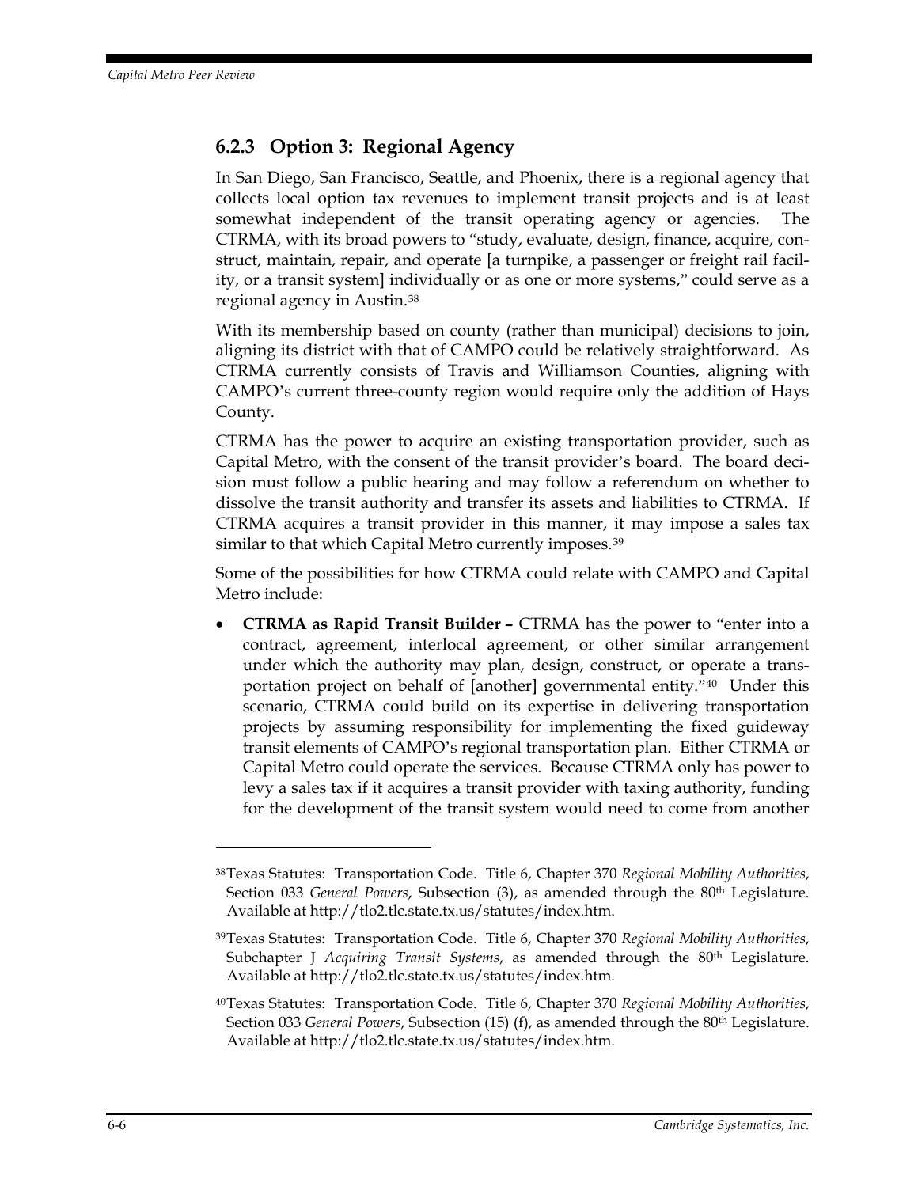### 6.2.3 Option 3: Regional Agency

In San Diego, San Francisco, Seattle, and Phoenix, there is a regional agency that collects local option tax revenues to implement transit projects and is at least somewhat independent of the transit operating agency or agencies. The CTRMA, with its broad powers to "study, evaluate, design, finance, acquire, construct, maintain, repair, and operate [a turnpike, a passenger or freight rail facility, or a transit system] individually or as one or more systems," could serve as a regional agency in Austin.[38]

With its membership based on county (rather than municipal) decisions to join, aligning its district with that of CAMPO could be relatively straightforward. As CTRMA currently consists of Travis and Williamson Counties, aligning with CAMPO's current three-county region would require only the addition of Hays County.

CTRMA has the power to acquire an existing transportation provider, such as Capital Metro, with the consent of the transit provider's board. The board decision must follow a public hearing and may follow a referendum on whether to dissolve the transit authority and transfer its assets and liabilities to CTRMA. If CTRMA acquires a transit provider in this manner, it may impose a sales tax similar to that which Capital Metro currently imposes.[39]

Some of the possibilities for how CTRMA could relate with CAMPO and Capital Metro include:

- **CTRMA as Rapid Transit Builder –** CTRMA has the power to "enter into a contract, agreement, interlocal agreement, or other similar arrangement under which the authority may plan, design, construct, or operate a transportation project on behalf of [another] governmental entity."[40] Under this scenario, CTRMA could build on its expertise in delivering transportation projects by assuming responsibility for implementing the fixed guideway transit elements of CAMPO's regional transportation plan. Either CTRMA or Capital Metro could operate the services. Because CTRMA only has power to levy a sales tax if it acquires a transit provider with taxing authority, funding for the development of the transit system would need to come from another

---

[38] Texas Statutes: Transportation Code. Title 6, Chapter 370 *Regional Mobility Authorities*, Section 033 *General Powers*, Subsection (3), as amended through the 80th Legislature. Available at http://tlo2.tlc.state.tx.us/statutes/index.htm.

[39] Texas Statutes: Transportation Code. Title 6, Chapter 370 *Regional Mobility Authorities*, Subchapter J *Acquiring Transit Systems*, as amended through the 80th Legislature. Available at http://tlo2.tlc.state.tx.us/statutes/index.htm.

[40] Texas Statutes: Transportation Code. Title 6, Chapter 370 *Regional Mobility Authorities*, Section 033 *General Powers*, Subsection (15) (f), as amended through the 80th Legislature. Available at http://tlo2.tlc.state.tx.us/statutes/index.htm.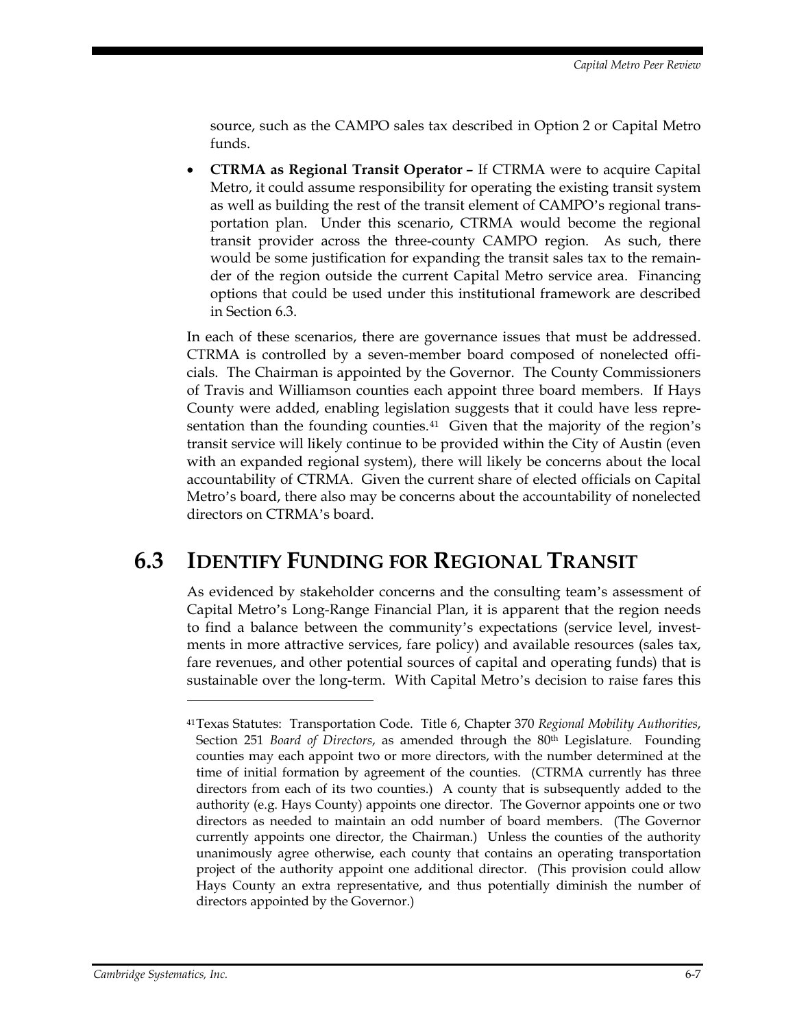source, such as the CAMPO sales tax described in Option 2 or Capital Metro funds.

- **CTRMA as Regional Transit Operator –** If CTRMA were to acquire Capital Metro, it could assume responsibility for operating the existing transit system as well as building the rest of the transit element of CAMPO's regional transportation plan. Under this scenario, CTRMA would become the regional transit provider across the three-county CAMPO region. As such, there would be some justification for expanding the transit sales tax to the remainder of the region outside the current Capital Metro service area. Financing options that could be used under this institutional framework are described in Section 6.3.

In each of these scenarios, there are governance issues that must be addressed. CTRMA is controlled by a seven-member board composed of nonelected officials. The Chairman is appointed by the Governor. The County Commissioners of Travis and Williamson counties each appoint three board members. If Hays County were added, enabling legislation suggests that it could have less representation than the founding counties.[41] Given that the majority of the region's transit service will likely continue to be provided within the City of Austin (even with an expanded regional system), there will likely be concerns about the local accountability of CTRMA. Given the current share of elected officials on Capital Metro's board, there also may be concerns about the accountability of nonelected directors on CTRMA's board.

## 6.3 Identify Funding for Regional Transit

As evidenced by stakeholder concerns and the consulting team's assessment of Capital Metro's Long-Range Financial Plan, it is apparent that the region needs to find a balance between the community's expectations (service level, investments in more attractive services, fare policy) and available resources (sales tax, fare revenues, and other potential sources of capital and operating funds) that is sustainable over the long-term. With Capital Metro's decision to raise fares this

---

[41] Texas Statutes: Transportation Code. Title 6, Chapter 370 *Regional Mobility Authorities*, Section 251 *Board of Directors*, as amended through the 80th Legislature. Founding counties may each appoint two or more directors, with the number determined at the time of initial formation by agreement of the counties. (CTRMA currently has three directors from each of its two counties.) A county that is subsequently added to the authority (e.g. Hays County) appoints one director. The Governor appoints one or two directors as needed to maintain an odd number of board members. (The Governor currently appoints one director, the Chairman.) Unless the counties of the authority unanimously agree otherwise, each county that contains an operating transportation project of the authority appoint one additional director. (This provision could allow Hays County an extra representative, and thus potentially diminish the number of directors appointed by the Governor.)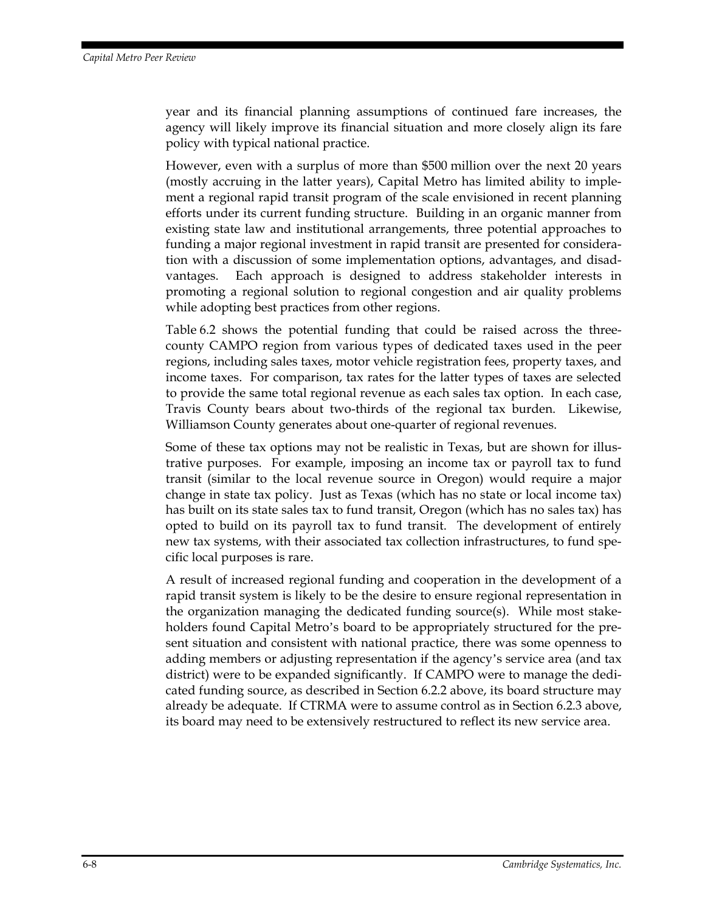year and its financial planning assumptions of continued fare increases, the agency will likely improve its financial situation and more closely align its fare policy with typical national practice.

However, even with a surplus of more than $500 million over the next 20 years (mostly accruing in the latter years), Capital Metro has limited ability to implement a regional rapid transit program of the scale envisioned in recent planning efforts under its current funding structure. Building in an organic manner from existing state law and institutional arrangements, three potential approaches to funding a major regional investment in rapid transit are presented for consideration with a discussion of some implementation options, advantages, and disadvantages. Each approach is designed to address stakeholder interests in promoting a regional solution to regional congestion and air quality problems while adopting best practices from other regions.

Table 6.2 shows the potential funding that could be raised across the three-county CAMPO region from various types of dedicated taxes used in the peer regions, including sales taxes, motor vehicle registration fees, property taxes, and income taxes. For comparison, tax rates for the latter types of taxes are selected to provide the same total regional revenue as each sales tax option. In each case, Travis County bears about two-thirds of the regional tax burden. Likewise, Williamson County generates about one-quarter of regional revenues.

Some of these tax options may not be realistic in Texas, but are shown for illustrative purposes. For example, imposing an income tax or payroll tax to fund transit (similar to the local revenue source in Oregon) would require a major change in state tax policy. Just as Texas (which has no state or local income tax) has built on its state sales tax to fund transit, Oregon (which has no sales tax) has opted to build on its payroll tax to fund transit. The development of entirely new tax systems, with their associated tax collection infrastructures, to fund specific local purposes is rare.

A result of increased regional funding and cooperation in the development of a rapid transit system is likely to be the desire to ensure regional representation in the organization managing the dedicated funding source(s). While most stakeholders found Capital Metro's board to be appropriately structured for the present situation and consistent with national practice, there was some openness to adding members or adjusting representation if the agency's service area (and tax district) were to be expanded significantly. If CAMPO were to manage the dedicated funding source, as described in Section 6.2.2 above, its board structure may already be adequate. If CTRMA were to assume control as in Section 6.2.3 above, its board may need to be extensively restructured to reflect its new service area.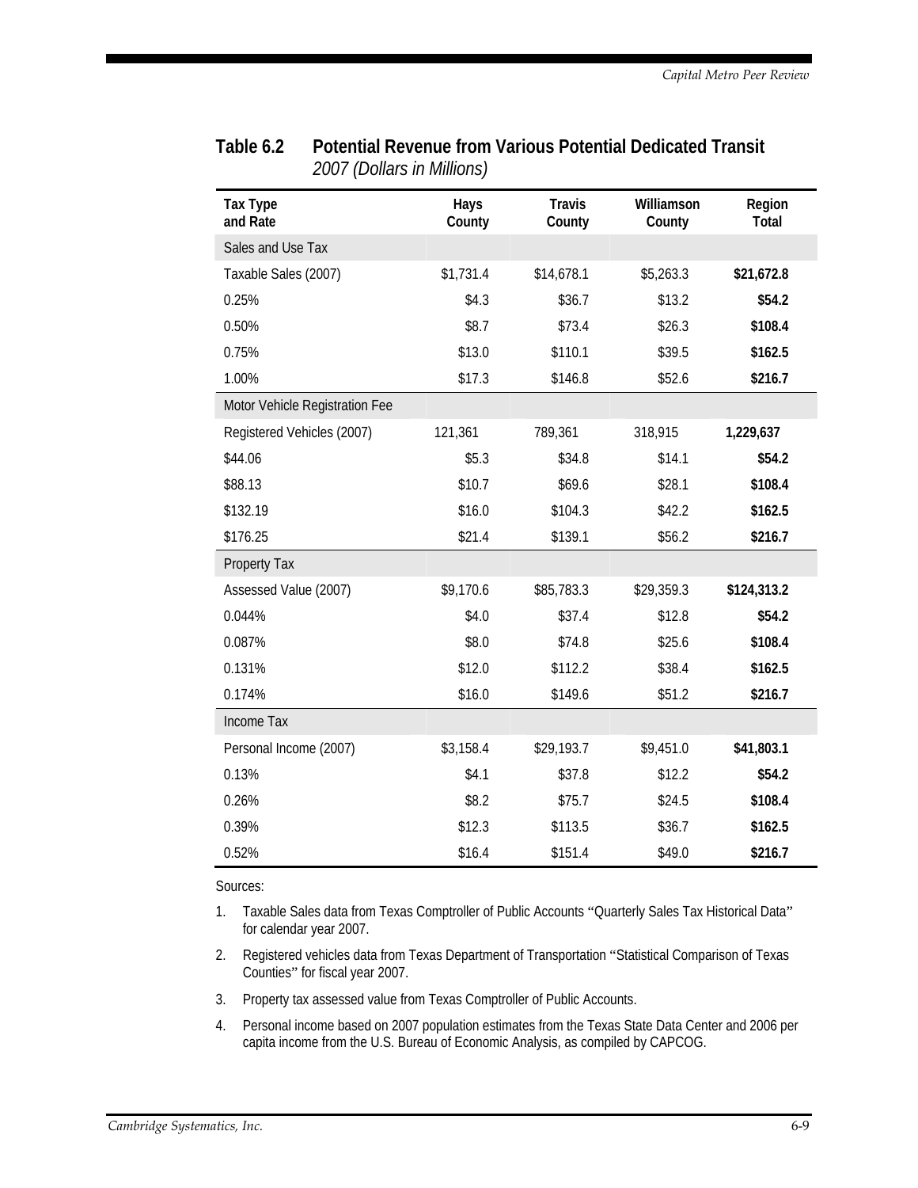**Table 6.2 Potential Revenue from Various Potential Dedicated Transit**
*2007 (Dollars in Millions)*

| Tax Type and Rate | Hays County | Travis County | Williamson County | Region Total |
|---|---|---|---|---|
| Sales and Use Tax | | | | |
| Taxable Sales (2007) | $1,731.4 | $14,678.1 | $5,263.3 | **$21,672.8** |
| 0.25% | $4.3 | $36.7 | $13.2 | **$54.2** |
| 0.50% | $8.7 | $73.4 | $26.3 | **$108.4** |
| 0.75% | $13.0 | $110.1 | $39.5 | **$162.5** |
| 1.00% | $17.3 | $146.8 | $52.6 | **$216.7** |
| Motor Vehicle Registration Fee | | | | |
| Registered Vehicles (2007) | 121,361 | 789,361 | 318,915 | **1,229,637** |
| $44.06 | $5.3 | $34.8 | $14.1 | **$54.2** |
| $88.13 | $10.7 | $69.6 | $28.1 | **$108.4** |
| $132.19 | $16.0 | $104.3 | $42.2 | **$162.5** |
| $176.25 | $21.4 | $139.1 | $56.2 | **$216.7** |
| Property Tax | | | | |
| Assessed Value (2007) | $9,170.6 | $85,783.3 | $29,359.3 | **$124,313.2** |
| 0.044% | $4.0 | $37.4 | $12.8 | **$54.2** |
| 0.087% | $8.0 | $74.8 | $25.6 | **$108.4** |
| 0.131% | $12.0 | $112.2 | $38.4 | **$162.5** |
| 0.174% | $16.0 | $149.6 | $51.2 | **$216.7** |
| Income Tax | | | | |
| Personal Income (2007) | $3,158.4 | $29,193.7 | $9,451.0 | **$41,803.1** |
| 0.13% | $4.1 | $37.8 | $12.2 | **$54.2** |
| 0.26% | $8.2 | $75.7 | $24.5 | **$108.4** |
| 0.39% | $12.3 | $113.5 | $36.7 | **$162.5** |
| 0.52% | $16.4 | $151.4 | $49.0 | **$216.7** |

Sources:

1. Taxable Sales data from Texas Comptroller of Public Accounts "Quarterly Sales Tax Historical Data" for calendar year 2007.
2. Registered vehicles data from Texas Department of Transportation "Statistical Comparison of Texas Counties" for fiscal year 2007.
3. Property tax assessed value from Texas Comptroller of Public Accounts.
4. Personal income based on 2007 population estimates from the Texas State Data Center and 2006 per capita income from the U.S. Bureau of Economic Analysis, as compiled by CAPCOG.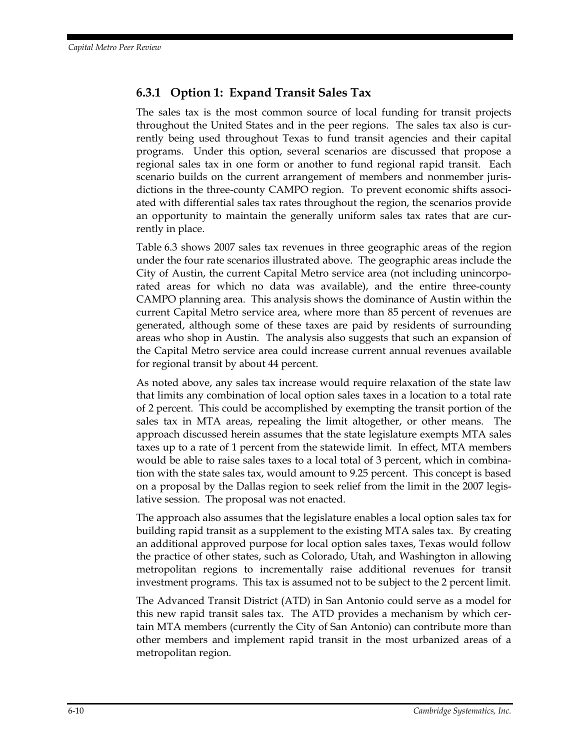### 6.3.1 Option 1: Expand Transit Sales Tax

The sales tax is the most common source of local funding for transit projects throughout the United States and in the peer regions. The sales tax also is currently being used throughout Texas to fund transit agencies and their capital programs. Under this option, several scenarios are discussed that propose a regional sales tax in one form or another to fund regional rapid transit. Each scenario builds on the current arrangement of members and nonmember jurisdictions in the three-county CAMPO region. To prevent economic shifts associated with differential sales tax rates throughout the region, the scenarios provide an opportunity to maintain the generally uniform sales tax rates that are currently in place.

Table 6.3 shows 2007 sales tax revenues in three geographic areas of the region under the four rate scenarios illustrated above. The geographic areas include the City of Austin, the current Capital Metro service area (not including unincorporated areas for which no data was available), and the entire three-county CAMPO planning area. This analysis shows the dominance of Austin within the current Capital Metro service area, where more than 85 percent of revenues are generated, although some of these taxes are paid by residents of surrounding areas who shop in Austin. The analysis also suggests that such an expansion of the Capital Metro service area could increase current annual revenues available for regional transit by about 44 percent.

As noted above, any sales tax increase would require relaxation of the state law that limits any combination of local option sales taxes in a location to a total rate of 2 percent. This could be accomplished by exempting the transit portion of the sales tax in MTA areas, repealing the limit altogether, or other means. The approach discussed herein assumes that the state legislature exempts MTA sales taxes up to a rate of 1 percent from the statewide limit. In effect, MTA members would be able to raise sales taxes to a local total of 3 percent, which in combination with the state sales tax, would amount to 9.25 percent. This concept is based on a proposal by the Dallas region to seek relief from the limit in the 2007 legislative session. The proposal was not enacted.

The approach also assumes that the legislature enables a local option sales tax for building rapid transit as a supplement to the existing MTA sales tax. By creating an additional approved purpose for local option sales taxes, Texas would follow the practice of other states, such as Colorado, Utah, and Washington in allowing metropolitan regions to incrementally raise additional revenues for transit investment programs. This tax is assumed not to be subject to the 2 percent limit.

The Advanced Transit District (ATD) in San Antonio could serve as a model for this new rapid transit sales tax. The ATD provides a mechanism by which certain MTA members (currently the City of San Antonio) can contribute more than other members and implement rapid transit in the most urbanized areas of a metropolitan region.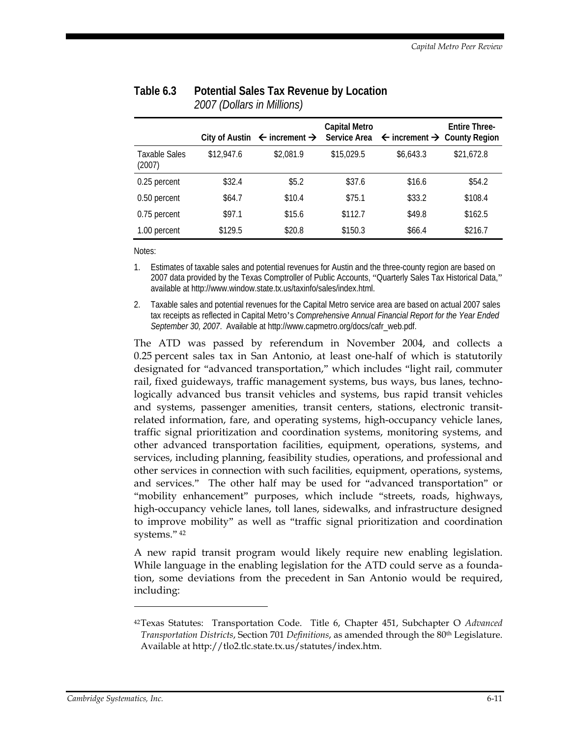**Table 6.3 Potential Sales Tax Revenue by Location**
*2007 (Dollars in Millions)*

| | City of Austin | ← increment → | Capital Metro Service Area | ← increment → | Entire Three-County Region |
|---|---|---|---|---|---|
| Taxable Sales (2007) | $12,947.6 | $2,081.9 | $15,029.5 | $6,643.3 | $21,672.8 |
| 0.25 percent | $32.4 | $5.2 | $37.6 | $16.6 | $54.2 |
| 0.50 percent | $64.7 | $10.4 | $75.1 | $33.2 | $108.4 |
| 0.75 percent | $97.1 | $15.6 | $112.7 | $49.8 | $162.5 |
| 1.00 percent | $129.5 | $20.8 | $150.3 | $66.4 | $216.7 |

Notes:

1. Estimates of taxable sales and potential revenues for Austin and the three-county region are based on 2007 data provided by the Texas Comptroller of Public Accounts, "Quarterly Sales Tax Historical Data," available at http://www.window.state.tx.us/taxinfo/sales/index.html.
2. Taxable sales and potential revenues for the Capital Metro service area are based on actual 2007 sales tax receipts as reflected in Capital Metro's *Comprehensive Annual Financial Report for the Year Ended September 30, 2007*. Available at http://www.capmetro.org/docs/cafr_web.pdf.

The ATD was passed by referendum in November 2004, and collects a 0.25 percent sales tax in San Antonio, at least one-half of which is statutorily designated for "advanced transportation," which includes "light rail, commuter rail, fixed guideways, traffic management systems, bus ways, bus lanes, technologically advanced bus transit vehicles and systems, bus rapid transit vehicles and systems, passenger amenities, transit centers, stations, electronic transit-related information, fare, and operating systems, high-occupancy vehicle lanes, traffic signal prioritization and coordination systems, monitoring systems, and other advanced transportation facilities, equipment, operations, systems, and services, including planning, feasibility studies, operations, and professional and other services in connection with such facilities, equipment, operations, systems, and services." The other half may be used for "advanced transportation" or "mobility enhancement" purposes, which include "streets, roads, highways, high-occupancy vehicle lanes, toll lanes, sidewalks, and infrastructure designed to improve mobility" as well as "traffic signal prioritization and coordination systems." [42]

A new rapid transit program would likely require new enabling legislation. While language in the enabling legislation for the ATD could serve as a foundation, some deviations from the precedent in San Antonio would be required, including:

[42] Texas Statutes: Transportation Code. Title 6, Chapter 451, Subchapter O *Advanced Transportation Districts*, Section 701 *Definitions*, as amended through the 80th Legislature. Available at http://tlo2.tlc.state.tx.us/statutes/index.htm.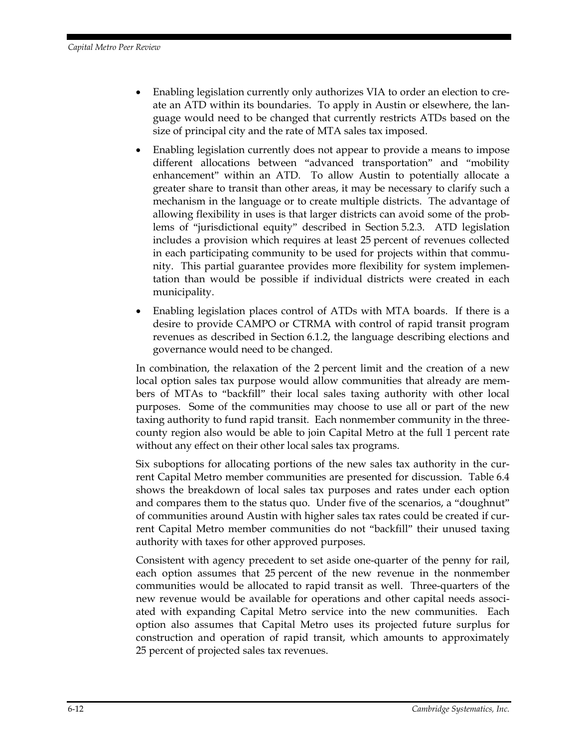- Enabling legislation currently only authorizes VIA to order an election to create an ATD within its boundaries. To apply in Austin or elsewhere, the language would need to be changed that currently restricts ATDs based on the size of principal city and the rate of MTA sales tax imposed.
- Enabling legislation currently does not appear to provide a means to impose different allocations between "advanced transportation" and "mobility enhancement" within an ATD. To allow Austin to potentially allocate a greater share to transit than other areas, it may be necessary to clarify such a mechanism in the language or to create multiple districts. The advantage of allowing flexibility in uses is that larger districts can avoid some of the problems of "jurisdictional equity" described in Section 5.2.3. ATD legislation includes a provision which requires at least 25 percent of revenues collected in each participating community to be used for projects within that community. This partial guarantee provides more flexibility for system implementation than would be possible if individual districts were created in each municipality.
- Enabling legislation places control of ATDs with MTA boards. If there is a desire to provide CAMPO or CTRMA with control of rapid transit program revenues as described in Section 6.1.2, the language describing elections and governance would need to be changed.

In combination, the relaxation of the 2 percent limit and the creation of a new local option sales tax purpose would allow communities that already are members of MTAs to "backfill" their local sales taxing authority with other local purposes. Some of the communities may choose to use all or part of the new taxing authority to fund rapid transit. Each nonmember community in the three-county region also would be able to join Capital Metro at the full 1 percent rate without any effect on their other local sales tax programs.

Six suboptions for allocating portions of the new sales tax authority in the current Capital Metro member communities are presented for discussion. Table 6.4 shows the breakdown of local sales tax purposes and rates under each option and compares them to the status quo. Under five of the scenarios, a "doughnut" of communities around Austin with higher sales tax rates could be created if current Capital Metro member communities do not "backfill" their unused taxing authority with taxes for other approved purposes.

Consistent with agency precedent to set aside one-quarter of the penny for rail, each option assumes that 25 percent of the new revenue in the nonmember communities would be allocated to rapid transit as well. Three-quarters of the new revenue would be available for operations and other capital needs associated with expanding Capital Metro service into the new communities. Each option also assumes that Capital Metro uses its projected future surplus for construction and operation of rapid transit, which amounts to approximately 25 percent of projected sales tax revenues.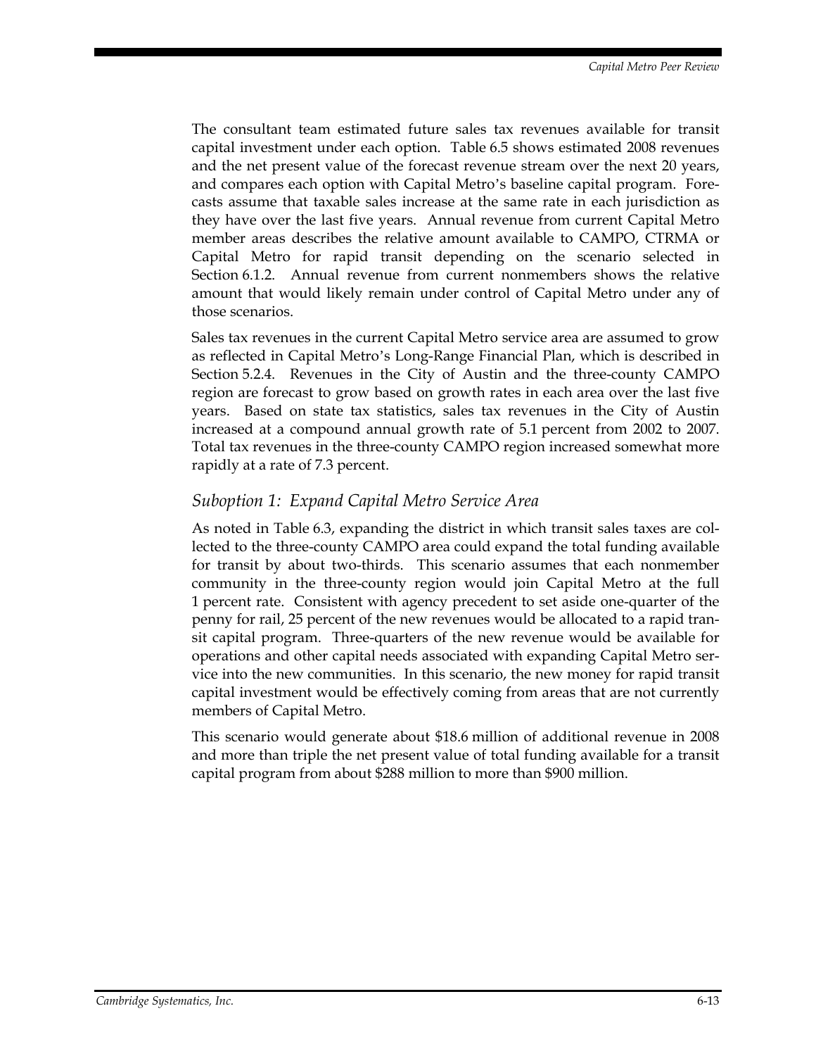The consultant team estimated future sales tax revenues available for transit capital investment under each option. Table 6.5 shows estimated 2008 revenues and the net present value of the forecast revenue stream over the next 20 years, and compares each option with Capital Metro's baseline capital program. Forecasts assume that taxable sales increase at the same rate in each jurisdiction as they have over the last five years. Annual revenue from current Capital Metro member areas describes the relative amount available to CAMPO, CTRMA or Capital Metro for rapid transit depending on the scenario selected in Section 6.1.2. Annual revenue from current nonmembers shows the relative amount that would likely remain under control of Capital Metro under any of those scenarios.

Sales tax revenues in the current Capital Metro service area are assumed to grow as reflected in Capital Metro's Long-Range Financial Plan, which is described in Section 5.2.4. Revenues in the City of Austin and the three-county CAMPO region are forecast to grow based on growth rates in each area over the last five years. Based on state tax statistics, sales tax revenues in the City of Austin increased at a compound annual growth rate of 5.1 percent from 2002 to 2007. Total tax revenues in the three-county CAMPO region increased somewhat more rapidly at a rate of 7.3 percent.

### *Suboption 1: Expand Capital Metro Service Area*

As noted in Table 6.3, expanding the district in which transit sales taxes are collected to the three-county CAMPO area could expand the total funding available for transit by about two-thirds. This scenario assumes that each nonmember community in the three-county region would join Capital Metro at the full 1 percent rate. Consistent with agency precedent to set aside one-quarter of the penny for rail, 25 percent of the new revenues would be allocated to a rapid transit capital program. Three-quarters of the new revenue would be available for operations and other capital needs associated with expanding Capital Metro service into the new communities. In this scenario, the new money for rapid transit capital investment would be effectively coming from areas that are not currently members of Capital Metro.

This scenario would generate about $18.6 million of additional revenue in 2008 and more than triple the net present value of total funding available for a transit capital program from about $288 million to more than $900 million.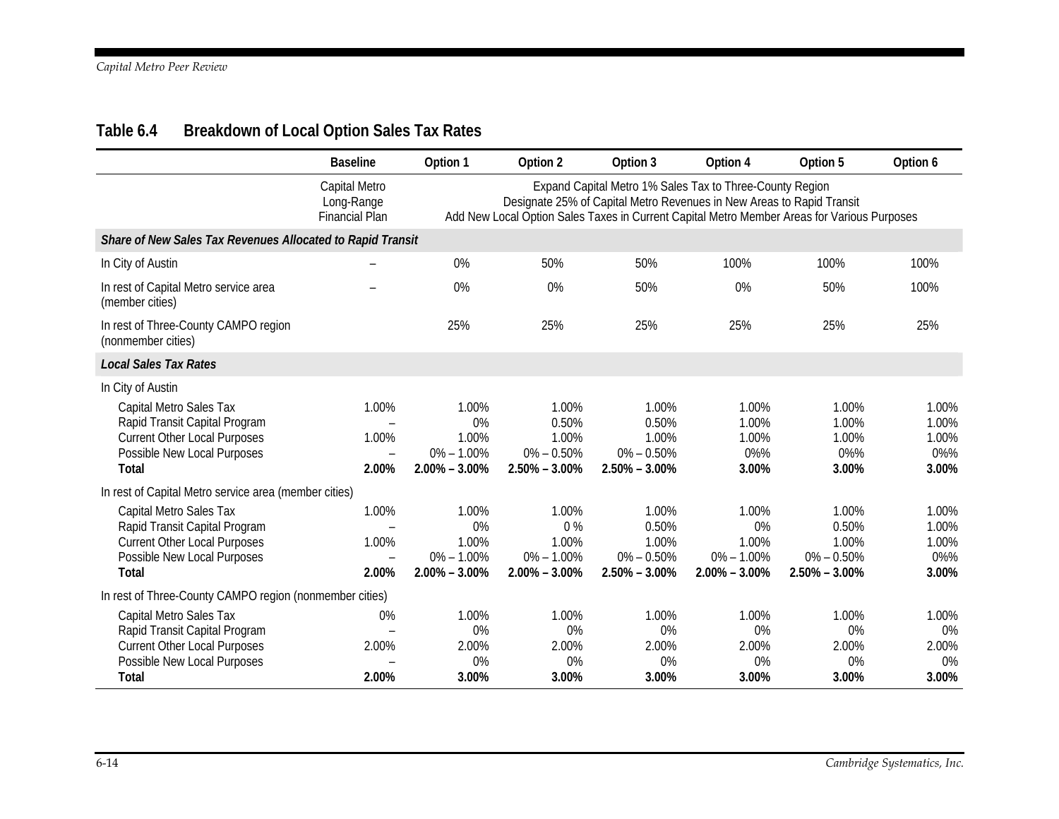## Table 6.4 Breakdown of Local Option Sales Tax Rates

| | Baseline | Option 1 | Option 2 | Option 3 | Option 4 | Option 5 | Option 6 |
|---|---|---|---|---|---|---|---|
| | Capital Metro Long-Range Financial Plan | Expand Capital Metro 1% Sales Tax to Three-County Region<br>Designate 25% of Capital Metro Revenues in New Areas to Rapid Transit<br>Add New Local Option Sales Taxes in Current Capital Metro Member Areas for Various Purposes | | | | | |
| ***Share of New Sales Tax Revenues Allocated to Rapid Transit*** | | | | | | | |
| In City of Austin | – | 0% | 50% | 50% | 100% | 100% | 100% |
| In rest of Capital Metro service area (member cities) | – | 0% | 0% | 50% | 0% | 50% | 100% |
| In rest of Three-County CAMPO region (nonmember cities) | | 25% | 25% | 25% | 25% | 25% | 25% |
| ***Local Sales Tax Rates*** | | | | | | | |
| In City of Austin | | | | | | | |
| Capital Metro Sales Tax | 1.00% | 1.00% | 1.00% | 1.00% | 1.00% | 1.00% | 1.00% |
| Rapid Transit Capital Program | – | 0% | 0.50% | 0.50% | 1.00% | 1.00% | 1.00% |
| Current Other Local Purposes | 1.00% | 1.00% | 1.00% | 1.00% | 1.00% | 1.00% | 1.00% |
| Possible New Local Purposes | – | 0% – 1.00% | 0% – 0.50% | 0% – 0.50% | 0%% | 0%% | 0%% |
| **Total** | **2.00%** | **2.00% – 3.00%** | **2.50% – 3.00%** | **2.50% – 3.00%** | **3.00%** | **3.00%** | **3.00%** |
| In rest of Capital Metro service area (member cities) | | | | | | | |
| Capital Metro Sales Tax | 1.00% | 1.00% | 1.00% | 1.00% | 1.00% | 1.00% | 1.00% |
| Rapid Transit Capital Program | – | 0% | 0 % | 0.50% | 0% | 0.50% | 1.00% |
| Current Other Local Purposes | 1.00% | 1.00% | 1.00% | 1.00% | 1.00% | 1.00% | 1.00% |
| Possible New Local Purposes | – | 0% – 1.00% | 0% – 1.00% | 0% – 0.50% | 0% – 1.00% | 0% – 0.50% | 0%% |
| **Total** | **2.00%** | **2.00% – 3.00%** | **2.00% – 3.00%** | **2.50% – 3.00%** | **2.00% – 3.00%** | **2.50% – 3.00%** | **3.00%** |
| In rest of Three-County CAMPO region (nonmember cities) | | | | | | | |
| Capital Metro Sales Tax | 0% | 1.00% | 1.00% | 1.00% | 1.00% | 1.00% | 1.00% |
| Rapid Transit Capital Program | – | 0% | 0% | 0% | 0% | 0% | 0% |
| Current Other Local Purposes | 2.00% | 2.00% | 2.00% | 2.00% | 2.00% | 2.00% | 2.00% |
| Possible New Local Purposes | – | 0% | 0% | 0% | 0% | 0% | 0% |
| **Total** | **2.00%** | **3.00%** | **3.00%** | **3.00%** | **3.00%** | **3.00%** | **3.00%** |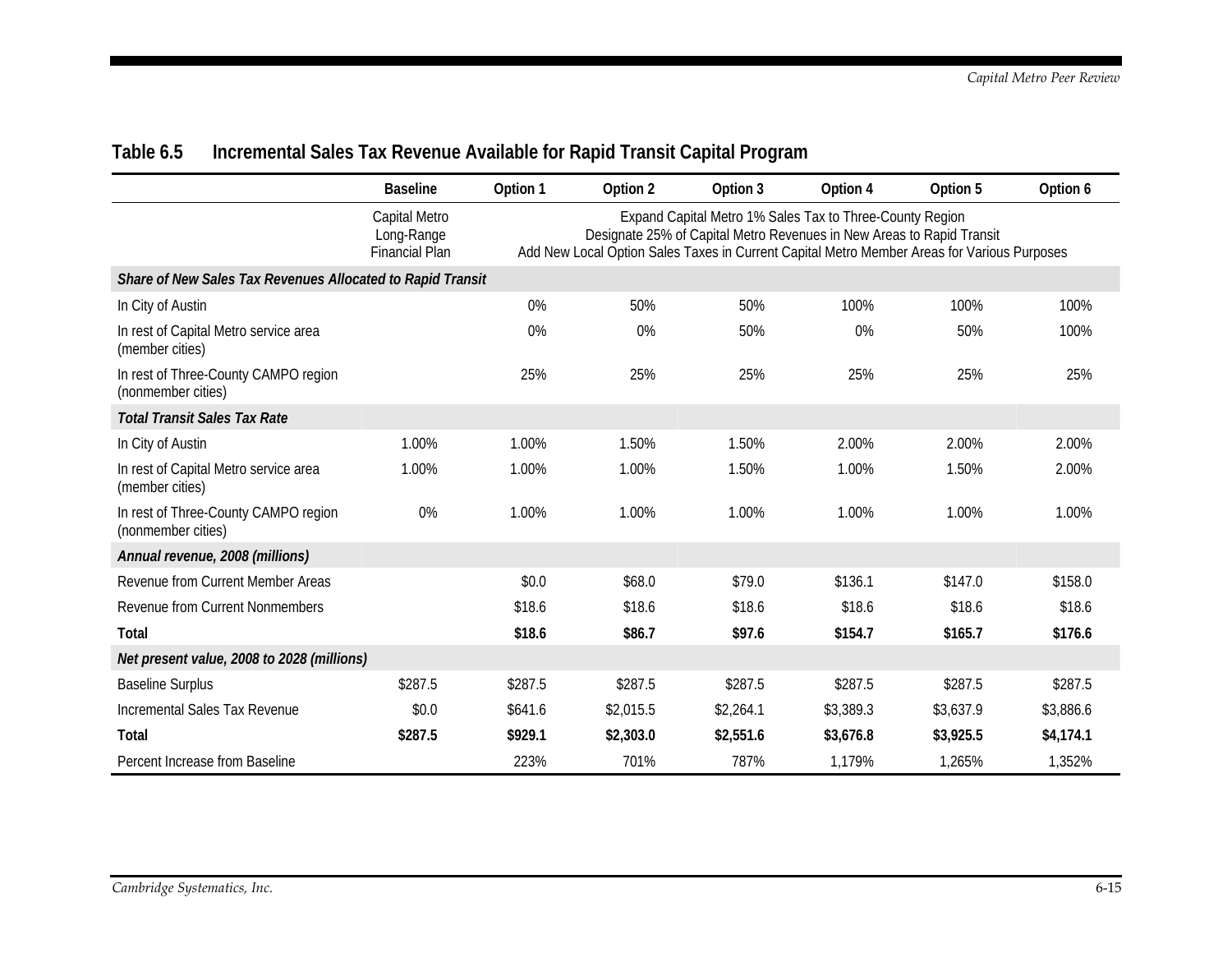## Table 6.5 Incremental Sales Tax Revenue Available for Rapid Transit Capital Program

| | Baseline | Option 1 | Option 2 | Option 3 | Option 4 | Option 5 | Option 6 |
|---|---|---|---|---|---|---|---|
| | Capital Metro Long-Range Financial Plan | Expand Capital Metro 1% Sales Tax to Three-County Region Designate 25% of Capital Metro Revenues in New Areas to Rapid Transit Add New Local Option Sales Taxes in Current Capital Metro Member Areas for Various Purposes | | | | | |
| ***Share of New Sales Tax Revenues Allocated to Rapid Transit*** | | | | | | | |
| In City of Austin | | 0% | 50% | 50% | 100% | 100% | 100% |
| In rest of Capital Metro service area (member cities) | | 0% | 0% | 50% | 0% | 50% | 100% |
| In rest of Three-County CAMPO region (nonmember cities) | | 25% | 25% | 25% | 25% | 25% | 25% |
| ***Total Transit Sales Tax Rate*** | | | | | | | |
| In City of Austin | 1.00% | 1.00% | 1.50% | 1.50% | 2.00% | 2.00% | 2.00% |
| In rest of Capital Metro service area (member cities) | 1.00% | 1.00% | 1.00% | 1.50% | 1.00% | 1.50% | 2.00% |
| In rest of Three-County CAMPO region (nonmember cities) | 0% | 1.00% | 1.00% | 1.00% | 1.00% | 1.00% | 1.00% |
| ***Annual revenue, 2008 (millions)*** | | | | | | | |
| Revenue from Current Member Areas | | $0.0 | $68.0 | $79.0 | $136.1 | $147.0 | $158.0 |
| Revenue from Current Nonmembers | | $18.6 | $18.6 | $18.6 | $18.6 | $18.6 | $18.6 |
| **Total** | | **$18.6** | **$86.7** | **$97.6** | **$154.7** | **$165.7** | **$176.6** |
| ***Net present value, 2008 to 2028 (millions)*** | | | | | | | |
| Baseline Surplus | $287.5 | $287.5 | $287.5 | $287.5 | $287.5 | $287.5 | $287.5 |
| Incremental Sales Tax Revenue | $0.0 | $641.6 | $2,015.5 | $2,264.1 | $3,389.3 | $3,637.9 | $3,886.6 |
| **Total** | **$287.5** | **$929.1** | **$2,303.0** | **$2,551.6** | **$3,676.8** | **$3,925.5** | **$4,174.1** |
| Percent Increase from Baseline | | 223% | 701% | 787% | 1,179% | 1,265% | 1,352% |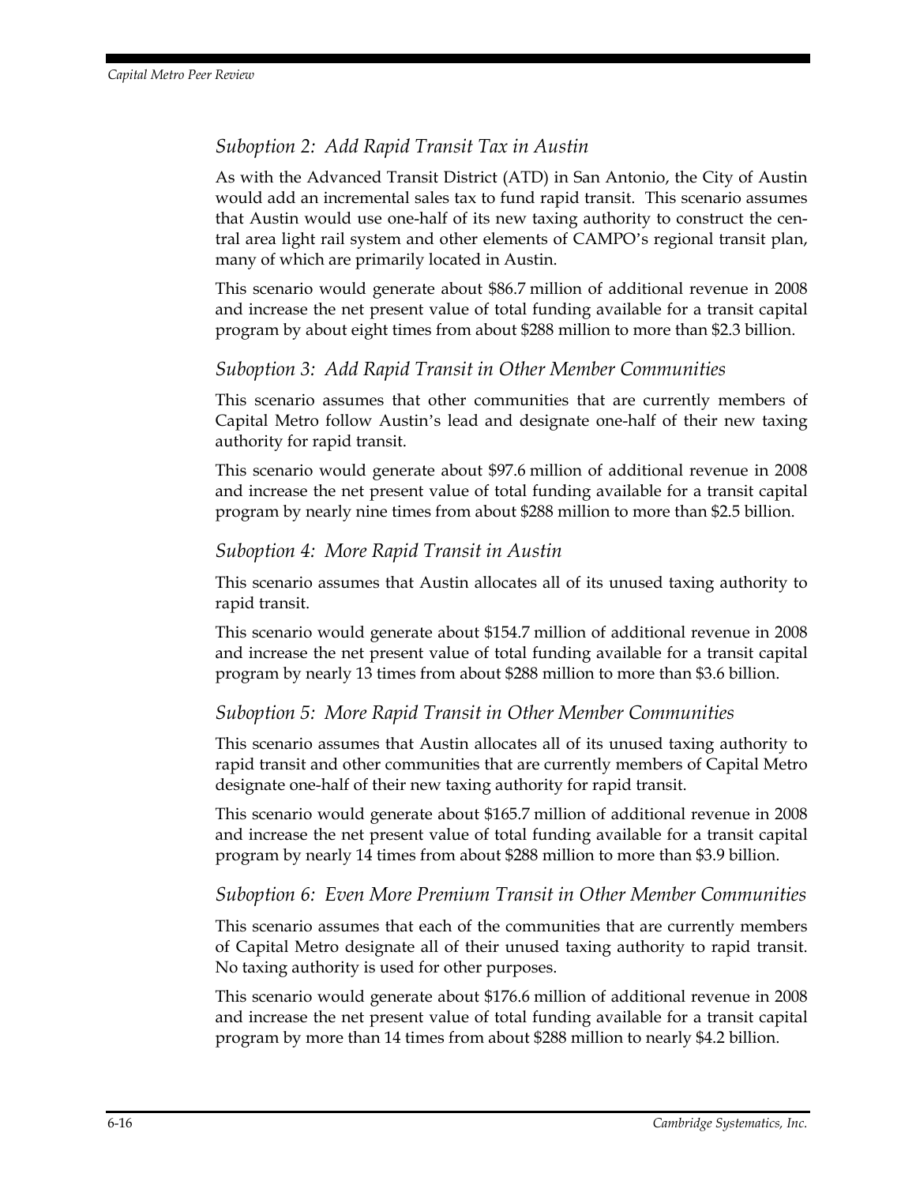*Suboption 2: Add Rapid Transit Tax in Austin*

As with the Advanced Transit District (ATD) in San Antonio, the City of Austin would add an incremental sales tax to fund rapid transit. This scenario assumes that Austin would use one-half of its new taxing authority to construct the central area light rail system and other elements of CAMPO's regional transit plan, many of which are primarily located in Austin.

This scenario would generate about $86.7 million of additional revenue in 2008 and increase the net present value of total funding available for a transit capital program by about eight times from about $288 million to more than $2.3 billion.

*Suboption 3: Add Rapid Transit in Other Member Communities*

This scenario assumes that other communities that are currently members of Capital Metro follow Austin's lead and designate one-half of their new taxing authority for rapid transit.

This scenario would generate about $97.6 million of additional revenue in 2008 and increase the net present value of total funding available for a transit capital program by nearly nine times from about $288 million to more than $2.5 billion.

*Suboption 4: More Rapid Transit in Austin*

This scenario assumes that Austin allocates all of its unused taxing authority to rapid transit.

This scenario would generate about $154.7 million of additional revenue in 2008 and increase the net present value of total funding available for a transit capital program by nearly 13 times from about $288 million to more than $3.6 billion.

*Suboption 5: More Rapid Transit in Other Member Communities*

This scenario assumes that Austin allocates all of its unused taxing authority to rapid transit and other communities that are currently members of Capital Metro designate one-half of their new taxing authority for rapid transit.

This scenario would generate about $165.7 million of additional revenue in 2008 and increase the net present value of total funding available for a transit capital program by nearly 14 times from about $288 million to more than $3.9 billion.

*Suboption 6: Even More Premium Transit in Other Member Communities*

This scenario assumes that each of the communities that are currently members of Capital Metro designate all of their unused taxing authority to rapid transit. No taxing authority is used for other purposes.

This scenario would generate about $176.6 million of additional revenue in 2008 and increase the net present value of total funding available for a transit capital program by more than 14 times from about $288 million to nearly $4.2 billion.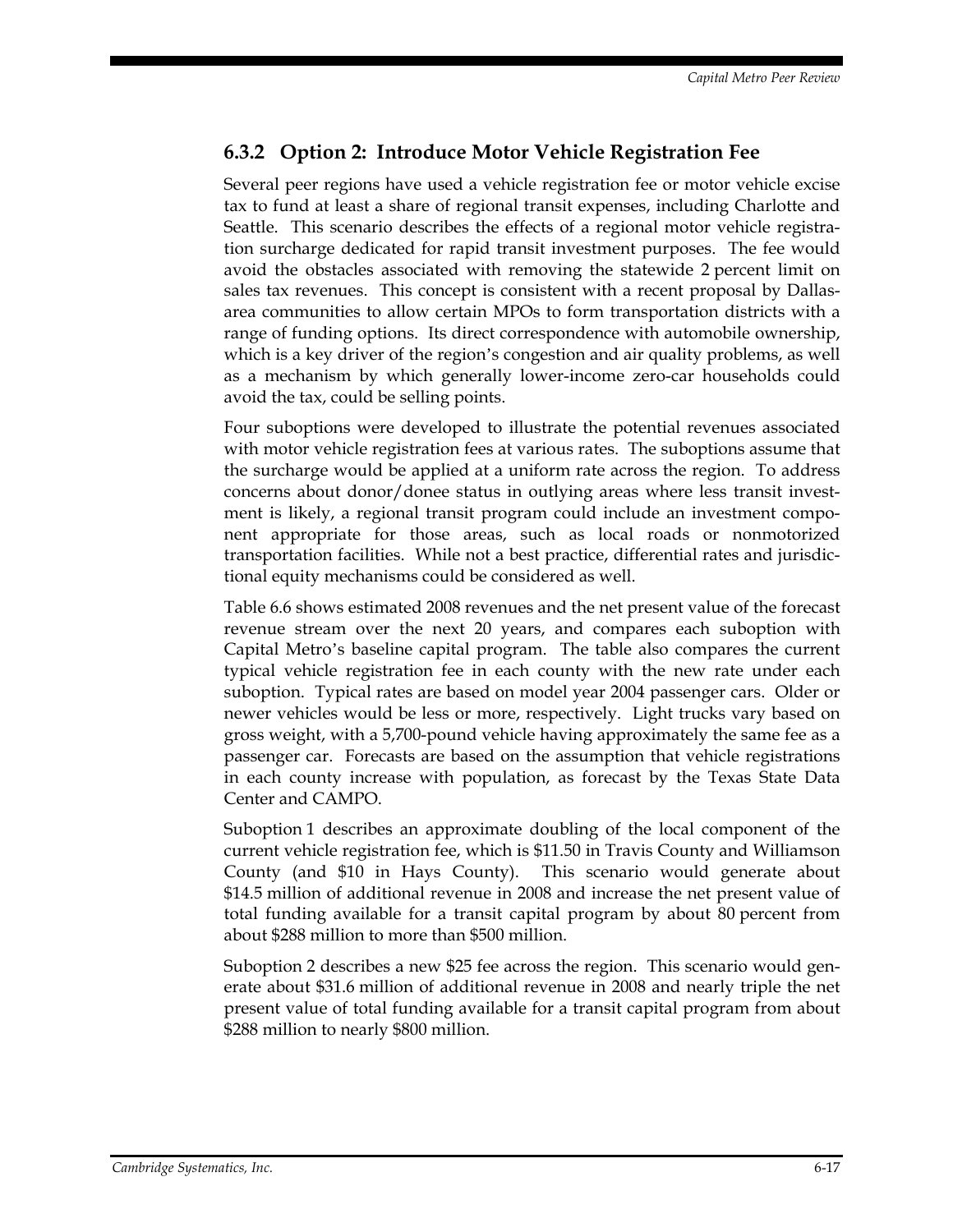### 6.3.2 Option 2: Introduce Motor Vehicle Registration Fee

Several peer regions have used a vehicle registration fee or motor vehicle excise tax to fund at least a share of regional transit expenses, including Charlotte and Seattle. This scenario describes the effects of a regional motor vehicle registration surcharge dedicated for rapid transit investment purposes. The fee would avoid the obstacles associated with removing the statewide 2 percent limit on sales tax revenues. This concept is consistent with a recent proposal by Dallas-area communities to allow certain MPOs to form transportation districts with a range of funding options. Its direct correspondence with automobile ownership, which is a key driver of the region's congestion and air quality problems, as well as a mechanism by which generally lower-income zero-car households could avoid the tax, could be selling points.

Four suboptions were developed to illustrate the potential revenues associated with motor vehicle registration fees at various rates. The suboptions assume that the surcharge would be applied at a uniform rate across the region. To address concerns about donor/donee status in outlying areas where less transit investment is likely, a regional transit program could include an investment component appropriate for those areas, such as local roads or nonmotorized transportation facilities. While not a best practice, differential rates and jurisdictional equity mechanisms could be considered as well.

Table 6.6 shows estimated 2008 revenues and the net present value of the forecast revenue stream over the next 20 years, and compares each suboption with Capital Metro's baseline capital program. The table also compares the current typical vehicle registration fee in each county with the new rate under each suboption. Typical rates are based on model year 2004 passenger cars. Older or newer vehicles would be less or more, respectively. Light trucks vary based on gross weight, with a 5,700-pound vehicle having approximately the same fee as a passenger car. Forecasts are based on the assumption that vehicle registrations in each county increase with population, as forecast by the Texas State Data Center and CAMPO.

Suboption 1 describes an approximate doubling of the local component of the current vehicle registration fee, which is $11.50 in Travis County and Williamson County (and $10 in Hays County). This scenario would generate about $14.5 million of additional revenue in 2008 and increase the net present value of total funding available for a transit capital program by about 80 percent from about $288 million to more than $500 million.

Suboption 2 describes a new $25 fee across the region. This scenario would generate about $31.6 million of additional revenue in 2008 and nearly triple the net present value of total funding available for a transit capital program from about $288 million to nearly $800 million.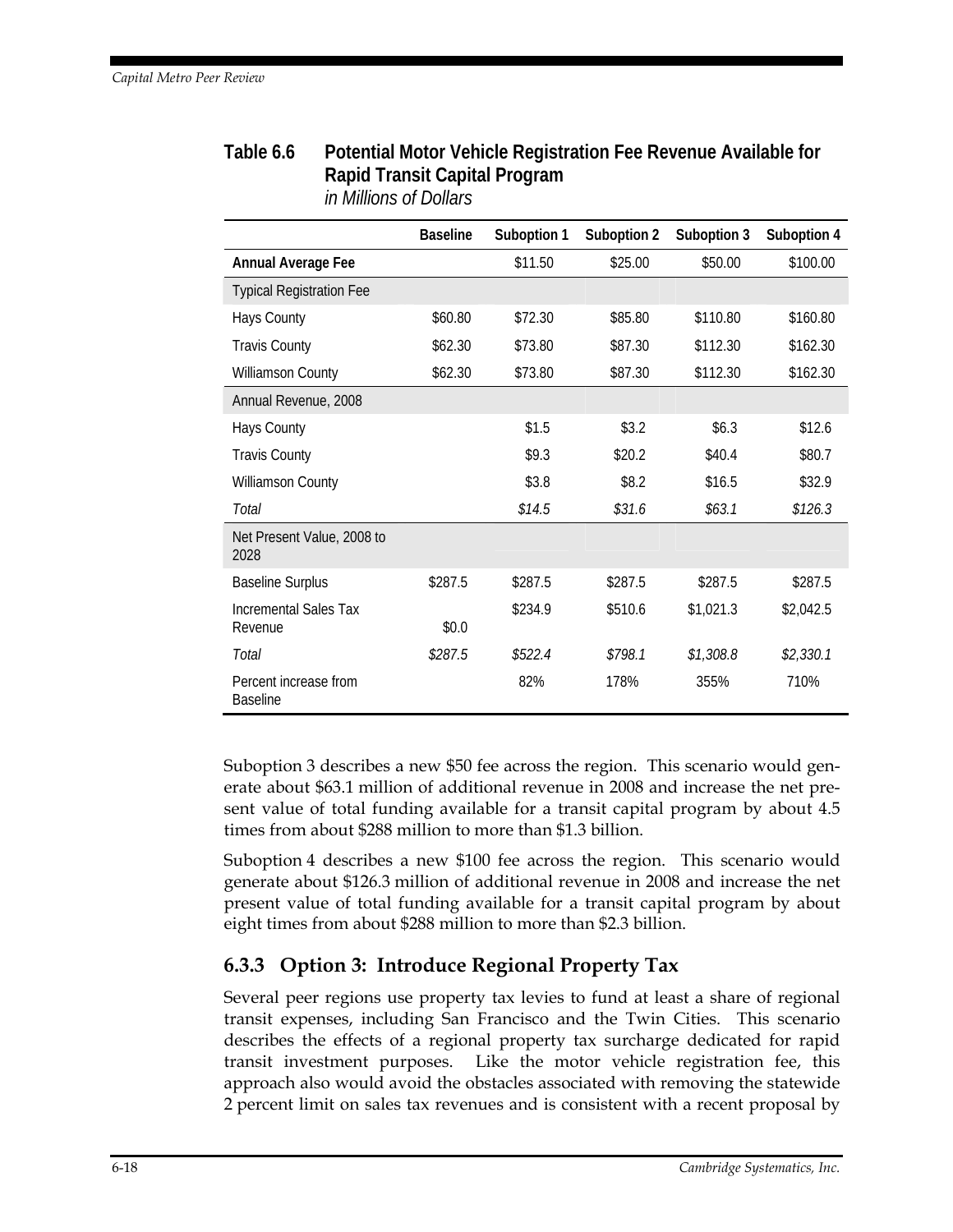**Table 6.6 Potential Motor Vehicle Registration Fee Revenue Available for Rapid Transit Capital Program**
*in Millions of Dollars*

| | Baseline | Suboption 1 | Suboption 2 | Suboption 3 | Suboption 4 |
|---|---|---|---|---|---|
| **Annual Average Fee** | | $11.50 | $25.00 | $50.00 | $100.00 |
| Typical Registration Fee | | | | | |
| Hays County | $60.80 | $72.30 | $85.80 | $110.80 | $160.80 |
| Travis County | $62.30 | $73.80 | $87.30 | $112.30 | $162.30 |
| Williamson County | $62.30 | $73.80 | $87.30 | $112.30 | $162.30 |
| Annual Revenue, 2008 | | | | | |
| Hays County | | $1.5 | $3.2 | $6.3 | $12.6 |
| Travis County | | $9.3 | $20.2 | $40.4 | $80.7 |
| Williamson County | | $3.8 | $8.2 | $16.5 | $32.9 |
| *Total* | | *$14.5* | *$31.6* | *$63.1* | *$126.3* |
| Net Present Value, 2008 to 2028 | | | | | |
| Baseline Surplus | $287.5 | $287.5 | $287.5 | $287.5 | $287.5 |
| Incremental Sales Tax Revenue | $0.0 | $234.9 | $510.6 | $1,021.3 | $2,042.5 |
| *Total* | *$287.5* | *$522.4* | *$798.1* | *$1,308.8* | *$2,330.1* |
| Percent increase from Baseline | | 82% | 178% | 355% | 710% |

Suboption 3 describes a new $50 fee across the region. This scenario would generate about $63.1 million of additional revenue in 2008 and increase the net present value of total funding available for a transit capital program by about 4.5 times from about $288 million to more than $1.3 billion.

Suboption 4 describes a new $100 fee across the region. This scenario would generate about $126.3 million of additional revenue in 2008 and increase the net present value of total funding available for a transit capital program by about eight times from about $288 million to more than $2.3 billion.

### 6.3.3 Option 3: Introduce Regional Property Tax

Several peer regions use property tax levies to fund at least a share of regional transit expenses, including San Francisco and the Twin Cities. This scenario describes the effects of a regional property tax surcharge dedicated for rapid transit investment purposes. Like the motor vehicle registration fee, this approach also would avoid the obstacles associated with removing the statewide 2 percent limit on sales tax revenues and is consistent with a recent proposal by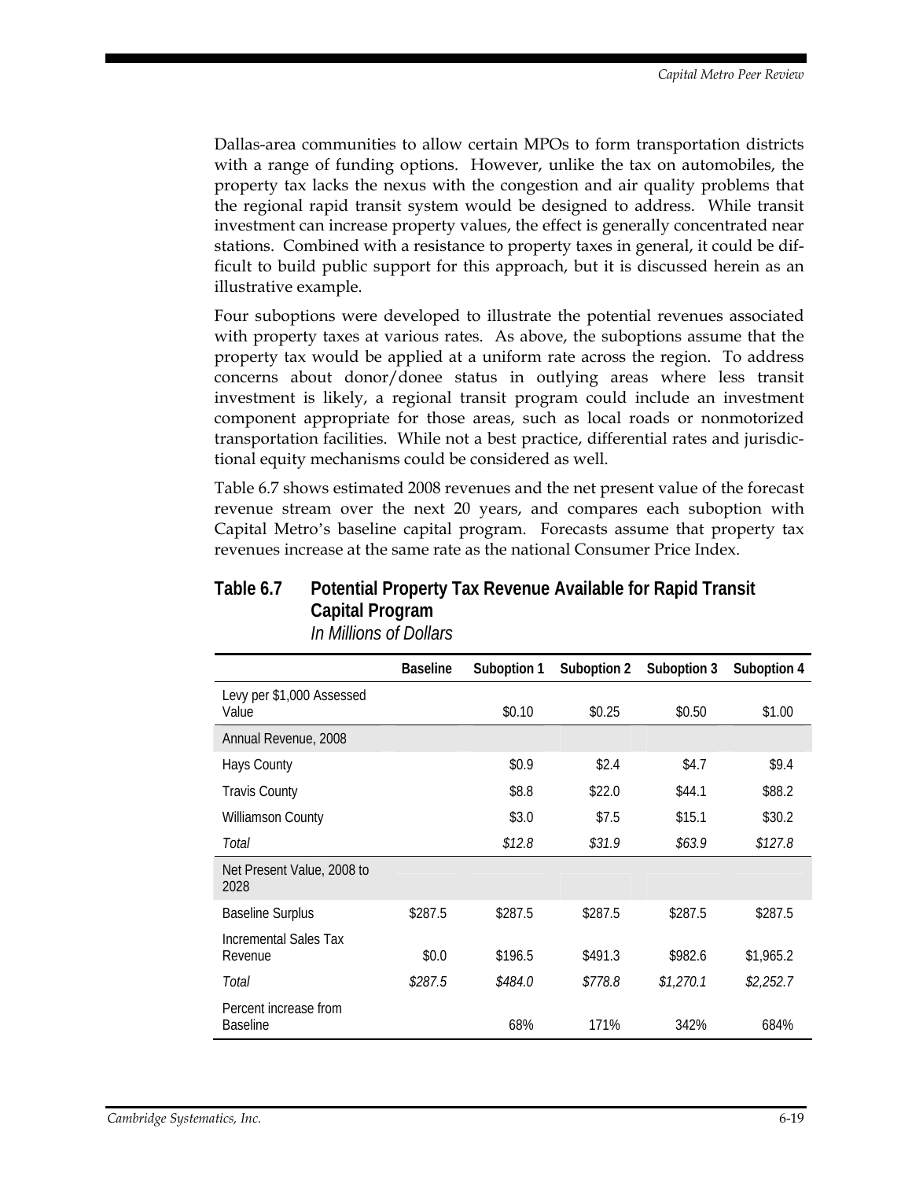Dallas-area communities to allow certain MPOs to form transportation districts with a range of funding options. However, unlike the tax on automobiles, the property tax lacks the nexus with the congestion and air quality problems that the regional rapid transit system would be designed to address. While transit investment can increase property values, the effect is generally concentrated near stations. Combined with a resistance to property taxes in general, it could be difficult to build public support for this approach, but it is discussed herein as an illustrative example.

Four suboptions were developed to illustrate the potential revenues associated with property taxes at various rates. As above, the suboptions assume that the property tax would be applied at a uniform rate across the region. To address concerns about donor/donee status in outlying areas where less transit investment is likely, a regional transit program could include an investment component appropriate for those areas, such as local roads or nonmotorized transportation facilities. While not a best practice, differential rates and jurisdictional equity mechanisms could be considered as well.

Table 6.7 shows estimated 2008 revenues and the net present value of the forecast revenue stream over the next 20 years, and compares each suboption with Capital Metro's baseline capital program. Forecasts assume that property tax revenues increase at the same rate as the national Consumer Price Index.

**Table 6.7 Potential Property Tax Revenue Available for Rapid Transit Capital Program**
*In Millions of Dollars*

| | Baseline | Suboption 1 | Suboption 2 | Suboption 3 | Suboption 4 |
|---|---|---|---|---|---|
| Levy per $1,000 Assessed Value | | $0.10 | $0.25 | $0.50 | $1.00 |
| Annual Revenue, 2008 | | | | | |
| Hays County | | $0.9 | $2.4 | $4.7 | $9.4 |
| Travis County | | $8.8 | $22.0 | $44.1 | $88.2 |
| Williamson County | | $3.0 | $7.5 | $15.1 | $30.2 |
| *Total* | | *$12.8* | *$31.9* | *$63.9* | *$127.8* |
| Net Present Value, 2008 to 2028 | | | | | |
| Baseline Surplus | $287.5 | $287.5 | $287.5 | $287.5 | $287.5 |
| Incremental Sales Tax Revenue | $0.0 | $196.5 | $491.3 | $982.6 | $1,965.2 |
| *Total* | *$287.5* | *$484.0* | *$778.8* | *$1,270.1* | *$2,252.7* |
| Percent increase from Baseline | | 68% | 171% | 342% | 684% |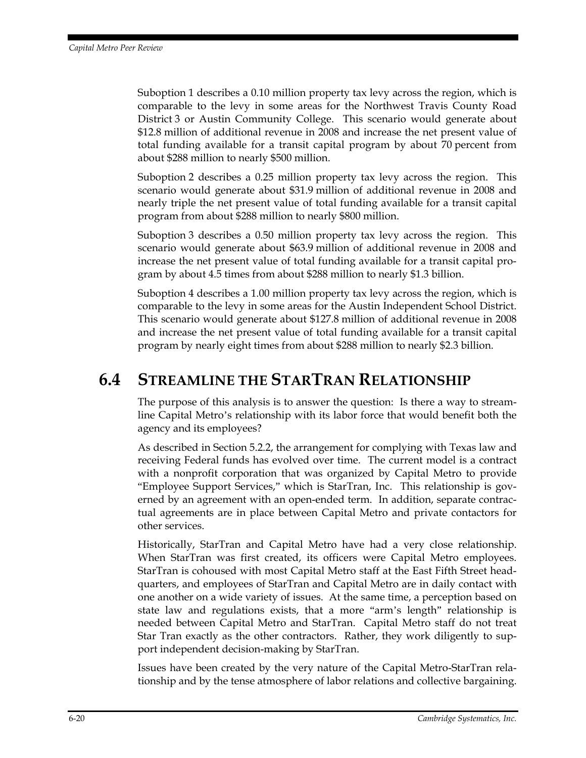Suboption 1 describes a 0.10 million property tax levy across the region, which is comparable to the levy in some areas for the Northwest Travis County Road District 3 or Austin Community College. This scenario would generate about \$12.8 million of additional revenue in 2008 and increase the net present value of total funding available for a transit capital program by about 70 percent from about \$288 million to nearly \$500 million.

Suboption 2 describes a 0.25 million property tax levy across the region. This scenario would generate about \$31.9 million of additional revenue in 2008 and nearly triple the net present value of total funding available for a transit capital program from about \$288 million to nearly \$800 million.

Suboption 3 describes a 0.50 million property tax levy across the region. This scenario would generate about \$63.9 million of additional revenue in 2008 and increase the net present value of total funding available for a transit capital program by about 4.5 times from about \$288 million to nearly \$1.3 billion.

Suboption 4 describes a 1.00 million property tax levy across the region, which is comparable to the levy in some areas for the Austin Independent School District. This scenario would generate about \$127.8 million of additional revenue in 2008 and increase the net present value of total funding available for a transit capital program by nearly eight times from about \$288 million to nearly \$2.3 billion.

## 6.4 Streamline the StarTran Relationship

The purpose of this analysis is to answer the question: Is there a way to streamline Capital Metro's relationship with its labor force that would benefit both the agency and its employees?

As described in Section 5.2.2, the arrangement for complying with Texas law and receiving Federal funds has evolved over time. The current model is a contract with a nonprofit corporation that was organized by Capital Metro to provide "Employee Support Services," which is StarTran, Inc. This relationship is governed by an agreement with an open-ended term. In addition, separate contractual agreements are in place between Capital Metro and private contactors for other services.

Historically, StarTran and Capital Metro have had a very close relationship. When StarTran was first created, its officers were Capital Metro employees. StarTran is cohoused with most Capital Metro staff at the East Fifth Street headquarters, and employees of StarTran and Capital Metro are in daily contact with one another on a wide variety of issues. At the same time, a perception based on state law and regulations exists, that a more "arm's length" relationship is needed between Capital Metro and StarTran. Capital Metro staff do not treat Star Tran exactly as the other contractors. Rather, they work diligently to support independent decision-making by StarTran.

Issues have been created by the very nature of the Capital Metro-StarTran relationship and by the tense atmosphere of labor relations and collective bargaining.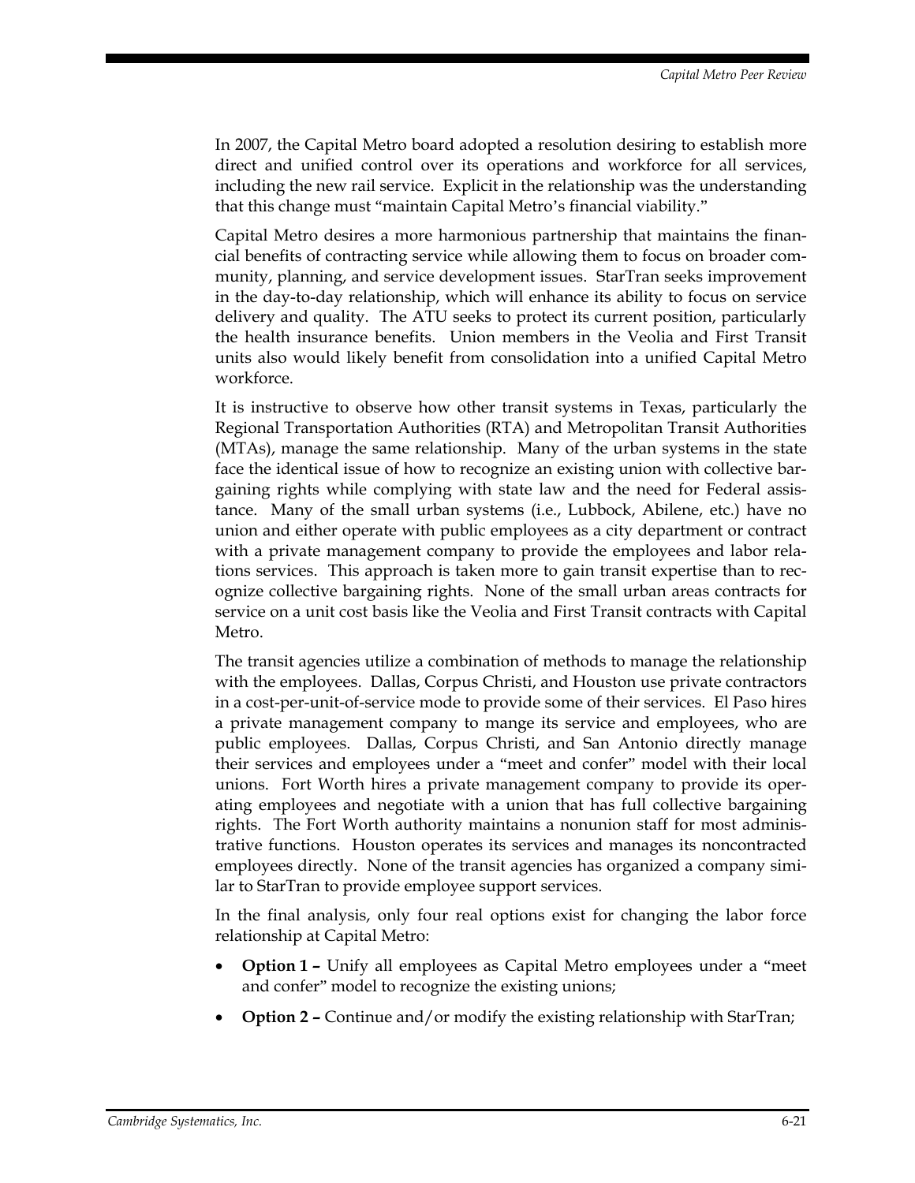In 2007, the Capital Metro board adopted a resolution desiring to establish more direct and unified control over its operations and workforce for all services, including the new rail service. Explicit in the relationship was the understanding that this change must "maintain Capital Metro's financial viability."

Capital Metro desires a more harmonious partnership that maintains the financial benefits of contracting service while allowing them to focus on broader community, planning, and service development issues. StarTran seeks improvement in the day-to-day relationship, which will enhance its ability to focus on service delivery and quality. The ATU seeks to protect its current position, particularly the health insurance benefits. Union members in the Veolia and First Transit units also would likely benefit from consolidation into a unified Capital Metro workforce.

It is instructive to observe how other transit systems in Texas, particularly the Regional Transportation Authorities (RTA) and Metropolitan Transit Authorities (MTAs), manage the same relationship. Many of the urban systems in the state face the identical issue of how to recognize an existing union with collective bargaining rights while complying with state law and the need for Federal assistance. Many of the small urban systems (i.e., Lubbock, Abilene, etc.) have no union and either operate with public employees as a city department or contract with a private management company to provide the employees and labor relations services. This approach is taken more to gain transit expertise than to recognize collective bargaining rights. None of the small urban areas contracts for service on a unit cost basis like the Veolia and First Transit contracts with Capital Metro.

The transit agencies utilize a combination of methods to manage the relationship with the employees. Dallas, Corpus Christi, and Houston use private contractors in a cost-per-unit-of-service mode to provide some of their services. El Paso hires a private management company to mange its service and employees, who are public employees. Dallas, Corpus Christi, and San Antonio directly manage their services and employees under a "meet and confer" model with their local unions. Fort Worth hires a private management company to provide its operating employees and negotiate with a union that has full collective bargaining rights. The Fort Worth authority maintains a nonunion staff for most administrative functions. Houston operates its services and manages its noncontracted employees directly. None of the transit agencies has organized a company similar to StarTran to provide employee support services.

In the final analysis, only four real options exist for changing the labor force relationship at Capital Metro:

- **Option 1 –** Unify all employees as Capital Metro employees under a "meet and confer" model to recognize the existing unions;
- **Option 2 –** Continue and/or modify the existing relationship with StarTran;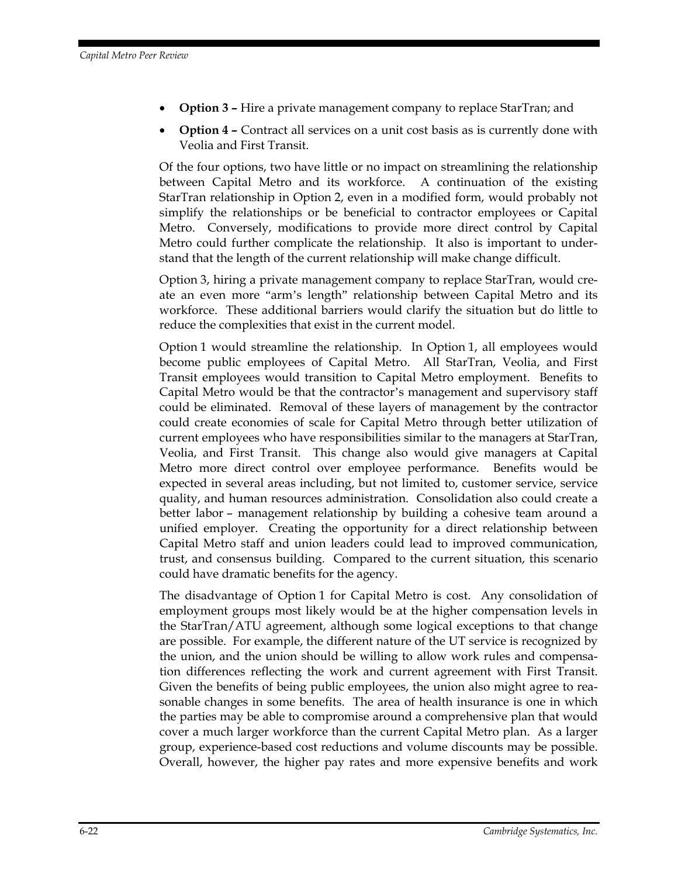- **Option 3 –** Hire a private management company to replace StarTran; and
- **Option 4 –** Contract all services on a unit cost basis as is currently done with Veolia and First Transit.

Of the four options, two have little or no impact on streamlining the relationship between Capital Metro and its workforce. A continuation of the existing StarTran relationship in Option 2, even in a modified form, would probably not simplify the relationships or be beneficial to contractor employees or Capital Metro. Conversely, modifications to provide more direct control by Capital Metro could further complicate the relationship. It also is important to understand that the length of the current relationship will make change difficult.

Option 3, hiring a private management company to replace StarTran, would create an even more "arm's length" relationship between Capital Metro and its workforce. These additional barriers would clarify the situation but do little to reduce the complexities that exist in the current model.

Option 1 would streamline the relationship. In Option 1, all employees would become public employees of Capital Metro. All StarTran, Veolia, and First Transit employees would transition to Capital Metro employment. Benefits to Capital Metro would be that the contractor's management and supervisory staff could be eliminated. Removal of these layers of management by the contractor could create economies of scale for Capital Metro through better utilization of current employees who have responsibilities similar to the managers at StarTran, Veolia, and First Transit. This change also would give managers at Capital Metro more direct control over employee performance. Benefits would be expected in several areas including, but not limited to, customer service, service quality, and human resources administration. Consolidation also could create a better labor – management relationship by building a cohesive team around a unified employer. Creating the opportunity for a direct relationship between Capital Metro staff and union leaders could lead to improved communication, trust, and consensus building. Compared to the current situation, this scenario could have dramatic benefits for the agency.

The disadvantage of Option 1 for Capital Metro is cost. Any consolidation of employment groups most likely would be at the higher compensation levels in the StarTran/ATU agreement, although some logical exceptions to that change are possible. For example, the different nature of the UT service is recognized by the union, and the union should be willing to allow work rules and compensation differences reflecting the work and current agreement with First Transit. Given the benefits of being public employees, the union also might agree to reasonable changes in some benefits. The area of health insurance is one in which the parties may be able to compromise around a comprehensive plan that would cover a much larger workforce than the current Capital Metro plan. As a larger group, experience-based cost reductions and volume discounts may be possible. Overall, however, the higher pay rates and more expensive benefits and work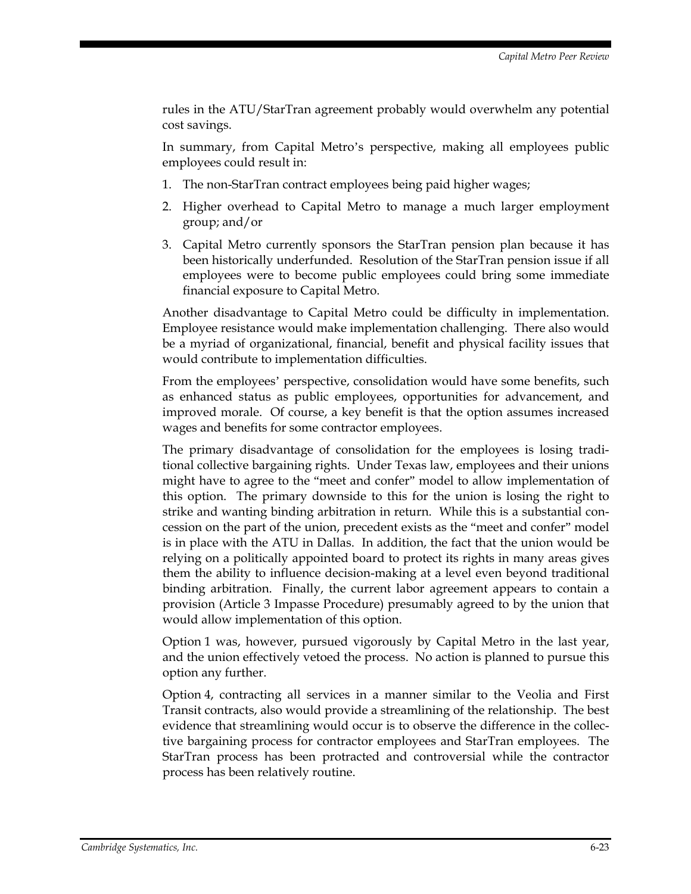rules in the ATU/StarTran agreement probably would overwhelm any potential cost savings.

In summary, from Capital Metro's perspective, making all employees public employees could result in:

1. The non-StarTran contract employees being paid higher wages;
2. Higher overhead to Capital Metro to manage a much larger employment group; and/or
3. Capital Metro currently sponsors the StarTran pension plan because it has been historically underfunded. Resolution of the StarTran pension issue if all employees were to become public employees could bring some immediate financial exposure to Capital Metro.

Another disadvantage to Capital Metro could be difficulty in implementation. Employee resistance would make implementation challenging. There also would be a myriad of organizational, financial, benefit and physical facility issues that would contribute to implementation difficulties.

From the employees' perspective, consolidation would have some benefits, such as enhanced status as public employees, opportunities for advancement, and improved morale. Of course, a key benefit is that the option assumes increased wages and benefits for some contractor employees.

The primary disadvantage of consolidation for the employees is losing traditional collective bargaining rights. Under Texas law, employees and their unions might have to agree to the "meet and confer" model to allow implementation of this option. The primary downside to this for the union is losing the right to strike and wanting binding arbitration in return. While this is a substantial concession on the part of the union, precedent exists as the "meet and confer" model is in place with the ATU in Dallas. In addition, the fact that the union would be relying on a politically appointed board to protect its rights in many areas gives them the ability to influence decision-making at a level even beyond traditional binding arbitration. Finally, the current labor agreement appears to contain a provision (Article 3 Impasse Procedure) presumably agreed to by the union that would allow implementation of this option.

Option 1 was, however, pursued vigorously by Capital Metro in the last year, and the union effectively vetoed the process. No action is planned to pursue this option any further.

Option 4, contracting all services in a manner similar to the Veolia and First Transit contracts, also would provide a streamlining of the relationship. The best evidence that streamlining would occur is to observe the difference in the collective bargaining process for contractor employees and StarTran employees. The StarTran process has been protracted and controversial while the contractor process has been relatively routine.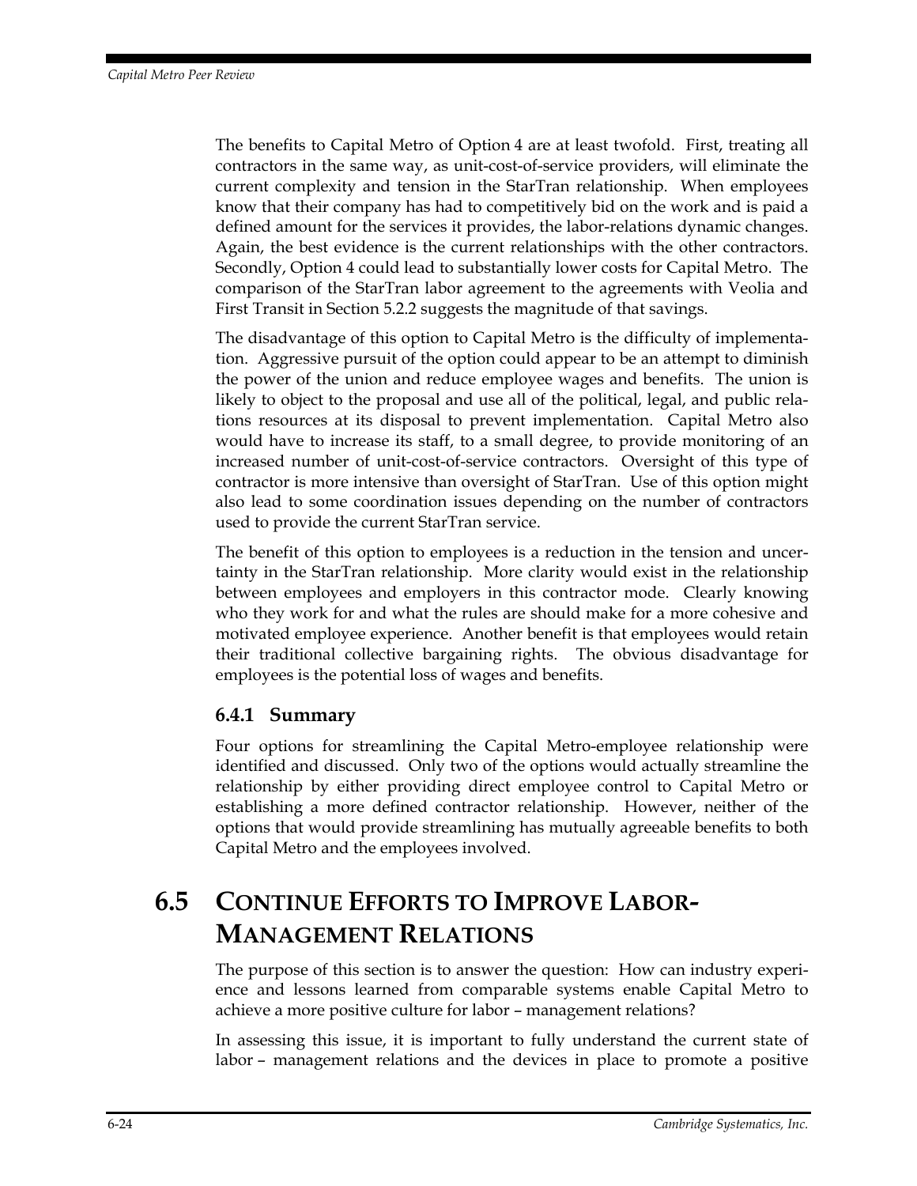The benefits to Capital Metro of Option 4 are at least twofold. First, treating all contractors in the same way, as unit-cost-of-service providers, will eliminate the current complexity and tension in the StarTran relationship. When employees know that their company has had to competitively bid on the work and is paid a defined amount for the services it provides, the labor-relations dynamic changes. Again, the best evidence is the current relationships with the other contractors. Secondly, Option 4 could lead to substantially lower costs for Capital Metro. The comparison of the StarTran labor agreement to the agreements with Veolia and First Transit in Section 5.2.2 suggests the magnitude of that savings.

The disadvantage of this option to Capital Metro is the difficulty of implementation. Aggressive pursuit of the option could appear to be an attempt to diminish the power of the union and reduce employee wages and benefits. The union is likely to object to the proposal and use all of the political, legal, and public relations resources at its disposal to prevent implementation. Capital Metro also would have to increase its staff, to a small degree, to provide monitoring of an increased number of unit-cost-of-service contractors. Oversight of this type of contractor is more intensive than oversight of StarTran. Use of this option might also lead to some coordination issues depending on the number of contractors used to provide the current StarTran service.

The benefit of this option to employees is a reduction in the tension and uncertainty in the StarTran relationship. More clarity would exist in the relationship between employees and employers in this contractor mode. Clearly knowing who they work for and what the rules are should make for a more cohesive and motivated employee experience. Another benefit is that employees would retain their traditional collective bargaining rights. The obvious disadvantage for employees is the potential loss of wages and benefits.

### 6.4.1 Summary

Four options for streamlining the Capital Metro-employee relationship were identified and discussed. Only two of the options would actually streamline the relationship by either providing direct employee control to Capital Metro or establishing a more defined contractor relationship. However, neither of the options that would provide streamlining has mutually agreeable benefits to both Capital Metro and the employees involved.

## 6.5 Continue Efforts to Improve Labor-Management Relations

The purpose of this section is to answer the question: How can industry experience and lessons learned from comparable systems enable Capital Metro to achieve a more positive culture for labor – management relations?

In assessing this issue, it is important to fully understand the current state of labor – management relations and the devices in place to promote a positive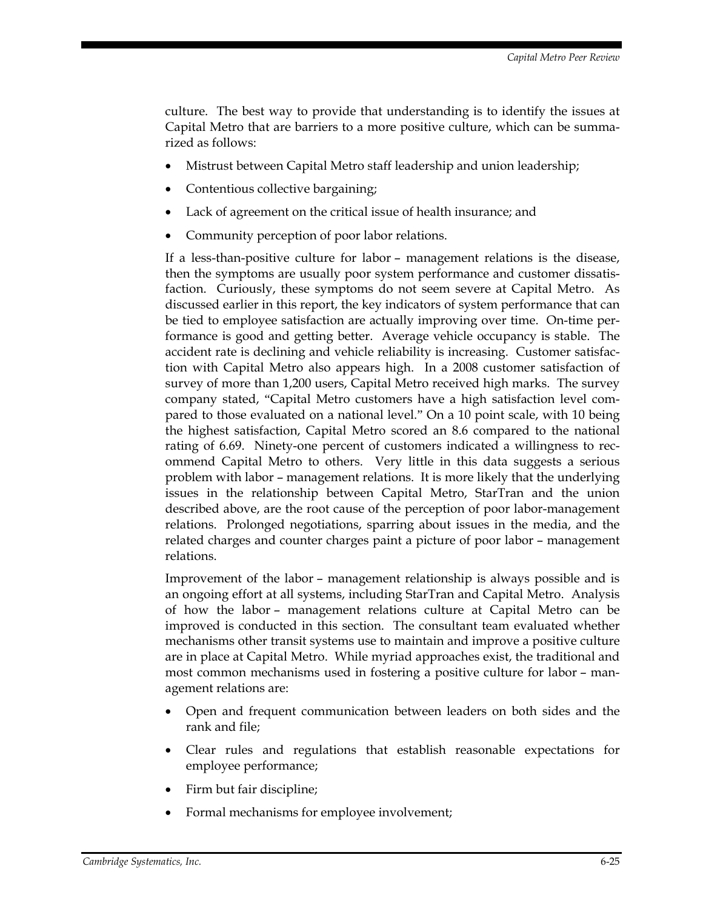culture. The best way to provide that understanding is to identify the issues at Capital Metro that are barriers to a more positive culture, which can be summarized as follows:

- Mistrust between Capital Metro staff leadership and union leadership;
- Contentious collective bargaining;
- Lack of agreement on the critical issue of health insurance; and
- Community perception of poor labor relations.

If a less-than-positive culture for labor – management relations is the disease, then the symptoms are usually poor system performance and customer dissatisfaction. Curiously, these symptoms do not seem severe at Capital Metro. As discussed earlier in this report, the key indicators of system performance that can be tied to employee satisfaction are actually improving over time. On-time performance is good and getting better. Average vehicle occupancy is stable. The accident rate is declining and vehicle reliability is increasing. Customer satisfaction with Capital Metro also appears high. In a 2008 customer satisfaction of survey of more than 1,200 users, Capital Metro received high marks. The survey company stated, "Capital Metro customers have a high satisfaction level compared to those evaluated on a national level." On a 10 point scale, with 10 being the highest satisfaction, Capital Metro scored an 8.6 compared to the national rating of 6.69. Ninety-one percent of customers indicated a willingness to recommend Capital Metro to others. Very little in this data suggests a serious problem with labor – management relations. It is more likely that the underlying issues in the relationship between Capital Metro, StarTran and the union described above, are the root cause of the perception of poor labor-management relations. Prolonged negotiations, sparring about issues in the media, and the related charges and counter charges paint a picture of poor labor – management relations.

Improvement of the labor – management relationship is always possible and is an ongoing effort at all systems, including StarTran and Capital Metro. Analysis of how the labor – management relations culture at Capital Metro can be improved is conducted in this section. The consultant team evaluated whether mechanisms other transit systems use to maintain and improve a positive culture are in place at Capital Metro. While myriad approaches exist, the traditional and most common mechanisms used in fostering a positive culture for labor – management relations are:

- Open and frequent communication between leaders on both sides and the rank and file;
- Clear rules and regulations that establish reasonable expectations for employee performance;
- Firm but fair discipline;
- Formal mechanisms for employee involvement;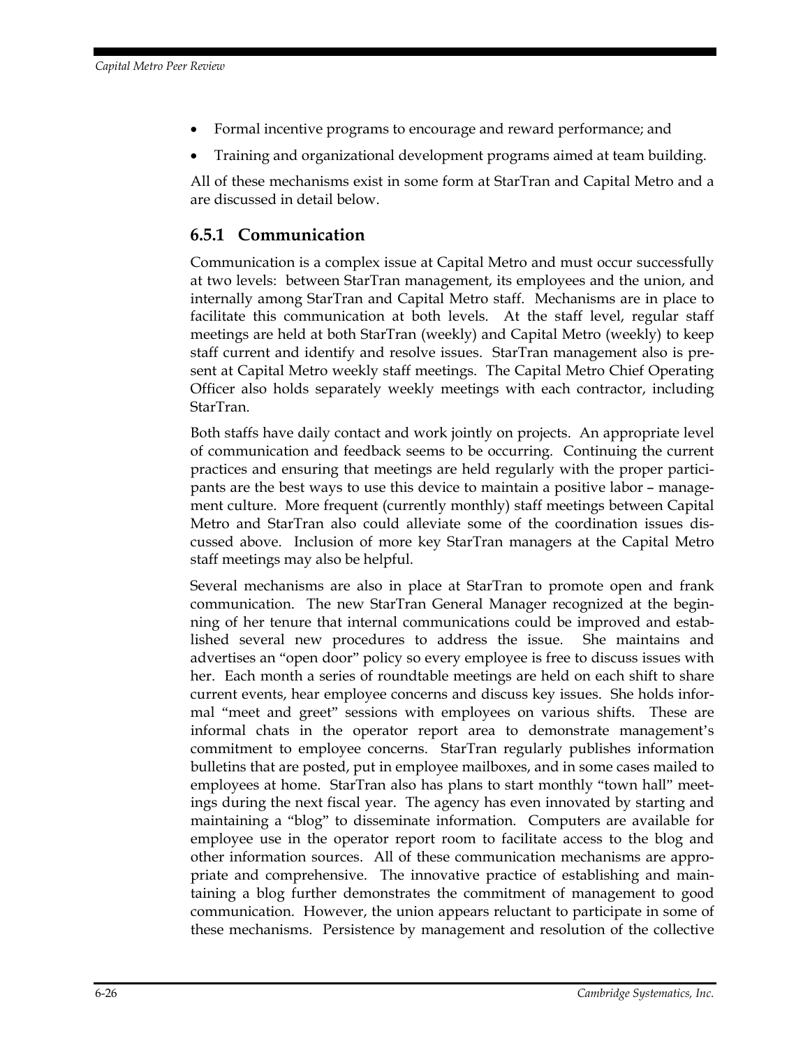- Formal incentive programs to encourage and reward performance; and
- Training and organizational development programs aimed at team building.

All of these mechanisms exist in some form at StarTran and Capital Metro and a are discussed in detail below.

### 6.5.1 Communication

Communication is a complex issue at Capital Metro and must occur successfully at two levels: between StarTran management, its employees and the union, and internally among StarTran and Capital Metro staff. Mechanisms are in place to facilitate this communication at both levels. At the staff level, regular staff meetings are held at both StarTran (weekly) and Capital Metro (weekly) to keep staff current and identify and resolve issues. StarTran management also is present at Capital Metro weekly staff meetings. The Capital Metro Chief Operating Officer also holds separately weekly meetings with each contractor, including StarTran.

Both staffs have daily contact and work jointly on projects. An appropriate level of communication and feedback seems to be occurring. Continuing the current practices and ensuring that meetings are held regularly with the proper participants are the best ways to use this device to maintain a positive labor – management culture. More frequent (currently monthly) staff meetings between Capital Metro and StarTran also could alleviate some of the coordination issues discussed above. Inclusion of more key StarTran managers at the Capital Metro staff meetings may also be helpful.

Several mechanisms are also in place at StarTran to promote open and frank communication. The new StarTran General Manager recognized at the beginning of her tenure that internal communications could be improved and established several new procedures to address the issue. She maintains and advertises an "open door" policy so every employee is free to discuss issues with her. Each month a series of roundtable meetings are held on each shift to share current events, hear employee concerns and discuss key issues. She holds informal "meet and greet" sessions with employees on various shifts. These are informal chats in the operator report area to demonstrate management's commitment to employee concerns. StarTran regularly publishes information bulletins that are posted, put in employee mailboxes, and in some cases mailed to employees at home. StarTran also has plans to start monthly "town hall" meetings during the next fiscal year. The agency has even innovated by starting and maintaining a "blog" to disseminate information. Computers are available for employee use in the operator report room to facilitate access to the blog and other information sources. All of these communication mechanisms are appropriate and comprehensive. The innovative practice of establishing and maintaining a blog further demonstrates the commitment of management to good communication. However, the union appears reluctant to participate in some of these mechanisms. Persistence by management and resolution of the collective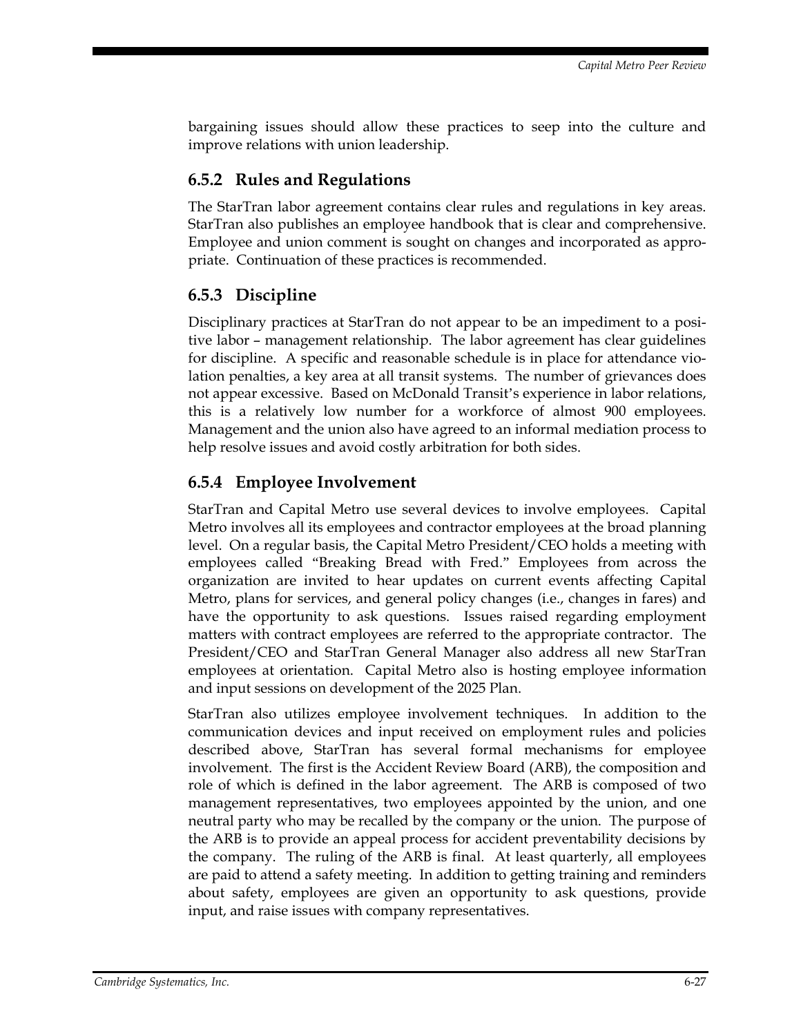bargaining issues should allow these practices to seep into the culture and improve relations with union leadership.

### 6.5.2 Rules and Regulations

The StarTran labor agreement contains clear rules and regulations in key areas. StarTran also publishes an employee handbook that is clear and comprehensive. Employee and union comment is sought on changes and incorporated as appropriate. Continuation of these practices is recommended.

### 6.5.3 Discipline

Disciplinary practices at StarTran do not appear to be an impediment to a positive labor – management relationship. The labor agreement has clear guidelines for discipline. A specific and reasonable schedule is in place for attendance violation penalties, a key area at all transit systems. The number of grievances does not appear excessive. Based on McDonald Transit's experience in labor relations, this is a relatively low number for a workforce of almost 900 employees. Management and the union also have agreed to an informal mediation process to help resolve issues and avoid costly arbitration for both sides.

### 6.5.4 Employee Involvement

StarTran and Capital Metro use several devices to involve employees. Capital Metro involves all its employees and contractor employees at the broad planning level. On a regular basis, the Capital Metro President/CEO holds a meeting with employees called "Breaking Bread with Fred." Employees from across the organization are invited to hear updates on current events affecting Capital Metro, plans for services, and general policy changes (i.e., changes in fares) and have the opportunity to ask questions. Issues raised regarding employment matters with contract employees are referred to the appropriate contractor. The President/CEO and StarTran General Manager also address all new StarTran employees at orientation. Capital Metro also is hosting employee information and input sessions on development of the 2025 Plan.

StarTran also utilizes employee involvement techniques. In addition to the communication devices and input received on employment rules and policies described above, StarTran has several formal mechanisms for employee involvement. The first is the Accident Review Board (ARB), the composition and role of which is defined in the labor agreement. The ARB is composed of two management representatives, two employees appointed by the union, and one neutral party who may be recalled by the company or the union. The purpose of the ARB is to provide an appeal process for accident preventability decisions by the company. The ruling of the ARB is final. At least quarterly, all employees are paid to attend a safety meeting. In addition to getting training and reminders about safety, employees are given an opportunity to ask questions, provide input, and raise issues with company representatives.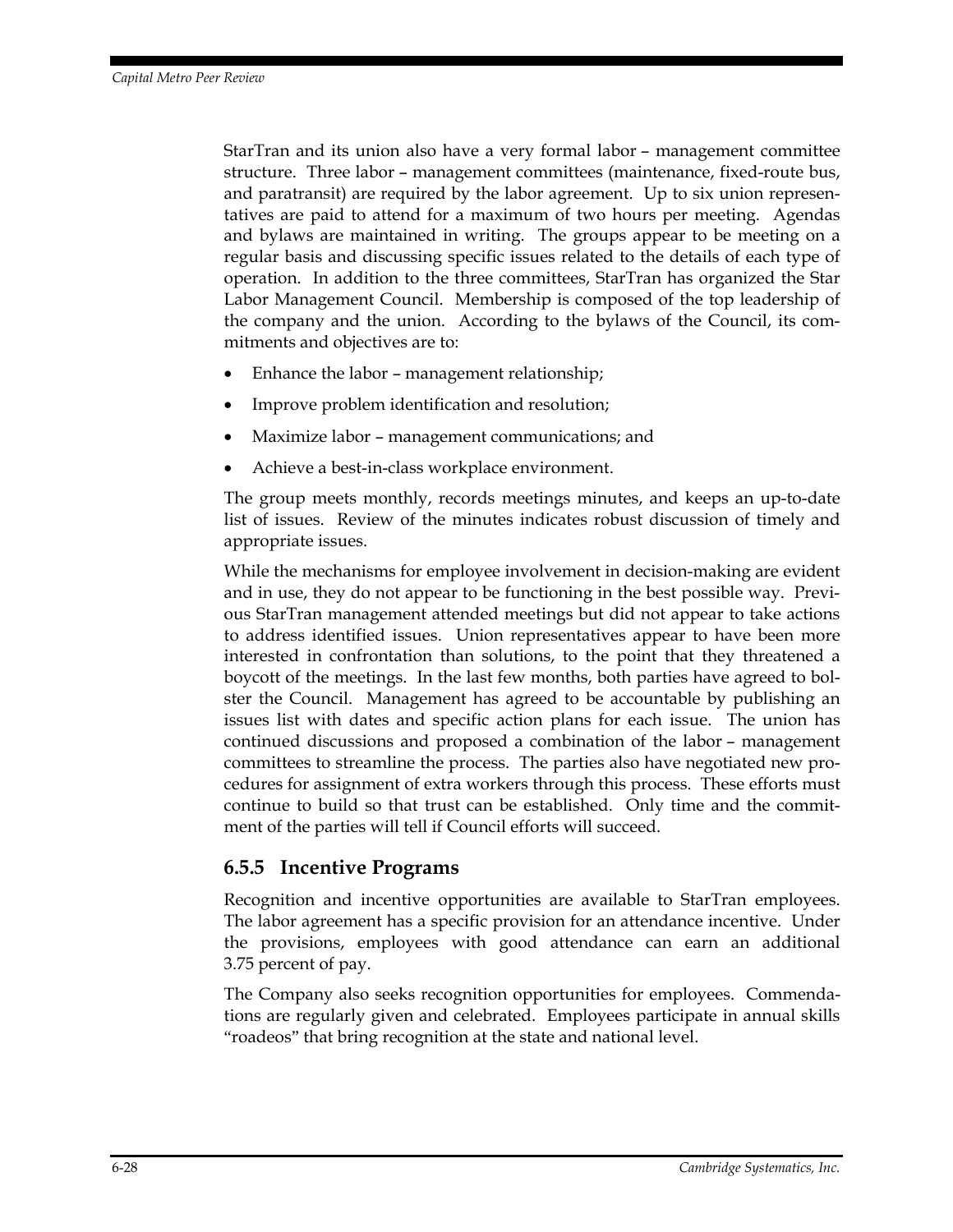StarTran and its union also have a very formal labor – management committee structure. Three labor – management committees (maintenance, fixed-route bus, and paratransit) are required by the labor agreement. Up to six union representatives are paid to attend for a maximum of two hours per meeting. Agendas and bylaws are maintained in writing. The groups appear to be meeting on a regular basis and discussing specific issues related to the details of each type of operation. In addition to the three committees, StarTran has organized the Star Labor Management Council. Membership is composed of the top leadership of the company and the union. According to the bylaws of the Council, its commitments and objectives are to:

- Enhance the labor – management relationship;
- Improve problem identification and resolution;
- Maximize labor – management communications; and
- Achieve a best-in-class workplace environment.

The group meets monthly, records meetings minutes, and keeps an up-to-date list of issues. Review of the minutes indicates robust discussion of timely and appropriate issues.

While the mechanisms for employee involvement in decision-making are evident and in use, they do not appear to be functioning in the best possible way. Previous StarTran management attended meetings but did not appear to take actions to address identified issues. Union representatives appear to have been more interested in confrontation than solutions, to the point that they threatened a boycott of the meetings. In the last few months, both parties have agreed to bolster the Council. Management has agreed to be accountable by publishing an issues list with dates and specific action plans for each issue. The union has continued discussions and proposed a combination of the labor – management committees to streamline the process. The parties also have negotiated new procedures for assignment of extra workers through this process. These efforts must continue to build so that trust can be established. Only time and the commitment of the parties will tell if Council efforts will succeed.

### 6.5.5 Incentive Programs

Recognition and incentive opportunities are available to StarTran employees. The labor agreement has a specific provision for an attendance incentive. Under the provisions, employees with good attendance can earn an additional 3.75 percent of pay.

The Company also seeks recognition opportunities for employees. Commendations are regularly given and celebrated. Employees participate in annual skills "roadeos" that bring recognition at the state and national level.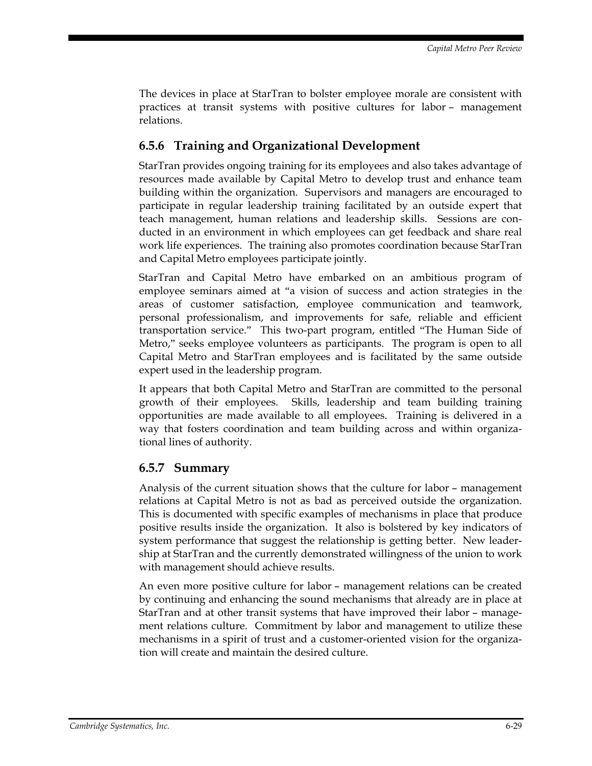The devices in place at StarTran to bolster employee morale are consistent with practices at transit systems with positive cultures for labor – management relations.

### 6.5.6 Training and Organizational Development

StarTran provides ongoing training for its employees and also takes advantage of resources made available by Capital Metro to develop trust and enhance team building within the organization. Supervisors and managers are encouraged to participate in regular leadership training facilitated by an outside expert that teach management, human relations and leadership skills. Sessions are conducted in an environment in which employees can get feedback and share real work life experiences. The training also promotes coordination because StarTran and Capital Metro employees participate jointly.

StarTran and Capital Metro have embarked on an ambitious program of employee seminars aimed at "a vision of success and action strategies in the areas of customer satisfaction, employee communication and teamwork, personal professionalism, and improvements for safe, reliable and efficient transportation service." This two-part program, entitled "The Human Side of Metro," seeks employee volunteers as participants. The program is open to all Capital Metro and StarTran employees and is facilitated by the same outside expert used in the leadership program.

It appears that both Capital Metro and StarTran are committed to the personal growth of their employees. Skills, leadership and team building training opportunities are made available to all employees. Training is delivered in a way that fosters coordination and team building across and within organizational lines of authority.

### 6.5.7 Summary

Analysis of the current situation shows that the culture for labor – management relations at Capital Metro is not as bad as perceived outside the organization. This is documented with specific examples of mechanisms in place that produce positive results inside the organization. It also is bolstered by key indicators of system performance that suggest the relationship is getting better. New leadership at StarTran and the currently demonstrated willingness of the union to work with management should achieve results.

An even more positive culture for labor – management relations can be created by continuing and enhancing the sound mechanisms that already are in place at StarTran and at other transit systems that have improved their labor – management relations culture. Commitment by labor and management to utilize these mechanisms in a spirit of trust and a customer-oriented vision for the organization will create and maintain the desired culture.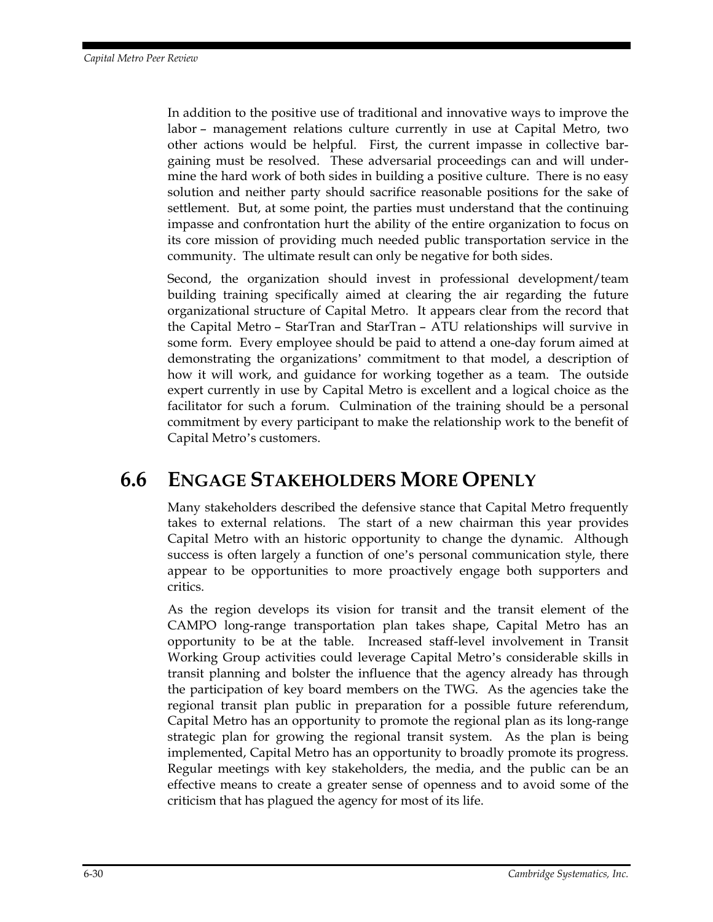In addition to the positive use of traditional and innovative ways to improve the labor – management relations culture currently in use at Capital Metro, two other actions would be helpful. First, the current impasse in collective bargaining must be resolved. These adversarial proceedings can and will undermine the hard work of both sides in building a positive culture. There is no easy solution and neither party should sacrifice reasonable positions for the sake of settlement. But, at some point, the parties must understand that the continuing impasse and confrontation hurt the ability of the entire organization to focus on its core mission of providing much needed public transportation service in the community. The ultimate result can only be negative for both sides.

Second, the organization should invest in professional development/team building training specifically aimed at clearing the air regarding the future organizational structure of Capital Metro. It appears clear from the record that the Capital Metro – StarTran and StarTran – ATU relationships will survive in some form. Every employee should be paid to attend a one-day forum aimed at demonstrating the organizations' commitment to that model, a description of how it will work, and guidance for working together as a team. The outside expert currently in use by Capital Metro is excellent and a logical choice as the facilitator for such a forum. Culmination of the training should be a personal commitment by every participant to make the relationship work to the benefit of Capital Metro's customers.

## 6.6 Engage Stakeholders More Openly

Many stakeholders described the defensive stance that Capital Metro frequently takes to external relations. The start of a new chairman this year provides Capital Metro with an historic opportunity to change the dynamic. Although success is often largely a function of one's personal communication style, there appear to be opportunities to more proactively engage both supporters and critics.

As the region develops its vision for transit and the transit element of the CAMPO long-range transportation plan takes shape, Capital Metro has an opportunity to be at the table. Increased staff-level involvement in Transit Working Group activities could leverage Capital Metro's considerable skills in transit planning and bolster the influence that the agency already has through the participation of key board members on the TWG. As the agencies take the regional transit plan public in preparation for a possible future referendum, Capital Metro has an opportunity to promote the regional plan as its long-range strategic plan for growing the regional transit system. As the plan is being implemented, Capital Metro has an opportunity to broadly promote its progress. Regular meetings with key stakeholders, the media, and the public can be an effective means to create a greater sense of openness and to avoid some of the criticism that has plagued the agency for most of its life.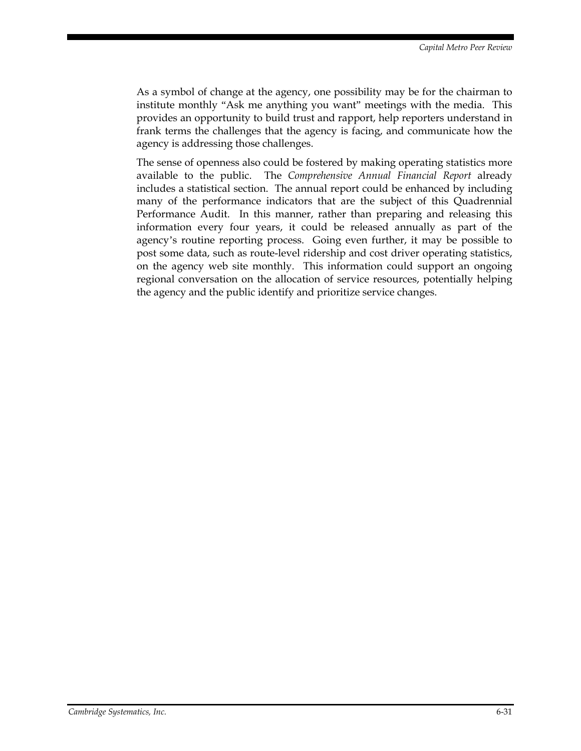As a symbol of change at the agency, one possibility may be for the chairman to institute monthly "Ask me anything you want" meetings with the media. This provides an opportunity to build trust and rapport, help reporters understand in frank terms the challenges that the agency is facing, and communicate how the agency is addressing those challenges.

The sense of openness also could be fostered by making operating statistics more available to the public. The *Comprehensive Annual Financial Report* already includes a statistical section. The annual report could be enhanced by including many of the performance indicators that are the subject of this Quadrennial Performance Audit. In this manner, rather than preparing and releasing this information every four years, it could be released annually as part of the agency's routine reporting process. Going even further, it may be possible to post some data, such as route-level ridership and cost driver operating statistics, on the agency web site monthly. This information could support an ongoing regional conversation on the allocation of service resources, potentially helping the agency and the public identify and prioritize service changes.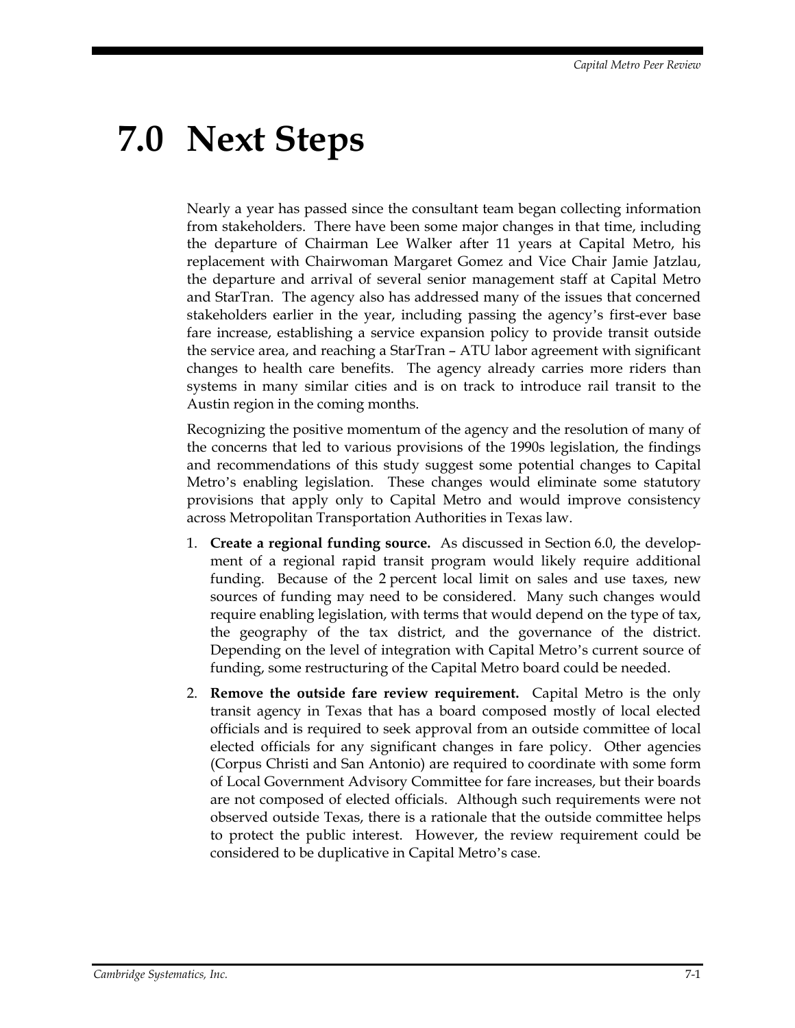# 7.0 Next Steps

Nearly a year has passed since the consultant team began collecting information from stakeholders. There have been some major changes in that time, including the departure of Chairman Lee Walker after 11 years at Capital Metro, his replacement with Chairwoman Margaret Gomez and Vice Chair Jamie Jatzlau, the departure and arrival of several senior management staff at Capital Metro and StarTran. The agency also has addressed many of the issues that concerned stakeholders earlier in the year, including passing the agency's first-ever base fare increase, establishing a service expansion policy to provide transit outside the service area, and reaching a StarTran – ATU labor agreement with significant changes to health care benefits. The agency already carries more riders than systems in many similar cities and is on track to introduce rail transit to the Austin region in the coming months.

Recognizing the positive momentum of the agency and the resolution of many of the concerns that led to various provisions of the 1990s legislation, the findings and recommendations of this study suggest some potential changes to Capital Metro's enabling legislation. These changes would eliminate some statutory provisions that apply only to Capital Metro and would improve consistency across Metropolitan Transportation Authorities in Texas law.

1. **Create a regional funding source.** As discussed in Section 6.0, the development of a regional rapid transit program would likely require additional funding. Because of the 2 percent local limit on sales and use taxes, new sources of funding may need to be considered. Many such changes would require enabling legislation, with terms that would depend on the type of tax, the geography of the tax district, and the governance of the district. Depending on the level of integration with Capital Metro's current source of funding, some restructuring of the Capital Metro board could be needed.
2. **Remove the outside fare review requirement.** Capital Metro is the only transit agency in Texas that has a board composed mostly of local elected officials and is required to seek approval from an outside committee of local elected officials for any significant changes in fare policy. Other agencies (Corpus Christi and San Antonio) are required to coordinate with some form of Local Government Advisory Committee for fare increases, but their boards are not composed of elected officials. Although such requirements were not observed outside Texas, there is a rationale that the outside committee helps to protect the public interest. However, the review requirement could be considered to be duplicative in Capital Metro's case.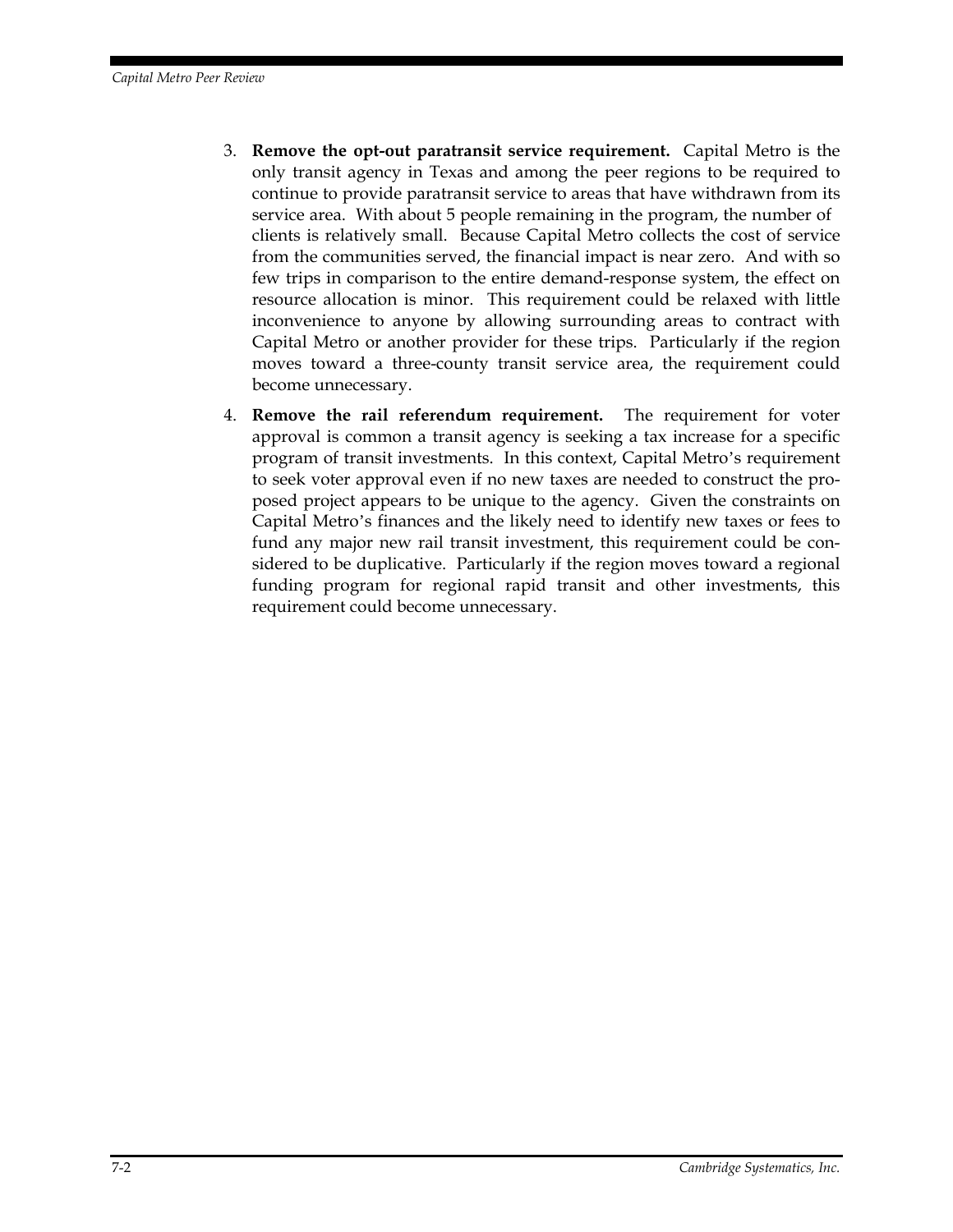3. **Remove the opt-out paratransit service requirement.** Capital Metro is the only transit agency in Texas and among the peer regions to be required to continue to provide paratransit service to areas that have withdrawn from its service area. With about 5 people remaining in the program, the number of clients is relatively small. Because Capital Metro collects the cost of service from the communities served, the financial impact is near zero. And with so few trips in comparison to the entire demand-response system, the effect on resource allocation is minor. This requirement could be relaxed with little inconvenience to anyone by allowing surrounding areas to contract with Capital Metro or another provider for these trips. Particularly if the region moves toward a three-county transit service area, the requirement could become unnecessary.

4. **Remove the rail referendum requirement.** The requirement for voter approval is common a transit agency is seeking a tax increase for a specific program of transit investments. In this context, Capital Metro's requirement to seek voter approval even if no new taxes are needed to construct the proposed project appears to be unique to the agency. Given the constraints on Capital Metro's finances and the likely need to identify new taxes or fees to fund any major new rail transit investment, this requirement could be considered to be duplicative. Particularly if the region moves toward a regional funding program for regional rapid transit and other investments, this requirement could become unnecessary.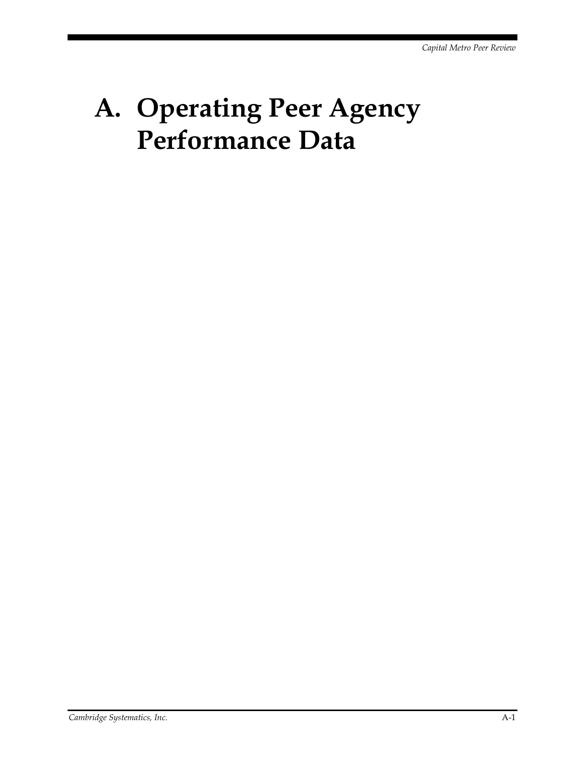# A. Operating Peer Agency Performance Data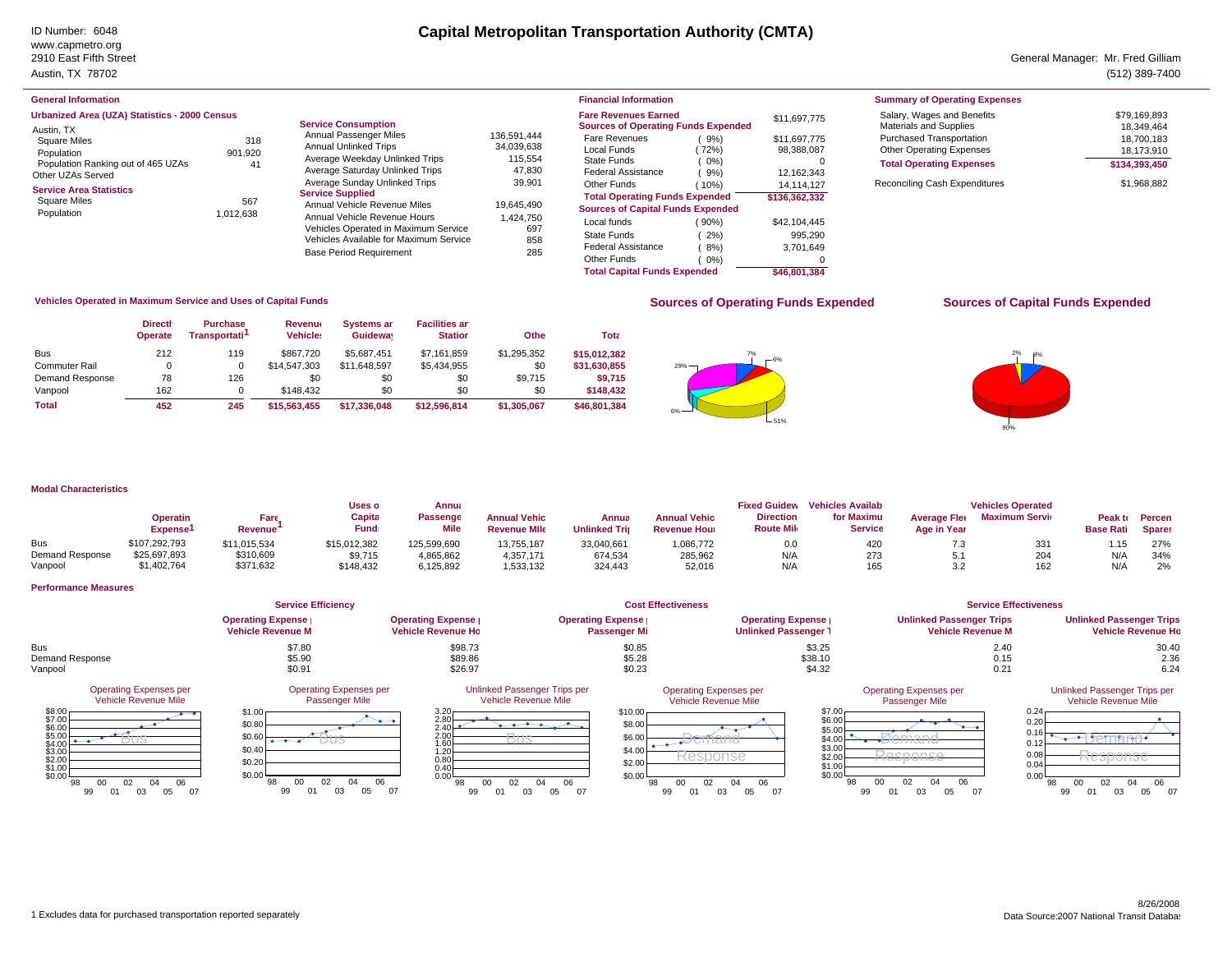ID Number: 6048
www.capmetro.org
2910 East Fifth Street
Austin, TX 78702

# Capital Metropolitan Transportation Authority (CMTA)

General Manager: Mr. Fred Gilliam
(512) 389-7400

## General Information

### Urbanized Area (UZA) Statistics - 2000 Census

| | |
|---|---|
| Austin, TX | |
| Square Miles | 318 |
| Population | 901,920 |
| Population Ranking out of 465 UZAs | 41 |
| Other UZAs Served | |

### Service Area Statistics

| | |
|---|---|
| Square Miles | 567 |
| Population | 1,012,638 |

### Service Consumption

| | |
|---|---|
| Annual Passenger Miles | 136,591,444 |
| Annual Unlinked Trips | 34,039,638 |
| Average Weekday Unlinked Trips | 115,554 |
| Average Saturday Unlinked Trips | 47,830 |
| Average Sunday Unlinked Trips | 39,901 |

### Service Supplied

| | |
|---|---|
| Annual Vehicle Revenue Miles | 19,645,490 |
| Annual Vehicle Revenue Hours | 1,424,750 |
| Vehicles Operated in Maximum Service | 697 |
| Vehicles Available for Maximum Service | 858 |
| Base Period Requirement | 285 |

## Financial Information

| | | |
|---|---|---|
| **Fare Revenues Earned** | | $11,697,775 |
| **Sources of Operating Funds Expended** | | |
| Fare Revenues | ( 9%) | $11,697,775 |
| Local Funds | ( 72%) | 98,388,087 |
| State Funds | ( 0%) | 0 |
| Federal Assistance | ( 9%) | 12,162,343 |
| Other Funds | ( 10%) | 14,114,127 |
| **Total Operating Funds Expended** | | **$136,362,332** |
| **Sources of Capital Funds Expended** | | |
| Local funds | ( 90%) | $42,104,445 |
| State Funds | ( 2%) | 995,290 |
| Federal Assistance | ( 8%) | 3,701,649 |
| Other Funds | ( 0%) | 0 |
| **Total Capital Funds Expended** | | **$46,801,384** |

## Summary of Operating Expenses

| | |
|---|---|
| Salary, Wages and Benefits | $79,169,893 |
| Materials and Supplies | 18,349,464 |
| Purchased Transportation | 18,700,183 |
| Other Operating Expenses | 18,173,910 |
| **Total Operating Expenses** | **$134,393,450** |
| Reconciling Cash Expenditures | $1,968,882 |

## Vehicles Operated in Maximum Service and Uses of Capital Funds

| | Directly Operated | Purchased Transportation[1] | Revenue Vehicles | Systems and Guideway | Facilities and Stations | Other | Total |
|---|---|---|---|---|---|---|---|
| Bus | 212 | 119 | $867,720 | $5,687,451 | $7,161,859 | $1,295,352 | $15,012,382 |
| Commuter Rail | 0 | 0 | $14,547,303 | $11,648,597 | $5,434,955 | $0 | $31,630,855 |
| Demand Response | 78 | 126 | $0 | $0 | $0 | $9,715 | $9,715 |
| Vanpool | 162 | 0 | $148,432 | $0 | $0 | $0 | $148,432 |
| **Total** | **452** | **245** | **$15,563,455** | **$17,336,048** | **$12,596,814** | **$1,305,067** | **$46,801,384** |

### Sources of Operating Funds Expended

7%
6%
29%
6%
51%

### Sources of Capital Funds Expended

2%
8%
90%

## Modal Characteristics

| | Operating Expenses[1] | Fare Revenues[1] | Uses of Capital Funds | Annual Passenger Miles | Annual Vehicle Revenue Miles | Annual Unlinked Trips | Annual Vehicle Revenue Hours | Fixed Guideway Directional Route Miles | Vehicles Available for Maximum Service | Average Fleet Age in Years | Vehicles Operated in Maximum Service | Peak to Base Ratio | Percent Spares |
|---|---|---|---|---|---|---|---|---|---|---|---|---|---|
| Bus | $107,292,793 | $11,015,534 | $15,012,382 | 125,599,690 | 13,755,187 | 33,040,661 | 1,086,772 | 0.0 | 420 | 7.3 | 331 | 1.15 | 27% |
| Demand Response | $25,697,893 | $310,609 | $9,715 | 4,865,862 | 4,357,171 | 674,534 | 285,962 | N/A | 273 | 5.1 | 204 | N/A | 34% |
| Vanpool | $1,402,764 | $371,632 | $148,432 | 6,125,892 | 1,533,132 | 324,443 | 52,016 | N/A | 165 | 3.2 | 162 | N/A | 2% |

## Performance Measures

| | Service Efficiency | | Cost Effectiveness | | Service Effectiveness | |
|---|---|---|---|---|---|---|
| | Operating Expense per Vehicle Revenue Mile | Operating Expense per Vehicle Revenue Hour | Operating Expense per Passenger Mile | Operating Expense per Unlinked Passenger Trip | Unlinked Passenger Trips per Vehicle Revenue Mile | Unlinked Passenger Trips per Vehicle Revenue Hour |
| Bus | $7.80 | $98.73 | $0.85 | $3.25 | 2.40 | 30.40 |
| Demand Response | $5.90 | $89.86 | $5.28 | $38.10 | 0.15 | 2.36 |
| Vanpool | $0.91 | $26.97 | $0.23 | $4.32 | 0.21 | 6.24 |

Operating Expenses per Vehicle Revenue Mile — Bus
$8.00 $7.00 $6.00 $5.00 $4.00 $3.00 $2.00 $1.00 $0.00
98 99 00 01 02 03 04 05 06 07

Operating Expenses per Passenger Mile — Bus
$1.00 $0.80 $0.60 $0.40 $0.20 $0.00
98 99 00 01 02 03 04 05 06 07

Unlinked Passenger Trips per Vehicle Revenue Mile — Bus
3.20 2.80 2.40 2.00 1.60 1.20 0.80 0.40 0.00
98 99 00 01 02 03 04 05 06 07

Operating Expenses per Vehicle Revenue Mile — Demand Response
$10.00 $8.00 $6.00 $4.00 $2.00 $0.00
98 99 00 01 02 03 04 05 06 07

Operating Expenses per Passenger Mile — Demand Response
$7.00 $6.00 $5.00 $4.00 $3.00 $2.00 $1.00 $0.00
98 99 00 01 02 03 04 05 06 07

Unlinked Passenger Trips per Vehicle Revenue Mile — Demand Response
0.24 0.20 0.16 0.12 0.08 0.04 0.00
98 99 00 01 02 03 04 05 06 07

1 Excludes data for purchased transportation reported separately

8/26/2008
Data Source:2007 National Transit Database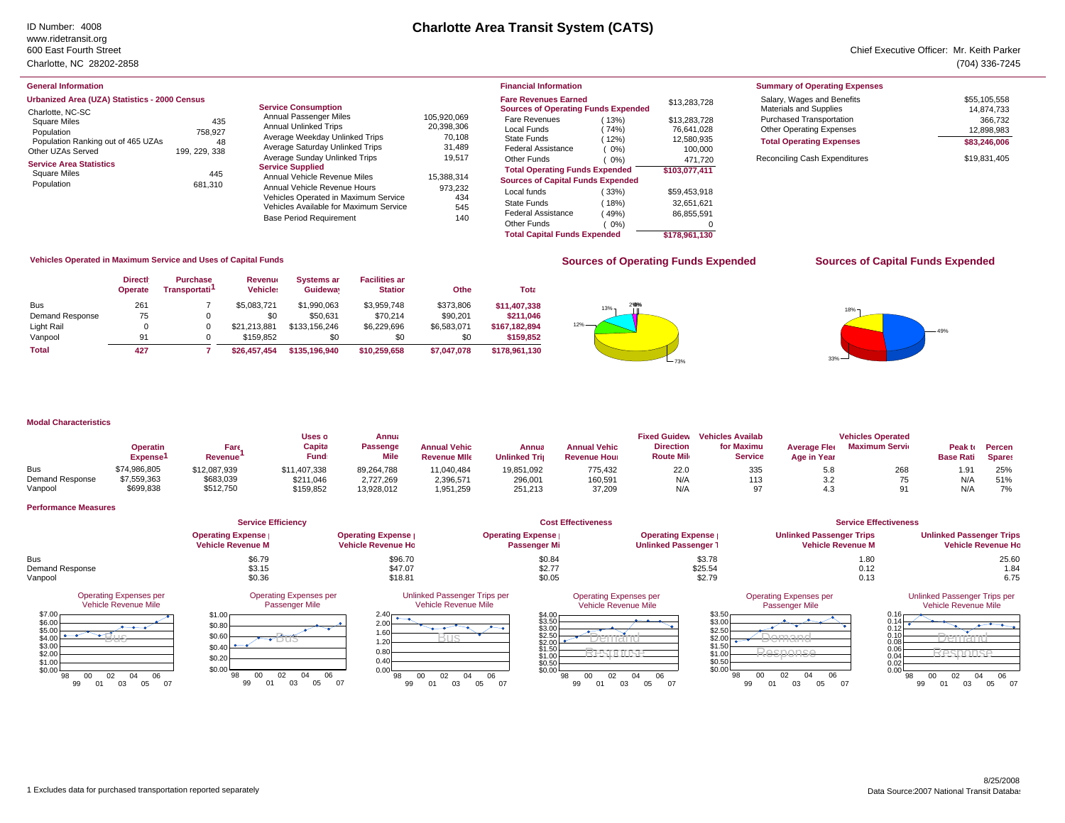ID Number: 4008
www.ridetransit.org
600 East Fourth Street
Charlotte, NC 28202-2858

# Charlotte Area Transit System (CATS)

Chief Executive Officer: Mr. Keith Parker
(704) 336-7245

## General Information

**Urbanized Area (UZA) Statistics - 2000 Census**

| | |
|---|---|
| Charlotte, NC-SC | |
| Square Miles | 435 |
| Population | 758,927 |
| Population Ranking out of 465 UZAs | 48 |
| Other UZAs Served | 199, 229, 338 |

**Service Area Statistics**

| | |
|---|---|
| Square Miles | 445 |
| Population | 681,310 |

**Service Consumption**

| | |
|---|---|
| Annual Passenger Miles | 105,920,069 |
| Annual Unlinked Trips | 20,398,306 |
| Average Weekday Unlinked Trips | 70,108 |
| Average Saturday Unlinked Trips | 31,489 |
| Average Sunday Unlinked Trips | 19,517 |

**Service Supplied**

| | |
|---|---|
| Annual Vehicle Revenue Miles | 15,388,314 |
| Annual Vehicle Revenue Hours | 973,232 |
| Vehicles Operated in Maximum Service | 434 |
| Vehicles Available for Maximum Service | 545 |
| Base Period Requirement | 140 |

## Financial Information

| | | |
|---|---|---|
| **Fare Revenues Earned** | | $13,283,728 |
| **Sources of Operating Funds Expended** | | |
| Fare Revenues | (13%) | $13,283,728 |
| Local Funds | (74%) | 76,641,028 |
| State Funds | (12%) | 12,580,935 |
| Federal Assistance | (0%) | 100,000 |
| Other Funds | (0%) | 471,720 |
| **Total Operating Funds Expended** | | **$103,077,411** |
| **Sources of Capital Funds Expended** | | |
| Local funds | (33%) | $59,453,918 |
| State Funds | (18%) | 32,651,621 |
| Federal Assistance | (49%) | 86,855,591 |
| Other Funds | (0%) | 0 |
| **Total Capital Funds Expended** | | **$178,961,130** |

## Summary of Operating Expenses

| | |
|---|---|
| Salary, Wages and Benefits | $55,105,558 |
| Materials and Supplies | 14,874,733 |
| Purchased Transportation | 366,732 |
| Other Operating Expenses | 12,898,983 |
| **Total Operating Expenses** | **$83,246,006** |
| Reconciling Cash Expenditures | $19,831,405 |

## Vehicles Operated in Maximum Service and Uses of Capital Funds

| | Directly Operated | Purchased Transportation[1] | Revenue Vehicles | Systems and Guideway | Facilities and Stations | Other | Total |
|---|---|---|---|---|---|---|---|
| Bus | 261 | 7 | $5,083,721 | $1,990,063 | $3,959,748 | $373,806 | **$11,407,338** |
| Demand Response | 75 | 0 | $0 | $50,631 | $70,214 | $90,201 | **$211,046** |
| Light Rail | 0 | 0 | $21,213,881 | $133,156,246 | $6,229,696 | $6,583,071 | **$167,182,894** |
| Vanpool | 91 | 0 | $159,852 | $0 | $0 | $0 | **$159,852** |
| **Total** | **427** | **7** | **$26,457,454** | **$135,196,940** | **$10,259,658** | **$7,047,078** | **$178,961,130** |

### Sources of Operating Funds Expended

13%
2%
0%
12%
73%

### Sources of Capital Funds Expended

18%
49%
33%

## Modal Characteristics

| | Operating Expenses[1] | Fare Revenues[1] | Uses of Capital Funds | Annual Passenger Miles | Annual Vehicle Revenue Miles | Annual Unlinked Trips | Annual Vehicle Revenue Hours | Fixed Guideway Directional Route Miles | Vehicles Available for Maximum Service | Average Fleet Age in Years | Vehicles Operated in Maximum Service | Peak to Base Ratio | Percent Spares |
|---|---|---|---|---|---|---|---|---|---|---|---|---|---|
| Bus | $74,986,805 | $12,087,939 | $11,407,338 | 89,264,788 | 11,040,484 | 19,851,092 | 775,432 | 22.0 | 335 | 5.8 | 268 | 1.91 | 25% |
| Demand Response | $7,559,363 | $683,039 | $211,046 | 2,727,269 | 2,396,571 | 296,001 | 160,591 | N/A | 113 | 3.2 | 75 | N/A | 51% |
| Vanpool | $699,838 | $512,750 | $159,852 | 13,928,012 | 1,951,259 | 251,213 | 37,209 | N/A | 97 | 4.3 | 91 | N/A | 7% |

## Performance Measures

| | Service Efficiency | | Cost Effectiveness | | Service Effectiveness | |
|---|---|---|---|---|---|---|
| | Operating Expenses per Vehicle Revenue Mile | Operating Expenses per Vehicle Revenue Hour | Operating Expenses per Passenger Mile | Operating Expenses per Unlinked Passenger Trip | Unlinked Passenger Trips per Vehicle Revenue Mile | Unlinked Passenger Trips per Vehicle Revenue Hour |
| Bus | $6.79 | $96.70 | $0.84 | $3.78 | 1.80 | 25.60 |
| Demand Response | $3.15 | $47.07 | $2.77 | $25.54 | 0.12 | 1.84 |
| Vanpool | $0.36 | $18.81 | $0.05 | $2.79 | 0.13 | 6.75 |

Operating Expenses per Vehicle Revenue Mile
Bus
$7.00 $6.00 $5.00 $4.00 $3.00 $2.00 $1.00 $0.00
98 99 00 01 02 03 04 05 06 07

Operating Expenses per Passenger Mile
Bus
$1.00 $0.80 $0.60 $0.40 $0.20 $0.00
98 99 00 01 02 03 04 05 06 07

Unlinked Passenger Trips per Vehicle Revenue Mile
Bus
2.40 2.00 1.60 1.20 0.80 0.40 0.00
98 99 00 01 02 03 04 05 06 07

Operating Expenses per Vehicle Revenue Mile
Demand Response
$4.00 $3.50 $3.00 $2.50 $2.00 $1.50 $1.00 $0.50 $0.00
98 99 00 01 02 03 04 05 06 07

Operating Expenses per Passenger Mile
Demand Response
$3.50 $3.00 $2.50 $2.00 $1.50 $1.00 $0.50 $0.00
98 99 00 01 02 03 04 05 06 07

Unlinked Passenger Trips per Vehicle Revenue Mile
Demand Response
0.16 0.14 0.12 0.10 0.08 0.06 0.04 0.02 0.00
98 99 00 01 02 03 04 05 06 07

1 Excludes data for purchased transportation reported separately

8/25/2008
Data Source:2007 National Transit Database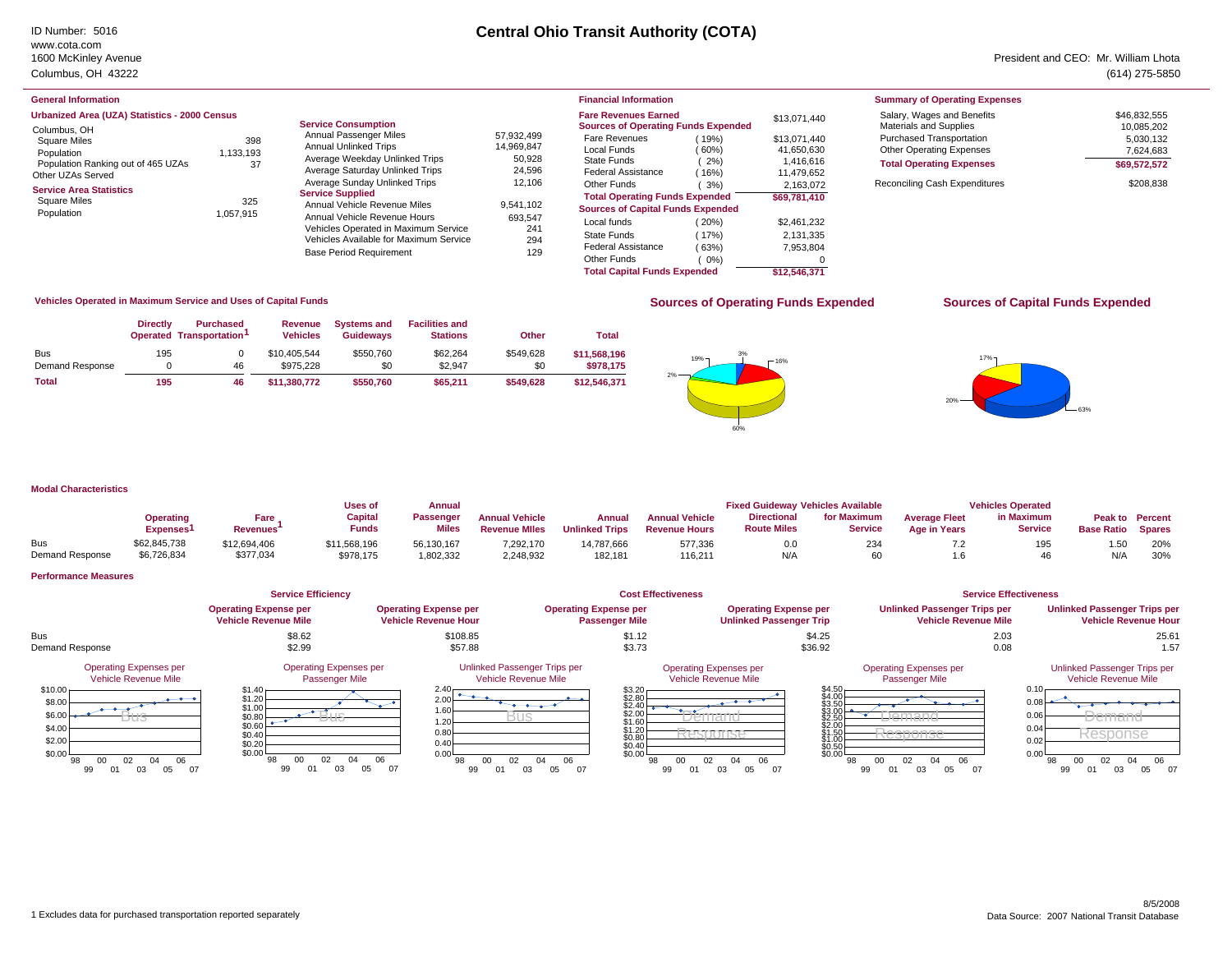ID Number: 5016
www.cota.com
1600 McKinley Avenue
Columbus, OH 43222

# Central Ohio Transit Authority (COTA)

President and CEO: Mr. William Lhota
(614) 275-5850

## General Information

### Urbanized Area (UZA) Statistics - 2000 Census

| | |
|---|---|
| Columbus, OH | |
| Square Miles | 398 |
| Population | 1,133,193 |
| Population Ranking out of 465 UZAs | 37 |
| Other UZAs Served | |

### Service Area Statistics

| | |
|---|---|
| Square Miles | 325 |
| Population | 1,057,915 |

### Service Consumption

| | |
|---|---|
| Annual Passenger Miles | 57,932,499 |
| Annual Unlinked Trips | 14,969,847 |
| Average Weekday Unlinked Trips | 50,928 |
| Average Saturday Unlinked Trips | 24,596 |
| Average Sunday Unlinked Trips | 12,106 |

### Service Supplied

| | |
|---|---|
| Annual Vehicle Revenue Miles | 9,541,102 |
| Annual Vehicle Revenue Hours | 693,547 |
| Vehicles Operated in Maximum Service | 241 |
| Vehicles Available for Maximum Service | 294 |
| Base Period Requirement | 129 |

## Financial Information

| | | |
|---|---|---|
| **Fare Revenues Earned** | | $13,071,440 |
| **Sources of Operating Funds Expended** | | |
| Fare Revenues | (19%) | $13,071,440 |
| Local Funds | (60%) | 41,650,630 |
| State Funds | (2%) | 1,416,616 |
| Federal Assistance | (16%) | 11,479,652 |
| Other Funds | (3%) | 2,163,072 |
| **Total Operating Funds Expended** | | **$69,781,410** |
| **Sources of Capital Funds Expended** | | |
| Local funds | (20%) | $2,461,232 |
| State Funds | (17%) | 2,131,335 |
| Federal Assistance | (63%) | 7,953,804 |
| Other Funds | (0%) | 0 |
| **Total Capital Funds Expended** | | **$12,546,371** |

## Summary of Operating Expenses

| | |
|---|---|
| Salary, Wages and Benefits | $46,832,555 |
| Materials and Supplies | 10,085,202 |
| Purchased Transportation | 5,030,132 |
| Other Operating Expenses | 7,624,683 |
| **Total Operating Expenses** | **$69,572,572** |
| Reconciling Cash Expenditures | $208,838 |

## Vehicles Operated in Maximum Service and Uses of Capital Funds

| | Directly Operated | Purchased Transportation[1] | Revenue Vehicles | Systems and Guideways | Facilities and Stations | Other | Total |
|---|---|---|---|---|---|---|---|
| Bus | 195 | 0 | $10,405,544 | $550,760 | $62,264 | $549,628 | **$11,568,196** |
| Demand Response | 0 | 46 | $975,228 | $0 | $2,947 | $0 | **$978,175** |
| **Total** | **195** | **46** | **$11,380,772** | **$550,760** | **$65,211** | **$549,628** | **$12,546,371** |

### Sources of Operating Funds Expended

19% 3% 16% 2% 60%

### Sources of Capital Funds Expended

17% 20% 63%

## Modal Characteristics

| | Operating Expenses[1] | Fare Revenues[1] | Uses of Capital Funds | Annual Passenger Miles | Annual Vehicle Revenue Miles | Annual Unlinked Trips | Annual Vehicle Revenue Hours | Fixed Guideway Directional Route Miles | Vehicles Available for Maximum Service | Average Fleet Age in Years | Vehicles Operated in Maximum Service | Peak to Base Ratio | Percent Spares |
|---|---|---|---|---|---|---|---|---|---|---|---|---|---|
| Bus | $62,845,738 | $12,694,406 | $11,568,196 | 56,130,167 | 7,292,170 | 14,787,666 | 577,336 | 0.0 | 234 | 7.2 | 195 | 1.50 | 20% |
| Demand Response | $6,726,834 | $377,034 | $978,175 | 1,802,332 | 2,248,932 | 182,181 | 116,211 | N/A | 60 | 1.6 | 46 | N/A | 30% |

## Performance Measures

| | Service Efficiency | | Cost Effectiveness | | Service Effectiveness | |
|---|---|---|---|---|---|---|
| | Operating Expense per Vehicle Revenue Mile | Operating Expense per Vehicle Revenue Hour | Operating Expense per Passenger Mile | Operating Expense per Unlinked Passenger Trip | Unlinked Passenger Trips per Vehicle Revenue Mile | Unlinked Passenger Trips per Vehicle Revenue Hour |
| Bus | $8.62 | $108.85 | $1.12 | $4.25 | 2.03 | 25.61 |
| Demand Response | $2.99 | $57.88 | $3.73 | $36.92 | 0.08 | 1.57 |

Operating Expenses per Vehicle Revenue Mile — Bus
$10.00 $8.00 $6.00 $4.00 $2.00 $0.00
98 99 00 01 02 03 04 05 06 07

Operating Expenses per Passenger Mile — Bus
$1.40 $1.20 $1.00 $0.80 $0.60 $0.40 $0.20 $0.00
98 99 00 01 02 03 04 05 06 07

Unlinked Passenger Trips per Vehicle Revenue Mile — Bus
2.40 2.00 1.60 1.20 0.80 0.40 0.00
98 99 00 01 02 03 04 05 06 07

Operating Expenses per Vehicle Revenue Mile — Demand Response
$3.20 $2.80 $2.40 $2.00 $1.60 $1.20 $0.80 $0.40 $0.00
98 99 00 01 02 03 04 05 06 07

Operating Expenses per Passenger Mile — Demand Response
$4.50 $4.00 $3.50 $3.00 $2.50 $2.00 $1.50 $1.00 $0.50 $0.00
98 99 00 01 02 03 04 05 06 07

Unlinked Passenger Trips per Vehicle Revenue Mile — Demand Response
0.10 0.08 0.06 0.04 0.02 0.00
98 99 00 01 02 03 04 05 06 07

1 Excludes data for purchased transportation reported separately

8/5/2008
Data Source: 2007 National Transit Database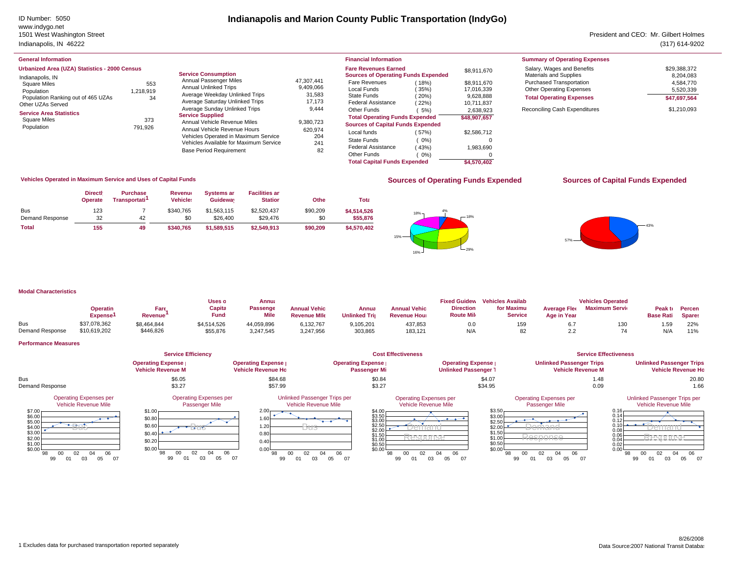ID Number: 5050
www.indygo.net
1501 West Washington Street
Indianapolis, IN 46222

# Indianapolis and Marion County Public Transportation (IndyGo)

President and CEO: Mr. Gilbert Holmes
(317) 614-9202

## General Information

### Urbanized Area (UZA) Statistics - 2000 Census

| | |
|---|---|
| Indianapolis, IN | |
| Square Miles | 553 |
| Population | 1,218,919 |
| Population Ranking out of 465 UZAs | 34 |
| Other UZAs Served | |

### Service Area Statistics

| | |
|---|---|
| Square Miles | 373 |
| Population | 791,926 |

### Service Consumption

| | |
|---|---|
| Annual Passenger Miles | 47,307,441 |
| Annual Unlinked Trips | 9,409,066 |
| Average Weekday Unlinked Trips | 31,583 |
| Average Saturday Unlinked Trips | 17,173 |
| Average Sunday Unlinked Trips | 9,444 |

### Service Supplied

| | |
|---|---|
| Annual Vehicle Revenue Miles | 9,380,723 |
| Annual Vehicle Revenue Hours | 620,974 |
| Vehicles Operated in Maximum Service | 204 |
| Vehicles Available for Maximum Service | 241 |
| Base Period Requirement | 82 |

## Financial Information

| | | |
|---|---|---|
| **Fare Revenues Earned** | | $8,911,670 |
| **Sources of Operating Funds Expended** | | |
| Fare Revenues | (18%) | $8,911,670 |
| Local Funds | (35%) | 17,016,339 |
| State Funds | (20%) | 9,628,888 |
| Federal Assistance | (22%) | 10,711,837 |
| Other Funds | (5%) | 2,638,923 |
| **Total Operating Funds Expended** | | **$48,907,657** |
| **Sources of Capital Funds Expended** | | |
| Local funds | (57%) | $2,586,712 |
| State Funds | (0%) | 0 |
| Federal Assistance | (43%) | 1,983,690 |
| Other Funds | (0%) | 0 |
| **Total Capital Funds Expended** | | **$4,570,402** |

## Summary of Operating Expenses

| | |
|---|---|
| Salary, Wages and Benefits | $29,388,372 |
| Materials and Supplies | 8,204,083 |
| Purchased Transportation | 4,584,770 |
| Other Operating Expenses | 5,520,339 |
| **Total Operating Expenses** | **$47,697,564** |
| Reconciling Cash Expenditures | $1,210,093 |

## Vehicles Operated in Maximum Service and Uses of Capital Funds

| | Directly Operated | Purchased Transportation[1] | Revenue Vehicles | Systems and Guideway | Facilities and Stations | Other | Total |
|---|---|---|---|---|---|---|---|
| Bus | 123 | 7 | $340,765 | $1,563,115 | $2,520,437 | $90,209 | **$4,514,526** |
| Demand Response | 32 | 42 | $0 | $26,400 | $29,476 | $0 | **$55,876** |
| **Total** | **155** | **49** | **$340,765** | **$1,589,515** | **$2,549,913** | **$90,209** | **$4,570,402** |

### Sources of Operating Funds Expended

18%
4%
18%
15%
16%
29%

### Sources of Capital Funds Expended

43%
57%

## Modal Characteristics

| | Operating Expenses[1] | Fare Revenues[1] | Uses of Capital Funds | Annual Passenger Miles | Annual Vehicle Revenue Miles | Annual Unlinked Trips | Annual Vehicle Revenue Hours | Fixed Guideway Directional Route Miles | Vehicles Available for Maximum Service | Average Fleet Age in Years | Vehicles Operated in Maximum Service | Peak to Base Ratio | Percent Spares |
|---|---|---|---|---|---|---|---|---|---|---|---|---|---|
| Bus | $37,078,362 | $8,464,844 | $4,514,526 | 44,059,896 | 6,132,767 | 9,105,201 | 437,853 | 0.0 | 159 | 6.7 | 130 | 1.59 | 22% |
| Demand Response | $10,619,202 | $446,826 | $55,876 | 3,247,545 | 3,247,956 | 303,865 | 183,121 | N/A | 82 | 2.2 | 74 | N/A | 11% |

## Performance Measures

| | Service Efficiency: Operating Expense per Vehicle Revenue Mile | Service Efficiency: Operating Expense per Vehicle Revenue Hour | Cost Effectiveness: Operating Expense per Passenger Mile | Cost Effectiveness: Operating Expense per Unlinked Passenger Trip | Service Effectiveness: Unlinked Passenger Trips per Vehicle Revenue Mile | Service Effectiveness: Unlinked Passenger Trips per Vehicle Revenue Hour |
|---|---|---|---|---|---|---|
| Bus | $6.05 | $84.68 | $0.84 | $4.07 | 1.48 | 20.80 |
| Demand Response | $3.27 | $57.99 | $3.27 | $34.95 | 0.09 | 1.66 |

Operating Expenses per Vehicle Revenue Mile — Bus
$7.00 $6.00 $5.00 $4.00 $3.00 $2.00 $1.00 $0.00
98 99 00 01 02 03 04 05 06 07

Operating Expenses per Passenger Mile — Bus
$1.00 $0.80 $0.60 $0.40 $0.20 $0.00
98 99 00 01 02 03 04 05 06 07

Unlinked Passenger Trips per Vehicle Revenue Mile — Bus
2.00 1.60 1.20 0.80 0.40 0.00
98 99 00 01 02 03 04 05 06 07

Operating Expenses per Vehicle Revenue Mile — Demand Response
$4.00 $3.50 $3.00 $2.50 $2.00 $1.50 $1.00 $0.50 $0.00
98 99 00 01 02 03 04 05 06 07

Operating Expenses per Passenger Mile — Demand Response
$3.50 $3.00 $2.50 $2.00 $1.50 $1.00 $0.50 $0.00
98 99 00 01 02 03 04 05 06 07

Unlinked Passenger Trips per Vehicle Revenue Mile — Demand Response
0.16 0.14 0.12 0.10 0.08 0.06 0.04 0.02 0.00
98 99 00 01 02 03 04 05 06 07

1 Excludes data for purchased transportation reported separately

8/26/2008
Data Source: 2007 National Transit Database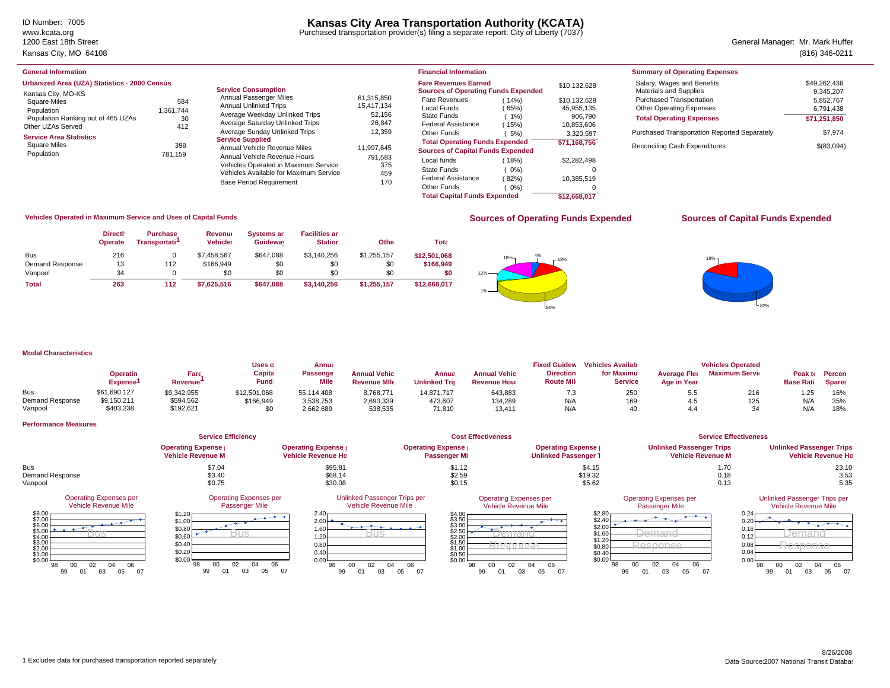ID Number: 7005
www.kcata.org
1200 East 18th Street
Kansas City, MO 64108

# Kansas City Area Transportation Authority (KCATA)

Purchased transportation provider(s) filing a separate report: City of Liberty (7037)

General Manager: Mr. Mark Huffer
(816) 346-0211

## General Information

**Urbanized Area (UZA) Statistics - 2000 Census**

| | |
|---|---|
| Kansas City, MO-KS | |
| Square Miles | 584 |
| Population | 1,361,744 |
| Population Ranking out of 465 UZAs | 30 |
| Other UZAs Served | 412 |

**Service Area Statistics**

| | |
|---|---|
| Square Miles | 398 |
| Population | 781,159 |

**Service Consumption**

| | |
|---|---|
| Annual Passenger Miles | 61,315,850 |
| Annual Unlinked Trips | 15,417,134 |
| Average Weekday Unlinked Trips | 52,156 |
| Average Saturday Unlinked Trips | 26,847 |
| Average Sunday Unlinked Trips | 12,359 |

**Service Supplied**

| | |
|---|---|
| Annual Vehicle Revenue Miles | 11,997,645 |
| Annual Vehicle Revenue Hours | 791,583 |
| Vehicles Operated in Maximum Service | 375 |
| Vehicles Available for Maximum Service | 459 |
| Base Period Requirement | 170 |

## Financial Information

| | | |
|---|---|---|
| **Fare Revenues Earned** | | $10,132,628 |
| **Sources of Operating Funds Expended** | | |
| Fare Revenues | (14%) | $10,132,628 |
| Local Funds | (65%) | 45,955,135 |
| State Funds | (1%) | 906,790 |
| Federal Assistance | (15%) | 10,853,606 |
| Other Funds | (5%) | 3,320,597 |
| **Total Operating Funds Expended** | | **$71,168,756** |
| **Sources of Capital Funds Expended** | | |
| Local funds | (18%) | $2,282,498 |
| State Funds | (0%) | 0 |
| Federal Assistance | (82%) | 10,385,519 |
| Other Funds | (0%) | 0 |
| **Total Capital Funds Expended** | | **$12,668,017** |

## Summary of Operating Expenses

| | |
|---|---|
| Salary, Wages and Benefits | $49,262,438 |
| Materials and Supplies | 9,345,207 |
| Purchased Transportation | 5,852,767 |
| Other Operating Expenses | 6,791,438 |
| **Total Operating Expenses** | **$71,251,850** |
| Purchased Transportation Reported Separately | $7,974 |
| Reconciling Cash Expenditures | $(83,094) |

## Vehicles Operated in Maximum Service and Uses of Capital Funds

| | Directly Operated | Purchased Transportation[1] | Revenue Vehicles | Systems and Guideways | Facilities and Stations | Other | Total |
|---|---|---|---|---|---|---|---|
| Bus | 216 | 0 | $7,458,567 | $647,088 | $3,140,256 | $1,255,157 | $12,501,068 |
| Demand Response | 13 | 112 | $166,949 | $0 | $0 | $0 | $166,949 |
| Vanpool | 34 | 0 | $0 | $0 | $0 | $0 | $0 |
| **Total** | **263** | **112** | **$7,625,516** | **$647,088** | **$3,140,256** | **$1,255,157** | **$12,668,017** |

**Sources of Operating Funds Expended**

16% 4% 13% 12% 1% 54%

**Sources of Capital Funds Expended**

18% 82%

## Modal Characteristics

| | Operating Expenses[1] | Fare Revenues[1] | Uses of Capital Funds | Annual Passenger Miles | Annual Vehicle Revenue Miles | Annual Unlinked Trips | Annual Vehicle Revenue Hours | Fixed Guideway Directional Route Miles | Vehicles Available for Maximum Service | Average Fleet Age in Years | Vehicles Operated in Maximum Service | Peak to Base Ratio | Percent Spares |
|---|---|---|---|---|---|---|---|---|---|---|---|---|---|
| Bus | $61,690,127 | $9,342,955 | $12,501,068 | 55,114,408 | 8,768,771 | 14,871,717 | 643,883 | 7.3 | 250 | 5.5 | 216 | 1.25 | 16% |
| Demand Response | $9,150,211 | $594,562 | $166,949 | 3,538,753 | 2,690,339 | 473,607 | 134,289 | N/A | 169 | 4.5 | 125 | N/A | 35% |
| Vanpool | $403,338 | $192,621 | $0 | 2,662,689 | 538,535 | 71,810 | 13,411 | N/A | 40 | 4.4 | 34 | N/A | 18% |

## Performance Measures

| | Service Efficiency | | Cost Effectiveness | | Service Effectiveness | |
|---|---|---|---|---|---|---|
| | Operating Expenses per Vehicle Revenue Mile | Operating Expenses per Vehicle Revenue Hour | Operating Expenses per Passenger Mile | Operating Expenses per Unlinked Passenger Trip | Unlinked Passenger Trips per Vehicle Revenue Mile | Unlinked Passenger Trips per Vehicle Revenue Hour |
| Bus | $7.04 | $95.81 | $1.12 | $4.15 | 1.70 | 23.10 |
| Demand Response | $3.40 | $68.14 | $2.59 | $19.32 | 0.18 | 3.53 |
| Vanpool | $0.75 | $30.08 | $0.15 | $5.62 | 0.13 | 5.35 |

Operating Expenses per Vehicle Revenue Mile — Bus
$8.00 $7.00 $6.00 $5.00 $4.00 $3.00 $2.00 $1.00 $0.00
98 99 00 01 02 03 04 05 06 07

Operating Expenses per Passenger Mile — Bus
$1.20 $1.00 $0.80 $0.60 $0.40 $0.20 $0.00
98 99 00 01 02 03 04 05 06 07

Unlinked Passenger Trips per Vehicle Revenue Mile — Bus
2.40 2.00 1.60 1.20 0.80 0.40 0.00
98 99 00 01 02 03 04 05 06 07

Operating Expenses per Vehicle Revenue Mile — Demand Response
$4.00 $3.50 $3.00 $2.50 $2.00 $1.50 $1.00 $0.50 $0.00
98 99 00 01 02 03 04 05 06 07

Operating Expenses per Passenger Mile — Demand Response
$2.80 $2.40 $2.00 $1.60 $1.20 $0.80 $0.40 $0.00
98 99 00 01 02 03 04 05 06 07

Unlinked Passenger Trips per Vehicle Revenue Mile — Demand Response
0.24 0.20 0.16 0.12 0.08 0.04 0.00
98 99 00 01 02 03 04 05 06 07

1 Excludes data for purchased transportation reported separately

8/26/2008
Data Source:2007 National Transit Database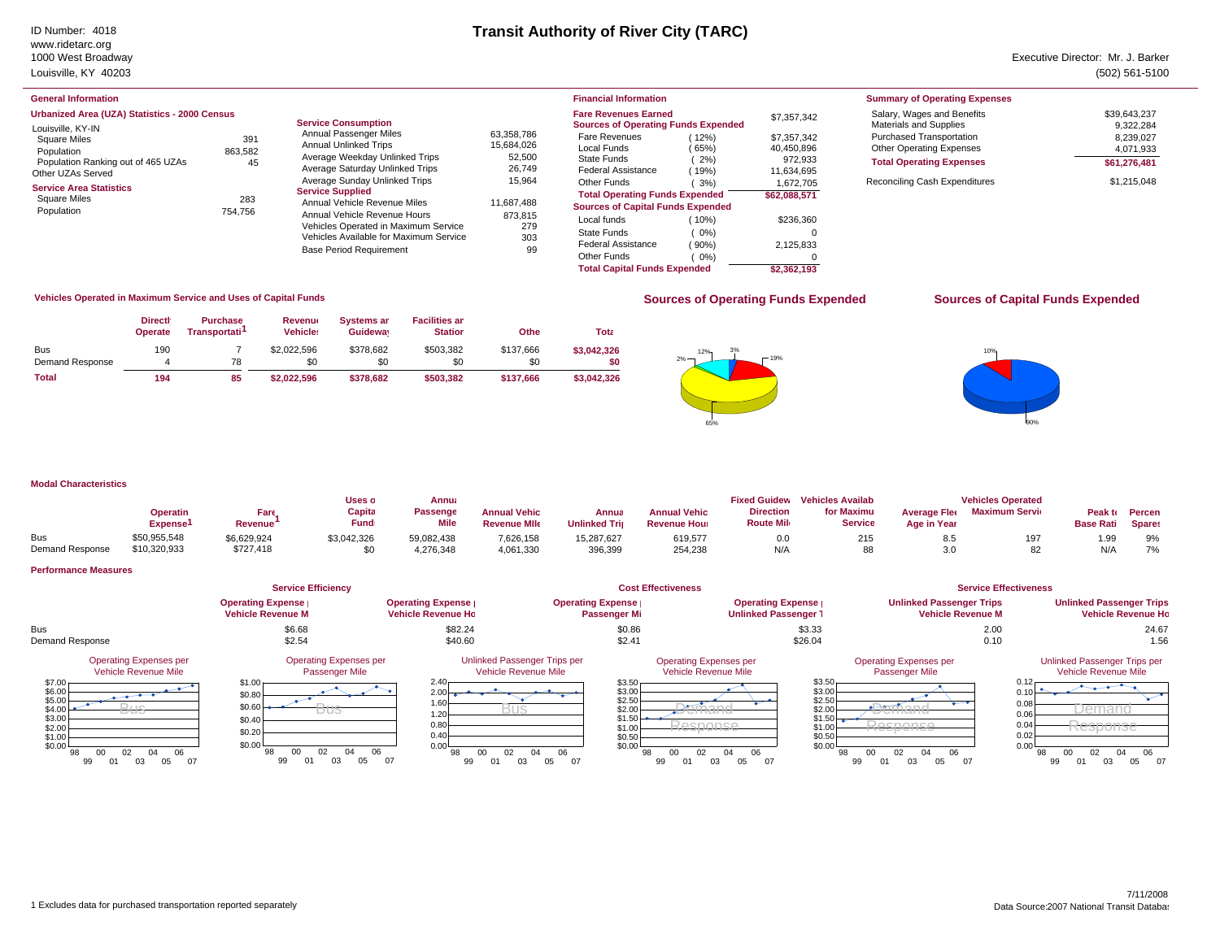ID Number: 4018
www.ridetarc.org
1000 West Broadway
Louisville, KY 40203

# Transit Authority of River City (TARC)

Executive Director: Mr. J. Barker
(502) 561-5100

## General Information

**Urbanized Area (UZA) Statistics - 2000 Census**

| | |
|---|---|
| Louisville, KY-IN | |
| Square Miles | 391 |
| Population | 863,582 |
| Population Ranking out of 465 UZAs | 45 |
| Other UZAs Served | |

**Service Area Statistics**

| | |
|---|---|
| Square Miles | 283 |
| Population | 754,756 |

**Service Consumption**

| | |
|---|---|
| Annual Passenger Miles | 63,358,786 |
| Annual Unlinked Trips | 15,684,026 |
| Average Weekday Unlinked Trips | 52,500 |
| Average Saturday Unlinked Trips | 26,749 |
| Average Sunday Unlinked Trips | 15,964 |

**Service Supplied**

| | |
|---|---|
| Annual Vehicle Revenue Miles | 11,687,488 |
| Annual Vehicle Revenue Hours | 873,815 |
| Vehicles Operated in Maximum Service | 279 |
| Vehicles Available for Maximum Service | 303 |
| Base Period Requirement | 99 |

## Financial Information

| | | |
|---|---|---|
| **Fare Revenues Earned** | | $7,357,342 |
| **Sources of Operating Funds Expended** | | |
| Fare Revenues | (12%) | $7,357,342 |
| Local Funds | (65%) | 40,450,896 |
| State Funds | (2%) | 972,933 |
| Federal Assistance | (19%) | 11,634,695 |
| Other Funds | (3%) | 1,672,705 |
| **Total Operating Funds Expended** | | **$62,088,571** |
| **Sources of Capital Funds Expended** | | |
| Local funds | (10%) | $236,360 |
| State Funds | (0%) | 0 |
| Federal Assistance | (90%) | 2,125,833 |
| Other Funds | (0%) | 0 |
| **Total Capital Funds Expended** | | **$2,362,193** |

## Summary of Operating Expenses

| | |
|---|---|
| Salary, Wages and Benefits | $39,643,237 |
| Materials and Supplies | 9,322,284 |
| Purchased Transportation | 8,239,027 |
| Other Operating Expenses | 4,071,933 |
| **Total Operating Expenses** | **$61,276,481** |
| Reconciling Cash Expenditures | $1,215,048 |

## Vehicles Operated in Maximum Service and Uses of Capital Funds

| | Directly Operated | Purchased Transportation[1] | Revenue Vehicles | Systems and Guideway | Facilities and Stations | Other | Total |
|---|---|---|---|---|---|---|---|
| Bus | 190 | 7 | $2,022,596 | $378,682 | $503,382 | $137,666 | $3,042,326 |
| Demand Response | 4 | 78 | $0 | $0 | $0 | $0 | $0 |
| **Total** | **194** | **85** | **$2,022,596** | **$378,682** | **$503,382** | **$137,666** | **$3,042,326** |

**Sources of Operating Funds Expended**

2%
12%
3%
19%
65%

**Sources of Capital Funds Expended**

10%
90%

## Modal Characteristics

| | Operating Expense[1] | Fare Revenue[1] | Uses of Capital Funds | Annual Passenger Miles | Annual Vehicle Revenue Miles | Annual Unlinked Trips | Annual Vehicle Revenue Hours | Fixed Guideway Directional Route Miles | Vehicles Available for Maximum Service | Average Fleet Age in Years | Vehicles Operated in Maximum Service | Peak to Base Ratio | Percent Spares |
|---|---|---|---|---|---|---|---|---|---|---|---|---|---|
| Bus | $50,955,548 | $6,629,924 | $3,042,326 | 59,082,438 | 7,626,158 | 15,287,627 | 619,577 | 0.0 | 215 | 8.5 | 197 | 1.99 | 9% |
| Demand Response | $10,320,933 | $727,418 | $0 | 4,276,348 | 4,061,330 | 396,399 | 254,238 | N/A | 88 | 3.0 | 82 | N/A | 7% |

## Performance Measures

| | Service Efficiency | | Cost Effectiveness | | Service Effectiveness | |
|---|---|---|---|---|---|---|
| | Operating Expense per Vehicle Revenue Mile | Operating Expense per Vehicle Revenue Hour | Operating Expense per Passenger Mile | Operating Expense per Unlinked Passenger Trip | Unlinked Passenger Trips per Vehicle Revenue Mile | Unlinked Passenger Trips per Vehicle Revenue Hour |
| Bus | $6.68 | $82.24 | $0.86 | $3.33 | 2.00 | 24.67 |
| Demand Response | $2.54 | $40.60 | $2.41 | $26.04 | 0.10 | 1.56 |

Operating Expenses per Vehicle Revenue Mile — Bus
$7.00 $6.00 $5.00 $4.00 $3.00 $2.00 $1.00 $0.00
98 99 00 01 02 03 04 05 06 07

Operating Expenses per Passenger Mile — Bus
$1.00 $0.80 $0.60 $0.40 $0.20 $0.00
98 99 00 01 02 03 04 05 06 07

Unlinked Passenger Trips per Vehicle Revenue Mile — Bus
2.40 2.00 1.60 1.20 0.80 0.40 0.00
98 99 00 01 02 03 04 05 06 07

Operating Expenses per Vehicle Revenue Mile — Demand Response
$3.50 $3.00 $2.50 $2.00 $1.50 $1.00 $0.50 $0.00
98 99 00 01 02 03 04 05 06 07

Operating Expenses per Passenger Mile — Demand Response
$3.50 $3.00 $2.50 $2.00 $1.50 $1.00 $0.50 $0.00
98 99 00 01 02 03 04 05 06 07

Unlinked Passenger Trips per Vehicle Revenue Mile — Demand Response
0.12 0.10 0.08 0.06 0.04 0.02 0.00
98 99 00 01 02 03 04 05 06 07

1 Excludes data for purchased transportation reported separately

7/11/2008
Data Source: 2007 National Transit Database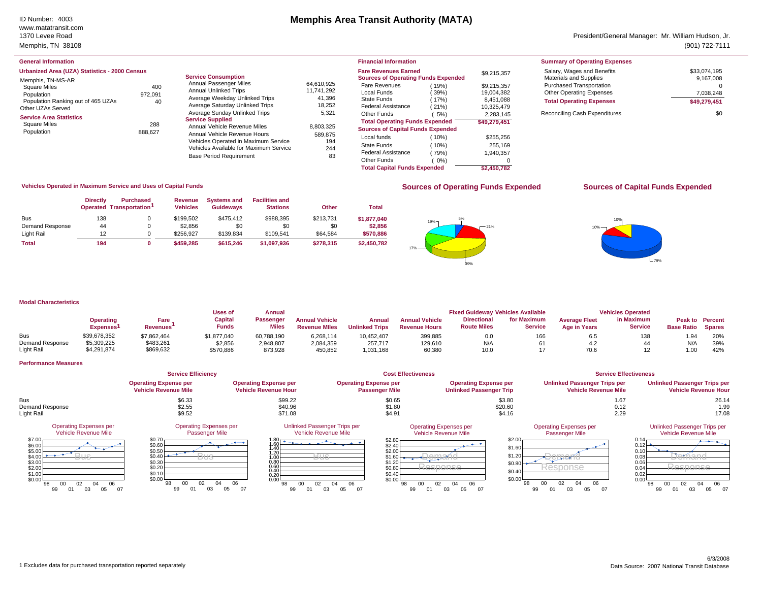ID Number: 4003
www.matatransit.com
1370 Levee Road
Memphis, TN 38108

# Memphis Area Transit Authority (MATA)

President/General Manager: Mr. William Hudson, Jr.
(901) 722-7111

## General Information

### Urbanized Area (UZA) Statistics - 2000 Census

| | |
|---|---|
| Memphis, TN-MS-AR | |
| Square Miles | 400 |
| Population | 972,091 |
| Population Ranking out of 465 UZAs | 40 |
| Other UZAs Served | |

### Service Area Statistics

| | |
|---|---|
| Square Miles | 288 |
| Population | 888,627 |

### Service Consumption

| | |
|---|---|
| Annual Passenger Miles | 64,610,925 |
| Annual Unlinked Trips | 11,741,292 |
| Average Weekday Unlinked Trips | 41,396 |
| Average Saturday Unlinked Trips | 18,252 |
| Average Sunday Unlinked Trips | 5,321 |

### Service Supplied

| | |
|---|---|
| Annual Vehicle Revenue Miles | 8,803,325 |
| Annual Vehicle Revenue Hours | 589,875 |
| Vehicles Operated in Maximum Service | 194 |
| Vehicles Available for Maximum Service | 244 |
| Base Period Requirement | 83 |

## Financial Information

| | | |
|---|---|---|
| **Fare Revenues Earned** | | $9,215,357 |
| **Sources of Operating Funds Expended** | | |
| Fare Revenues | (19%) | $9,215,357 |
| Local Funds | (39%) | 19,004,382 |
| State Funds | (17%) | 8,451,088 |
| Federal Assistance | (21%) | 10,325,479 |
| Other Funds | (5%) | 2,283,145 |
| **Total Operating Funds Expended** | | **$49,279,451** |
| **Sources of Capital Funds Expended** | | |
| Local funds | (10%) | $255,256 |
| State Funds | (10%) | 255,169 |
| Federal Assistance | (79%) | 1,940,357 |
| Other Funds | (0%) | 0 |
| **Total Capital Funds Expended** | | **$2,450,782** |

## Summary of Operating Expenses

| | |
|---|---|
| Salary, Wages and Benefits | $33,074,195 |
| Materials and Supplies | 9,167,008 |
| Purchased Transportation | 0 |
| Other Operating Expenses | 7,038,248 |
| **Total Operating Expenses** | **$49,279,451** |
| Reconciling Cash Expenditures | $0 |

## Vehicles Operated in Maximum Service and Uses of Capital Funds

| | Directly Operated | Purchased Transportation[1] | Revenue Vehicles | Systems and Guideways | Facilities and Stations | Other | Total |
|---|---|---|---|---|---|---|---|
| Bus | 138 | 0 | $199,502 | $475,412 | $988,395 | $213,731 | $1,877,040 |
| Demand Response | 44 | 0 | $2,856 | $0 | $0 | $0 | $2,856 |
| Light Rail | 12 | 0 | $256,927 | $139,834 | $109,541 | $64,584 | $570,886 |
| **Total** | **194** | **0** | **$459,285** | **$615,246** | **$1,097,936** | **$278,315** | **$2,450,782** |

### Sources of Operating Funds Expended

19%
5%
21%
17%
39%

### Sources of Capital Funds Expended

10%
10%
79%

## Modal Characteristics

| | Operating Expenses[1] | Fare Revenues[1] | Uses of Capital Funds | Annual Passenger Miles | Annual Vehicle Revenue Miles | Annual Unlinked Trips | Annual Vehicle Revenue Hours | Fixed Guideway Directional Route Miles | Vehicles Available for Maximum Service | Average Fleet Age in Years | Vehicles Operated in Maximum Service | Peak to Base Ratio | Percent Spares |
|---|---|---|---|---|---|---|---|---|---|---|---|---|---|
| Bus | $39,678,352 | $7,862,464 | $1,877,040 | 60,788,190 | 6,268,114 | 10,452,407 | 399,885 | 0.0 | 166 | 6.5 | 138 | 1.94 | 20% |
| Demand Response | $5,309,225 | $483,261 | $2,856 | 2,948,807 | 2,084,359 | 257,717 | 129,610 | N/A | 61 | 4.2 | 44 | N/A | 39% |
| Light Rail | $4,291,874 | $869,632 | $570,886 | 873,928 | 450,852 | 1,031,168 | 60,380 | 10.0 | 17 | 70.6 | 12 | 1.00 | 42% |

## Performance Measures

| | Service Efficiency | | Cost Effectiveness | | Service Effectiveness | |
|---|---|---|---|---|---|---|
| | Operating Expense per Vehicle Revenue Mile | Operating Expense per Vehicle Revenue Hour | Operating Expense per Passenger Mile | Operating Expense per Unlinked Passenger Trip | Unlinked Passenger Trips per Vehicle Revenue Mile | Unlinked Passenger Trips per Vehicle Revenue Hour |
| Bus | $6.33 | $99.22 | $0.65 | $3.80 | 1.67 | 26.14 |
| Demand Response | $2.55 | $40.96 | $1.80 | $20.60 | 0.12 | 1.99 |
| Light Rail | $9.52 | $71.08 | $4.91 | $4.16 | 2.29 | 17.08 |

Operating Expenses per Vehicle Revenue Mile
Bus
$7.00 $6.00 $5.00 $4.00 $3.00 $2.00 $1.00 $0.00
98 99 00 01 02 03 04 05 06 07

Operating Expenses per Passenger Mile
Bus
$0.70 $0.60 $0.50 $0.40 $0.30 $0.20 $0.10 $0.00
98 99 00 01 02 03 04 05 06 07

Unlinked Passenger Trips per Vehicle Revenue Mile
Bus
1.80 1.60 1.40 1.20 1.00 0.80 0.60 0.40 0.20 0.00
98 99 00 01 02 03 04 05 06 07

Operating Expenses per Vehicle Revenue Mile
Demand Response
$2.80 $2.40 $2.00 $1.60 $1.20 $0.80 $0.40 $0.00
98 99 00 01 02 03 04 05 06 07

Operating Expenses per Passenger Mile
Demand Response
$2.00 $1.60 $1.20 $0.80 $0.40 $0.00
98 99 00 01 02 03 04 05 06 07

Unlinked Passenger Trips per Vehicle Revenue Mile
Demand Response
0.14 0.12 0.10 0.08 0.06 0.04 0.02 0.00
98 99 00 01 02 03 04 05 06 07

1 Excludes data for purchased transportation reported separately

6/3/2008
Data Source: 2007 National Transit Database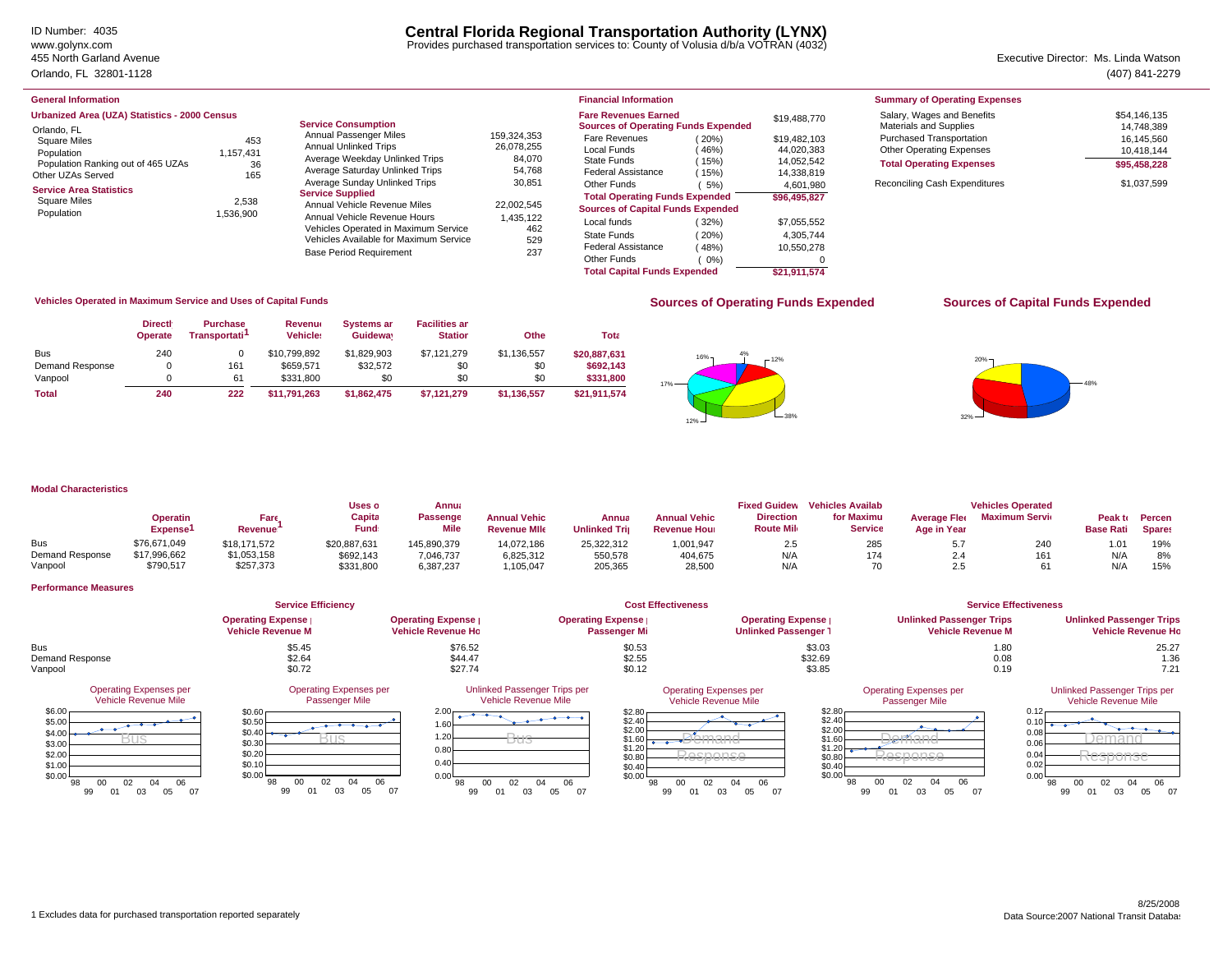ID Number: 4035
www.golynx.com
455 North Garland Avenue
Orlando, FL 32801-1128

# Central Florida Regional Transportation Authority (LYNX)

Provides purchased transportation services to: County of Volusia d/b/a VOTRAN (4032)

Executive Director: Ms. Linda Watson
(407) 841-2279

## General Information

### Urbanized Area (UZA) Statistics - 2000 Census

| | |
|---|---|
| Orlando, FL | |
| Square Miles | 453 |
| Population | 1,157,431 |
| Population Ranking out of 465 UZAs | 36 |
| Other UZAs Served | 165 |

### Service Area Statistics

| | |
|---|---|
| Square Miles | 2,538 |
| Population | 1,536,900 |

### Service Consumption

| | |
|---|---|
| Annual Passenger Miles | 159,324,353 |
| Annual Unlinked Trips | 26,078,255 |
| Average Weekday Unlinked Trips | 84,070 |
| Average Saturday Unlinked Trips | 54,768 |
| Average Sunday Unlinked Trips | 30,851 |

### Service Supplied

| | |
|---|---|
| Annual Vehicle Revenue Miles | 22,002,545 |
| Annual Vehicle Revenue Hours | 1,435,122 |
| Vehicles Operated in Maximum Service | 462 |
| Vehicles Available for Maximum Service | 529 |
| Base Period Requirement | 237 |

## Financial Information

| | | |
|---|---|---|
| **Fare Revenues Earned** | | $19,488,770 |
| **Sources of Operating Funds Expended** | | |
| Fare Revenues | (20%) | $19,482,103 |
| Local Funds | (46%) | 44,020,383 |
| State Funds | (15%) | 14,052,542 |
| Federal Assistance | (15%) | 14,338,819 |
| Other Funds | (5%) | 4,601,980 |
| **Total Operating Funds Expended** | | **$96,495,827** |
| **Sources of Capital Funds Expended** | | |
| Local funds | (32%) | $7,055,552 |
| State Funds | (20%) | 4,305,744 |
| Federal Assistance | (48%) | 10,550,278 |
| Other Funds | (0%) | 0 |
| **Total Capital Funds Expended** | | **$21,911,574** |

## Summary of Operating Expenses

| | |
|---|---|
| Salary, Wages and Benefits | $54,146,135 |
| Materials and Supplies | 14,748,389 |
| Purchased Transportation | 16,145,560 |
| Other Operating Expenses | 10,418,144 |
| **Total Operating Expenses** | **$95,458,228** |
| Reconciling Cash Expenditures | $1,037,599 |

## Vehicles Operated in Maximum Service and Uses of Capital Funds

| | Directly Operated | Purchased Transportation[1] | Revenue Vehicles | Systems and Guideway | Facilities and Stations | Other | Total |
|---|---|---|---|---|---|---|---|
| Bus | 240 | 0 | $10,799,892 | $1,829,903 | $7,121,279 | $1,136,557 | $20,887,631 |
| Demand Response | 0 | 161 | $659,571 | $32,572 | $0 | $0 | $692,143 |
| Vanpool | 0 | 61 | $331,800 | $0 | $0 | $0 | $331,800 |
| **Total** | **240** | **222** | **$11,791,263** | **$1,862,475** | **$7,121,279** | **$1,136,557** | **$21,911,574** |

### Sources of Operating Funds Expended

16%
4%
12%
17%
12%
38%

### Sources of Capital Funds Expended

20%
48%
32%

## Modal Characteristics

| | Operating Expenses[1] | Fare Revenues[1] | Uses of Capital Funds | Annual Passenger Miles | Annual Vehicle Revenue Miles | Annual Unlinked Trips | Annual Vehicle Revenue Hours | Fixed Guideway Directional Route Miles | Vehicles Available for Maximum Service | Average Fleet Age in Years | Vehicles Operated in Maximum Service | Peak to Base Ratio | Percent Spares |
|---|---|---|---|---|---|---|---|---|---|---|---|---|---|
| Bus | $76,671,049 | $18,171,572 | $20,887,631 | 145,890,379 | 14,072,186 | 25,322,312 | 1,001,947 | 2.5 | 285 | 5.7 | 240 | 1.01 | 19% |
| Demand Response | $17,996,662 | $1,053,158 | $692,143 | 7,046,737 | 6,825,312 | 550,578 | 404,675 | N/A | 174 | 2.4 | 161 | N/A | 8% |
| Vanpool | $790,517 | $257,373 | $331,800 | 6,387,237 | 1,105,047 | 205,365 | 28,500 | N/A | 70 | 2.5 | 61 | N/A | 15% |

## Performance Measures

| | Service Efficiency | | Cost Effectiveness | | Service Effectiveness | |
|---|---|---|---|---|---|---|
| | Operating Expenses per Vehicle Revenue Mile | Operating Expenses per Vehicle Revenue Hour | Operating Expenses per Passenger Mile | Operating Expenses per Unlinked Passenger Trip | Unlinked Passenger Trips per Vehicle Revenue Mile | Unlinked Passenger Trips per Vehicle Revenue Hour |
| Bus | $5.45 | $76.52 | $0.53 | $3.03 | 1.80 | 25.27 |
| Demand Response | $2.64 | $44.47 | $2.55 | $32.69 | 0.08 | 1.36 |
| Vanpool | $0.72 | $27.74 | $0.12 | $3.85 | 0.19 | 7.21 |

Operating Expenses per Vehicle Revenue Mile — Bus
$6.00 $5.00 $4.00 $3.00 $2.00 $1.00 $0.00
98 99 00 01 02 03 04 05 06 07

Operating Expenses per Passenger Mile — Bus
$0.60 $0.50 $0.40 $0.30 $0.20 $0.10 $0.00
98 99 00 01 02 03 04 05 06 07

Unlinked Passenger Trips per Vehicle Revenue Mile — Bus
2.00 1.60 1.20 0.80 0.40 0.00
98 99 00 01 02 03 04 05 06 07

Operating Expenses per Vehicle Revenue Mile — Demand Response
$2.80 $2.40 $2.00 $1.60 $1.20 $0.80 $0.40 $0.00
98 99 00 01 02 03 04 05 06 07

Operating Expenses per Passenger Mile — Demand Response
$2.80 $2.40 $2.00 $1.60 $1.20 $0.80 $0.40 $0.00
98 99 00 01 02 03 04 05 06 07

Unlinked Passenger Trips per Vehicle Revenue Mile — Demand Response
0.12 0.10 0.08 0.06 0.04 0.02 0.00
98 99 00 01 02 03 04 05 06 07

1 Excludes data for purchased transportation reported separately

8/25/2008
Data Source:2007 National Transit Database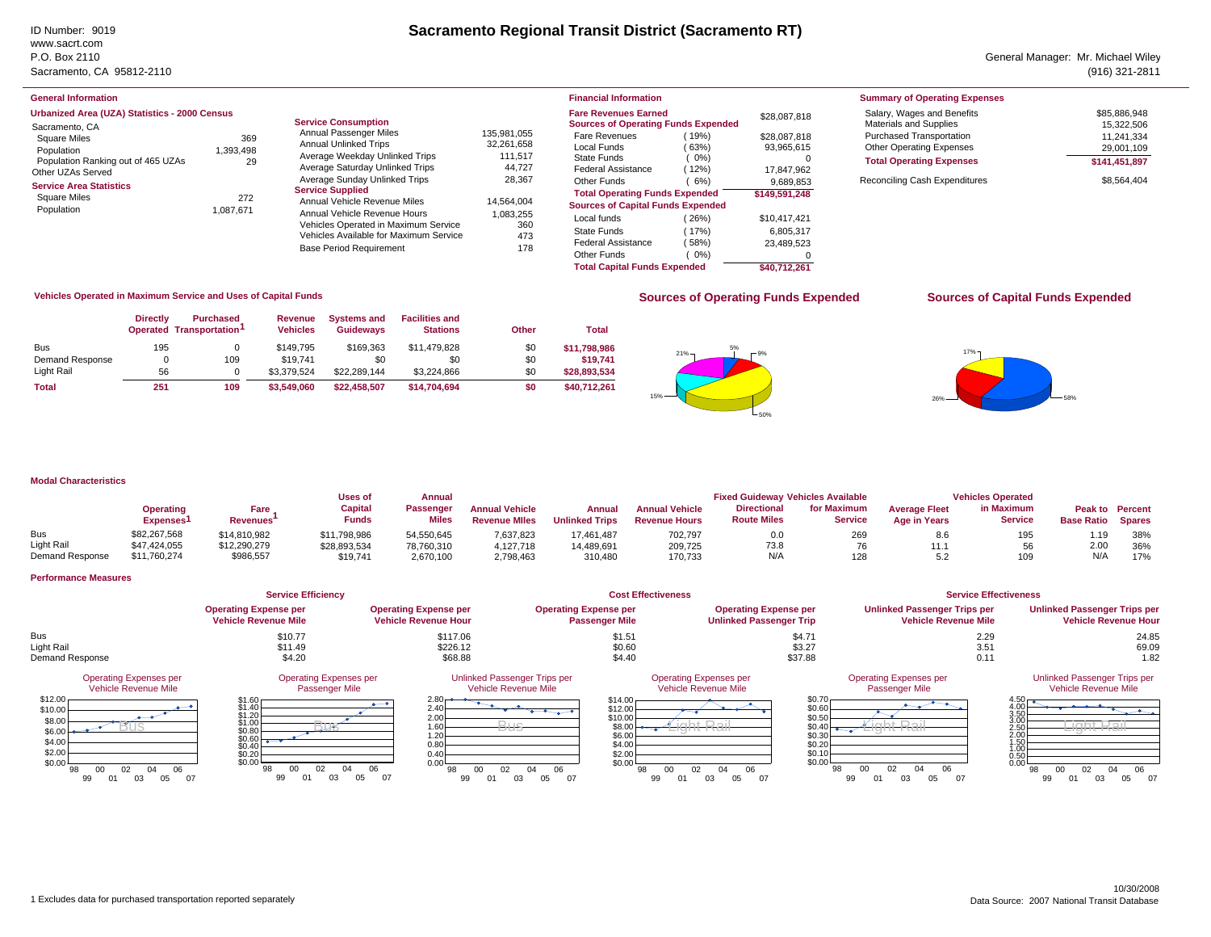ID Number: 9019
www.sacrt.com
P.O. Box 2110
Sacramento, CA 95812-2110

# Sacramento Regional Transit District (Sacramento RT)

General Manager: Mr. Michael Wiley
(916) 321-2811

## General Information

**Urbanized Area (UZA) Statistics - 2000 Census**

| | |
|---|---|
| Sacramento, CA | |
| Square Miles | 369 |
| Population | 1,393,498 |
| Population Ranking out of 465 UZAs | 29 |
| Other UZAs Served | |

**Service Area Statistics**

| | |
|---|---|
| Square Miles | 272 |
| Population | 1,087,671 |

**Service Consumption**

| | |
|---|---|
| Annual Passenger Miles | 135,981,055 |
| Annual Unlinked Trips | 32,261,658 |
| Average Weekday Unlinked Trips | 111,517 |
| Average Saturday Unlinked Trips | 44,727 |
| Average Sunday Unlinked Trips | 28,367 |

**Service Supplied**

| | |
|---|---|
| Annual Vehicle Revenue Miles | 14,564,004 |
| Annual Vehicle Revenue Hours | 1,083,255 |
| Vehicles Operated in Maximum Service | 360 |
| Vehicles Available for Maximum Service | 473 |
| Base Period Requirement | 178 |

## Financial Information

| | | |
|---|---|---|
| **Fare Revenues Earned** | | $28,087,818 |
| **Sources of Operating Funds Expended** | | |
| Fare Revenues | (19%) | $28,087,818 |
| Local Funds | (63%) | 93,965,615 |
| State Funds | (0%) | 0 |
| Federal Assistance | (12%) | 17,847,962 |
| Other Funds | (6%) | 9,689,853 |
| **Total Operating Funds Expended** | | **$149,591,248** |
| **Sources of Capital Funds Expended** | | |
| Local funds | (26%) | $10,417,421 |
| State Funds | (17%) | 6,805,317 |
| Federal Assistance | (58%) | 23,489,523 |
| Other Funds | (0%) | 0 |
| **Total Capital Funds Expended** | | **$40,712,261** |

## Summary of Operating Expenses

| | |
|---|---|
| Salary, Wages and Benefits | $85,886,948 |
| Materials and Supplies | 15,322,506 |
| Purchased Transportation | 11,241,334 |
| Other Operating Expenses | 29,001,109 |
| **Total Operating Expenses** | **$141,451,897** |
| Reconciling Cash Expenditures | $8,564,404 |

## Vehicles Operated in Maximum Service and Uses of Capital Funds

| | Directly Operated | Purchased Transportation[1] | Revenue Vehicles | Systems and Guideways | Facilities and Stations | Other | Total |
|---|---|---|---|---|---|---|---|
| Bus | 195 | 0 | $149,795 | $169,363 | $11,479,828 | $0 | $11,798,986 |
| Demand Response | 0 | 109 | $19,741 | $0 | $0 | $0 | $19,741 |
| Light Rail | 56 | 0 | $3,379,524 | $22,289,144 | $3,224,866 | $0 | $28,893,534 |
| **Total** | **251** | **109** | **$3,549,060** | **$22,458,507** | **$14,704,694** | **$0** | **$40,712,261** |

**Sources of Operating Funds Expended**

21% 5% 9% 15% 50%

**Sources of Capital Funds Expended**

17% 26% 58%

## Modal Characteristics

| | Operating Expenses[1] | Fare Revenues[1] | Uses of Capital Funds | Annual Passenger Miles | Annual Vehicle Revenue Miles | Annual Unlinked Trips | Annual Vehicle Revenue Hours | Fixed Guideway Directional Route Miles | Vehicles Available for Maximum Service | Average Fleet Age in Years | Vehicles Operated in Maximum Service | Peak to Base Ratio | Percent Spares |
|---|---|---|---|---|---|---|---|---|---|---|---|---|---|
| Bus | $82,267,568 | $14,810,982 | $11,798,986 | 54,550,645 | 7,637,823 | 17,461,487 | 702,797 | 0.0 | 269 | 8.6 | 195 | 1.19 | 38% |
| Light Rail | $47,424,055 | $12,290,279 | $28,893,534 | 78,760,310 | 4,127,718 | 14,489,691 | 209,725 | 73.8 | 76 | 11.1 | 56 | 2.00 | 36% |
| Demand Response | $11,760,274 | $986,557 | $19,741 | 2,670,100 | 2,798,463 | 310,480 | 170,733 | N/A | 128 | 5.2 | 109 | N/A | 17% |

## Performance Measures

| | Service Efficiency | | Cost Effectiveness | | Service Effectiveness | |
|---|---|---|---|---|---|---|
| | Operating Expense per Vehicle Revenue Mile | Operating Expense per Vehicle Revenue Hour | Operating Expense per Passenger Mile | Operating Expense per Unlinked Passenger Trip | Unlinked Passenger Trips per Vehicle Revenue Mile | Unlinked Passenger Trips per Vehicle Revenue Hour |
| Bus | $10.77 | $117.06 | $1.51 | $4.71 | 2.29 | 24.85 |
| Light Rail | $11.49 | $226.12 | $0.60 | $3.27 | 3.51 | 69.09 |
| Demand Response | $4.20 | $68.88 | $4.40 | $37.88 | 0.11 | 1.82 |

Operating Expenses per Vehicle Revenue Mile — Bus
$12.00 $10.00 $8.00 $6.00 $4.00 $2.00 $0.00
98 99 00 01 02 03 04 05 06 07

Operating Expenses per Passenger Mile — Bus
$1.60 $1.40 $1.20 $1.00 $0.80 $0.60 $0.40 $0.20 $0.00
98 99 00 01 02 03 04 05 06 07

Unlinked Passenger Trips per Vehicle Revenue Mile — Bus
2.80 2.40 2.00 1.60 1.20 0.80 0.40 0.00
98 99 00 01 02 03 04 05 06 07

Operating Expenses per Vehicle Revenue Mile — Light Rail
$14.00 $12.00 $10.00 $8.00 $6.00 $4.00 $2.00 $0.00
98 99 00 01 02 03 04 05 06 07

Operating Expenses per Passenger Mile — Light Rail
$0.70 $0.60 $0.50 $0.40 $0.30 $0.20 $0.10 $0.00
98 99 00 01 02 03 04 05 06 07

Unlinked Passenger Trips per Vehicle Revenue Mile — Light Rail
4.50 4.00 3.50 3.00 2.50 2.00 1.50 1.00 0.50 0.00
98 99 00 01 02 03 04 05 06 07

1 Excludes data for purchased transportation reported separately

10/30/2008
Data Source: 2007 National Transit Database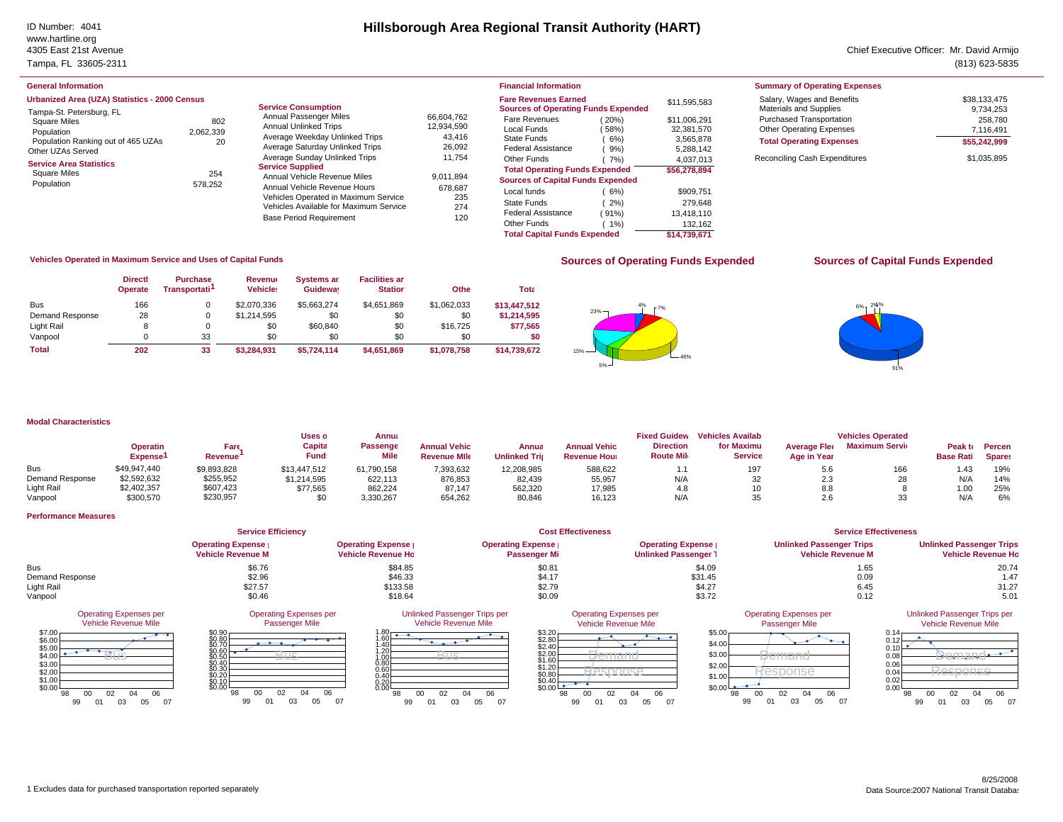ID Number: 4041
www.hartline.org
4305 East 21st Avenue
Tampa, FL 33605-2311

# Hillsborough Area Regional Transit Authority (HART)

Chief Executive Officer: Mr. David Armijo
(813) 623-5835

## General Information

### Urbanized Area (UZA) Statistics - 2000 Census

| | |
|---|---|
| Tampa-St. Petersburg, FL | |
| Square Miles | 802 |
| Population | 2,062,339 |
| Population Ranking out of 465 UZAs | 20 |
| Other UZAs Served | |

### Service Area Statistics

| | |
|---|---|
| Square Miles | 254 |
| Population | 578,252 |

### Service Consumption

| | |
|---|---|
| Annual Passenger Miles | 66,604,762 |
| Annual Unlinked Trips | 12,934,590 |
| Average Weekday Unlinked Trips | 43,416 |
| Average Saturday Unlinked Trips | 26,092 |
| Average Sunday Unlinked Trips | 11,754 |

### Service Supplied

| | |
|---|---|
| Annual Vehicle Revenue Miles | 9,011,894 |
| Annual Vehicle Revenue Hours | 678,687 |
| Vehicles Operated in Maximum Service | 235 |
| Vehicles Available for Maximum Service | 274 |
| Base Period Requirement | 120 |

## Financial Information

| | | |
|---|---|---|
| **Fare Revenues Earned** | | $11,595,583 |
| **Sources of Operating Funds Expended** | | |
| Fare Revenues | (20%) | $11,006,291 |
| Local Funds | (58%) | 32,381,570 |
| State Funds | (6%) | 3,565,878 |
| Federal Assistance | (9%) | 5,288,142 |
| Other Funds | (7%) | 4,037,013 |
| **Total Operating Funds Expended** | | **$56,278,894** |
| **Sources of Capital Funds Expended** | | |
| Local funds | (6%) | $909,751 |
| State Funds | (2%) | 279,648 |
| Federal Assistance | (91%) | 13,418,110 |
| Other Funds | (1%) | 132,162 |
| **Total Capital Funds Expended** | | **$14,739,671** |

## Summary of Operating Expenses

| | |
|---|---|
| Salary, Wages and Benefits | $38,133,475 |
| Materials and Supplies | 9,734,253 |
| Purchased Transportation | 258,780 |
| Other Operating Expenses | 7,116,491 |
| **Total Operating Expenses** | **$55,242,999** |
| Reconciling Cash Expenditures | $1,035,895 |

## Vehicles Operated in Maximum Service and Uses of Capital Funds

| | Directly Operated | Purchased Transportation[1] | Revenue Vehicles | Systems and Guideway | Facilities and Stations | Other | Total |
|---|---|---|---|---|---|---|---|
| Bus | 166 | 0 | $2,070,336 | $5,663,274 | $4,651,869 | $1,062,033 | $13,447,512 |
| Demand Response | 28 | 0 | $1,214,595 | $0 | $0 | $0 | $1,214,595 |
| Light Rail | 8 | 0 | $0 | $60,840 | $0 | $16,725 | $77,565 |
| Vanpool | 0 | 33 | $0 | $0 | $0 | $0 | $0 |
| **Total** | **202** | **33** | **$3,284,931** | **$5,724,114** | **$4,651,869** | **$1,078,758** | **$14,739,672** |

### Sources of Operating Funds Expended

4% 7% 23% 15% 5% 46%

### Sources of Capital Funds Expended

6% 2% 1% 91%

## Modal Characteristics

| | Operating Expenses[1] | Fare Revenues[1] | Uses of Capital Funds | Annual Passenger Miles | Annual Vehicle Revenue Miles | Annual Unlinked Trips | Annual Vehicle Revenue Hours | Fixed Guideway Directional Route Miles | Vehicles Available for Maximum Service | Average Fleet Age in Years | Vehicles Operated in Maximum Service | Peak to Base Ratio | Percent Spares |
|---|---|---|---|---|---|---|---|---|---|---|---|---|---|
| Bus | $49,947,440 | $9,893,828 | $13,447,512 | 61,790,158 | 7,393,632 | 12,208,985 | 588,622 | 1.1 | 197 | 5.6 | 166 | 1.43 | 19% |
| Demand Response | $2,592,632 | $255,952 | $1,214,595 | 622,113 | 876,853 | 82,439 | 55,957 | N/A | 32 | 2.3 | 28 | N/A | 14% |
| Light Rail | $2,402,357 | $607,423 | $77,565 | 862,224 | 87,147 | 562,320 | 17,985 | 4.8 | 10 | 8.8 | 8 | 1.00 | 25% |
| Vanpool | $300,570 | $230,957 | $0 | 3,330,267 | 654,262 | 80,846 | 16,123 | N/A | 35 | 2.6 | 33 | N/A | 6% |

## Performance Measures

| | Service Efficiency | | Cost Effectiveness | | Service Effectiveness | |
|---|---|---|---|---|---|---|
| | Operating Expense per Vehicle Revenue Mile | Operating Expense per Vehicle Revenue Hour | Operating Expense per Passenger Mile | Operating Expense per Unlinked Passenger Trip | Unlinked Passenger Trips per Vehicle Revenue Mile | Unlinked Passenger Trips per Vehicle Revenue Hour |
| Bus | $6.76 | $84.85 | $0.81 | $4.09 | 1.65 | 20.74 |
| Demand Response | $2.96 | $46.33 | $4.17 | $31.45 | 0.09 | 1.47 |
| Light Rail | $27.57 | $133.58 | $2.79 | $4.27 | 6.45 | 31.27 |
| Vanpool | $0.46 | $18.64 | $0.09 | $3.72 | 0.12 | 5.01 |

Operating Expenses per Vehicle Revenue Mile (Bus)
$7.00 $6.00 $5.00 $4.00 $3.00 $2.00 $1.00 $0.00
98 99 00 01 02 03 04 05 06 07

Operating Expenses per Passenger Mile (Bus)
$0.90 $0.80 $0.70 $0.60 $0.50 $0.40 $0.30 $0.20 $0.10 $0.00
98 99 00 01 02 03 04 05 06 07

Unlinked Passenger Trips per Vehicle Revenue Mile (Bus)
1.80 1.60 1.40 1.20 1.00 0.80 0.60 0.40 0.20 0.00
98 99 00 01 02 03 04 05 06 07

Operating Expenses per Vehicle Revenue Mile (Demand Response)
$3.20 $2.80 $2.40 $2.00 $1.60 $1.20 $0.80 $0.40 $0.00
98 99 00 01 02 03 04 05 06 07

Operating Expenses per Passenger Mile (Demand Response)
$5.00 $4.00 $3.00 $2.00 $1.00 $0.00
98 99 00 01 02 03 04 05 06 07

Unlinked Passenger Trips per Vehicle Revenue Mile (Demand Response)
0.14 0.12 0.10 0.08 0.06 0.04 0.02 0.00
98 99 00 01 02 03 04 05 06 07

1 Excludes data for purchased transportation reported separately

8/25/2008
Data Source: 2007 National Transit Database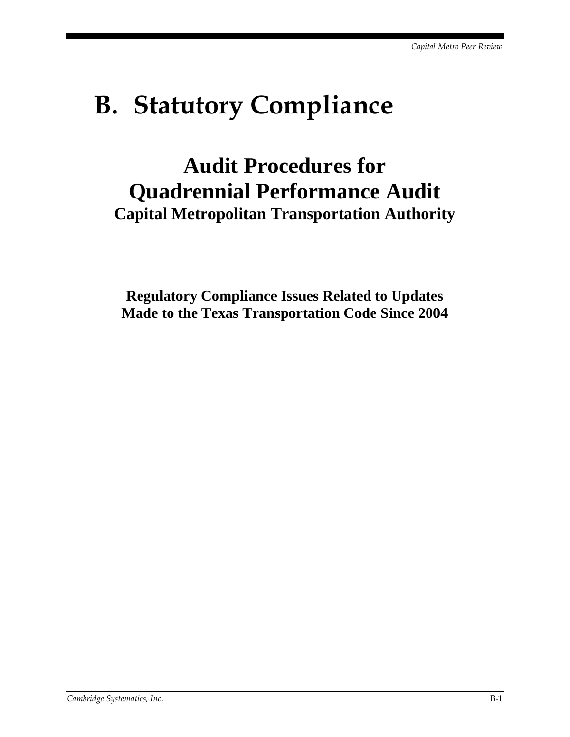# B. Statutory Compliance

## Audit Procedures for Quadrennial Performance Audit

### Capital Metropolitan Transportation Authority

**Regulatory Compliance Issues Related to Updates Made to the Texas Transportation Code Since 2004**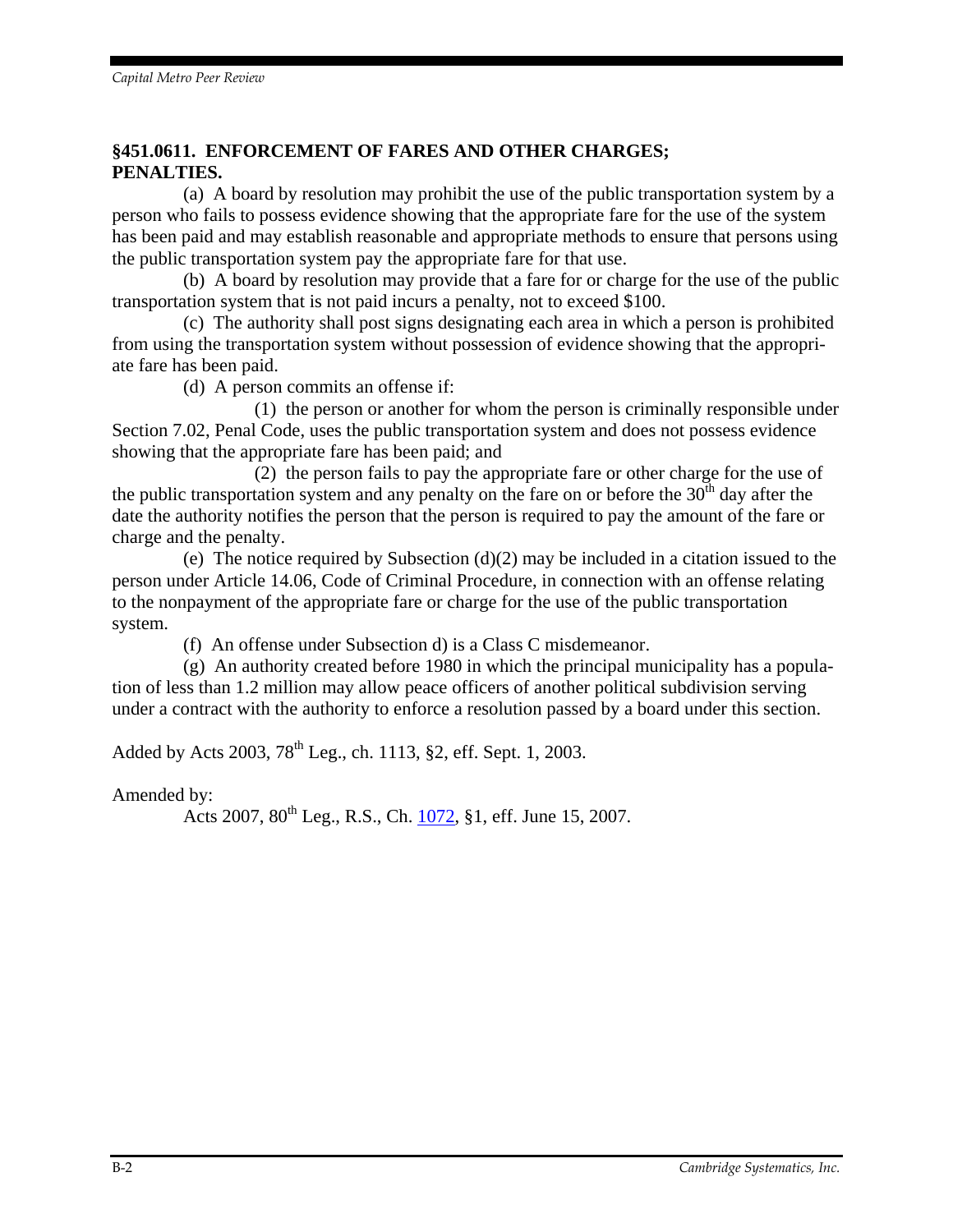## §451.0611. ENFORCEMENT OF FARES AND OTHER CHARGES; PENALTIES.

(a) A board by resolution may prohibit the use of the public transportation system by a person who fails to possess evidence showing that the appropriate fare for the use of the system has been paid and may establish reasonable and appropriate methods to ensure that persons using the public transportation system pay the appropriate fare for that use.

(b) A board by resolution may provide that a fare for or charge for the use of the public transportation system that is not paid incurs a penalty, not to exceed $100.

(c) The authority shall post signs designating each area in which a person is prohibited from using the transportation system without possession of evidence showing that the appropriate fare has been paid.

(d) A person commits an offense if:

(1) the person or another for whom the person is criminally responsible under Section 7.02, Penal Code, uses the public transportation system and does not possess evidence showing that the appropriate fare has been paid; and

(2) the person fails to pay the appropriate fare or other charge for the use of the public transportation system and any penalty on the fare on or before the 30th day after the date the authority notifies the person that the person is required to pay the amount of the fare or charge and the penalty.

(e) The notice required by Subsection (d)(2) may be included in a citation issued to the person under Article 14.06, Code of Criminal Procedure, in connection with an offense relating to the nonpayment of the appropriate fare or charge for the use of the public transportation system.

(f) An offense under Subsection d) is a Class C misdemeanor.

(g) An authority created before 1980 in which the principal municipality has a population of less than 1.2 million may allow peace officers of another political subdivision serving under a contract with the authority to enforce a resolution passed by a board under this section.

Added by Acts 2003, 78th Leg., ch. 1113, §2, eff. Sept. 1, 2003.

Amended by:

Acts 2007, 80th Leg., R.S., Ch. 1072, §1, eff. June 15, 2007.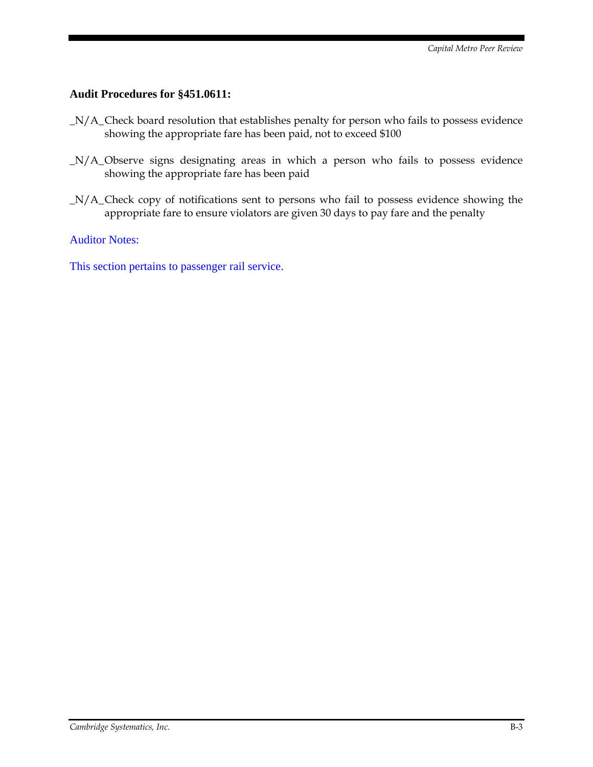**Audit Procedures for §451.0611:**

_N/A_Check board resolution that establishes penalty for person who fails to possess evidence showing the appropriate fare has been paid, not to exceed $100

_N/A_Observe signs designating areas in which a person who fails to possess evidence showing the appropriate fare has been paid

_N/A_Check copy of notifications sent to persons who fail to possess evidence showing the appropriate fare to ensure violators are given 30 days to pay fare and the penalty

Auditor Notes:

This section pertains to passenger rail service.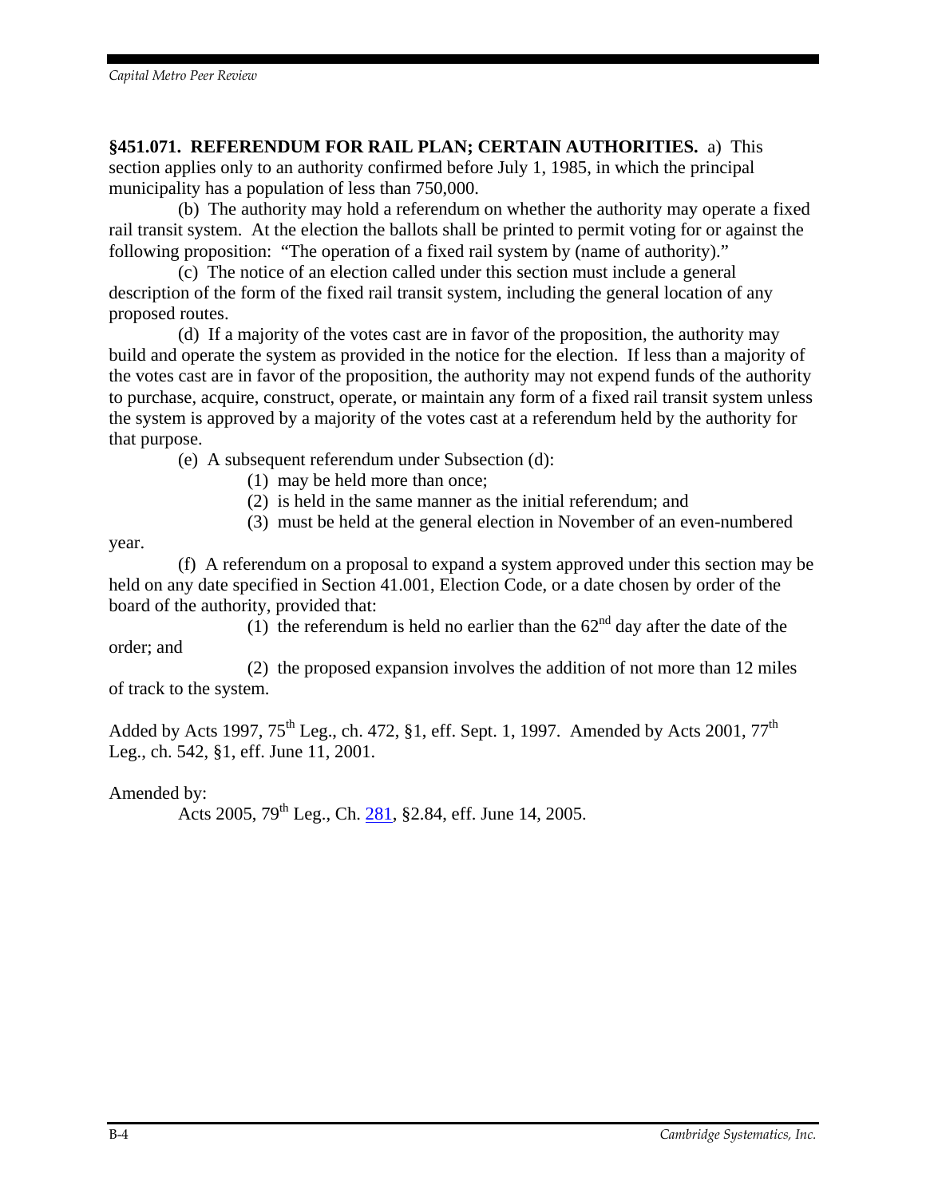**§451.071. REFERENDUM FOR RAIL PLAN; CERTAIN AUTHORITIES.** a) This section applies only to an authority confirmed before July 1, 1985, in which the principal municipality has a population of less than 750,000.

(b) The authority may hold a referendum on whether the authority may operate a fixed rail transit system. At the election the ballots shall be printed to permit voting for or against the following proposition: "The operation of a fixed rail system by (name of authority)."

(c) The notice of an election called under this section must include a general description of the form of the fixed rail transit system, including the general location of any proposed routes.

(d) If a majority of the votes cast are in favor of the proposition, the authority may build and operate the system as provided in the notice for the election. If less than a majority of the votes cast are in favor of the proposition, the authority may not expend funds of the authority to purchase, acquire, construct, operate, or maintain any form of a fixed rail transit system unless the system is approved by a majority of the votes cast at a referendum held by the authority for that purpose.

(e) A subsequent referendum under Subsection (d):

(1) may be held more than once;

(2) is held in the same manner as the initial referendum; and

(3) must be held at the general election in November of an even-numbered year.

(f) A referendum on a proposal to expand a system approved under this section may be held on any date specified in Section 41.001, Election Code, or a date chosen by order of the board of the authority, provided that:

(1) the referendum is held no earlier than the 62nd day after the date of the order; and

(2) the proposed expansion involves the addition of not more than 12 miles of track to the system.

Added by Acts 1997, 75th Leg., ch. 472, §1, eff. Sept. 1, 1997. Amended by Acts 2001, 77th Leg., ch. 542, §1, eff. June 11, 2001.

Amended by:

Acts 2005, 79th Leg., Ch. 281, §2.84, eff. June 14, 2005.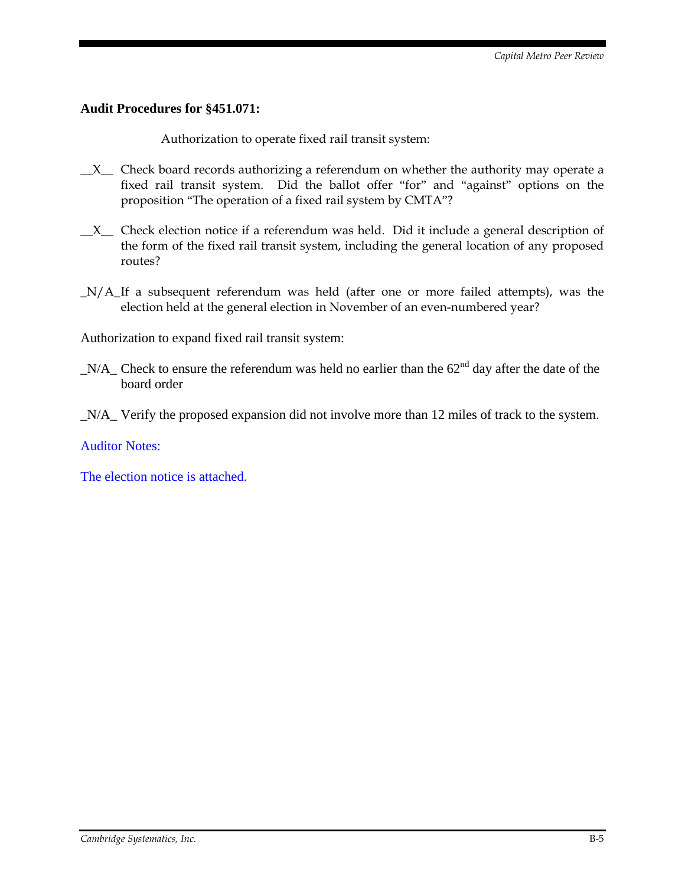**Audit Procedures for §451.071:**

Authorization to operate fixed rail transit system:

__X__ Check board records authorizing a referendum on whether the authority may operate a fixed rail transit system. Did the ballot offer "for" and "against" options on the proposition "The operation of a fixed rail system by CMTA"?

__X__ Check election notice if a referendum was held. Did it include a general description of the form of the fixed rail transit system, including the general location of any proposed routes?

_N/A_ If a subsequent referendum was held (after one or more failed attempts), was the election held at the general election in November of an even-numbered year?

Authorization to expand fixed rail transit system:

_N/A_ Check to ensure the referendum was held no earlier than the 62nd day after the date of the board order

_N/A_ Verify the proposed expansion did not involve more than 12 miles of track to the system.

Auditor Notes:

The election notice is attached.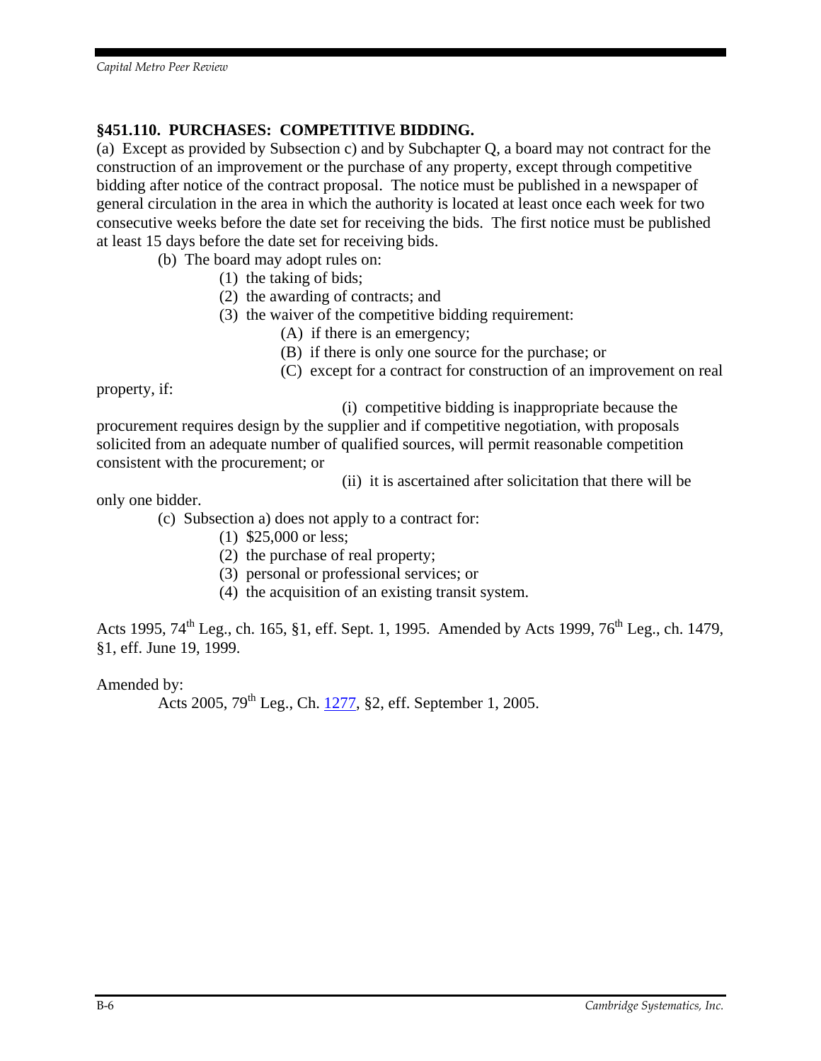**§451.110. PURCHASES: COMPETITIVE BIDDING.**

(a) Except as provided by Subsection c) and by Subchapter Q, a board may not contract for the construction of an improvement or the purchase of any property, except through competitive bidding after notice of the contract proposal. The notice must be published in a newspaper of general circulation in the area in which the authority is located at least once each week for two consecutive weeks before the date set for receiving the bids. The first notice must be published at least 15 days before the date set for receiving bids.

(b) The board may adopt rules on:

(1) the taking of bids;

(2) the awarding of contracts; and

(3) the waiver of the competitive bidding requirement:

(A) if there is an emergency;

(B) if there is only one source for the purchase; or

(C) except for a contract for construction of an improvement on real property, if:

(i) competitive bidding is inappropriate because the procurement requires design by the supplier and if competitive negotiation, with proposals solicited from an adequate number of qualified sources, will permit reasonable competition consistent with the procurement; or

(ii) it is ascertained after solicitation that there will be only one bidder.

(c) Subsection a) does not apply to a contract for:

(1) $25,000 or less;

(2) the purchase of real property;

(3) personal or professional services; or

(4) the acquisition of an existing transit system.

Acts 1995, 74th Leg., ch. 165, §1, eff. Sept. 1, 1995. Amended by Acts 1999, 76th Leg., ch. 1479, §1, eff. June 19, 1999.

Amended by:

Acts 2005, 79th Leg., Ch. 1277, §2, eff. September 1, 2005.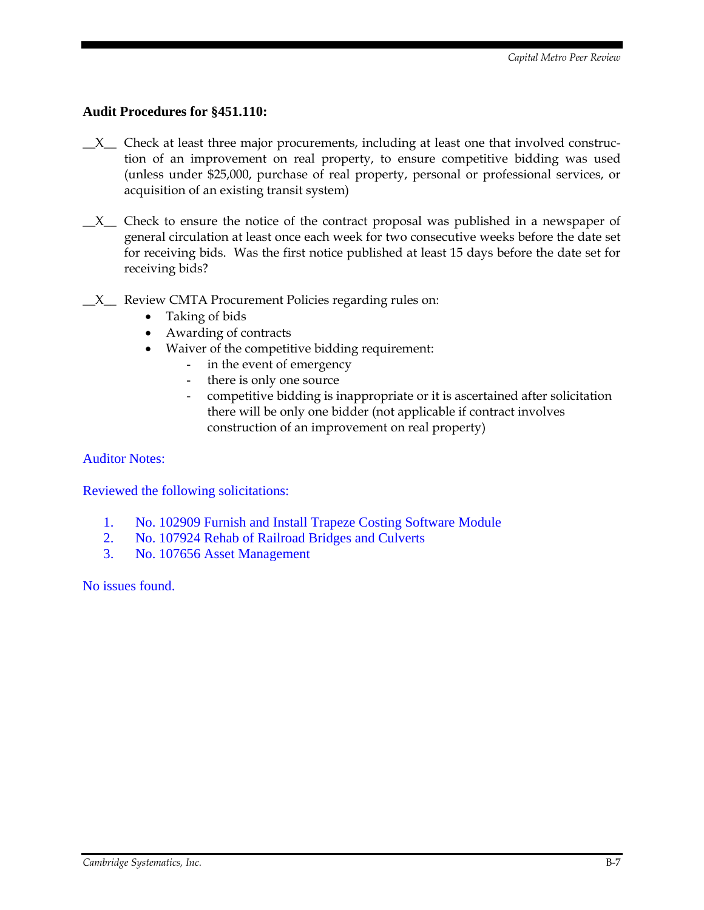**Audit Procedures for §451.110:**

__X__ Check at least three major procurements, including at least one that involved construction of an improvement on real property, to ensure competitive bidding was used (unless under $25,000, purchase of real property, personal or professional services, or acquisition of an existing transit system)

__X__ Check to ensure the notice of the contract proposal was published in a newspaper of general circulation at least once each week for two consecutive weeks before the date set for receiving bids. Was the first notice published at least 15 days before the date set for receiving bids?

__X__ Review CMTA Procurement Policies regarding rules on:

- Taking of bids
- Awarding of contracts
- Waiver of the competitive bidding requirement:
  - in the event of emergency
  - there is only one source
  - competitive bidding is inappropriate or it is ascertained after solicitation there will be only one bidder (not applicable if contract involves construction of an improvement on real property)

Auditor Notes:

Reviewed the following solicitations:

1. No. 102909 Furnish and Install Trapeze Costing Software Module
2. No. 107924 Rehab of Railroad Bridges and Culverts
3. No. 107656 Asset Management

No issues found.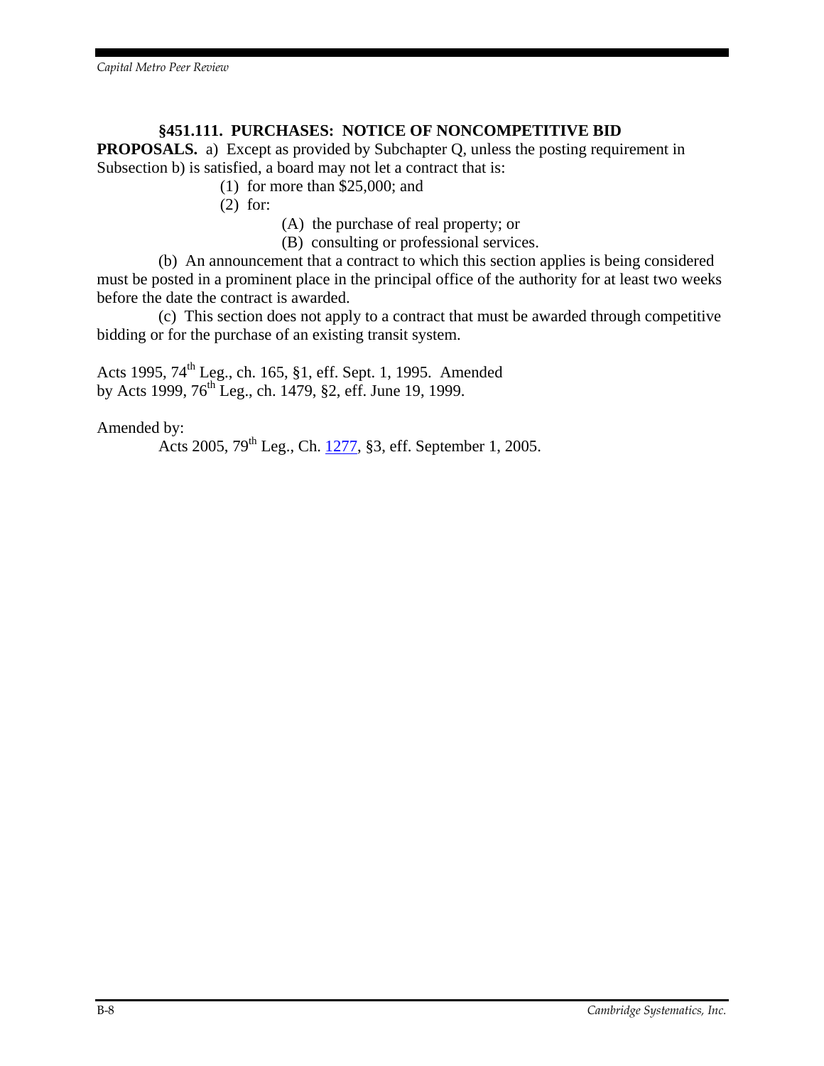**§451.111. PURCHASES: NOTICE OF NONCOMPETITIVE BID PROPOSALS.** a) Except as provided by Subchapter Q, unless the posting requirement in Subsection b) is satisfied, a board may not let a contract that is:

(1) for more than $25,000; and

(2) for:

(A) the purchase of real property; or

(B) consulting or professional services.

(b) An announcement that a contract to which this section applies is being considered must be posted in a prominent place in the principal office of the authority for at least two weeks before the date the contract is awarded.

(c) This section does not apply to a contract that must be awarded through competitive bidding or for the purchase of an existing transit system.

Acts 1995, 74th Leg., ch. 165, §1, eff. Sept. 1, 1995. Amended by Acts 1999, 76th Leg., ch. 1479, §2, eff. June 19, 1999.

Amended by:

Acts 2005, 79th Leg., Ch. 1277, §3, eff. September 1, 2005.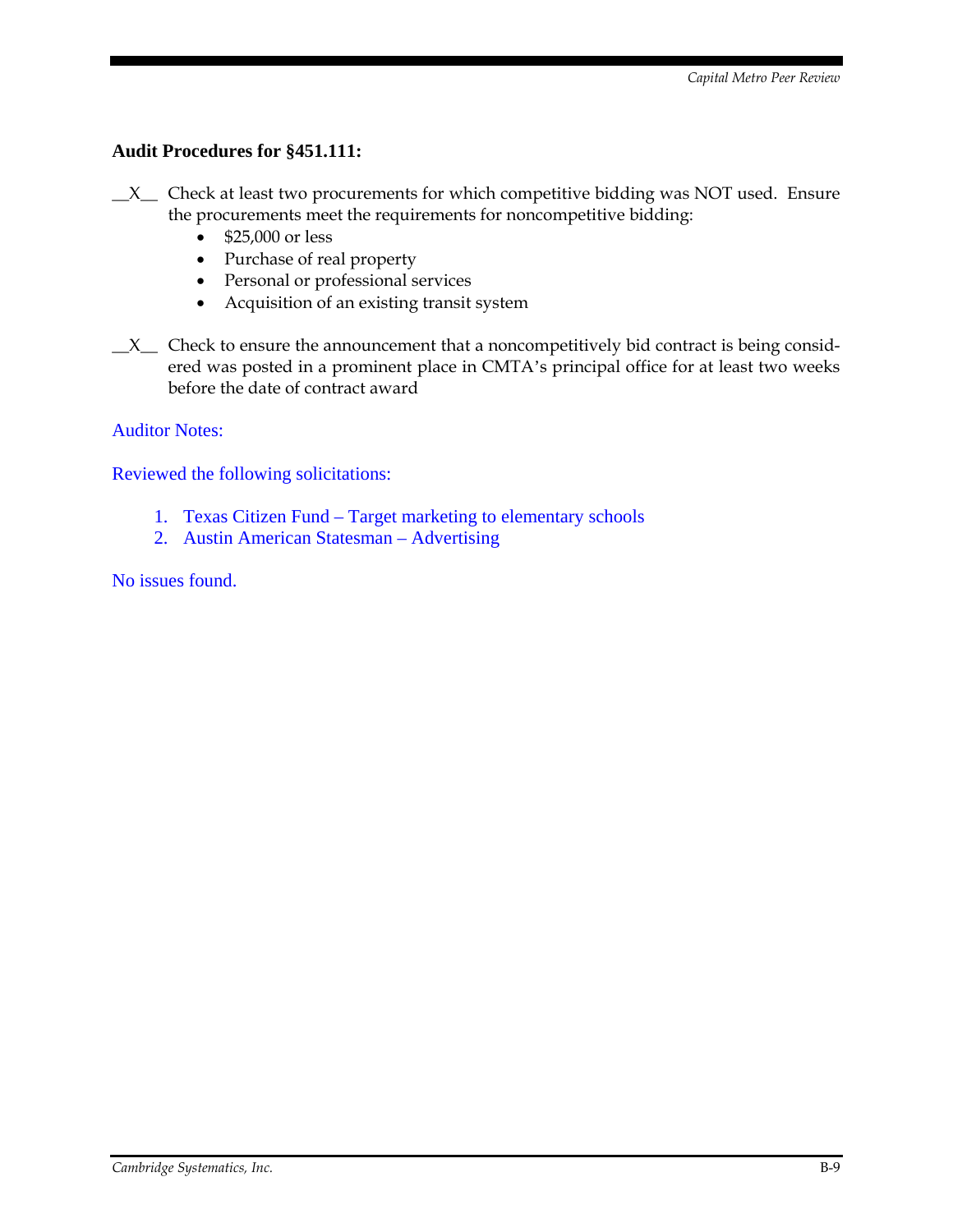**Audit Procedures for §451.111:**

\_\_X\_\_ Check at least two procurements for which competitive bidding was NOT used. Ensure the procurements meet the requirements for noncompetitive bidding:

- $25,000 or less
- Purchase of real property
- Personal or professional services
- Acquisition of an existing transit system

\_\_X\_\_ Check to ensure the announcement that a noncompetitively bid contract is being considered was posted in a prominent place in CMTA's principal office for at least two weeks before the date of contract award

Auditor Notes:

Reviewed the following solicitations:

1. Texas Citizen Fund – Target marketing to elementary schools
2. Austin American Statesman – Advertising

No issues found.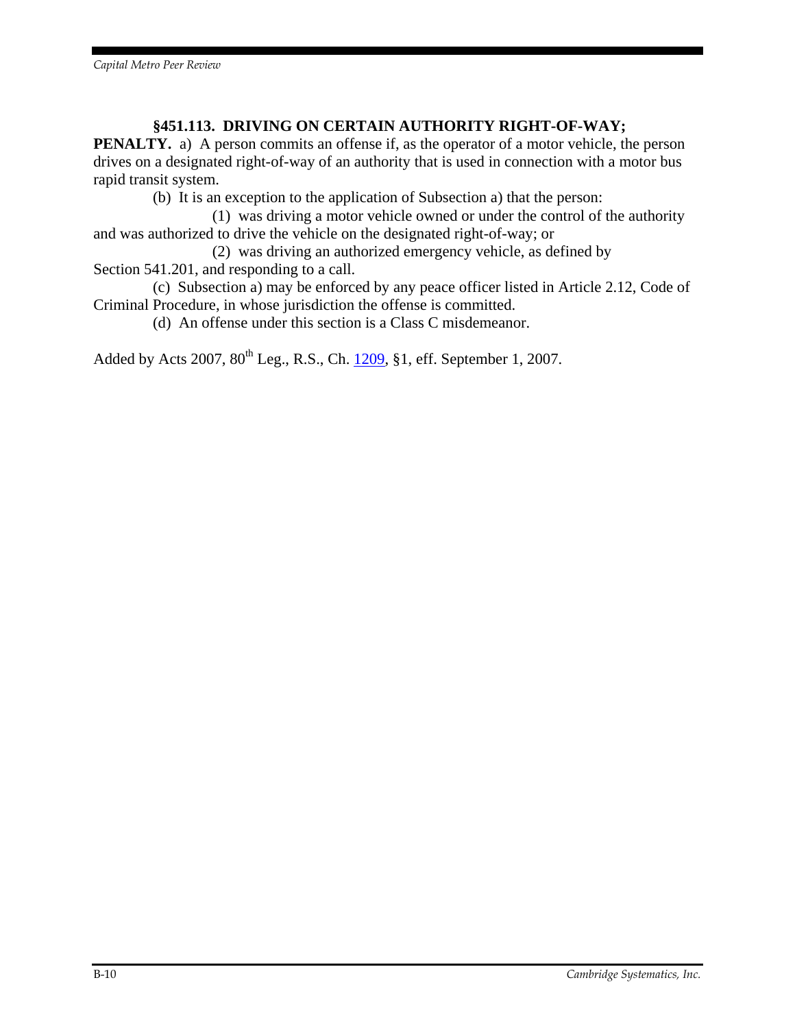**§451.113. DRIVING ON CERTAIN AUTHORITY RIGHT-OF-WAY; PENALTY.** a) A person commits an offense if, as the operator of a motor vehicle, the person drives on a designated right-of-way of an authority that is used in connection with a motor bus rapid transit system.

(b) It is an exception to the application of Subsection a) that the person:

(1) was driving a motor vehicle owned or under the control of the authority and was authorized to drive the vehicle on the designated right-of-way; or

(2) was driving an authorized emergency vehicle, as defined by Section 541.201, and responding to a call.

(c) Subsection a) may be enforced by any peace officer listed in Article 2.12, Code of Criminal Procedure, in whose jurisdiction the offense is committed.

(d) An offense under this section is a Class C misdemeanor.

Added by Acts 2007, 80th Leg., R.S., Ch. 1209, §1, eff. September 1, 2007.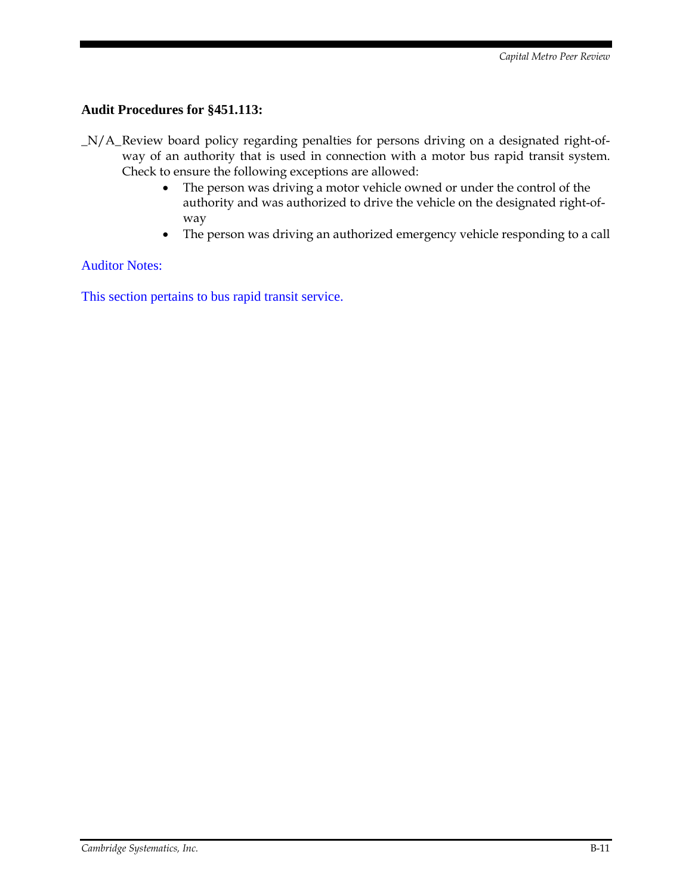**Audit Procedures for §451.113:**

_N/A_Review board policy regarding penalties for persons driving on a designated right-of-way of an authority that is used in connection with a motor bus rapid transit system. Check to ensure the following exceptions are allowed:

- The person was driving a motor vehicle owned or under the control of the authority and was authorized to drive the vehicle on the designated right-of-way
- The person was driving an authorized emergency vehicle responding to a call

Auditor Notes:

This section pertains to bus rapid transit service.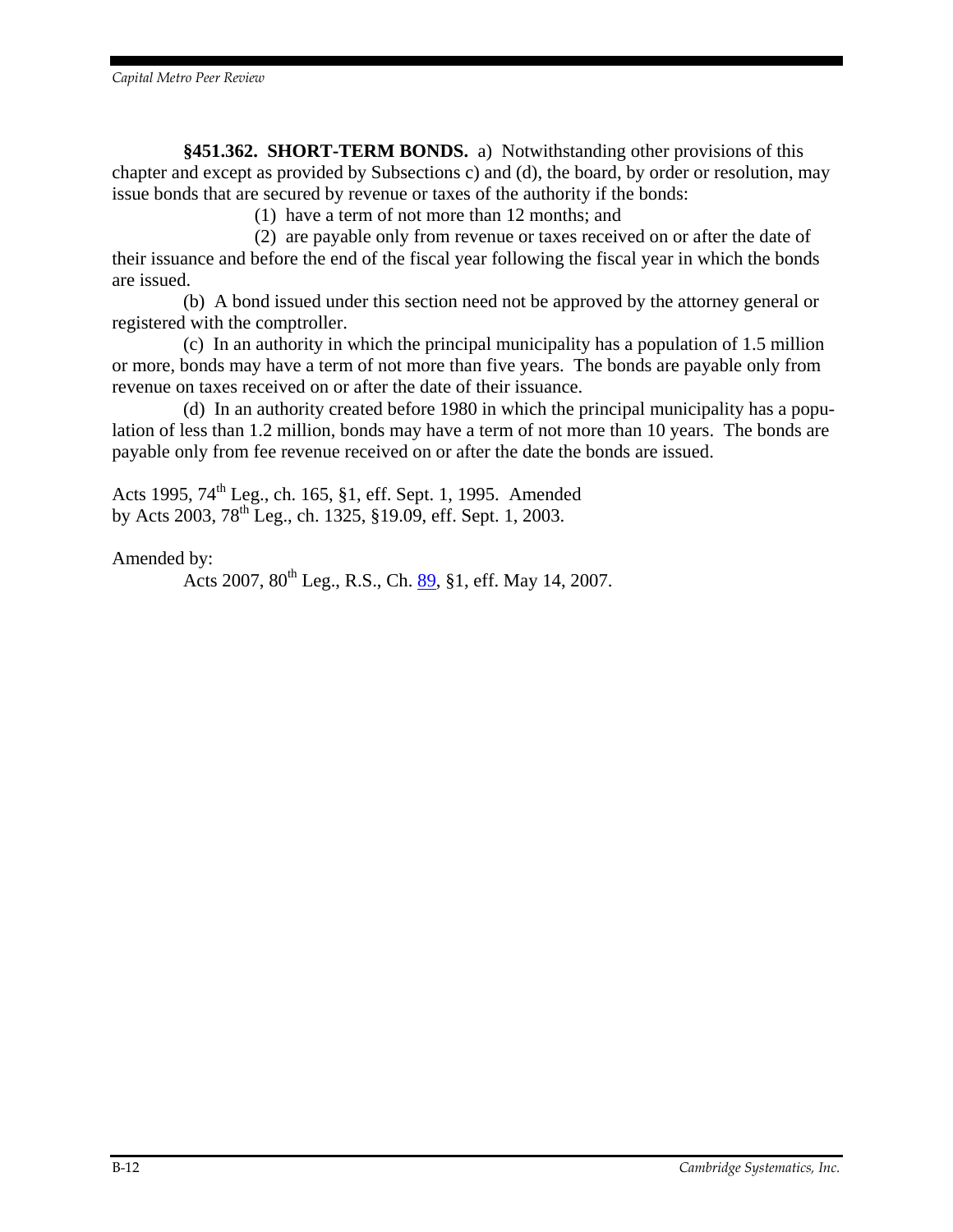**§451.362. SHORT-TERM BONDS.** a) Notwithstanding other provisions of this chapter and except as provided by Subsections c) and (d), the board, by order or resolution, may issue bonds that are secured by revenue or taxes of the authority if the bonds:

(1) have a term of not more than 12 months; and

(2) are payable only from revenue or taxes received on or after the date of their issuance and before the end of the fiscal year following the fiscal year in which the bonds are issued.

(b) A bond issued under this section need not be approved by the attorney general or registered with the comptroller.

(c) In an authority in which the principal municipality has a population of 1.5 million or more, bonds may have a term of not more than five years. The bonds are payable only from revenue on taxes received on or after the date of their issuance.

(d) In an authority created before 1980 in which the principal municipality has a population of less than 1.2 million, bonds may have a term of not more than 10 years. The bonds are payable only from fee revenue received on or after the date the bonds are issued.

Acts 1995, 74th Leg., ch. 165, §1, eff. Sept. 1, 1995. Amended by Acts 2003, 78th Leg., ch. 1325, §19.09, eff. Sept. 1, 2003.

Amended by:

Acts 2007, 80th Leg., R.S., Ch. 89, §1, eff. May 14, 2007.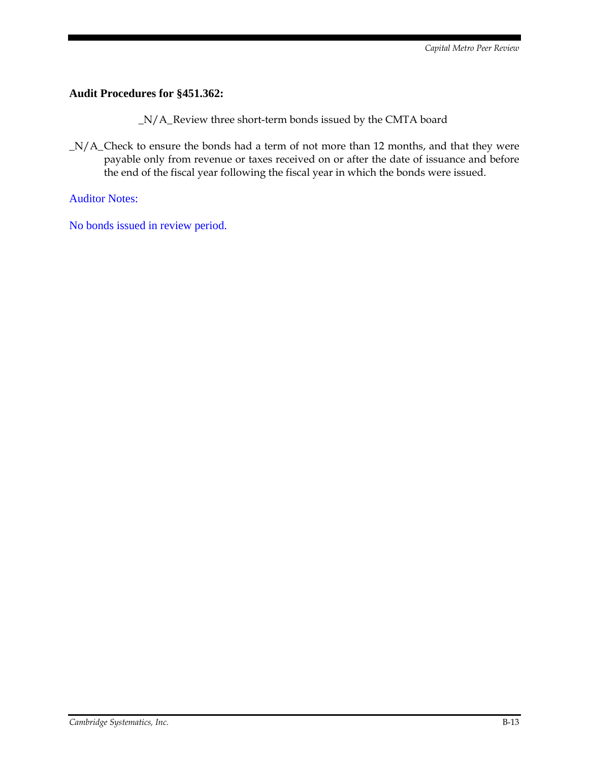**Audit Procedures for §451.362:**

_N/A_Review three short-term bonds issued by the CMTA board

_N/A_Check to ensure the bonds had a term of not more than 12 months, and that they were payable only from revenue or taxes received on or after the date of issuance and before the end of the fiscal year following the fiscal year in which the bonds were issued.

Auditor Notes:

No bonds issued in review period.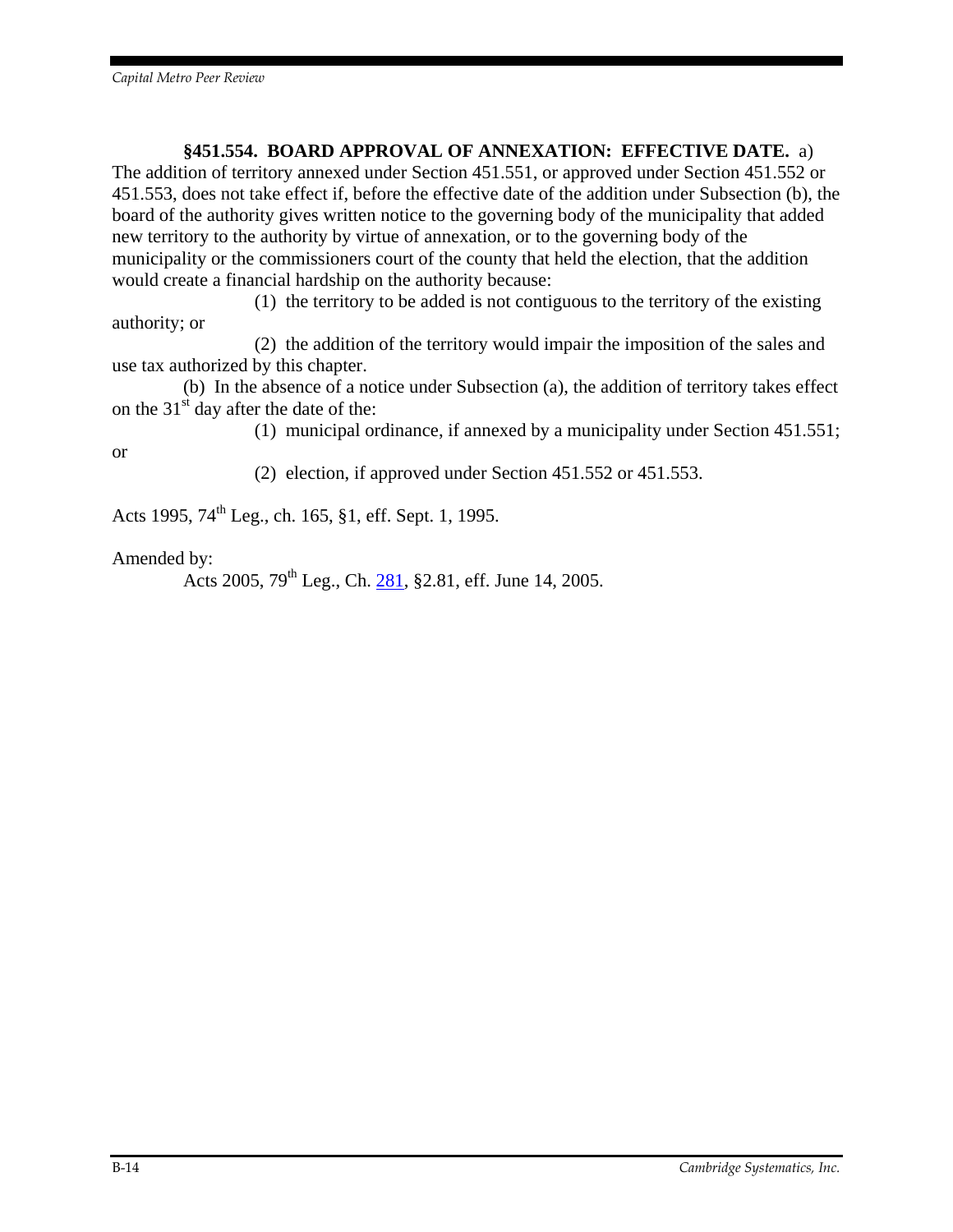**§451.554. BOARD APPROVAL OF ANNEXATION: EFFECTIVE DATE.** a) The addition of territory annexed under Section 451.551, or approved under Section 451.552 or 451.553, does not take effect if, before the effective date of the addition under Subsection (b), the board of the authority gives written notice to the governing body of the municipality that added new territory to the authority by virtue of annexation, or to the governing body of the municipality or the commissioners court of the county that held the election, that the addition would create a financial hardship on the authority because:

(1) the territory to be added is not contiguous to the territory of the existing authority; or

(2) the addition of the territory would impair the imposition of the sales and use tax authorized by this chapter.

(b) In the absence of a notice under Subsection (a), the addition of territory takes effect on the 31st day after the date of the:

(1) municipal ordinance, if annexed by a municipality under Section 451.551; or

(2) election, if approved under Section 451.552 or 451.553.

Acts 1995, 74th Leg., ch. 165, §1, eff. Sept. 1, 1995.

Amended by:

Acts 2005, 79th Leg., Ch. 281, §2.81, eff. June 14, 2005.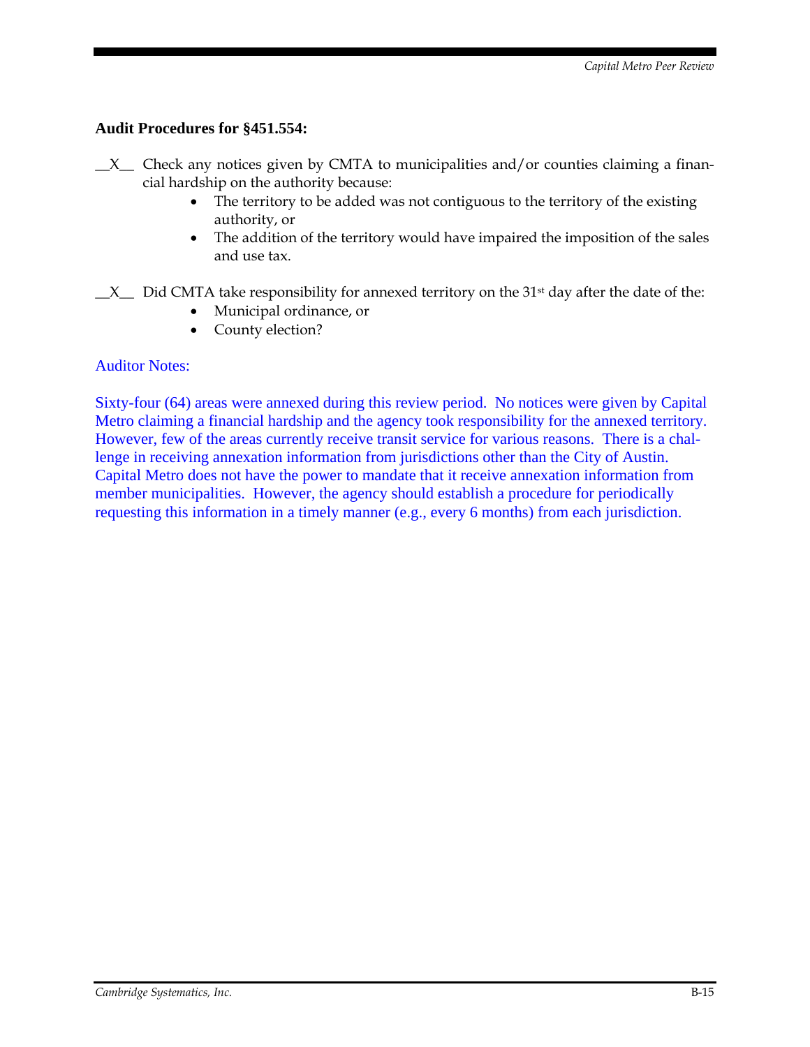**Audit Procedures for §451.554:**

__X__ Check any notices given by CMTA to municipalities and/or counties claiming a financial hardship on the authority because:

- The territory to be added was not contiguous to the territory of the existing authority, or
- The addition of the territory would have impaired the imposition of the sales and use tax.

__X__ Did CMTA take responsibility for annexed territory on the 31st day after the date of the:

- Municipal ordinance, or
- County election?

Auditor Notes:

Sixty-four (64) areas were annexed during this review period. No notices were given by Capital Metro claiming a financial hardship and the agency took responsibility for the annexed territory. However, few of the areas currently receive transit service for various reasons. There is a challenge in receiving annexation information from jurisdictions other than the City of Austin. Capital Metro does not have the power to mandate that it receive annexation information from member municipalities. However, the agency should establish a procedure for periodically requesting this information in a timely manner (e.g., every 6 months) from each jurisdiction.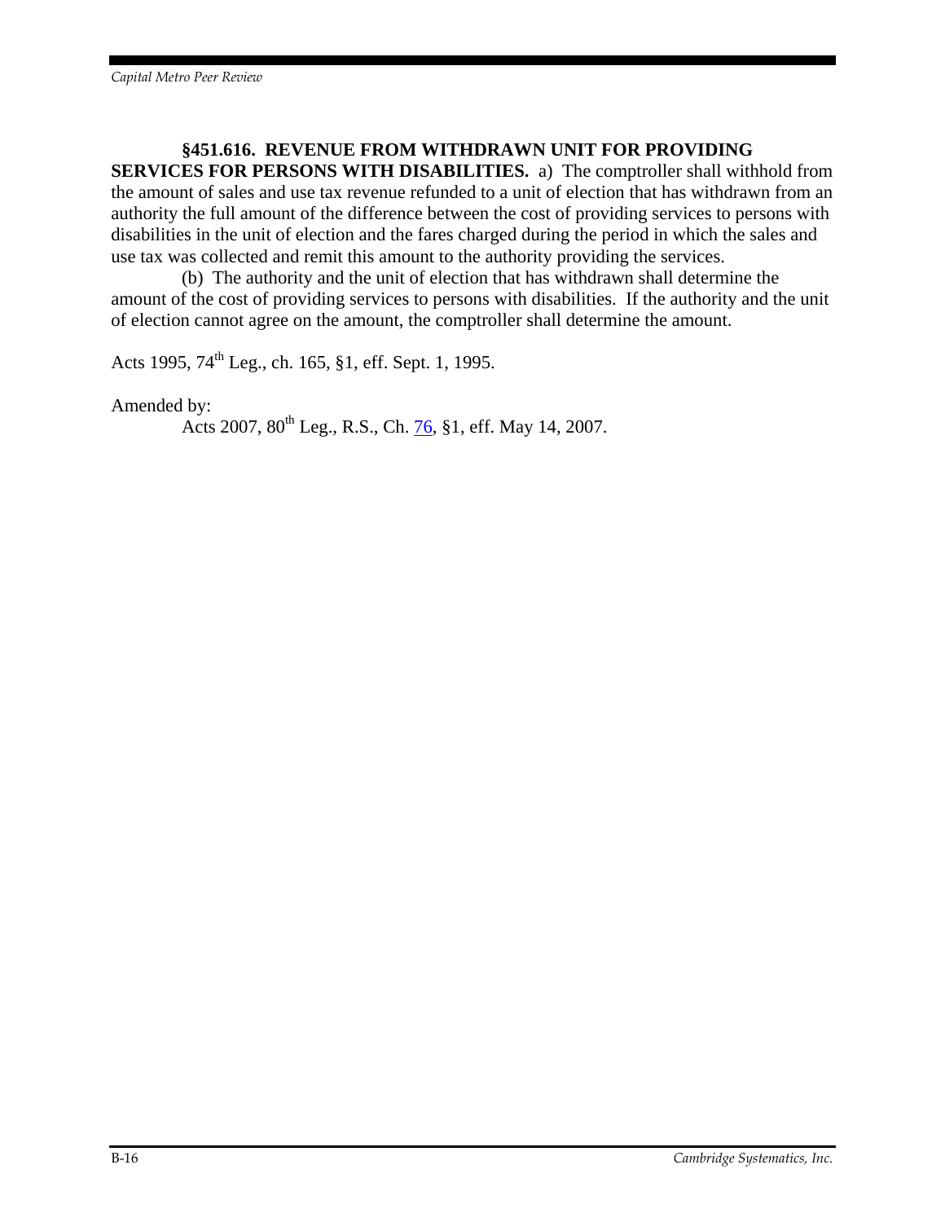**§451.616. REVENUE FROM WITHDRAWN UNIT FOR PROVIDING SERVICES FOR PERSONS WITH DISABILITIES.** a) The comptroller shall withhold from the amount of sales and use tax revenue refunded to a unit of election that has withdrawn from an authority the full amount of the difference between the cost of providing services to persons with disabilities in the unit of election and the fares charged during the period in which the sales and use tax was collected and remit this amount to the authority providing the services.

(b) The authority and the unit of election that has withdrawn shall determine the amount of the cost of providing services to persons with disabilities. If the authority and the unit of election cannot agree on the amount, the comptroller shall determine the amount.

Acts 1995, 74th Leg., ch. 165, §1, eff. Sept. 1, 1995.

Amended by:

Acts 2007, 80th Leg., R.S., Ch. 76, §1, eff. May 14, 2007.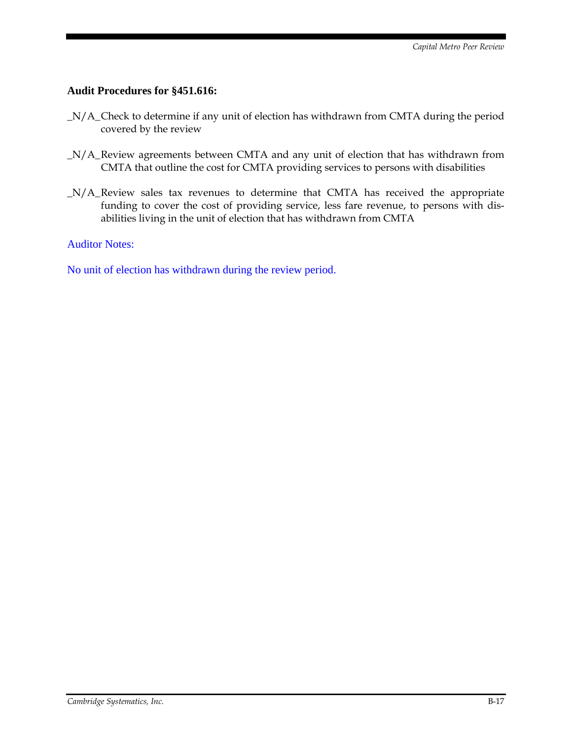**Audit Procedures for §451.616:**

_N/A_Check to determine if any unit of election has withdrawn from CMTA during the period covered by the review

_N/A_Review agreements between CMTA and any unit of election that has withdrawn from CMTA that outline the cost for CMTA providing services to persons with disabilities

_N/A_Review sales tax revenues to determine that CMTA has received the appropriate funding to cover the cost of providing service, less fare revenue, to persons with disabilities living in the unit of election that has withdrawn from CMTA

Auditor Notes:

No unit of election has withdrawn during the review period.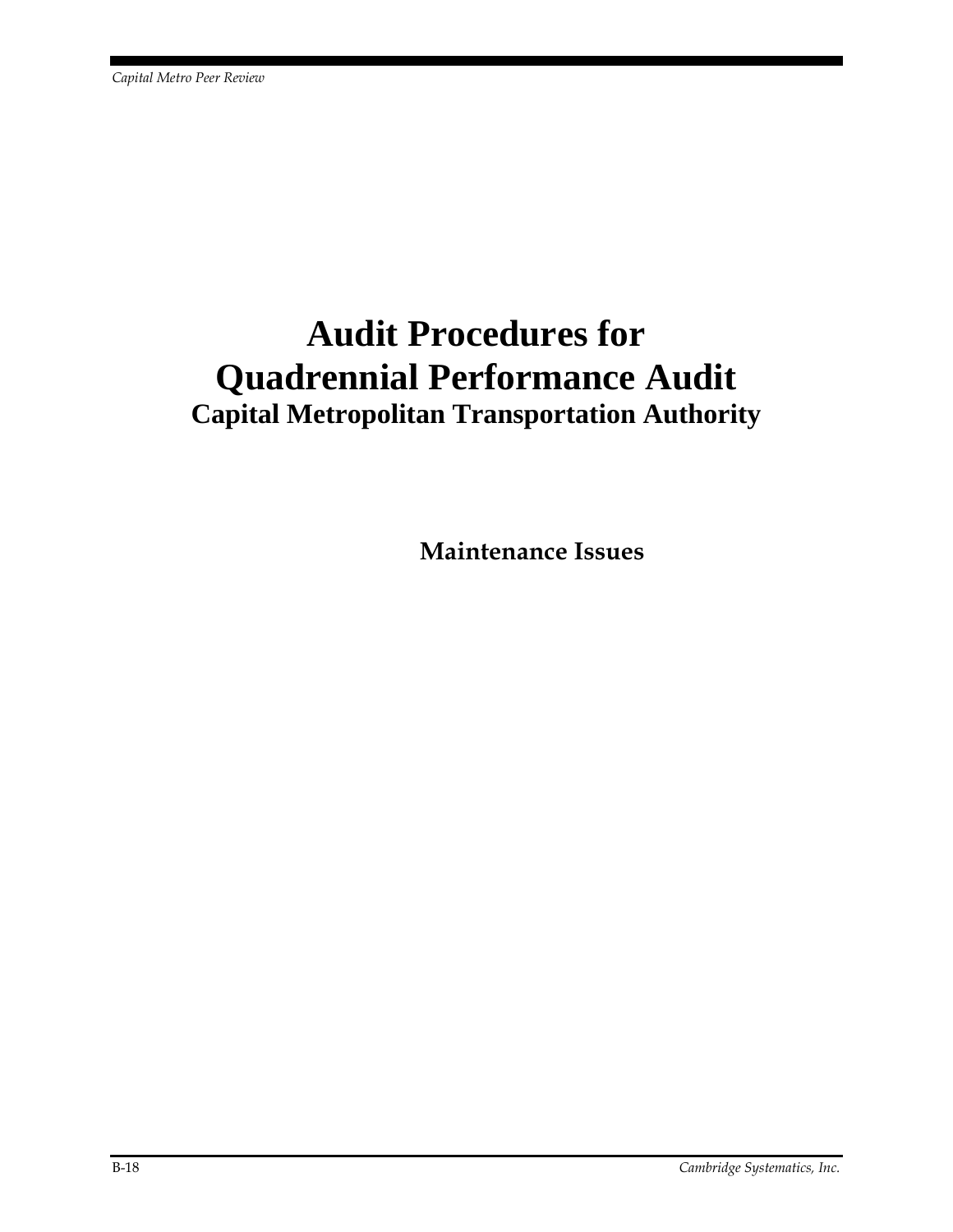# Audit Procedures for Quadrennial Performance Audit

## Capital Metropolitan Transportation Authority

### Maintenance Issues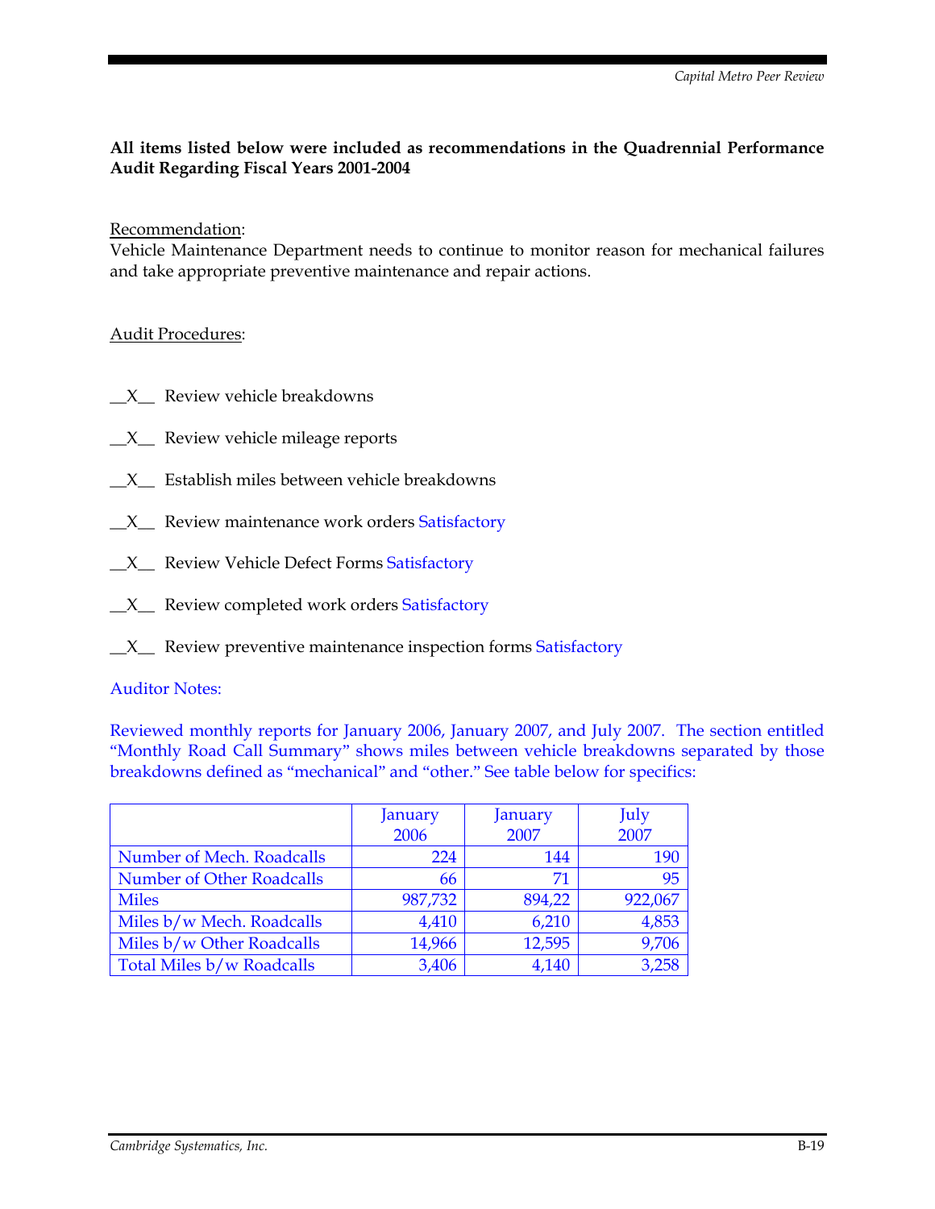**All items listed below were included as recommendations in the Quadrennial Performance Audit Regarding Fiscal Years 2001-2004**

Recommendation:

Vehicle Maintenance Department needs to continue to monitor reason for mechanical failures and take appropriate preventive maintenance and repair actions.

Audit Procedures:

\_\_X\_\_ Review vehicle breakdowns

\_\_X\_\_ Review vehicle mileage reports

\_\_X\_\_ Establish miles between vehicle breakdowns

\_\_X\_\_ Review maintenance work orders Satisfactory

\_\_X\_\_ Review Vehicle Defect Forms Satisfactory

\_\_X\_\_ Review completed work orders Satisfactory

\_\_X\_\_ Review preventive maintenance inspection forms Satisfactory

Auditor Notes:

Reviewed monthly reports for January 2006, January 2007, and July 2007. The section entitled "Monthly Road Call Summary" shows miles between vehicle breakdowns separated by those breakdowns defined as "mechanical" and "other." See table below for specifics:

| | January 2006 | January 2007 | July 2007 |
|---|---|---|---|
| Number of Mech. Roadcalls | 224 | 144 | 190 |
| Number of Other Roadcalls | 66 | 71 | 95 |
| Miles | 987,732 | 894,22 | 922,067 |
| Miles b/w Mech. Roadcalls | 4,410 | 6,210 | 4,853 |
| Miles b/w Other Roadcalls | 14,966 | 12,595 | 9,706 |
| Total Miles b/w Roadcalls | 3,406 | 4,140 | 3,258 |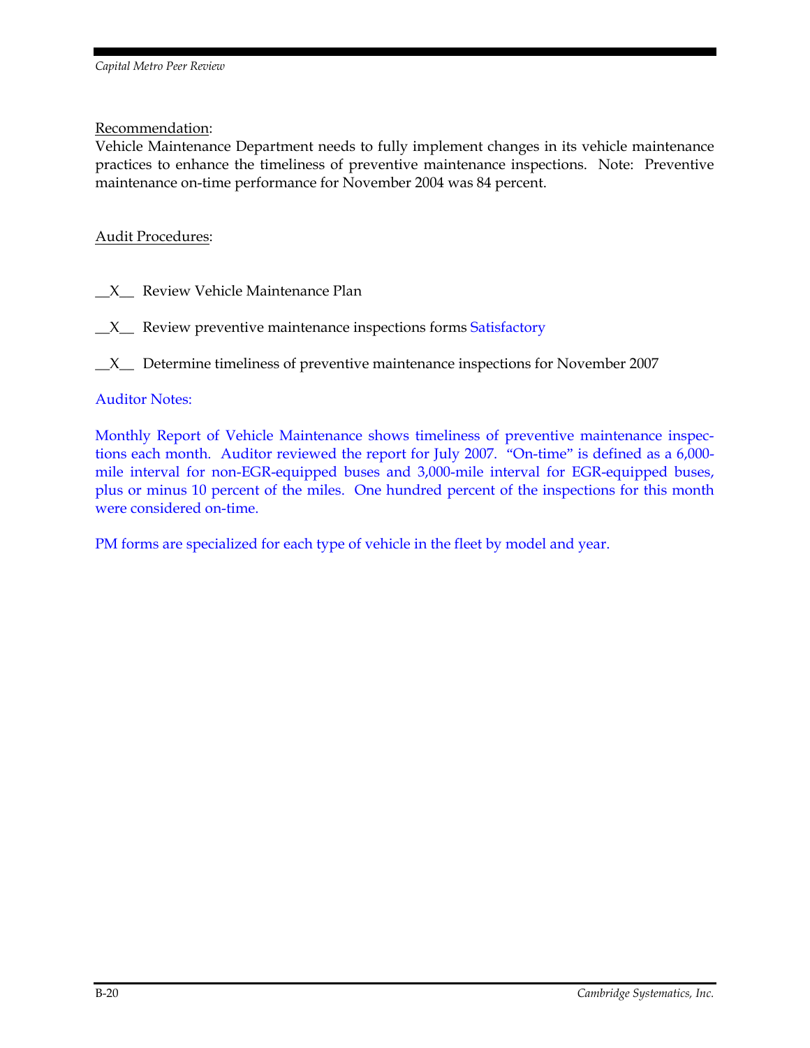Recommendation:

Vehicle Maintenance Department needs to fully implement changes in its vehicle maintenance practices to enhance the timeliness of preventive maintenance inspections. Note: Preventive maintenance on-time performance for November 2004 was 84 percent.

Audit Procedures:

__X__ Review Vehicle Maintenance Plan

__X__ Review preventive maintenance inspections forms Satisfactory

__X__ Determine timeliness of preventive maintenance inspections for November 2007

Auditor Notes:

Monthly Report of Vehicle Maintenance shows timeliness of preventive maintenance inspections each month. Auditor reviewed the report for July 2007. "On-time" is defined as a 6,000-mile interval for non-EGR-equipped buses and 3,000-mile interval for EGR-equipped buses, plus or minus 10 percent of the miles. One hundred percent of the inspections for this month were considered on-time.

PM forms are specialized for each type of vehicle in the fleet by model and year.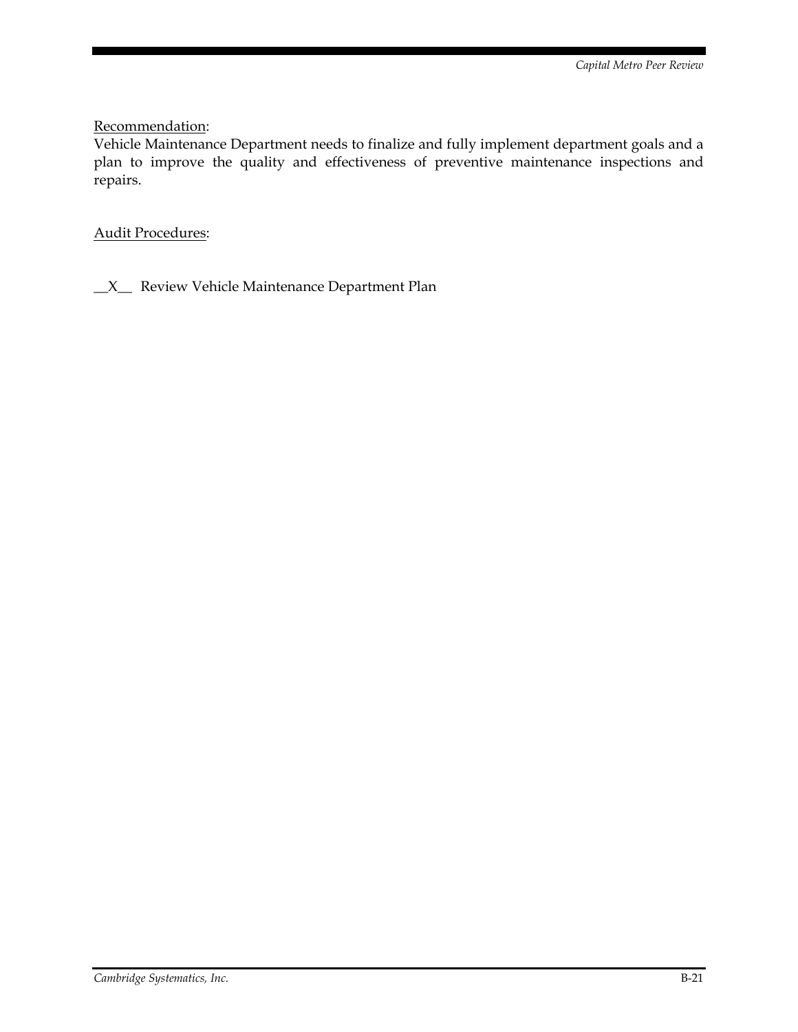Recommendation:
Vehicle Maintenance Department needs to finalize and fully implement department goals and a plan to improve the quality and effectiveness of preventive maintenance inspections and repairs.

Audit Procedures:

__X__ Review Vehicle Maintenance Department Plan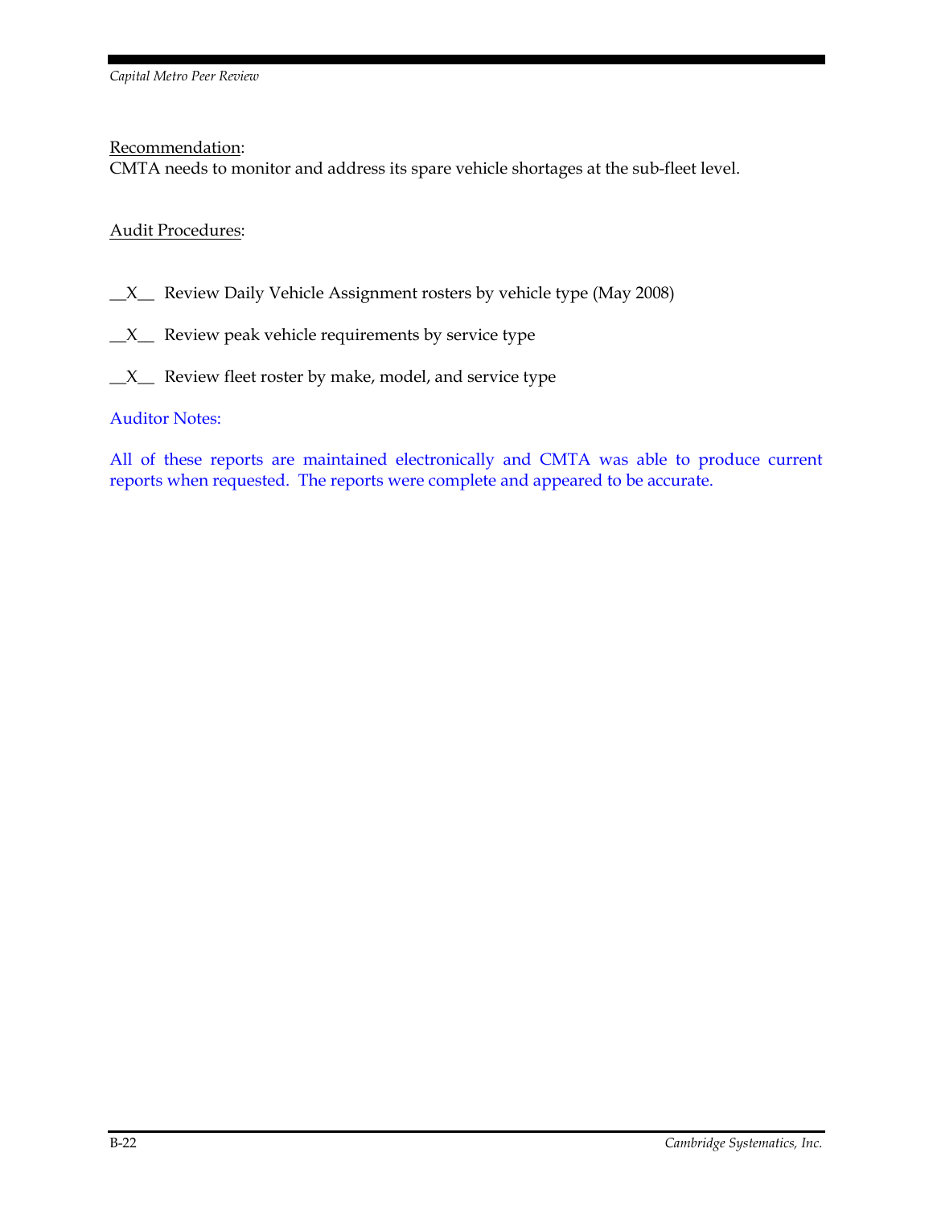Recommendation:
CMTA needs to monitor and address its spare vehicle shortages at the sub-fleet level.

Audit Procedures:

__X__ Review Daily Vehicle Assignment rosters by vehicle type (May 2008)

__X__ Review peak vehicle requirements by service type

__X__ Review fleet roster by make, model, and service type

Auditor Notes:

All of these reports are maintained electronically and CMTA was able to produce current reports when requested. The reports were complete and appeared to be accurate.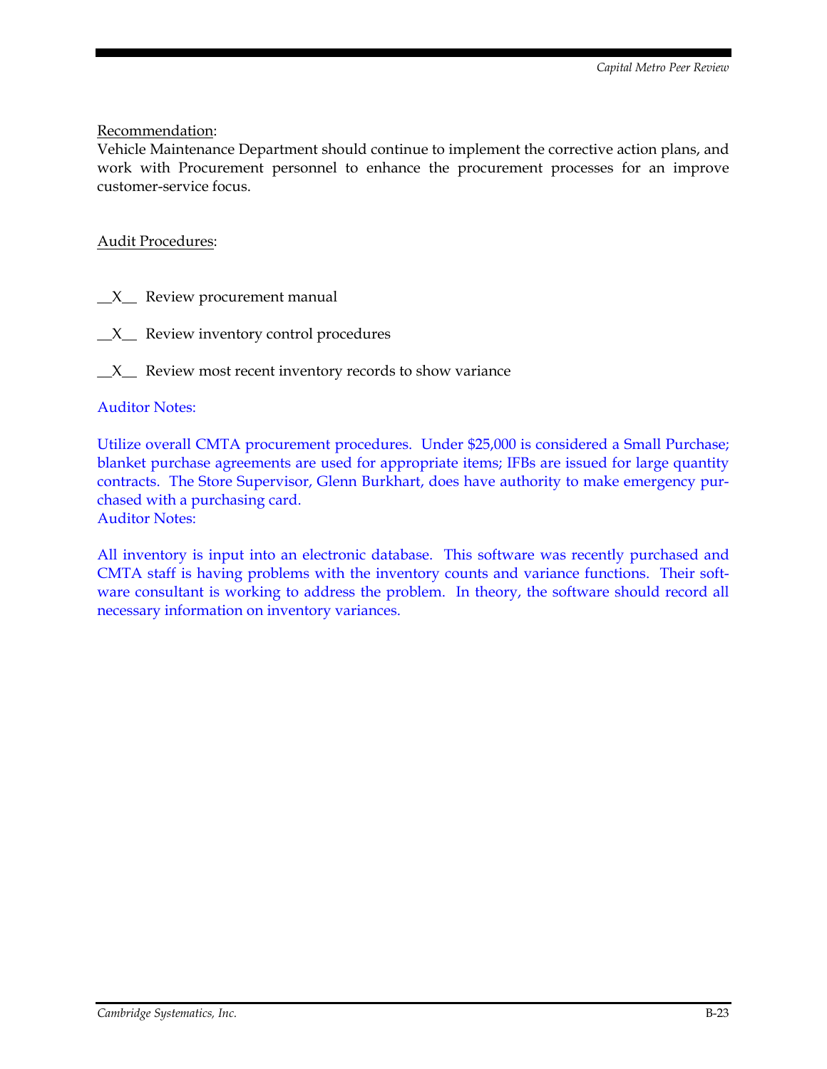Recommendation:

Vehicle Maintenance Department should continue to implement the corrective action plans, and work with Procurement personnel to enhance the procurement processes for an improve customer-service focus.

Audit Procedures:

__X__ Review procurement manual

__X__ Review inventory control procedures

__X__ Review most recent inventory records to show variance

Auditor Notes:

Utilize overall CMTA procurement procedures. Under $25,000 is considered a Small Purchase; blanket purchase agreements are used for appropriate items; IFBs are issued for large quantity contracts. The Store Supervisor, Glenn Burkhart, does have authority to make emergency purchased with a purchasing card.

Auditor Notes:

All inventory is input into an electronic database. This software was recently purchased and CMTA staff is having problems with the inventory counts and variance functions. Their software consultant is working to address the problem. In theory, the software should record all necessary information on inventory variances.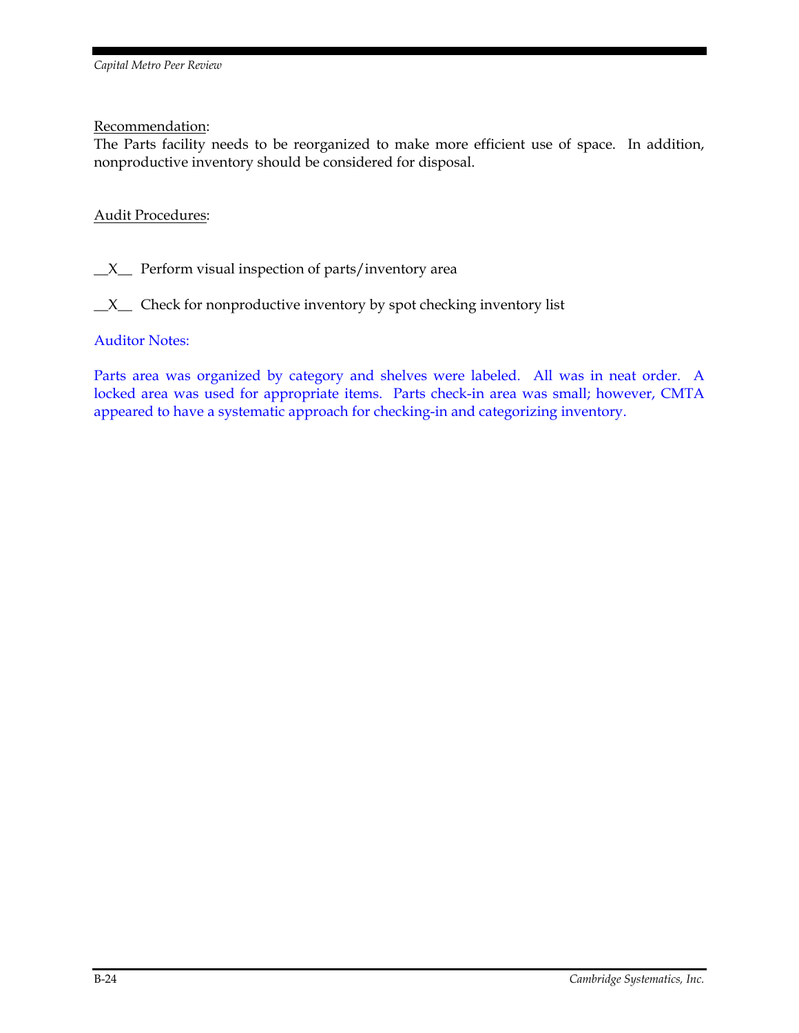Recommendation:

The Parts facility needs to be reorganized to make more efficient use of space. In addition, nonproductive inventory should be considered for disposal.

Audit Procedures:

__X__ Perform visual inspection of parts/inventory area

__X__ Check for nonproductive inventory by spot checking inventory list

Auditor Notes:

Parts area was organized by category and shelves were labeled. All was in neat order. A locked area was used for appropriate items. Parts check-in area was small; however, CMTA appeared to have a systematic approach for checking-in and categorizing inventory.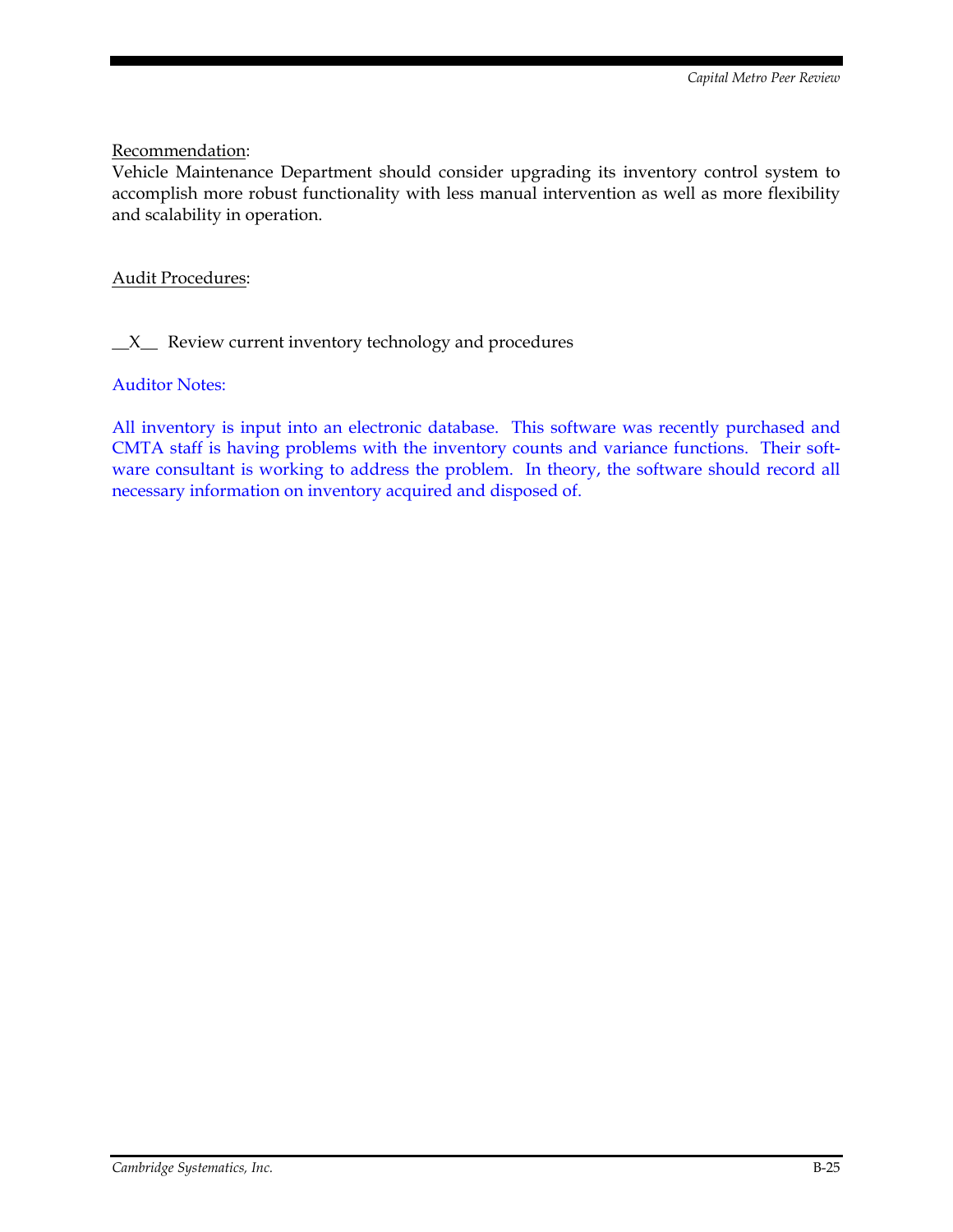Recommendation:
Vehicle Maintenance Department should consider upgrading its inventory control system to accomplish more robust functionality with less manual intervention as well as more flexibility and scalability in operation.

Audit Procedures:

__X__ Review current inventory technology and procedures

Auditor Notes:

All inventory is input into an electronic database. This software was recently purchased and CMTA staff is having problems with the inventory counts and variance functions. Their software consultant is working to address the problem. In theory, the software should record all necessary information on inventory acquired and disposed of.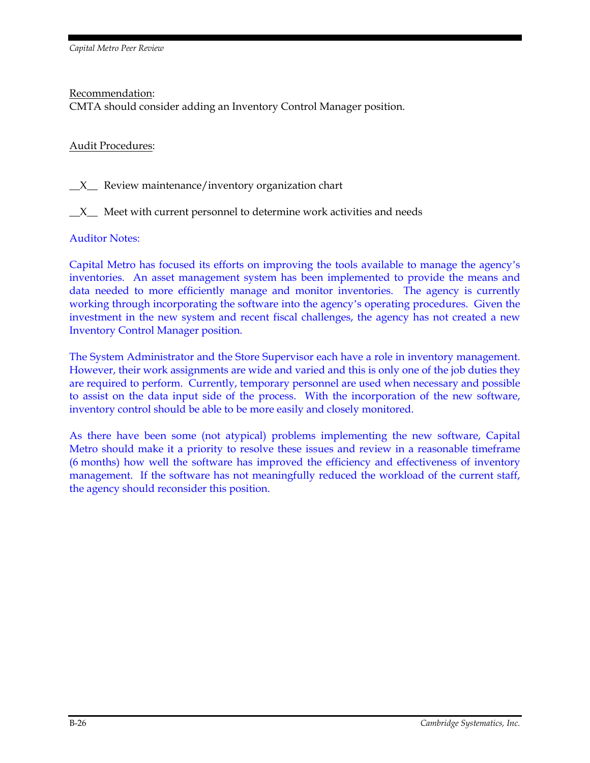Recommendation:
CMTA should consider adding an Inventory Control Manager position.

Audit Procedures:

__X__ Review maintenance/inventory organization chart

__X__ Meet with current personnel to determine work activities and needs

Auditor Notes:

Capital Metro has focused its efforts on improving the tools available to manage the agency's inventories. An asset management system has been implemented to provide the means and data needed to more efficiently manage and monitor inventories. The agency is currently working through incorporating the software into the agency's operating procedures. Given the investment in the new system and recent fiscal challenges, the agency has not created a new Inventory Control Manager position.

The System Administrator and the Store Supervisor each have a role in inventory management. However, their work assignments are wide and varied and this is only one of the job duties they are required to perform. Currently, temporary personnel are used when necessary and possible to assist on the data input side of the process. With the incorporation of the new software, inventory control should be able to be more easily and closely monitored.

As there have been some (not atypical) problems implementing the new software, Capital Metro should make it a priority to resolve these issues and review in a reasonable timeframe (6 months) how well the software has improved the efficiency and effectiveness of inventory management. If the software has not meaningfully reduced the workload of the current staff, the agency should reconsider this position.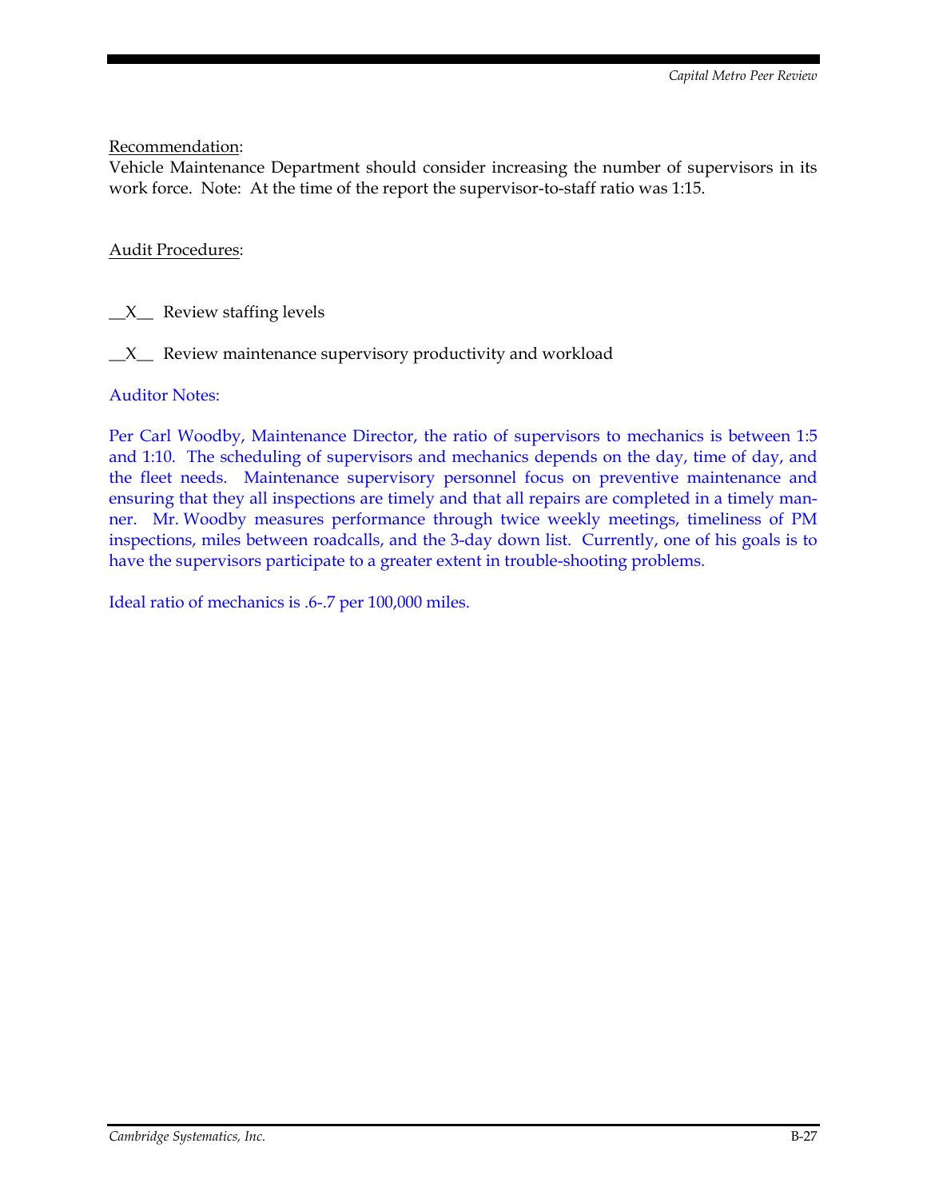Recommendation:

Vehicle Maintenance Department should consider increasing the number of supervisors in its work force. Note: At the time of the report the supervisor-to-staff ratio was 1:15.

Audit Procedures:

__X__ Review staffing levels

__X__ Review maintenance supervisory productivity and workload

Auditor Notes:

Per Carl Woodby, Maintenance Director, the ratio of supervisors to mechanics is between 1:5 and 1:10. The scheduling of supervisors and mechanics depends on the day, time of day, and the fleet needs. Maintenance supervisory personnel focus on preventive maintenance and ensuring that they all inspections are timely and that all repairs are completed in a timely manner. Mr. Woodby measures performance through twice weekly meetings, timeliness of PM inspections, miles between roadcalls, and the 3-day down list. Currently, one of his goals is to have the supervisors participate to a greater extent in trouble-shooting problems.

Ideal ratio of mechanics is .6-.7 per 100,000 miles.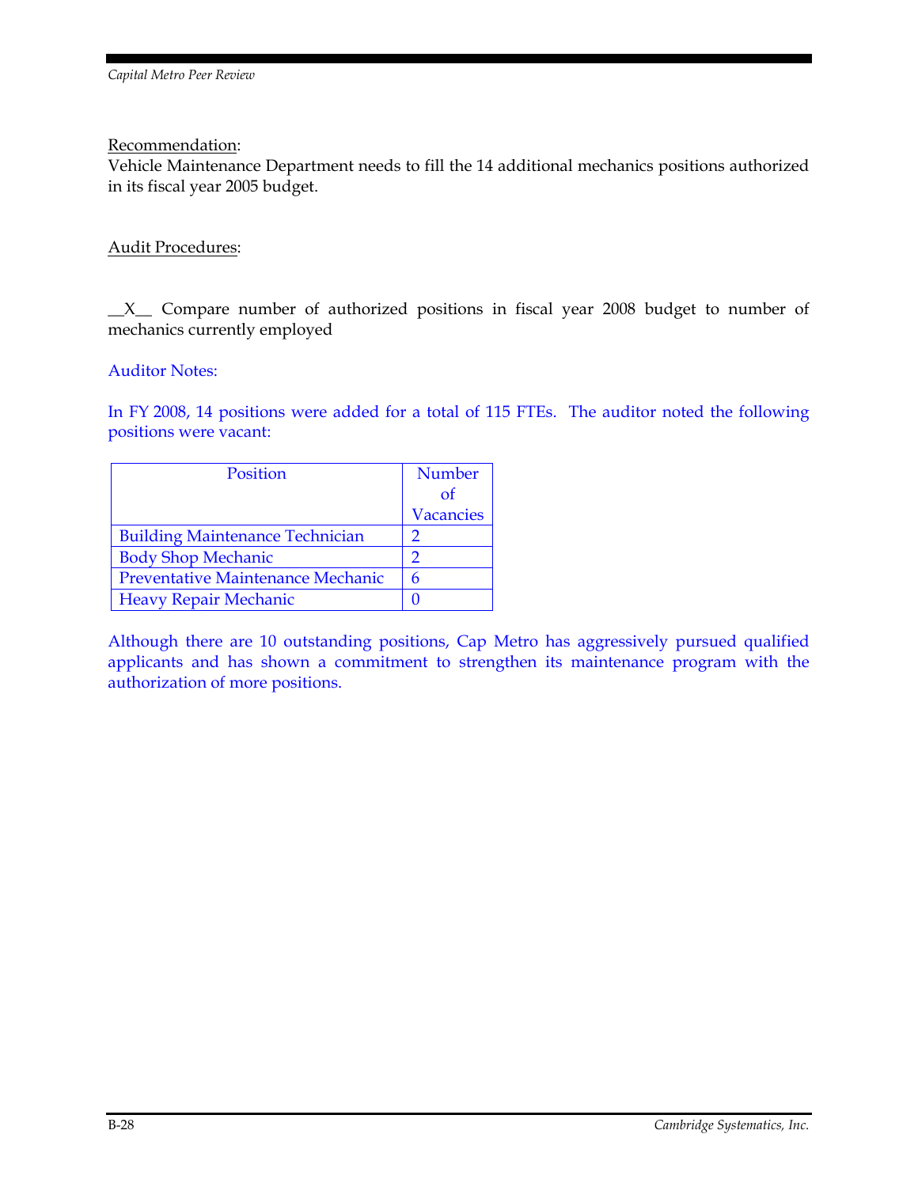Recommendation:
Vehicle Maintenance Department needs to fill the 14 additional mechanics positions authorized in its fiscal year 2005 budget.

Audit Procedures:

__X__ Compare number of authorized positions in fiscal year 2008 budget to number of mechanics currently employed

Auditor Notes:

In FY 2008, 14 positions were added for a total of 115 FTEs. The auditor noted the following positions were vacant:

| Position | Number of Vacancies |
|---|---|
| Building Maintenance Technician | 2 |
| Body Shop Mechanic | 2 |
| Preventative Maintenance Mechanic | 6 |
| Heavy Repair Mechanic | 0 |

Although there are 10 outstanding positions, Cap Metro has aggressively pursued qualified applicants and has shown a commitment to strengthen its maintenance program with the authorization of more positions.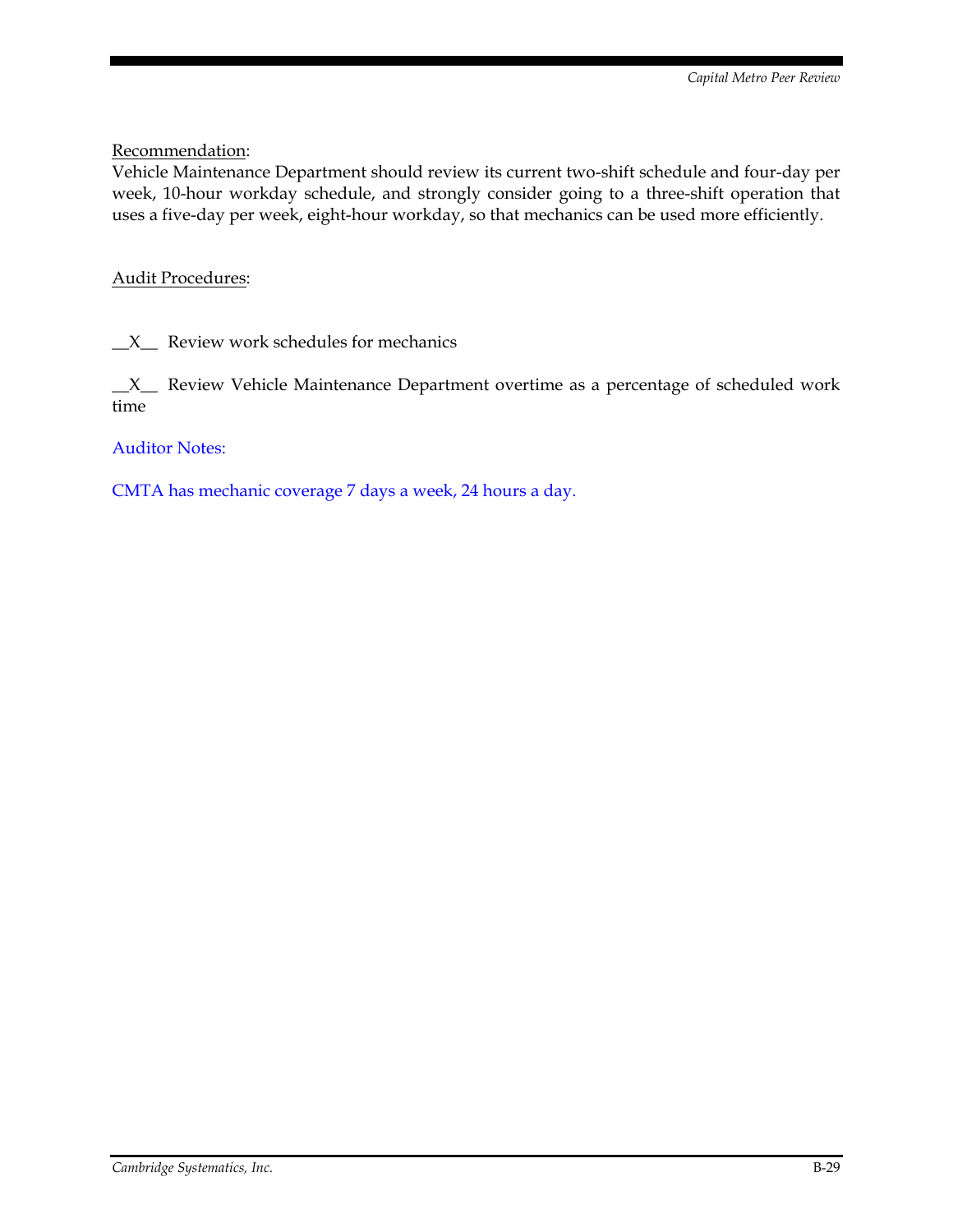Recommendation:
Vehicle Maintenance Department should review its current two-shift schedule and four-day per week, 10-hour workday schedule, and strongly consider going to a three-shift operation that uses a five-day per week, eight-hour workday, so that mechanics can be used more efficiently.

Audit Procedures:

__X__ Review work schedules for mechanics

__X__ Review Vehicle Maintenance Department overtime as a percentage of scheduled work time

Auditor Notes:

CMTA has mechanic coverage 7 days a week, 24 hours a day.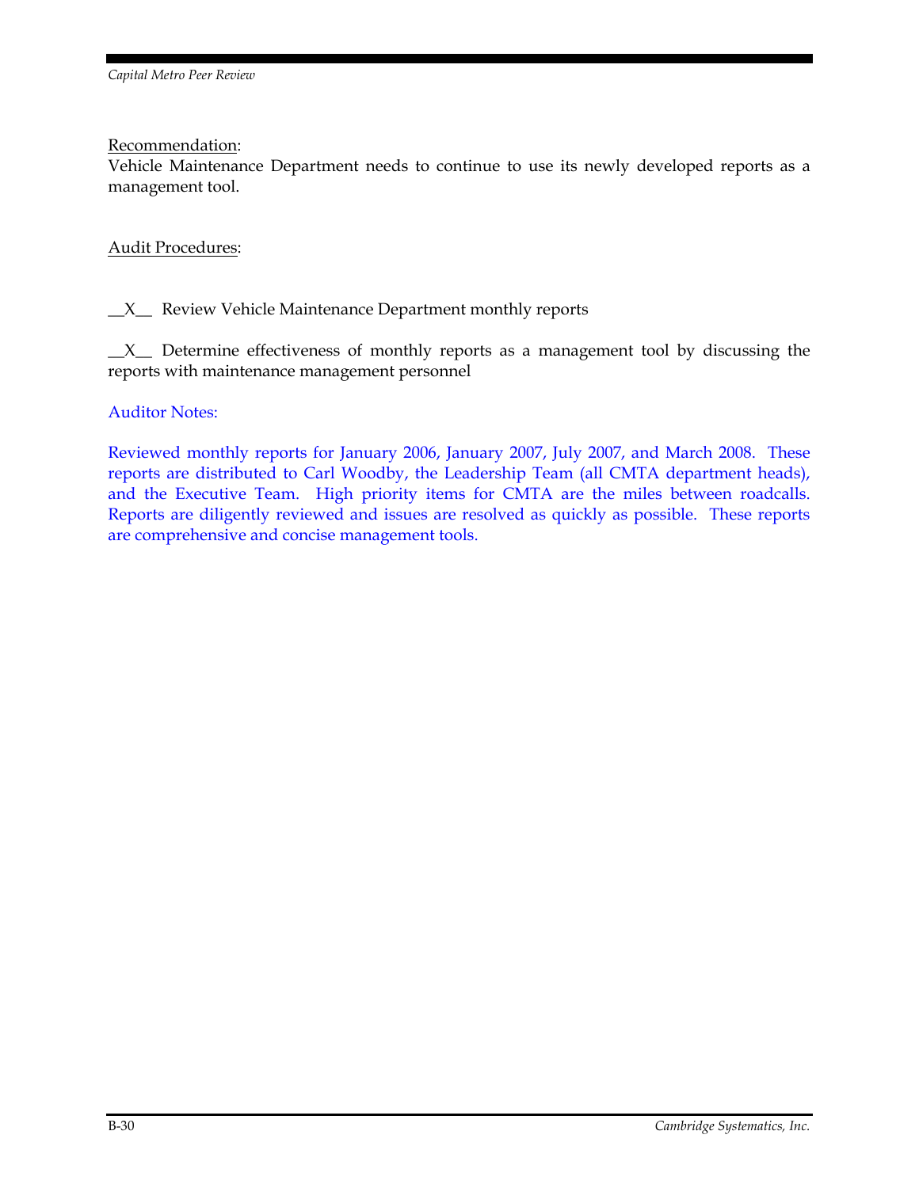Recommendation:

Vehicle Maintenance Department needs to continue to use its newly developed reports as a management tool.

Audit Procedures:

__X__ Review Vehicle Maintenance Department monthly reports

__X__ Determine effectiveness of monthly reports as a management tool by discussing the reports with maintenance management personnel

Auditor Notes:

Reviewed monthly reports for January 2006, January 2007, July 2007, and March 2008. These reports are distributed to Carl Woodby, the Leadership Team (all CMTA department heads), and the Executive Team. High priority items for CMTA are the miles between roadcalls. Reports are diligently reviewed and issues are resolved as quickly as possible. These reports are comprehensive and concise management tools.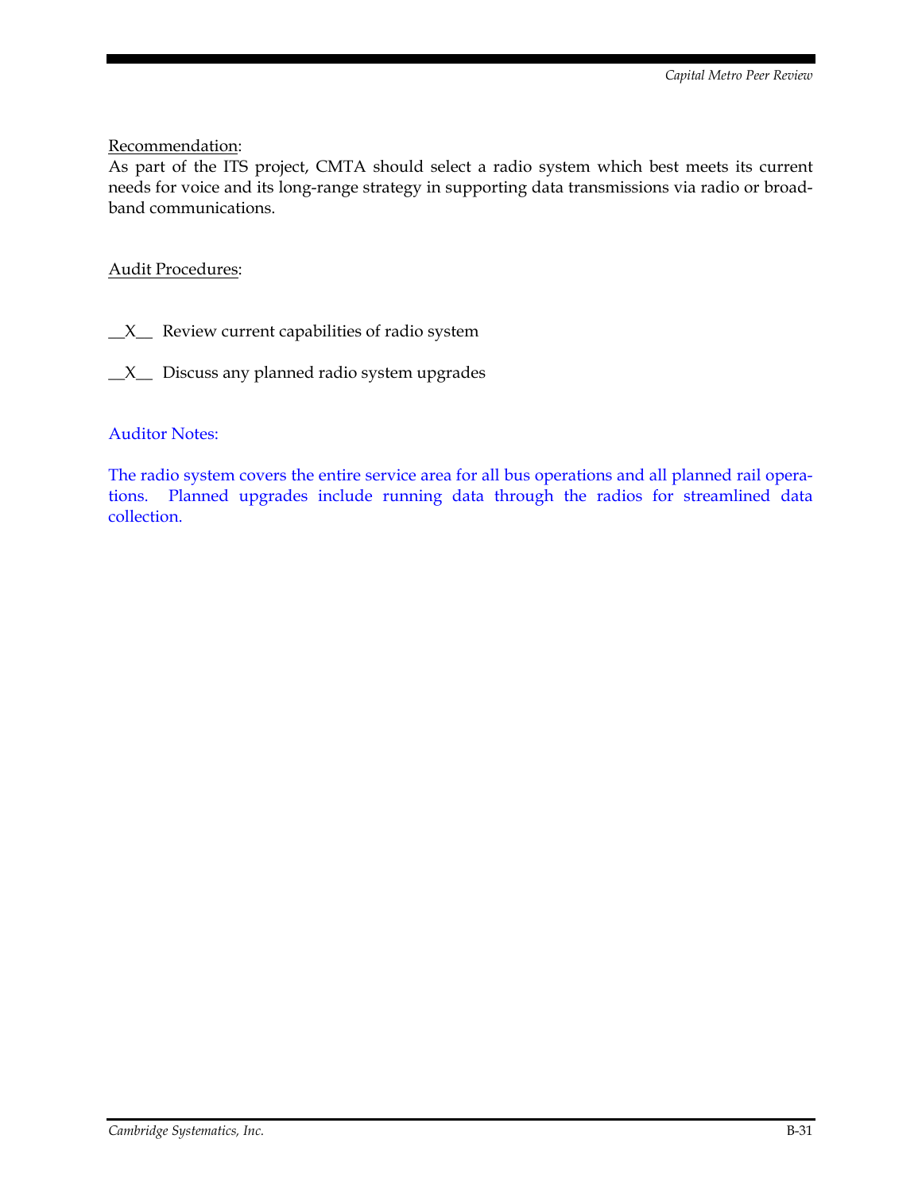Recommendation:

As part of the ITS project, CMTA should select a radio system which best meets its current needs for voice and its long-range strategy in supporting data transmissions via radio or broadband communications.

Audit Procedures:

__X__ Review current capabilities of radio system

__X__ Discuss any planned radio system upgrades

Auditor Notes:

The radio system covers the entire service area for all bus operations and all planned rail operations. Planned upgrades include running data through the radios for streamlined data collection.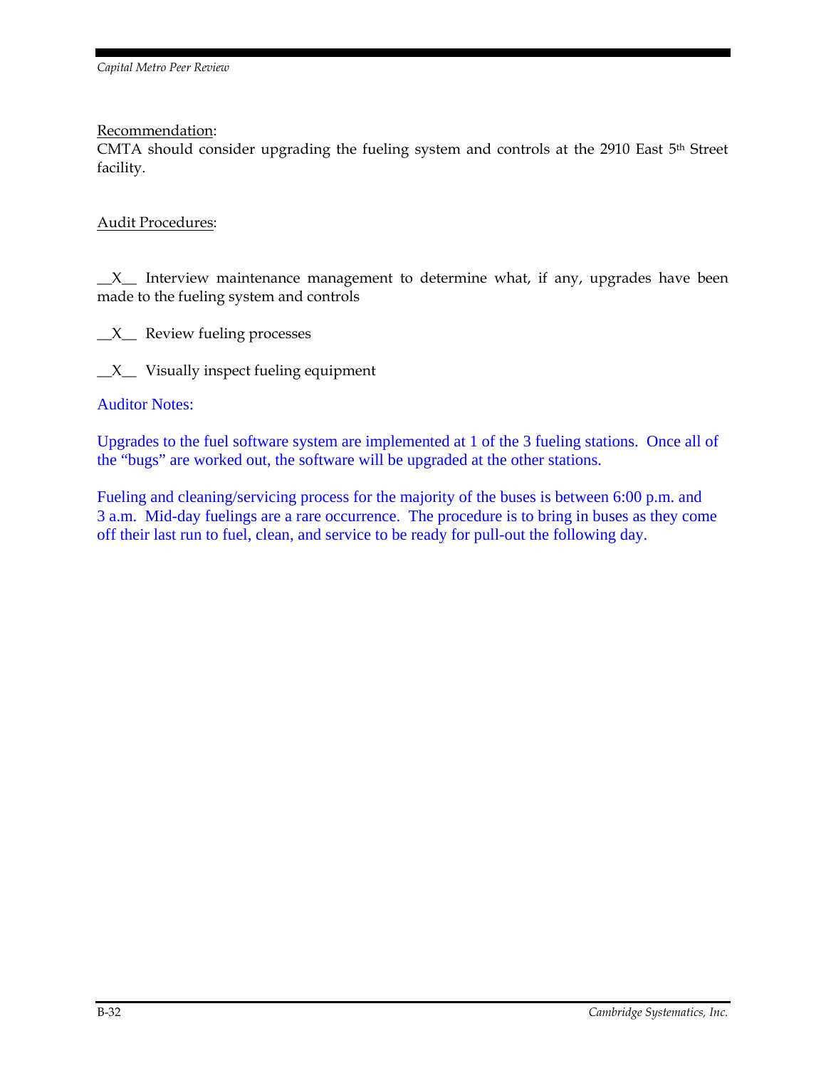Recommendation:

CMTA should consider upgrading the fueling system and controls at the 2910 East 5th Street facility.

Audit Procedures:

__X__ Interview maintenance management to determine what, if any, upgrades have been made to the fueling system and controls

__X__ Review fueling processes

__X__ Visually inspect fueling equipment

Auditor Notes:

Upgrades to the fuel software system are implemented at 1 of the 3 fueling stations. Once all of the "bugs" are worked out, the software will be upgraded at the other stations.

Fueling and cleaning/servicing process for the majority of the buses is between 6:00 p.m. and 3 a.m. Mid-day fuelings are a rare occurrence. The procedure is to bring in buses as they come off their last run to fuel, clean, and service to be ready for pull-out the following day.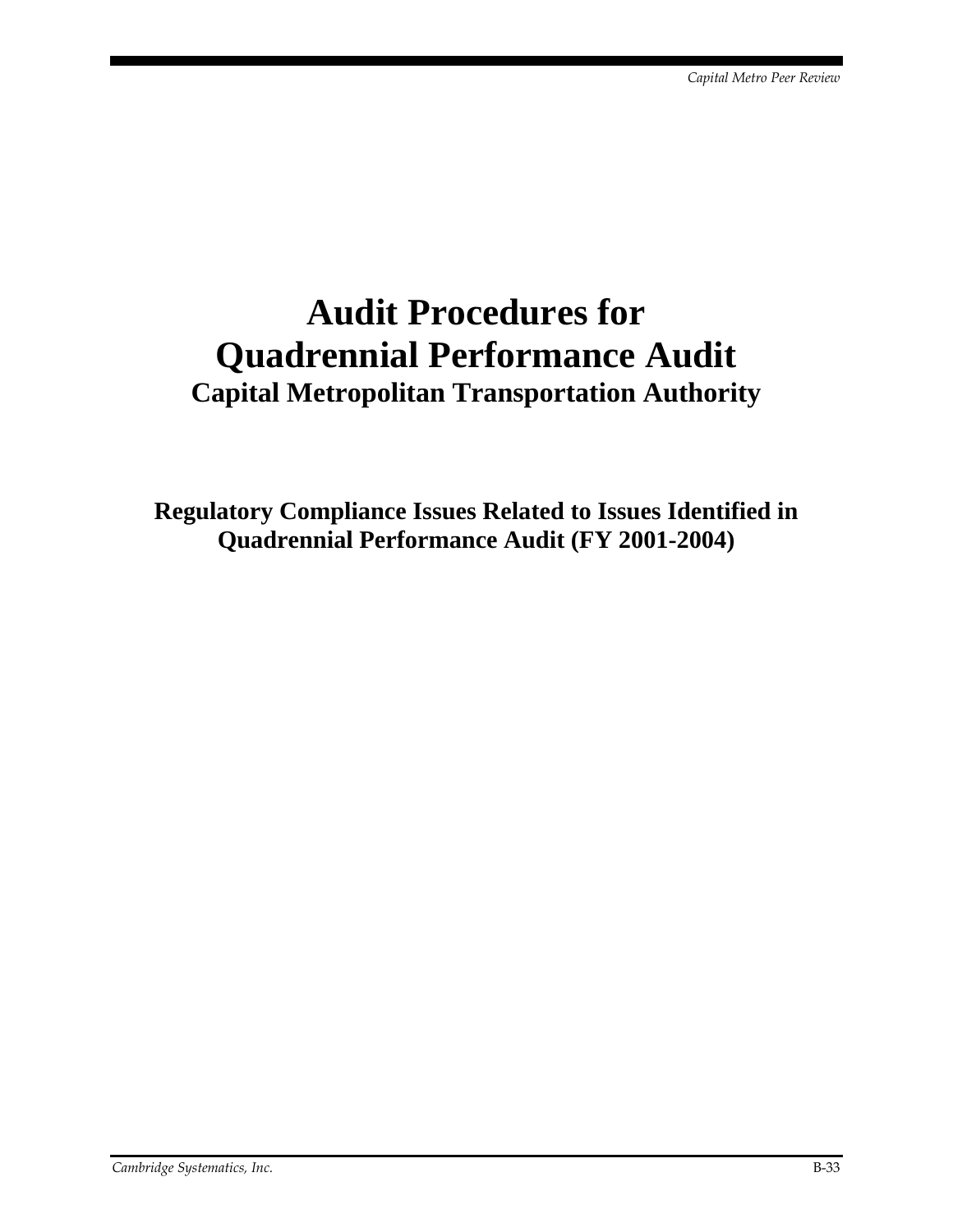# Audit Procedures for Quadrennial Performance Audit

## Capital Metropolitan Transportation Authority

### Regulatory Compliance Issues Related to Issues Identified in Quadrennial Performance Audit (FY 2001-2004)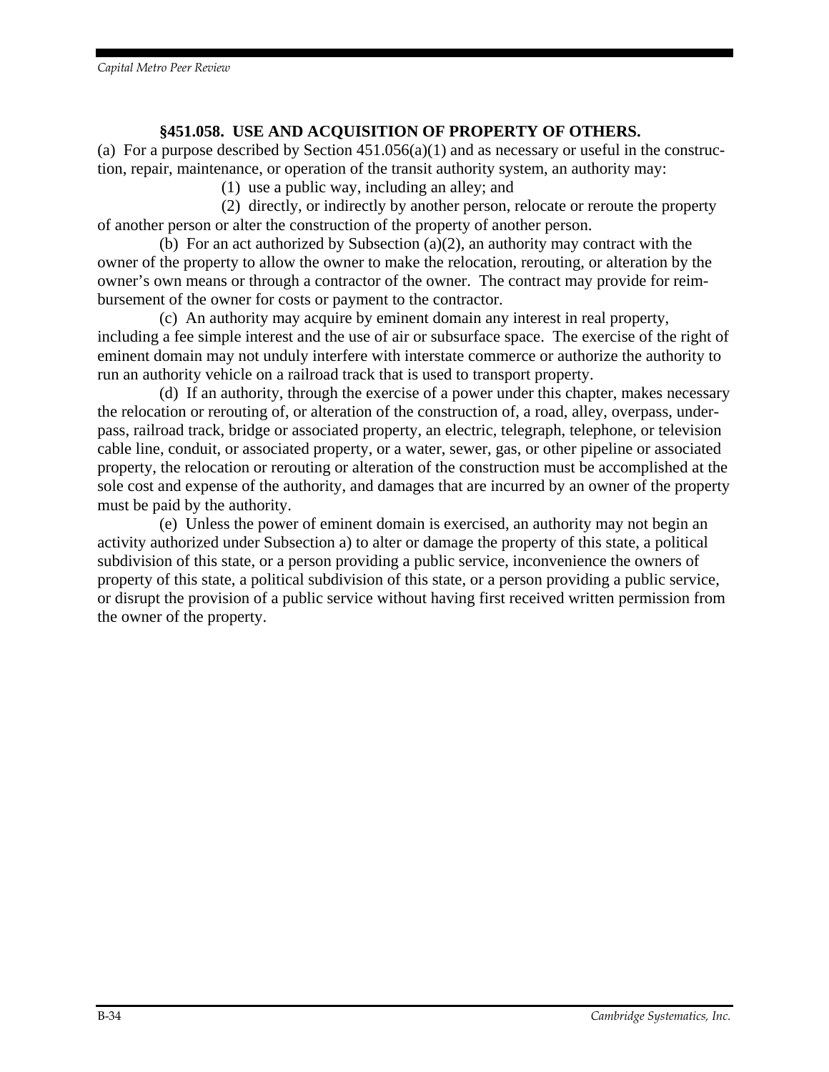### §451.058. USE AND ACQUISITION OF PROPERTY OF OTHERS.

(a) For a purpose described by Section 451.056(a)(1) and as necessary or useful in the construction, repair, maintenance, or operation of the transit authority system, an authority may:

(1) use a public way, including an alley; and

(2) directly, or indirectly by another person, relocate or reroute the property of another person or alter the construction of the property of another person.

(b) For an act authorized by Subsection (a)(2), an authority may contract with the owner of the property to allow the owner to make the relocation, rerouting, or alteration by the owner's own means or through a contractor of the owner. The contract may provide for reimbursement of the owner for costs or payment to the contractor.

(c) An authority may acquire by eminent domain any interest in real property, including a fee simple interest and the use of air or subsurface space. The exercise of the right of eminent domain may not unduly interfere with interstate commerce or authorize the authority to run an authority vehicle on a railroad track that is used to transport property.

(d) If an authority, through the exercise of a power under this chapter, makes necessary the relocation or rerouting of, or alteration of the construction of, a road, alley, overpass, underpass, railroad track, bridge or associated property, an electric, telegraph, telephone, or television cable line, conduit, or associated property, or a water, sewer, gas, or other pipeline or associated property, the relocation or rerouting or alteration of the construction must be accomplished at the sole cost and expense of the authority, and damages that are incurred by an owner of the property must be paid by the authority.

(e) Unless the power of eminent domain is exercised, an authority may not begin an activity authorized under Subsection a) to alter or damage the property of this state, a political subdivision of this state, or a person providing a public service, inconvenience the owners of property of this state, a political subdivision of this state, or a person providing a public service, or disrupt the provision of a public service without having first received written permission from the owner of the property.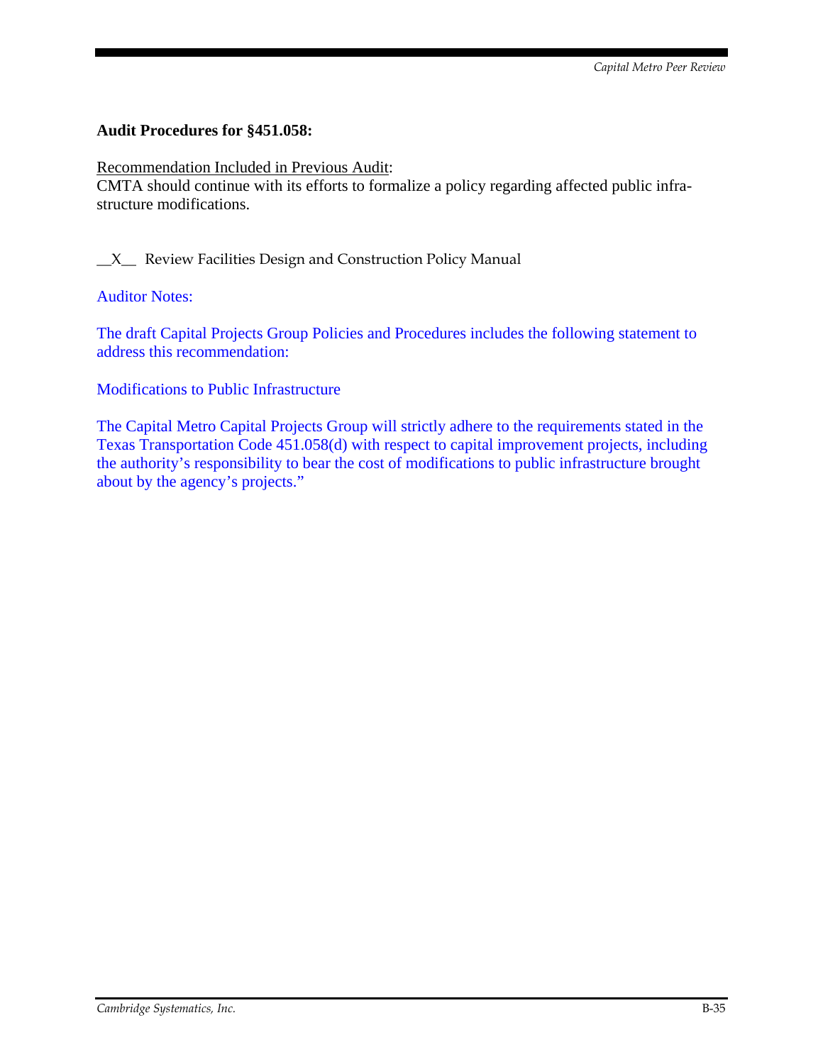**Audit Procedures for §451.058:**

Recommendation Included in Previous Audit:
CMTA should continue with its efforts to formalize a policy regarding affected public infrastructure modifications.

__X__ Review Facilities Design and Construction Policy Manual

Auditor Notes:

The draft Capital Projects Group Policies and Procedures includes the following statement to address this recommendation:

Modifications to Public Infrastructure

The Capital Metro Capital Projects Group will strictly adhere to the requirements stated in the Texas Transportation Code 451.058(d) with respect to capital improvement projects, including the authority's responsibility to bear the cost of modifications to public infrastructure brought about by the agency's projects."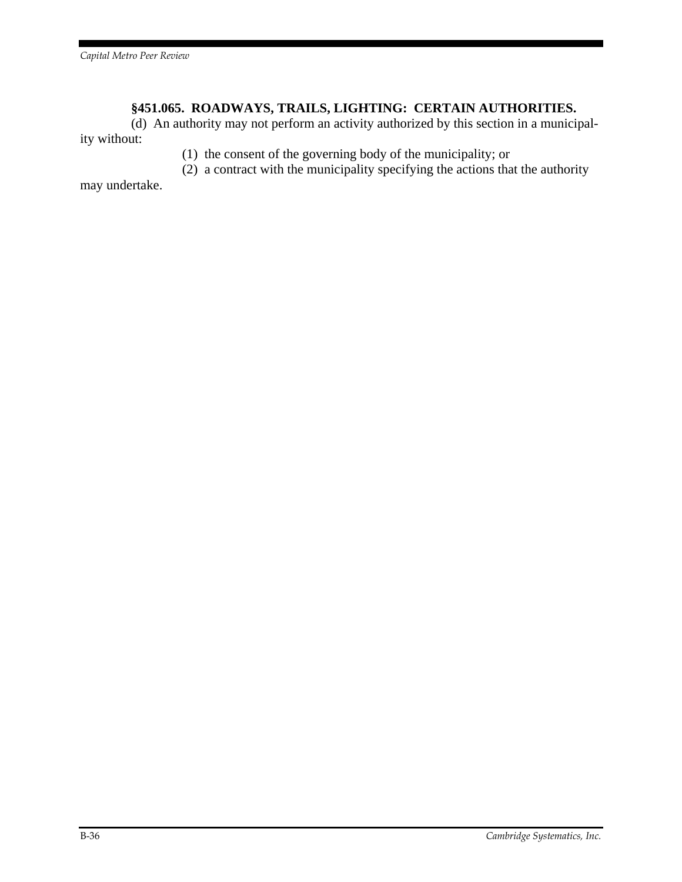**§451.065. ROADWAYS, TRAILS, LIGHTING: CERTAIN AUTHORITIES.**

(d) An authority may not perform an activity authorized by this section in a municipality without:

(1) the consent of the governing body of the municipality; or

(2) a contract with the municipality specifying the actions that the authority may undertake.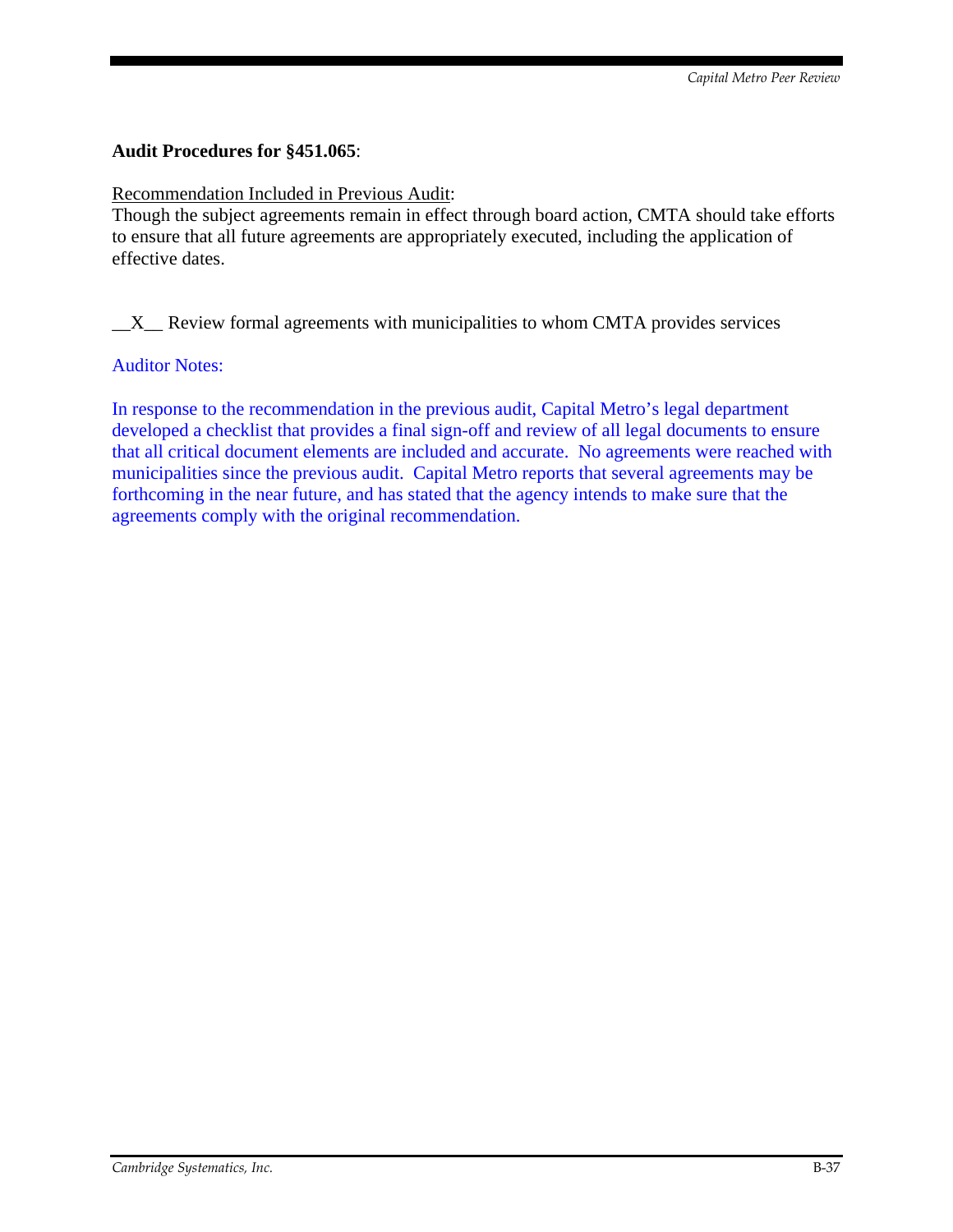**Audit Procedures for §451.065**:

Recommendation Included in Previous Audit:
Though the subject agreements remain in effect through board action, CMTA should take efforts to ensure that all future agreements are appropriately executed, including the application of effective dates.

__X__ Review formal agreements with municipalities to whom CMTA provides services

Auditor Notes:

In response to the recommendation in the previous audit, Capital Metro's legal department developed a checklist that provides a final sign-off and review of all legal documents to ensure that all critical document elements are included and accurate. No agreements were reached with municipalities since the previous audit. Capital Metro reports that several agreements may be forthcoming in the near future, and has stated that the agency intends to make sure that the agreements comply with the original recommendation.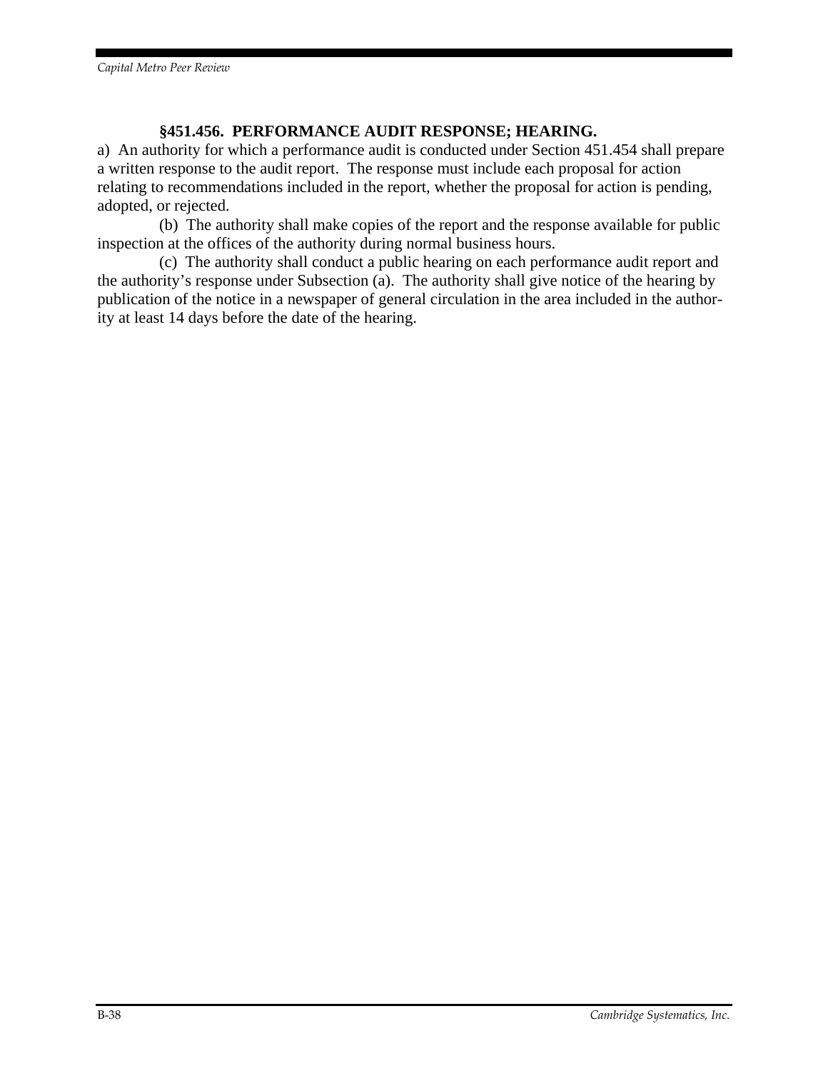**§451.456. PERFORMANCE AUDIT RESPONSE; HEARING.**

a) An authority for which a performance audit is conducted under Section 451.454 shall prepare a written response to the audit report. The response must include each proposal for action relating to recommendations included in the report, whether the proposal for action is pending, adopted, or rejected.

(b) The authority shall make copies of the report and the response available for public inspection at the offices of the authority during normal business hours.

(c) The authority shall conduct a public hearing on each performance audit report and the authority's response under Subsection (a). The authority shall give notice of the hearing by publication of the notice in a newspaper of general circulation in the area included in the authority at least 14 days before the date of the hearing.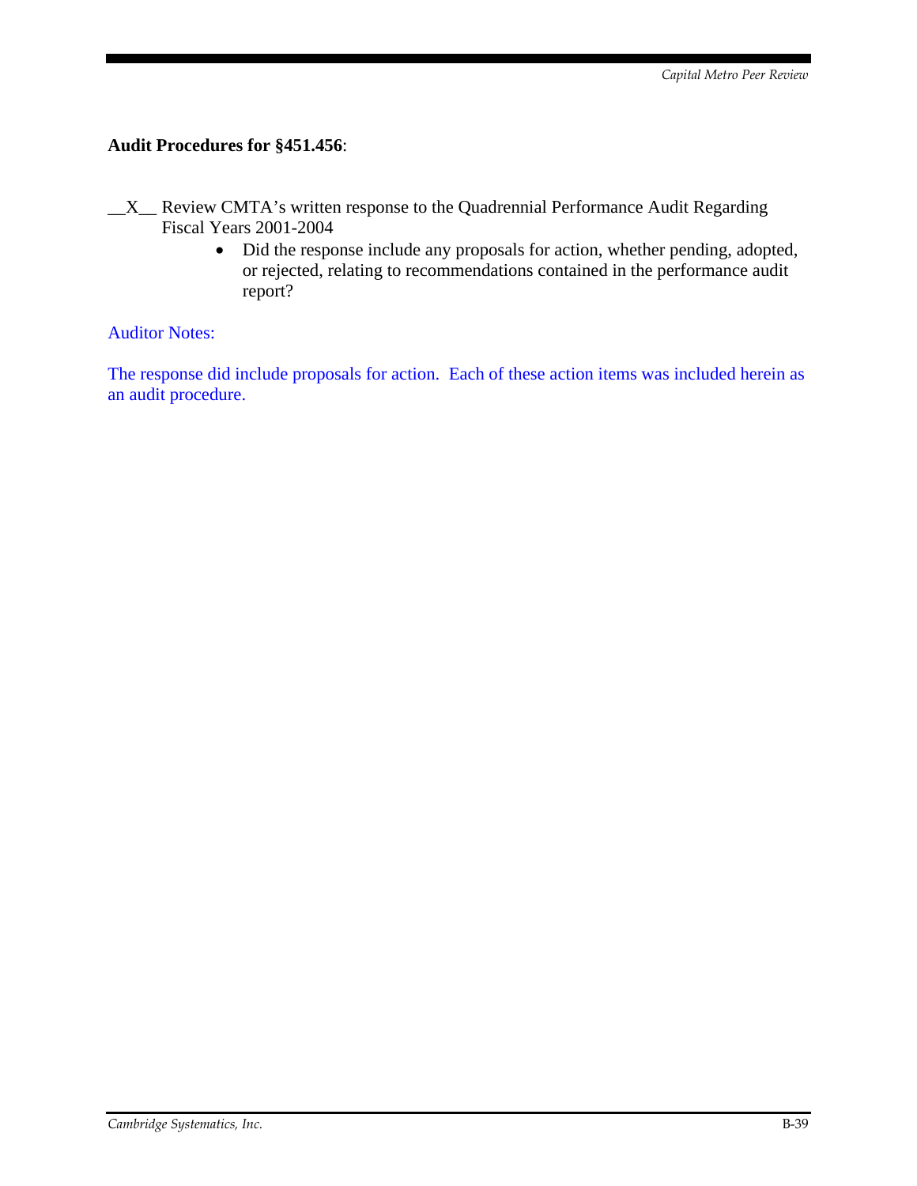**Audit Procedures for §451.456**:

__X__ Review CMTA's written response to the Quadrennial Performance Audit Regarding Fiscal Years 2001-2004

- Did the response include any proposals for action, whether pending, adopted, or rejected, relating to recommendations contained in the performance audit report?

Auditor Notes:

The response did include proposals for action. Each of these action items was included herein as an audit procedure.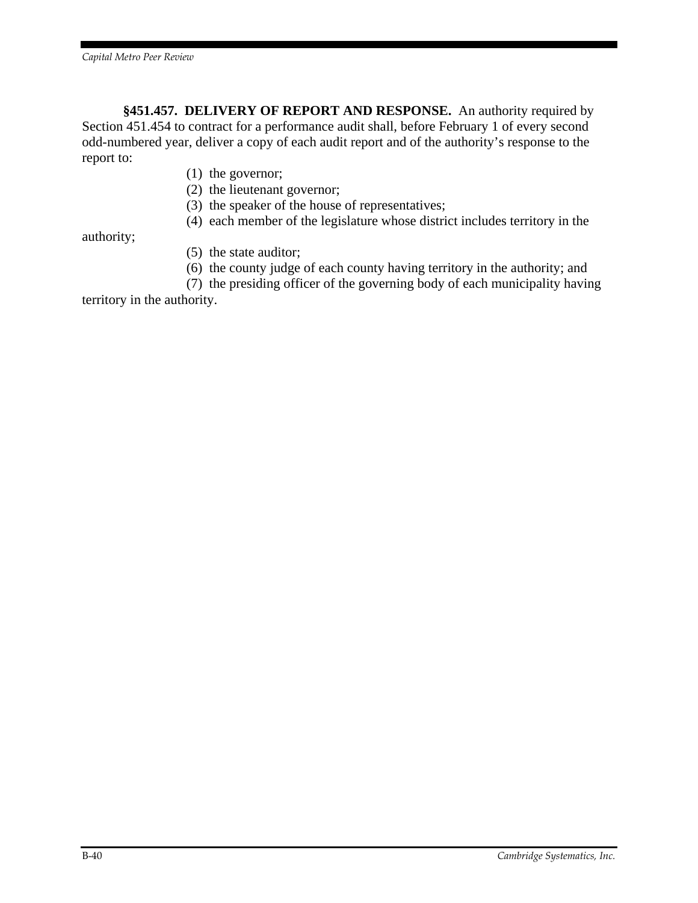**§451.457. DELIVERY OF REPORT AND RESPONSE.** An authority required by Section 451.454 to contract for a performance audit shall, before February 1 of every second odd-numbered year, deliver a copy of each audit report and of the authority's response to the report to:

(1) the governor;

(2) the lieutenant governor;

(3) the speaker of the house of representatives;

(4) each member of the legislature whose district includes territory in the authority;

(5) the state auditor;

(6) the county judge of each county having territory in the authority; and

(7) the presiding officer of the governing body of each municipality having territory in the authority.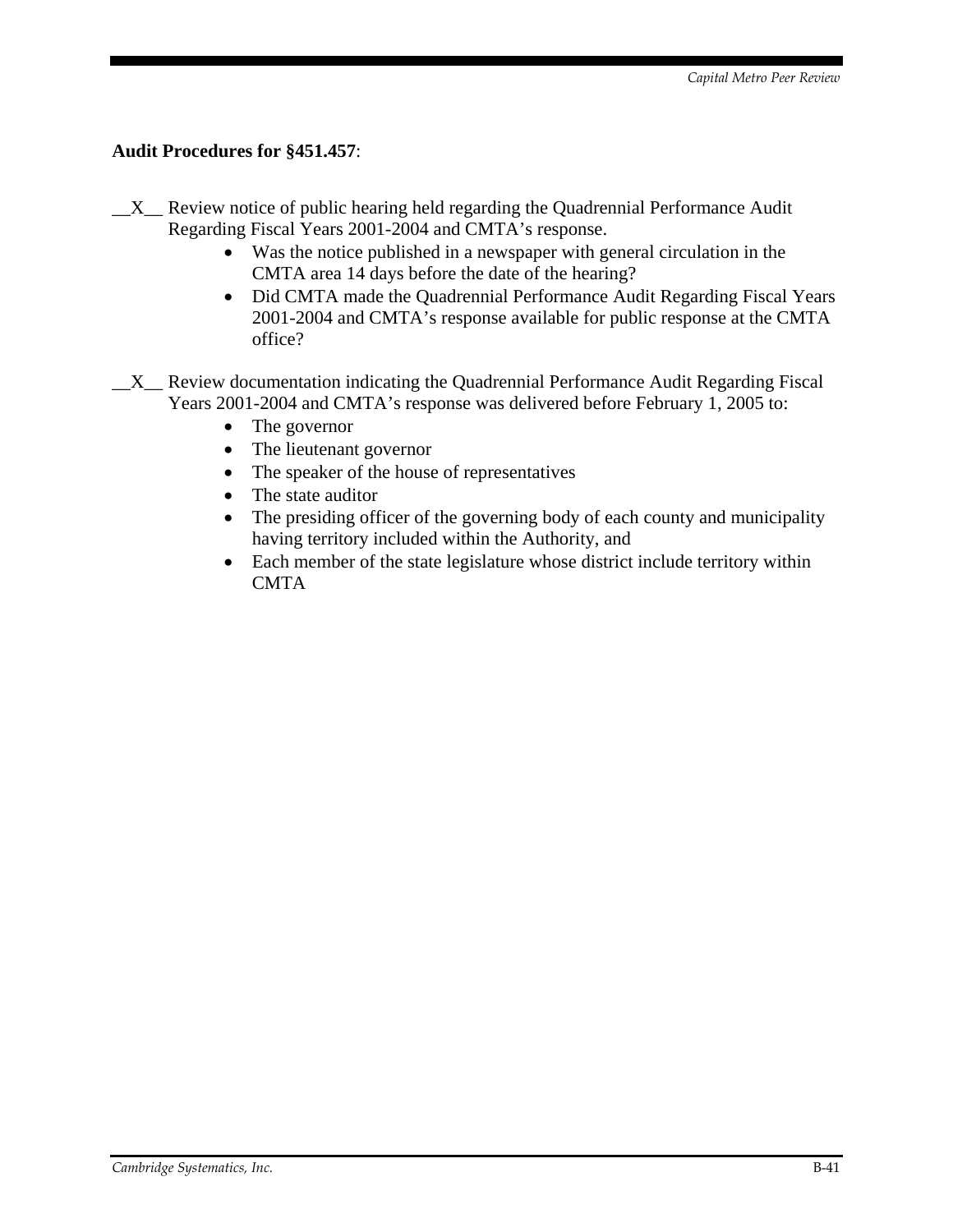**Audit Procedures for §451.457**:

__X__ Review notice of public hearing held regarding the Quadrennial Performance Audit Regarding Fiscal Years 2001-2004 and CMTA's response.

- Was the notice published in a newspaper with general circulation in the CMTA area 14 days before the date of the hearing?
- Did CMTA made the Quadrennial Performance Audit Regarding Fiscal Years 2001-2004 and CMTA's response available for public response at the CMTA office?

__X__ Review documentation indicating the Quadrennial Performance Audit Regarding Fiscal Years 2001-2004 and CMTA's response was delivered before February 1, 2005 to:

- The governor
- The lieutenant governor
- The speaker of the house of representatives
- The state auditor
- The presiding officer of the governing body of each county and municipality having territory included within the Authority, and
- Each member of the state legislature whose district include territory within CMTA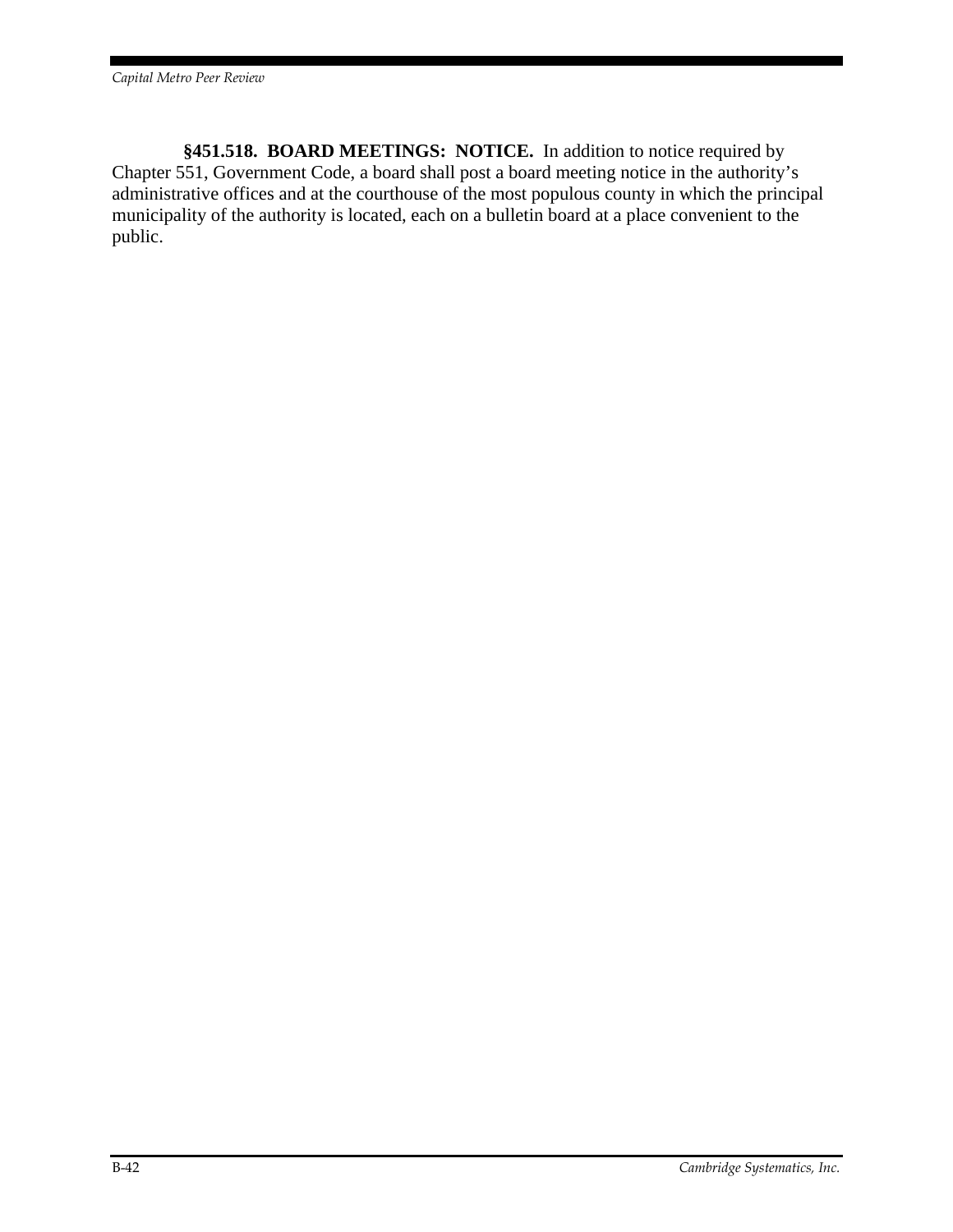**§451.518. BOARD MEETINGS: NOTICE.** In addition to notice required by Chapter 551, Government Code, a board shall post a board meeting notice in the authority's administrative offices and at the courthouse of the most populous county in which the principal municipality of the authority is located, each on a bulletin board at a place convenient to the public.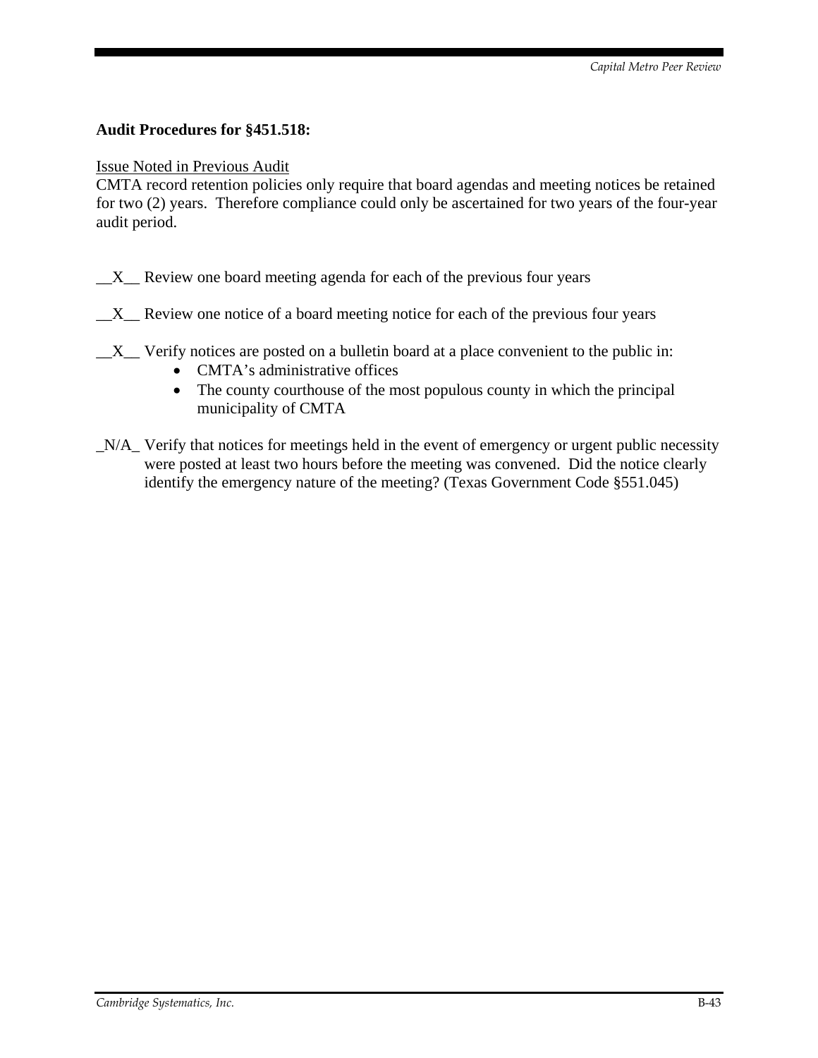**Audit Procedures for §451.518:**

Issue Noted in Previous Audit
CMTA record retention policies only require that board agendas and meeting notices be retained for two (2) years. Therefore compliance could only be ascertained for two years of the four-year audit period.

__X__ Review one board meeting agenda for each of the previous four years

__X__ Review one notice of a board meeting notice for each of the previous four years

__X__ Verify notices are posted on a bulletin board at a place convenient to the public in:

- CMTA's administrative offices
- The county courthouse of the most populous county in which the principal municipality of CMTA

_N/A_ Verify that notices for meetings held in the event of emergency or urgent public necessity were posted at least two hours before the meeting was convened. Did the notice clearly identify the emergency nature of the meeting? (Texas Government Code §551.045)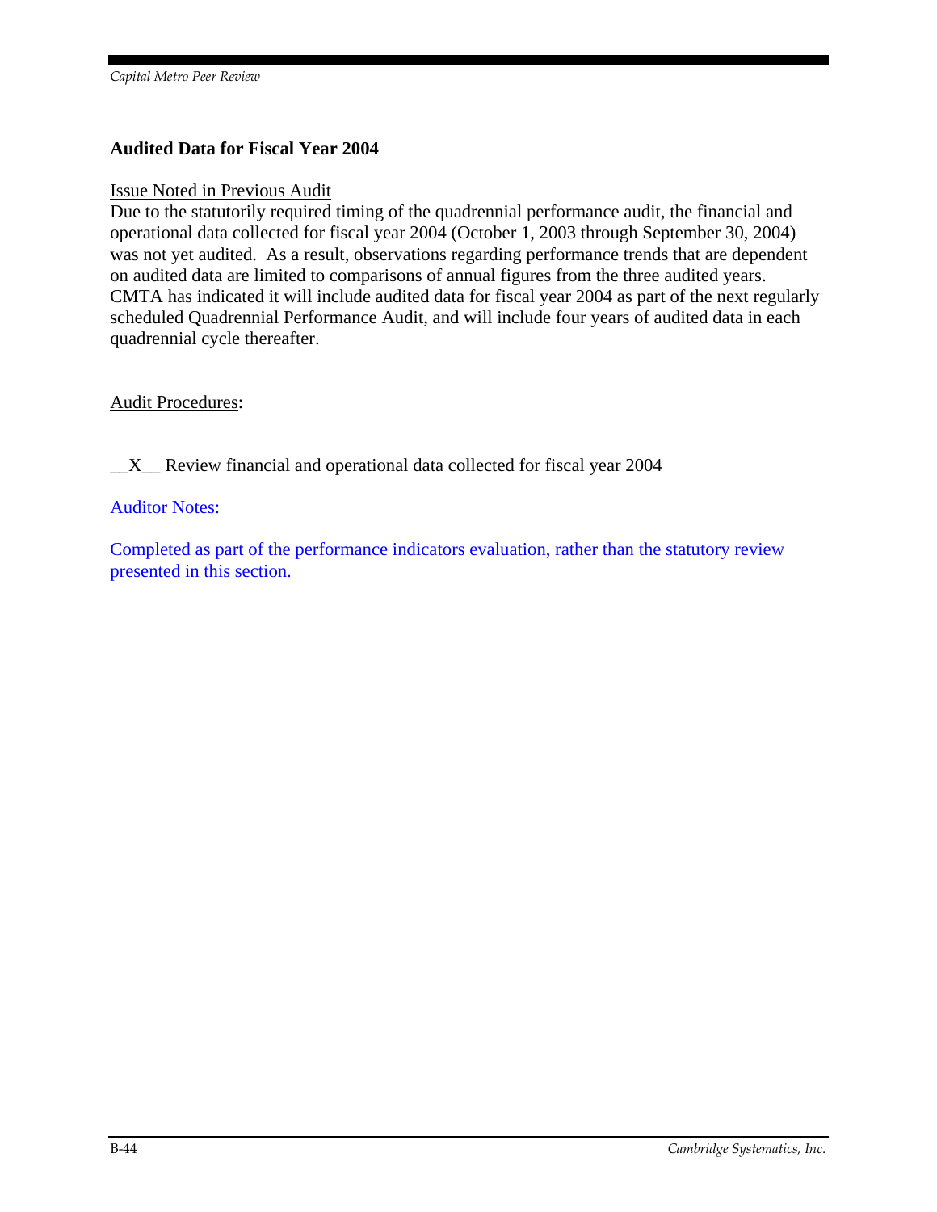**Audited Data for Fiscal Year 2004**

Issue Noted in Previous Audit

Due to the statutorily required timing of the quadrennial performance audit, the financial and operational data collected for fiscal year 2004 (October 1, 2003 through September 30, 2004) was not yet audited. As a result, observations regarding performance trends that are dependent on audited data are limited to comparisons of annual figures from the three audited years. CMTA has indicated it will include audited data for fiscal year 2004 as part of the next regularly scheduled Quadrennial Performance Audit, and will include four years of audited data in each quadrennial cycle thereafter.

Audit Procedures:

__X__ Review financial and operational data collected for fiscal year 2004

Auditor Notes:

Completed as part of the performance indicators evaluation, rather than the statutory review presented in this section.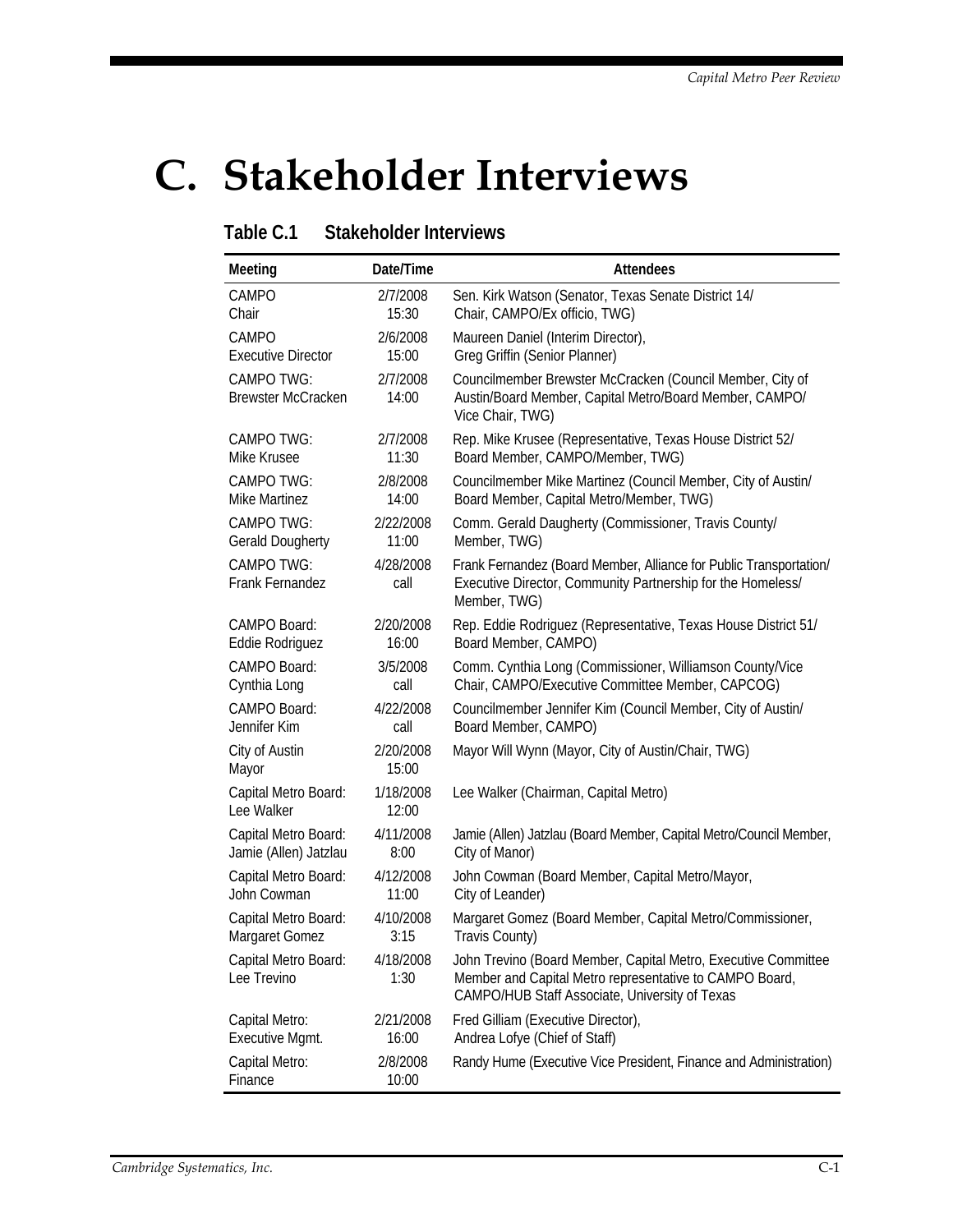# C. Stakeholder Interviews

## Table C.1 Stakeholder Interviews

| Meeting | Date/Time | Attendees |
|---|---|---|
| CAMPO Chair | 2/7/2008 15:30 | Sen. Kirk Watson (Senator, Texas Senate District 14/ Chair, CAMPO/Ex officio, TWG) |
| CAMPO Executive Director | 2/6/2008 15:00 | Maureen Daniel (Interim Director), Greg Griffin (Senior Planner) |
| CAMPO TWG: Brewster McCracken | 2/7/2008 14:00 | Councilmember Brewster McCracken (Council Member, City of Austin/Board Member, Capital Metro/Board Member, CAMPO/ Vice Chair, TWG) |
| CAMPO TWG: Mike Krusee | 2/7/2008 11:30 | Rep. Mike Krusee (Representative, Texas House District 52/ Board Member, CAMPO/Member, TWG) |
| CAMPO TWG: Mike Martinez | 2/8/2008 14:00 | Councilmember Mike Martinez (Council Member, City of Austin/ Board Member, Capital Metro/Member, TWG) |
| CAMPO TWG: Gerald Dougherty | 2/22/2008 11:00 | Comm. Gerald Daugherty (Commissioner, Travis County/ Member, TWG) |
| CAMPO TWG: Frank Fernandez | 4/28/2008 call | Frank Fernandez (Board Member, Alliance for Public Transportation/ Executive Director, Community Partnership for the Homeless/ Member, TWG) |
| CAMPO Board: Eddie Rodriguez | 2/20/2008 16:00 | Rep. Eddie Rodriguez (Representative, Texas House District 51/ Board Member, CAMPO) |
| CAMPO Board: Cynthia Long | 3/5/2008 call | Comm. Cynthia Long (Commissioner, Williamson County/Vice Chair, CAMPO/Executive Committee Member, CAPCOG) |
| CAMPO Board: Jennifer Kim | 4/22/2008 call | Councilmember Jennifer Kim (Council Member, City of Austin/ Board Member, CAMPO) |
| City of Austin Mayor | 2/20/2008 15:00 | Mayor Will Wynn (Mayor, City of Austin/Chair, TWG) |
| Capital Metro Board: Lee Walker | 1/18/2008 12:00 | Lee Walker (Chairman, Capital Metro) |
| Capital Metro Board: Jamie (Allen) Jatzlau | 4/11/2008 8:00 | Jamie (Allen) Jatzlau (Board Member, Capital Metro/Council Member, City of Manor) |
| Capital Metro Board: John Cowman | 4/12/2008 11:00 | John Cowman (Board Member, Capital Metro/Mayor, City of Leander) |
| Capital Metro Board: Margaret Gomez | 4/10/2008 3:15 | Margaret Gomez (Board Member, Capital Metro/Commissioner, Travis County) |
| Capital Metro Board: Lee Trevino | 4/18/2008 1:30 | John Trevino (Board Member, Capital Metro, Executive Committee Member and Capital Metro representative to CAMPO Board, CAMPO/HUB Staff Associate, University of Texas |
| Capital Metro: Executive Mgmt. | 2/21/2008 16:00 | Fred Gilliam (Executive Director), Andrea Lofye (Chief of Staff) |
| Capital Metro: Finance | 2/8/2008 10:00 | Randy Hume (Executive Vice President, Finance and Administration) |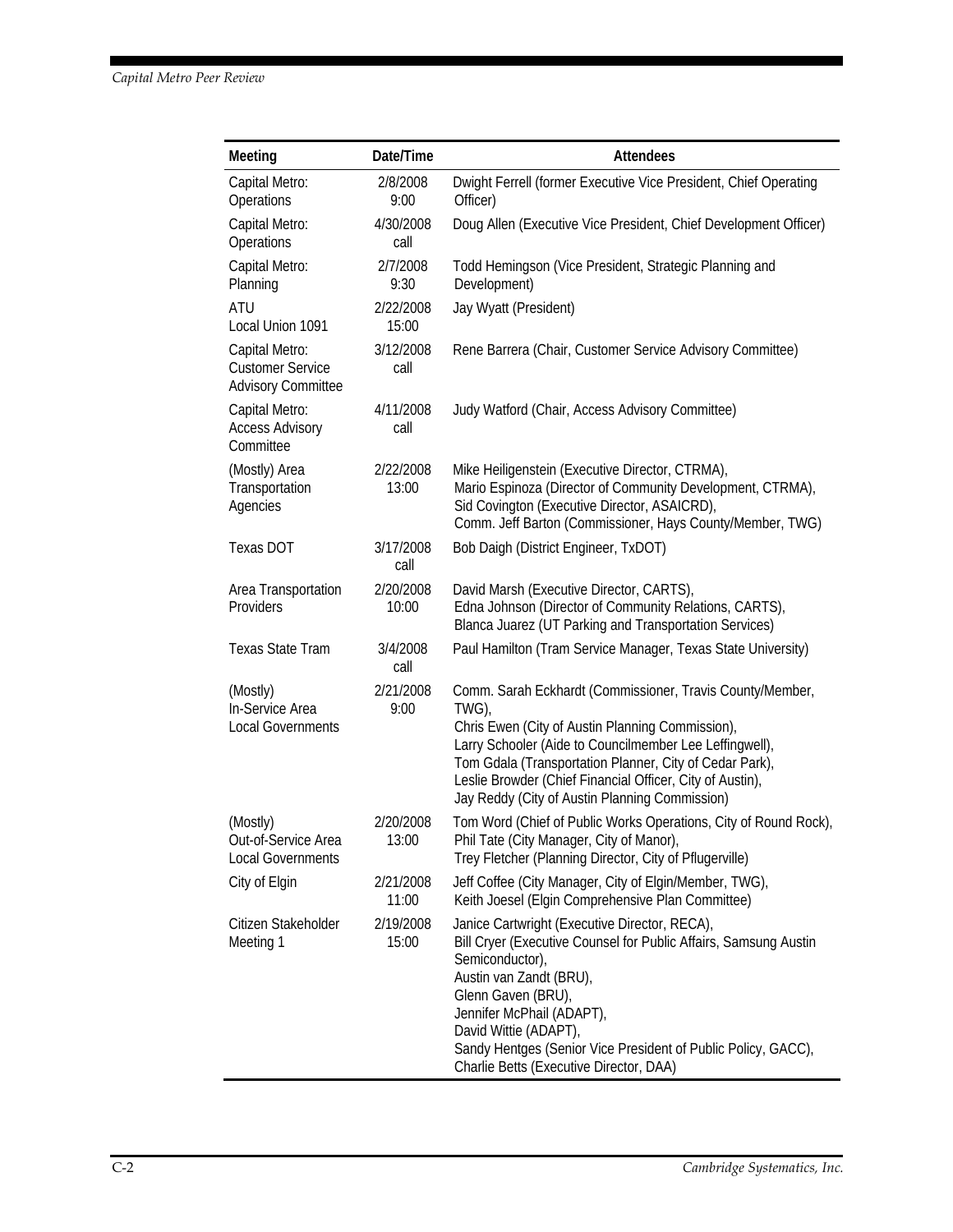| Meeting | Date/Time | Attendees |
|---|---|---|
| Capital Metro: Operations | 2/8/2008 9:00 | Dwight Ferrell (former Executive Vice President, Chief Operating Officer) |
| Capital Metro: Operations | 4/30/2008 call | Doug Allen (Executive Vice President, Chief Development Officer) |
| Capital Metro: Planning | 2/7/2008 9:30 | Todd Hemingson (Vice President, Strategic Planning and Development) |
| ATU Local Union 1091 | 2/22/2008 15:00 | Jay Wyatt (President) |
| Capital Metro: Customer Service Advisory Committee | 3/12/2008 call | Rene Barrera (Chair, Customer Service Advisory Committee) |
| Capital Metro: Access Advisory Committee | 4/11/2008 call | Judy Watford (Chair, Access Advisory Committee) |
| (Mostly) Area Transportation Agencies | 2/22/2008 13:00 | Mike Heiligenstein (Executive Director, CTRMA), Mario Espinoza (Director of Community Development, CTRMA), Sid Covington (Executive Director, ASAICRD), Comm. Jeff Barton (Commissioner, Hays County/Member, TWG) |
| Texas DOT | 3/17/2008 call | Bob Daigh (District Engineer, TxDOT) |
| Area Transportation Providers | 2/20/2008 10:00 | David Marsh (Executive Director, CARTS), Edna Johnson (Director of Community Relations, CARTS), Blanca Juarez (UT Parking and Transportation Services) |
| Texas State Tram | 3/4/2008 call | Paul Hamilton (Tram Service Manager, Texas State University) |
| (Mostly) In-Service Area Local Governments | 2/21/2008 9:00 | Comm. Sarah Eckhardt (Commissioner, Travis County/Member, TWG), Chris Ewen (City of Austin Planning Commission), Larry Schooler (Aide to Councilmember Lee Leffingwell), Tom Gdala (Transportation Planner, City of Cedar Park), Leslie Browder (Chief Financial Officer, City of Austin), Jay Reddy (City of Austin Planning Commission) |
| (Mostly) Out-of-Service Area Local Governments | 2/20/2008 13:00 | Tom Word (Chief of Public Works Operations, City of Round Rock), Phil Tate (City Manager, City of Manor), Trey Fletcher (Planning Director, City of Pflugerville) |
| City of Elgin | 2/21/2008 11:00 | Jeff Coffee (City Manager, City of Elgin/Member, TWG), Keith Joesel (Elgin Comprehensive Plan Committee) |
| Citizen Stakeholder Meeting 1 | 2/19/2008 15:00 | Janice Cartwright (Executive Director, RECA), Bill Cryer (Executive Counsel for Public Affairs, Samsung Austin Semiconductor), Austin van Zandt (BRU), Glenn Gaven (BRU), Jennifer McPhail (ADAPT), David Wittie (ADAPT), Sandy Hentges (Senior Vice President of Public Policy, GACC), Charlie Betts (Executive Director, DAA) |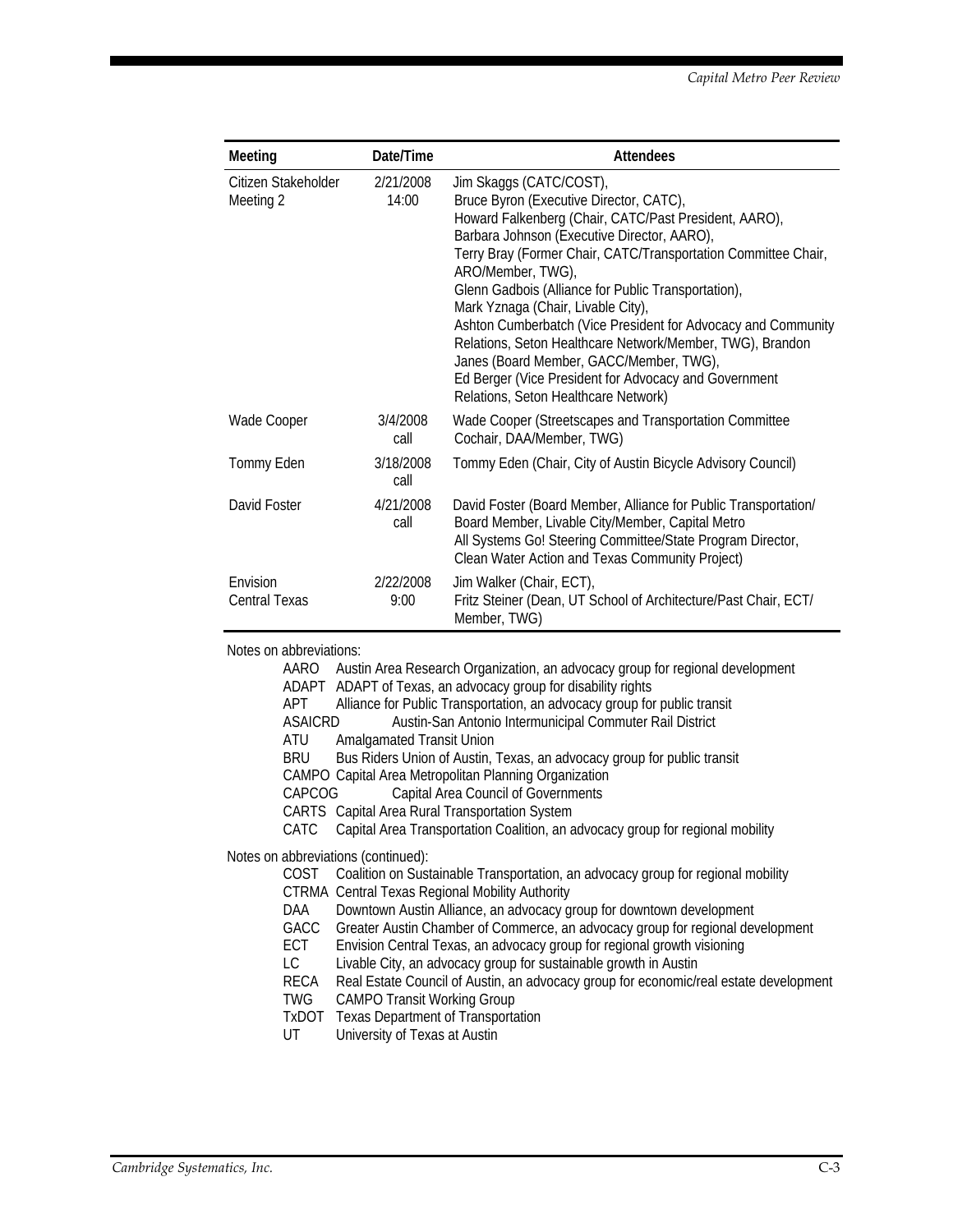| Meeting | Date/Time | Attendees |
| --- | --- | --- |
| Citizen Stakeholder Meeting 2 | 2/21/2008 14:00 | Jim Skaggs (CATC/COST), Bruce Byron (Executive Director, CATC), Howard Falkenberg (Chair, CATC/Past President, AARO), Barbara Johnson (Executive Director, AARO), Terry Bray (Former Chair, CATC/Transportation Committee Chair, ARO/Member, TWG), Glenn Gadbois (Alliance for Public Transportation), Mark Yznaga (Chair, Livable City), Ashton Cumberbatch (Vice President for Advocacy and Community Relations, Seton Healthcare Network/Member, TWG), Brandon Janes (Board Member, GACC/Member, TWG), Ed Berger (Vice President for Advocacy and Government Relations, Seton Healthcare Network) |
| Wade Cooper | 3/4/2008 call | Wade Cooper (Streetscapes and Transportation Committee Cochair, DAA/Member, TWG) |
| Tommy Eden | 3/18/2008 call | Tommy Eden (Chair, City of Austin Bicycle Advisory Council) |
| David Foster | 4/21/2008 call | David Foster (Board Member, Alliance for Public Transportation/ Board Member, Livable City/Member, Capital Metro All Systems Go! Steering Committee/State Program Director, Clean Water Action and Texas Community Project) |
| Envision Central Texas | 2/22/2008 9:00 | Jim Walker (Chair, ECT), Fritz Steiner (Dean, UT School of Architecture/Past Chair, ECT/ Member, TWG) |

Notes on abbreviations:

- AARO Austin Area Research Organization, an advocacy group for regional development
- ADAPT ADAPT of Texas, an advocacy group for disability rights
- APT Alliance for Public Transportation, an advocacy group for public transit
- ASAICRD Austin-San Antonio Intermunicipal Commuter Rail District
- ATU Amalgamated Transit Union
- BRU Bus Riders Union of Austin, Texas, an advocacy group for public transit
- CAMPO Capital Area Metropolitan Planning Organization
- CAPCOG Capital Area Council of Governments
- CARTS Capital Area Rural Transportation System
- CATC Capital Area Transportation Coalition, an advocacy group for regional mobility

Notes on abbreviations (continued):

- COST Coalition on Sustainable Transportation, an advocacy group for regional mobility
- CTRMA Central Texas Regional Mobility Authority
- DAA Downtown Austin Alliance, an advocacy group for downtown development
- GACC Greater Austin Chamber of Commerce, an advocacy group for regional development
- ECT Envision Central Texas, an advocacy group for regional growth visioning
- LC Livable City, an advocacy group for sustainable growth in Austin
- RECA Real Estate Council of Austin, an advocacy group for economic/real estate development
- TWG CAMPO Transit Working Group
- TxDOT Texas Department of Transportation
- UT University of Texas at Austin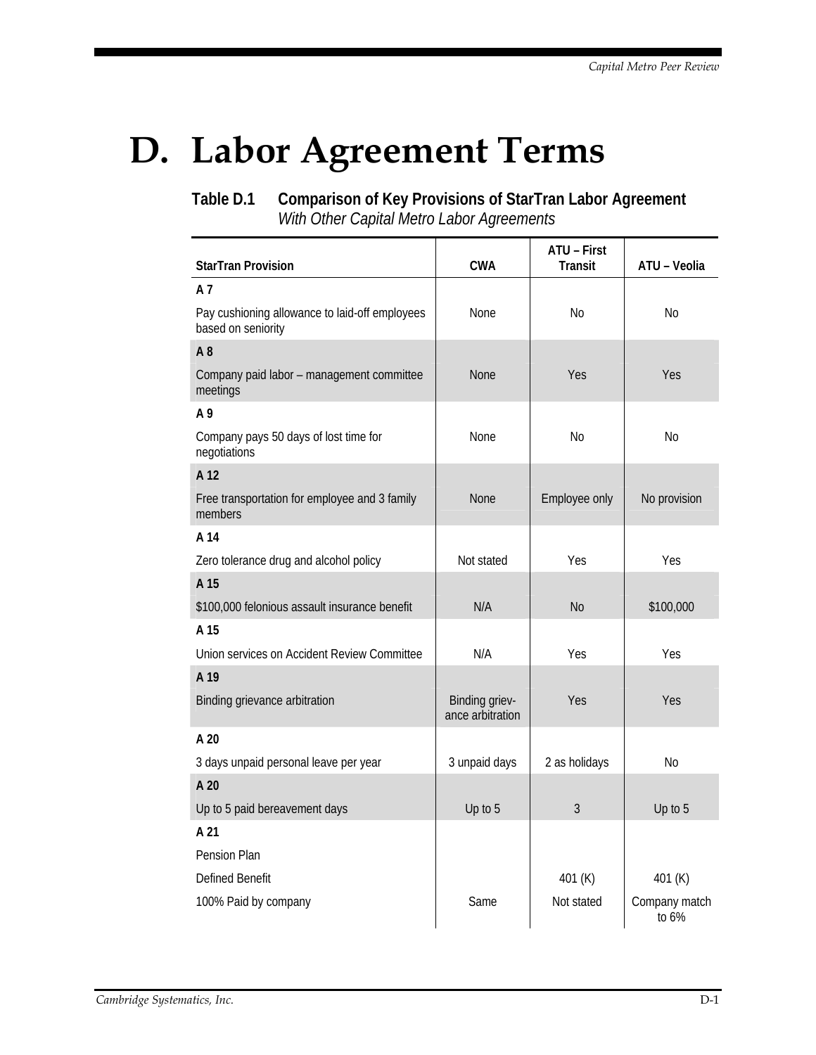# D. Labor Agreement Terms

**Table D.1 Comparison of Key Provisions of StarTran Labor Agreement**
*With Other Capital Metro Labor Agreements*

| StarTran Provision | CWA | ATU – First Transit | ATU – Veolia |
|---|---|---|---|
| **A 7** | | | |
| Pay cushioning allowance to laid-off employees based on seniority | None | No | No |
| **A 8** | | | |
| Company paid labor – management committee meetings | None | Yes | Yes |
| **A 9** | | | |
| Company pays 50 days of lost time for negotiations | None | No | No |
| **A 12** | | | |
| Free transportation for employee and 3 family members | None | Employee only | No provision |
| **A 14** | | | |
| Zero tolerance drug and alcohol policy | Not stated | Yes | Yes |
| **A 15** | | | |
| $100,000 felonious assault insurance benefit | N/A | No | $100,000 |
| **A 15** | | | |
| Union services on Accident Review Committee | N/A | Yes | Yes |
| **A 19** | | | |
| Binding grievance arbitration | Binding grievance arbitration | Yes | Yes |
| **A 20** | | | |
| 3 days unpaid personal leave per year | 3 unpaid days | 2 as holidays | No |
| **A 20** | | | |
| Up to 5 paid bereavement days | Up to 5 | 3 | Up to 5 |
| **A 21** | | | |
| Pension Plan | | | |
| Defined Benefit | | 401 (K) | 401 (K) |
| 100% Paid by company | Same | Not stated | Company match to 6% |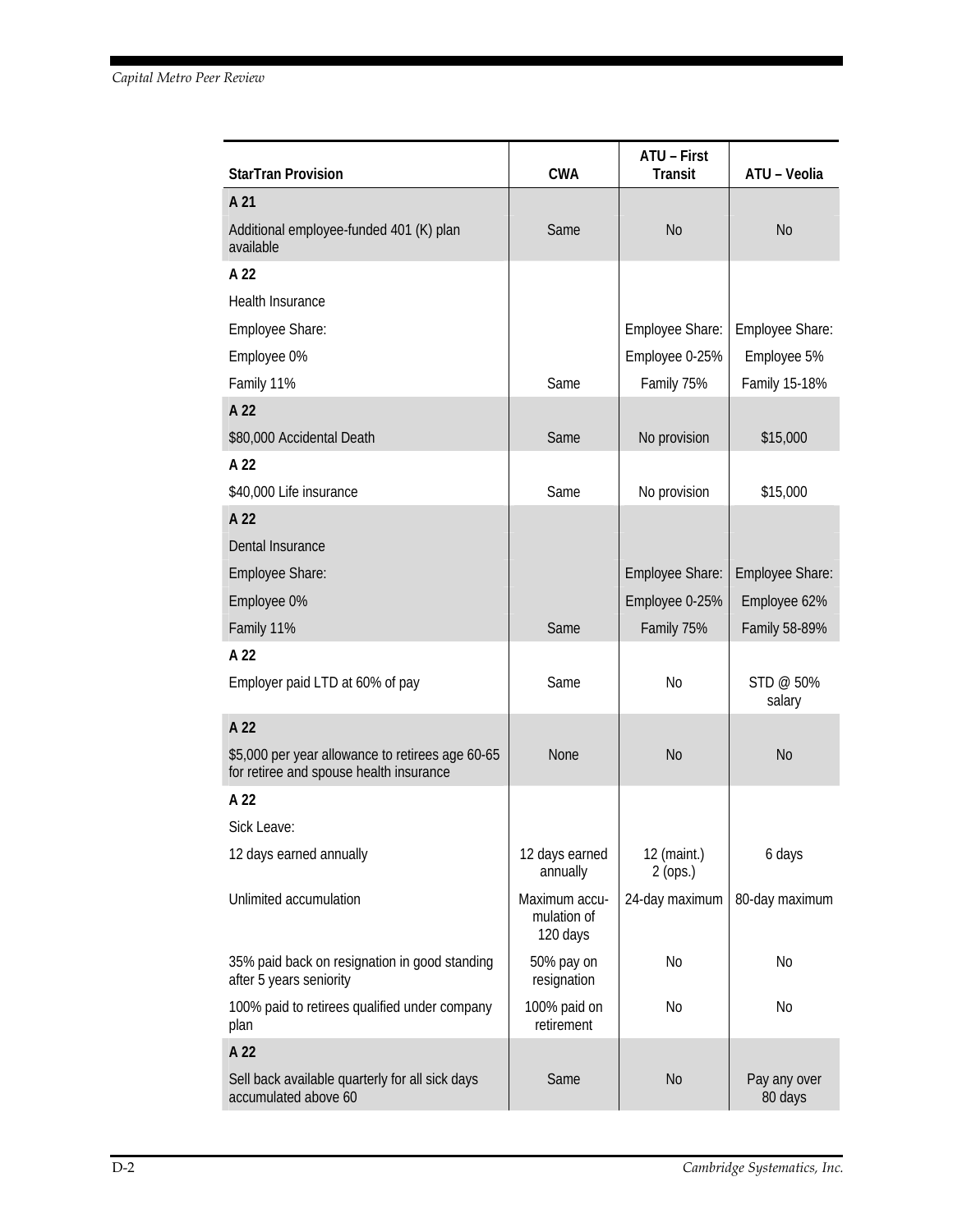| StarTran Provision | CWA | ATU – First Transit | ATU – Veolia |
|---|---|---|---|
| A 21 | | | |
| Additional employee-funded 401 (K) plan available | Same | No | No |
| A 22 | | | |
| Health Insurance | | | |
| Employee Share: | | Employee Share: | Employee Share: |
| Employee 0% | | Employee 0-25% | Employee 5% |
| Family 11% | Same | Family 75% | Family 15-18% |
| A 22 | | | |
| $80,000 Accidental Death | Same | No provision | $15,000 |
| A 22 | | | |
| $40,000 Life insurance | Same | No provision | $15,000 |
| A 22 | | | |
| Dental Insurance | | | |
| Employee Share: | | Employee Share: | Employee Share: |
| Employee 0% | | Employee 0-25% | Employee 62% |
| Family 11% | Same | Family 75% | Family 58-89% |
| A 22 | | | |
| Employer paid LTD at 60% of pay | Same | No | STD @ 50% salary |
| A 22 | | | |
| $5,000 per year allowance to retirees age 60-65 for retiree and spouse health insurance | None | No | No |
| A 22 | | | |
| Sick Leave: | | | |
| 12 days earned annually | 12 days earned annually | 12 (maint.) 2 (ops.) | 6 days |
| Unlimited accumulation | Maximum accumulation of 120 days | 24-day maximum | 80-day maximum |
| 35% paid back on resignation in good standing after 5 years seniority | 50% pay on resignation | No | No |
| 100% paid to retirees qualified under company plan | 100% paid on retirement | No | No |
| A 22 | | | |
| Sell back available quarterly for all sick days accumulated above 60 | Same | No | Pay any over 80 days |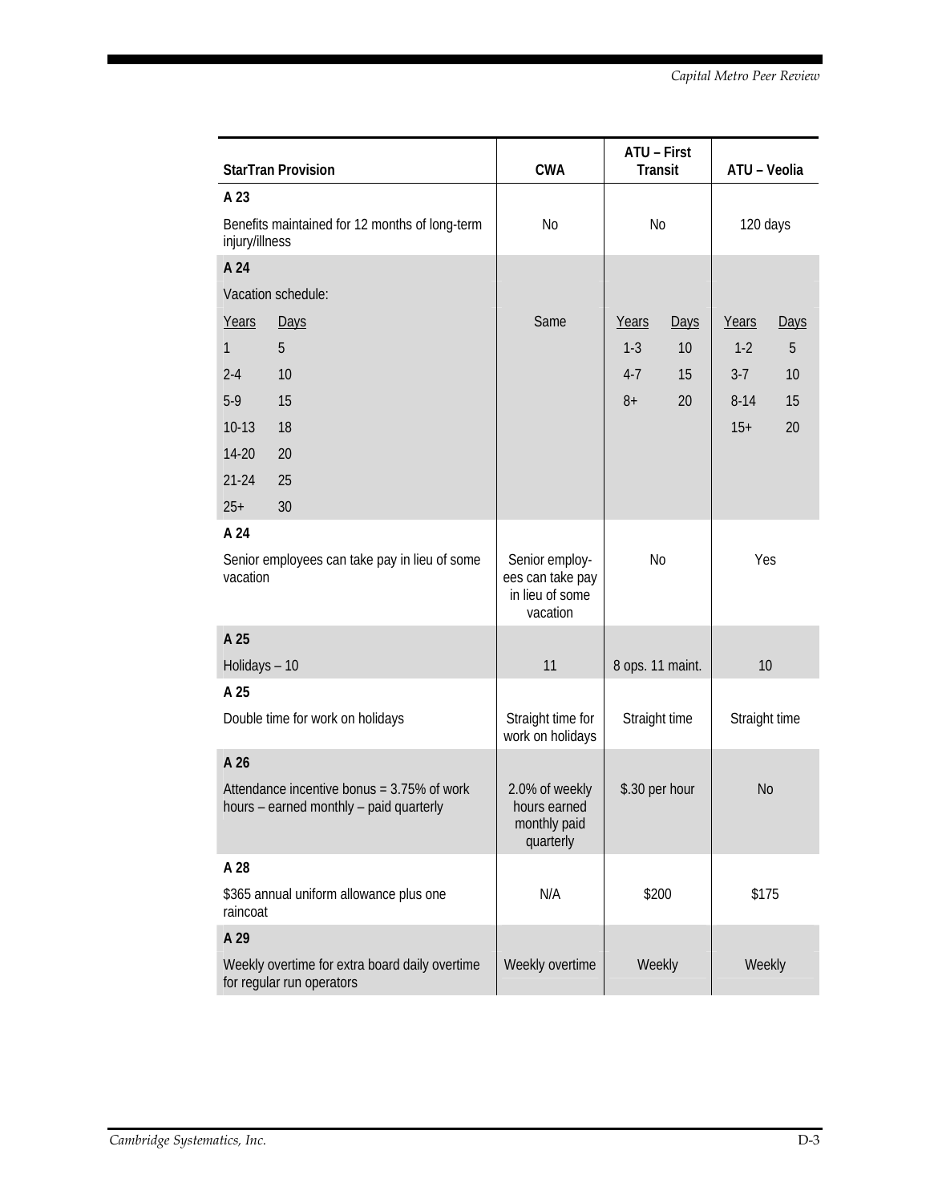| StarTran Provision | CWA | ATU – First Transit | ATU – Veolia |
|---|---|---|---|
| **A 23** | | | |
| Benefits maintained for 12 months of long-term injury/illness | No | No | 120 days |
| **A 24** | | | |
| Vacation schedule: | | | |
| <u>Years</u> <u>Days</u> | Same | <u>Years</u> <u>Days</u> | <u>Years</u> <u>Days</u> |
| 1 5 | | 1-3 10 | 1-2 5 |
| 2-4 10 | | 4-7 15 | 3-7 10 |
| 5-9 15 | | 8+ 20 | 8-14 15 |
| 10-13 18 | | | 15+ 20 |
| 14-20 20 | | | |
| 21-24 25 | | | |
| 25+ 30 | | | |
| **A 24** | | | |
| Senior employees can take pay in lieu of some vacation | Senior employees can take pay in lieu of some vacation | No | Yes |
| **A 25** | | | |
| Holidays – 10 | 11 | 8 ops. 11 maint. | 10 |
| **A 25** | | | |
| Double time for work on holidays | Straight time for work on holidays | Straight time | Straight time |
| **A 26** | | | |
| Attendance incentive bonus = 3.75% of work hours – earned monthly – paid quarterly | 2.0% of weekly hours earned monthly paid quarterly | $.30 per hour | No |
| **A 28** | | | |
| $365 annual uniform allowance plus one raincoat | N/A | $200 | $175 |
| **A 29** | | | |
| Weekly overtime for extra board daily overtime for regular run operators | Weekly overtime | Weekly | Weekly |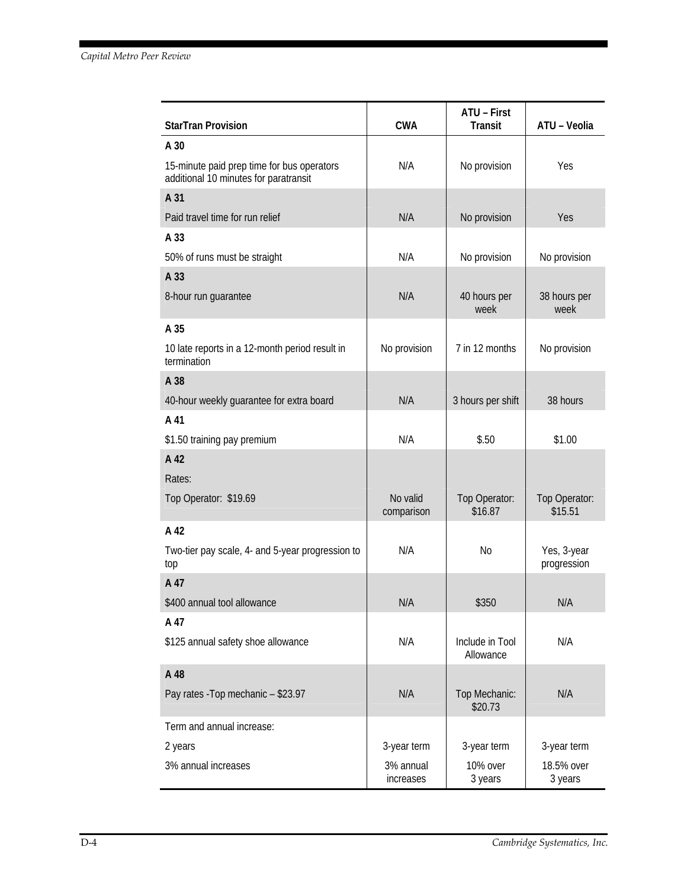| StarTran Provision | CWA | ATU – First Transit | ATU – Veolia |
| --- | --- | --- | --- |
| **A 30** | | | |
| 15-minute paid prep time for bus operators additional 10 minutes for paratransit | N/A | No provision | Yes |
| **A 31** | | | |
| Paid travel time for run relief | N/A | No provision | Yes |
| **A 33** | | | |
| 50% of runs must be straight | N/A | No provision | No provision |
| **A 33** | | | |
| 8-hour run guarantee | N/A | 40 hours per week | 38 hours per week |
| **A 35** | | | |
| 10 late reports in a 12-month period result in termination | No provision | 7 in 12 months | No provision |
| **A 38** | | | |
| 40-hour weekly guarantee for extra board | N/A | 3 hours per shift | 38 hours |
| **A 41** | | | |
| $1.50 training pay premium | N/A | $.50 | $1.00 |
| **A 42** | | | |
| Rates: | | | |
| Top Operator: $19.69 | No valid comparison | Top Operator: $16.87 | Top Operator: $15.51 |
| **A 42** | | | |
| Two-tier pay scale, 4- and 5-year progression to top | N/A | No | Yes, 3-year progression |
| **A 47** | | | |
| $400 annual tool allowance | N/A | $350 | N/A |
| **A 47** | | | |
| $125 annual safety shoe allowance | N/A | Include in Tool Allowance | N/A |
| **A 48** | | | |
| Pay rates -Top mechanic – $23.97 | N/A | Top Mechanic: $20.73 | N/A |
| Term and annual increase: | | | |
| 2 years | 3-year term | 3-year term | 3-year term |
| 3% annual increases | 3% annual increases | 10% over 3 years | 18.5% over 3 years |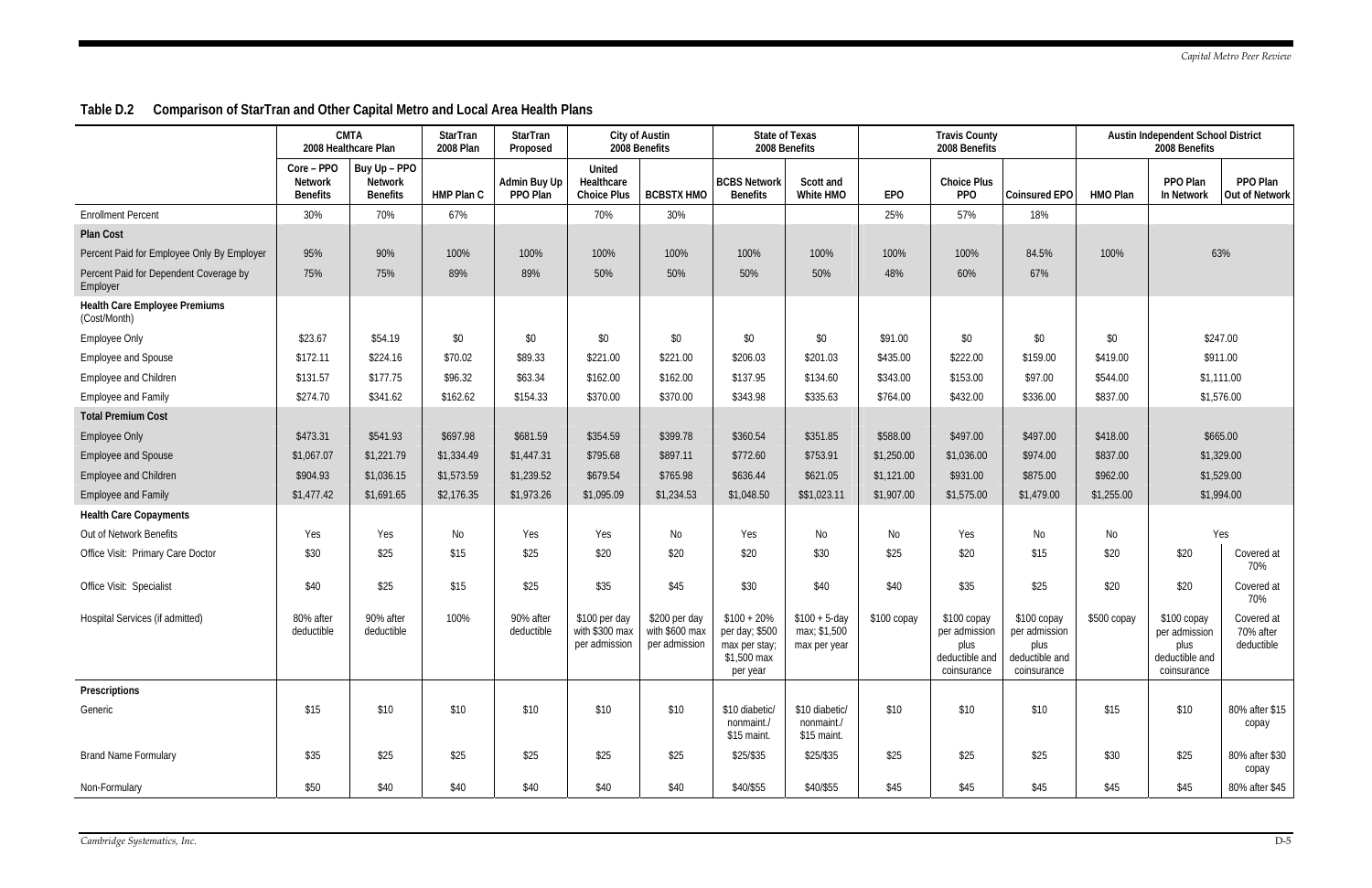## Table D.2 Comparison of StarTran and Other Capital Metro and Local Area Health Plans

| | CMTA 2008 Healthcare Plan | | StarTran 2008 Plan | StarTran Proposed | City of Austin 2008 Benefits | | State of Texas 2008 Benefits | | Travis County 2008 Benefits | | | Austin Independent School District 2008 Benefits | | |
|---|---|---|---|---|---|---|---|---|---|---|---|---|---|---|
| | Core – PPO Network Benefits | Buy Up – PPO Network Benefits | HMP Plan C | Admin Buy Up PPO Plan | United Healthcare Choice Plus | BCBSTX HMO | BCBS Network Benefits | Scott and White HMO | EPO | Choice Plus PPO | Coinsured EPO | HMO Plan | PPO Plan In Network | PPO Plan Out of Network |
| Enrollment Percent | 30% | 70% | 67% | | 70% | 30% | | | 25% | 57% | 18% | | | |
| **Plan Cost** | | | | | | | | | | | | | | |
| Percent Paid for Employee Only By Employer | 95% | 90% | 100% | 100% | 100% | 100% | 100% | 100% | 100% | 100% | 84.5% | 100% | 63% | |
| Percent Paid for Dependent Coverage by Employer | 75% | 75% | 89% | 89% | 50% | 50% | 50% | 50% | 48% | 60% | 67% | | | |
| **Health Care Employee Premiums** (Cost/Month) | | | | | | | | | | | | | | |
| Employee Only | $23.67 | $54.19 | $0 | $0 | $0 | $0 | $0 | $0 | $91.00 | $0 | $0 | $0 | $247.00 | |
| Employee and Spouse | $172.11 | $224.16 | $70.02 | $89.33 | $221.00 | $221.00 | $206.03 | $201.03 | $435.00 | $222.00 | $159.00 | $419.00 | $911.00 | |
| Employee and Children | $131.57 | $177.75 | $96.32 | $63.34 | $162.00 | $162.00 | $137.95 | $134.60 | $343.00 | $153.00 | $97.00 | $544.00 | $1,111.00 | |
| Employee and Family | $274.70 | $341.62 | $162.62 | $154.33 | $370.00 | $370.00 | $343.98 | $335.63 | $764.00 | $432.00 | $336.00 | $837.00 | $1,576.00 | |
| **Total Premium Cost** | | | | | | | | | | | | | | |
| Employee Only | $473.31 | $541.93 | $697.98 | $681.59 | $354.59 | $399.78 | $360.54 | $351.85 | $588.00 | $497.00 | $497.00 | $418.00 | $665.00 | |
| Employee and Spouse | $1,067.07 | $1,221.79 | $1,334.49 | $1,447.31 | $795.68 | $897.11 | $772.60 | $753.91 | $1,250.00 | $1,036.00 | $974.00 | $837.00 | $1,329.00 | |
| Employee and Children | $904.93 | $1,036.15 | $1,573.59 | $1,239.52 | $679.54 | $765.98 | $636.44 | $621.05 | $1,121.00 | $931.00 | $875.00 | $962.00 | $1,529.00 | |
| Employee and Family | $1,477.42 | $1,691.65 | $2,176.35 | $1,973.26 | $1,095.09 | $1,234.53 | $1,048.50 | $$1,023.11 | $1,907.00 | $1,575.00 | $1,479.00 | $1,255.00 | $1,994.00 | |
| **Health Care Copayments** | | | | | | | | | | | | | | |
| Out of Network Benefits | Yes | Yes | No | Yes | Yes | No | Yes | No | No | Yes | No | No | Yes | |
| Office Visit: Primary Care Doctor | $30 | $25 | $15 | $25 | $20 | $20 | $20 | $30 | $25 | $20 | $15 | $20 | $20 | Covered at 70% |
| Office Visit: Specialist | $40 | $25 | $15 | $25 | $35 | $45 | $30 | $40 | $40 | $35 | $25 | $20 | $20 | Covered at 70% |
| Hospital Services (if admitted) | 80% after deductible | 90% after deductible | 100% | 90% after deductible | $100 per day with $300 max per admission | $200 per day with $600 max per admission | $100 + 20% per day; $500 max per stay; $1,500 max per year | $100 + 5-day max; $1,500 max per year | $100 copay | $100 copay per admission plus deductible and coinsurance | $100 copay per admission plus deductible and coinsurance | $500 copay | $100 copay per admission plus deductible and coinsurance | Covered at 70% after deductible |
| **Prescriptions** | | | | | | | | | | | | | | |
| Generic | $15 | $10 | $10 | $10 | $10 | $10 | $10 diabetic/ nonmaint./ $15 maint. | $10 diabetic/ nonmaint./ $15 maint. | $10 | $10 | $10 | $15 | $10 | 80% after $15 copay |
| Brand Name Formulary | $35 | $25 | $25 | $25 | $25 | $25 | $25/$35 | $25/$35 | $25 | $25 | $25 | $30 | $25 | 80% after $30 copay |
| Non-Formulary | $50 | $40 | $40 | $40 | $40 | $40 | $40/$55 | $40/$55 | $45 | $45 | $45 | $45 | $45 | 80% after $45 |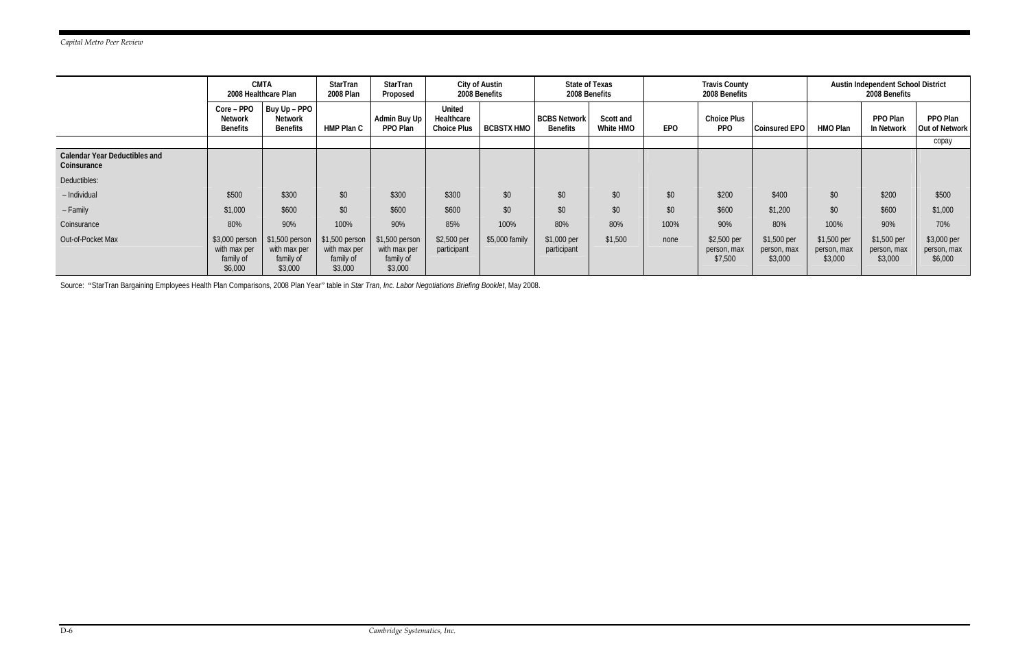| | CMTA 2008 Healthcare Plan | | StarTran 2008 Plan | StarTran Proposed | City of Austin 2008 Benefits | | State of Texas 2008 Benefits | | Travis County 2008 Benefits | | | Austin Independent School District 2008 Benefits | | |
|---|---|---|---|---|---|---|---|---|---|---|---|---|---|---|
| | Core – PPO Network Benefits | Buy Up – PPO Network Benefits | HMP Plan C | Admin Buy Up PPO Plan | United Healthcare Choice Plus | BCBSTX HMO | BCBS Network Benefits | Scott and White HMO | EPO | Choice Plus PPO | Coinsured EPO | HMO Plan | PPO Plan In Network | PPO Plan Out of Network |
| | | | | | | | | | | | | | | copay |
| **Calendar Year Deductibles and Coinsurance** | | | | | | | | | | | | | | |
| Deductibles: | | | | | | | | | | | | | | |
| – Individual | $500 | $300 | $0 | $300 | $300 | $0 | $0 | $0 | $0 | $200 | $400 | $0 | $200 | $500 |
| – Family | $1,000 | $600 | $0 | $600 | $600 | $0 | $0 | $0 | $0 | $600 | $1,200 | $0 | $600 | $1,000 |
| Coinsurance | 80% | 90% | 100% | 90% | 85% | 100% | 80% | 80% | 100% | 90% | 80% | 100% | 90% | 70% |
| Out-of-Pocket Max | $3,000 person with max per family of $6,000 | $1,500 person with max per family of $3,000 | $1,500 person with max per family of $3,000 | $1,500 person with max per family of $3,000 | $2,500 per participant | $5,000 family | $1,000 per participant | $1,500 | none | $2,500 per person, max $7,500 | $1,500 per person, max $3,000 | $1,500 per person, max $3,000 | $1,500 per person, max $3,000 | $3,000 per person, max $6,000 |

Source: "StarTran Bargaining Employees Health Plan Comparisons, 2008 Plan Year" table in *Star Tran, Inc. Labor Negotiations Briefing Booklet*, May 2008.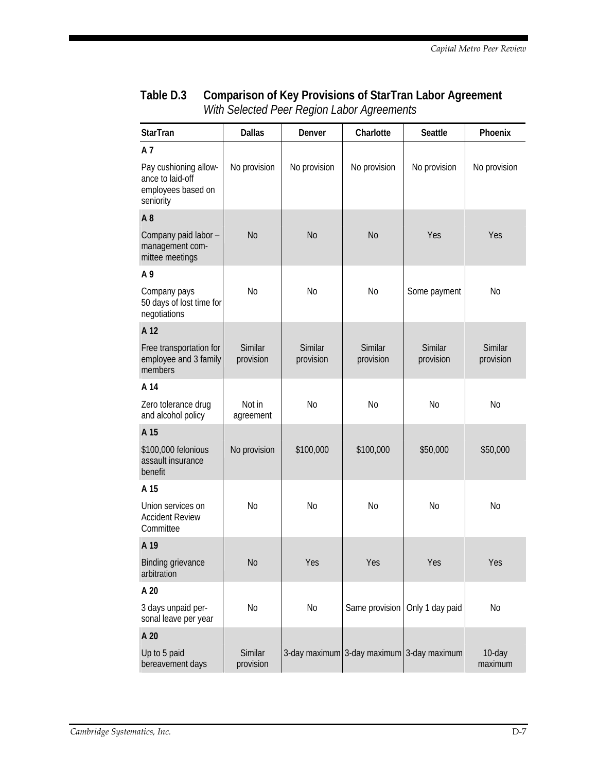**Table D.3 Comparison of Key Provisions of StarTran Labor Agreement** *With Selected Peer Region Labor Agreements*

| StarTran | Dallas | Denver | Charlotte | Seattle | Phoenix |
|---|---|---|---|---|---|
| **A 7** Pay cushioning allowance to laid-off employees based on seniority | No provision | No provision | No provision | No provision | No provision |
| **A 8** Company paid labor – management committee meetings | No | No | No | Yes | Yes |
| **A 9** Company pays 50 days of lost time for negotiations | No | No | No | Some payment | No |
| **A 12** Free transportation for employee and 3 family members | Similar provision | Similar provision | Similar provision | Similar provision | Similar provision |
| **A 14** Zero tolerance drug and alcohol policy | Not in agreement | No | No | No | No |
| **A 15** $100,000 felonious assault insurance benefit | No provision | $100,000 | $100,000 | $50,000 | $50,000 |
| **A 15** Union services on Accident Review Committee | No | No | No | No | No |
| **A 19** Binding grievance arbitration | No | Yes | Yes | Yes | Yes |
| **A 20** 3 days unpaid personal leave per year | No | No | Same provision | Only 1 day paid | No |
| **A 20** Up to 5 paid bereavement days | Similar provision | 3-day maximum | 3-day maximum | 3-day maximum | 10-day maximum |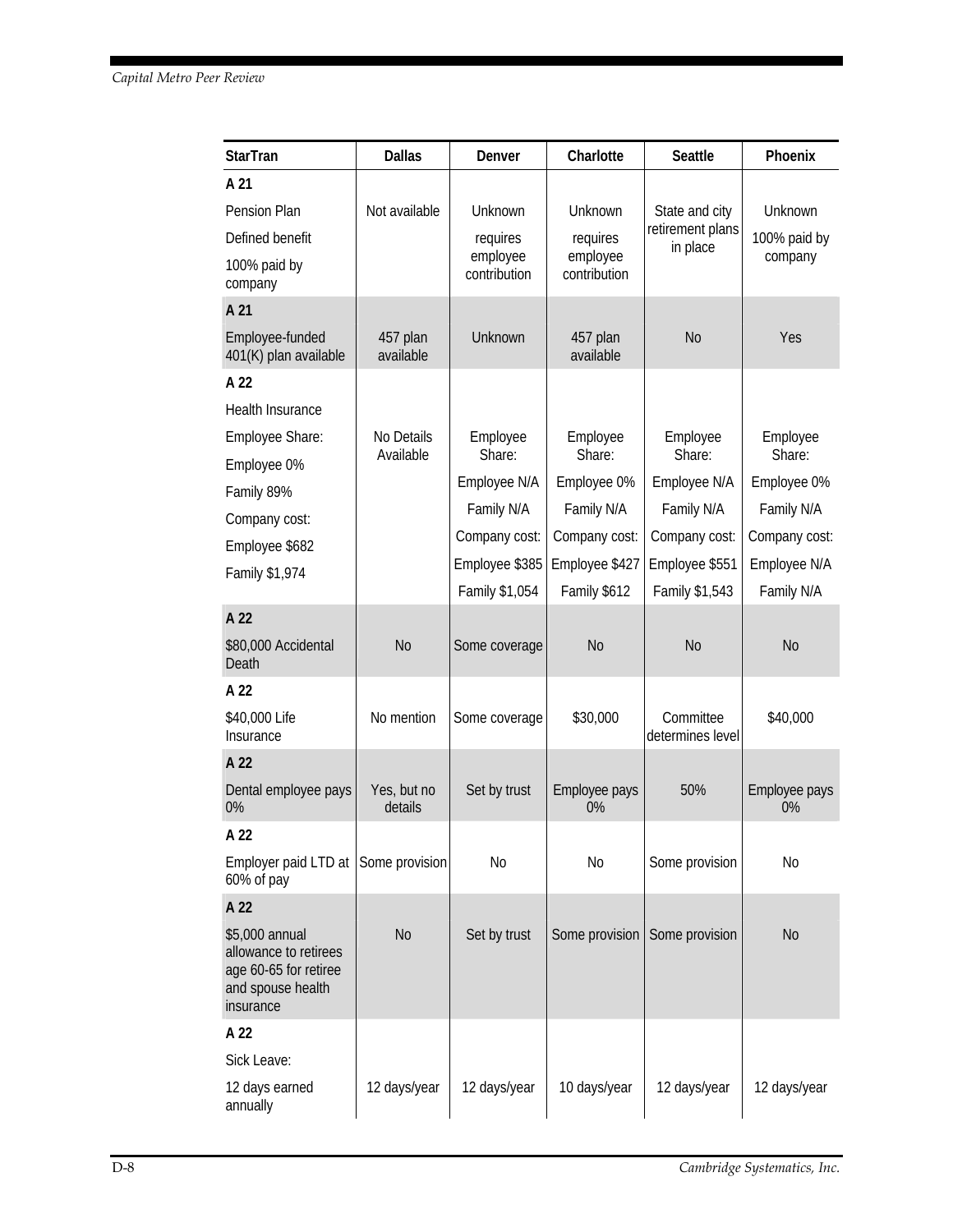| StarTran | Dallas | Denver | Charlotte | Seattle | Phoenix |
|---|---|---|---|---|---|
| **A 21** | | | | | |
| Pension Plan<br>Defined benefit<br>100% paid by company | Not available | Unknown<br>requires employee contribution | Unknown<br>requires employee contribution | State and city retirement plans in place | Unknown<br>100% paid by company |
| **A 21** | | | | | |
| Employee-funded 401(K) plan available | 457 plan available | Unknown | 457 plan available | No | Yes |
| **A 22** | | | | | |
| Health Insurance<br>Employee Share:<br>Employee 0%<br>Family 89%<br>Company cost:<br>Employee $682<br>Family $1,974 | No Details Available | Employee Share:<br>Employee N/A<br>Family N/A<br>Company cost:<br>Employee $385<br>Family $1,054 | Employee Share:<br>Employee 0%<br>Family N/A<br>Company cost:<br>Employee $427<br>Family $612 | Employee Share:<br>Employee N/A<br>Family N/A<br>Company cost:<br>Employee $551<br>Family $1,543 | Employee Share:<br>Employee 0%<br>Family N/A<br>Company cost:<br>Employee N/A<br>Family N/A |
| **A 22** | | | | | |
| $80,000 Accidental Death | No | Some coverage | No | No | No |
| **A 22** | | | | | |
| $40,000 Life Insurance | No mention | Some coverage | $30,000 | Committee determines level | $40,000 |
| **A 22** | | | | | |
| Dental employee pays 0% | Yes, but no details | Set by trust | Employee pays 0% | 50% | Employee pays 0% |
| **A 22** | | | | | |
| Employer paid LTD at 60% of pay | Some provision | No | No | Some provision | No |
| **A 22** | | | | | |
| $5,000 annual allowance to retirees age 60-65 for retiree and spouse health insurance | No | Set by trust | Some provision | Some provision | No |
| **A 22** | | | | | |
| Sick Leave:<br>12 days earned annually | 12 days/year | 12 days/year | 10 days/year | 12 days/year | 12 days/year |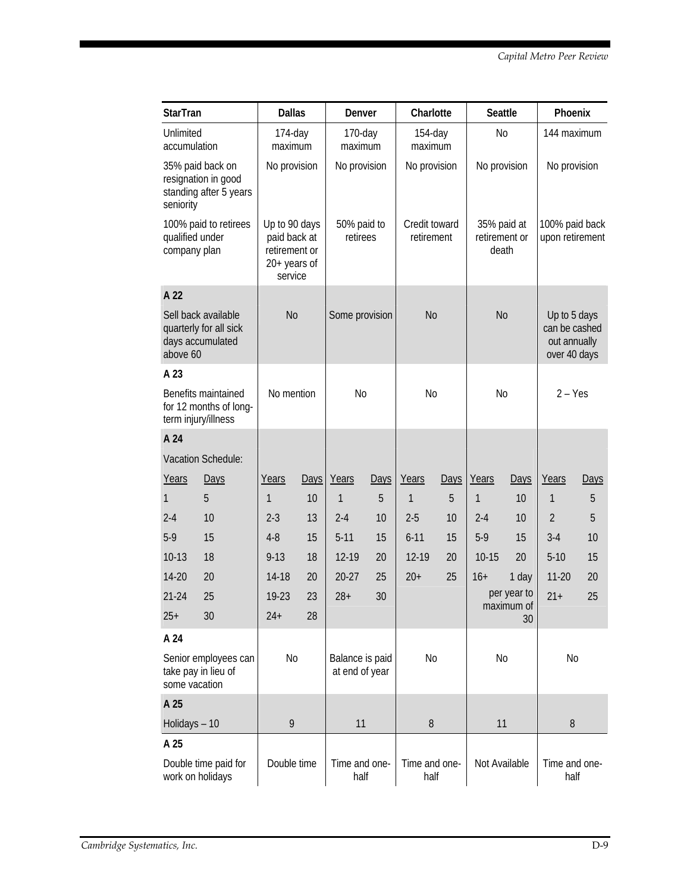| StarTran | | Dallas | | Denver | | Charlotte | | Seattle | | Phoenix | |
|---|---|---|---|---|---|---|---|---|---|---|---|
| Unlimited accumulation | | 174-day maximum | | 170-day maximum | | 154-day maximum | | No | | 144 maximum | |
| 35% paid back on resignation in good standing after 5 years seniority | | No provision | | No provision | | No provision | | No provision | | No provision | |
| 100% paid to retirees qualified under company plan | | Up to 90 days paid back at retirement or 20+ years of service | | 50% paid to retirees | | Credit toward retirement | | 35% paid at retirement or death | | 100% paid back upon retirement | |
| **A 22** | | | | | | | | | | | |
| Sell back available quarterly for all sick days accumulated above 60 | | No | | Some provision | | No | | No | | Up to 5 days can be cashed out annually over 40 days | |
| **A 23** | | | | | | | | | | | |
| Benefits maintained for 12 months of long-term injury/illness | | No mention | | No | | No | | No | | 2 – Yes | |
| **A 24** | | | | | | | | | | | |
| Vacation Schedule: | | | | | | | | | | | |
| Years | Days | Years | Days | Years | Days | Years | Days | Years | Days | Years | Days |
| 1 | 5 | 1 | 10 | 1 | 5 | 1 | 5 | 1 | 10 | 1 | 5 |
| 2-4 | 10 | 2-3 | 13 | 2-4 | 10 | 2-5 | 10 | 2-4 | 10 | 2 | 5 |
| 5-9 | 15 | 4-8 | 15 | 5-11 | 15 | 6-11 | 15 | 5-9 | 15 | 3-4 | 10 |
| 10-13 | 18 | 9-13 | 18 | 12-19 | 20 | 12-19 | 20 | 10-15 | 20 | 5-10 | 15 |
| 14-20 | 20 | 14-18 | 20 | 20-27 | 25 | 20+ | 25 | 16+ | 1 day per year to maximum of 30 | 11-20 | 20 |
| 21-24 | 25 | 19-23 | 23 | 28+ | 30 | | | | | 21+ | 25 |
| 25+ | 30 | 24+ | 28 | | | | | | | | |
| **A 24** | | | | | | | | | | | |
| Senior employees can take pay in lieu of some vacation | | No | | Balance is paid at end of year | | No | | No | | No | |
| **A 25** | | | | | | | | | | | |
| Holidays – 10 | | 9 | | 11 | | 8 | | 11 | | 8 | |
| **A 25** | | | | | | | | | | | |
| Double time paid for work on holidays | | Double time | | Time and one-half | | Time and one-half | | Not Available | | Time and one-half | |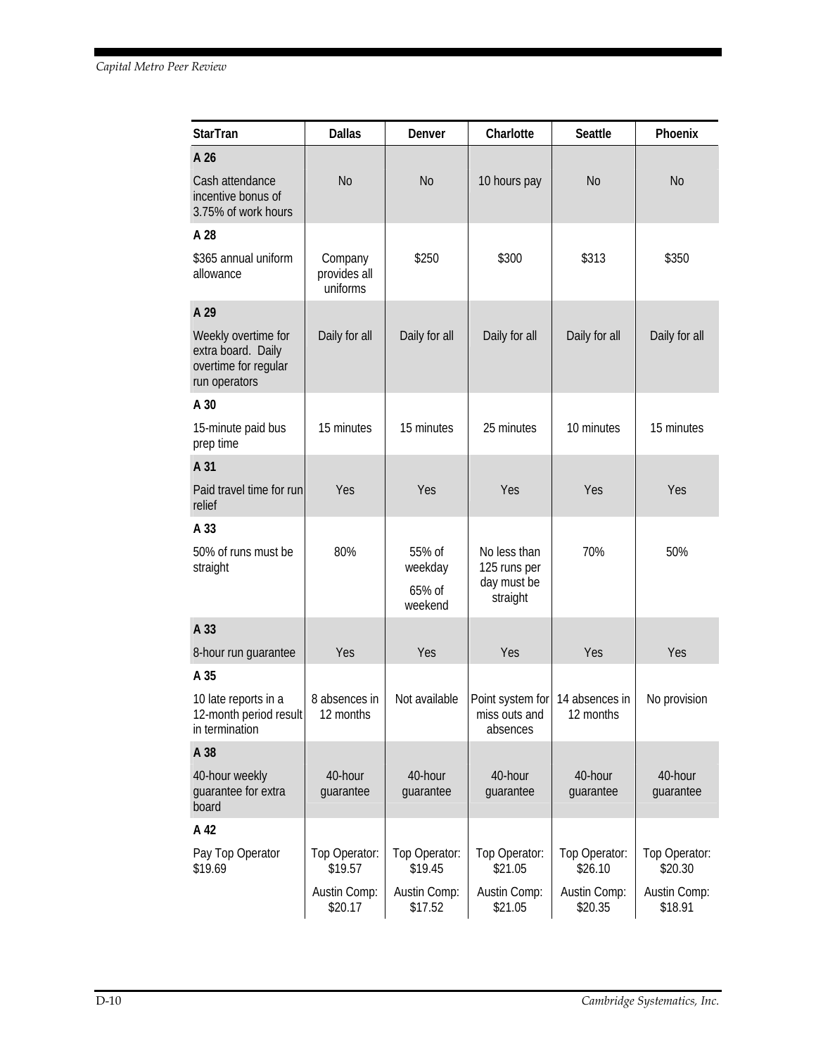| StarTran | Dallas | Denver | Charlotte | Seattle | Phoenix |
|---|---|---|---|---|---|
| **A 26**<br>Cash attendance incentive bonus of 3.75% of work hours | No | No | 10 hours pay | No | No |
| **A 28**<br>$365 annual uniform allowance | Company provides all uniforms | $250 | $300 | $313 | $350 |
| **A 29**<br>Weekly overtime for extra board. Daily overtime for regular run operators | Daily for all | Daily for all | Daily for all | Daily for all | Daily for all |
| **A 30**<br>15-minute paid bus prep time | 15 minutes | 15 minutes | 25 minutes | 10 minutes | 15 minutes |
| **A 31**<br>Paid travel time for run relief | Yes | Yes | Yes | Yes | Yes |
| **A 33**<br>50% of runs must be straight | 80% | 55% of weekday<br>65% of weekend | No less than 125 runs per day must be straight | 70% | 50% |
| **A 33**<br>8-hour run guarantee | Yes | Yes | Yes | Yes | Yes |
| **A 35**<br>10 late reports in a 12-month period result in termination | 8 absences in 12 months | Not available | Point system for miss outs and absences | 14 absences in 12 months | No provision |
| **A 38**<br>40-hour weekly guarantee for extra board | 40-hour guarantee | 40-hour guarantee | 40-hour guarantee | 40-hour guarantee | 40-hour guarantee |
| **A 42**<br>Pay Top Operator $19.69 | Top Operator: $19.57<br>Austin Comp: $20.17 | Top Operator: $19.45<br>Austin Comp: $17.52 | Top Operator: $21.05<br>Austin Comp: $21.05 | Top Operator: $26.10<br>Austin Comp: $20.35 | Top Operator: $20.30<br>Austin Comp: $18.91 |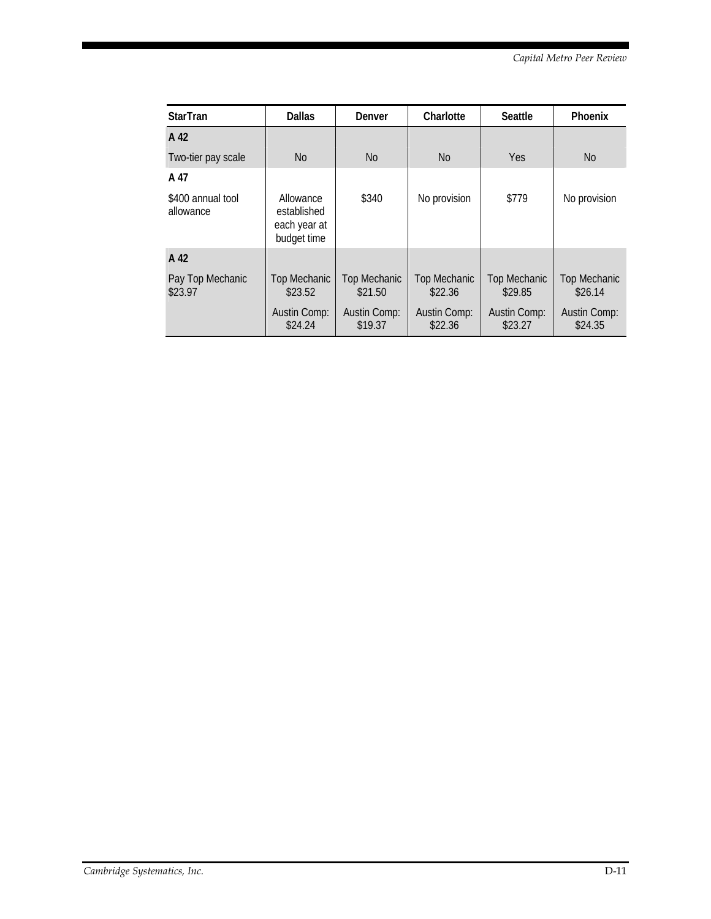| StarTran | Dallas | Denver | Charlotte | Seattle | Phoenix |
|---|---|---|---|---|---|
| **A 42** | | | | | |
| Two-tier pay scale | No | No | No | Yes | No |
| **A 47** | | | | | |
| $400 annual tool allowance | Allowance established each year at budget time | $340 | No provision | $779 | No provision |
| **A 42** | | | | | |
| Pay Top Mechanic $23.97 | Top Mechanic $23.52<br>Austin Comp: $24.24 | Top Mechanic $21.50<br>Austin Comp: $19.37 | Top Mechanic $22.36<br>Austin Comp: $22.36 | Top Mechanic $29.85<br>Austin Comp: $23.27 | Top Mechanic $26.14<br>Austin Comp: $24.35 |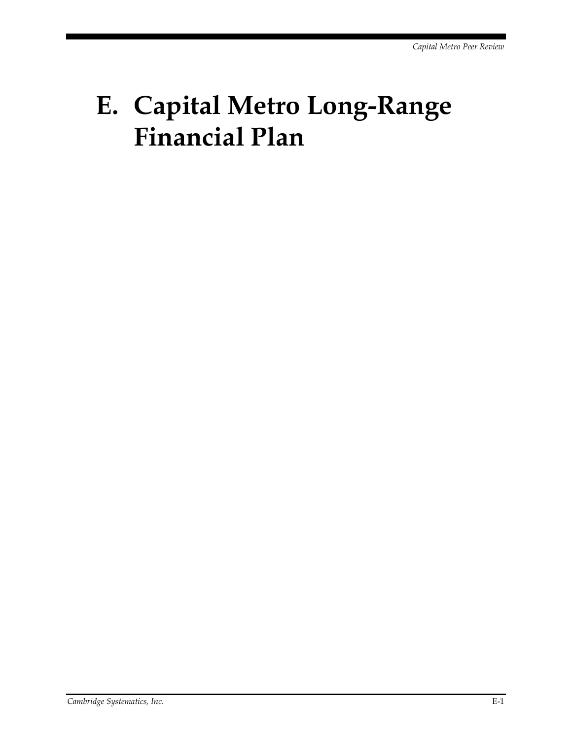# E. Capital Metro Long-Range Financial Plan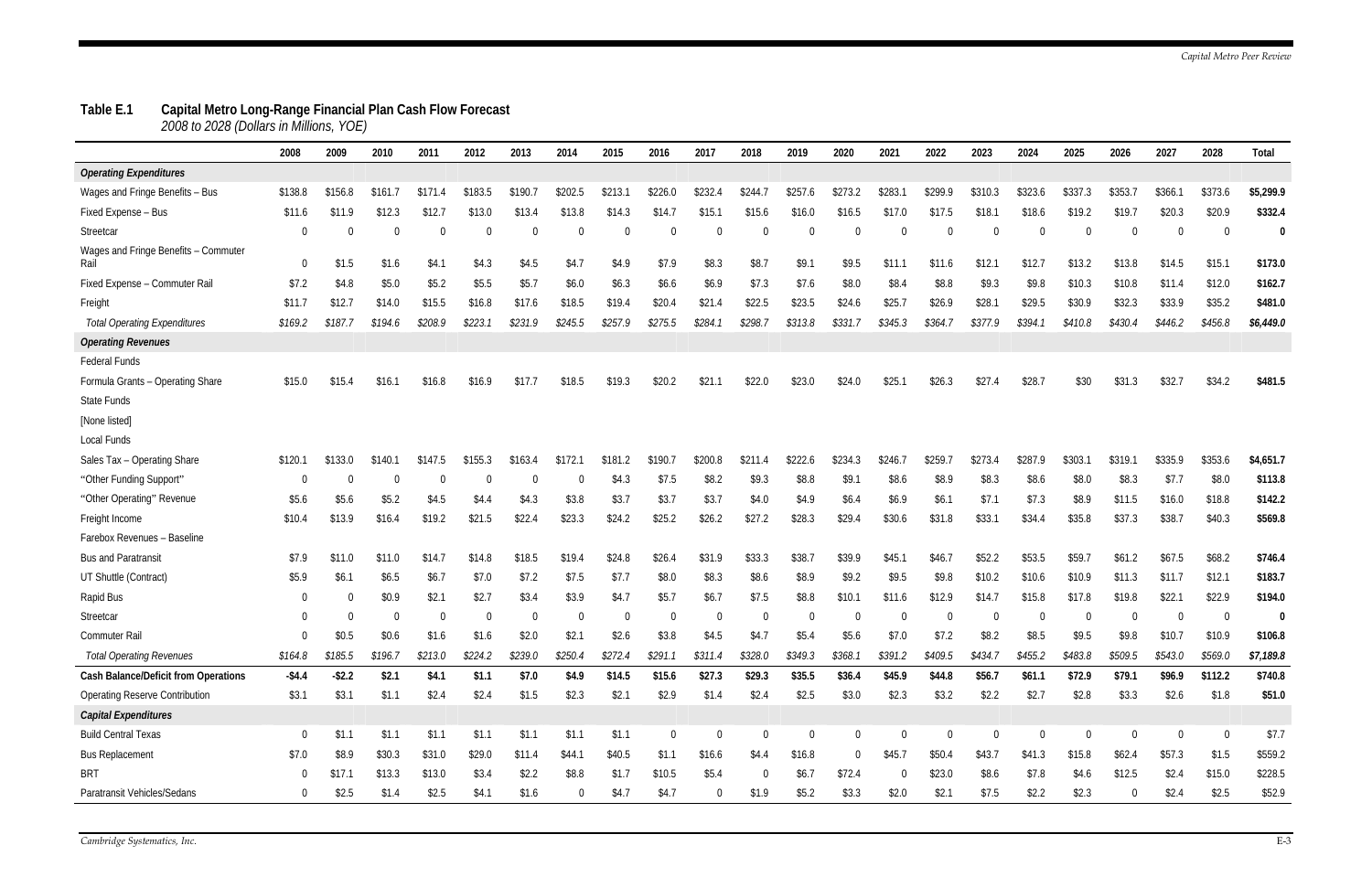**Table E.1 Capital Metro Long-Range Financial Plan Cash Flow Forecast**
*2008 to 2028 (Dollars in Millions, YOE)*

| | 2008 | 2009 | 2010 | 2011 | 2012 | 2013 | 2014 | 2015 | 2016 | 2017 | 2018 | 2019 | 2020 | 2021 | 2022 | 2023 | 2024 | 2025 | 2026 | 2027 | 2028 | Total |
|---|---|---|---|---|---|---|---|---|---|---|---|---|---|---|---|---|---|---|---|---|---|---|
| ***Operating Expenditures*** | | | | | | | | | | | | | | | | | | | | | | |
| Wages and Fringe Benefits – Bus | $138.8 | $156.8 | $161.7 | $171.4 | $183.5 | $190.7 | $202.5 | $213.1 | $226.0 | $232.4 | $244.7 | $257.6 | $273.2 | $283.1 | $299.9 | $310.3 | $323.6 | $337.3 | $353.7 | $366.1 | $373.6 | **$5,299.9** |
| Fixed Expense – Bus | $11.6 | $11.9 | $12.3 | $12.7 | $13.0 | $13.4 | $13.8 | $14.3 | $14.7 | $15.1 | $15.6 | $16.0 | $16.5 | $17.0 | $17.5 | $18.1 | $18.6 | $19.2 | $19.7 | $20.3 | $20.9 | **$332.4** |
| Streetcar | 0 | 0 | 0 | 0 | 0 | 0 | 0 | 0 | 0 | 0 | 0 | 0 | 0 | 0 | 0 | 0 | 0 | 0 | 0 | 0 | 0 | **0** |
| Wages and Fringe Benefits – Commuter Rail | 0 | $1.5 | $1.6 | $4.1 | $4.3 | $4.5 | $4.7 | $4.9 | $7.9 | $8.3 | $8.7 | $9.1 | $9.5 | $11.1 | $11.6 | $12.1 | $12.7 | $13.2 | $13.8 | $14.5 | $15.1 | **$173.0** |
| Fixed Expense – Commuter Rail | $7.2 | $4.8 | $5.0 | $5.2 | $5.5 | $5.7 | $6.0 | $6.3 | $6.6 | $6.9 | $7.3 | $7.6 | $8.0 | $8.4 | $8.8 | $9.3 | $9.8 | $10.3 | $10.8 | $11.4 | $12.0 | **$162.7** |
| Freight | $11.7 | $12.7 | $14.0 | $15.5 | $16.8 | $17.6 | $18.5 | $19.4 | $20.4 | $21.4 | $22.5 | $23.5 | $24.6 | $25.7 | $26.9 | $28.1 | $29.5 | $30.9 | $32.3 | $33.9 | $35.2 | **$481.0** |
| *Total Operating Expenditures* | *$169.2* | *$187.7* | *$194.6* | *$208.9* | *$223.1* | *$231.9* | *$245.5* | *$257.9* | *$275.5* | *$284.1* | *$298.7* | *$313.8* | *$331.7* | *$345.3* | *$364.7* | *$377.9* | *$394.1* | *$410.8* | *$430.4* | *$446.2* | *$456.8* | ***$6,449.0*** |
| ***Operating Revenues*** | | | | | | | | | | | | | | | | | | | | | | |
| Federal Funds | | | | | | | | | | | | | | | | | | | | | | |
| Formula Grants – Operating Share | $15.0 | $15.4 | $16.1 | $16.8 | $16.9 | $17.7 | $18.5 | $19.3 | $20.2 | $21.1 | $22.0 | $23.0 | $24.0 | $25.1 | $26.3 | $27.4 | $28.7 | $30 | $31.3 | $32.7 | $34.2 | **$481.5** |
| State Funds | | | | | | | | | | | | | | | | | | | | | | |
| [None listed] | | | | | | | | | | | | | | | | | | | | | | |
| Local Funds | | | | | | | | | | | | | | | | | | | | | | |
| Sales Tax – Operating Share | $120.1 | $133.0 | $140.1 | $147.5 | $155.3 | $163.4 | $172.1 | $181.2 | $190.7 | $200.8 | $211.4 | $222.6 | $234.3 | $246.7 | $259.7 | $273.4 | $287.9 | $303.1 | $319.1 | $335.9 | $353.6 | **$4,651.7** |
| "Other Funding Support" | 0 | 0 | 0 | 0 | 0 | 0 | 0 | $4.3 | $7.5 | $8.2 | $9.3 | $8.8 | $9.1 | $8.6 | $8.9 | $8.3 | $8.6 | $8.0 | $8.3 | $7.7 | $8.0 | **$113.8** |
| "Other Operating" Revenue | $5.6 | $5.6 | $5.2 | $4.5 | $4.4 | $4.3 | $3.8 | $3.7 | $3.7 | $3.7 | $4.0 | $4.9 | $6.4 | $6.9 | $6.1 | $7.1 | $7.3 | $8.9 | $11.5 | $16.0 | $18.8 | **$142.2** |
| Freight Income | $10.4 | $13.9 | $16.4 | $19.2 | $21.5 | $22.4 | $23.3 | $24.2 | $25.2 | $26.2 | $27.2 | $28.3 | $29.4 | $30.6 | $31.8 | $33.1 | $34.4 | $35.8 | $37.3 | $38.7 | $40.3 | **$569.8** |
| Farebox Revenues – Baseline | | | | | | | | | | | | | | | | | | | | | | |
| Bus and Paratransit | $7.9 | $11.0 | $11.0 | $14.7 | $14.8 | $18.5 | $19.4 | $24.8 | $26.4 | $31.9 | $33.3 | $38.7 | $39.9 | $45.1 | $46.7 | $52.2 | $53.5 | $59.7 | $61.2 | $67.5 | $68.2 | **$746.4** |
| UT Shuttle (Contract) | $5.9 | $6.1 | $6.5 | $6.7 | $7.0 | $7.2 | $7.5 | $7.7 | $8.0 | $8.3 | $8.6 | $8.9 | $9.2 | $9.5 | $9.8 | $10.2 | $10.6 | $10.9 | $11.3 | $11.7 | $12.1 | **$183.7** |
| Rapid Bus | 0 | 0 | $0.9 | $2.1 | $2.7 | $3.4 | $3.9 | $4.7 | $5.7 | $6.7 | $7.5 | $8.8 | $10.1 | $11.6 | $12.9 | $14.7 | $15.8 | $17.8 | $19.8 | $22.1 | $22.9 | **$194.0** |
| Streetcar | 0 | 0 | 0 | 0 | 0 | 0 | 0 | 0 | 0 | 0 | 0 | 0 | 0 | 0 | 0 | 0 | 0 | 0 | 0 | 0 | 0 | **0** |
| Commuter Rail | 0 | $0.5 | $0.6 | $1.6 | $1.6 | $2.0 | $2.1 | $2.6 | $3.8 | $4.5 | $4.7 | $5.4 | $5.6 | $7.0 | $7.2 | $8.2 | $8.5 | $9.5 | $9.8 | $10.7 | $10.9 | **$106.8** |
| *Total Operating Revenues* | *$164.8* | *$185.5* | *$196.7* | *$213.0* | *$224.2* | *$239.0* | *$250.4* | *$272.4* | *$291.1* | *$311.4* | *$328.0* | *$349.3* | *$368.1* | *$391.2* | *$409.5* | *$434.7* | *$455.2* | *$483.8* | *$509.5* | *$543.0* | *$569.0* | ***$7,189.8*** |
| **Cash Balance/Deficit from Operations** | **-$4.4** | **-$2.2** | **$2.1** | **$4.1** | **$1.1** | **$7.0** | **$4.9** | **$14.5** | **$15.6** | **$27.3** | **$29.3** | **$35.5** | **$36.4** | **$45.9** | **$44.8** | **$56.7** | **$61.1** | **$72.9** | **$79.1** | **$96.9** | **$112.2** | **$740.8** |
| Operating Reserve Contribution | $3.1 | $3.1 | $1.1 | $2.4 | $2.4 | $1.5 | $2.3 | $2.1 | $2.9 | $1.4 | $2.4 | $2.5 | $3.0 | $2.3 | $3.2 | $2.2 | $2.7 | $2.8 | $3.3 | $2.6 | $1.8 | **$51.0** |
| ***Capital Expenditures*** | | | | | | | | | | | | | | | | | | | | | | |
| Build Central Texas | 0 | $1.1 | $1.1 | $1.1 | $1.1 | $1.1 | $1.1 | $1.1 | 0 | 0 | 0 | 0 | 0 | 0 | 0 | 0 | 0 | 0 | 0 | 0 | 0 | $7.7 |
| Bus Replacement | $7.0 | $8.9 | $30.3 | $31.0 | $29.0 | $11.4 | $44.1 | $40.5 | $1.1 | $16.6 | $4.4 | $16.8 | 0 | $45.7 | $50.4 | $43.7 | $41.3 | $15.8 | $62.4 | $57.3 | $1.5 | $559.2 |
| BRT | 0 | $17.1 | $13.3 | $13.0 | $3.4 | $2.2 | $8.8 | $1.7 | $10.5 | $5.4 | 0 | $6.7 | $72.4 | 0 | $23.0 | $8.6 | $7.8 | $4.6 | $12.5 | $2.4 | $15.0 | $228.5 |
| Paratransit Vehicles/Sedans | 0 | $2.5 | $1.4 | $2.5 | $4.1 | $1.6 | 0 | $4.7 | $4.7 | 0 | $1.9 | $5.2 | $3.3 | $2.0 | $2.1 | $7.5 | $2.2 | $2.3 | 0 | $2.4 | $2.5 | $52.9 |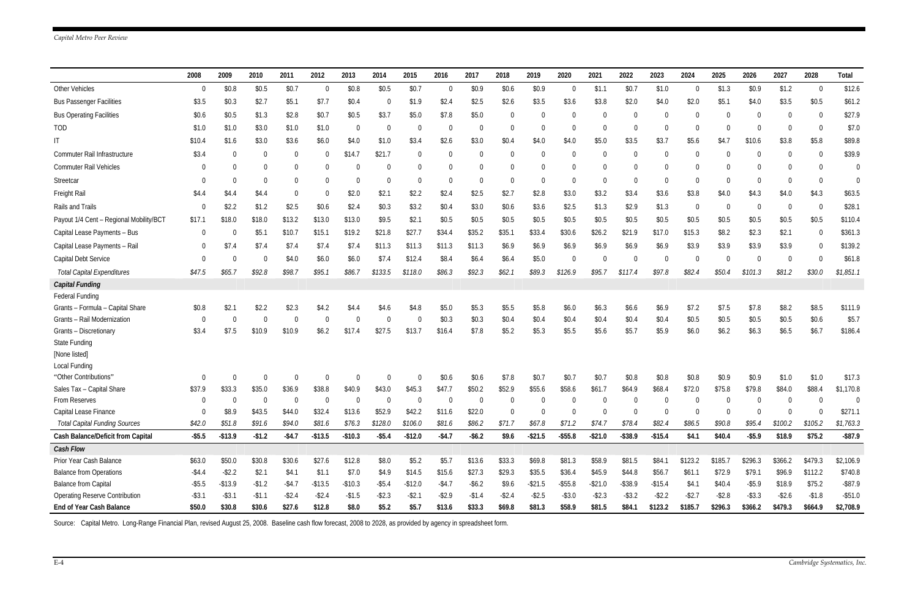| | 2008 | 2009 | 2010 | 2011 | 2012 | 2013 | 2014 | 2015 | 2016 | 2017 | 2018 | 2019 | 2020 | 2021 | 2022 | 2023 | 2024 | 2025 | 2026 | 2027 | 2028 | Total |
|---|---|---|---|---|---|---|---|---|---|---|---|---|---|---|---|---|---|---|---|---|---|---|
| Other Vehicles | 0 | $0.8 | $0.5 | $0.7 | 0 | $0.8 | $0.5 | $0.7 | 0 | $0.9 | $0.6 | $0.9 | 0 | $1.1 | $0.7 | $1.0 | 0 | $1.3 | $0.9 | $1.2 | 0 | $12.6 |
| Bus Passenger Facilities | $3.5 | $0.3 | $2.7 | $5.1 | $7.7 | $0.4 | 0 | $1.9 | $2.4 | $2.5 | $2.6 | $3.5 | $3.6 | $3.8 | $2.0 | $4.0 | $2.0 | $5.1 | $4.0 | $3.5 | $0.5 | $61.2 |
| Bus Operating Facilities | $0.6 | $0.5 | $1.3 | $2.8 | $0.7 | $0.5 | $3.7 | $5.0 | $7.8 | $5.0 | 0 | 0 | 0 | 0 | 0 | 0 | 0 | 0 | 0 | 0 | 0 | $27.9 |
| TOD | $1.0 | $1.0 | $3.0 | $1.0 | $1.0 | 0 | 0 | 0 | 0 | 0 | 0 | 0 | 0 | 0 | 0 | 0 | 0 | 0 | 0 | 0 | 0 | $7.0 |
| IT | $10.4 | $1.6 | $3.0 | $3.6 | $6.0 | $4.0 | $1.0 | $3.4 | $2.6 | $3.0 | $0.4 | $4.0 | $4.0 | $5.0 | $3.5 | $3.7 | $5.6 | $4.7 | $10.6 | $3.8 | $5.8 | $89.8 |
| Commuter Rail Infrastructure | $3.4 | 0 | 0 | 0 | 0 | $14.7 | $21.7 | 0 | 0 | 0 | 0 | 0 | 0 | 0 | 0 | 0 | 0 | 0 | 0 | 0 | 0 | $39.9 |
| Commuter Rail Vehicles | 0 | 0 | 0 | 0 | 0 | 0 | 0 | 0 | 0 | 0 | 0 | 0 | 0 | 0 | 0 | 0 | 0 | 0 | 0 | 0 | 0 | 0 |
| Streetcar | 0 | 0 | 0 | 0 | 0 | 0 | 0 | 0 | 0 | 0 | 0 | 0 | 0 | 0 | 0 | 0 | 0 | 0 | 0 | 0 | 0 | 0 |
| Freight Rail | $4.4 | $4.4 | $4.4 | 0 | 0 | $2.0 | $2.1 | $2.2 | $2.4 | $2.5 | $2.7 | $2.8 | $3.0 | $3.2 | $3.4 | $3.6 | $3.8 | $4.0 | $4.3 | $4.0 | $4.3 | $63.5 |
| Rails and Trails | 0 | $2.2 | $1.2 | $2.5 | $0.6 | $2.4 | $0.3 | $3.2 | $0.4 | $3.0 | $0.6 | $3.6 | $2.5 | $1.3 | $2.9 | $1.3 | 0 | 0 | 0 | 0 | 0 | $28.1 |
| Payout 1/4 Cent – Regional Mobility/BCT | $17.1 | $18.0 | $18.0 | $13.2 | $13.0 | $13.0 | $9.5 | $2.1 | $0.5 | $0.5 | $0.5 | $0.5 | $0.5 | $0.5 | $0.5 | $0.5 | $0.5 | $0.5 | $0.5 | $0.5 | $0.5 | $110.4 |
| Capital Lease Payments – Bus | 0 | 0 | $5.1 | $10.7 | $15.1 | $19.2 | $21.8 | $27.7 | $34.4 | $35.2 | $35.1 | $33.4 | $30.6 | $26.2 | $21.9 | $17.0 | $15.3 | $8.2 | $2.3 | $2.1 | 0 | $361.3 |
| Capital Lease Payments – Rail | 0 | $7.4 | $7.4 | $7.4 | $7.4 | $7.4 | $11.3 | $11.3 | $11.3 | $11.3 | $6.9 | $6.9 | $6.9 | $6.9 | $6.9 | $6.9 | $3.9 | $3.9 | $3.9 | $3.9 | 0 | $139.2 |
| Capital Debt Service | 0 | 0 | 0 | $4.0 | $6.0 | $6.0 | $7.4 | $12.4 | $8.4 | $6.4 | $6.4 | $5.0 | 0 | 0 | 0 | 0 | 0 | 0 | 0 | 0 | 0 | $61.8 |
| *Total Capital Expenditures* | *$47.5* | *$65.7* | *$92.8* | *$98.7* | *$95.1* | *$86.7* | *$133.5* | *$118.0* | *$86.3* | *$92.3* | *$62.1* | *$89.3* | *$126.9* | *$95.7* | *$117.4* | *$97.8* | *$82.4* | *$50.4* | *$101.3* | *$81.2* | *$30.0* | *$1,851.1* |
| ***Capital Funding*** | | | | | | | | | | | | | | | | | | | | | | |
| Federal Funding | | | | | | | | | | | | | | | | | | | | | | |
| Grants – Formula – Capital Share | $0.8 | $2.1 | $2.2 | $2.3 | $4.2 | $4.4 | $4.6 | $4.8 | $5.0 | $5.3 | $5.5 | $5.8 | $6.0 | $6.3 | $6.6 | $6.9 | $7.2 | $7.5 | $7.8 | $8.2 | $8.5 | $111.9 |
| Grants – Rail Modernization | 0 | 0 | 0 | 0 | 0 | 0 | 0 | 0 | $0.3 | $0.3 | $0.4 | $0.4 | $0.4 | $0.4 | $0.4 | $0.4 | $0.5 | $0.5 | $0.5 | $0.5 | $0.6 | $5.7 |
| Grants – Discretionary | $3.4 | $7.5 | $10.9 | $10.9 | $6.2 | $17.4 | $27.5 | $13.7 | $16.4 | $7.8 | $5.2 | $5.3 | $5.5 | $5.6 | $5.7 | $5.9 | $6.0 | $6.2 | $6.3 | $6.5 | $6.7 | $186.4 |
| State Funding | | | | | | | | | | | | | | | | | | | | | | |
| [None listed] | | | | | | | | | | | | | | | | | | | | | | |
| Local Funding | | | | | | | | | | | | | | | | | | | | | | |
| "Other Contributions" | 0 | 0 | 0 | 0 | 0 | 0 | 0 | 0 | $0.6 | $0.6 | $7.8 | $0.7 | $0.7 | $0.7 | $0.8 | $0.8 | $0.8 | $0.9 | $0.9 | $1.0 | $1.0 | $17.3 |
| Sales Tax – Capital Share | $37.9 | $33.3 | $35.0 | $36.9 | $38.8 | $40.9 | $43.0 | $45.3 | $47.7 | $50.2 | $52.9 | $55.6 | $58.6 | $61.7 | $64.9 | $68.4 | $72.0 | $75.8 | $79.8 | $84.0 | $88.4 | $1,170.8 |
| From Reserves | 0 | 0 | 0 | 0 | 0 | 0 | 0 | 0 | 0 | 0 | 0 | 0 | 0 | 0 | 0 | 0 | 0 | 0 | 0 | 0 | 0 | 0 |
| Capital Lease Finance | 0 | $8.9 | $43.5 | $44.0 | $32.4 | $13.6 | $52.9 | $42.2 | $11.6 | $22.0 | 0 | 0 | 0 | 0 | 0 | 0 | 0 | 0 | 0 | 0 | 0 | $271.1 |
| *Total Capital Funding Sources* | *$42.0* | *$51.8* | *$91.6* | *$94.0* | *$81.6* | *$76.3* | *$128.0* | *$106.0* | *$81.6* | *$86.2* | *$71.7* | *$67.8* | *$71.2* | *$74.7* | *$78.4* | *$82.4* | *$86.5* | *$90.8* | *$95.4* | *$100.2* | *$105.2* | *$1,763.3* |
| **Cash Balance/Deficit from Capital** | **-$5.5** | **-$13.9** | **-$1.2** | **-$4.7** | **-$13.5** | **-$10.3** | **-$5.4** | **-$12.0** | **-$4.7** | **-$6.2** | **$9.6** | **-$21.5** | **-$55.8** | **-$21.0** | **-$38.9** | **-$15.4** | **$4.1** | **$40.4** | **-$5.9** | **$18.9** | **$75.2** | **-$87.9** |
| ***Cash Flow*** | | | | | | | | | | | | | | | | | | | | | | |
| Prior Year Cash Balance | $63.0 | $50.0 | $30.8 | $30.6 | $27.6 | $12.8 | $8.0 | $5.2 | $5.7 | $13.6 | $33.3 | $69.8 | $81.3 | $58.9 | $81.5 | $84.1 | $123.2 | $185.7 | $296.3 | $366.2 | $479.3 | $2,106.9 |
| Balance from Operations | -$4.4 | -$2.2 | $2.1 | $4.1 | $1.1 | $7.0 | $4.9 | $14.5 | $15.6 | $27.3 | $29.3 | $35.5 | $36.4 | $45.9 | $44.8 | $56.7 | $61.1 | $72.9 | $79.1 | $96.9 | $112.2 | $740.8 |
| Balance from Capital | -$5.5 | -$13.9 | -$1.2 | -$4.7 | -$13.5 | -$10.3 | -$5.4 | -$12.0 | -$4.7 | -$6.2 | $9.6 | -$21.5 | -$55.8 | -$21.0 | -$38.9 | -$15.4 | $4.1 | $40.4 | -$5.9 | $18.9 | $75.2 | -$87.9 |
| Operating Reserve Contribution | -$3.1 | -$3.1 | -$1.1 | -$2.4 | -$2.4 | -$1.5 | -$2.3 | -$2.1 | -$2.9 | -$1.4 | -$2.4 | -$2.5 | -$3.0 | -$2.3 | -$3.2 | -$2.2 | -$2.7 | -$2.8 | -$3.3 | -$2.6 | -$1.8 | -$51.0 |
| **End of Year Cash Balance** | **$50.0** | **$30.8** | **$30.6** | **$27.6** | **$12.8** | **$8.0** | **$5.2** | **$5.7** | **$13.6** | **$33.3** | **$69.8** | **$81.3** | **$58.9** | **$81.5** | **$84.1** | **$123.2** | **$185.7** | **$296.3** | **$366.2** | **$479.3** | **$664.9** | **$2,708.9** |

Source: Capital Metro. Long-Range Financial Plan, revised August 25, 2008. Baseline cash flow forecast, 2008 to 2028, as provided by agency in spreadsheet form.